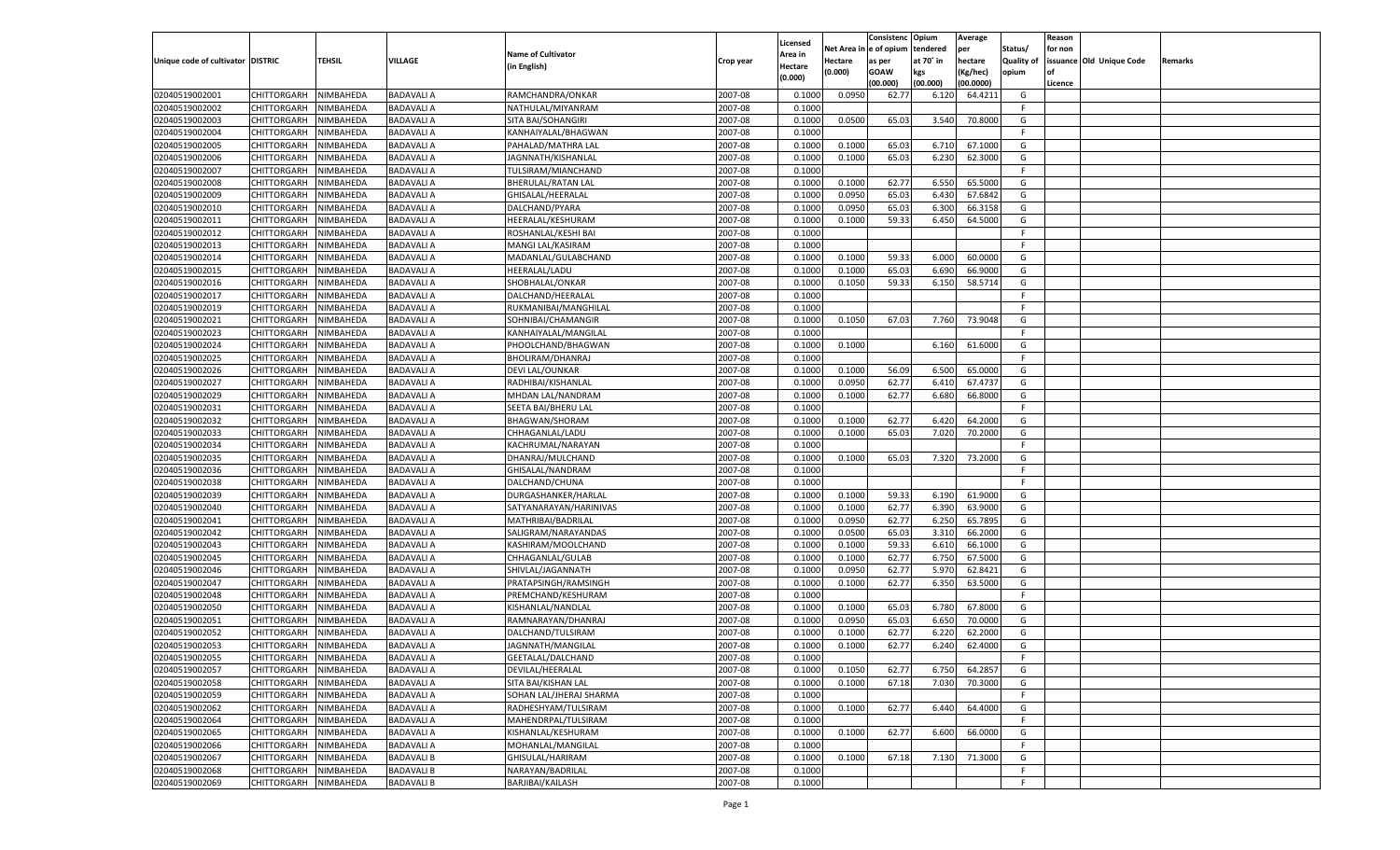| Unique code of cultivator | DISTRIC | TEHSIL | VILLAGE | Name of Cultivator (in English) | Crop year | Licensed Area in Hectare (0.000) | Net Area in Hectare (0.000) | Consistenc e of opium as per GOAW (00.000) | Opium tendered at 70° in kgs (00.000) | Average per hectare (Kg/hec) (00.0000) | Status/ Quality of opium | Reason for non issuance of Licence | Old Unique Code | Remarks |
|---|---|---|---|---|---|---|---|---|---|---|---|---|---|---|
| 02040519002001 | CHITTORGARH | NIMBAHEDA | BADAVALI A | RAMCHANDRA/ONKAR | 2007-08 | 0.1000 | 0.0950 | 62.77 | 6.120 | 64.4211 | G | | | |
| 02040519002002 | CHITTORGARH | NIMBAHEDA | BADAVALI A | NATHULAL/MIYANRAM | 2007-08 | 0.1000 | | | | | F | | | |
| 02040519002003 | CHITTORGARH | NIMBAHEDA | BADAVALI A | SITA BAI/SOHANGIRI | 2007-08 | 0.1000 | 0.0500 | 65.03 | 3.540 | 70.8000 | G | | | |
| 02040519002004 | CHITTORGARH | NIMBAHEDA | BADAVALI A | KANHAIYALAL/BHAGWAN | 2007-08 | 0.1000 | | | | | F | | | |
| 02040519002005 | CHITTORGARH | NIMBAHEDA | BADAVALI A | PAHALAD/MATHRA LAL | 2007-08 | 0.1000 | 0.1000 | 65.03 | 6.710 | 67.1000 | G | | | |
| 02040519002006 | CHITTORGARH | NIMBAHEDA | BADAVALI A | JAGNNATH/KISHANLAL | 2007-08 | 0.1000 | 0.1000 | 65.03 | 6.230 | 62.3000 | G | | | |
| 02040519002007 | CHITTORGARH | NIMBAHEDA | BADAVALI A | TULSIRAM/MIANCHAND | 2007-08 | 0.1000 | | | | | F | | | |
| 02040519002008 | CHITTORGARH | NIMBAHEDA | BADAVALI A | BHERULAL/RATAN LAL | 2007-08 | 0.1000 | 0.1000 | 62.77 | 6.550 | 65.5000 | G | | | |
| 02040519002009 | CHITTORGARH | NIMBAHEDA | BADAVALI A | GHISALAL/HEERALAL | 2007-08 | 0.1000 | 0.0950 | 65.03 | 6.430 | 67.6842 | G | | | |
| 02040519002010 | CHITTORGARH | NIMBAHEDA | BADAVALI A | DALCHAND/PYARA | 2007-08 | 0.1000 | 0.0950 | 65.03 | 6.300 | 66.3158 | G | | | |
| 02040519002011 | CHITTORGARH | NIMBAHEDA | BADAVALI A | HEERALAL/KESHURAM | 2007-08 | 0.1000 | 0.1000 | 59.33 | 6.450 | 64.5000 | G | | | |
| 02040519002012 | CHITTORGARH | NIMBAHEDA | BADAVALI A | ROSHANLAL/KESHI BAI | 2007-08 | 0.1000 | | | | | F | | | |
| 02040519002013 | CHITTORGARH | NIMBAHEDA | BADAVALI A | MANGI LAL/KASIRAM | 2007-08 | 0.1000 | | | | | F | | | |
| 02040519002014 | CHITTORGARH | NIMBAHEDA | BADAVALI A | MADANLAL/GULABCHAND | 2007-08 | 0.1000 | 0.1000 | 59.33 | 6.000 | 60.0000 | G | | | |
| 02040519002015 | CHITTORGARH | NIMBAHEDA | BADAVALI A | HEERALAL/LADU | 2007-08 | 0.1000 | 0.1000 | 65.03 | 6.690 | 66.9000 | G | | | |
| 02040519002016 | CHITTORGARH | NIMBAHEDA | BADAVALI A | SHOBHALAL/ONKAR | 2007-08 | 0.1000 | 0.1050 | 59.33 | 6.150 | 58.5714 | G | | | |
| 02040519002017 | CHITTORGARH | NIMBAHEDA | BADAVALI A | DALCHAND/HEERALAL | 2007-08 | 0.1000 | | | | | F | | | |
| 02040519002019 | CHITTORGARH | NIMBAHEDA | BADAVALI A | RUKMANIBAI/MANGHILAL | 2007-08 | 0.1000 | | | | | F | | | |
| 02040519002021 | CHITTORGARH | NIMBAHEDA | BADAVALI A | SOHNIBAI/CHAMANGIR | 2007-08 | 0.1000 | 0.1050 | 67.03 | 7.760 | 73.9048 | G | | | |
| 02040519002023 | CHITTORGARH | NIMBAHEDA | BADAVALI A | KANHAIYALAL/MANGILAL | 2007-08 | 0.1000 | | | | | F | | | |
| 02040519002024 | CHITTORGARH | NIMBAHEDA | BADAVALI A | PHOOLCHAND/BHAGWAN | 2007-08 | 0.1000 | 0.1000 | | 6.160 | 61.6000 | G | | | |
| 02040519002025 | CHITTORGARH | NIMBAHEDA | BADAVALI A | BHOLIRAM/DHANRAJ | 2007-08 | 0.1000 | | | | | F | | | |
| 02040519002026 | CHITTORGARH | NIMBAHEDA | BADAVALI A | DEVI LAL/OUNKAR | 2007-08 | 0.1000 | 0.1000 | 56.09 | 6.500 | 65.0000 | G | | | |
| 02040519002027 | CHITTORGARH | NIMBAHEDA | BADAVALI A | RADHIBAI/KISHANLAL | 2007-08 | 0.1000 | 0.0950 | 62.77 | 6.410 | 67.4737 | G | | | |
| 02040519002029 | CHITTORGARH | NIMBAHEDA | BADAVALI A | MHDAN LAL/NANDRAM | 2007-08 | 0.1000 | 0.1000 | 62.77 | 6.680 | 66.8000 | G | | | |
| 02040519002031 | CHITTORGARH | NIMBAHEDA | BADAVALI A | SEETA BAI/BHERU LAL | 2007-08 | 0.1000 | | | | | F | | | |
| 02040519002032 | CHITTORGARH | NIMBAHEDA | BADAVALI A | BHAGWAN/SHORAM | 2007-08 | 0.1000 | 0.1000 | 62.77 | 6.420 | 64.2000 | G | | | |
| 02040519002033 | CHITTORGARH | NIMBAHEDA | BADAVALI A | CHHAGANLAL/LADU | 2007-08 | 0.1000 | 0.1000 | 65.03 | 7.020 | 70.2000 | G | | | |
| 02040519002034 | CHITTORGARH | NIMBAHEDA | BADAVALI A | KACHRUMAL/NARAYAN | 2007-08 | 0.1000 | | | | | F | | | |
| 02040519002035 | CHITTORGARH | NIMBAHEDA | BADAVALI A | DHANRAJ/MULCHAND | 2007-08 | 0.1000 | 0.1000 | 65.03 | 7.320 | 73.2000 | G | | | |
| 02040519002036 | CHITTORGARH | NIMBAHEDA | BADAVALI A | GHISALAL/NANDRAM | 2007-08 | 0.1000 | | | | | F | | | |
| 02040519002038 | CHITTORGARH | NIMBAHEDA | BADAVALI A | DALCHAND/CHUNA | 2007-08 | 0.1000 | | | | | F | | | |
| 02040519002039 | CHITTORGARH | NIMBAHEDA | BADAVALI A | DURGASHANKER/HARLAL | 2007-08 | 0.1000 | 0.1000 | 59.33 | 6.190 | 61.9000 | G | | | |
| 02040519002040 | CHITTORGARH | NIMBAHEDA | BADAVALI A | SATYANARAYAN/HARINIVAS | 2007-08 | 0.1000 | 0.1000 | 62.77 | 6.390 | 63.9000 | G | | | |
| 02040519002041 | CHITTORGARH | NIMBAHEDA | BADAVALI A | MATHRIBAI/BADRILAL | 2007-08 | 0.1000 | 0.0950 | 62.77 | 6.250 | 65.7895 | G | | | |
| 02040519002042 | CHITTORGARH | NIMBAHEDA | BADAVALI A | SALIGRAM/NARAYANDAS | 2007-08 | 0.1000 | 0.0500 | 65.03 | 3.310 | 66.2000 | G | | | |
| 02040519002043 | CHITTORGARH | NIMBAHEDA | BADAVALI A | KASHIRAM/MOOLCHAND | 2007-08 | 0.1000 | 0.1000 | 59.33 | 6.610 | 66.1000 | G | | | |
| 02040519002045 | CHITTORGARH | NIMBAHEDA | BADAVALI A | CHHAGANLAL/GULAB | 2007-08 | 0.1000 | 0.1000 | 62.77 | 6.750 | 67.5000 | G | | | |
| 02040519002046 | CHITTORGARH | NIMBAHEDA | BADAVALI A | SHIVLAL/JAGANNATH | 2007-08 | 0.1000 | 0.0950 | 62.77 | 5.970 | 62.8421 | G | | | |
| 02040519002047 | CHITTORGARH | NIMBAHEDA | BADAVALI A | PRATAPSINGH/RAMSINGH | 2007-08 | 0.1000 | 0.1000 | 62.77 | 6.350 | 63.5000 | G | | | |
| 02040519002048 | CHITTORGARH | NIMBAHEDA | BADAVALI A | PREMCHAND/KESHURAM | 2007-08 | 0.1000 | | | | | F | | | |
| 02040519002050 | CHITTORGARH | NIMBAHEDA | BADAVALI A | KISHANLAL/NANDLAL | 2007-08 | 0.1000 | 0.1000 | 65.03 | 6.780 | 67.8000 | G | | | |
| 02040519002051 | CHITTORGARH | NIMBAHEDA | BADAVALI A | RAMNARAYAN/DHANRAJ | 2007-08 | 0.1000 | 0.0950 | 65.03 | 6.650 | 70.0000 | G | | | |
| 02040519002052 | CHITTORGARH | NIMBAHEDA | BADAVALI A | DALCHAND/TULSIRAM | 2007-08 | 0.1000 | 0.1000 | 62.77 | 6.220 | 62.2000 | G | | | |
| 02040519002053 | CHITTORGARH | NIMBAHEDA | BADAVALI A | JAGNNATH/MANGILAL | 2007-08 | 0.1000 | 0.1000 | 62.77 | 6.240 | 62.4000 | G | | | |
| 02040519002055 | CHITTORGARH | NIMBAHEDA | BADAVALI A | GEETALAL/DALCHAND | 2007-08 | 0.1000 | | | | | F | | | |
| 02040519002057 | CHITTORGARH | NIMBAHEDA | BADAVALI A | DEVILAL/HEERALAL | 2007-08 | 0.1000 | 0.1050 | 62.77 | 6.750 | 64.2857 | G | | | |
| 02040519002058 | CHITTORGARH | NIMBAHEDA | BADAVALI A | SITA BAI/KISHAN LAL | 2007-08 | 0.1000 | 0.1000 | 67.18 | 7.030 | 70.3000 | G | | | |
| 02040519002059 | CHITTORGARH | NIMBAHEDA | BADAVALI A | SOHAN LAL/JHERAJ SHARMA | 2007-08 | 0.1000 | | | | | F | | | |
| 02040519002062 | CHITTORGARH | NIMBAHEDA | BADAVALI A | RADHESHYAM/TULSIRAM | 2007-08 | 0.1000 | 0.1000 | 62.77 | 6.440 | 64.4000 | G | | | |
| 02040519002064 | CHITTORGARH | NIMBAHEDA | BADAVALI A | MAHENDRPAL/TULSIRAM | 2007-08 | 0.1000 | | | | | F | | | |
| 02040519002065 | CHITTORGARH | NIMBAHEDA | BADAVALI A | KISHANLAL/KESHURAM | 2007-08 | 0.1000 | 0.1000 | 62.77 | 6.600 | 66.0000 | G | | | |
| 02040519002066 | CHITTORGARH | NIMBAHEDA | BADAVALI A | MOHANLAL/MANGILAL | 2007-08 | 0.1000 | | | | | F | | | |
| 02040519002067 | CHITTORGARH | NIMBAHEDA | BADAVALI B | GHISULAL/HARIRAM | 2007-08 | 0.1000 | 0.1000 | 67.18 | 7.130 | 71.3000 | G | | | |
| 02040519002068 | CHITTORGARH | NIMBAHEDA | BADAVALI B | NARAYAN/BADRILAL | 2007-08 | 0.1000 | | | | | F | | | |
| 02040519002069 | CHITTORGARH | NIMBAHEDA | BADAVALI B | BARJIBAI/KAILASH | 2007-08 | 0.1000 | | | | | F | | | |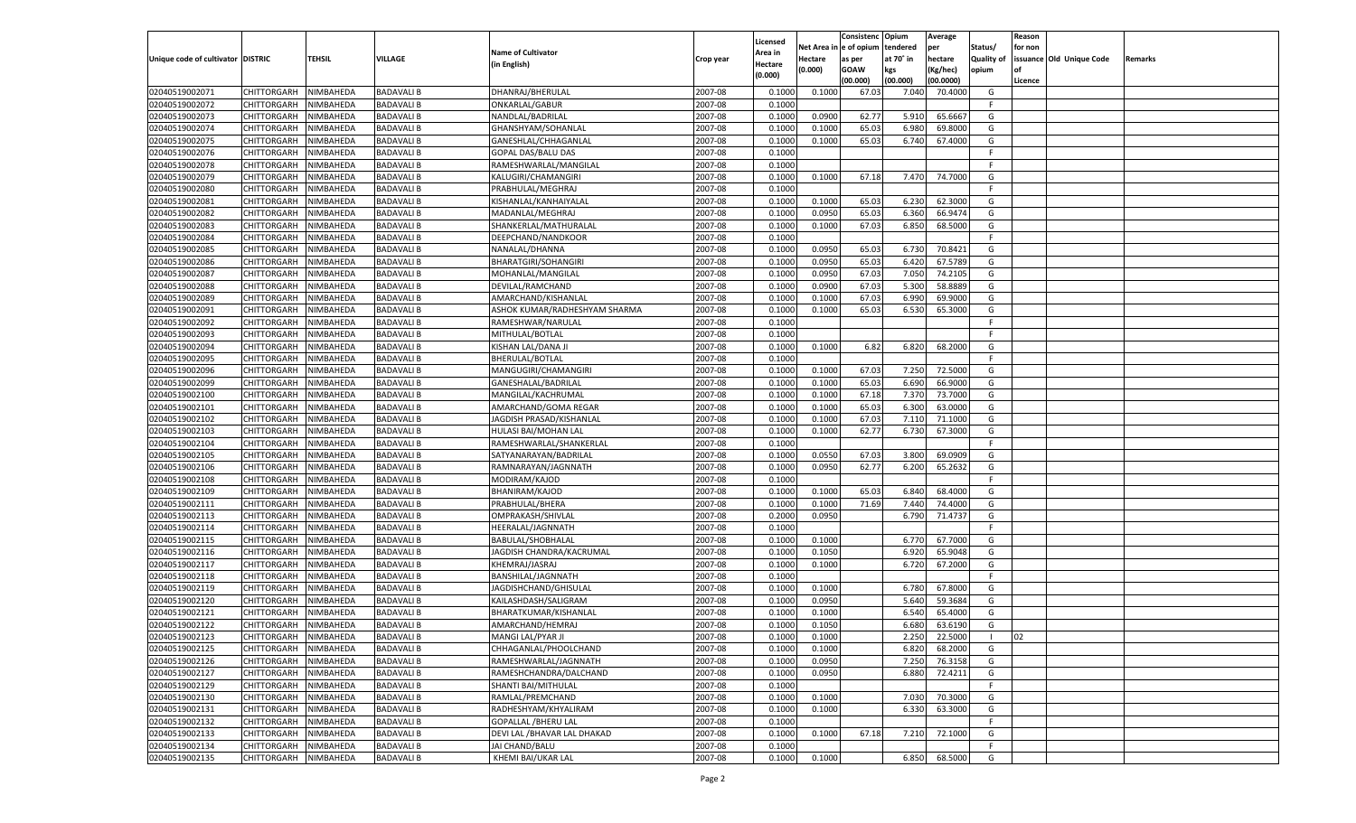| Unique code of cultivator | DISTRIC | TEHSIL | VILLAGE | Name of Cultivator (in English) | Crop year | Licensed Area in Hectare (0.000) | Net Area in Hectare (0.000) | Consistenc e of opium as per GOAW (00.000) | Opium tendered at 70° in kgs (00.000) | Average per hectare (Kg/hec) (00.0000) | Status/ Quality of opium | Reason for non issuance of Licence | Old Unique Code | Remarks |
|---|---|---|---|---|---|---|---|---|---|---|---|---|---|---|
| 02040519002071 | CHITTORGARH | NIMBAHEDA | BADAVALI B | DHANRAJ/BHERULAL | 2007-08 | 0.1000 | 0.1000 | 67.03 | 7.040 | 70.4000 | G | | | |
| 02040519002072 | CHITTORGARH | NIMBAHEDA | BADAVALI B | ONKARLAL/GABUR | 2007-08 | 0.1000 | | | | | F | | | |
| 02040519002073 | CHITTORGARH | NIMBAHEDA | BADAVALI B | NANDLAL/BADRILAL | 2007-08 | 0.1000 | 0.0900 | 62.77 | 5.910 | 65.6667 | G | | | |
| 02040519002074 | CHITTORGARH | NIMBAHEDA | BADAVALI B | GHANSHYAM/SOHANLAL | 2007-08 | 0.1000 | 0.1000 | 65.03 | 6.980 | 69.8000 | G | | | |
| 02040519002075 | CHITTORGARH | NIMBAHEDA | BADAVALI B | GANESHLAL/CHHAGANLAL | 2007-08 | 0.1000 | 0.1000 | 65.03 | 6.740 | 67.4000 | G | | | |
| 02040519002076 | CHITTORGARH | NIMBAHEDA | BADAVALI B | GOPAL DAS/BALU DAS | 2007-08 | 0.1000 | | | | | F | | | |
| 02040519002078 | CHITTORGARH | NIMBAHEDA | BADAVALI B | RAMESHWARLAL/MANGILAL | 2007-08 | 0.1000 | | | | | F | | | |
| 02040519002079 | CHITTORGARH | NIMBAHEDA | BADAVALI B | KALUGIRI/CHAMANGIRI | 2007-08 | 0.1000 | 0.1000 | 67.18 | 7.470 | 74.7000 | G | | | |
| 02040519002080 | CHITTORGARH | NIMBAHEDA | BADAVALI B | PRABHULAL/MEGHRAJ | 2007-08 | 0.1000 | | | | | F | | | |
| 02040519002081 | CHITTORGARH | NIMBAHEDA | BADAVALI B | KISHANLAL/KANHAIYALAL | 2007-08 | 0.1000 | 0.1000 | 65.03 | 6.230 | 62.3000 | G | | | |
| 02040519002082 | CHITTORGARH | NIMBAHEDA | BADAVALI B | MADANLAL/MEGHRAJ | 2007-08 | 0.1000 | 0.0950 | 65.03 | 6.360 | 66.9474 | G | | | |
| 02040519002083 | CHITTORGARH | NIMBAHEDA | BADAVALI B | SHANKERLAL/MATHURALAL | 2007-08 | 0.1000 | 0.1000 | 67.03 | 6.850 | 68.5000 | G | | | |
| 02040519002084 | CHITTORGARH | NIMBAHEDA | BADAVALI B | DEEPCHAND/NANDKOOR | 2007-08 | 0.1000 | | | | | F | | | |
| 02040519002085 | CHITTORGARH | NIMBAHEDA | BADAVALI B | NANALAL/DHANNA | 2007-08 | 0.1000 | 0.0950 | 65.03 | 6.730 | 70.8421 | G | | | |
| 02040519002086 | CHITTORGARH | NIMBAHEDA | BADAVALI B | BHARATGIRI/SOHANGIRI | 2007-08 | 0.1000 | 0.0950 | 65.03 | 6.420 | 67.5789 | G | | | |
| 02040519002087 | CHITTORGARH | NIMBAHEDA | BADAVALI B | MOHANLAL/MANGILAL | 2007-08 | 0.1000 | 0.0950 | 67.03 | 7.050 | 74.2105 | G | | | |
| 02040519002088 | CHITTORGARH | NIMBAHEDA | BADAVALI B | DEVILAL/RAMCHAND | 2007-08 | 0.1000 | 0.0900 | 67.03 | 5.300 | 58.8889 | G | | | |
| 02040519002089 | CHITTORGARH | NIMBAHEDA | BADAVALI B | AMARCHAND/KISHANLAL | 2007-08 | 0.1000 | 0.1000 | 67.03 | 6.990 | 69.9000 | G | | | |
| 02040519002091 | CHITTORGARH | NIMBAHEDA | BADAVALI B | ASHOK KUMAR/RADHESHYAM SHARMA | 2007-08 | 0.1000 | 0.1000 | 65.03 | 6.530 | 65.3000 | G | | | |
| 02040519002092 | CHITTORGARH | NIMBAHEDA | BADAVALI B | RAMESHWAR/NARULAL | 2007-08 | 0.1000 | | | | | F | | | |
| 02040519002093 | CHITTORGARH | NIMBAHEDA | BADAVALI B | MITHULAL/BOTLAL | 2007-08 | 0.1000 | | | | | F | | | |
| 02040519002094 | CHITTORGARH | NIMBAHEDA | BADAVALI B | KISHAN LAL/DANA JI | 2007-08 | 0.1000 | 0.1000 | 6.82 | 6.820 | 68.2000 | G | | | |
| 02040519002095 | CHITTORGARH | NIMBAHEDA | BADAVALI B | BHERULAL/BOTLAL | 2007-08 | 0.1000 | | | | | F | | | |
| 02040519002096 | CHITTORGARH | NIMBAHEDA | BADAVALI B | MANGUGIRI/CHAMANGIRI | 2007-08 | 0.1000 | 0.1000 | 67.03 | 7.250 | 72.5000 | G | | | |
| 02040519002099 | CHITTORGARH | NIMBAHEDA | BADAVALI B | GANESHALAL/BADRILAL | 2007-08 | 0.1000 | 0.1000 | 65.03 | 6.690 | 66.9000 | G | | | |
| 02040519002100 | CHITTORGARH | NIMBAHEDA | BADAVALI B | MANGILAL/KACHRUMAL | 2007-08 | 0.1000 | 0.1000 | 67.18 | 7.370 | 73.7000 | G | | | |
| 02040519002101 | CHITTORGARH | NIMBAHEDA | BADAVALI B | AMARCHAND/GOMA REGAR | 2007-08 | 0.1000 | 0.1000 | 65.03 | 6.300 | 63.0000 | G | | | |
| 02040519002102 | CHITTORGARH | NIMBAHEDA | BADAVALI B | JAGDISH PRASAD/KISHANLAL | 2007-08 | 0.1000 | 0.1000 | 67.03 | 7.110 | 71.1000 | G | | | |
| 02040519002103 | CHITTORGARH | NIMBAHEDA | BADAVALI B | HULASI BAI/MOHAN LAL | 2007-08 | 0.1000 | 0.1000 | 62.77 | 6.730 | 67.3000 | G | | | |
| 02040519002104 | CHITTORGARH | NIMBAHEDA | BADAVALI B | RAMESHWARLAL/SHANKERLAL | 2007-08 | 0.1000 | | | | | F | | | |
| 02040519002105 | CHITTORGARH | NIMBAHEDA | BADAVALI B | SATYANARAYAN/BADRILAL | 2007-08 | 0.1000 | 0.0550 | 67.03 | 3.800 | 69.0909 | G | | | |
| 02040519002106 | CHITTORGARH | NIMBAHEDA | BADAVALI B | RAMNARAYAN/JAGNNATH | 2007-08 | 0.1000 | 0.0950 | 62.77 | 6.200 | 65.2632 | G | | | |
| 02040519002108 | CHITTORGARH | NIMBAHEDA | BADAVALI B | MODIRAM/KAJOD | 2007-08 | 0.1000 | | | | | F | | | |
| 02040519002109 | CHITTORGARH | NIMBAHEDA | BADAVALI B | BHANIRAM/KAJOD | 2007-08 | 0.1000 | 0.1000 | 65.03 | 6.840 | 68.4000 | G | | | |
| 02040519002111 | CHITTORGARH | NIMBAHEDA | BADAVALI B | PRABHULAL/BHERA | 2007-08 | 0.1000 | 0.1000 | 71.69 | 7.440 | 74.4000 | G | | | |
| 02040519002113 | CHITTORGARH | NIMBAHEDA | BADAVALI B | OMPRAKASH/SHIVLAL | 2007-08 | 0.2000 | 0.0950 | | 6.790 | 71.4737 | G | | | |
| 02040519002114 | CHITTORGARH | NIMBAHEDA | BADAVALI B | HEERALAL/JAGNNATH | 2007-08 | 0.1000 | | | | | F | | | |
| 02040519002115 | CHITTORGARH | NIMBAHEDA | BADAVALI B | BABULAL/SHOBHALAL | 2007-08 | 0.1000 | 0.1000 | | 6.770 | 67.7000 | G | | | |
| 02040519002116 | CHITTORGARH | NIMBAHEDA | BADAVALI B | JAGDISH CHANDRA/KACRUMAL | 2007-08 | 0.1000 | 0.1050 | | 6.920 | 65.9048 | G | | | |
| 02040519002117 | CHITTORGARH | NIMBAHEDA | BADAVALI B | KHEMRAJ/JASRAJ | 2007-08 | 0.1000 | 0.1000 | | 6.720 | 67.2000 | G | | | |
| 02040519002118 | CHITTORGARH | NIMBAHEDA | BADAVALI B | BANSHILAL/JAGNNATH | 2007-08 | 0.1000 | | | | | F | | | |
| 02040519002119 | CHITTORGARH | NIMBAHEDA | BADAVALI B | JAGDISHCHAND/GHISULAL | 2007-08 | 0.1000 | 0.1000 | | 6.780 | 67.8000 | G | | | |
| 02040519002120 | CHITTORGARH | NIMBAHEDA | BADAVALI B | KAILASHDASH/SALIGRAM | 2007-08 | 0.1000 | 0.0950 | | 5.640 | 59.3684 | G | | | |
| 02040519002121 | CHITTORGARH | NIMBAHEDA | BADAVALI B | BHARATKUMAR/KISHANLAL | 2007-08 | 0.1000 | 0.1000 | | 6.540 | 65.4000 | G | | | |
| 02040519002122 | CHITTORGARH | NIMBAHEDA | BADAVALI B | AMARCHAND/HEMRAJ | 2007-08 | 0.1000 | 0.1050 | | 6.680 | 63.6190 | G | | | |
| 02040519002123 | CHITTORGARH | NIMBAHEDA | BADAVALI B | MANGI LAL/PYAR JI | 2007-08 | 0.1000 | 0.1000 | | 2.250 | 22.5000 | I | 02 | | |
| 02040519002125 | CHITTORGARH | NIMBAHEDA | BADAVALI B | CHHAGANLAL/PHOOLCHAND | 2007-08 | 0.1000 | 0.1000 | | 6.820 | 68.2000 | G | | | |
| 02040519002126 | CHITTORGARH | NIMBAHEDA | BADAVALI B | RAMESHWARLAL/JAGNNATH | 2007-08 | 0.1000 | 0.0950 | | 7.250 | 76.3158 | G | | | |
| 02040519002127 | CHITTORGARH | NIMBAHEDA | BADAVALI B | RAMESHCHANDRA/DALCHAND | 2007-08 | 0.1000 | 0.0950 | | 6.880 | 72.4211 | G | | | |
| 02040519002129 | CHITTORGARH | NIMBAHEDA | BADAVALI B | SHANTI BAI/MITHULAL | 2007-08 | 0.1000 | | | | | F | | | |
| 02040519002130 | CHITTORGARH | NIMBAHEDA | BADAVALI B | RAMLAL/PREMCHAND | 2007-08 | 0.1000 | 0.1000 | | 7.030 | 70.3000 | G | | | |
| 02040519002131 | CHITTORGARH | NIMBAHEDA | BADAVALI B | RADHESHYAM/KHYALIRAM | 2007-08 | 0.1000 | 0.1000 | | 6.330 | 63.3000 | G | | | |
| 02040519002132 | CHITTORGARH | NIMBAHEDA | BADAVALI B | GOPALLAL /BHERU LAL | 2007-08 | 0.1000 | | | | | F | | | |
| 02040519002133 | CHITTORGARH | NIMBAHEDA | BADAVALI B | DEVI LAL /BHAVAR LAL DHAKAD | 2007-08 | 0.1000 | 0.1000 | 67.18 | 7.210 | 72.1000 | G | | | |
| 02040519002134 | CHITTORGARH | NIMBAHEDA | BADAVALI B | JAI CHAND/BALU | 2007-08 | 0.1000 | | | | | F | | | |
| 02040519002135 | CHITTORGARH | NIMBAHEDA | BADAVALI B | KHEMI BAI/UKAR LAL | 2007-08 | 0.1000 | 0.1000 | | 6.850 | 68.5000 | G | | | |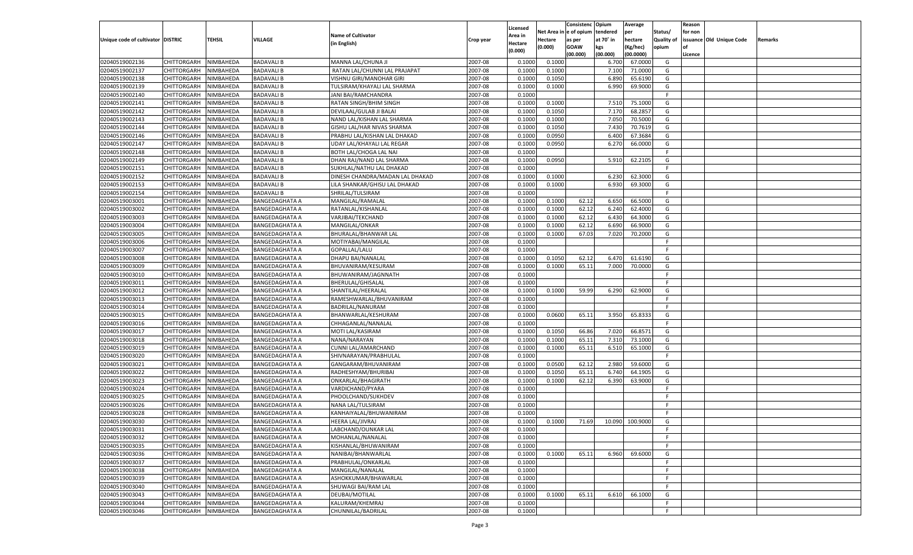| Unique code of cultivator | DISTRIC | TEHSIL | VILLAGE | Name of Cultivator (in English) | Crop year | Licensed Area in Hectare (0.000) | Net Area in Hectare (0.000) | Consistenc e of opium as per GOAW (00.000) | Opium tendered at 70° in kgs (00.000) | Average per hectare (Kg/hec) (00.0000) | Status/ Quality of opium | Reason for non issuance of Licence | Old Unique Code | Remarks |
|---|---|---|---|---|---|---|---|---|---|---|---|---|---|---|
| 02040519002136 | CHITTORGARH | NIMBAHEDA | BADAVALI B | MANNA LAL/CHUNA JI | 2007-08 | 0.1000 | 0.1000 | | 6.700 | 67.0000 | G | | | |
| 02040519002137 | CHITTORGARH | NIMBAHEDA | BADAVALI B | RATAN LAL/CHUNNI LAL PRAJAPAT | 2007-08 | 0.1000 | 0.1000 | | 7.100 | 71.0000 | G | | | |
| 02040519002138 | CHITTORGARH | NIMBAHEDA | BADAVALI B | VISHNU GIRI/MANOHAR GIRI | 2007-08 | 0.1000 | 0.1050 | | 6.890 | 65.6190 | G | | | |
| 02040519002139 | CHITTORGARH | NIMBAHEDA | BADAVALI B | TULSIRAM/KHAYALI LAL SHARMA | 2007-08 | 0.1000 | 0.1000 | | 6.990 | 69.9000 | G | | | |
| 02040519002140 | CHITTORGARH | NIMBAHEDA | BADAVALI B | JANI BAI/RAMCHANDRA | 2007-08 | 0.1000 | | | | | F | | | |
| 02040519002141 | CHITTORGARH | NIMBAHEDA | BADAVALI B | RATAN SINGH/BHIM SINGH | 2007-08 | 0.1000 | 0.1000 | | 7.510 | 75.1000 | G | | | |
| 02040519002142 | CHITTORGARH | NIMBAHEDA | BADAVALI B | DEVILAAL/GULAB JI BALAI | 2007-08 | 0.1000 | 0.1050 | | 7.170 | 68.2857 | G | | | |
| 02040519002143 | CHITTORGARH | NIMBAHEDA | BADAVALI B | NAND LAL/KISHAN LAL SHARMA | 2007-08 | 0.1000 | 0.1000 | | 7.050 | 70.5000 | G | | | |
| 02040519002144 | CHITTORGARH | NIMBAHEDA | BADAVALI B | GISHU LAL/HAR NIVAS SHARMA | 2007-08 | 0.1000 | 0.1050 | | 7.430 | 70.7619 | G | | | |
| 02040519002146 | CHITTORGARH | NIMBAHEDA | BADAVALI B | PRABHU LAL/KISHAN LAL DHAKAD | 2007-08 | 0.1000 | 0.0950 | | 6.400 | 67.3684 | G | | | |
| 02040519002147 | CHITTORGARH | NIMBAHEDA | BADAVALI B | UDAY LAL/KHAYALI LAL REGAR | 2007-08 | 0.1000 | 0.0950 | | 6.270 | 66.0000 | G | | | |
| 02040519002148 | CHITTORGARH | NIMBAHEDA | BADAVALI B | BOTH LAL/CHOGA LAL NAI | 2007-08 | 0.1000 | | | | | F | | | |
| 02040519002149 | CHITTORGARH | NIMBAHEDA | BADAVALI B | DHAN RAJ/NAND LAL SHARMA | 2007-08 | 0.1000 | 0.0950 | | 5.910 | 62.2105 | G | | | |
| 02040519002151 | CHITTORGARH | NIMBAHEDA | BADAVALI B | SUKHLAL/NATHU LAL DHAKAD | 2007-08 | 0.1000 | | | | | F | | | |
| 02040519002152 | CHITTORGARH | NIMBAHEDA | BADAVALI B | DINESH CHANDRA/MADAN LAL DHAKAD | 2007-08 | 0.1000 | 0.1000 | | 6.230 | 62.3000 | G | | | |
| 02040519002153 | CHITTORGARH | NIMBAHEDA | BADAVALI B | LILA SHANKAR/GHISU LAL DHAKAD | 2007-08 | 0.1000 | 0.1000 | | 6.930 | 69.3000 | G | | | |
| 02040519002154 | CHITTORGARH | NIMBAHEDA | BADAVALI B | SHRILAL/TULSIRAM | 2007-08 | 0.1000 | | | | | F | | | |
| 02040519003001 | CHITTORGARH | NIMBAHEDA | BANGEDAGHATA A | MANGILAL/RAMALAL | 2007-08 | 0.1000 | 0.1000 | 62.12 | 6.650 | 66.5000 | G | | | |
| 02040519003002 | CHITTORGARH | NIMBAHEDA | BANGEDAGHATA A | RATANLAL/KISHANLAL | 2007-08 | 0.1000 | 0.1000 | 62.12 | 6.240 | 62.4000 | G | | | |
| 02040519003003 | CHITTORGARH | NIMBAHEDA | BANGEDAGHATA A | VARJIBAI/TEKCHAND | 2007-08 | 0.1000 | 0.1000 | 62.12 | 6.430 | 64.3000 | G | | | |
| 02040519003004 | CHITTORGARH | NIMBAHEDA | BANGEDAGHATA A | MANGILAL/ONKAR | 2007-08 | 0.1000 | 0.1000 | 62.12 | 6.690 | 66.9000 | G | | | |
| 02040519003005 | CHITTORGARH | NIMBAHEDA | BANGEDAGHATA A | BHURALAL/BHANWAR LAL | 2007-08 | 0.1000 | 0.1000 | 67.03 | 7.020 | 70.2000 | G | | | |
| 02040519003006 | CHITTORGARH | NIMBAHEDA | BANGEDAGHATA A | MOTIYABAI/MANGILAL | 2007-08 | 0.1000 | | | | | F | | | |
| 02040519003007 | CHITTORGARH | NIMBAHEDA | BANGEDAGHATA A | GOPALLAL/LALU | 2007-08 | 0.1000 | | | | | F | | | |
| 02040519003008 | CHITTORGARH | NIMBAHEDA | BANGEDAGHATA A | DHAPU BAI/NANALAL | 2007-08 | 0.1000 | 0.1050 | 62.12 | 6.470 | 61.6190 | G | | | |
| 02040519003009 | CHITTORGARH | NIMBAHEDA | BANGEDAGHATA A | BHUVANIRAM/KESURAM | 2007-08 | 0.1000 | 0.1000 | 65.11 | 7.000 | 70.0000 | G | | | |
| 02040519003010 | CHITTORGARH | NIMBAHEDA | BANGEDAGHATA A | BHUWANIRAM/JAGNNATH | 2007-08 | 0.1000 | | | | | F | | | |
| 02040519003011 | CHITTORGARH | NIMBAHEDA | BANGEDAGHATA A | BHERULAL/GHISALAL | 2007-08 | 0.1000 | | | | | F | | | |
| 02040519003012 | CHITTORGARH | NIMBAHEDA | BANGEDAGHATA A | SHANTILAL/HEERALAL | 2007-08 | 0.1000 | 0.1000 | 59.99 | 6.290 | 62.9000 | G | | | |
| 02040519003013 | CHITTORGARH | NIMBAHEDA | BANGEDAGHATA A | RAMESHWARLAL/BHUVANIRAM | 2007-08 | 0.1000 | | | | | F | | | |
| 02040519003014 | CHITTORGARH | NIMBAHEDA | BANGEDAGHATA A | BADRILAL/NANURAM | 2007-08 | 0.1000 | | | | | F | | | |
| 02040519003015 | CHITTORGARH | NIMBAHEDA | BANGEDAGHATA A | BHANWARLAL/KESHURAM | 2007-08 | 0.1000 | 0.0600 | 65.11 | 3.950 | 65.8333 | G | | | |
| 02040519003016 | CHITTORGARH | NIMBAHEDA | BANGEDAGHATA A | CHHAGANLAL/NANALAL | 2007-08 | 0.1000 | | | | | F | | | |
| 02040519003017 | CHITTORGARH | NIMBAHEDA | BANGEDAGHATA A | MOTI LAL/KASIRAM | 2007-08 | 0.1000 | 0.1050 | 66.86 | 7.020 | 66.8571 | G | | | |
| 02040519003018 | CHITTORGARH | NIMBAHEDA | BANGEDAGHATA A | NANA/NARAYAN | 2007-08 | 0.1000 | 0.1000 | 65.11 | 7.310 | 73.1000 | G | | | |
| 02040519003019 | CHITTORGARH | NIMBAHEDA | BANGEDAGHATA A | CUNNI LAL/AMARCHAND | 2007-08 | 0.1000 | 0.1000 | 65.11 | 6.510 | 65.1000 | G | | | |
| 02040519003020 | CHITTORGARH | NIMBAHEDA | BANGEDAGHATA A | SHIVNARAYAN/PRABHULAL | 2007-08 | 0.1000 | | | | | F | | | |
| 02040519003021 | CHITTORGARH | NIMBAHEDA | BANGEDAGHATA A | GANGARAM/BHUVANIRAM | 2007-08 | 0.1000 | 0.0500 | 62.12 | 2.980 | 59.6000 | G | | | |
| 02040519003022 | CHITTORGARH | NIMBAHEDA | BANGEDAGHATA A | RADHESHYAM/BHURIBAI | 2007-08 | 0.1000 | 0.1050 | 65.11 | 6.740 | 64.1905 | G | | | |
| 02040519003023 | CHITTORGARH | NIMBAHEDA | BANGEDAGHATA A | ONKARLAL/BHAGIRATH | 2007-08 | 0.1000 | 0.1000 | 62.12 | 6.390 | 63.9000 | G | | | |
| 02040519003024 | CHITTORGARH | NIMBAHEDA | BANGEDAGHATA A | VARDICHAND/PYARA | 2007-08 | 0.1000 | | | | | F | | | |
| 02040519003025 | CHITTORGARH | NIMBAHEDA | BANGEDAGHATA A | PHOOLCHAND/SUKHDEV | 2007-08 | 0.1000 | | | | | F | | | |
| 02040519003026 | CHITTORGARH | NIMBAHEDA | BANGEDAGHATA A | NANA LAL/TULSIRAM | 2007-08 | 0.1000 | | | | | F | | | |
| 02040519003028 | CHITTORGARH | NIMBAHEDA | BANGEDAGHATA A | KANHAIYALAL/BHUWANIRAM | 2007-08 | 0.1000 | | | | | F | | | |
| 02040519003030 | CHITTORGARH | NIMBAHEDA | BANGEDAGHATA A | HEERA LAL/JIVRAJ | 2007-08 | 0.1000 | 0.1000 | 71.69 | 10.090 | 100.9000 | G | | | |
| 02040519003031 | CHITTORGARH | NIMBAHEDA | BANGEDAGHATA A | LABCHAND/OUNKAR LAL | 2007-08 | 0.1000 | | | | | F | | | |
| 02040519003032 | CHITTORGARH | NIMBAHEDA | BANGEDAGHATA A | MOHANLAL/NANALAL | 2007-08 | 0.1000 | | | | | F | | | |
| 02040519003035 | CHITTORGARH | NIMBAHEDA | BANGEDAGHATA A | KISHANLAL/BHUWANIRAM | 2007-08 | 0.1000 | | | | | F | | | |
| 02040519003036 | CHITTORGARH | NIMBAHEDA | BANGEDAGHATA A | NANIBAI/BHANWARLAL | 2007-08 | 0.1000 | 0.1000 | 65.11 | 6.960 | 69.6000 | G | | | |
| 02040519003037 | CHITTORGARH | NIMBAHEDA | BANGEDAGHATA A | PRABHULAL/ONKARLAL | 2007-08 | 0.1000 | | | | | F | | | |
| 02040519003038 | CHITTORGARH | NIMBAHEDA | BANGEDAGHATA A | MANGILAL/NANALAL | 2007-08 | 0.1000 | | | | | F | | | |
| 02040519003039 | CHITTORGARH | NIMBAHEDA | BANGEDAGHATA A | ASHOKKUMAR/BHAWARLAL | 2007-08 | 0.1000 | | | | | F | | | |
| 02040519003040 | CHITTORGARH | NIMBAHEDA | BANGEDAGHATA A | SHUWAGI BAI/RAM LAL | 2007-08 | 0.1000 | | | | | F | | | |
| 02040519003043 | CHITTORGARH | NIMBAHEDA | BANGEDAGHATA A | DEUBAI/MOTILAL | 2007-08 | 0.1000 | 0.1000 | 65.11 | 6.610 | 66.1000 | G | | | |
| 02040519003044 | CHITTORGARH | NIMBAHEDA | BANGEDAGHATA A | KALURAM/KHEMRAJ | 2007-08 | 0.1000 | | | | | F | | | |
| 02040519003046 | CHITTORGARH | NIMBAHEDA | BANGEDAGHATA A | CHUNNILAL/BADRILAL | 2007-08 | 0.1000 | | | | | F | | | |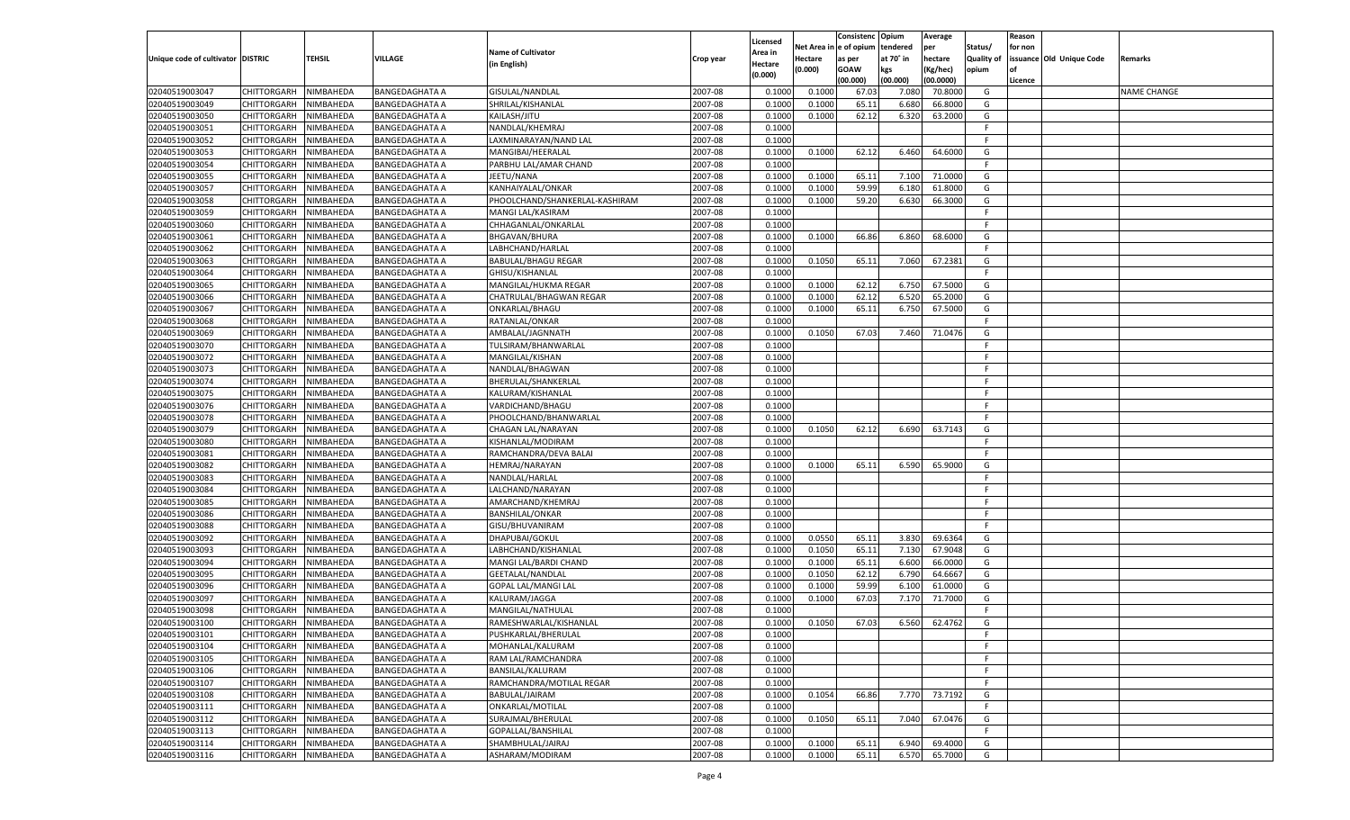| Unique code of cultivator | DISTRIC | TEHSIL | VILLAGE | Name of Cultivator (in English) | Crop year | Licensed Area in Hectare (0.000) | Net Area in Hectare (0.000) | Consistenc e of opium as per GOAW (00.000) | Opium tendered at 70° in kgs (00.000) | Average per hectare (Kg/hec) (00.0000) | Status/ Quality of opium | Reason for non issuance of Licence | Old Unique Code | Remarks |
|---|---|---|---|---|---|---|---|---|---|---|---|---|---|---|
| 02040519003047 | CHITTORGARH | NIMBAHEDA | BANGEDAGHATA A | GISULAL/NANDLAL | 2007-08 | 0.1000 | 0.1000 | 67.03 | 7.080 | 70.8000 | G | | | NAME CHANGE |
| 02040519003049 | CHITTORGARH | NIMBAHEDA | BANGEDAGHATA A | SHRILAL/KISHANLAL | 2007-08 | 0.1000 | 0.1000 | 65.11 | 6.680 | 66.8000 | G | | | |
| 02040519003050 | CHITTORGARH | NIMBAHEDA | BANGEDAGHATA A | KAILASH/JITU | 2007-08 | 0.1000 | 0.1000 | 62.12 | 6.320 | 63.2000 | G | | | |
| 02040519003051 | CHITTORGARH | NIMBAHEDA | BANGEDAGHATA A | NANDLAL/KHEMRAJ | 2007-08 | 0.1000 | | | | | F | | | |
| 02040519003052 | CHITTORGARH | NIMBAHEDA | BANGEDAGHATA A | LAXMINARAYAN/NAND LAL | 2007-08 | 0.1000 | | | | | F | | | |
| 02040519003053 | CHITTORGARH | NIMBAHEDA | BANGEDAGHATA A | MANGIBAI/HEERALAL | 2007-08 | 0.1000 | 0.1000 | 62.12 | 6.460 | 64.6000 | G | | | |
| 02040519003054 | CHITTORGARH | NIMBAHEDA | BANGEDAGHATA A | PARBHU LAL/AMAR CHAND | 2007-08 | 0.1000 | | | | | F | | | |
| 02040519003055 | CHITTORGARH | NIMBAHEDA | BANGEDAGHATA A | JEETU/NANA | 2007-08 | 0.1000 | 0.1000 | 65.11 | 7.100 | 71.0000 | G | | | |
| 02040519003057 | CHITTORGARH | NIMBAHEDA | BANGEDAGHATA A | KANHAIYALAL/ONKAR | 2007-08 | 0.1000 | 0.1000 | 59.99 | 6.180 | 61.8000 | G | | | |
| 02040519003058 | CHITTORGARH | NIMBAHEDA | BANGEDAGHATA A | PHOOLCHAND/SHANKERLAL-KASHIRAM | 2007-08 | 0.1000 | 0.1000 | 59.20 | 6.630 | 66.3000 | G | | | |
| 02040519003059 | CHITTORGARH | NIMBAHEDA | BANGEDAGHATA A | MANGI LAL/KASIRAM | 2007-08 | 0.1000 | | | | | F | | | |
| 02040519003060 | CHITTORGARH | NIMBAHEDA | BANGEDAGHATA A | CHHAGANLAL/ONKARLAL | 2007-08 | 0.1000 | | | | | F | | | |
| 02040519003061 | CHITTORGARH | NIMBAHEDA | BANGEDAGHATA A | BHGAVAN/BHURA | 2007-08 | 0.1000 | 0.1000 | 66.86 | 6.860 | 68.6000 | G | | | |
| 02040519003062 | CHITTORGARH | NIMBAHEDA | BANGEDAGHATA A | LABHCHAND/HARLAL | 2007-08 | 0.1000 | | | | | F | | | |
| 02040519003063 | CHITTORGARH | NIMBAHEDA | BANGEDAGHATA A | BABULAL/BHAGU REGAR | 2007-08 | 0.1000 | 0.1050 | 65.11 | 7.060 | 67.2381 | G | | | |
| 02040519003064 | CHITTORGARH | NIMBAHEDA | BANGEDAGHATA A | GHISU/KISHANLAL | 2007-08 | 0.1000 | | | | | F | | | |
| 02040519003065 | CHITTORGARH | NIMBAHEDA | BANGEDAGHATA A | MANGILAL/HUKMA REGAR | 2007-08 | 0.1000 | 0.1000 | 62.12 | 6.750 | 67.5000 | G | | | |
| 02040519003066 | CHITTORGARH | NIMBAHEDA | BANGEDAGHATA A | CHATRULAL/BHAGWAN REGAR | 2007-08 | 0.1000 | 0.1000 | 62.12 | 6.520 | 65.2000 | G | | | |
| 02040519003067 | CHITTORGARH | NIMBAHEDA | BANGEDAGHATA A | ONKARLAL/BHAGU | 2007-08 | 0.1000 | 0.1000 | 65.11 | 6.750 | 67.5000 | G | | | |
| 02040519003068 | CHITTORGARH | NIMBAHEDA | BANGEDAGHATA A | RATANLAL/ONKAR | 2007-08 | 0.1000 | | | | | F | | | |
| 02040519003069 | CHITTORGARH | NIMBAHEDA | BANGEDAGHATA A | AMBALAL/JAGNNATH | 2007-08 | 0.1000 | 0.1050 | 67.03 | 7.460 | 71.0476 | G | | | |
| 02040519003070 | CHITTORGARH | NIMBAHEDA | BANGEDAGHATA A | TULSIRAM/BHANWARLAL | 2007-08 | 0.1000 | | | | | F | | | |
| 02040519003072 | CHITTORGARH | NIMBAHEDA | BANGEDAGHATA A | MANGILAL/KISHAN | 2007-08 | 0.1000 | | | | | F | | | |
| 02040519003073 | CHITTORGARH | NIMBAHEDA | BANGEDAGHATA A | NANDLAL/BHAGWAN | 2007-08 | 0.1000 | | | | | F | | | |
| 02040519003074 | CHITTORGARH | NIMBAHEDA | BANGEDAGHATA A | BHERULAL/SHANKERLAL | 2007-08 | 0.1000 | | | | | F | | | |
| 02040519003075 | CHITTORGARH | NIMBAHEDA | BANGEDAGHATA A | KALURAM/KISHANLAL | 2007-08 | 0.1000 | | | | | F | | | |
| 02040519003076 | CHITTORGARH | NIMBAHEDA | BANGEDAGHATA A | VARDICHAND/BHAGU | 2007-08 | 0.1000 | | | | | F | | | |
| 02040519003078 | CHITTORGARH | NIMBAHEDA | BANGEDAGHATA A | PHOOLCHAND/BHANWARLAL | 2007-08 | 0.1000 | | | | | F | | | |
| 02040519003079 | CHITTORGARH | NIMBAHEDA | BANGEDAGHATA A | CHAGAN LAL/NARAYAN | 2007-08 | 0.1000 | 0.1050 | 62.12 | 6.690 | 63.7143 | G | | | |
| 02040519003080 | CHITTORGARH | NIMBAHEDA | BANGEDAGHATA A | KISHANLAL/MODIRAM | 2007-08 | 0.1000 | | | | | F | | | |
| 02040519003081 | CHITTORGARH | NIMBAHEDA | BANGEDAGHATA A | RAMCHANDRA/DEVA BALAI | 2007-08 | 0.1000 | | | | | F | | | |
| 02040519003082 | CHITTORGARH | NIMBAHEDA | BANGEDAGHATA A | HEMRAJ/NARAYAN | 2007-08 | 0.1000 | 0.1000 | 65.11 | 6.590 | 65.9000 | G | | | |
| 02040519003083 | CHITTORGARH | NIMBAHEDA | BANGEDAGHATA A | NANDLAL/HARLAL | 2007-08 | 0.1000 | | | | | F | | | |
| 02040519003084 | CHITTORGARH | NIMBAHEDA | BANGEDAGHATA A | LALCHAND/NARAYAN | 2007-08 | 0.1000 | | | | | F | | | |
| 02040519003085 | CHITTORGARH | NIMBAHEDA | BANGEDAGHATA A | AMARCHAND/KHEMRAJ | 2007-08 | 0.1000 | | | | | F | | | |
| 02040519003086 | CHITTORGARH | NIMBAHEDA | BANGEDAGHATA A | BANSHILAL/ONKAR | 2007-08 | 0.1000 | | | | | F | | | |
| 02040519003088 | CHITTORGARH | NIMBAHEDA | BANGEDAGHATA A | GISU/BHUVANIRAM | 2007-08 | 0.1000 | | | | | F | | | |
| 02040519003092 | CHITTORGARH | NIMBAHEDA | BANGEDAGHATA A | DHAPUBAI/GOKUL | 2007-08 | 0.1000 | 0.0550 | 65.11 | 3.830 | 69.6364 | G | | | |
| 02040519003093 | CHITTORGARH | NIMBAHEDA | BANGEDAGHATA A | LABHCHAND/KISHANLAL | 2007-08 | 0.1000 | 0.1050 | 65.11 | 7.130 | 67.9048 | G | | | |
| 02040519003094 | CHITTORGARH | NIMBAHEDA | BANGEDAGHATA A | MANGI LAL/BARDI CHAND | 2007-08 | 0.1000 | 0.1000 | 65.11 | 6.600 | 66.0000 | G | | | |
| 02040519003095 | CHITTORGARH | NIMBAHEDA | BANGEDAGHATA A | GEETALAL/NANDLAL | 2007-08 | 0.1000 | 0.1050 | 62.12 | 6.790 | 64.6667 | G | | | |
| 02040519003096 | CHITTORGARH | NIMBAHEDA | BANGEDAGHATA A | GOPAL LAL/MANGI LAL | 2007-08 | 0.1000 | 0.1000 | 59.99 | 6.100 | 61.0000 | G | | | |
| 02040519003097 | CHITTORGARH | NIMBAHEDA | BANGEDAGHATA A | KALURAM/JAGGA | 2007-08 | 0.1000 | 0.1000 | 67.03 | 7.170 | 71.7000 | G | | | |
| 02040519003098 | CHITTORGARH | NIMBAHEDA | BANGEDAGHATA A | MANGILAL/NATHULAL | 2007-08 | 0.1000 | | | | | F | | | |
| 02040519003100 | CHITTORGARH | NIMBAHEDA | BANGEDAGHATA A | RAMESHWARLAL/KISHANLAL | 2007-08 | 0.1000 | 0.1050 | 67.03 | 6.560 | 62.4762 | G | | | |
| 02040519003101 | CHITTORGARH | NIMBAHEDA | BANGEDAGHATA A | PUSHKARLAL/BHERULAL | 2007-08 | 0.1000 | | | | | F | | | |
| 02040519003104 | CHITTORGARH | NIMBAHEDA | BANGEDAGHATA A | MOHANLAL/KALURAM | 2007-08 | 0.1000 | | | | | F | | | |
| 02040519003105 | CHITTORGARH | NIMBAHEDA | BANGEDAGHATA A | RAM LAL/RAMCHANDRA | 2007-08 | 0.1000 | | | | | F | | | |
| 02040519003106 | CHITTORGARH | NIMBAHEDA | BANGEDAGHATA A | BANSILAL/KALURAM | 2007-08 | 0.1000 | | | | | F | | | |
| 02040519003107 | CHITTORGARH | NIMBAHEDA | BANGEDAGHATA A | RAMCHANDRA/MOTILAL REGAR | 2007-08 | 0.1000 | | | | | F | | | |
| 02040519003108 | CHITTORGARH | NIMBAHEDA | BANGEDAGHATA A | BABULAL/JAIRAM | 2007-08 | 0.1000 | 0.1054 | 66.86 | 7.770 | 73.7192 | G | | | |
| 02040519003111 | CHITTORGARH | NIMBAHEDA | BANGEDAGHATA A | ONKARLAL/MOTILAL | 2007-08 | 0.1000 | | | | | F | | | |
| 02040519003112 | CHITTORGARH | NIMBAHEDA | BANGEDAGHATA A | SURAJMAL/BHERULAL | 2007-08 | 0.1000 | 0.1050 | 65.11 | 7.040 | 67.0476 | G | | | |
| 02040519003113 | CHITTORGARH | NIMBAHEDA | BANGEDAGHATA A | GOPALLAL/BANSHILAL | 2007-08 | 0.1000 | | | | | F | | | |
| 02040519003114 | CHITTORGARH | NIMBAHEDA | BANGEDAGHATA A | SHAMBHULAL/JAIRAJ | 2007-08 | 0.1000 | 0.1000 | 65.11 | 6.940 | 69.4000 | G | | | |
| 02040519003116 | CHITTORGARH | NIMBAHEDA | BANGEDAGHATA A | ASHARAM/MODIRAM | 2007-08 | 0.1000 | 0.1000 | 65.11 | 6.570 | 65.7000 | G | | | |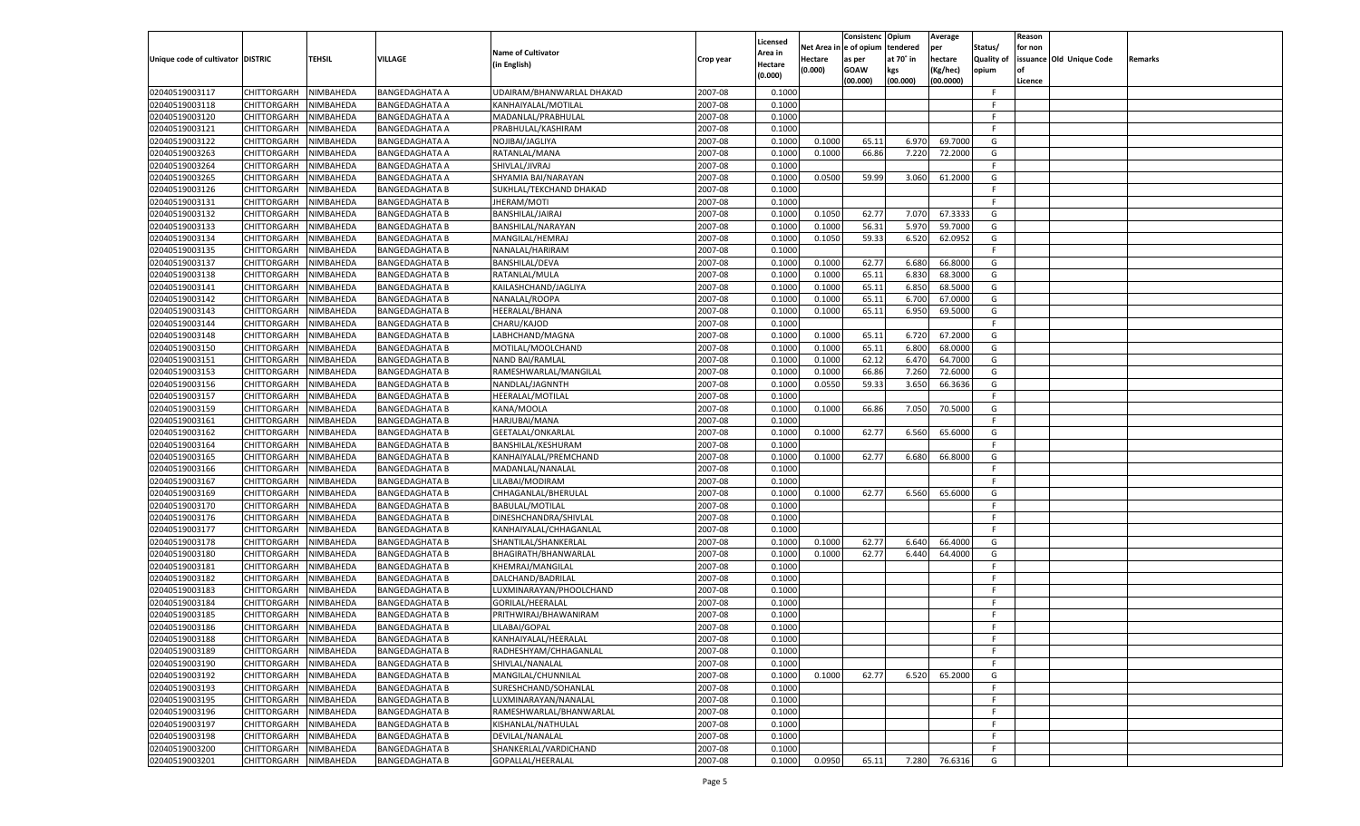| Unique code of cultivator | DISTRIC | TEHSIL | VILLAGE | Name of Cultivator (in English) | Crop year | Licensed Area in Hectare (0.000) | Net Area in Hectare (0.000) | Consistenc e of opium as per GOAW (00.000) | Opium tendered at 70° in kgs (00.000) | Average per hectare (Kg/hec) (00.0000) | Status/ Quality of opium | Reason for non issuance of Licence | Old Unique Code | Remarks |
|---|---|---|---|---|---|---|---|---|---|---|---|---|---|---|
| 02040519003117 | CHITTORGARH | NIMBAHEDA | BANGEDAGHATA A | UDAIRAM/BHANWARLAL DHAKAD | 2007-08 | 0.1000 | | | | | F | | | |
| 02040519003118 | CHITTORGARH | NIMBAHEDA | BANGEDAGHATA A | KANHAIYALAL/MOTILAL | 2007-08 | 0.1000 | | | | | F | | | |
| 02040519003120 | CHITTORGARH | NIMBAHEDA | BANGEDAGHATA A | MADANLAL/PRABHULAL | 2007-08 | 0.1000 | | | | | F | | | |
| 02040519003121 | CHITTORGARH | NIMBAHEDA | BANGEDAGHATA A | PRABHULAL/KASHIRAM | 2007-08 | 0.1000 | | | | | F | | | |
| 02040519003122 | CHITTORGARH | NIMBAHEDA | BANGEDAGHATA A | NOJIBAI/JAGLIYA | 2007-08 | 0.1000 | 0.1000 | 65.11 | 6.970 | 69.7000 | G | | | |
| 02040519003263 | CHITTORGARH | NIMBAHEDA | BANGEDAGHATA A | RATANLAL/MANA | 2007-08 | 0.1000 | 0.1000 | 66.86 | 7.220 | 72.2000 | G | | | |
| 02040519003264 | CHITTORGARH | NIMBAHEDA | BANGEDAGHATA A | SHIVLAL/JIVRAJ | 2007-08 | 0.1000 | | | | | F | | | |
| 02040519003265 | CHITTORGARH | NIMBAHEDA | BANGEDAGHATA A | SHYAMIA BAI/NARAYAN | 2007-08 | 0.1000 | 0.0500 | 59.99 | 3.060 | 61.2000 | G | | | |
| 02040519003126 | CHITTORGARH | NIMBAHEDA | BANGEDAGHATA B | SUKHLAL/TEKCHAND DHAKAD | 2007-08 | 0.1000 | | | | | F | | | |
| 02040519003131 | CHITTORGARH | NIMBAHEDA | BANGEDAGHATA B | JHERAM/MOTI | 2007-08 | 0.1000 | | | | | F | | | |
| 02040519003132 | CHITTORGARH | NIMBAHEDA | BANGEDAGHATA B | BANSHILAL/JAIRAJ | 2007-08 | 0.1000 | 0.1050 | 62.77 | 7.070 | 67.3333 | G | | | |
| 02040519003133 | CHITTORGARH | NIMBAHEDA | BANGEDAGHATA B | BANSHILAL/NARAYAN | 2007-08 | 0.1000 | 0.1000 | 56.31 | 5.970 | 59.7000 | G | | | |
| 02040519003134 | CHITTORGARH | NIMBAHEDA | BANGEDAGHATA B | MANGILAL/HEMRAJ | 2007-08 | 0.1000 | 0.1050 | 59.33 | 6.520 | 62.0952 | G | | | |
| 02040519003135 | CHITTORGARH | NIMBAHEDA | BANGEDAGHATA B | NANALAL/HARIRAM | 2007-08 | 0.1000 | | | | | F | | | |
| 02040519003137 | CHITTORGARH | NIMBAHEDA | BANGEDAGHATA B | BANSHILAL/DEVA | 2007-08 | 0.1000 | 0.1000 | 62.77 | 6.680 | 66.8000 | G | | | |
| 02040519003138 | CHITTORGARH | NIMBAHEDA | BANGEDAGHATA B | RATANLAL/MULA | 2007-08 | 0.1000 | 0.1000 | 65.11 | 6.830 | 68.3000 | G | | | |
| 02040519003141 | CHITTORGARH | NIMBAHEDA | BANGEDAGHATA B | KAILASHCHAND/JAGLIYA | 2007-08 | 0.1000 | 0.1000 | 65.11 | 6.850 | 68.5000 | G | | | |
| 02040519003142 | CHITTORGARH | NIMBAHEDA | BANGEDAGHATA B | NANALAL/ROOPA | 2007-08 | 0.1000 | 0.1000 | 65.11 | 6.700 | 67.0000 | G | | | |
| 02040519003143 | CHITTORGARH | NIMBAHEDA | BANGEDAGHATA B | HEERALAL/BHANA | 2007-08 | 0.1000 | 0.1000 | 65.11 | 6.950 | 69.5000 | G | | | |
| 02040519003144 | CHITTORGARH | NIMBAHEDA | BANGEDAGHATA B | CHARU/KAJOD | 2007-08 | 0.1000 | | | | | F | | | |
| 02040519003148 | CHITTORGARH | NIMBAHEDA | BANGEDAGHATA B | LABHCHAND/MAGNA | 2007-08 | 0.1000 | 0.1000 | 65.11 | 6.720 | 67.2000 | G | | | |
| 02040519003150 | CHITTORGARH | NIMBAHEDA | BANGEDAGHATA B | MOTILAL/MOOLCHAND | 2007-08 | 0.1000 | 0.1000 | 65.11 | 6.800 | 68.0000 | G | | | |
| 02040519003151 | CHITTORGARH | NIMBAHEDA | BANGEDAGHATA B | NAND BAI/RAMLAL | 2007-08 | 0.1000 | 0.1000 | 62.12 | 6.470 | 64.7000 | G | | | |
| 02040519003153 | CHITTORGARH | NIMBAHEDA | BANGEDAGHATA B | RAMESHWARLAL/MANGILAL | 2007-08 | 0.1000 | 0.1000 | 66.86 | 7.260 | 72.6000 | G | | | |
| 02040519003156 | CHITTORGARH | NIMBAHEDA | BANGEDAGHATA B | NANDLAL/JAGNNTH | 2007-08 | 0.1000 | 0.0550 | 59.33 | 3.650 | 66.3636 | G | | | |
| 02040519003157 | CHITTORGARH | NIMBAHEDA | BANGEDAGHATA B | HEERALAL/MOTILAL | 2007-08 | 0.1000 | | | | | F | | | |
| 02040519003159 | CHITTORGARH | NIMBAHEDA | BANGEDAGHATA B | KANA/MOOLA | 2007-08 | 0.1000 | 0.1000 | 66.86 | 7.050 | 70.5000 | G | | | |
| 02040519003161 | CHITTORGARH | NIMBAHEDA | BANGEDAGHATA B | HARJUBAI/MANA | 2007-08 | 0.1000 | | | | | F | | | |
| 02040519003162 | CHITTORGARH | NIMBAHEDA | BANGEDAGHATA B | GEETALAL/ONKARLAL | 2007-08 | 0.1000 | 0.1000 | 62.77 | 6.560 | 65.6000 | G | | | |
| 02040519003164 | CHITTORGARH | NIMBAHEDA | BANGEDAGHATA B | BANSHILAL/KESHURAM | 2007-08 | 0.1000 | | | | | F | | | |
| 02040519003165 | CHITTORGARH | NIMBAHEDA | BANGEDAGHATA B | KANHAIYALAL/PREMCHAND | 2007-08 | 0.1000 | 0.1000 | 62.77 | 6.680 | 66.8000 | G | | | |
| 02040519003166 | CHITTORGARH | NIMBAHEDA | BANGEDAGHATA B | MADANLAL/NANALAL | 2007-08 | 0.1000 | | | | | F | | | |
| 02040519003167 | CHITTORGARH | NIMBAHEDA | BANGEDAGHATA B | LILABAI/MODIRAM | 2007-08 | 0.1000 | | | | | F | | | |
| 02040519003169 | CHITTORGARH | NIMBAHEDA | BANGEDAGHATA B | CHHAGANLAL/BHERULAL | 2007-08 | 0.1000 | 0.1000 | 62.77 | 6.560 | 65.6000 | G | | | |
| 02040519003170 | CHITTORGARH | NIMBAHEDA | BANGEDAGHATA B | BABULAL/MOTILAL | 2007-08 | 0.1000 | | | | | F | | | |
| 02040519003176 | CHITTORGARH | NIMBAHEDA | BANGEDAGHATA B | DINESHCHANDRA/SHIVLAL | 2007-08 | 0.1000 | | | | | F | | | |
| 02040519003177 | CHITTORGARH | NIMBAHEDA | BANGEDAGHATA B | KANHAIYALAL/CHHAGANLAL | 2007-08 | 0.1000 | | | | | F | | | |
| 02040519003178 | CHITTORGARH | NIMBAHEDA | BANGEDAGHATA B | SHANTILAL/SHANKERLAL | 2007-08 | 0.1000 | 0.1000 | 62.77 | 6.640 | 66.4000 | G | | | |
| 02040519003180 | CHITTORGARH | NIMBAHEDA | BANGEDAGHATA B | BHAGIRATH/BHANWARLAL | 2007-08 | 0.1000 | 0.1000 | 62.77 | 6.440 | 64.4000 | G | | | |
| 02040519003181 | CHITTORGARH | NIMBAHEDA | BANGEDAGHATA B | KHEMRAJ/MANGILAL | 2007-08 | 0.1000 | | | | | F | | | |
| 02040519003182 | CHITTORGARH | NIMBAHEDA | BANGEDAGHATA B | DALCHAND/BADRILAL | 2007-08 | 0.1000 | | | | | F | | | |
| 02040519003183 | CHITTORGARH | NIMBAHEDA | BANGEDAGHATA B | LUXMINARAYAN/PHOOLCHAND | 2007-08 | 0.1000 | | | | | F | | | |
| 02040519003184 | CHITTORGARH | NIMBAHEDA | BANGEDAGHATA B | GORILAL/HEERALAL | 2007-08 | 0.1000 | | | | | F | | | |
| 02040519003185 | CHITTORGARH | NIMBAHEDA | BANGEDAGHATA B | PRITHWIRAJ/BHAWANIRAM | 2007-08 | 0.1000 | | | | | F | | | |
| 02040519003186 | CHITTORGARH | NIMBAHEDA | BANGEDAGHATA B | LILABAI/GOPAL | 2007-08 | 0.1000 | | | | | F | | | |
| 02040519003188 | CHITTORGARH | NIMBAHEDA | BANGEDAGHATA B | KANHAIYALAL/HEERALAL | 2007-08 | 0.1000 | | | | | F | | | |
| 02040519003189 | CHITTORGARH | NIMBAHEDA | BANGEDAGHATA B | RADHESHYAM/CHHAGANLAL | 2007-08 | 0.1000 | | | | | F | | | |
| 02040519003190 | CHITTORGARH | NIMBAHEDA | BANGEDAGHATA B | SHIVLAL/NANALAL | 2007-08 | 0.1000 | | | | | F | | | |
| 02040519003192 | CHITTORGARH | NIMBAHEDA | BANGEDAGHATA B | MANGILAL/CHUNNILAL | 2007-08 | 0.1000 | 0.1000 | 62.77 | 6.520 | 65.2000 | G | | | |
| 02040519003193 | CHITTORGARH | NIMBAHEDA | BANGEDAGHATA B | SURESHCHAND/SOHANLAL | 2007-08 | 0.1000 | | | | | F | | | |
| 02040519003195 | CHITTORGARH | NIMBAHEDA | BANGEDAGHATA B | LUXMINARAYAN/NANALAL | 2007-08 | 0.1000 | | | | | F | | | |
| 02040519003196 | CHITTORGARH | NIMBAHEDA | BANGEDAGHATA B | RAMESHWARLAL/BHANWARLAL | 2007-08 | 0.1000 | | | | | F | | | |
| 02040519003197 | CHITTORGARH | NIMBAHEDA | BANGEDAGHATA B | KISHANLAL/NATHULAL | 2007-08 | 0.1000 | | | | | F | | | |
| 02040519003198 | CHITTORGARH | NIMBAHEDA | BANGEDAGHATA B | DEVILAL/NANALAL | 2007-08 | 0.1000 | | | | | F | | | |
| 02040519003200 | CHITTORGARH | NIMBAHEDA | BANGEDAGHATA B | SHANKERLAL/VARDICHAND | 2007-08 | 0.1000 | | | | | F | | | |
| 02040519003201 | CHITTORGARH | NIMBAHEDA | BANGEDAGHATA B | GOPALLAL/HEERALAL | 2007-08 | 0.1000 | 0.0950 | 65.11 | 7.280 | 76.6316 | G | | | |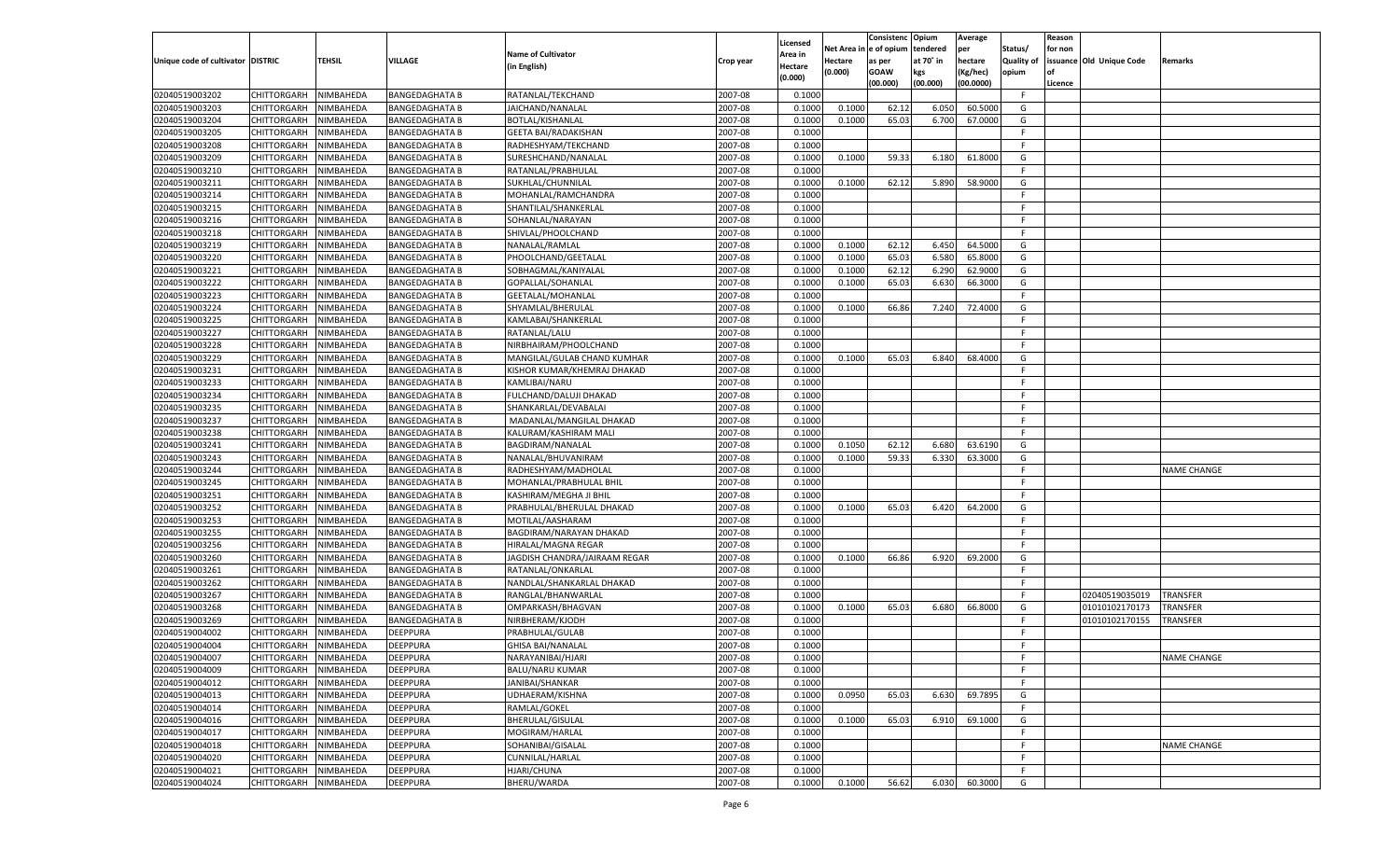| Unique code of cultivator | DISTRIC | TEHSIL | VILLAGE | Name of Cultivator (in English) | Crop year | Licensed Area in Hectare (0.000) | Net Area in Hectare (0.000) | Consistence of opium as per GOAW (00.000) | Opium tendered at 70° in kgs (00.000) | Average per hectare (Kg/hec) (00.0000) | Status/ Quality of opium | Reason for non issuance of Licence | Old Unique Code | Remarks |
|---|---|---|---|---|---|---|---|---|---|---|---|---|---|---|
| 02040519003202 | CHITTORGARH | NIMBAHEDA | BANGEDAGHATA B | RATANLAL/TEKCHAND | 2007-08 | 0.1000 | | | | | F | | | |
| 02040519003203 | CHITTORGARH | NIMBAHEDA | BANGEDAGHATA B | JAICHAND/NANALAL | 2007-08 | 0.1000 | 0.1000 | 62.12 | 6.050 | 60.5000 | G | | | |
| 02040519003204 | CHITTORGARH | NIMBAHEDA | BANGEDAGHATA B | BOTLAL/KISHANLAL | 2007-08 | 0.1000 | 0.1000 | 65.03 | 6.700 | 67.0000 | G | | | |
| 02040519003205 | CHITTORGARH | NIMBAHEDA | BANGEDAGHATA B | GEETA BAI/RADAKISHAN | 2007-08 | 0.1000 | | | | | F | | | |
| 02040519003208 | CHITTORGARH | NIMBAHEDA | BANGEDAGHATA B | RADHESHYAM/TEKCHAND | 2007-08 | 0.1000 | | | | | F | | | |
| 02040519003209 | CHITTORGARH | NIMBAHEDA | BANGEDAGHATA B | SURESHCHAND/NANALAL | 2007-08 | 0.1000 | 0.1000 | 59.33 | 6.180 | 61.8000 | G | | | |
| 02040519003210 | CHITTORGARH | NIMBAHEDA | BANGEDAGHATA B | RATANLAL/PRABHULAL | 2007-08 | 0.1000 | | | | | F | | | |
| 02040519003211 | CHITTORGARH | NIMBAHEDA | BANGEDAGHATA B | SUKHLAL/CHUNNILAL | 2007-08 | 0.1000 | 0.1000 | 62.12 | 5.890 | 58.9000 | G | | | |
| 02040519003214 | CHITTORGARH | NIMBAHEDA | BANGEDAGHATA B | MOHANLAL/RAMCHANDRA | 2007-08 | 0.1000 | | | | | F | | | |
| 02040519003215 | CHITTORGARH | NIMBAHEDA | BANGEDAGHATA B | SHANTILAL/SHANKERLAL | 2007-08 | 0.1000 | | | | | F | | | |
| 02040519003216 | CHITTORGARH | NIMBAHEDA | BANGEDAGHATA B | SOHANLAL/NARAYAN | 2007-08 | 0.1000 | | | | | F | | | |
| 02040519003218 | CHITTORGARH | NIMBAHEDA | BANGEDAGHATA B | SHIVLAL/PHOOLCHAND | 2007-08 | 0.1000 | | | | | F | | | |
| 02040519003219 | CHITTORGARH | NIMBAHEDA | BANGEDAGHATA B | NANALAL/RAMLAL | 2007-08 | 0.1000 | 0.1000 | 62.12 | 6.450 | 64.5000 | G | | | |
| 02040519003220 | CHITTORGARH | NIMBAHEDA | BANGEDAGHATA B | PHOOLCHAND/GEETALAL | 2007-08 | 0.1000 | 0.1000 | 65.03 | 6.580 | 65.8000 | G | | | |
| 02040519003221 | CHITTORGARH | NIMBAHEDA | BANGEDAGHATA B | SOBHAGMAL/KANIYALAL | 2007-08 | 0.1000 | 0.1000 | 62.12 | 6.290 | 62.9000 | G | | | |
| 02040519003222 | CHITTORGARH | NIMBAHEDA | BANGEDAGHATA B | GOPALLAL/SOHANLAL | 2007-08 | 0.1000 | 0.1000 | 65.03 | 6.630 | 66.3000 | G | | | |
| 02040519003223 | CHITTORGARH | NIMBAHEDA | BANGEDAGHATA B | GEETALAL/MOHANLAL | 2007-08 | 0.1000 | | | | | F | | | |
| 02040519003224 | CHITTORGARH | NIMBAHEDA | BANGEDAGHATA B | SHYAMLAL/BHERULAL | 2007-08 | 0.1000 | 0.1000 | 66.86 | 7.240 | 72.4000 | G | | | |
| 02040519003225 | CHITTORGARH | NIMBAHEDA | BANGEDAGHATA B | KAMLABAI/SHANKERLAL | 2007-08 | 0.1000 | | | | | F | | | |
| 02040519003227 | CHITTORGARH | NIMBAHEDA | BANGEDAGHATA B | RATANLAL/LALU | 2007-08 | 0.1000 | | | | | F | | | |
| 02040519003228 | CHITTORGARH | NIMBAHEDA | BANGEDAGHATA B | NIRBHAIRAM/PHOOLCHAND | 2007-08 | 0.1000 | | | | | F | | | |
| 02040519003229 | CHITTORGARH | NIMBAHEDA | BANGEDAGHATA B | MANGILAL/GULAB CHAND KUMHAR | 2007-08 | 0.1000 | 0.1000 | 65.03 | 6.840 | 68.4000 | G | | | |
| 02040519003231 | CHITTORGARH | NIMBAHEDA | BANGEDAGHATA B | KISHOR KUMAR/KHEMRAJ DHAKAD | 2007-08 | 0.1000 | | | | | F | | | |
| 02040519003233 | CHITTORGARH | NIMBAHEDA | BANGEDAGHATA B | KAMLIBAI/NARU | 2007-08 | 0.1000 | | | | | F | | | |
| 02040519003234 | CHITTORGARH | NIMBAHEDA | BANGEDAGHATA B | FULCHAND/DALUJI DHAKAD | 2007-08 | 0.1000 | | | | | F | | | |
| 02040519003235 | CHITTORGARH | NIMBAHEDA | BANGEDAGHATA B | SHANKARLAL/DEVABALAI | 2007-08 | 0.1000 | | | | | F | | | |
| 02040519003237 | CHITTORGARH | NIMBAHEDA | BANGEDAGHATA B | MADANLAL/MANGILAL DHAKAD | 2007-08 | 0.1000 | | | | | F | | | |
| 02040519003238 | CHITTORGARH | NIMBAHEDA | BANGEDAGHATA B | KALURAM/KASHIRAM MALI | 2007-08 | 0.1000 | | | | | F | | | |
| 02040519003241 | CHITTORGARH | NIMBAHEDA | BANGEDAGHATA B | BAGDIRAM/NANALAL | 2007-08 | 0.1000 | 0.1050 | 62.12 | 6.680 | 63.6190 | G | | | |
| 02040519003243 | CHITTORGARH | NIMBAHEDA | BANGEDAGHATA B | NANALAL/BHUVANIRAM | 2007-08 | 0.1000 | 0.1000 | 59.33 | 6.330 | 63.3000 | G | | | |
| 02040519003244 | CHITTORGARH | NIMBAHEDA | BANGEDAGHATA B | RADHESHYAM/MADHOLAL | 2007-08 | 0.1000 | | | | | F | | | NAME CHANGE |
| 02040519003245 | CHITTORGARH | NIMBAHEDA | BANGEDAGHATA B | MOHANLAL/PRABHULAL BHIL | 2007-08 | 0.1000 | | | | | F | | | |
| 02040519003251 | CHITTORGARH | NIMBAHEDA | BANGEDAGHATA B | KASHIRAM/MEGHA JI BHIL | 2007-08 | 0.1000 | | | | | F | | | |
| 02040519003252 | CHITTORGARH | NIMBAHEDA | BANGEDAGHATA B | PRABHULAL/BHERULAL DHAKAD | 2007-08 | 0.1000 | 0.1000 | 65.03 | 6.420 | 64.2000 | G | | | |
| 02040519003253 | CHITTORGARH | NIMBAHEDA | BANGEDAGHATA B | MOTILAL/AASHARAM | 2007-08 | 0.1000 | | | | | F | | | |
| 02040519003255 | CHITTORGARH | NIMBAHEDA | BANGEDAGHATA B | BAGDIRAM/NARAYAN DHAKAD | 2007-08 | 0.1000 | | | | | F | | | |
| 02040519003256 | CHITTORGARH | NIMBAHEDA | BANGEDAGHATA B | HIRALAL/MAGNA REGAR | 2007-08 | 0.1000 | | | | | F | | | |
| 02040519003260 | CHITTORGARH | NIMBAHEDA | BANGEDAGHATA B | JAGDISH CHANDRA/JAIRAAM REGAR | 2007-08 | 0.1000 | 0.1000 | 66.86 | 6.920 | 69.2000 | G | | | |
| 02040519003261 | CHITTORGARH | NIMBAHEDA | BANGEDAGHATA B | RATANLAL/ONKARLAL | 2007-08 | 0.1000 | | | | | F | | | |
| 02040519003262 | CHITTORGARH | NIMBAHEDA | BANGEDAGHATA B | NANDLAL/SHANKARLAL DHAKAD | 2007-08 | 0.1000 | | | | | F | | | |
| 02040519003267 | CHITTORGARH | NIMBAHEDA | BANGEDAGHATA B | RANGLAL/BHANWARLAL | 2007-08 | 0.1000 | | | | | F | | 02040519035019 | TRANSFER |
| 02040519003268 | CHITTORGARH | NIMBAHEDA | BANGEDAGHATA B | OMPARKASH/BHAGVAN | 2007-08 | 0.1000 | 0.1000 | 65.03 | 6.680 | 66.8000 | G | | 01010102170173 | TRANSFER |
| 02040519003269 | CHITTORGARH | NIMBAHEDA | BANGEDAGHATA B | NIRBHERAM/KJODH | 2007-08 | 0.1000 | | | | | F | | 01010102170155 | TRANSFER |
| 02040519004002 | CHITTORGARH | NIMBAHEDA | DEEPPURA | PRABHULAL/GULAB | 2007-08 | 0.1000 | | | | | F | | | |
| 02040519004004 | CHITTORGARH | NIMBAHEDA | DEEPPURA | GHISA BAI/NANALAL | 2007-08 | 0.1000 | | | | | F | | | |
| 02040519004007 | CHITTORGARH | NIMBAHEDA | DEEPPURA | NARAYANIBAI/HJARI | 2007-08 | 0.1000 | | | | | F | | | NAME CHANGE |
| 02040519004009 | CHITTORGARH | NIMBAHEDA | DEEPPURA | BALU/NARU KUMAR | 2007-08 | 0.1000 | | | | | F | | | |
| 02040519004012 | CHITTORGARH | NIMBAHEDA | DEEPPURA | JANIBAI/SHANKAR | 2007-08 | 0.1000 | | | | | F | | | |
| 02040519004013 | CHITTORGARH | NIMBAHEDA | DEEPPURA | UDHAERAM/KISHNA | 2007-08 | 0.1000 | 0.0950 | 65.03 | 6.630 | 69.7895 | G | | | |
| 02040519004014 | CHITTORGARH | NIMBAHEDA | DEEPPURA | RAMLAL/GOKEL | 2007-08 | 0.1000 | | | | | F | | | |
| 02040519004016 | CHITTORGARH | NIMBAHEDA | DEEPPURA | BHERULAL/GISULAL | 2007-08 | 0.1000 | 0.1000 | 65.03 | 6.910 | 69.1000 | G | | | |
| 02040519004017 | CHITTORGARH | NIMBAHEDA | DEEPPURA | MOGIRAM/HARLAL | 2007-08 | 0.1000 | | | | | F | | | |
| 02040519004018 | CHITTORGARH | NIMBAHEDA | DEEPPURA | SOHANIBAI/GISALAL | 2007-08 | 0.1000 | | | | | F | | | NAME CHANGE |
| 02040519004020 | CHITTORGARH | NIMBAHEDA | DEEPPURA | CUNNILAL/HARLAL | 2007-08 | 0.1000 | | | | | F | | | |
| 02040519004021 | CHITTORGARH | NIMBAHEDA | DEEPPURA | HJARI/CHUNA | 2007-08 | 0.1000 | | | | | F | | | |
| 02040519004024 | CHITTORGARH | NIMBAHEDA | DEEPPURA | BHERU/WARDA | 2007-08 | 0.1000 | 0.1000 | 56.62 | 6.030 | 60.3000 | G | | | |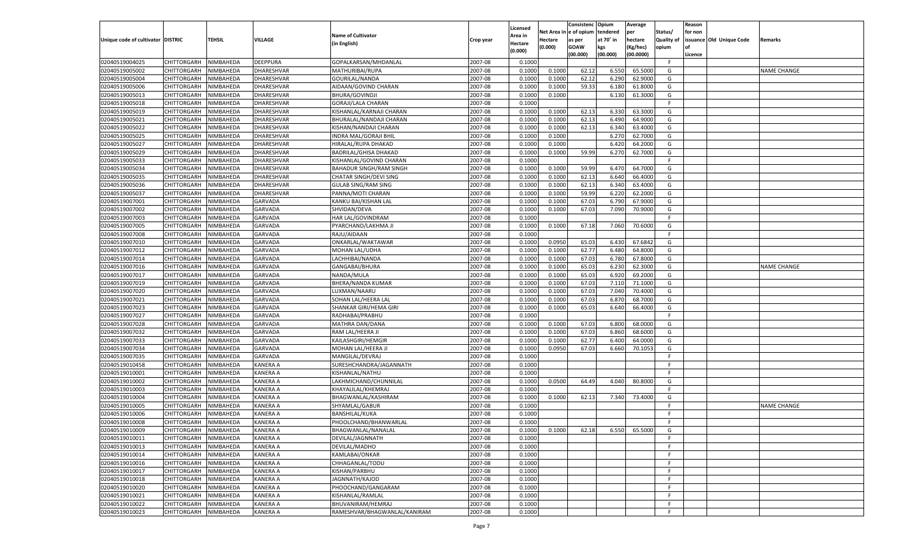| Unique code of cultivator | DISTRIC | TEHSIL | VILLAGE | Name of Cultivator (in English) | Crop year | Licensed Area in Hectare (0.000) | Net Area in Hectare (0.000) | Consistence of opium as per GOAW (00.000) | Opium tendered at 70° in kgs (00.000) | Average per hectare (Kg/hec) (00.0000) | Status/ Quality of opium | Reason for non issuance of Licence | Old Unique Code | Remarks |
|---|---|---|---|---|---|---|---|---|---|---|---|---|---|---|
| 02040519004025 | CHITTORGARH | NIMBAHEDA | DEEPPURA | GOPALKARSAN/MHDANLAL | 2007-08 | 0.1000 | | | | | F | | | |
| 02040519005002 | CHITTORGARH | NIMBAHEDA | DHARESHVAR | MATHURIBAI/RUPA | 2007-08 | 0.1000 | 0.1000 | 62.12 | 6.550 | 65.5000 | G | | | NAME CHANGE |
| 02040519005004 | CHITTORGARH | NIMBAHEDA | DHARESHVAR | GOURILAL/NANDA | 2007-08 | 0.1000 | 0.1000 | 62.12 | 6.290 | 62.9000 | G | | | |
| 02040519005006 | CHITTORGARH | NIMBAHEDA | DHARESHVAR | AIDAAN/GOVIND CHARAN | 2007-08 | 0.1000 | 0.1000 | 59.33 | 6.180 | 61.8000 | G | | | |
| 02040519005013 | CHITTORGARH | NIMBAHEDA | DHARESHVAR | BHURA/GOVINDJI | 2007-08 | 0.1000 | 0.1000 | | 6.130 | 61.3000 | G | | | |
| 02040519005018 | CHITTORGARH | NIMBAHEDA | DHARESHVAR | GORAJI/LALA CHARAN | 2007-08 | 0.1000 | | | | | F | | | |
| 02040519005019 | CHITTORGARH | NIMBAHEDA | DHARESHVAR | KISHANLAL/KARNAJI CHARAN | 2007-08 | 0.1000 | 0.1000 | 62.13 | 6.330 | 63.3000 | G | | | |
| 02040519005021 | CHITTORGARH | NIMBAHEDA | DHARESHVAR | BHURALAL/NANDAJI CHARAN | 2007-08 | 0.1000 | 0.1000 | 62.13 | 6.490 | 64.9000 | G | | | |
| 02040519005022 | CHITTORGARH | NIMBAHEDA | DHARESHVAR | KISHAN/NANDAJI CHARAN | 2007-08 | 0.1000 | 0.1000 | 62.13 | 6.340 | 63.4000 | G | | | |
| 02040519005025 | CHITTORGARH | NIMBAHEDA | DHARESHVAR | INDRA MAL/GORAJI BHIL | 2007-08 | 0.1000 | 0.1000 | | 6.270 | 62.7000 | G | | | |
| 02040519005027 | CHITTORGARH | NIMBAHEDA | DHARESHVAR | HIRALAL/RUPA DHAKAD | 2007-08 | 0.1000 | 0.1000 | | 6.420 | 64.2000 | G | | | |
| 02040519005029 | CHITTORGARH | NIMBAHEDA | DHARESHVAR | BADRILAL/GHISA DHAKAD | 2007-08 | 0.1000 | 0.1000 | 59.99 | 6.270 | 62.7000 | G | | | |
| 02040519005033 | CHITTORGARH | NIMBAHEDA | DHARESHVAR | KISHANLAL/GOVIND CHARAN | 2007-08 | 0.1000 | | | | | F | | | |
| 02040519005034 | CHITTORGARH | NIMBAHEDA | DHARESHVAR | BAHADUR SINGH/RAM SINGH | 2007-08 | 0.1000 | 0.1000 | 59.99 | 6.470 | 64.7000 | G | | | |
| 02040519005035 | CHITTORGARH | NIMBAHEDA | DHARESHVAR | CHATAR SINGH/DEVI SING | 2007-08 | 0.1000 | 0.1000 | 62.13 | 6.640 | 66.4000 | G | | | |
| 02040519005036 | CHITTORGARH | NIMBAHEDA | DHARESHVAR | GULAB SING/RAM SING | 2007-08 | 0.1000 | 0.1000 | 62.13 | 6.340 | 63.4000 | G | | | |
| 02040519005037 | CHITTORGARH | NIMBAHEDA | DHARESHVAR | PANNA/MOTI CHARAN | 2007-08 | 0.1000 | 0.1000 | 59.99 | 6.220 | 62.2000 | G | | | |
| 02040519007001 | CHITTORGARH | NIMBAHEDA | GARVADA | KANKU BAI/KISHAN LAL | 2007-08 | 0.1000 | 0.1000 | 67.03 | 6.790 | 67.9000 | G | | | |
| 02040519007002 | CHITTORGARH | NIMBAHEDA | GARVADA | SHVIDAN/DEVA | 2007-08 | 0.1000 | 0.1000 | 67.03 | 7.090 | 70.9000 | G | | | |
| 02040519007003 | CHITTORGARH | NIMBAHEDA | GARVADA | HAR LAL/GOVINDRAM | 2007-08 | 0.1000 | | | | | F | | | |
| 02040519007005 | CHITTORGARH | NIMBAHEDA | GARVADA | PYARCHAND/LAKHMA JI | 2007-08 | 0.1000 | 0.1000 | 67.18 | 7.060 | 70.6000 | G | | | |
| 02040519007008 | CHITTORGARH | NIMBAHEDA | GARVADA | RAJU/AIDAAN | 2007-08 | 0.1000 | | | | | F | | | |
| 02040519007010 | CHITTORGARH | NIMBAHEDA | GARVADA | ONKARLAL/WAKTAWAR | 2007-08 | 0.1000 | 0.0950 | 65.03 | 6.430 | 67.6842 | G | | | |
| 02040519007012 | CHITTORGARH | NIMBAHEDA | GARVADA | MOHAN LAL/UDHA | 2007-08 | 0.1000 | 0.1000 | 62.77 | 6.480 | 64.8000 | G | | | |
| 02040519007014 | CHITTORGARH | NIMBAHEDA | GARVADA | LACHHIBAI/NANDA | 2007-08 | 0.1000 | 0.1000 | 67.03 | 6.780 | 67.8000 | G | | | |
| 02040519007016 | CHITTORGARH | NIMBAHEDA | GARVADA | GANGABAI/BHURA | 2007-08 | 0.1000 | 0.1000 | 65.03 | 6.230 | 62.3000 | G | | | NAME CHANGE |
| 02040519007017 | CHITTORGARH | NIMBAHEDA | GARVADA | NANDA/MULA | 2007-08 | 0.1000 | 0.1000 | 65.03 | 6.920 | 69.2000 | G | | | |
| 02040519007019 | CHITTORGARH | NIMBAHEDA | GARVADA | BHERA/NANDA KUMAR | 2007-08 | 0.1000 | 0.1000 | 67.03 | 7.110 | 71.1000 | G | | | |
| 02040519007020 | CHITTORGARH | NIMBAHEDA | GARVADA | LUXMAN/NAARU | 2007-08 | 0.1000 | 0.1000 | 67.03 | 7.040 | 70.4000 | G | | | |
| 02040519007021 | CHITTORGARH | NIMBAHEDA | GARVADA | SOHAN LAL/HEERA LAL | 2007-08 | 0.1000 | 0.1000 | 67.03 | 6.870 | 68.7000 | G | | | |
| 02040519007023 | CHITTORGARH | NIMBAHEDA | GARVADA | SHANKAR GIRI/HEMA GIRI | 2007-08 | 0.1000 | 0.1000 | 65.03 | 6.640 | 66.4000 | G | | | |
| 02040519007027 | CHITTORGARH | NIMBAHEDA | GARVADA | RADHABAI/PRABHU | 2007-08 | 0.1000 | | | | | F | | | |
| 02040519007028 | CHITTORGARH | NIMBAHEDA | GARVADA | MATHRA DAN/DANA | 2007-08 | 0.1000 | 0.1000 | 67.03 | 6.800 | 68.0000 | G | | | |
| 02040519007032 | CHITTORGARH | NIMBAHEDA | GARVADA | RAM LAL/HEERA JI | 2007-08 | 0.1000 | 0.1000 | 67.03 | 6.860 | 68.6000 | G | | | |
| 02040519007033 | CHITTORGARH | NIMBAHEDA | GARVADA | KAILASHGIRI/HEMGIR | 2007-08 | 0.1000 | 0.1000 | 62.77 | 6.400 | 64.0000 | G | | | |
| 02040519007034 | CHITTORGARH | NIMBAHEDA | GARVADA | MOHAN LAL/HEERA JI | 2007-08 | 0.1000 | 0.0950 | 67.03 | 6.660 | 70.1053 | G | | | |
| 02040519007035 | CHITTORGARH | NIMBAHEDA | GARVADA | MANGILAL/DEVRAJ | 2007-08 | 0.1000 | | | | | F | | | |
| 02040519010458 | CHITTORGARH | NIMBAHEDA | KANERA A | SURESHCHANDRA/JAGANNATH | 2007-08 | 0.1000 | | | | | F | | | |
| 02040519010001 | CHITTORGARH | NIMBAHEDA | KANERA A | KISHANLAL/NATHU | 2007-08 | 0.1000 | | | | | F | | | |
| 02040519010002 | CHITTORGARH | NIMBAHEDA | KANERA A | LAKHMICHAND/CHUNNILAL | 2007-08 | 0.1000 | 0.0500 | 64.49 | 4.040 | 80.8000 | G | | | |
| 02040519010003 | CHITTORGARH | NIMBAHEDA | KANERA A | KHAYALILAL/KHEMRAJ | 2007-08 | 0.1000 | | | | | F | | | |
| 02040519010004 | CHITTORGARH | NIMBAHEDA | KANERA A | BHAGWANLAL/KASHIRAM | 2007-08 | 0.1000 | 0.1000 | 62.13 | 7.340 | 73.4000 | G | | | |
| 02040519010005 | CHITTORGARH | NIMBAHEDA | KANERA A | SHYAMLAL/GABUR | 2007-08 | 0.1000 | | | | | F | | | NAME CHANGE |
| 02040519010006 | CHITTORGARH | NIMBAHEDA | KANERA A | BANSHILAL/KUKA | 2007-08 | 0.1000 | | | | | F | | | |
| 02040519010008 | CHITTORGARH | NIMBAHEDA | KANERA A | PHOOLCHAND/BHANWARLAL | 2007-08 | 0.1000 | | | | | F | | | |
| 02040519010009 | CHITTORGARH | NIMBAHEDA | KANERA A | BHAGWANLAL/NANALAL | 2007-08 | 0.1000 | 0.1000 | 62.18 | 6.550 | 65.5000 | G | | | |
| 02040519010011 | CHITTORGARH | NIMBAHEDA | KANERA A | DEVILAL/JAGNNATH | 2007-08 | 0.1000 | | | | | F | | | |
| 02040519010013 | CHITTORGARH | NIMBAHEDA | KANERA A | DEVILAL/MADHO | 2007-08 | 0.1000 | | | | | F | | | |
| 02040519010014 | CHITTORGARH | NIMBAHEDA | KANERA A | KAMLABAI/ONKAR | 2007-08 | 0.1000 | | | | | F | | | |
| 02040519010016 | CHITTORGARH | NIMBAHEDA | KANERA A | CHHAGANLAL/TODU | 2007-08 | 0.1000 | | | | | F | | | |
| 02040519010017 | CHITTORGARH | NIMBAHEDA | KANERA A | KISHAN/PARBHU | 2007-08 | 0.1000 | | | | | F | | | |
| 02040519010018 | CHITTORGARH | NIMBAHEDA | KANERA A | JAGNNATH/KAJOD | 2007-08 | 0.1000 | | | | | F | | | |
| 02040519010020 | CHITTORGARH | NIMBAHEDA | KANERA A | PHOOCHAND/GANGARAM | 2007-08 | 0.1000 | | | | | F | | | |
| 02040519010021 | CHITTORGARH | NIMBAHEDA | KANERA A | KISHANLAL/RAMLAL | 2007-08 | 0.1000 | | | | | F | | | |
| 02040519010022 | CHITTORGARH | NIMBAHEDA | KANERA A | BHUVANIRAM/HEMRAJ | 2007-08 | 0.1000 | | | | | F | | | |
| 02040519010023 | CHITTORGARH | NIMBAHEDA | KANERA A | RAMESHVAR/BHAGWANLAL/KANIRAM | 2007-08 | 0.1000 | | | | | F | | | |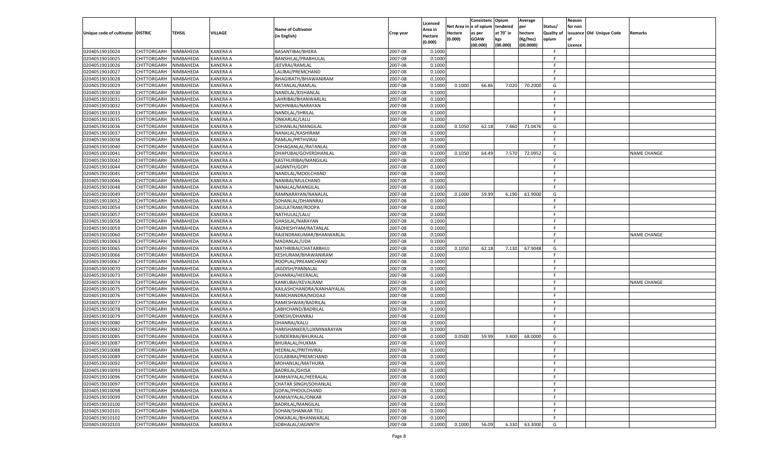| Unique code of cultivator | DISTRIC | TEHSIL | VILLAGE | Name of Cultivator (in English) | Crop year | Licensed Area in Hectare (0.000) | Net Area in Hectare (0.000) | Consistence of opium as per GOAW (00.000) | Opium tendered at 70° in kgs (00.000) | Average per hectare (Kg/hec) (00.0000) | Status/ Quality of opium | Reason for non issuance of Licence | Old Unique Code | Remarks |
|---|---|---|---|---|---|---|---|---|---|---|---|---|---|---|
| 02040519010024 | CHITTORGARH | NIMBAHEDA | KANERA A | BASANTIBAI/BHERA | 2007-08 | 0.1000 | | | | | F | | | |
| 02040519010025 | CHITTORGARH | NIMBAHEDA | KANERA A | BANSHILAL/PRABHULAL | 2007-08 | 0.1000 | | | | | F | | | |
| 02040519010026 | CHITTORGARH | NIMBAHEDA | KANERA A | JEEVRAJ/RAMLAL | 2007-08 | 0.1000 | | | | | F | | | |
| 02040519010027 | CHITTORGARH | NIMBAHEDA | KANERA A | LALIBAI/PREMCHAND | 2007-08 | 0.1000 | | | | | F | | | |
| 02040519010028 | CHITTORGARH | NIMBAHEDA | KANERA A | BHAGIRATH/BHAWANIRAM | 2007-08 | 0.1000 | | | | | F | | | |
| 02040519010029 | CHITTORGARH | NIMBAHEDA | KANERA A | RATANLAL/RAMLAL | 2007-08 | 0.1000 | 0.1000 | 66.86 | 7.020 | 70.2000 | G | | | |
| 02040519010030 | CHITTORGARH | NIMBAHEDA | KANERA A | NANDLAL/KISHANLAL | 2007-08 | 0.1000 | | | | | F | | | |
| 02040519010031 | CHITTORGARH | NIMBAHEDA | KANERA A | LAHRIBAI/BHANWARLAL | 2007-08 | 0.1000 | | | | | F | | | |
| 02040519010032 | CHITTORGARH | NIMBAHEDA | KANERA A | MOHNIBAI/NARAYAN | 2007-08 | 0.1000 | | | | | F | | | |
| 02040519010033 | CHITTORGARH | NIMBAHEDA | KANERA A | NANDLAL/SHRILAL | 2007-08 | 0.1000 | | | | | F | | | |
| 02040519010035 | CHITTORGARH | NIMBAHEDA | KANERA A | ONKARLAL/LALU | 2007-08 | 0.1000 | | | | | F | | | |
| 02040519010036 | CHITTORGARH | NIMBAHEDA | KANERA A | SOHANLAL/MANGILAL | 2007-08 | 0.1000 | 0.1050 | 62.18 | 7.460 | 71.0476 | G | | | |
| 02040519010037 | CHITTORGARH | NIMBAHEDA | KANERA A | NANALAL/KASHIRAM | 2007-08 | 0.1000 | | | | | F | | | |
| 02040519010038 | CHITTORGARH | NIMBAHEDA | KANERA A | RAMLAL/PRTHVIRAJ | 2007-08 | 0.1000 | | | | | F | | | |
| 02040519010040 | CHITTORGARH | NIMBAHEDA | KANERA A | CHHAGANLAL/RATANLAL | 2007-08 | 0.1000 | | | | | F | | | |
| 02040519010041 | CHITTORGARH | NIMBAHEDA | KANERA A | DHAPUBAI/GOVERDHANLAL | 2007-08 | 0.1000 | 0.1050 | 64.49 | 7.570 | 72.0952 | G | | | NAME CHANGE |
| 02040519010042 | CHITTORGARH | NIMBAHEDA | KANERA A | KASTHURIBAI/MANGILAL | 2007-08 | 0.1000 | | | | | F | | | |
| 02040519010044 | CHITTORGARH | NIMBAHEDA | KANERA A | JAGNNTH/GOPI | 2007-08 | 0.1000 | | | | | F | | | |
| 02040519010045 | CHITTORGARH | NIMBAHEDA | KANERA A | NANDLAL/MOOLCHAND | 2007-08 | 0.1000 | | | | | F | | | |
| 02040519010046 | CHITTORGARH | NIMBAHEDA | KANERA A | NANIBAI/MULCHAND | 2007-08 | 0.1000 | | | | | F | | | |
| 02040519010048 | CHITTORGARH | NIMBAHEDA | KANERA A | NANALAL/MANGILAL | 2007-08 | 0.1000 | | | | | F | | | |
| 02040519010049 | CHITTORGARH | NIMBAHEDA | KANERA A | RAMNARAYAN/NANALAL | 2007-08 | 0.1000 | 0.1000 | 59.99 | 6.190 | 61.9000 | G | | | |
| 02040519010052 | CHITTORGARH | NIMBAHEDA | KANERA A | SOHANLAL/DHANNRAJ | 2007-08 | 0.1000 | | | | | F | | | |
| 02040519010054 | CHITTORGARH | NIMBAHEDA | KANERA A | DAULATRAM/ROOPA | 2007-08 | 0.1000 | | | | | F | | | |
| 02040519010057 | CHITTORGARH | NIMBAHEDA | KANERA A | NATHULAL/LALU | 2007-08 | 0.1000 | | | | | F | | | |
| 02040519010058 | CHITTORGARH | NIMBAHEDA | KANERA A | GHASILAL/NARAYAN | 2007-08 | 0.1000 | | | | | F | | | |
| 02040519010059 | CHITTORGARH | NIMBAHEDA | KANERA A | RADHESHYAM/RATANLAL | 2007-08 | 0.1000 | | | | | F | | | |
| 02040519010060 | CHITTORGARH | NIMBAHEDA | KANERA A | RAJENDRAKUMAR/BHANWARLAL | 2007-08 | 0.1000 | | | | | F | | | NAME CHANGE |
| 02040519010063 | CHITTORGARH | NIMBAHEDA | KANERA A | MADANLAL/UDA | 2007-08 | 0.1000 | | | | | F | | | |
| 02040519010065 | CHITTORGARH | NIMBAHEDA | KANERA A | MATHRIBAI/CHATARBHUJ | 2007-08 | 0.1000 | 0.1050 | 62.18 | 7.130 | 67.9048 | G | | | |
| 02040519010066 | CHITTORGARH | NIMBAHEDA | KANERA A | KESHURAM/BHAWANIRAM | 2007-08 | 0.1000 | | | | | F | | | |
| 02040519010067 | CHITTORGARH | NIMBAHEDA | KANERA A | ROOPLAL/PREAMCHAND | 2007-08 | 0.1000 | | | | | F | | | |
| 02040519010070 | CHITTORGARH | NIMBAHEDA | KANERA A | JAGDISH/PANNALAL | 2007-08 | 0.1000 | | | | | F | | | |
| 02040519010073 | CHITTORGARH | NIMBAHEDA | KANERA A | DHANRAJ/HEERALAL | 2007-08 | 0.1000 | | | | | F | | | |
| 02040519010074 | CHITTORGARH | NIMBAHEDA | KANERA A | KANKUBAI/KEVALRAM | 2007-08 | 0.1000 | | | | | F | | | NAME CHANGE |
| 02040519010075 | CHITTORGARH | NIMBAHEDA | KANERA A | KAILASHCHANDRA/KANHAIYALAL | 2007-08 | 0.1000 | | | | | F | | | |
| 02040519010076 | CHITTORGARH | NIMBAHEDA | KANERA A | RAMCHANDRA/MODAJI | 2007-08 | 0.1000 | | | | | F | | | |
| 02040519010077 | CHITTORGARH | NIMBAHEDA | KANERA A | RAMESHWAR/BADRILAL | 2007-08 | 0.1000 | | | | | F | | | |
| 02040519010078 | CHITTORGARH | NIMBAHEDA | KANERA A | LABHCHAND/BADRILAL | 2007-08 | 0.1000 | | | | | F | | | |
| 02040519010079 | CHITTORGARH | NIMBAHEDA | KANERA A | DINESH/DHANRAJ | 2007-08 | 0.1000 | | | | | F | | | |
| 02040519010080 | CHITTORGARH | NIMBAHEDA | KANERA A | DHANRAJ/KALU | 2007-08 | 0.1000 | | | | | F | | | |
| 02040519010082 | CHITTORGARH | NIMBAHEDA | KANERA A | HARISHANKER/LUXMINARAYAN | 2007-08 | 0.1000 | | | | | F | | | |
| 02040519010085 | CHITTORGARH | NIMBAHEDA | KANERA A | SUNDERBAI/BHURALAL | 2007-08 | 0.1000 | 0.0500 | 59.99 | 3.400 | 68.0000 | G | | | |
| 02040519010087 | CHITTORGARH | NIMBAHEDA | KANERA A | BHURALAL/HUKMA | 2007-08 | 0.1000 | | | | | F | | | |
| 02040519010088 | CHITTORGARH | NIMBAHEDA | KANERA A | HEERALAL/PRITHVIRAJ | 2007-08 | 0.1000 | | | | | F | | | |
| 02040519010089 | CHITTORGARH | NIMBAHEDA | KANERA A | GULABIBAI/PREMCHAND | 2007-08 | 0.1000 | | | | | F | | | |
| 02040519010092 | CHITTORGARH | NIMBAHEDA | KANERA A | MOHANLAL/MATHURA | 2007-08 | 0.1000 | | | | | F | | | |
| 02040519010093 | CHITTORGARH | NIMBAHEDA | KANERA A | BADRILAL/GHISA | 2007-08 | 0.1000 | | | | | F | | | |
| 02040519010096 | CHITTORGARH | NIMBAHEDA | KANERA A | KANHAIYALAL/HEERALAL | 2007-08 | 0.1000 | | | | | F | | | |
| 02040519010097 | CHITTORGARH | NIMBAHEDA | KANERA A | CHATAR SINGH/SOHANLAL | 2007-08 | 0.1000 | | | | | F | | | |
| 02040519010098 | CHITTORGARH | NIMBAHEDA | KANERA A | GOPAL/PHOOLCHAND | 2007-08 | 0.1000 | | | | | F | | | |
| 02040519010099 | CHITTORGARH | NIMBAHEDA | KANERA A | KANHAIYALAL/ONKAR | 2007-08 | 0.1000 | | | | | F | | | |
| 02040519010100 | CHITTORGARH | NIMBAHEDA | KANERA A | BADRILAL/MANGILAL | 2007-08 | 0.1000 | | | | | F | | | |
| 02040519010101 | CHITTORGARH | NIMBAHEDA | KANERA A | SOHAN/SHANKAR TELI | 2007-08 | 0.1000 | | | | | F | | | |
| 02040519010102 | CHITTORGARH | NIMBAHEDA | KANERA A | ONKARLAL/BHANWARLAL | 2007-08 | 0.1000 | | | | | F | | | |
| 02040519010103 | CHITTORGARH | NIMBAHEDA | KANERA A | SOBHALAL/JAGNNTH | 2007-08 | 0.1000 | 0.1000 | 56.09 | 6.330 | 63.3000 | G | | | |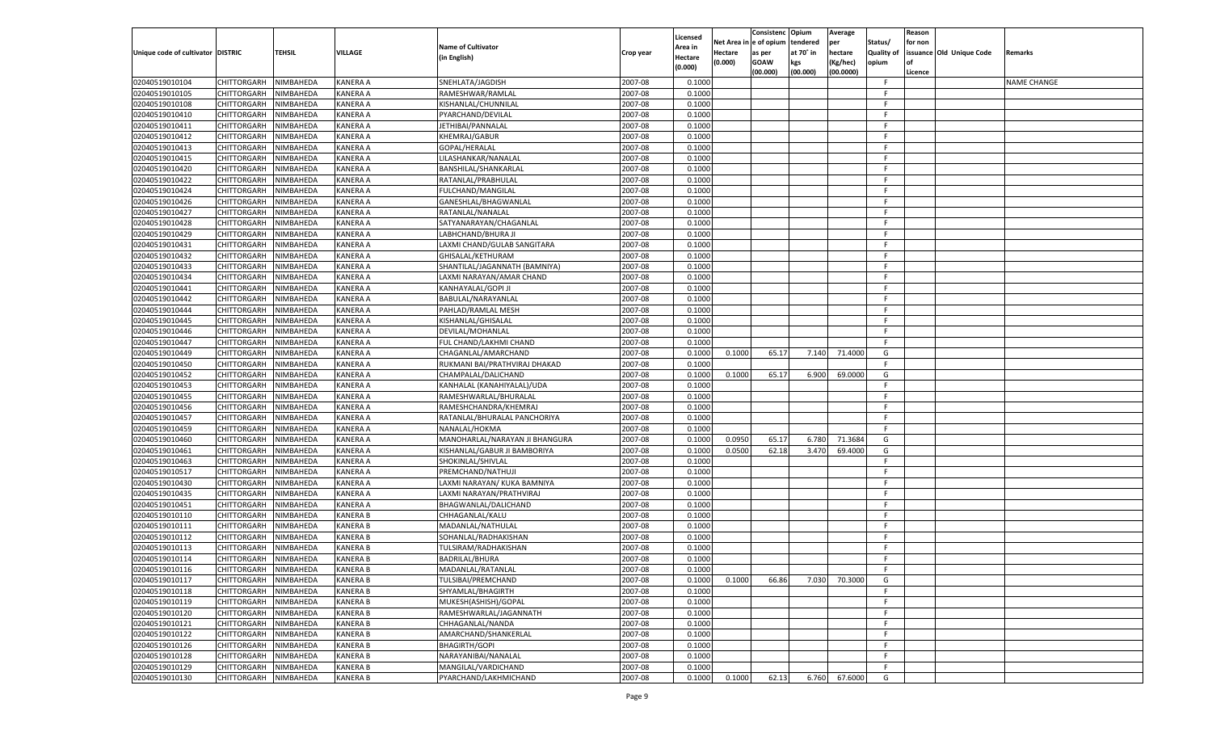| Unique code of cultivator | DISTRIC | TEHSIL | VILLAGE | Name of Cultivator (in English) | Crop year | Licensed Area in Hectare (0.000) | Net Area in Hectare (0.000) | Consistenc e of opium as per GOAW (00.000) | Opium tendered at 70° in kgs (00.000) | Average per hectare (Kg/hec) (00.0000) | Status/ Quality of opium | Reason for non issuance of Licence | Old Unique Code | Remarks |
|---|---|---|---|---|---|---|---|---|---|---|---|---|---|---|
| 02040519010104 | CHITTORGARH | NIMBAHEDA | KANERA A | SNEHLATA/JAGDISH | 2007-08 | 0.1000 | | | | | F | | | NAME CHANGE |
| 02040519010105 | CHITTORGARH | NIMBAHEDA | KANERA A | RAMESHWAR/RAMLAL | 2007-08 | 0.1000 | | | | | F | | | |
| 02040519010108 | CHITTORGARH | NIMBAHEDA | KANERA A | KISHANLAL/CHUNNILAL | 2007-08 | 0.1000 | | | | | F | | | |
| 02040519010410 | CHITTORGARH | NIMBAHEDA | KANERA A | PYARCHAND/DEVILAL | 2007-08 | 0.1000 | | | | | F | | | |
| 02040519010411 | CHITTORGARH | NIMBAHEDA | KANERA A | JETHIBAI/PANNALAL | 2007-08 | 0.1000 | | | | | F | | | |
| 02040519010412 | CHITTORGARH | NIMBAHEDA | KANERA A | KHEMRAJ/GABUR | 2007-08 | 0.1000 | | | | | F | | | |
| 02040519010413 | CHITTORGARH | NIMBAHEDA | KANERA A | GOPAL/HERALAL | 2007-08 | 0.1000 | | | | | F | | | |
| 02040519010415 | CHITTORGARH | NIMBAHEDA | KANERA A | LILASHANKAR/NANALAL | 2007-08 | 0.1000 | | | | | F | | | |
| 02040519010420 | CHITTORGARH | NIMBAHEDA | KANERA A | BANSHILAL/SHANKARLAL | 2007-08 | 0.1000 | | | | | F | | | |
| 02040519010422 | CHITTORGARH | NIMBAHEDA | KANERA A | RATANLAL/PRABHULAL | 2007-08 | 0.1000 | | | | | F | | | |
| 02040519010424 | CHITTORGARH | NIMBAHEDA | KANERA A | FULCHAND/MANGILAL | 2007-08 | 0.1000 | | | | | F | | | |
| 02040519010426 | CHITTORGARH | NIMBAHEDA | KANERA A | GANESHLAL/BHAGWANLAL | 2007-08 | 0.1000 | | | | | F | | | |
| 02040519010427 | CHITTORGARH | NIMBAHEDA | KANERA A | RATANLAL/NANALAL | 2007-08 | 0.1000 | | | | | F | | | |
| 02040519010428 | CHITTORGARH | NIMBAHEDA | KANERA A | SATYANARAYAN/CHAGANLAL | 2007-08 | 0.1000 | | | | | F | | | |
| 02040519010429 | CHITTORGARH | NIMBAHEDA | KANERA A | LABHCHAND/BHURA JI | 2007-08 | 0.1000 | | | | | F | | | |
| 02040519010431 | CHITTORGARH | NIMBAHEDA | KANERA A | LAXMI CHAND/GULAB SANGITARA | 2007-08 | 0.1000 | | | | | F | | | |
| 02040519010432 | CHITTORGARH | NIMBAHEDA | KANERA A | GHISALAL/KETHURAM | 2007-08 | 0.1000 | | | | | F | | | |
| 02040519010433 | CHITTORGARH | NIMBAHEDA | KANERA A | SHANTILAL/JAGANNATH (BAMNIYA) | 2007-08 | 0.1000 | | | | | F | | | |
| 02040519010434 | CHITTORGARH | NIMBAHEDA | KANERA A | LAXMI NARAYAN/AMAR CHAND | 2007-08 | 0.1000 | | | | | F | | | |
| 02040519010441 | CHITTORGARH | NIMBAHEDA | KANERA A | KANHAYALAL/GOPI JI | 2007-08 | 0.1000 | | | | | F | | | |
| 02040519010442 | CHITTORGARH | NIMBAHEDA | KANERA A | BABULAL/NARAYANLAL | 2007-08 | 0.1000 | | | | | F | | | |
| 02040519010444 | CHITTORGARH | NIMBAHEDA | KANERA A | PAHLAD/RAMLAL MESH | 2007-08 | 0.1000 | | | | | F | | | |
| 02040519010445 | CHITTORGARH | NIMBAHEDA | KANERA A | KISHANLAL/GHISALAL | 2007-08 | 0.1000 | | | | | F | | | |
| 02040519010446 | CHITTORGARH | NIMBAHEDA | KANERA A | DEVILAL/MOHANLAL | 2007-08 | 0.1000 | | | | | F | | | |
| 02040519010447 | CHITTORGARH | NIMBAHEDA | KANERA A | FUL CHAND/LAKHMI CHAND | 2007-08 | 0.1000 | | | | | F | | | |
| 02040519010449 | CHITTORGARH | NIMBAHEDA | KANERA A | CHAGANLAL/AMARCHAND | 2007-08 | 0.1000 | 0.1000 | 65.17 | 7.140 | 71.4000 | G | | | |
| 02040519010450 | CHITTORGARH | NIMBAHEDA | KANERA A | RUKMANI BAI/PRATHVIRAJ DHAKAD | 2007-08 | 0.1000 | | | | | F | | | |
| 02040519010452 | CHITTORGARH | NIMBAHEDA | KANERA A | CHAMPALAL/DALICHAND | 2007-08 | 0.1000 | 0.1000 | 65.17 | 6.900 | 69.0000 | G | | | |
| 02040519010453 | CHITTORGARH | NIMBAHEDA | KANERA A | KANHALAL (KANAHIYALAL)/UDA | 2007-08 | 0.1000 | | | | | F | | | |
| 02040519010455 | CHITTORGARH | NIMBAHEDA | KANERA A | RAMESHWARLAL/BHURALAL | 2007-08 | 0.1000 | | | | | F | | | |
| 02040519010456 | CHITTORGARH | NIMBAHEDA | KANERA A | RAMESHCHANDRA/KHEMRAJ | 2007-08 | 0.1000 | | | | | F | | | |
| 02040519010457 | CHITTORGARH | NIMBAHEDA | KANERA A | RATANLAL/BHURALAL PANCHORIYA | 2007-08 | 0.1000 | | | | | F | | | |
| 02040519010459 | CHITTORGARH | NIMBAHEDA | KANERA A | NANALAL/HOKMA | 2007-08 | 0.1000 | | | | | F | | | |
| 02040519010460 | CHITTORGARH | NIMBAHEDA | KANERA A | MANOHARLAL/NARAYAN JI BHANGURA | 2007-08 | 0.1000 | 0.0950 | 65.17 | 6.780 | 71.3684 | G | | | |
| 02040519010461 | CHITTORGARH | NIMBAHEDA | KANERA A | KISHANLAL/GABUR JI BAMBORIYA | 2007-08 | 0.1000 | 0.0500 | 62.18 | 3.470 | 69.4000 | G | | | |
| 02040519010463 | CHITTORGARH | NIMBAHEDA | KANERA A | SHOKINLAL/SHIVLAL | 2007-08 | 0.1000 | | | | | F | | | |
| 02040519010517 | CHITTORGARH | NIMBAHEDA | KANERA A | PREMCHAND/NATHUJI | 2007-08 | 0.1000 | | | | | F | | | |
| 02040519010430 | CHITTORGARH | NIMBAHEDA | KANERA A | LAXMI NARAYAN/ KUKA BAMNIYA | 2007-08 | 0.1000 | | | | | F | | | |
| 02040519010435 | CHITTORGARH | NIMBAHEDA | KANERA A | LAXMI NARAYAN/PRATHVIRAJ | 2007-08 | 0.1000 | | | | | F | | | |
| 02040519010451 | CHITTORGARH | NIMBAHEDA | KANERA A | BHAGWANLAL/DALICHAND | 2007-08 | 0.1000 | | | | | F | | | |
| 02040519010110 | CHITTORGARH | NIMBAHEDA | KANERA B | CHHAGANLAL/KALU | 2007-08 | 0.1000 | | | | | F | | | |
| 02040519010111 | CHITTORGARH | NIMBAHEDA | KANERA B | MADANLAL/NATHULAL | 2007-08 | 0.1000 | | | | | F | | | |
| 02040519010112 | CHITTORGARH | NIMBAHEDA | KANERA B | SOHANLAL/RADHAKISHAN | 2007-08 | 0.1000 | | | | | F | | | |
| 02040519010113 | CHITTORGARH | NIMBAHEDA | KANERA B | TULSIRAM/RADHAKISHAN | 2007-08 | 0.1000 | | | | | F | | | |
| 02040519010114 | CHITTORGARH | NIMBAHEDA | KANERA B | BADRILAL/BHURA | 2007-08 | 0.1000 | | | | | F | | | |
| 02040519010116 | CHITTORGARH | NIMBAHEDA | KANERA B | MADANLAL/RATANLAL | 2007-08 | 0.1000 | | | | | F | | | |
| 02040519010117 | CHITTORGARH | NIMBAHEDA | KANERA B | TULSIBAI/PREMCHAND | 2007-08 | 0.1000 | 0.1000 | 66.86 | 7.030 | 70.3000 | G | | | |
| 02040519010118 | CHITTORGARH | NIMBAHEDA | KANERA B | SHYAMLAL/BHAGIRTH | 2007-08 | 0.1000 | | | | | F | | | |
| 02040519010119 | CHITTORGARH | NIMBAHEDA | KANERA B | MUKESH(ASHISH)/GOPAL | 2007-08 | 0.1000 | | | | | F | | | |
| 02040519010120 | CHITTORGARH | NIMBAHEDA | KANERA B | RAMESHWARLAL/JAGANNATH | 2007-08 | 0.1000 | | | | | F | | | |
| 02040519010121 | CHITTORGARH | NIMBAHEDA | KANERA B | CHHAGANLAL/NANDA | 2007-08 | 0.1000 | | | | | F | | | |
| 02040519010122 | CHITTORGARH | NIMBAHEDA | KANERA B | AMARCHAND/SHANKERLAL | 2007-08 | 0.1000 | | | | | F | | | |
| 02040519010126 | CHITTORGARH | NIMBAHEDA | KANERA B | BHAGIRTH/GOPI | 2007-08 | 0.1000 | | | | | F | | | |
| 02040519010128 | CHITTORGARH | NIMBAHEDA | KANERA B | NARAYANIBAI/NANALAL | 2007-08 | 0.1000 | | | | | F | | | |
| 02040519010129 | CHITTORGARH | NIMBAHEDA | KANERA B | MANGILAL/VARDICHAND | 2007-08 | 0.1000 | | | | | F | | | |
| 02040519010130 | CHITTORGARH | NIMBAHEDA | KANERA B | PYARCHAND/LAKHMICHAND | 2007-08 | 0.1000 | 0.1000 | 62.13 | 6.760 | 67.6000 | G | | | |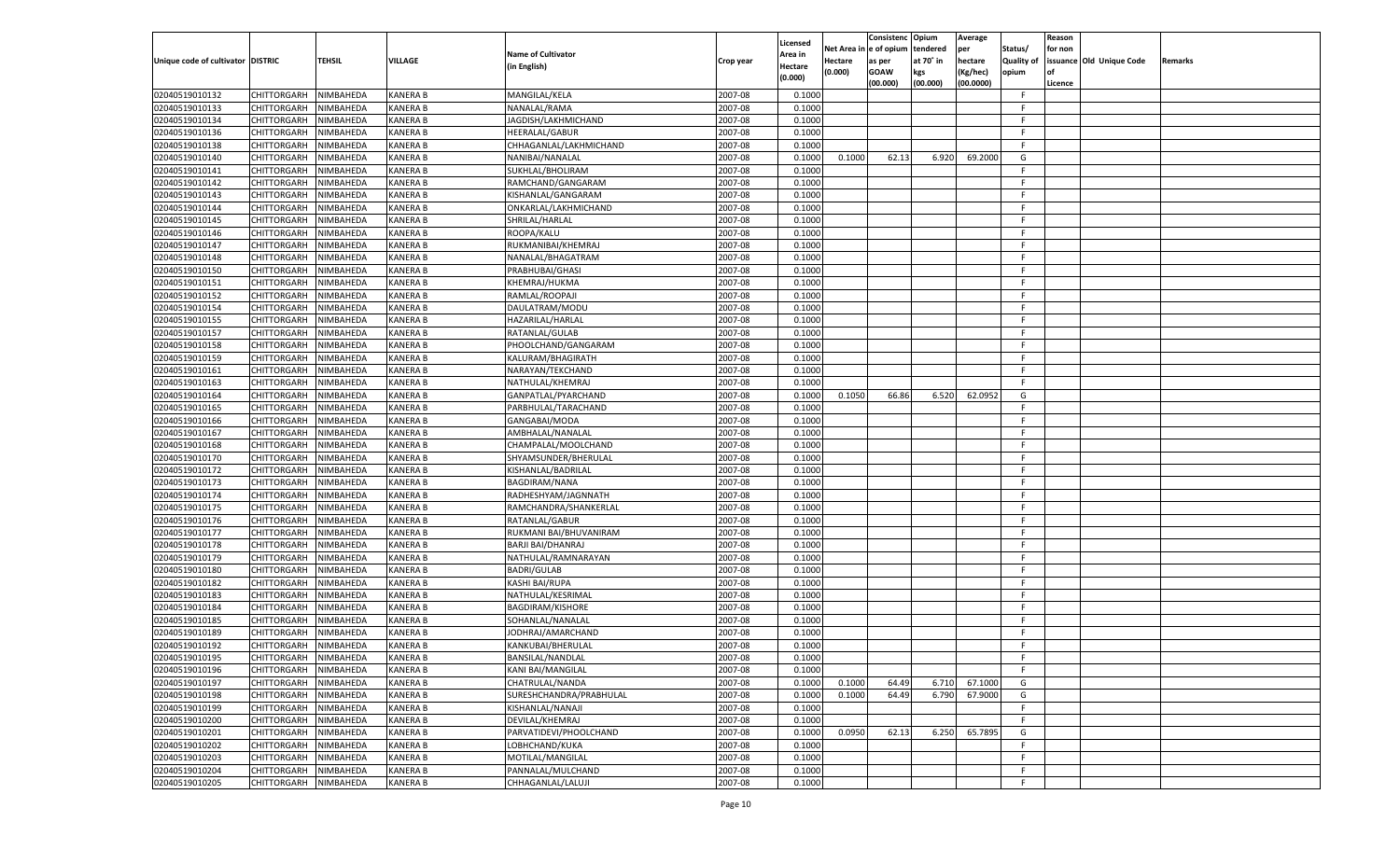| Unique code of cultivator | DISTRIC | TEHSIL | VILLAGE | Name of Cultivator (in English) | Crop year | Licensed Area in Hectare (0.000) | Net Area in Hectare (0.000) | Consistenc e of opium as per GOAW (00.000) | Opium tendered at 70° in kgs (00.000) | Average per hectare (Kg/hec) (00.0000) | Status/ Quality of opium | Reason for non issuance of Licence | Old Unique Code | Remarks |
|---|---|---|---|---|---|---|---|---|---|---|---|---|---|---|
| 02040519010132 | CHITTORGARH | NIMBAHEDA | KANERA B | MANGILAL/KELA | 2007-08 | 0.1000 | | | | | F | | | |
| 02040519010133 | CHITTORGARH | NIMBAHEDA | KANERA B | NANALAL/RAMA | 2007-08 | 0.1000 | | | | | F | | | |
| 02040519010134 | CHITTORGARH | NIMBAHEDA | KANERA B | JAGDISH/LAKHMICHAND | 2007-08 | 0.1000 | | | | | F | | | |
| 02040519010136 | CHITTORGARH | NIMBAHEDA | KANERA B | HEERALAL/GABUR | 2007-08 | 0.1000 | | | | | F | | | |
| 02040519010138 | CHITTORGARH | NIMBAHEDA | KANERA B | CHHAGANLAL/LAKHMICHAND | 2007-08 | 0.1000 | | | | | F | | | |
| 02040519010140 | CHITTORGARH | NIMBAHEDA | KANERA B | NANIBAI/NANALAL | 2007-08 | 0.1000 | 0.1000 | 62.13 | 6.920 | 69.2000 | G | | | |
| 02040519010141 | CHITTORGARH | NIMBAHEDA | KANERA B | SUKHLAL/BHOLIRAM | 2007-08 | 0.1000 | | | | | F | | | |
| 02040519010142 | CHITTORGARH | NIMBAHEDA | KANERA B | RAMCHAND/GANGARAM | 2007-08 | 0.1000 | | | | | F | | | |
| 02040519010143 | CHITTORGARH | NIMBAHEDA | KANERA B | KISHANLAL/GANGARAM | 2007-08 | 0.1000 | | | | | F | | | |
| 02040519010144 | CHITTORGARH | NIMBAHEDA | KANERA B | ONKARLAL/LAKHMICHAND | 2007-08 | 0.1000 | | | | | F | | | |
| 02040519010145 | CHITTORGARH | NIMBAHEDA | KANERA B | SHRILAL/HARLAL | 2007-08 | 0.1000 | | | | | F | | | |
| 02040519010146 | CHITTORGARH | NIMBAHEDA | KANERA B | ROOPA/KALU | 2007-08 | 0.1000 | | | | | F | | | |
| 02040519010147 | CHITTORGARH | NIMBAHEDA | KANERA B | RUKMANIBAI/KHEMRAJ | 2007-08 | 0.1000 | | | | | F | | | |
| 02040519010148 | CHITTORGARH | NIMBAHEDA | KANERA B | NANALAL/BHAGATRAM | 2007-08 | 0.1000 | | | | | F | | | |
| 02040519010150 | CHITTORGARH | NIMBAHEDA | KANERA B | PRABHUBAI/GHASI | 2007-08 | 0.1000 | | | | | F | | | |
| 02040519010151 | CHITTORGARH | NIMBAHEDA | KANERA B | KHEMRAJ/HUKMA | 2007-08 | 0.1000 | | | | | F | | | |
| 02040519010152 | CHITTORGARH | NIMBAHEDA | KANERA B | RAMLAL/ROOPAJI | 2007-08 | 0.1000 | | | | | F | | | |
| 02040519010154 | CHITTORGARH | NIMBAHEDA | KANERA B | DAULATRAM/MODU | 2007-08 | 0.1000 | | | | | F | | | |
| 02040519010155 | CHITTORGARH | NIMBAHEDA | KANERA B | HAZARILAL/HARLAL | 2007-08 | 0.1000 | | | | | F | | | |
| 02040519010157 | CHITTORGARH | NIMBAHEDA | KANERA B | RATANLAL/GULAB | 2007-08 | 0.1000 | | | | | F | | | |
| 02040519010158 | CHITTORGARH | NIMBAHEDA | KANERA B | PHOOLCHAND/GANGARAM | 2007-08 | 0.1000 | | | | | F | | | |
| 02040519010159 | CHITTORGARH | NIMBAHEDA | KANERA B | KALURAM/BHAGIRATH | 2007-08 | 0.1000 | | | | | F | | | |
| 02040519010161 | CHITTORGARH | NIMBAHEDA | KANERA B | NARAYAN/TEKCHAND | 2007-08 | 0.1000 | | | | | F | | | |
| 02040519010163 | CHITTORGARH | NIMBAHEDA | KANERA B | NATHULAL/KHEMRAJ | 2007-08 | 0.1000 | | | | | F | | | |
| 02040519010164 | CHITTORGARH | NIMBAHEDA | KANERA B | GANPATLAL/PYARCHAND | 2007-08 | 0.1000 | 0.1050 | 66.86 | 6.520 | 62.0952 | G | | | |
| 02040519010165 | CHITTORGARH | NIMBAHEDA | KANERA B | PARBHULAL/TARACHAND | 2007-08 | 0.1000 | | | | | F | | | |
| 02040519010166 | CHITTORGARH | NIMBAHEDA | KANERA B | GANGABAI/MODA | 2007-08 | 0.1000 | | | | | F | | | |
| 02040519010167 | CHITTORGARH | NIMBAHEDA | KANERA B | AMBHALAL/NANALAL | 2007-08 | 0.1000 | | | | | F | | | |
| 02040519010168 | CHITTORGARH | NIMBAHEDA | KANERA B | CHAMPALAL/MOOLCHAND | 2007-08 | 0.1000 | | | | | F | | | |
| 02040519010170 | CHITTORGARH | NIMBAHEDA | KANERA B | SHYAMSUNDER/BHERULAL | 2007-08 | 0.1000 | | | | | F | | | |
| 02040519010172 | CHITTORGARH | NIMBAHEDA | KANERA B | KISHANLAL/BADRILAL | 2007-08 | 0.1000 | | | | | F | | | |
| 02040519010173 | CHITTORGARH | NIMBAHEDA | KANERA B | BAGDIRAM/NANA | 2007-08 | 0.1000 | | | | | F | | | |
| 02040519010174 | CHITTORGARH | NIMBAHEDA | KANERA B | RADHESHYAM/JAGNNATH | 2007-08 | 0.1000 | | | | | F | | | |
| 02040519010175 | CHITTORGARH | NIMBAHEDA | KANERA B | RAMCHANDRA/SHANKERLAL | 2007-08 | 0.1000 | | | | | F | | | |
| 02040519010176 | CHITTORGARH | NIMBAHEDA | KANERA B | RATANLAL/GABUR | 2007-08 | 0.1000 | | | | | F | | | |
| 02040519010177 | CHITTORGARH | NIMBAHEDA | KANERA B | RUKMANI BAI/BHUVANIRAM | 2007-08 | 0.1000 | | | | | F | | | |
| 02040519010178 | CHITTORGARH | NIMBAHEDA | KANERA B | BARJI BAI/DHANRAJ | 2007-08 | 0.1000 | | | | | F | | | |
| 02040519010179 | CHITTORGARH | NIMBAHEDA | KANERA B | NATHULAL/RAMNARAYAN | 2007-08 | 0.1000 | | | | | F | | | |
| 02040519010180 | CHITTORGARH | NIMBAHEDA | KANERA B | BADRI/GULAB | 2007-08 | 0.1000 | | | | | F | | | |
| 02040519010182 | CHITTORGARH | NIMBAHEDA | KANERA B | KASHI BAI/RUPA | 2007-08 | 0.1000 | | | | | F | | | |
| 02040519010183 | CHITTORGARH | NIMBAHEDA | KANERA B | NATHULAL/KESRIMAL | 2007-08 | 0.1000 | | | | | F | | | |
| 02040519010184 | CHITTORGARH | NIMBAHEDA | KANERA B | BAGDIRAM/KISHORE | 2007-08 | 0.1000 | | | | | F | | | |
| 02040519010185 | CHITTORGARH | NIMBAHEDA | KANERA B | SOHANLAL/NANALAL | 2007-08 | 0.1000 | | | | | F | | | |
| 02040519010189 | CHITTORGARH | NIMBAHEDA | KANERA B | JODHRAJ/AMARCHAND | 2007-08 | 0.1000 | | | | | F | | | |
| 02040519010192 | CHITTORGARH | NIMBAHEDA | KANERA B | KANKUBAI/BHERULAL | 2007-08 | 0.1000 | | | | | F | | | |
| 02040519010195 | CHITTORGARH | NIMBAHEDA | KANERA B | BANSILAL/NANDLAL | 2007-08 | 0.1000 | | | | | F | | | |
| 02040519010196 | CHITTORGARH | NIMBAHEDA | KANERA B | KANI BAI/MANGILAL | 2007-08 | 0.1000 | | | | | F | | | |
| 02040519010197 | CHITTORGARH | NIMBAHEDA | KANERA B | CHATRULAL/NANDA | 2007-08 | 0.1000 | 0.1000 | 64.49 | 6.710 | 67.1000 | G | | | |
| 02040519010198 | CHITTORGARH | NIMBAHEDA | KANERA B | SURESHCHANDRA/PRABHULAL | 2007-08 | 0.1000 | 0.1000 | 64.49 | 6.790 | 67.9000 | G | | | |
| 02040519010199 | CHITTORGARH | NIMBAHEDA | KANERA B | KISHANLAL/NANAJI | 2007-08 | 0.1000 | | | | | F | | | |
| 02040519010200 | CHITTORGARH | NIMBAHEDA | KANERA B | DEVILAL/KHEMRAJ | 2007-08 | 0.1000 | | | | | F | | | |
| 02040519010201 | CHITTORGARH | NIMBAHEDA | KANERA B | PARVATIDEVI/PHOOLCHAND | 2007-08 | 0.1000 | 0.0950 | 62.13 | 6.250 | 65.7895 | G | | | |
| 02040519010202 | CHITTORGARH | NIMBAHEDA | KANERA B | LOBHCHAND/KUKA | 2007-08 | 0.1000 | | | | | F | | | |
| 02040519010203 | CHITTORGARH | NIMBAHEDA | KANERA B | MOTILAL/MANGILAL | 2007-08 | 0.1000 | | | | | F | | | |
| 02040519010204 | CHITTORGARH | NIMBAHEDA | KANERA B | PANNALAL/MULCHAND | 2007-08 | 0.1000 | | | | | F | | | |
| 02040519010205 | CHITTORGARH | NIMBAHEDA | KANERA B | CHHAGANLAL/LALUJI | 2007-08 | 0.1000 | | | | | F | | | |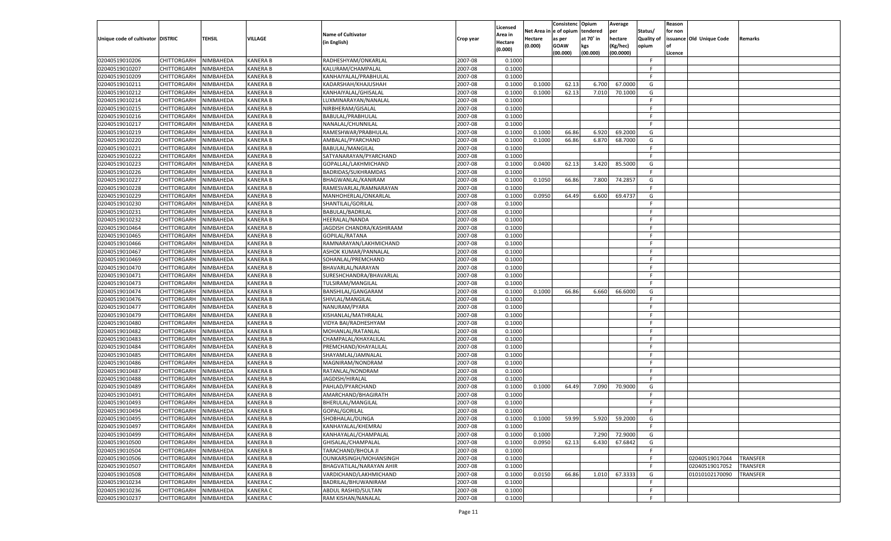| Unique code of cultivator | DISTRIC | TEHSIL | VILLAGE | Name of Cultivator (in English) | Crop year | Licensed Area in Hectare (0.000) | Net Area in Hectare (0.000) | Consistenc e of opium as per GOAW (00.000) | Opium tendered at 70˚ in kgs (00.000) | Average per hectare (Kg/hec) (00.0000) | Status/ Quality of opium | Reason for non issuance of Licence | Old Unique Code | Remarks |
|---|---|---|---|---|---|---|---|---|---|---|---|---|---|---|
| 02040519010206 | CHITTORGARH | NIMBAHEDA | KANERA B | RADHESHYAM/ONKARLAL | 2007-08 | 0.1000 | | | | | F | | | |
| 02040519010207 | CHITTORGARH | NIMBAHEDA | KANERA B | KALURAM/CHAMPALAL | 2007-08 | 0.1000 | | | | | F | | | |
| 02040519010209 | CHITTORGARH | NIMBAHEDA | KANERA B | KANHAIYALAL/PRABHULAL | 2007-08 | 0.1000 | | | | | F | | | |
| 02040519010211 | CHITTORGARH | NIMBAHEDA | KANERA B | KADARSHAH/KHAJUSHAH | 2007-08 | 0.1000 | 0.1000 | 62.13 | 6.700 | 67.0000 | G | | | |
| 02040519010212 | CHITTORGARH | NIMBAHEDA | KANERA B | KANHAIYALAL/GHISALAL | 2007-08 | 0.1000 | 0.1000 | 62.13 | 7.010 | 70.1000 | G | | | |
| 02040519010214 | CHITTORGARH | NIMBAHEDA | KANERA B | LUXMINARAYAN/NANALAL | 2007-08 | 0.1000 | | | | | F | | | |
| 02040519010215 | CHITTORGARH | NIMBAHEDA | KANERA B | NIRBHERAM/GISALAL | 2007-08 | 0.1000 | | | | | F | | | |
| 02040519010216 | CHITTORGARH | NIMBAHEDA | KANERA B | BABULAL/PRABHULAL | 2007-08 | 0.1000 | | | | | F | | | |
| 02040519010217 | CHITTORGARH | NIMBAHEDA | KANERA B | NANALAL/CHUNNILAL | 2007-08 | 0.1000 | | | | | F | | | |
| 02040519010219 | CHITTORGARH | NIMBAHEDA | KANERA B | RAMESHWAR/PRABHULAL | 2007-08 | 0.1000 | 0.1000 | 66.86 | 6.920 | 69.2000 | G | | | |
| 02040519010220 | CHITTORGARH | NIMBAHEDA | KANERA B | AMBALAL/PYARCHAND | 2007-08 | 0.1000 | 0.1000 | 66.86 | 6.870 | 68.7000 | G | | | |
| 02040519010221 | CHITTORGARH | NIMBAHEDA | KANERA B | BABULAL/MANGILAL | 2007-08 | 0.1000 | | | | | F | | | |
| 02040519010222 | CHITTORGARH | NIMBAHEDA | KANERA B | SATYANARAYAN/PYARCHAND | 2007-08 | 0.1000 | | | | | F | | | |
| 02040519010223 | CHITTORGARH | NIMBAHEDA | KANERA B | GOPALLAL/LAKHMICHAND | 2007-08 | 0.1000 | 0.0400 | 62.13 | 3.420 | 85.5000 | G | | | |
| 02040519010226 | CHITTORGARH | NIMBAHEDA | KANERA B | BADRIDAS/SUKHRAMDAS | 2007-08 | 0.1000 | | | | | F | | | |
| 02040519010227 | CHITTORGARH | NIMBAHEDA | KANERA B | BHAGWANLAL/KANIRAM | 2007-08 | 0.1000 | 0.1050 | 66.86 | 7.800 | 74.2857 | G | | | |
| 02040519010228 | CHITTORGARH | NIMBAHEDA | KANERA B | RAMESVARLAL/RAMNARAYAN | 2007-08 | 0.1000 | | | | | F | | | |
| 02040519010229 | CHITTORGARH | NIMBAHEDA | KANERA B | MANHOHERLAL/ONKARLAL | 2007-08 | 0.1000 | 0.0950 | 64.49 | 6.600 | 69.4737 | G | | | |
| 02040519010230 | CHITTORGARH | NIMBAHEDA | KANERA B | SHANTILAL/GORILAL | 2007-08 | 0.1000 | | | | | F | | | |
| 02040519010231 | CHITTORGARH | NIMBAHEDA | KANERA B | BABULAL/BADRILAL | 2007-08 | 0.1000 | | | | | F | | | |
| 02040519010232 | CHITTORGARH | NIMBAHEDA | KANERA B | HEERALAL/NANDA | 2007-08 | 0.1000 | | | | | F | | | |
| 02040519010464 | CHITTORGARH | NIMBAHEDA | KANERA B | JAGDISH CHANDRA/KASHIRAAM | 2007-08 | 0.1000 | | | | | F | | | |
| 02040519010465 | CHITTORGARH | NIMBAHEDA | KANERA B | GOPILAL/RATANA | 2007-08 | 0.1000 | | | | | F | | | |
| 02040519010466 | CHITTORGARH | NIMBAHEDA | KANERA B | RAMNARAYAN/LAKHMICHAND | 2007-08 | 0.1000 | | | | | F | | | |
| 02040519010467 | CHITTORGARH | NIMBAHEDA | KANERA B | ASHOK KUMAR/PANNALAL | 2007-08 | 0.1000 | | | | | F | | | |
| 02040519010469 | CHITTORGARH | NIMBAHEDA | KANERA B | SOHANLAL/PREMCHAND | 2007-08 | 0.1000 | | | | | F | | | |
| 02040519010470 | CHITTORGARH | NIMBAHEDA | KANERA B | BHAVARLAL/NARAYAN | 2007-08 | 0.1000 | | | | | F | | | |
| 02040519010471 | CHITTORGARH | NIMBAHEDA | KANERA B | SURESHCHANDRA/BHAVARLAL | 2007-08 | 0.1000 | | | | | F | | | |
| 02040519010473 | CHITTORGARH | NIMBAHEDA | KANERA B | TULSIRAM/MANGILAL | 2007-08 | 0.1000 | | | | | F | | | |
| 02040519010474 | CHITTORGARH | NIMBAHEDA | KANERA B | BANSHILAL/GANGARAM | 2007-08 | 0.1000 | 0.1000 | 66.86 | 6.660 | 66.6000 | G | | | |
| 02040519010476 | CHITTORGARH | NIMBAHEDA | KANERA B | SHIVLAL/MANGILAL | 2007-08 | 0.1000 | | | | | F | | | |
| 02040519010477 | CHITTORGARH | NIMBAHEDA | KANERA B | NANURAM/PYARA | 2007-08 | 0.1000 | | | | | F | | | |
| 02040519010479 | CHITTORGARH | NIMBAHEDA | KANERA B | KISHANLAL/MATHRALAL | 2007-08 | 0.1000 | | | | | F | | | |
| 02040519010480 | CHITTORGARH | NIMBAHEDA | KANERA B | VIDYA BAI/RADHESHYAM | 2007-08 | 0.1000 | | | | | F | | | |
| 02040519010482 | CHITTORGARH | NIMBAHEDA | KANERA B | MOHANLAL/RATANLAL | 2007-08 | 0.1000 | | | | | F | | | |
| 02040519010483 | CHITTORGARH | NIMBAHEDA | KANERA B | CHAMPALAL/KHAYALILAL | 2007-08 | 0.1000 | | | | | F | | | |
| 02040519010484 | CHITTORGARH | NIMBAHEDA | KANERA B | PREMCHAND/KHAYALILAL | 2007-08 | 0.1000 | | | | | F | | | |
| 02040519010485 | CHITTORGARH | NIMBAHEDA | KANERA B | SHAYAMLAL/JAMNALAL | 2007-08 | 0.1000 | | | | | F | | | |
| 02040519010486 | CHITTORGARH | NIMBAHEDA | KANERA B | MAGNIRAM/NONDRAM | 2007-08 | 0.1000 | | | | | F | | | |
| 02040519010487 | CHITTORGARH | NIMBAHEDA | KANERA B | RATANLAL/NONDRAM | 2007-08 | 0.1000 | | | | | F | | | |
| 02040519010488 | CHITTORGARH | NIMBAHEDA | KANERA B | JAGDISH/HIRALAL | 2007-08 | 0.1000 | | | | | F | | | |
| 02040519010489 | CHITTORGARH | NIMBAHEDA | KANERA B | PAHLAD/PYARCHAND | 2007-08 | 0.1000 | 0.1000 | 64.49 | 7.090 | 70.9000 | G | | | |
| 02040519010491 | CHITTORGARH | NIMBAHEDA | KANERA B | AMARCHAND/BHAGIRATH | 2007-08 | 0.1000 | | | | | F | | | |
| 02040519010493 | CHITTORGARH | NIMBAHEDA | KANERA B | BHERULAL/MANGILAL | 2007-08 | 0.1000 | | | | | F | | | |
| 02040519010494 | CHITTORGARH | NIMBAHEDA | KANERA B | GOPAL/GORILAL | 2007-08 | 0.1000 | | | | | F | | | |
| 02040519010495 | CHITTORGARH | NIMBAHEDA | KANERA B | SHOBHALAL/DUNGA | 2007-08 | 0.1000 | 0.1000 | 59.99 | 5.920 | 59.2000 | G | | | |
| 02040519010497 | CHITTORGARH | NIMBAHEDA | KANERA B | KANHAYALAL/KHEMRAJ | 2007-08 | 0.1000 | | | | | F | | | |
| 02040519010499 | CHITTORGARH | NIMBAHEDA | KANERA B | KANHAYALAL/CHAMPALAL | 2007-08 | 0.1000 | 0.1000 | | 7.290 | 72.9000 | G | | | |
| 02040519010500 | CHITTORGARH | NIMBAHEDA | KANERA B | GHISALAL/CHAMPALAL | 2007-08 | 0.1000 | 0.0950 | 62.13 | 6.430 | 67.6842 | G | | | |
| 02040519010504 | CHITTORGARH | NIMBAHEDA | KANERA B | TARACHAND/BHOLA JI | 2007-08 | 0.1000 | | | | | F | | | |
| 02040519010506 | CHITTORGARH | NIMBAHEDA | KANERA B | OUNKARSINGH/MOHANSINGH | 2007-08 | 0.1000 | | | | | F | | 02040519017044 | TRANSFER |
| 02040519010507 | CHITTORGARH | NIMBAHEDA | KANERA B | BHAGVATILAL/NARAYAN AHIR | 2007-08 | 0.1000 | | | | | F | | 02040519017052 | TRANSFER |
| 02040519010508 | CHITTORGARH | NIMBAHEDA | KANERA B | VARDICHAND/LAKHMICHAND | 2007-08 | 0.1000 | 0.0150 | 66.86 | 1.010 | 67.3333 | G | | 01010102170090 | TRANSFER |
| 02040519010234 | CHITTORGARH | NIMBAHEDA | KANERA C | BADRILAL/BHUWANIRAM | 2007-08 | 0.1000 | | | | | F | | | |
| 02040519010236 | CHITTORGARH | NIMBAHEDA | KANERA C | ABDUL RASHID/SULTAN | 2007-08 | 0.1000 | | | | | F | | | |
| 02040519010237 | CHITTORGARH | NIMBAHEDA | KANERA C | RAM KISHAN/NANALAL | 2007-08 | 0.1000 | | | | | F | | | |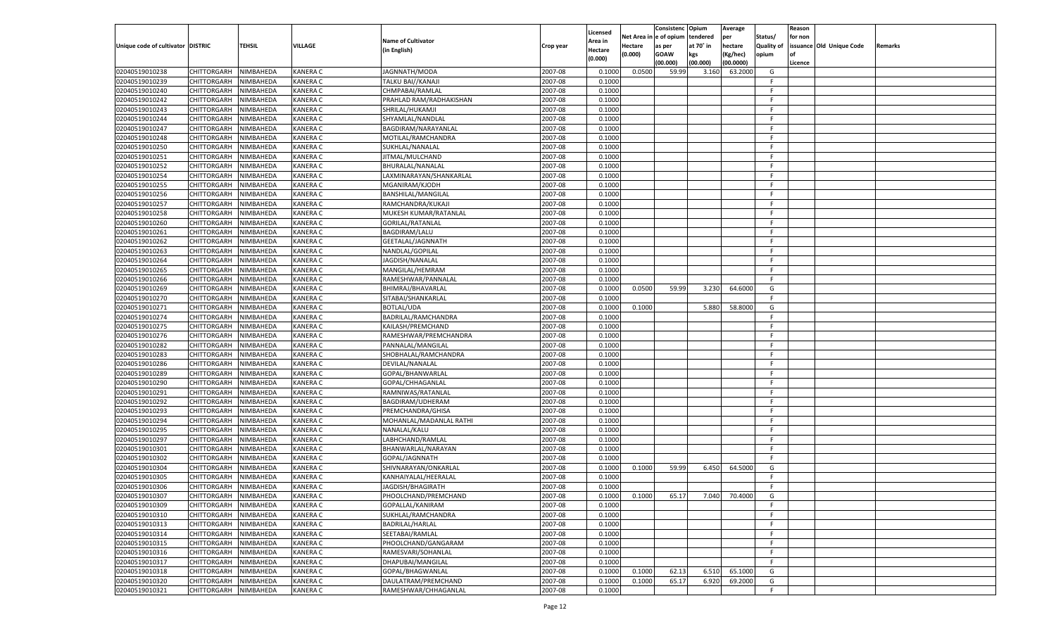| Unique code of cultivator | DISTRIC | TEHSIL | VILLAGE | Name of Cultivator (in English) | Crop year | Licensed Area in Hectare (0.000) | Net Area in Hectare (0.000) | Consistence of opium as per GOAW (00.000) | Opium tendered at 70° in kgs (00.000) | Average per hectare (Kg/hec) (00.0000) | Status/ Quality of opium | Reason for non issuance of Licence | Old Unique Code | Remarks |
|---|---|---|---|---|---|---|---|---|---|---|---|---|---|---|
| 02040519010238 | CHITTORGARH | NIMBAHEDA | KANERA C | JAGNNATH/MODA | 2007-08 | 0.1000 | 0.0500 | 59.99 | 3.160 | 63.2000 | G | | | |
| 02040519010239 | CHITTORGARH | NIMBAHEDA | KANERA C | TALKU BAI//KANAJI | 2007-08 | 0.1000 | | | | | F | | | |
| 02040519010240 | CHITTORGARH | NIMBAHEDA | KANERA C | CHMPABAI/RAMLAL | 2007-08 | 0.1000 | | | | | F | | | |
| 02040519010242 | CHITTORGARH | NIMBAHEDA | KANERA C | PRAHLAD RAM/RADHAKISHAN | 2007-08 | 0.1000 | | | | | F | | | |
| 02040519010243 | CHITTORGARH | NIMBAHEDA | KANERA C | SHRILAL/HUKAMJI | 2007-08 | 0.1000 | | | | | F | | | |
| 02040519010244 | CHITTORGARH | NIMBAHEDA | KANERA C | SHYAMLAL/NANDLAL | 2007-08 | 0.1000 | | | | | F | | | |
| 02040519010247 | CHITTORGARH | NIMBAHEDA | KANERA C | BAGDIRAM/NARAYANLAL | 2007-08 | 0.1000 | | | | | F | | | |
| 02040519010248 | CHITTORGARH | NIMBAHEDA | KANERA C | MOTILAL/RAMCHANDRA | 2007-08 | 0.1000 | | | | | F | | | |
| 02040519010250 | CHITTORGARH | NIMBAHEDA | KANERA C | SUKHLAL/NANALAL | 2007-08 | 0.1000 | | | | | F | | | |
| 02040519010251 | CHITTORGARH | NIMBAHEDA | KANERA C | JITMAL/MULCHAND | 2007-08 | 0.1000 | | | | | F | | | |
| 02040519010252 | CHITTORGARH | NIMBAHEDA | KANERA C | BHURALAL/NANALAL | 2007-08 | 0.1000 | | | | | F | | | |
| 02040519010254 | CHITTORGARH | NIMBAHEDA | KANERA C | LAXMINARAYAN/SHANKARLAL | 2007-08 | 0.1000 | | | | | F | | | |
| 02040519010255 | CHITTORGARH | NIMBAHEDA | KANERA C | MGANIRAM/KJODH | 2007-08 | 0.1000 | | | | | F | | | |
| 02040519010256 | CHITTORGARH | NIMBAHEDA | KANERA C | BANSHILAL/MANGILAL | 2007-08 | 0.1000 | | | | | F | | | |
| 02040519010257 | CHITTORGARH | NIMBAHEDA | KANERA C | RAMCHANDRA/KUKAJI | 2007-08 | 0.1000 | | | | | F | | | |
| 02040519010258 | CHITTORGARH | NIMBAHEDA | KANERA C | MUKESH KUMAR/RATANLAL | 2007-08 | 0.1000 | | | | | F | | | |
| 02040519010260 | CHITTORGARH | NIMBAHEDA | KANERA C | GORILAL/RATANLAL | 2007-08 | 0.1000 | | | | | F | | | |
| 02040519010261 | CHITTORGARH | NIMBAHEDA | KANERA C | BAGDIRAM/LALU | 2007-08 | 0.1000 | | | | | F | | | |
| 02040519010262 | CHITTORGARH | NIMBAHEDA | KANERA C | GEETALAL/JAGNNATH | 2007-08 | 0.1000 | | | | | F | | | |
| 02040519010263 | CHITTORGARH | NIMBAHEDA | KANERA C | NANDLAL/GOPILAL | 2007-08 | 0.1000 | | | | | F | | | |
| 02040519010264 | CHITTORGARH | NIMBAHEDA | KANERA C | JAGDISH/NANALAL | 2007-08 | 0.1000 | | | | | F | | | |
| 02040519010265 | CHITTORGARH | NIMBAHEDA | KANERA C | MANGILAL/HEMRAM | 2007-08 | 0.1000 | | | | | F | | | |
| 02040519010266 | CHITTORGARH | NIMBAHEDA | KANERA C | RAMESHWAR/PANNALAL | 2007-08 | 0.1000 | | | | | F | | | |
| 02040519010269 | CHITTORGARH | NIMBAHEDA | KANERA C | BHIMRAJ/BHAVARLAL | 2007-08 | 0.1000 | 0.0500 | 59.99 | 3.230 | 64.6000 | G | | | |
| 02040519010270 | CHITTORGARH | NIMBAHEDA | KANERA C | SITABAI/SHANKARLAL | 2007-08 | 0.1000 | | | | | F | | | |
| 02040519010271 | CHITTORGARH | NIMBAHEDA | KANERA C | BOTLAL/UDA | 2007-08 | 0.1000 | 0.1000 | | 5.880 | 58.8000 | G | | | |
| 02040519010274 | CHITTORGARH | NIMBAHEDA | KANERA C | BADRILAL/RAMCHANDRA | 2007-08 | 0.1000 | | | | | F | | | |
| 02040519010275 | CHITTORGARH | NIMBAHEDA | KANERA C | KAILASH/PREMCHAND | 2007-08 | 0.1000 | | | | | F | | | |
| 02040519010276 | CHITTORGARH | NIMBAHEDA | KANERA C | RAMESHWAR/PREMCHANDRA | 2007-08 | 0.1000 | | | | | F | | | |
| 02040519010282 | CHITTORGARH | NIMBAHEDA | KANERA C | PANNALAL/MANGILAL | 2007-08 | 0.1000 | | | | | F | | | |
| 02040519010283 | CHITTORGARH | NIMBAHEDA | KANERA C | SHOBHALAL/RAMCHANDRA | 2007-08 | 0.1000 | | | | | F | | | |
| 02040519010286 | CHITTORGARH | NIMBAHEDA | KANERA C | DEVILAL/NANALAL | 2007-08 | 0.1000 | | | | | F | | | |
| 02040519010289 | CHITTORGARH | NIMBAHEDA | KANERA C | GOPAL/BHANWARLAL | 2007-08 | 0.1000 | | | | | F | | | |
| 02040519010290 | CHITTORGARH | NIMBAHEDA | KANERA C | GOPAL/CHHAGANLAL | 2007-08 | 0.1000 | | | | | F | | | |
| 02040519010291 | CHITTORGARH | NIMBAHEDA | KANERA C | RAMNIWAS/RATANLAL | 2007-08 | 0.1000 | | | | | F | | | |
| 02040519010292 | CHITTORGARH | NIMBAHEDA | KANERA C | BAGDIRAM/UDHERAM | 2007-08 | 0.1000 | | | | | F | | | |
| 02040519010293 | CHITTORGARH | NIMBAHEDA | KANERA C | PREMCHANDRA/GHISA | 2007-08 | 0.1000 | | | | | F | | | |
| 02040519010294 | CHITTORGARH | NIMBAHEDA | KANERA C | MOHANLAL/MADANLAL RATHI | 2007-08 | 0.1000 | | | | | F | | | |
| 02040519010295 | CHITTORGARH | NIMBAHEDA | KANERA C | NANALAL/KALU | 2007-08 | 0.1000 | | | | | F | | | |
| 02040519010297 | CHITTORGARH | NIMBAHEDA | KANERA C | LABHCHAND/RAMLAL | 2007-08 | 0.1000 | | | | | F | | | |
| 02040519010301 | CHITTORGARH | NIMBAHEDA | KANERA C | BHANWARLAL/NARAYAN | 2007-08 | 0.1000 | | | | | F | | | |
| 02040519010302 | CHITTORGARH | NIMBAHEDA | KANERA C | GOPAL/JAGNNATH | 2007-08 | 0.1000 | | | | | F | | | |
| 02040519010304 | CHITTORGARH | NIMBAHEDA | KANERA C | SHIVNARAYAN/ONKARLAL | 2007-08 | 0.1000 | 0.1000 | 59.99 | 6.450 | 64.5000 | G | | | |
| 02040519010305 | CHITTORGARH | NIMBAHEDA | KANERA C | KANHAIYALAL/HEERALAL | 2007-08 | 0.1000 | | | | | F | | | |
| 02040519010306 | CHITTORGARH | NIMBAHEDA | KANERA C | JAGDISH/BHAGIRATH | 2007-08 | 0.1000 | | | | | F | | | |
| 02040519010307 | CHITTORGARH | NIMBAHEDA | KANERA C | PHOOLCHAND/PREMCHAND | 2007-08 | 0.1000 | 0.1000 | 65.17 | 7.040 | 70.4000 | G | | | |
| 02040519010309 | CHITTORGARH | NIMBAHEDA | KANERA C | GOPALLAL/KANIRAM | 2007-08 | 0.1000 | | | | | F | | | |
| 02040519010310 | CHITTORGARH | NIMBAHEDA | KANERA C | SUKHLAL/RAMCHANDRA | 2007-08 | 0.1000 | | | | | F | | | |
| 02040519010313 | CHITTORGARH | NIMBAHEDA | KANERA C | BADRILAL/HARLAL | 2007-08 | 0.1000 | | | | | F | | | |
| 02040519010314 | CHITTORGARH | NIMBAHEDA | KANERA C | SEETABAI/RAMLAL | 2007-08 | 0.1000 | | | | | F | | | |
| 02040519010315 | CHITTORGARH | NIMBAHEDA | KANERA C | PHOOLCHAND/GANGARAM | 2007-08 | 0.1000 | | | | | F | | | |
| 02040519010316 | CHITTORGARH | NIMBAHEDA | KANERA C | RAMESVARI/SOHANLAL | 2007-08 | 0.1000 | | | | | F | | | |
| 02040519010317 | CHITTORGARH | NIMBAHEDA | KANERA C | DHAPUBAI/MANGILAL | 2007-08 | 0.1000 | | | | | F | | | |
| 02040519010318 | CHITTORGARH | NIMBAHEDA | KANERA C | GOPAL/BHAGWANLAL | 2007-08 | 0.1000 | 0.1000 | 62.13 | 6.510 | 65.1000 | G | | | |
| 02040519010320 | CHITTORGARH | NIMBAHEDA | KANERA C | DAULATRAM/PREMCHAND | 2007-08 | 0.1000 | 0.1000 | 65.17 | 6.920 | 69.2000 | G | | | |
| 02040519010321 | CHITTORGARH | NIMBAHEDA | KANERA C | RAMESHWAR/CHHAGANLAL | 2007-08 | 0.1000 | | | | | F | | | |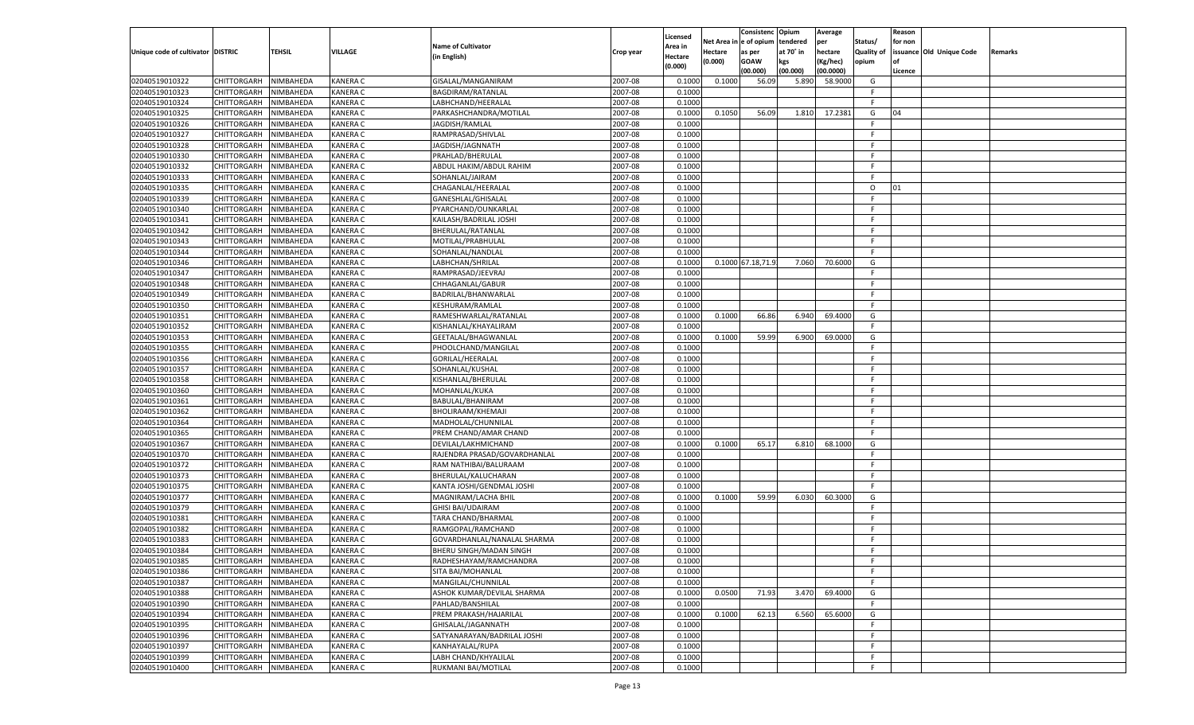| Unique code of cultivator | DISTRIC | TEHSIL | VILLAGE | Name of Cultivator (in English) | Crop year | Licensed Area in Hectare (0.000) | Net Area in Hectare (0.000) | Consistence of opium as per GOAW (00.000) | Opium tendered at 70° in kgs (00.000) | Average per hectare (Kg/hec) (00.0000) | Status/ Quality of opium | Reason for non issuance of Licence | Old Unique Code | Remarks |
|---|---|---|---|---|---|---|---|---|---|---|---|---|---|---|
| 02040519010322 | CHITTORGARH | NIMBAHEDA | KANERA C | GISALAL/MANGANIRAM | 2007-08 | 0.1000 | 0.1000 | 56.09 | 5.890 | 58.9000 | G | | | |
| 02040519010323 | CHITTORGARH | NIMBAHEDA | KANERA C | BAGDIRAM/RATANLAL | 2007-08 | 0.1000 | | | | | F | | | |
| 02040519010324 | CHITTORGARH | NIMBAHEDA | KANERA C | LABHCHAND/HEERALAL | 2007-08 | 0.1000 | | | | | F | | | |
| 02040519010325 | CHITTORGARH | NIMBAHEDA | KANERA C | PARKASHCHANDRA/MOTILAL | 2007-08 | 0.1000 | 0.1050 | 56.09 | 1.810 | 17.2381 | G | 04 | | |
| 02040519010326 | CHITTORGARH | NIMBAHEDA | KANERA C | JAGDISH/RAMLAL | 2007-08 | 0.1000 | | | | | F | | | |
| 02040519010327 | CHITTORGARH | NIMBAHEDA | KANERA C | RAMPRASAD/SHIVLAL | 2007-08 | 0.1000 | | | | | F | | | |
| 02040519010328 | CHITTORGARH | NIMBAHEDA | KANERA C | JAGDISH/JAGNNATH | 2007-08 | 0.1000 | | | | | F | | | |
| 02040519010330 | CHITTORGARH | NIMBAHEDA | KANERA C | PRAHLAD/BHERULAL | 2007-08 | 0.1000 | | | | | F | | | |
| 02040519010332 | CHITTORGARH | NIMBAHEDA | KANERA C | ABDUL HAKIM/ABDUL RAHIM | 2007-08 | 0.1000 | | | | | F | | | |
| 02040519010333 | CHITTORGARH | NIMBAHEDA | KANERA C | SOHANLAL/JAIRAM | 2007-08 | 0.1000 | | | | | F | | | |
| 02040519010335 | CHITTORGARH | NIMBAHEDA | KANERA C | CHAGANLAL/HEERALAL | 2007-08 | 0.1000 | | | | | O | 01 | | |
| 02040519010339 | CHITTORGARH | NIMBAHEDA | KANERA C | GANESHLAL/GHISALAL | 2007-08 | 0.1000 | | | | | F | | | |
| 02040519010340 | CHITTORGARH | NIMBAHEDA | KANERA C | PYARCHAND/OUNKARLAL | 2007-08 | 0.1000 | | | | | F | | | |
| 02040519010341 | CHITTORGARH | NIMBAHEDA | KANERA C | KAILASH/BADRILAL JOSHI | 2007-08 | 0.1000 | | | | | F | | | |
| 02040519010342 | CHITTORGARH | NIMBAHEDA | KANERA C | BHERULAL/RATANLAL | 2007-08 | 0.1000 | | | | | F | | | |
| 02040519010343 | CHITTORGARH | NIMBAHEDA | KANERA C | MOTILAL/PRABHULAL | 2007-08 | 0.1000 | | | | | F | | | |
| 02040519010344 | CHITTORGARH | NIMBAHEDA | KANERA C | SOHANLAL/NANDLAL | 2007-08 | 0.1000 | | | | | F | | | |
| 02040519010346 | CHITTORGARH | NIMBAHEDA | KANERA C | LABHCHAN/SHRILAL | 2007-08 | 0.1000 | 0.1000 | 67.18,71.9 | 7.060 | 70.6000 | G | | | |
| 02040519010347 | CHITTORGARH | NIMBAHEDA | KANERA C | RAMPRASAD/JEEVRAJ | 2007-08 | 0.1000 | | | | | F | | | |
| 02040519010348 | CHITTORGARH | NIMBAHEDA | KANERA C | CHHAGANLAL/GABUR | 2007-08 | 0.1000 | | | | | F | | | |
| 02040519010349 | CHITTORGARH | NIMBAHEDA | KANERA C | BADRILAL/BHANWARLAL | 2007-08 | 0.1000 | | | | | F | | | |
| 02040519010350 | CHITTORGARH | NIMBAHEDA | KANERA C | KESHURAM/RAMLAL | 2007-08 | 0.1000 | | | | | F | | | |
| 02040519010351 | CHITTORGARH | NIMBAHEDA | KANERA C | RAMESHWARLAL/RATANLAL | 2007-08 | 0.1000 | 0.1000 | 66.86 | 6.940 | 69.4000 | G | | | |
| 02040519010352 | CHITTORGARH | NIMBAHEDA | KANERA C | KISHANLAL/KHAYALIRAM | 2007-08 | 0.1000 | | | | | F | | | |
| 02040519010353 | CHITTORGARH | NIMBAHEDA | KANERA C | GEETALAL/BHAGWANLAL | 2007-08 | 0.1000 | 0.1000 | 59.99 | 6.900 | 69.0000 | G | | | |
| 02040519010355 | CHITTORGARH | NIMBAHEDA | KANERA C | PHOOLCHAND/MANGILAL | 2007-08 | 0.1000 | | | | | F | | | |
| 02040519010356 | CHITTORGARH | NIMBAHEDA | KANERA C | GORILAL/HEERALAL | 2007-08 | 0.1000 | | | | | F | | | |
| 02040519010357 | CHITTORGARH | NIMBAHEDA | KANERA C | SOHANLAL/KUSHAL | 2007-08 | 0.1000 | | | | | F | | | |
| 02040519010358 | CHITTORGARH | NIMBAHEDA | KANERA C | KISHANLAL/BHERULAL | 2007-08 | 0.1000 | | | | | F | | | |
| 02040519010360 | CHITTORGARH | NIMBAHEDA | KANERA C | MOHANLAL/KUKA | 2007-08 | 0.1000 | | | | | F | | | |
| 02040519010361 | CHITTORGARH | NIMBAHEDA | KANERA C | BABULAL/BHANIRAM | 2007-08 | 0.1000 | | | | | F | | | |
| 02040519010362 | CHITTORGARH | NIMBAHEDA | KANERA C | BHOLIRAAM/KHEMAJI | 2007-08 | 0.1000 | | | | | F | | | |
| 02040519010364 | CHITTORGARH | NIMBAHEDA | KANERA C | MADHOLAL/CHUNNILAL | 2007-08 | 0.1000 | | | | | F | | | |
| 02040519010365 | CHITTORGARH | NIMBAHEDA | KANERA C | PREM CHAND/AMAR CHAND | 2007-08 | 0.1000 | | | | | F | | | |
| 02040519010367 | CHITTORGARH | NIMBAHEDA | KANERA C | DEVILAL/LAKHMICHAND | 2007-08 | 0.1000 | 0.1000 | 65.17 | 6.810 | 68.1000 | G | | | |
| 02040519010370 | CHITTORGARH | NIMBAHEDA | KANERA C | RAJENDRA PRASAD/GOVARDHANLAL | 2007-08 | 0.1000 | | | | | F | | | |
| 02040519010372 | CHITTORGARH | NIMBAHEDA | KANERA C | RAM NATHIBAI/BALURAAM | 2007-08 | 0.1000 | | | | | F | | | |
| 02040519010373 | CHITTORGARH | NIMBAHEDA | KANERA C | BHERULAL/KALUCHARAN | 2007-08 | 0.1000 | | | | | F | | | |
| 02040519010375 | CHITTORGARH | NIMBAHEDA | KANERA C | KANTA JOSHI/GENDMAL JOSHI | 2007-08 | 0.1000 | | | | | F | | | |
| 02040519010377 | CHITTORGARH | NIMBAHEDA | KANERA C | MAGNIRAM/LACHA BHIL | 2007-08 | 0.1000 | 0.1000 | 59.99 | 6.030 | 60.3000 | G | | | |
| 02040519010379 | CHITTORGARH | NIMBAHEDA | KANERA C | GHISI BAI/UDAIRAM | 2007-08 | 0.1000 | | | | | F | | | |
| 02040519010381 | CHITTORGARH | NIMBAHEDA | KANERA C | TARA CHAND/BHARMAL | 2007-08 | 0.1000 | | | | | F | | | |
| 02040519010382 | CHITTORGARH | NIMBAHEDA | KANERA C | RAMGOPAL/RAMCHAND | 2007-08 | 0.1000 | | | | | F | | | |
| 02040519010383 | CHITTORGARH | NIMBAHEDA | KANERA C | GOVARDHANLAL/NANALAL SHARMA | 2007-08 | 0.1000 | | | | | F | | | |
| 02040519010384 | CHITTORGARH | NIMBAHEDA | KANERA C | BHERU SINGH/MADAN SINGH | 2007-08 | 0.1000 | | | | | F | | | |
| 02040519010385 | CHITTORGARH | NIMBAHEDA | KANERA C | RADHESHAYAM/RAMCHANDRA | 2007-08 | 0.1000 | | | | | F | | | |
| 02040519010386 | CHITTORGARH | NIMBAHEDA | KANERA C | SITA BAI/MOHANLAL | 2007-08 | 0.1000 | | | | | F | | | |
| 02040519010387 | CHITTORGARH | NIMBAHEDA | KANERA C | MANGILAL/CHUNNILAL | 2007-08 | 0.1000 | | | | | F | | | |
| 02040519010388 | CHITTORGARH | NIMBAHEDA | KANERA C | ASHOK KUMAR/DEVILAL SHARMA | 2007-08 | 0.1000 | 0.0500 | 71.93 | 3.470 | 69.4000 | G | | | |
| 02040519010390 | CHITTORGARH | NIMBAHEDA | KANERA C | PAHLAD/BANSHILAL | 2007-08 | 0.1000 | | | | | F | | | |
| 02040519010394 | CHITTORGARH | NIMBAHEDA | KANERA C | PREM PRAKASH/HAJARILAL | 2007-08 | 0.1000 | 0.1000 | 62.13 | 6.560 | 65.6000 | G | | | |
| 02040519010395 | CHITTORGARH | NIMBAHEDA | KANERA C | GHISALAL/JAGANNATH | 2007-08 | 0.1000 | | | | | F | | | |
| 02040519010396 | CHITTORGARH | NIMBAHEDA | KANERA C | SATYANARAYAN/BADRILAL JOSHI | 2007-08 | 0.1000 | | | | | F | | | |
| 02040519010397 | CHITTORGARH | NIMBAHEDA | KANERA C | KANHAYALAL/RUPA | 2007-08 | 0.1000 | | | | | F | | | |
| 02040519010399 | CHITTORGARH | NIMBAHEDA | KANERA C | LABH CHAND/KHYALILAL | 2007-08 | 0.1000 | | | | | F | | | |
| 02040519010400 | CHITTORGARH | NIMBAHEDA | KANERA C | RUKMANI BAI/MOTILAL | 2007-08 | 0.1000 | | | | | F | | | |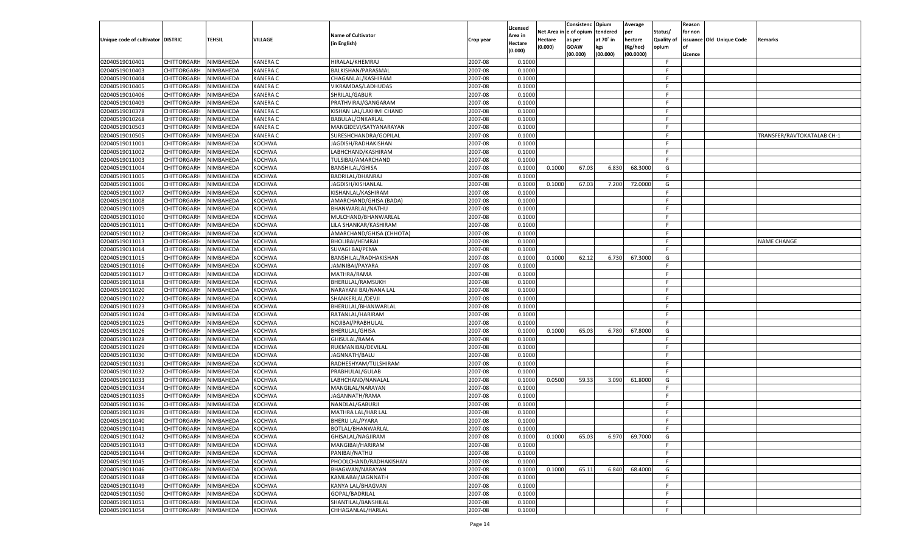| Unique code of cultivator | DISTRIC | TEHSIL | VILLAGE | Name of Cultivator (in English) | Crop year | Licensed Area in Hectare (0.000) | Net Area in Hectare (0.000) | Consistenc e of opium as per GOAW (00.000) | Opium tendered at 70° in kgs (00.000) | Average per hectare (Kg/hec) (00.0000) | Status/ Quality of opium | Reason for non issuance of Licence | Old Unique Code | Remarks |
|---|---|---|---|---|---|---|---|---|---|---|---|---|---|---|
| 02040519010401 | CHITTORGARH | NIMBAHEDA | KANERA C | HIRALAL/KHEMRAJ | 2007-08 | 0.1000 | | | | | F | | | |
| 02040519010403 | CHITTORGARH | NIMBAHEDA | KANERA C | BALKISHAN/PARASMAL | 2007-08 | 0.1000 | | | | | F | | | |
| 02040519010404 | CHITTORGARH | NIMBAHEDA | KANERA C | CHAGANLAL/KASHIRAM | 2007-08 | 0.1000 | | | | | F | | | |
| 02040519010405 | CHITTORGARH | NIMBAHEDA | KANERA C | VIKRAMDAS/LADHUDAS | 2007-08 | 0.1000 | | | | | F | | | |
| 02040519010406 | CHITTORGARH | NIMBAHEDA | KANERA C | SHRILAL/GABUR | 2007-08 | 0.1000 | | | | | F | | | |
| 02040519010409 | CHITTORGARH | NIMBAHEDA | KANERA C | PRATHVIRAJ/GANGARAM | 2007-08 | 0.1000 | | | | | F | | | |
| 02040519010378 | CHITTORGARH | NIMBAHEDA | KANERA C | KISHAN LAL/LAKHMI CHAND | 2007-08 | 0.1000 | | | | | F | | | |
| 02040519010268 | CHITTORGARH | NIMBAHEDA | KANERA C | BABULAL/ONKARLAL | 2007-08 | 0.1000 | | | | | F | | | |
| 02040519010503 | CHITTORGARH | NIMBAHEDA | KANERA C | MANGIDEVI/SATYANARAYAN | 2007-08 | 0.1000 | | | | | F | | | |
| 02040519010505 | CHITTORGARH | NIMBAHEDA | KANERA C | SURESHCHANDRA/GOPILAL | 2007-08 | 0.1000 | | | | | F | | | TRANSFER/RAVTOKATALAB CH-1 |
| 02040519011001 | CHITTORGARH | NIMBAHEDA | KOCHWA | JAGDISH/RADHAKISHAN | 2007-08 | 0.1000 | | | | | F | | | |
| 02040519011002 | CHITTORGARH | NIMBAHEDA | KOCHWA | LABHCHAND/KASHIRAM | 2007-08 | 0.1000 | | | | | F | | | |
| 02040519011003 | CHITTORGARH | NIMBAHEDA | KOCHWA | TULSIBAI/AMARCHAND | 2007-08 | 0.1000 | | | | | F | | | |
| 02040519011004 | CHITTORGARH | NIMBAHEDA | KOCHWA | BANSHILAL/GHISA | 2007-08 | 0.1000 | 0.1000 | 67.03 | 6.830 | 68.3000 | G | | | |
| 02040519011005 | CHITTORGARH | NIMBAHEDA | KOCHWA | BADRILAL/DHANRAJ | 2007-08 | 0.1000 | | | | | F | | | |
| 02040519011006 | CHITTORGARH | NIMBAHEDA | KOCHWA | JAGDISH/KISHANLAL | 2007-08 | 0.1000 | 0.1000 | 67.03 | 7.200 | 72.0000 | G | | | |
| 02040519011007 | CHITTORGARH | NIMBAHEDA | KOCHWA | KISHANLAL/KASHIRAM | 2007-08 | 0.1000 | | | | | F | | | |
| 02040519011008 | CHITTORGARH | NIMBAHEDA | KOCHWA | AMARCHAND/GHISA (BADA) | 2007-08 | 0.1000 | | | | | F | | | |
| 02040519011009 | CHITTORGARH | NIMBAHEDA | KOCHWA | BHANWARLAL/NATHU | 2007-08 | 0.1000 | | | | | F | | | |
| 02040519011010 | CHITTORGARH | NIMBAHEDA | KOCHWA | MULCHAND/BHANWARLAL | 2007-08 | 0.1000 | | | | | F | | | |
| 02040519011011 | CHITTORGARH | NIMBAHEDA | KOCHWA | LILA SHANKAR/KASHIRAM | 2007-08 | 0.1000 | | | | | F | | | |
| 02040519011012 | CHITTORGARH | NIMBAHEDA | KOCHWA | AMARCHAND/GHISA (CHHOTA) | 2007-08 | 0.1000 | | | | | F | | | |
| 02040519011013 | CHITTORGARH | NIMBAHEDA | KOCHWA | BHOLIBAI/HEMRAJ | 2007-08 | 0.1000 | | | | | F | | | NAME CHANGE |
| 02040519011014 | CHITTORGARH | NIMBAHEDA | KOCHWA | SUVAGI BAI/PEMA | 2007-08 | 0.1000 | | | | | F | | | |
| 02040519011015 | CHITTORGARH | NIMBAHEDA | KOCHWA | BANSHILAL/RADHAKISHAN | 2007-08 | 0.1000 | 0.1000 | 62.12 | 6.730 | 67.3000 | G | | | |
| 02040519011016 | CHITTORGARH | NIMBAHEDA | KOCHWA | JAMNIBAI/PAYARA | 2007-08 | 0.1000 | | | | | F | | | |
| 02040519011017 | CHITTORGARH | NIMBAHEDA | KOCHWA | MATHRA/RAMA | 2007-08 | 0.1000 | | | | | F | | | |
| 02040519011018 | CHITTORGARH | NIMBAHEDA | KOCHWA | BHERULAL/RAMSUKH | 2007-08 | 0.1000 | | | | | F | | | |
| 02040519011020 | CHITTORGARH | NIMBAHEDA | KOCHWA | NARAYANI BAI/NANA LAL | 2007-08 | 0.1000 | | | | | F | | | |
| 02040519011022 | CHITTORGARH | NIMBAHEDA | KOCHWA | SHANKERLAL/DEVJI | 2007-08 | 0.1000 | | | | | F | | | |
| 02040519011023 | CHITTORGARH | NIMBAHEDA | KOCHWA | BHERULAL/BHANWARLAL | 2007-08 | 0.1000 | | | | | F | | | |
| 02040519011024 | CHITTORGARH | NIMBAHEDA | KOCHWA | RATANLAL/HARIRAM | 2007-08 | 0.1000 | | | | | F | | | |
| 02040519011025 | CHITTORGARH | NIMBAHEDA | KOCHWA | NOJIBAI/PRABHULAL | 2007-08 | 0.1000 | | | | | F | | | |
| 02040519011026 | CHITTORGARH | NIMBAHEDA | KOCHWA | BHERULAL/GHISA | 2007-08 | 0.1000 | 0.1000 | 65.03 | 6.780 | 67.8000 | G | | | |
| 02040519011028 | CHITTORGARH | NIMBAHEDA | KOCHWA | GHISULAL/RAMA | 2007-08 | 0.1000 | | | | | F | | | |
| 02040519011029 | CHITTORGARH | NIMBAHEDA | KOCHWA | RUKMANIBAI/DEVILAL | 2007-08 | 0.1000 | | | | | F | | | |
| 02040519011030 | CHITTORGARH | NIMBAHEDA | KOCHWA | JAGNNATH/BALU | 2007-08 | 0.1000 | | | | | F | | | |
| 02040519011031 | CHITTORGARH | NIMBAHEDA | KOCHWA | RADHESHYAM/TULSHIRAM | 2007-08 | 0.1000 | | | | | F | | | |
| 02040519011032 | CHITTORGARH | NIMBAHEDA | KOCHWA | PRABHULAL/GULAB | 2007-08 | 0.1000 | | | | | F | | | |
| 02040519011033 | CHITTORGARH | NIMBAHEDA | KOCHWA | LABHCHAND/NANALAL | 2007-08 | 0.1000 | 0.0500 | 59.33 | 3.090 | 61.8000 | G | | | |
| 02040519011034 | CHITTORGARH | NIMBAHEDA | KOCHWA | MANGILAL/NARAYAN | 2007-08 | 0.1000 | | | | | F | | | |
| 02040519011035 | CHITTORGARH | NIMBAHEDA | KOCHWA | JAGANNATH/RAMA | 2007-08 | 0.1000 | | | | | F | | | |
| 02040519011036 | CHITTORGARH | NIMBAHEDA | KOCHWA | NANDLAL/GABURJI | 2007-08 | 0.1000 | | | | | F | | | |
| 02040519011039 | CHITTORGARH | NIMBAHEDA | KOCHWA | MATHRA LAL/HAR LAL | 2007-08 | 0.1000 | | | | | F | | | |
| 02040519011040 | CHITTORGARH | NIMBAHEDA | KOCHWA | BHERU LAL/PYARA | 2007-08 | 0.1000 | | | | | F | | | |
| 02040519011041 | CHITTORGARH | NIMBAHEDA | KOCHWA | BOTLAL/BHANWARLAL | 2007-08 | 0.1000 | | | | | F | | | |
| 02040519011042 | CHITTORGARH | NIMBAHEDA | KOCHWA | GHISALAL/NAGJIRAM | 2007-08 | 0.1000 | 0.1000 | 65.03 | 6.970 | 69.7000 | G | | | |
| 02040519011043 | CHITTORGARH | NIMBAHEDA | KOCHWA | MANGIBAI/HARIRAM | 2007-08 | 0.1000 | | | | | F | | | |
| 02040519011044 | CHITTORGARH | NIMBAHEDA | KOCHWA | PANIBAI/NATHU | 2007-08 | 0.1000 | | | | | F | | | |
| 02040519011045 | CHITTORGARH | NIMBAHEDA | KOCHWA | PHOOLCHAND/RADHAKISHAN | 2007-08 | 0.1000 | | | | | F | | | |
| 02040519011046 | CHITTORGARH | NIMBAHEDA | KOCHWA | BHAGWAN/NARAYAN | 2007-08 | 0.1000 | 0.1000 | 65.11 | 6.840 | 68.4000 | G | | | |
| 02040519011048 | CHITTORGARH | NIMBAHEDA | KOCHWA | KAMLABAI/JAGNNATH | 2007-08 | 0.1000 | | | | | F | | | |
| 02040519011049 | CHITTORGARH | NIMBAHEDA | KOCHWA | KANYA LAL/BHAGVAN | 2007-08 | 0.1000 | | | | | F | | | |
| 02040519011050 | CHITTORGARH | NIMBAHEDA | KOCHWA | GOPAL/BADRILAL | 2007-08 | 0.1000 | | | | | F | | | |
| 02040519011051 | CHITTORGARH | NIMBAHEDA | KOCHWA | SHANTILAL/BANSHILAL | 2007-08 | 0.1000 | | | | | F | | | |
| 02040519011054 | CHITTORGARH | NIMBAHEDA | KOCHWA | CHHAGANLAL/HARLAL | 2007-08 | 0.1000 | | | | | F | | | |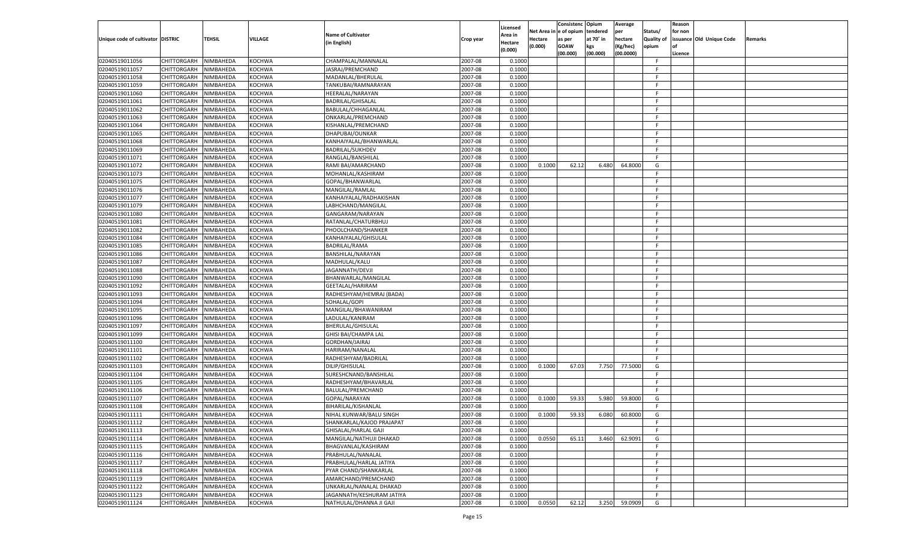| Unique code of cultivator | DISTRIC | TEHSIL | VILLAGE | Name of Cultivator (in English) | Crop year | Licensed Area in Hectare (0.000) | Net Area in Hectare (0.000) | Consistence of opium as per GOAW (00.000) | Opium tendered at 70° in kgs (00.000) | Average per hectare (Kg/hec) (00.0000) | Status/ Quality of opium | Reason for non issuance of Licence | Old Unique Code | Remarks |
|---|---|---|---|---|---|---|---|---|---|---|---|---|---|---|
| 02040519011056 | CHITTORGARH | NIMBAHEDA | KOCHWA | CHAMPALAL/MANNALAL | 2007-08 | 0.1000 | | | | | F | | | |
| 02040519011057 | CHITTORGARH | NIMBAHEDA | KOCHWA | JASRAJ/PREMCHAND | 2007-08 | 0.1000 | | | | | F | | | |
| 02040519011058 | CHITTORGARH | NIMBAHEDA | KOCHWA | MADANLAL/BHERULAL | 2007-08 | 0.1000 | | | | | F | | | |
| 02040519011059 | CHITTORGARH | NIMBAHEDA | KOCHWA | TANKUBAI/RAMNARAYAN | 2007-08 | 0.1000 | | | | | F | | | |
| 02040519011060 | CHITTORGARH | NIMBAHEDA | KOCHWA | HEERALAL/NARAYAN | 2007-08 | 0.1000 | | | | | F | | | |
| 02040519011061 | CHITTORGARH | NIMBAHEDA | KOCHWA | BADRILAL/GHISALAL | 2007-08 | 0.1000 | | | | | F | | | |
| 02040519011062 | CHITTORGARH | NIMBAHEDA | KOCHWA | BABULAL/CHHAGANLAL | 2007-08 | 0.1000 | | | | | F | | | |
| 02040519011063 | CHITTORGARH | NIMBAHEDA | KOCHWA | ONKARLAL/PREMCHAND | 2007-08 | 0.1000 | | | | | F | | | |
| 02040519011064 | CHITTORGARH | NIMBAHEDA | KOCHWA | KISHANLAL/PREMCHAND | 2007-08 | 0.1000 | | | | | F | | | |
| 02040519011065 | CHITTORGARH | NIMBAHEDA | KOCHWA | DHAPUBAI/OUNKAR | 2007-08 | 0.1000 | | | | | F | | | |
| 02040519011068 | CHITTORGARH | NIMBAHEDA | KOCHWA | KANHAIYALAL/BHANWARLAL | 2007-08 | 0.1000 | | | | | F | | | |
| 02040519011069 | CHITTORGARH | NIMBAHEDA | KOCHWA | BADRILAL/SUKHDEV | 2007-08 | 0.1000 | | | | | F | | | |
| 02040519011071 | CHITTORGARH | NIMBAHEDA | KOCHWA | RANGLAL/BANSHILAL | 2007-08 | 0.1000 | | | | | F | | | |
| 02040519011072 | CHITTORGARH | NIMBAHEDA | KOCHWA | RAMI BAI/AMARCHAND | 2007-08 | 0.1000 | 0.1000 | 62.12 | 6.480 | 64.8000 | G | | | |
| 02040519011073 | CHITTORGARH | NIMBAHEDA | KOCHWA | MOHANLAL/KASHIRAM | 2007-08 | 0.1000 | | | | | F | | | |
| 02040519011075 | CHITTORGARH | NIMBAHEDA | KOCHWA | GOPAL/BHANWARLAL | 2007-08 | 0.1000 | | | | | F | | | |
| 02040519011076 | CHITTORGARH | NIMBAHEDA | KOCHWA | MANGILAL/RAMLAL | 2007-08 | 0.1000 | | | | | F | | | |
| 02040519011077 | CHITTORGARH | NIMBAHEDA | KOCHWA | KANHAIYALAL/RADHAKISHAN | 2007-08 | 0.1000 | | | | | F | | | |
| 02040519011079 | CHITTORGARH | NIMBAHEDA | KOCHWA | LABHCHAND/MANGILAL | 2007-08 | 0.1000 | | | | | F | | | |
| 02040519011080 | CHITTORGARH | NIMBAHEDA | KOCHWA | GANGARAM/NARAYAN | 2007-08 | 0.1000 | | | | | F | | | |
| 02040519011081 | CHITTORGARH | NIMBAHEDA | KOCHWA | RATANLAL/CHATURBHUJ | 2007-08 | 0.1000 | | | | | F | | | |
| 02040519011082 | CHITTORGARH | NIMBAHEDA | KOCHWA | PHOOLCHAND/SHANKER | 2007-08 | 0.1000 | | | | | F | | | |
| 02040519011084 | CHITTORGARH | NIMBAHEDA | KOCHWA | KANHAIYALAL/GHISULAL | 2007-08 | 0.1000 | | | | | F | | | |
| 02040519011085 | CHITTORGARH | NIMBAHEDA | KOCHWA | BADRILAL/RAMA | 2007-08 | 0.1000 | | | | | F | | | |
| 02040519011086 | CHITTORGARH | NIMBAHEDA | KOCHWA | BANSHILAL/NARAYAN | 2007-08 | 0.1000 | | | | | F | | | |
| 02040519011087 | CHITTORGARH | NIMBAHEDA | KOCHWA | MADHULAL/KALU | 2007-08 | 0.1000 | | | | | F | | | |
| 02040519011088 | CHITTORGARH | NIMBAHEDA | KOCHWA | JAGANNATH/DEVJI | 2007-08 | 0.1000 | | | | | F | | | |
| 02040519011090 | CHITTORGARH | NIMBAHEDA | KOCHWA | BHANWARLAL/MANGILAL | 2007-08 | 0.1000 | | | | | F | | | |
| 02040519011092 | CHITTORGARH | NIMBAHEDA | KOCHWA | GEETALAL/HARIRAM | 2007-08 | 0.1000 | | | | | F | | | |
| 02040519011093 | CHITTORGARH | NIMBAHEDA | KOCHWA | RADHESHYAM/HEMRAJ (BADA) | 2007-08 | 0.1000 | | | | | F | | | |
| 02040519011094 | CHITTORGARH | NIMBAHEDA | KOCHWA | SOHALAL/GOPI | 2007-08 | 0.1000 | | | | | F | | | |
| 02040519011095 | CHITTORGARH | NIMBAHEDA | KOCHWA | MANGILAL/BHAWANIRAM | 2007-08 | 0.1000 | | | | | F | | | |
| 02040519011096 | CHITTORGARH | NIMBAHEDA | KOCHWA | LADULAL/KANIRAM | 2007-08 | 0.1000 | | | | | F | | | |
| 02040519011097 | CHITTORGARH | NIMBAHEDA | KOCHWA | BHERULAL/GHISULAL | 2007-08 | 0.1000 | | | | | F | | | |
| 02040519011099 | CHITTORGARH | NIMBAHEDA | KOCHWA | GHISI BAI/CHAMPA LAL | 2007-08 | 0.1000 | | | | | F | | | |
| 02040519011100 | CHITTORGARH | NIMBAHEDA | KOCHWA | GORDHAN/JAIRAJ | 2007-08 | 0.1000 | | | | | F | | | |
| 02040519011101 | CHITTORGARH | NIMBAHEDA | KOCHWA | HARIRAM/NANALAL | 2007-08 | 0.1000 | | | | | F | | | |
| 02040519011102 | CHITTORGARH | NIMBAHEDA | KOCHWA | RADHESHYAM/BADRILAL | 2007-08 | 0.1000 | | | | | F | | | |
| 02040519011103 | CHITTORGARH | NIMBAHEDA | KOCHWA | DILIP/GHISULAL | 2007-08 | 0.1000 | 0.1000 | 67.03 | 7.750 | 77.5000 | G | | | |
| 02040519011104 | CHITTORGARH | NIMBAHEDA | KOCHWA | SURESHCNAND/BANSHILAL | 2007-08 | 0.1000 | | | | | F | | | |
| 02040519011105 | CHITTORGARH | NIMBAHEDA | KOCHWA | RADHESHYAM/BHAVARLAL | 2007-08 | 0.1000 | | | | | F | | | |
| 02040519011106 | CHITTORGARH | NIMBAHEDA | KOCHWA | BALULAL/PREMCHAND | 2007-08 | 0.1000 | | | | | F | | | |
| 02040519011107 | CHITTORGARH | NIMBAHEDA | KOCHWA | GOPAL/NARAYAN | 2007-08 | 0.1000 | 0.1000 | 59.33 | 5.980 | 59.8000 | G | | | |
| 02040519011108 | CHITTORGARH | NIMBAHEDA | KOCHWA | BIHARILAL/KISHANLAL | 2007-08 | 0.1000 | | | | | F | | | |
| 02040519011111 | CHITTORGARH | NIMBAHEDA | KOCHWA | NIHAL KUNWAR/BALU SINGH | 2007-08 | 0.1000 | 0.1000 | 59.33 | 6.080 | 60.8000 | G | | | |
| 02040519011112 | CHITTORGARH | NIMBAHEDA | KOCHWA | SHANKARLAL/KAJOD PRAJAPAT | 2007-08 | 0.1000 | | | | | F | | | |
| 02040519011113 | CHITTORGARH | NIMBAHEDA | KOCHWA | GHISALAL/HARLAL GAJI | 2007-08 | 0.1000 | | | | | F | | | |
| 02040519011114 | CHITTORGARH | NIMBAHEDA | KOCHWA | MANGILAL/NATHUJI DHAKAD | 2007-08 | 0.1000 | 0.0550 | 65.11 | 3.460 | 62.9091 | G | | | |
| 02040519011115 | CHITTORGARH | NIMBAHEDA | KOCHWA | BHAGVANLAL/KASHIRAM | 2007-08 | 0.1000 | | | | | F | | | |
| 02040519011116 | CHITTORGARH | NIMBAHEDA | KOCHWA | PRABHULAL/NANALAL | 2007-08 | 0.1000 | | | | | F | | | |
| 02040519011117 | CHITTORGARH | NIMBAHEDA | KOCHWA | PRABHULAL/HARLAL JATIYA | 2007-08 | 0.1000 | | | | | F | | | |
| 02040519011118 | CHITTORGARH | NIMBAHEDA | KOCHWA | PYAR CHAND/SHANKARLAL | 2007-08 | 0.1000 | | | | | F | | | |
| 02040519011119 | CHITTORGARH | NIMBAHEDA | KOCHWA | AMARCHAND/PREMCHAND | 2007-08 | 0.1000 | | | | | F | | | |
| 02040519011122 | CHITTORGARH | NIMBAHEDA | KOCHWA | UNKARLAL/NANALAL DHAKAD | 2007-08 | 0.1000 | | | | | F | | | |
| 02040519011123 | CHITTORGARH | NIMBAHEDA | KOCHWA | JAGANNATH/KESHURAM JATIYA | 2007-08 | 0.1000 | | | | | F | | | |
| 02040519011124 | CHITTORGARH | NIMBAHEDA | KOCHWA | NATHULAL/DHANNA JI GAJI | 2007-08 | 0.1000 | 0.0550 | 62.12 | 3.250 | 59.0909 | G | | | |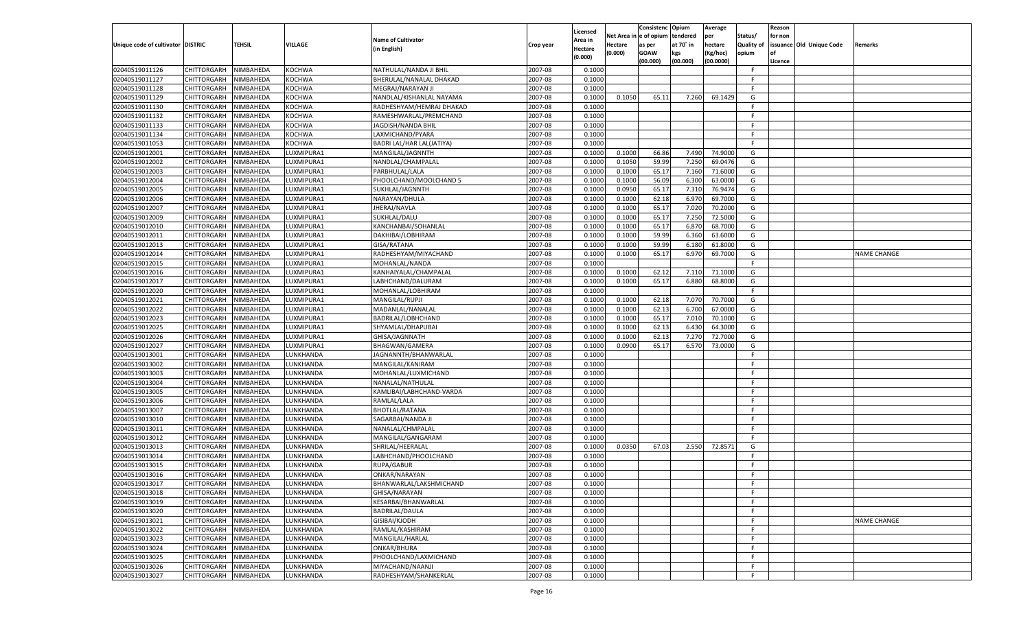| Unique code of cultivator | DISTRIC | TEHSIL | VILLAGE | Name of Cultivator (in English) | Crop year | Licensed Area in Hectare (0.000) | Net Area in Hectare (0.000) | Consistence of opium as per GOAW (00.000) | Opium tendered at 70° in kgs (00.000) | Average per hectare (Kg/hec) (00.0000) | Status/ Quality of opium | Reason for non issuance of Licence | Old Unique Code | Remarks |
|---|---|---|---|---|---|---|---|---|---|---|---|---|---|---|
| 02040519011126 | CHITTORGARH | NIMBAHEDA | KOCHWA | NATHULAL/NANDA JI BHIL | 2007-08 | 0.1000 | | | | | F | | | |
| 02040519011127 | CHITTORGARH | NIMBAHEDA | KOCHWA | BHERULAL/NANALAL DHAKAD | 2007-08 | 0.1000 | | | | | F | | | |
| 02040519011128 | CHITTORGARH | NIMBAHEDA | KOCHWA | MEGRAJ/NARAYAN JI | 2007-08 | 0.1000 | | | | | F | | | |
| 02040519011129 | CHITTORGARH | NIMBAHEDA | KOCHWA | NANDLAL/KISHANLAL NAYAMA | 2007-08 | 0.1000 | 0.1050 | 65.11 | 7.260 | 69.1429 | G | | | |
| 02040519011130 | CHITTORGARH | NIMBAHEDA | KOCHWA | RADHESHYAM/HEMRAJ DHAKAD | 2007-08 | 0.1000 | | | | | F | | | |
| 02040519011132 | CHITTORGARH | NIMBAHEDA | KOCHWA | RAMESHWARLAL/PREMCHAND | 2007-08 | 0.1000 | | | | | F | | | |
| 02040519011133 | CHITTORGARH | NIMBAHEDA | KOCHWA | JAGDISH/NANDA BHIL | 2007-08 | 0.1000 | | | | | F | | | |
| 02040519011134 | CHITTORGARH | NIMBAHEDA | KOCHWA | LAXMICHAND/PYARA | 2007-08 | 0.1000 | | | | | F | | | |
| 02040519011053 | CHITTORGARH | NIMBAHEDA | KOCHWA | BADRI LAL/HAR LAL(JATIYA) | 2007-08 | 0.1000 | | | | | F | | | |
| 02040519012001 | CHITTORGARH | NIMBAHEDA | LUXMIPURA1 | MANGILAL/JAGNNTH | 2007-08 | 0.1000 | 0.1000 | 66.86 | 7.490 | 74.9000 | G | | | |
| 02040519012002 | CHITTORGARH | NIMBAHEDA | LUXMIPURA1 | NANDLAL/CHAMPALAL | 2007-08 | 0.1000 | 0.1050 | 59.99 | 7.250 | 69.0476 | G | | | |
| 02040519012003 | CHITTORGARH | NIMBAHEDA | LUXMIPURA1 | PARBHULAL/LALA | 2007-08 | 0.1000 | 0.1000 | 65.17 | 7.160 | 71.6000 | G | | | |
| 02040519012004 | CHITTORGARH | NIMBAHEDA | LUXMIPURA1 | PHOOLCHAND/MOOLCHAND 5 | 2007-08 | 0.1000 | 0.1000 | 56.09 | 6.300 | 63.0000 | G | | | |
| 02040519012005 | CHITTORGARH | NIMBAHEDA | LUXMIPURA1 | SUKHLAL/JAGNNTH | 2007-08 | 0.1000 | 0.0950 | 65.17 | 7.310 | 76.9474 | G | | | |
| 02040519012006 | CHITTORGARH | NIMBAHEDA | LUXMIPURA1 | NARAYAN/DHULA | 2007-08 | 0.1000 | 0.1000 | 62.18 | 6.970 | 69.7000 | G | | | |
| 02040519012007 | CHITTORGARH | NIMBAHEDA | LUXMIPURA1 | JHERAJ/NAVLA | 2007-08 | 0.1000 | 0.1000 | 65.17 | 7.020 | 70.2000 | G | | | |
| 02040519012009 | CHITTORGARH | NIMBAHEDA | LUXMIPURA1 | SUKHLAL/DALU | 2007-08 | 0.1000 | 0.1000 | 65.17 | 7.250 | 72.5000 | G | | | |
| 02040519012010 | CHITTORGARH | NIMBAHEDA | LUXMIPURA1 | KANCHANBAI/SOHANLAL | 2007-08 | 0.1000 | 0.1000 | 65.17 | 6.870 | 68.7000 | G | | | |
| 02040519012011 | CHITTORGARH | NIMBAHEDA | LUXMIPURA1 | DAKHIBAI/LOBHIRAM | 2007-08 | 0.1000 | 0.1000 | 59.99 | 6.360 | 63.6000 | G | | | |
| 02040519012013 | CHITTORGARH | NIMBAHEDA | LUXMIPURA1 | GISA/RATANA | 2007-08 | 0.1000 | 0.1000 | 59.99 | 6.180 | 61.8000 | G | | | |
| 02040519012014 | CHITTORGARH | NIMBAHEDA | LUXMIPURA1 | RADHESHYAM/MIYACHAND | 2007-08 | 0.1000 | 0.1000 | 65.17 | 6.970 | 69.7000 | G | | | NAME CHANGE |
| 02040519012015 | CHITTORGARH | NIMBAHEDA | LUXMIPURA1 | MOHANLAL/NANDA | 2007-08 | 0.1000 | | | | | F | | | |
| 02040519012016 | CHITTORGARH | NIMBAHEDA | LUXMIPURA1 | KANHAIYALAL/CHAMPALAL | 2007-08 | 0.1000 | 0.1000 | 62.12 | 7.110 | 71.1000 | G | | | |
| 02040519012017 | CHITTORGARH | NIMBAHEDA | LUXMIPURA1 | LABHCHAND/DALURAM | 2007-08 | 0.1000 | 0.1000 | 65.17 | 6.880 | 68.8000 | G | | | |
| 02040519012020 | CHITTORGARH | NIMBAHEDA | LUXMIPURA1 | MOHANLAL/LOBHIRAM | 2007-08 | 0.1000 | | | | | F | | | |
| 02040519012021 | CHITTORGARH | NIMBAHEDA | LUXMIPURA1 | MANGILAL/RUPJI | 2007-08 | 0.1000 | 0.1000 | 62.18 | 7.070 | 70.7000 | G | | | |
| 02040519012022 | CHITTORGARH | NIMBAHEDA | LUXMIPURA1 | MADANLAL/NANALAL | 2007-08 | 0.1000 | 0.1000 | 62.13 | 6.700 | 67.0000 | G | | | |
| 02040519012023 | CHITTORGARH | NIMBAHEDA | LUXMIPURA1 | BADRILAL/LOBHCHAND | 2007-08 | 0.1000 | 0.1000 | 65.17 | 7.010 | 70.1000 | G | | | |
| 02040519012025 | CHITTORGARH | NIMBAHEDA | LUXMIPURA1 | SHYAMLAL/DHAPUBAI | 2007-08 | 0.1000 | 0.1000 | 62.13 | 6.430 | 64.3000 | G | | | |
| 02040519012026 | CHITTORGARH | NIMBAHEDA | LUXMIPURA1 | GHISA/JAGNNATH | 2007-08 | 0.1000 | 0.1000 | 62.13 | 7.270 | 72.7000 | G | | | |
| 02040519012027 | CHITTORGARH | NIMBAHEDA | LUXMIPURA1 | BHAGWAN/GAMERA | 2007-08 | 0.1000 | 0.0900 | 65.17 | 6.570 | 73.0000 | G | | | |
| 02040519013001 | CHITTORGARH | NIMBAHEDA | LUNKHANDA | JAGNANNTH/BHANWARLAL | 2007-08 | 0.1000 | | | | | F | | | |
| 02040519013002 | CHITTORGARH | NIMBAHEDA | LUNKHANDA | MANGILAL/KANIRAM | 2007-08 | 0.1000 | | | | | F | | | |
| 02040519013003 | CHITTORGARH | NIMBAHEDA | LUNKHANDA | MOHANLAL/LUXMICHAND | 2007-08 | 0.1000 | | | | | F | | | |
| 02040519013004 | CHITTORGARH | NIMBAHEDA | LUNKHANDA | NANALAL/NATHULAL | 2007-08 | 0.1000 | | | | | F | | | |
| 02040519013005 | CHITTORGARH | NIMBAHEDA | LUNKHANDA | KAMLIBAI/LABHCHAND-VARDA | 2007-08 | 0.1000 | | | | | F | | | |
| 02040519013006 | CHITTORGARH | NIMBAHEDA | LUNKHANDA | RAMLAL/LALA | 2007-08 | 0.1000 | | | | | F | | | |
| 02040519013007 | CHITTORGARH | NIMBAHEDA | LUNKHANDA | BHOTLAL/RATANA | 2007-08 | 0.1000 | | | | | F | | | |
| 02040519013010 | CHITTORGARH | NIMBAHEDA | LUNKHANDA | SAGARBAI/NANDA JI | 2007-08 | 0.1000 | | | | | F | | | |
| 02040519013011 | CHITTORGARH | NIMBAHEDA | LUNKHANDA | NANALAL/CHMPALAL | 2007-08 | 0.1000 | | | | | F | | | |
| 02040519013012 | CHITTORGARH | NIMBAHEDA | LUNKHANDA | MANGILAL/GANGARAM | 2007-08 | 0.1000 | | | | | F | | | |
| 02040519013013 | CHITTORGARH | NIMBAHEDA | LUNKHANDA | SHRILAL/HEERALAL | 2007-08 | 0.1000 | 0.0350 | 67.03 | 2.550 | 72.8571 | G | | | |
| 02040519013014 | CHITTORGARH | NIMBAHEDA | LUNKHANDA | LABHCHAND/PHOOLCHAND | 2007-08 | 0.1000 | | | | | F | | | |
| 02040519013015 | CHITTORGARH | NIMBAHEDA | LUNKHANDA | RUPA/GABUR | 2007-08 | 0.1000 | | | | | F | | | |
| 02040519013016 | CHITTORGARH | NIMBAHEDA | LUNKHANDA | ONKAR/NARAYAN | 2007-08 | 0.1000 | | | | | F | | | |
| 02040519013017 | CHITTORGARH | NIMBAHEDA | LUNKHANDA | BHANWARLAL/LAKSHMICHAND | 2007-08 | 0.1000 | | | | | F | | | |
| 02040519013018 | CHITTORGARH | NIMBAHEDA | LUNKHANDA | GHISA/NARAYAN | 2007-08 | 0.1000 | | | | | F | | | |
| 02040519013019 | CHITTORGARH | NIMBAHEDA | LUNKHANDA | KESARBAI/BHANWARLAL | 2007-08 | 0.1000 | | | | | F | | | |
| 02040519013020 | CHITTORGARH | NIMBAHEDA | LUNKHANDA | BADRILAL/DAULA | 2007-08 | 0.1000 | | | | | F | | | |
| 02040519013021 | CHITTORGARH | NIMBAHEDA | LUNKHANDA | GISIBAI/KJODH | 2007-08 | 0.1000 | | | | | F | | | NAME CHANGE |
| 02040519013022 | CHITTORGARH | NIMBAHEDA | LUNKHANDA | RAMLAL/KASHIRAM | 2007-08 | 0.1000 | | | | | F | | | |
| 02040519013023 | CHITTORGARH | NIMBAHEDA | LUNKHANDA | MANGILAL/HARLAL | 2007-08 | 0.1000 | | | | | F | | | |
| 02040519013024 | CHITTORGARH | NIMBAHEDA | LUNKHANDA | ONKAR/BHURA | 2007-08 | 0.1000 | | | | | F | | | |
| 02040519013025 | CHITTORGARH | NIMBAHEDA | LUNKHANDA | PHOOLCHAND/LAXMICHAND | 2007-08 | 0.1000 | | | | | F | | | |
| 02040519013026 | CHITTORGARH | NIMBAHEDA | LUNKHANDA | MIYACHAND/NAANJI | 2007-08 | 0.1000 | | | | | F | | | |
| 02040519013027 | CHITTORGARH | NIMBAHEDA | LUNKHANDA | RADHESHYAM/SHANKERLAL | 2007-08 | 0.1000 | | | | | F | | | |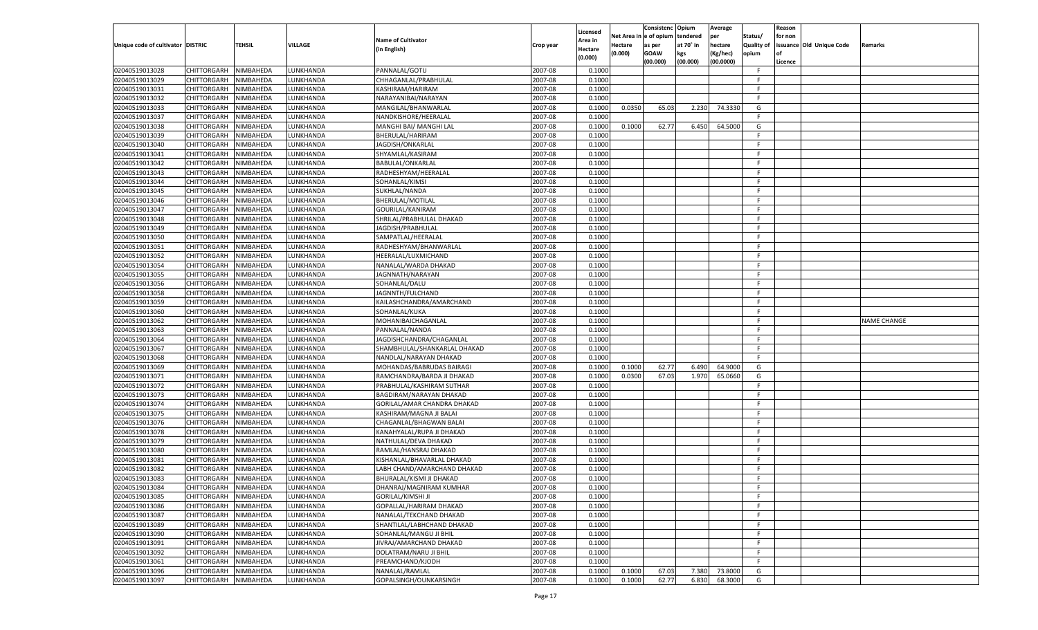| Unique code of cultivator | DISTRIC | TEHSIL | VILLAGE | Name of Cultivator (in English) | Crop year | Licensed Area in Hectare (0.000) | Net Area in Hectare (0.000) | Consistenc e of opium as per GOAW (00.000) | Opium tendered at 70° in kgs (00.000) | Average per hectare (Kg/hec) (00.0000) | Status/ Quality of opium | Reason for non issuance of Licence | Old Unique Code | Remarks |
|---|---|---|---|---|---|---|---|---|---|---|---|---|---|---|
| 02040519013028 | CHITTORGARH | NIMBAHEDA | LUNKHANDA | PANNALAL/GOTU | 2007-08 | 0.1000 | | | | | F | | | |
| 02040519013029 | CHITTORGARH | NIMBAHEDA | LUNKHANDA | CHHAGANLAL/PRABHULAL | 2007-08 | 0.1000 | | | | | F | | | |
| 02040519013031 | CHITTORGARH | NIMBAHEDA | LUNKHANDA | KASHIRAM/HARIRAM | 2007-08 | 0.1000 | | | | | F | | | |
| 02040519013032 | CHITTORGARH | NIMBAHEDA | LUNKHANDA | NARAYANIBAI/NARAYAN | 2007-08 | 0.1000 | | | | | F | | | |
| 02040519013033 | CHITTORGARH | NIMBAHEDA | LUNKHANDA | MANGILAL/BHANWARLAL | 2007-08 | 0.1000 | 0.0350 | 65.03 | 2.230 | 74.3330 | G | | | |
| 02040519013037 | CHITTORGARH | NIMBAHEDA | LUNKHANDA | NANDKISHORE/HEERALAL | 2007-08 | 0.1000 | | | | | F | | | |
| 02040519013038 | CHITTORGARH | NIMBAHEDA | LUNKHANDA | MANGHI BAI/ MANGHI LAL | 2007-08 | 0.1000 | 0.1000 | 62.77 | 6.450 | 64.5000 | G | | | |
| 02040519013039 | CHITTORGARH | NIMBAHEDA | LUNKHANDA | BHERULAL/HARIRAM | 2007-08 | 0.1000 | | | | | F | | | |
| 02040519013040 | CHITTORGARH | NIMBAHEDA | LUNKHANDA | JAGDISH/ONKARLAL | 2007-08 | 0.1000 | | | | | F | | | |
| 02040519013041 | CHITTORGARH | NIMBAHEDA | LUNKHANDA | SHYAMLAL/KASIRAM | 2007-08 | 0.1000 | | | | | F | | | |
| 02040519013042 | CHITTORGARH | NIMBAHEDA | LUNKHANDA | BABULAL/ONKARLAL | 2007-08 | 0.1000 | | | | | F | | | |
| 02040519013043 | CHITTORGARH | NIMBAHEDA | LUNKHANDA | RADHESHYAM/HEERALAL | 2007-08 | 0.1000 | | | | | F | | | |
| 02040519013044 | CHITTORGARH | NIMBAHEDA | LUNKHANDA | SOHANLAL/KIMSI | 2007-08 | 0.1000 | | | | | F | | | |
| 02040519013045 | CHITTORGARH | NIMBAHEDA | LUNKHANDA | SUKHLAL/NANDA | 2007-08 | 0.1000 | | | | | F | | | |
| 02040519013046 | CHITTORGARH | NIMBAHEDA | LUNKHANDA | BHERULAL/MOTILAL | 2007-08 | 0.1000 | | | | | F | | | |
| 02040519013047 | CHITTORGARH | NIMBAHEDA | LUNKHANDA | GOURILAL/KANIRAM | 2007-08 | 0.1000 | | | | | F | | | |
| 02040519013048 | CHITTORGARH | NIMBAHEDA | LUNKHANDA | SHRILAL/PRABHULAL DHAKAD | 2007-08 | 0.1000 | | | | | F | | | |
| 02040519013049 | CHITTORGARH | NIMBAHEDA | LUNKHANDA | JAGDISH/PRABHULAL | 2007-08 | 0.1000 | | | | | F | | | |
| 02040519013050 | CHITTORGARH | NIMBAHEDA | LUNKHANDA | SAMPATLAL/HEERALAL | 2007-08 | 0.1000 | | | | | F | | | |
| 02040519013051 | CHITTORGARH | NIMBAHEDA | LUNKHANDA | RADHESHYAM/BHANWARLAL | 2007-08 | 0.1000 | | | | | F | | | |
| 02040519013052 | CHITTORGARH | NIMBAHEDA | LUNKHANDA | HEERALAL/LUXMICHAND | 2007-08 | 0.1000 | | | | | F | | | |
| 02040519013054 | CHITTORGARH | NIMBAHEDA | LUNKHANDA | NANALAL/WARDA DHAKAD | 2007-08 | 0.1000 | | | | | F | | | |
| 02040519013055 | CHITTORGARH | NIMBAHEDA | LUNKHANDA | JAGNNATH/NARAYAN | 2007-08 | 0.1000 | | | | | F | | | |
| 02040519013056 | CHITTORGARH | NIMBAHEDA | LUNKHANDA | SOHANLAL/DALU | 2007-08 | 0.1000 | | | | | F | | | |
| 02040519013058 | CHITTORGARH | NIMBAHEDA | LUNKHANDA | JAGNNTH/FULCHAND | 2007-08 | 0.1000 | | | | | F | | | |
| 02040519013059 | CHITTORGARH | NIMBAHEDA | LUNKHANDA | KAILASHCHANDRA/AMARCHAND | 2007-08 | 0.1000 | | | | | F | | | |
| 02040519013060 | CHITTORGARH | NIMBAHEDA | LUNKHANDA | SOHANLAL/KUKA | 2007-08 | 0.1000 | | | | | F | | | |
| 02040519013062 | CHITTORGARH | NIMBAHEDA | LUNKHANDA | MOHANIBAICHAGANLAL | 2007-08 | 0.1000 | | | | | F | | | NAME CHANGE |
| 02040519013063 | CHITTORGARH | NIMBAHEDA | LUNKHANDA | PANNALAL/NANDA | 2007-08 | 0.1000 | | | | | F | | | |
| 02040519013064 | CHITTORGARH | NIMBAHEDA | LUNKHANDA | JAGDISHCHANDRA/CHAGANLAL | 2007-08 | 0.1000 | | | | | F | | | |
| 02040519013067 | CHITTORGARH | NIMBAHEDA | LUNKHANDA | SHAMBHULAL/SHANKARLAL DHAKAD | 2007-08 | 0.1000 | | | | | F | | | |
| 02040519013068 | CHITTORGARH | NIMBAHEDA | LUNKHANDA | NANDLAL/NARAYAN DHAKAD | 2007-08 | 0.1000 | | | | | F | | | |
| 02040519013069 | CHITTORGARH | NIMBAHEDA | LUNKHANDA | MOHANDAS/BABRUDAS BAIRAGI | 2007-08 | 0.1000 | 0.1000 | 62.77 | 6.490 | 64.9000 | G | | | |
| 02040519013071 | CHITTORGARH | NIMBAHEDA | LUNKHANDA | RAMCHANDRA/BARDA JI DHAKAD | 2007-08 | 0.1000 | 0.0300 | 67.03 | 1.970 | 65.0660 | G | | | |
| 02040519013072 | CHITTORGARH | NIMBAHEDA | LUNKHANDA | PRABHULAL/KASHIRAM SUTHAR | 2007-08 | 0.1000 | | | | | F | | | |
| 02040519013073 | CHITTORGARH | NIMBAHEDA | LUNKHANDA | BAGDIRAM/NARAYAN DHAKAD | 2007-08 | 0.1000 | | | | | F | | | |
| 02040519013074 | CHITTORGARH | NIMBAHEDA | LUNKHANDA | GORILAL/AMAR CHANDRA DHAKAD | 2007-08 | 0.1000 | | | | | F | | | |
| 02040519013075 | CHITTORGARH | NIMBAHEDA | LUNKHANDA | KASHIRAM/MAGNA JI BALAI | 2007-08 | 0.1000 | | | | | F | | | |
| 02040519013076 | CHITTORGARH | NIMBAHEDA | LUNKHANDA | CHAGANLAL/BHAGWAN BALAI | 2007-08 | 0.1000 | | | | | F | | | |
| 02040519013078 | CHITTORGARH | NIMBAHEDA | LUNKHANDA | KANAHYALAL/RUPA JI DHAKAD | 2007-08 | 0.1000 | | | | | F | | | |
| 02040519013079 | CHITTORGARH | NIMBAHEDA | LUNKHANDA | NATHULAL/DEVA DHAKAD | 2007-08 | 0.1000 | | | | | F | | | |
| 02040519013080 | CHITTORGARH | NIMBAHEDA | LUNKHANDA | RAMLAL/HANSRAJ DHAKAD | 2007-08 | 0.1000 | | | | | F | | | |
| 02040519013081 | CHITTORGARH | NIMBAHEDA | LUNKHANDA | KISHANLAL/BHAVARLAL DHAKAD | 2007-08 | 0.1000 | | | | | F | | | |
| 02040519013082 | CHITTORGARH | NIMBAHEDA | LUNKHANDA | LABH CHAND/AMARCHAND DHAKAD | 2007-08 | 0.1000 | | | | | F | | | |
| 02040519013083 | CHITTORGARH | NIMBAHEDA | LUNKHANDA | BHURALAL/KISMI JI DHAKAD | 2007-08 | 0.1000 | | | | | F | | | |
| 02040519013084 | CHITTORGARH | NIMBAHEDA | LUNKHANDA | DHANRAJ/MAGNIRAM KUMHAR | 2007-08 | 0.1000 | | | | | F | | | |
| 02040519013085 | CHITTORGARH | NIMBAHEDA | LUNKHANDA | GORILAL/KIMSHI JI | 2007-08 | 0.1000 | | | | | F | | | |
| 02040519013086 | CHITTORGARH | NIMBAHEDA | LUNKHANDA | GOPALLAL/HARIRAM DHAKAD | 2007-08 | 0.1000 | | | | | F | | | |
| 02040519013087 | CHITTORGARH | NIMBAHEDA | LUNKHANDA | NANALAL/TEKCHAND DHAKAD | 2007-08 | 0.1000 | | | | | F | | | |
| 02040519013089 | CHITTORGARH | NIMBAHEDA | LUNKHANDA | SHANTILAL/LABHCHAND DHAKAD | 2007-08 | 0.1000 | | | | | F | | | |
| 02040519013090 | CHITTORGARH | NIMBAHEDA | LUNKHANDA | SOHANLAL/MANGU JI BHIL | 2007-08 | 0.1000 | | | | | F | | | |
| 02040519013091 | CHITTORGARH | NIMBAHEDA | LUNKHANDA | JIVRAJ/AMARCHAND DHAKAD | 2007-08 | 0.1000 | | | | | F | | | |
| 02040519013092 | CHITTORGARH | NIMBAHEDA | LUNKHANDA | DOLATRAM/NARU JI BHIL | 2007-08 | 0.1000 | | | | | F | | | |
| 02040519013061 | CHITTORGARH | NIMBAHEDA | LUNKHANDA | PREAMCHAND/KJODH | 2007-08 | 0.1000 | | | | | F | | | |
| 02040519013096 | CHITTORGARH | NIMBAHEDA | LUNKHANDA | NANALAL/RAMLAL | 2007-08 | 0.1000 | 0.1000 | 67.03 | 7.380 | 73.8000 | G | | | |
| 02040519013097 | CHITTORGARH | NIMBAHEDA | LUNKHANDA | GOPALSINGH/OUNKARSINGH | 2007-08 | 0.1000 | 0.1000 | 62.77 | 6.830 | 68.3000 | G | | | |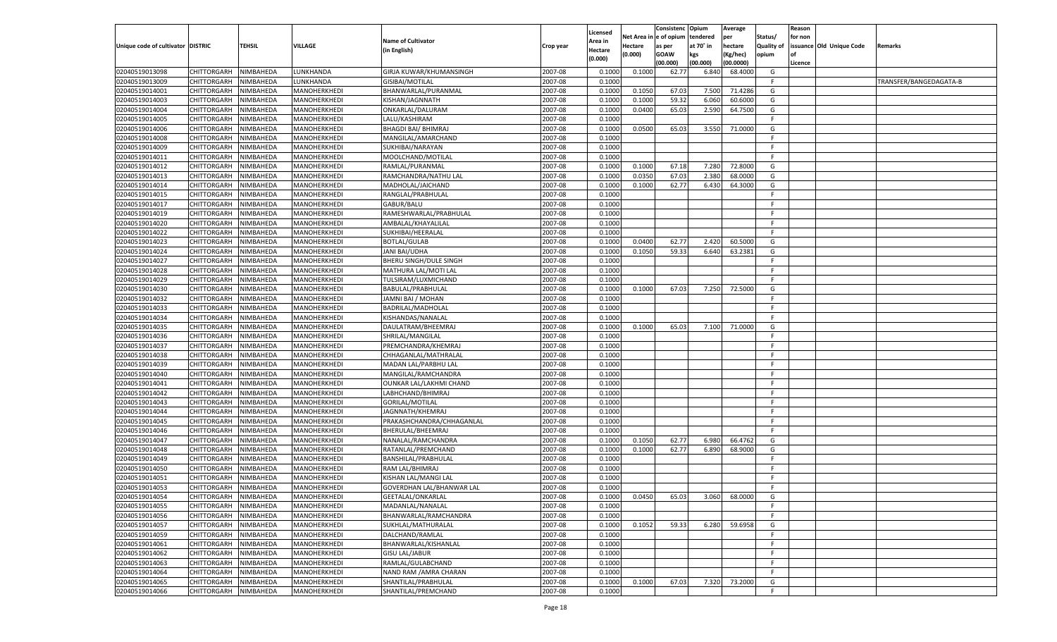| Unique code of cultivator | DISTRIC | TEHSIL | VILLAGE | Name of Cultivator (in English) | Crop year | Licensed Area in Hectare (0.000) | Net Area in Hectare (0.000) | Consistenc e of opium as per GOAW (00.000) | Opium tendered at 70° in kgs (00.000) | Average per hectare (Kg/hec) (00.0000) | Status/ Quality of opium | Reason for non issuance of Licence | Old Unique Code | Remarks |
|---|---|---|---|---|---|---|---|---|---|---|---|---|---|---|
| 02040519013098 | CHITTORGARH | NIMBAHEDA | LUNKHANDA | GIRJA KUWAR/KHUMANSINGH | 2007-08 | 0.1000 | 0.1000 | 62.77 | 6.840 | 68.4000 | G | | | |
| 02040519013009 | CHITTORGARH | NIMBAHEDA | LUNKHANDA | GISIBAI/MOTILAL | 2007-08 | 0.1000 | | | | | F | | | TRANSFER/BANGEDAGATA-B |
| 02040519014001 | CHITTORGARH | NIMBAHEDA | MANOHERKHEDI | BHANWARLAL/PURANMAL | 2007-08 | 0.1000 | 0.1050 | 67.03 | 7.500 | 71.4286 | G | | | |
| 02040519014003 | CHITTORGARH | NIMBAHEDA | MANOHERKHEDI | KISHAN/JAGNNATH | 2007-08 | 0.1000 | 0.1000 | 59.32 | 6.060 | 60.6000 | G | | | |
| 02040519014004 | CHITTORGARH | NIMBAHEDA | MANOHERKHEDI | ONKARLAL/DALURAM | 2007-08 | 0.1000 | 0.0400 | 65.03 | 2.590 | 64.7500 | G | | | |
| 02040519014005 | CHITTORGARH | NIMBAHEDA | MANOHERKHEDI | LALU/KASHIRAM | 2007-08 | 0.1000 | | | | | F | | | |
| 02040519014006 | CHITTORGARH | NIMBAHEDA | MANOHERKHEDI | BHAGDI BAI/ BHIMRAJ | 2007-08 | 0.1000 | 0.0500 | 65.03 | 3.550 | 71.0000 | G | | | |
| 02040519014008 | CHITTORGARH | NIMBAHEDA | MANOHERKHEDI | MANGILAL/AMARCHAND | 2007-08 | 0.1000 | | | | | F | | | |
| 02040519014009 | CHITTORGARH | NIMBAHEDA | MANOHERKHEDI | SUKHIBAI/NARAYAN | 2007-08 | 0.1000 | | | | | F | | | |
| 02040519014011 | CHITTORGARH | NIMBAHEDA | MANOHERKHEDI | MOOLCHAND/MOTILAL | 2007-08 | 0.1000 | | | | | F | | | |
| 02040519014012 | CHITTORGARH | NIMBAHEDA | MANOHERKHEDI | RAMLAL/PURANMAL | 2007-08 | 0.1000 | 0.1000 | 67.18 | 7.280 | 72.8000 | G | | | |
| 02040519014013 | CHITTORGARH | NIMBAHEDA | MANOHERKHEDI | RAMCHANDRA/NATHU LAL | 2007-08 | 0.1000 | 0.0350 | 67.03 | 2.380 | 68.0000 | G | | | |
| 02040519014014 | CHITTORGARH | NIMBAHEDA | MANOHERKHEDI | MADHOLAL/JAICHAND | 2007-08 | 0.1000 | 0.1000 | 62.77 | 6.430 | 64.3000 | G | | | |
| 02040519014015 | CHITTORGARH | NIMBAHEDA | MANOHERKHEDI | RANGLAL/PRABHULAL | 2007-08 | 0.1000 | | | | | F | | | |
| 02040519014017 | CHITTORGARH | NIMBAHEDA | MANOHERKHEDI | GABUR/BALU | 2007-08 | 0.1000 | | | | | F | | | |
| 02040519014019 | CHITTORGARH | NIMBAHEDA | MANOHERKHEDI | RAMESHWARLAL/PRABHULAL | 2007-08 | 0.1000 | | | | | F | | | |
| 02040519014020 | CHITTORGARH | NIMBAHEDA | MANOHERKHEDI | AMBALAL/KHAYALILAL | 2007-08 | 0.1000 | | | | | F | | | |
| 02040519014022 | CHITTORGARH | NIMBAHEDA | MANOHERKHEDI | SUKHIBAI/HEERALAL | 2007-08 | 0.1000 | | | | | F | | | |
| 02040519014023 | CHITTORGARH | NIMBAHEDA | MANOHERKHEDI | BOTLAL/GULAB | 2007-08 | 0.1000 | 0.0400 | 62.77 | 2.420 | 60.5000 | G | | | |
| 02040519014024 | CHITTORGARH | NIMBAHEDA | MANOHERKHEDI | JANI BAI/UDHA | 2007-08 | 0.1000 | 0.1050 | 59.33 | 6.640 | 63.2381 | G | | | |
| 02040519014027 | CHITTORGARH | NIMBAHEDA | MANOHERKHEDI | BHERU SINGH/DULE SINGH | 2007-08 | 0.1000 | | | | | F | | | |
| 02040519014028 | CHITTORGARH | NIMBAHEDA | MANOHERKHEDI | MATHURA LAL/MOTI LAL | 2007-08 | 0.1000 | | | | | F | | | |
| 02040519014029 | CHITTORGARH | NIMBAHEDA | MANOHERKHEDI | TULSIRAM/LUXMICHAND | 2007-08 | 0.1000 | | | | | F | | | |
| 02040519014030 | CHITTORGARH | NIMBAHEDA | MANOHERKHEDI | BABULAL/PRABHULAL | 2007-08 | 0.1000 | 0.1000 | 67.03 | 7.250 | 72.5000 | G | | | |
| 02040519014032 | CHITTORGARH | NIMBAHEDA | MANOHERKHEDI | JAMNI BAI / MOHAN | 2007-08 | 0.1000 | | | | | F | | | |
| 02040519014033 | CHITTORGARH | NIMBAHEDA | MANOHERKHEDI | BADRILAL/MADHOLAL | 2007-08 | 0.1000 | | | | | F | | | |
| 02040519014034 | CHITTORGARH | NIMBAHEDA | MANOHERKHEDI | KISHANDAS/NANALAL | 2007-08 | 0.1000 | | | | | F | | | |
| 02040519014035 | CHITTORGARH | NIMBAHEDA | MANOHERKHEDI | DAULATRAM/BHEEMRAJ | 2007-08 | 0.1000 | 0.1000 | 65.03 | 7.100 | 71.0000 | G | | | |
| 02040519014036 | CHITTORGARH | NIMBAHEDA | MANOHERKHEDI | SHRILAL/MANGILAL | 2007-08 | 0.1000 | | | | | F | | | |
| 02040519014037 | CHITTORGARH | NIMBAHEDA | MANOHERKHEDI | PREMCHANDRA/KHEMRAJ | 2007-08 | 0.1000 | | | | | F | | | |
| 02040519014038 | CHITTORGARH | NIMBAHEDA | MANOHERKHEDI | CHHAGANLAL/MATHRALAL | 2007-08 | 0.1000 | | | | | F | | | |
| 02040519014039 | CHITTORGARH | NIMBAHEDA | MANOHERKHEDI | MADAN LAL/PARBHU LAL | 2007-08 | 0.1000 | | | | | F | | | |
| 02040519014040 | CHITTORGARH | NIMBAHEDA | MANOHERKHEDI | MANGILAL/RAMCHANDRA | 2007-08 | 0.1000 | | | | | F | | | |
| 02040519014041 | CHITTORGARH | NIMBAHEDA | MANOHERKHEDI | OUNKAR LAL/LAKHMI CHAND | 2007-08 | 0.1000 | | | | | F | | | |
| 02040519014042 | CHITTORGARH | NIMBAHEDA | MANOHERKHEDI | LABHCHAND/BHIMRAJ | 2007-08 | 0.1000 | | | | | F | | | |
| 02040519014043 | CHITTORGARH | NIMBAHEDA | MANOHERKHEDI | GORILAL/MOTILAL | 2007-08 | 0.1000 | | | | | F | | | |
| 02040519014044 | CHITTORGARH | NIMBAHEDA | MANOHERKHEDI | JAGNNATH/KHEMRAJ | 2007-08 | 0.1000 | | | | | F | | | |
| 02040519014045 | CHITTORGARH | NIMBAHEDA | MANOHERKHEDI | PRAKASHCHANDRA/CHHAGANLAL | 2007-08 | 0.1000 | | | | | F | | | |
| 02040519014046 | CHITTORGARH | NIMBAHEDA | MANOHERKHEDI | BHERULAL/BHEEMRAJ | 2007-08 | 0.1000 | | | | | F | | | |
| 02040519014047 | CHITTORGARH | NIMBAHEDA | MANOHERKHEDI | NANALAL/RAMCHANDRA | 2007-08 | 0.1000 | 0.1050 | 62.77 | 6.980 | 66.4762 | G | | | |
| 02040519014048 | CHITTORGARH | NIMBAHEDA | MANOHERKHEDI | RATANLAL/PREMCHAND | 2007-08 | 0.1000 | 0.1000 | 62.77 | 6.890 | 68.9000 | G | | | |
| 02040519014049 | CHITTORGARH | NIMBAHEDA | MANOHERKHEDI | BANSHILAL/PRABHULAL | 2007-08 | 0.1000 | | | | | F | | | |
| 02040519014050 | CHITTORGARH | NIMBAHEDA | MANOHERKHEDI | RAM LAL/BHIMRAJ | 2007-08 | 0.1000 | | | | | F | | | |
| 02040519014051 | CHITTORGARH | NIMBAHEDA | MANOHERKHEDI | KISHAN LAL/MANGI LAL | 2007-08 | 0.1000 | | | | | F | | | |
| 02040519014053 | CHITTORGARH | NIMBAHEDA | MANOHERKHEDI | GOVERDHAN LAL/BHANWAR LAL | 2007-08 | 0.1000 | | | | | F | | | |
| 02040519014054 | CHITTORGARH | NIMBAHEDA | MANOHERKHEDI | GEETALAL/ONKARLAL | 2007-08 | 0.1000 | 0.0450 | 65.03 | 3.060 | 68.0000 | G | | | |
| 02040519014055 | CHITTORGARH | NIMBAHEDA | MANOHERKHEDI | MADANLAL/NANALAL | 2007-08 | 0.1000 | | | | | F | | | |
| 02040519014056 | CHITTORGARH | NIMBAHEDA | MANOHERKHEDI | BHANWARLAL/RAMCHANDRA | 2007-08 | 0.1000 | | | | | F | | | |
| 02040519014057 | CHITTORGARH | NIMBAHEDA | MANOHERKHEDI | SUKHLAL/MATHURALAL | 2007-08 | 0.1000 | 0.1052 | 59.33 | 6.280 | 59.6958 | G | | | |
| 02040519014059 | CHITTORGARH | NIMBAHEDA | MANOHERKHEDI | DALCHAND/RAMLAL | 2007-08 | 0.1000 | | | | | F | | | |
| 02040519014061 | CHITTORGARH | NIMBAHEDA | MANOHERKHEDI | BHANWARLAL/KISHANLAL | 2007-08 | 0.1000 | | | | | F | | | |
| 02040519014062 | CHITTORGARH | NIMBAHEDA | MANOHERKHEDI | GISU LAL/JABUR | 2007-08 | 0.1000 | | | | | F | | | |
| 02040519014063 | CHITTORGARH | NIMBAHEDA | MANOHERKHEDI | RAMLAL/GULABCHAND | 2007-08 | 0.1000 | | | | | F | | | |
| 02040519014064 | CHITTORGARH | NIMBAHEDA | MANOHERKHEDI | NAND RAM /AMRA CHARAN | 2007-08 | 0.1000 | | | | | F | | | |
| 02040519014065 | CHITTORGARH | NIMBAHEDA | MANOHERKHEDI | SHANTILAL/PRABHULAL | 2007-08 | 0.1000 | 0.1000 | 67.03 | 7.320 | 73.2000 | G | | | |
| 02040519014066 | CHITTORGARH | NIMBAHEDA | MANOHERKHEDI | SHANTILAL/PREMCHAND | 2007-08 | 0.1000 | | | | | F | | | |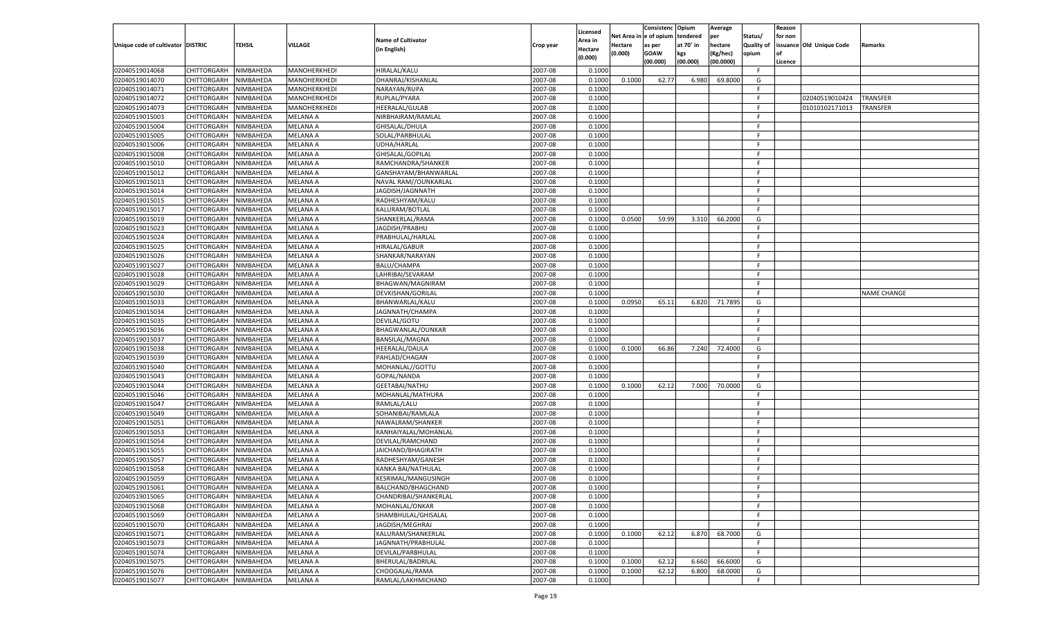| Unique code of cultivator | DISTRIC | TEHSIL | VILLAGE | Name of Cultivator (in English) | Crop year | Licensed Area in Hectare (0.000) | Net Area in Hectare (0.000) | Consistenc e of opium as per GOAW (00.000) | Opium tendered at 70° in kgs (00.000) | Average per hectare (Kg/hec) (00.0000) | Status/ Quality of opium | Reason for non issuance of Licence | Old Unique Code | Remarks |
|---|---|---|---|---|---|---|---|---|---|---|---|---|---|---|
| 02040519014068 | CHITTORGARH | NIMBAHEDA | MANOHERKHEDI | HIRALAL/KALU | 2007-08 | 0.1000 | | | | | F | | | |
| 02040519014070 | CHITTORGARH | NIMBAHEDA | MANOHERKHEDI | DHANRAJ/KISHANLAL | 2007-08 | 0.1000 | 0.1000 | 62.77 | 6.980 | 69.8000 | G | | | |
| 02040519014071 | CHITTORGARH | NIMBAHEDA | MANOHERKHEDI | NARAYAN/RUPA | 2007-08 | 0.1000 | | | | | F | | | |
| 02040519014072 | CHITTORGARH | NIMBAHEDA | MANOHERKHEDI | RUPLAL/PYARA | 2007-08 | 0.1000 | | | | | F | | 02040519010424 | TRANSFER |
| 02040519014073 | CHITTORGARH | NIMBAHEDA | MANOHERKHEDI | HEERALAL/GULAB | 2007-08 | 0.1000 | | | | | F | | 01010102171013 | TRANSFER |
| 02040519015003 | CHITTORGARH | NIMBAHEDA | MELANA A | NIRBHAIRAM/RAMLAL | 2007-08 | 0.1000 | | | | | F | | | |
| 02040519015004 | CHITTORGARH | NIMBAHEDA | MELANA A | GHISALAL/DHULA | 2007-08 | 0.1000 | | | | | F | | | |
| 02040519015005 | CHITTORGARH | NIMBAHEDA | MELANA A | SOLAL/PARBHULAL | 2007-08 | 0.1000 | | | | | F | | | |
| 02040519015006 | CHITTORGARH | NIMBAHEDA | MELANA A | UDHA/HARLAL | 2007-08 | 0.1000 | | | | | F | | | |
| 02040519015008 | CHITTORGARH | NIMBAHEDA | MELANA A | GHISALAL/GOPILAL | 2007-08 | 0.1000 | | | | | F | | | |
| 02040519015010 | CHITTORGARH | NIMBAHEDA | MELANA A | RAMCHANDRA/SHANKER | 2007-08 | 0.1000 | | | | | F | | | |
| 02040519015012 | CHITTORGARH | NIMBAHEDA | MELANA A | GANSHAYAM/BHANWARLAL | 2007-08 | 0.1000 | | | | | F | | | |
| 02040519015013 | CHITTORGARH | NIMBAHEDA | MELANA A | NAVAL RAM//OUNKARLAL | 2007-08 | 0.1000 | | | | | F | | | |
| 02040519015014 | CHITTORGARH | NIMBAHEDA | MELANA A | JAGDISH/JAGNNATH | 2007-08 | 0.1000 | | | | | F | | | |
| 02040519015015 | CHITTORGARH | NIMBAHEDA | MELANA A | RADHESHYAM/KALU | 2007-08 | 0.1000 | | | | | F | | | |
| 02040519015017 | CHITTORGARH | NIMBAHEDA | MELANA A | KALURAM/BOTLAL | 2007-08 | 0.1000 | | | | | F | | | |
| 02040519015019 | CHITTORGARH | NIMBAHEDA | MELANA A | SHANKERLAL/RAMA | 2007-08 | 0.1000 | 0.0500 | 59.99 | 3.310 | 66.2000 | G | | | |
| 02040519015023 | CHITTORGARH | NIMBAHEDA | MELANA A | JAGDISH/PRABHU | 2007-08 | 0.1000 | | | | | F | | | |
| 02040519015024 | CHITTORGARH | NIMBAHEDA | MELANA A | PRABHULAL/HARLAL | 2007-08 | 0.1000 | | | | | F | | | |
| 02040519015025 | CHITTORGARH | NIMBAHEDA | MELANA A | HIRALAL/GABUR | 2007-08 | 0.1000 | | | | | F | | | |
| 02040519015026 | CHITTORGARH | NIMBAHEDA | MELANA A | SHANKAR/NARAYAN | 2007-08 | 0.1000 | | | | | F | | | |
| 02040519015027 | CHITTORGARH | NIMBAHEDA | MELANA A | BALU/CHAMPA | 2007-08 | 0.1000 | | | | | F | | | |
| 02040519015028 | CHITTORGARH | NIMBAHEDA | MELANA A | LAHRIBAI/SEVARAM | 2007-08 | 0.1000 | | | | | F | | | |
| 02040519015029 | CHITTORGARH | NIMBAHEDA | MELANA A | BHAGWAN/MAGNIRAM | 2007-08 | 0.1000 | | | | | F | | | |
| 02040519015030 | CHITTORGARH | NIMBAHEDA | MELANA A | DEVKISHAN/GORILAL | 2007-08 | 0.1000 | | | | | F | | | NAME CHANGE |
| 02040519015033 | CHITTORGARH | NIMBAHEDA | MELANA A | BHANWARLAL/KALU | 2007-08 | 0.1000 | 0.0950 | 65.11 | 6.820 | 71.7895 | G | | | |
| 02040519015034 | CHITTORGARH | NIMBAHEDA | MELANA A | JAGNNATH/CHAMPA | 2007-08 | 0.1000 | | | | | F | | | |
| 02040519015035 | CHITTORGARH | NIMBAHEDA | MELANA A | DEVILAL/GOTU | 2007-08 | 0.1000 | | | | | F | | | |
| 02040519015036 | CHITTORGARH | NIMBAHEDA | MELANA A | BHAGWANLAL/OUNKAR | 2007-08 | 0.1000 | | | | | F | | | |
| 02040519015037 | CHITTORGARH | NIMBAHEDA | MELANA A | BANSILAL/MAGNA | 2007-08 | 0.1000 | | | | | F | | | |
| 02040519015038 | CHITTORGARH | NIMBAHEDA | MELANA A | HEERALAL/DAULA | 2007-08 | 0.1000 | 0.1000 | 66.86 | 7.240 | 72.4000 | G | | | |
| 02040519015039 | CHITTORGARH | NIMBAHEDA | MELANA A | PAHLAD/CHAGAN | 2007-08 | 0.1000 | | | | | F | | | |
| 02040519015040 | CHITTORGARH | NIMBAHEDA | MELANA A | MOHANLAL//GOTTU | 2007-08 | 0.1000 | | | | | F | | | |
| 02040519015043 | CHITTORGARH | NIMBAHEDA | MELANA A | GOPAL/NANDA | 2007-08 | 0.1000 | | | | | F | | | |
| 02040519015044 | CHITTORGARH | NIMBAHEDA | MELANA A | GEETABAI/NATHU | 2007-08 | 0.1000 | 0.1000 | 62.12 | 7.000 | 70.0000 | G | | | |
| 02040519015046 | CHITTORGARH | NIMBAHEDA | MELANA A | MOHANLAL/MATHURA | 2007-08 | 0.1000 | | | | | F | | | |
| 02040519015047 | CHITTORGARH | NIMBAHEDA | MELANA A | RAMLAL/LALU | 2007-08 | 0.1000 | | | | | F | | | |
| 02040519015049 | CHITTORGARH | NIMBAHEDA | MELANA A | SOHANIBAI/RAMLALA | 2007-08 | 0.1000 | | | | | F | | | |
| 02040519015051 | CHITTORGARH | NIMBAHEDA | MELANA A | NAWALRAM/SHANKER | 2007-08 | 0.1000 | | | | | F | | | |
| 02040519015053 | CHITTORGARH | NIMBAHEDA | MELANA A | KANHAIYALAL/MOHANLAL | 2007-08 | 0.1000 | | | | | F | | | |
| 02040519015054 | CHITTORGARH | NIMBAHEDA | MELANA A | DEVILAL/RAMCHAND | 2007-08 | 0.1000 | | | | | F | | | |
| 02040519015055 | CHITTORGARH | NIMBAHEDA | MELANA A | JAICHAND/BHAGIRATH | 2007-08 | 0.1000 | | | | | F | | | |
| 02040519015057 | CHITTORGARH | NIMBAHEDA | MELANA A | RADHESHYAM/GANESH | 2007-08 | 0.1000 | | | | | F | | | |
| 02040519015058 | CHITTORGARH | NIMBAHEDA | MELANA A | KANKA BAI/NATHULAL | 2007-08 | 0.1000 | | | | | F | | | |
| 02040519015059 | CHITTORGARH | NIMBAHEDA | MELANA A | KESRIMAL/MANGUSINGH | 2007-08 | 0.1000 | | | | | F | | | |
| 02040519015061 | CHITTORGARH | NIMBAHEDA | MELANA A | BALCHAND/BHAGCHAND | 2007-08 | 0.1000 | | | | | F | | | |
| 02040519015065 | CHITTORGARH | NIMBAHEDA | MELANA A | CHANDRIBAI/SHANKERLAL | 2007-08 | 0.1000 | | | | | F | | | |
| 02040519015068 | CHITTORGARH | NIMBAHEDA | MELANA A | MOHANLAL/ONKAR | 2007-08 | 0.1000 | | | | | F | | | |
| 02040519015069 | CHITTORGARH | NIMBAHEDA | MELANA A | SHAMBHULAL/GHISALAL | 2007-08 | 0.1000 | | | | | F | | | |
| 02040519015070 | CHITTORGARH | NIMBAHEDA | MELANA A | JAGDISH/MEGHRAJ | 2007-08 | 0.1000 | | | | | F | | | |
| 02040519015071 | CHITTORGARH | NIMBAHEDA | MELANA A | KALURAM/SHANKERLAL | 2007-08 | 0.1000 | 0.1000 | 62.12 | 6.870 | 68.7000 | G | | | |
| 02040519015073 | CHITTORGARH | NIMBAHEDA | MELANA A | JAGNNATH/PRABHULAL | 2007-08 | 0.1000 | | | | | F | | | |
| 02040519015074 | CHITTORGARH | NIMBAHEDA | MELANA A | DEVILAL/PARBHULAL | 2007-08 | 0.1000 | | | | | F | | | |
| 02040519015075 | CHITTORGARH | NIMBAHEDA | MELANA A | BHERULAL/BADRILAL | 2007-08 | 0.1000 | 0.1000 | 62.12 | 6.660 | 66.6000 | G | | | |
| 02040519015076 | CHITTORGARH | NIMBAHEDA | MELANA A | CHOOGALAL/RAMA | 2007-08 | 0.1000 | 0.1000 | 62.12 | 6.800 | 68.0000 | G | | | |
| 02040519015077 | CHITTORGARH | NIMBAHEDA | MELANA A | RAMLAL/LAKHMICHAND | 2007-08 | 0.1000 | | | | | F | | | |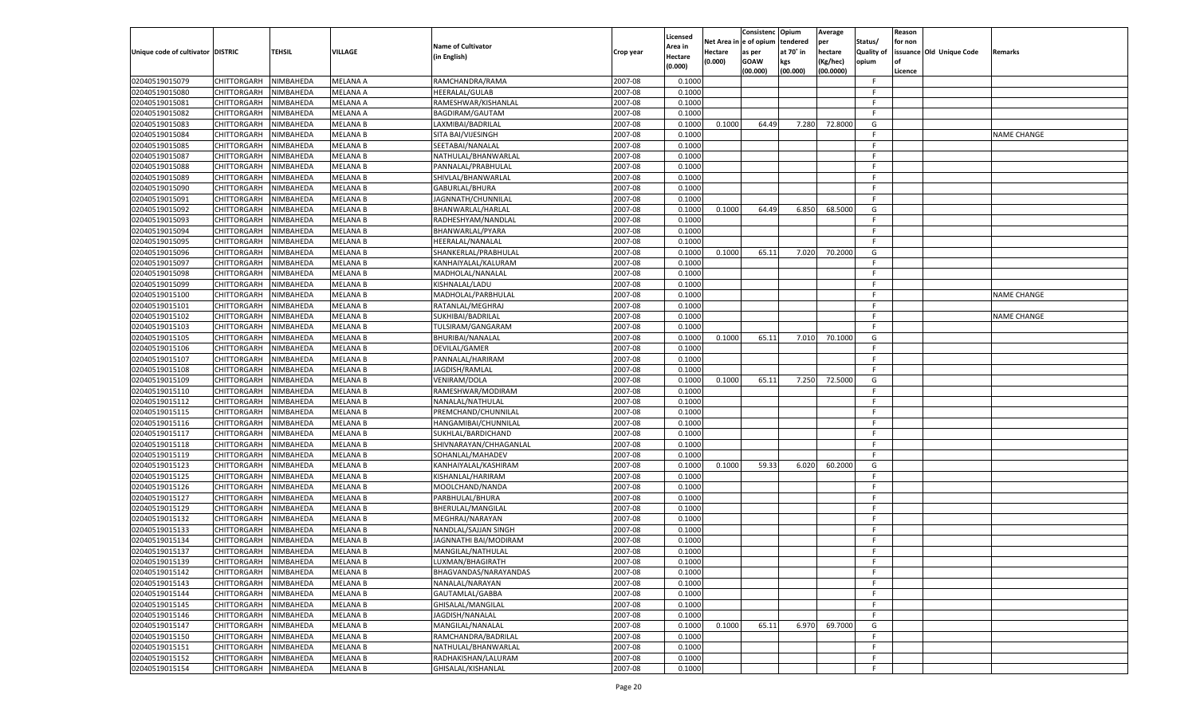| Unique code of cultivator | DISTRIC | TEHSIL | VILLAGE | Name of Cultivator (in English) | Crop year | Licensed Area in Hectare (0.000) | Net Area in Hectare (0.000) | Consistenc e of opium as per GOAW (00.000) | Opium tendered at 70° in kgs (00.000) | Average per hectare (Kg/hec) (00.0000) | Status/ Quality of opium | Reason for non issuance of Licence | Old Unique Code | Remarks |
|---|---|---|---|---|---|---|---|---|---|---|---|---|---|---|
| 02040519015079 | CHITTORGARH | NIMBAHEDA | MELANA A | RAMCHANDRA/RAMA | 2007-08 | 0.1000 | | | | | F | | | |
| 02040519015080 | CHITTORGARH | NIMBAHEDA | MELANA A | HEERALAL/GULAB | 2007-08 | 0.1000 | | | | | F | | | |
| 02040519015081 | CHITTORGARH | NIMBAHEDA | MELANA A | RAMESHWAR/KISHANLAL | 2007-08 | 0.1000 | | | | | F | | | |
| 02040519015082 | CHITTORGARH | NIMBAHEDA | MELANA A | BAGDIRAM/GAUTAM | 2007-08 | 0.1000 | | | | | F | | | |
| 02040519015083 | CHITTORGARH | NIMBAHEDA | MELANA B | LAXMIBAI/BADRILAL | 2007-08 | 0.1000 | 0.1000 | 64.49 | 7.280 | 72.8000 | G | | | |
| 02040519015084 | CHITTORGARH | NIMBAHEDA | MELANA B | SITA BAI/VIJESINGH | 2007-08 | 0.1000 | | | | | F | | | NAME CHANGE |
| 02040519015085 | CHITTORGARH | NIMBAHEDA | MELANA B | SEETABAI/NANALAL | 2007-08 | 0.1000 | | | | | F | | | |
| 02040519015087 | CHITTORGARH | NIMBAHEDA | MELANA B | NATHULAL/BHANWARLAL | 2007-08 | 0.1000 | | | | | F | | | |
| 02040519015088 | CHITTORGARH | NIMBAHEDA | MELANA B | PANNALAL/PRABHULAL | 2007-08 | 0.1000 | | | | | F | | | |
| 02040519015089 | CHITTORGARH | NIMBAHEDA | MELANA B | SHIVLAL/BHANWARLAL | 2007-08 | 0.1000 | | | | | F | | | |
| 02040519015090 | CHITTORGARH | NIMBAHEDA | MELANA B | GABURLAL/BHURA | 2007-08 | 0.1000 | | | | | F | | | |
| 02040519015091 | CHITTORGARH | NIMBAHEDA | MELANA B | JAGNNATH/CHUNNILAL | 2007-08 | 0.1000 | | | | | F | | | |
| 02040519015092 | CHITTORGARH | NIMBAHEDA | MELANA B | BHANWARLAL/HARLAL | 2007-08 | 0.1000 | 0.1000 | 64.49 | 6.850 | 68.5000 | G | | | |
| 02040519015093 | CHITTORGARH | NIMBAHEDA | MELANA B | RADHESHYAM/NANDLAL | 2007-08 | 0.1000 | | | | | F | | | |
| 02040519015094 | CHITTORGARH | NIMBAHEDA | MELANA B | BHANWARLAL/PYARA | 2007-08 | 0.1000 | | | | | F | | | |
| 02040519015095 | CHITTORGARH | NIMBAHEDA | MELANA B | HEERALAL/NANALAL | 2007-08 | 0.1000 | | | | | F | | | |
| 02040519015096 | CHITTORGARH | NIMBAHEDA | MELANA B | SHANKERLAL/PRABHULAL | 2007-08 | 0.1000 | 0.1000 | 65.11 | 7.020 | 70.2000 | G | | | |
| 02040519015097 | CHITTORGARH | NIMBAHEDA | MELANA B | KANHAIYALAL/KALURAM | 2007-08 | 0.1000 | | | | | F | | | |
| 02040519015098 | CHITTORGARH | NIMBAHEDA | MELANA B | MADHOLAL/NANALAL | 2007-08 | 0.1000 | | | | | F | | | |
| 02040519015099 | CHITTORGARH | NIMBAHEDA | MELANA B | KISHNALAL/LADU | 2007-08 | 0.1000 | | | | | F | | | |
| 02040519015100 | CHITTORGARH | NIMBAHEDA | MELANA B | MADHOLAL/PARBHULAL | 2007-08 | 0.1000 | | | | | F | | | NAME CHANGE |
| 02040519015101 | CHITTORGARH | NIMBAHEDA | MELANA B | RATANLAL/MEGHRAJ | 2007-08 | 0.1000 | | | | | F | | | |
| 02040519015102 | CHITTORGARH | NIMBAHEDA | MELANA B | SUKHIBAI/BADRILAL | 2007-08 | 0.1000 | | | | | F | | | NAME CHANGE |
| 02040519015103 | CHITTORGARH | NIMBAHEDA | MELANA B | TULSIRAM/GANGARAM | 2007-08 | 0.1000 | | | | | F | | | |
| 02040519015105 | CHITTORGARH | NIMBAHEDA | MELANA B | BHURIBAI/NANALAL | 2007-08 | 0.1000 | 0.1000 | 65.11 | 7.010 | 70.1000 | G | | | |
| 02040519015106 | CHITTORGARH | NIMBAHEDA | MELANA B | DEVILAL/GAMER | 2007-08 | 0.1000 | | | | | F | | | |
| 02040519015107 | CHITTORGARH | NIMBAHEDA | MELANA B | PANNALAL/HARIRAM | 2007-08 | 0.1000 | | | | | F | | | |
| 02040519015108 | CHITTORGARH | NIMBAHEDA | MELANA B | JAGDISH/RAMLAL | 2007-08 | 0.1000 | | | | | F | | | |
| 02040519015109 | CHITTORGARH | NIMBAHEDA | MELANA B | VENIRAM/DOLA | 2007-08 | 0.1000 | 0.1000 | 65.11 | 7.250 | 72.5000 | G | | | |
| 02040519015110 | CHITTORGARH | NIMBAHEDA | MELANA B | RAMESHWAR/MODIRAM | 2007-08 | 0.1000 | | | | | F | | | |
| 02040519015112 | CHITTORGARH | NIMBAHEDA | MELANA B | NANALAL/NATHULAL | 2007-08 | 0.1000 | | | | | F | | | |
| 02040519015115 | CHITTORGARH | NIMBAHEDA | MELANA B | PREMCHAND/CHUNNILAL | 2007-08 | 0.1000 | | | | | F | | | |
| 02040519015116 | CHITTORGARH | NIMBAHEDA | MELANA B | HANGAMIBAI/CHUNNILAL | 2007-08 | 0.1000 | | | | | F | | | |
| 02040519015117 | CHITTORGARH | NIMBAHEDA | MELANA B | SUKHLAL/BARDICHAND | 2007-08 | 0.1000 | | | | | F | | | |
| 02040519015118 | CHITTORGARH | NIMBAHEDA | MELANA B | SHIVNARAYAN/CHHAGANLAL | 2007-08 | 0.1000 | | | | | F | | | |
| 02040519015119 | CHITTORGARH | NIMBAHEDA | MELANA B | SOHANLAL/MAHADEV | 2007-08 | 0.1000 | | | | | F | | | |
| 02040519015123 | CHITTORGARH | NIMBAHEDA | MELANA B | KANHAIYALAL/KASHIRAM | 2007-08 | 0.1000 | 0.1000 | 59.33 | 6.020 | 60.2000 | G | | | |
| 02040519015125 | CHITTORGARH | NIMBAHEDA | MELANA B | KISHANLAL/HARIRAM | 2007-08 | 0.1000 | | | | | F | | | |
| 02040519015126 | CHITTORGARH | NIMBAHEDA | MELANA B | MOOLCHAND/NANDA | 2007-08 | 0.1000 | | | | | F | | | |
| 02040519015127 | CHITTORGARH | NIMBAHEDA | MELANA B | PARBHULAL/BHURA | 2007-08 | 0.1000 | | | | | F | | | |
| 02040519015129 | CHITTORGARH | NIMBAHEDA | MELANA B | BHERULAL/MANGILAL | 2007-08 | 0.1000 | | | | | F | | | |
| 02040519015132 | CHITTORGARH | NIMBAHEDA | MELANA B | MEGHRAJ/NARAYAN | 2007-08 | 0.1000 | | | | | F | | | |
| 02040519015133 | CHITTORGARH | NIMBAHEDA | MELANA B | NANDLAL/SAJJAN SINGH | 2007-08 | 0.1000 | | | | | F | | | |
| 02040519015134 | CHITTORGARH | NIMBAHEDA | MELANA B | JAGNNATHI BAI/MODIRAM | 2007-08 | 0.1000 | | | | | F | | | |
| 02040519015137 | CHITTORGARH | NIMBAHEDA | MELANA B | MANGILAL/NATHULAL | 2007-08 | 0.1000 | | | | | F | | | |
| 02040519015139 | CHITTORGARH | NIMBAHEDA | MELANA B | LUXMAN/BHAGIRATH | 2007-08 | 0.1000 | | | | | F | | | |
| 02040519015142 | CHITTORGARH | NIMBAHEDA | MELANA B | BHAGVANDAS/NARAYANDAS | 2007-08 | 0.1000 | | | | | F | | | |
| 02040519015143 | CHITTORGARH | NIMBAHEDA | MELANA B | NANALAL/NARAYAN | 2007-08 | 0.1000 | | | | | F | | | |
| 02040519015144 | CHITTORGARH | NIMBAHEDA | MELANA B | GAUTAMLAL/GABBA | 2007-08 | 0.1000 | | | | | F | | | |
| 02040519015145 | CHITTORGARH | NIMBAHEDA | MELANA B | GHISALAL/MANGILAL | 2007-08 | 0.1000 | | | | | F | | | |
| 02040519015146 | CHITTORGARH | NIMBAHEDA | MELANA B | JAGDISH/NANALAL | 2007-08 | 0.1000 | | | | | F | | | |
| 02040519015147 | CHITTORGARH | NIMBAHEDA | MELANA B | MANGILAL/NANALAL | 2007-08 | 0.1000 | 0.1000 | 65.11 | 6.970 | 69.7000 | G | | | |
| 02040519015150 | CHITTORGARH | NIMBAHEDA | MELANA B | RAMCHANDRA/BADRILAL | 2007-08 | 0.1000 | | | | | F | | | |
| 02040519015151 | CHITTORGARH | NIMBAHEDA | MELANA B | NATHULAL/BHANWARLAL | 2007-08 | 0.1000 | | | | | F | | | |
| 02040519015152 | CHITTORGARH | NIMBAHEDA | MELANA B | RADHAKISHAN/LALURAM | 2007-08 | 0.1000 | | | | | F | | | |
| 02040519015154 | CHITTORGARH | NIMBAHEDA | MELANA B | GHISALAL/KISHANLAL | 2007-08 | 0.1000 | | | | | F | | | |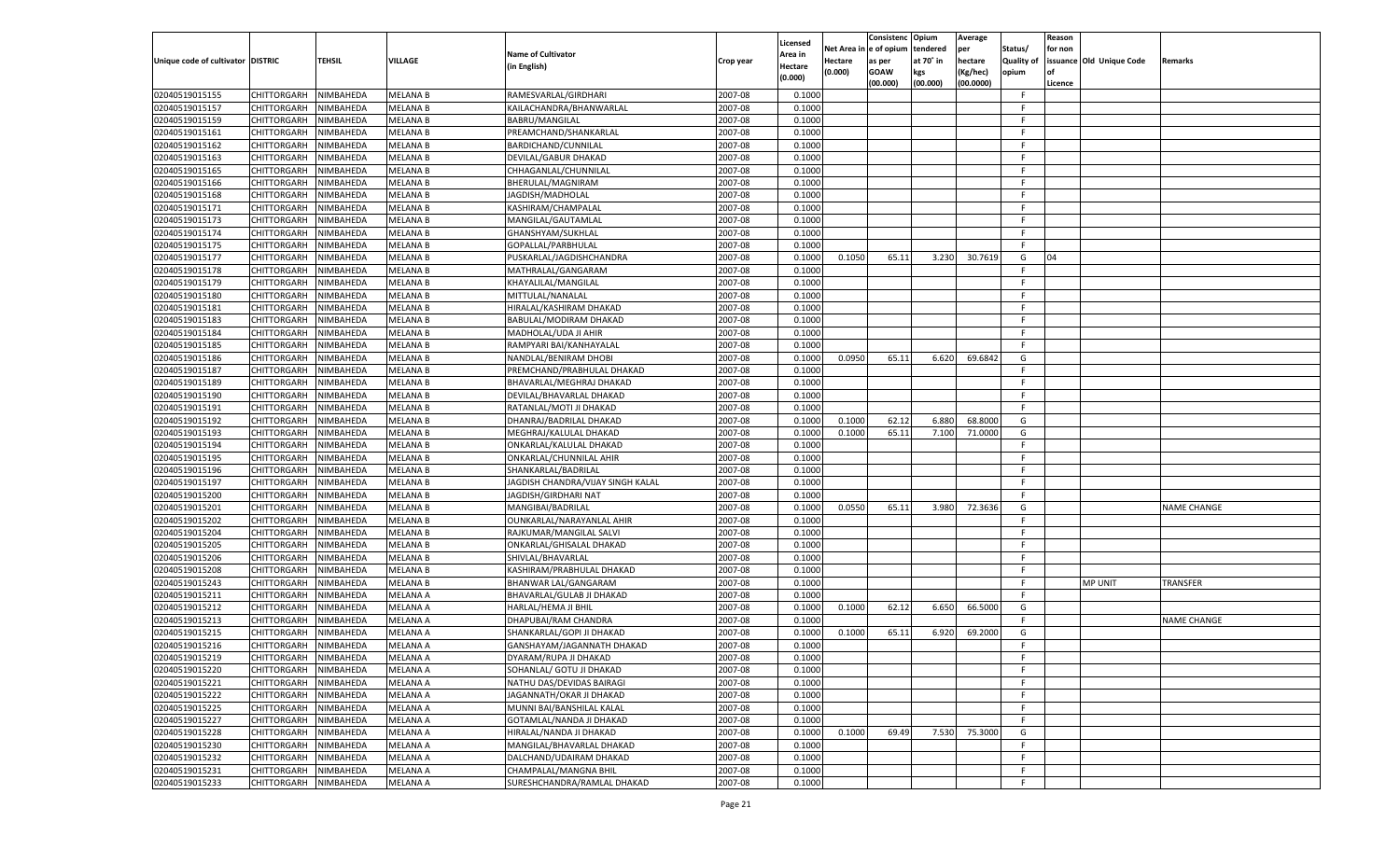| Unique code of cultivator | DISTRIC | TEHSIL | VILLAGE | Name of Cultivator (in English) | Crop year | Licensed Area in Hectare (0.000) | Net Area in Hectare (0.000) | Consistenc e of opium as per GOAW (00.000) | Opium tendered at 70° in kgs (00.000) | Average per hectare (Kg/hec) (00.0000) | Status/ Quality of opium | Reason for non issuance of Licence | Old Unique Code | Remarks |
|---|---|---|---|---|---|---|---|---|---|---|---|---|---|---|
| 02040519015155 | CHITTORGARH | NIMBAHEDA | MELANA B | RAMESVARLAL/GIRDHARI | 2007-08 | 0.1000 | | | | | F | | | |
| 02040519015157 | CHITTORGARH | NIMBAHEDA | MELANA B | KAILACHANDRA/BHANWARLAL | 2007-08 | 0.1000 | | | | | F | | | |
| 02040519015159 | CHITTORGARH | NIMBAHEDA | MELANA B | BABRU/MANGILAL | 2007-08 | 0.1000 | | | | | F | | | |
| 02040519015161 | CHITTORGARH | NIMBAHEDA | MELANA B | PREAMCHAND/SHANKARLAL | 2007-08 | 0.1000 | | | | | F | | | |
| 02040519015162 | CHITTORGARH | NIMBAHEDA | MELANA B | BARDICHAND/CUNNILAL | 2007-08 | 0.1000 | | | | | F | | | |
| 02040519015163 | CHITTORGARH | NIMBAHEDA | MELANA B | DEVILAL/GABUR DHAKAD | 2007-08 | 0.1000 | | | | | F | | | |
| 02040519015165 | CHITTORGARH | NIMBAHEDA | MELANA B | CHHAGANLAL/CHUNNILAL | 2007-08 | 0.1000 | | | | | F | | | |
| 02040519015166 | CHITTORGARH | NIMBAHEDA | MELANA B | BHERULAL/MAGNIRAM | 2007-08 | 0.1000 | | | | | F | | | |
| 02040519015168 | CHITTORGARH | NIMBAHEDA | MELANA B | JAGDISH/MADHOLAL | 2007-08 | 0.1000 | | | | | F | | | |
| 02040519015171 | CHITTORGARH | NIMBAHEDA | MELANA B | KASHIRAM/CHAMPALAL | 2007-08 | 0.1000 | | | | | F | | | |
| 02040519015173 | CHITTORGARH | NIMBAHEDA | MELANA B | MANGILAL/GAUTAMLAL | 2007-08 | 0.1000 | | | | | F | | | |
| 02040519015174 | CHITTORGARH | NIMBAHEDA | MELANA B | GHANSHYAM/SUKHLAL | 2007-08 | 0.1000 | | | | | F | | | |
| 02040519015175 | CHITTORGARH | NIMBAHEDA | MELANA B | GOPALLAL/PARBHULAL | 2007-08 | 0.1000 | | | | | F | | | |
| 02040519015177 | CHITTORGARH | NIMBAHEDA | MELANA B | PUSKARLAL/JAGDISHCHANDRA | 2007-08 | 0.1000 | 0.1050 | 65.11 | 3.230 | 30.7619 | G | 04 | | |
| 02040519015178 | CHITTORGARH | NIMBAHEDA | MELANA B | MATHRALAL/GANGARAM | 2007-08 | 0.1000 | | | | | F | | | |
| 02040519015179 | CHITTORGARH | NIMBAHEDA | MELANA B | KHAYALILAL/MANGILAL | 2007-08 | 0.1000 | | | | | F | | | |
| 02040519015180 | CHITTORGARH | NIMBAHEDA | MELANA B | MITTULAL/NANALAL | 2007-08 | 0.1000 | | | | | F | | | |
| 02040519015181 | CHITTORGARH | NIMBAHEDA | MELANA B | HIRALAL/KASHIRAM DHAKAD | 2007-08 | 0.1000 | | | | | F | | | |
| 02040519015183 | CHITTORGARH | NIMBAHEDA | MELANA B | BABULAL/MODIRAM DHAKAD | 2007-08 | 0.1000 | | | | | F | | | |
| 02040519015184 | CHITTORGARH | NIMBAHEDA | MELANA B | MADHOLAL/UDA JI AHIR | 2007-08 | 0.1000 | | | | | F | | | |
| 02040519015185 | CHITTORGARH | NIMBAHEDA | MELANA B | RAMPYARI BAI/KANHAYALAL | 2007-08 | 0.1000 | | | | | F | | | |
| 02040519015186 | CHITTORGARH | NIMBAHEDA | MELANA B | NANDLAL/BENIRAM DHOBI | 2007-08 | 0.1000 | 0.0950 | 65.11 | 6.620 | 69.6842 | G | | | |
| 02040519015187 | CHITTORGARH | NIMBAHEDA | MELANA B | PREMCHAND/PRABHULAL DHAKAD | 2007-08 | 0.1000 | | | | | F | | | |
| 02040519015189 | CHITTORGARH | NIMBAHEDA | MELANA B | BHAVARLAL/MEGHRAJ DHAKAD | 2007-08 | 0.1000 | | | | | F | | | |
| 02040519015190 | CHITTORGARH | NIMBAHEDA | MELANA B | DEVILAL/BHAVARLAL DHAKAD | 2007-08 | 0.1000 | | | | | F | | | |
| 02040519015191 | CHITTORGARH | NIMBAHEDA | MELANA B | RATANLAL/MOTI JI DHAKAD | 2007-08 | 0.1000 | | | | | F | | | |
| 02040519015192 | CHITTORGARH | NIMBAHEDA | MELANA B | DHANRAJ/BADRILAL DHAKAD | 2007-08 | 0.1000 | 0.1000 | 62.12 | 6.880 | 68.8000 | G | | | |
| 02040519015193 | CHITTORGARH | NIMBAHEDA | MELANA B | MEGHRAJ/KALULAL DHAKAD | 2007-08 | 0.1000 | 0.1000 | 65.11 | 7.100 | 71.0000 | G | | | |
| 02040519015194 | CHITTORGARH | NIMBAHEDA | MELANA B | ONKARLAL/KALULAL DHAKAD | 2007-08 | 0.1000 | | | | | F | | | |
| 02040519015195 | CHITTORGARH | NIMBAHEDA | MELANA B | ONKARLAL/CHUNNILAL AHIR | 2007-08 | 0.1000 | | | | | F | | | |
| 02040519015196 | CHITTORGARH | NIMBAHEDA | MELANA B | SHANKARLAL/BADRILAL | 2007-08 | 0.1000 | | | | | F | | | |
| 02040519015197 | CHITTORGARH | NIMBAHEDA | MELANA B | JAGDISH CHANDRA/VIJAY SINGH KALAL | 2007-08 | 0.1000 | | | | | F | | | |
| 02040519015200 | CHITTORGARH | NIMBAHEDA | MELANA B | JAGDISH/GIRDHARI NAT | 2007-08 | 0.1000 | | | | | F | | | |
| 02040519015201 | CHITTORGARH | NIMBAHEDA | MELANA B | MANGIBAI/BADRILAL | 2007-08 | 0.1000 | 0.0550 | 65.11 | 3.980 | 72.3636 | G | | | NAME CHANGE |
| 02040519015202 | CHITTORGARH | NIMBAHEDA | MELANA B | OUNKARLAL/NARAYANLAL AHIR | 2007-08 | 0.1000 | | | | | F | | | |
| 02040519015204 | CHITTORGARH | NIMBAHEDA | MELANA B | RAJKUMAR/MANGILAL SALVI | 2007-08 | 0.1000 | | | | | F | | | |
| 02040519015205 | CHITTORGARH | NIMBAHEDA | MELANA B | ONKARLAL/GHISALAL DHAKAD | 2007-08 | 0.1000 | | | | | F | | | |
| 02040519015206 | CHITTORGARH | NIMBAHEDA | MELANA B | SHIVLAL/BHAVARLAL | 2007-08 | 0.1000 | | | | | F | | | |
| 02040519015208 | CHITTORGARH | NIMBAHEDA | MELANA B | KASHIRAM/PRABHULAL DHAKAD | 2007-08 | 0.1000 | | | | | F | | | |
| 02040519015243 | CHITTORGARH | NIMBAHEDA | MELANA B | BHANWAR LAL/GANGARAM | 2007-08 | 0.1000 | | | | | F | | MP UNIT | TRANSFER |
| 02040519015211 | CHITTORGARH | NIMBAHEDA | MELANA A | BHAVARLAL/GULAB JI DHAKAD | 2007-08 | 0.1000 | | | | | F | | | |
| 02040519015212 | CHITTORGARH | NIMBAHEDA | MELANA A | HARLAL/HEMA JI BHIL | 2007-08 | 0.1000 | 0.1000 | 62.12 | 6.650 | 66.5000 | G | | | |
| 02040519015213 | CHITTORGARH | NIMBAHEDA | MELANA A | DHAPUBAI/RAM CHANDRA | 2007-08 | 0.1000 | | | | | F | | | NAME CHANGE |
| 02040519015215 | CHITTORGARH | NIMBAHEDA | MELANA A | SHANKARLAL/GOPI JI DHAKAD | 2007-08 | 0.1000 | 0.1000 | 65.11 | 6.920 | 69.2000 | G | | | |
| 02040519015216 | CHITTORGARH | NIMBAHEDA | MELANA A | GANSHAYAM/JAGANNATH DHAKAD | 2007-08 | 0.1000 | | | | | F | | | |
| 02040519015219 | CHITTORGARH | NIMBAHEDA | MELANA A | DYARAM/RUPA JI DHAKAD | 2007-08 | 0.1000 | | | | | F | | | |
| 02040519015220 | CHITTORGARH | NIMBAHEDA | MELANA A | SOHANLAL/ GOTU JI DHAKAD | 2007-08 | 0.1000 | | | | | F | | | |
| 02040519015221 | CHITTORGARH | NIMBAHEDA | MELANA A | NATHU DAS/DEVIDAS BAIRAGI | 2007-08 | 0.1000 | | | | | F | | | |
| 02040519015222 | CHITTORGARH | NIMBAHEDA | MELANA A | JAGANNATH/OKAR JI DHAKAD | 2007-08 | 0.1000 | | | | | F | | | |
| 02040519015225 | CHITTORGARH | NIMBAHEDA | MELANA A | MUNNI BAI/BANSHILAL KALAL | 2007-08 | 0.1000 | | | | | F | | | |
| 02040519015227 | CHITTORGARH | NIMBAHEDA | MELANA A | GOTAMLAL/NANDA JI DHAKAD | 2007-08 | 0.1000 | | | | | F | | | |
| 02040519015228 | CHITTORGARH | NIMBAHEDA | MELANA A | HIRALAL/NANDA JI DHAKAD | 2007-08 | 0.1000 | 0.1000 | 69.49 | 7.530 | 75.3000 | G | | | |
| 02040519015230 | CHITTORGARH | NIMBAHEDA | MELANA A | MANGILAL/BHAVARLAL DHAKAD | 2007-08 | 0.1000 | | | | | F | | | |
| 02040519015232 | CHITTORGARH | NIMBAHEDA | MELANA A | DALCHAND/UDAIRAM DHAKAD | 2007-08 | 0.1000 | | | | | F | | | |
| 02040519015231 | CHITTORGARH | NIMBAHEDA | MELANA A | CHAMPALAL/MANGNA BHIL | 2007-08 | 0.1000 | | | | | F | | | |
| 02040519015233 | CHITTORGARH | NIMBAHEDA | MELANA A | SURESHCHANDRA/RAMLAL DHAKAD | 2007-08 | 0.1000 | | | | | F | | | |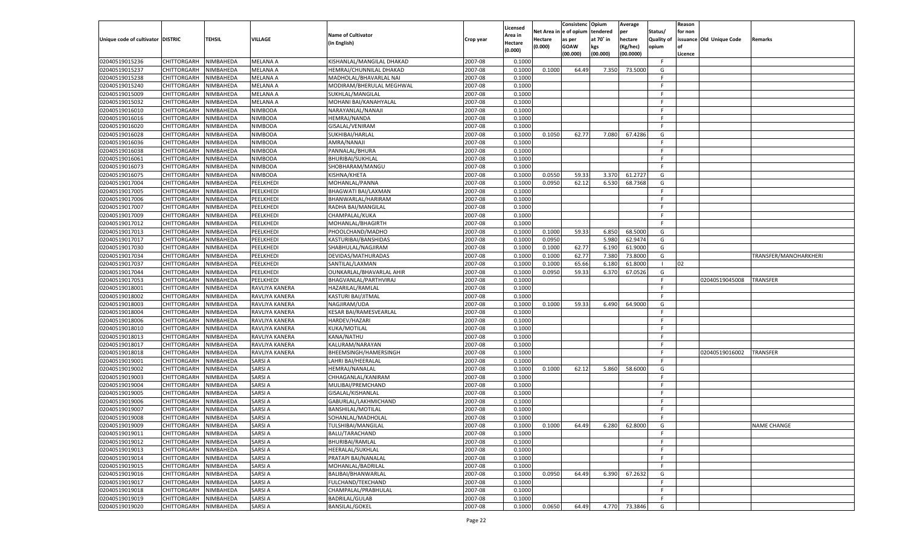| Unique code of cultivator | DISTRIC | TEHSIL | VILLAGE | Name of Cultivator (in English) | Crop year | Licensed Area in Hectare (0.000) | Net Area in Hectare (0.000) | Consistenc e of opium as per GOAW (00.000) | Opium tendered at 70° in kgs (00.000) | Average per hectare (Kg/hec) (00.0000) | Status/ Quality of opium | Reason for non issuance of Licence | Old Unique Code | Remarks |
|---|---|---|---|---|---|---|---|---|---|---|---|---|---|---|
| 02040519015236 | CHITTORGARH | NIMBAHEDA | MELANA A | KISHANLAL/MANGILAL DHAKAD | 2007-08 | 0.1000 | | | | | F | | | |
| 02040519015237 | CHITTORGARH | NIMBAHEDA | MELANA A | HEMRAJ/CHUNNILAL DHAKAD | 2007-08 | 0.1000 | 0.1000 | 64.49 | 7.350 | 73.5000 | G | | | |
| 02040519015238 | CHITTORGARH | NIMBAHEDA | MELANA A | MADHOLAL/BHAVARLAL NAI | 2007-08 | 0.1000 | | | | | F | | | |
| 02040519015240 | CHITTORGARH | NIMBAHEDA | MELANA A | MODIRAM/BHERULAL MEGHWAL | 2007-08 | 0.1000 | | | | | F | | | |
| 02040519015009 | CHITTORGARH | NIMBAHEDA | MELANA A | SUKHLAL/MANGILAL | 2007-08 | 0.1000 | | | | | F | | | |
| 02040519015032 | CHITTORGARH | NIMBAHEDA | MELANA A | MOHANI BAI/KANAHYALAL | 2007-08 | 0.1000 | | | | | F | | | |
| 02040519016010 | CHITTORGARH | NIMBAHEDA | NIMBODA | NARAYANLAL/NANAJI | 2007-08 | 0.1000 | | | | | F | | | |
| 02040519016016 | CHITTORGARH | NIMBAHEDA | NIMBODA | HEMRAJ/NANDA | 2007-08 | 0.1000 | | | | | F | | | |
| 02040519016020 | CHITTORGARH | NIMBAHEDA | NIMBODA | GISALAL/VENIRAM | 2007-08 | 0.1000 | | | | | F | | | |
| 02040519016028 | CHITTORGARH | NIMBAHEDA | NIMBODA | SUKHIBAI/HARLAL | 2007-08 | 0.1000 | 0.1050 | 62.77 | 7.080 | 67.4286 | G | | | |
| 02040519016036 | CHITTORGARH | NIMBAHEDA | NIMBODA | AMRA/NANAJI | 2007-08 | 0.1000 | | | | | F | | | |
| 02040519016038 | CHITTORGARH | NIMBAHEDA | NIMBODA | PANNALAL/BHURA | 2007-08 | 0.1000 | | | | | F | | | |
| 02040519016061 | CHITTORGARH | NIMBAHEDA | NIMBODA | BHURIBAI/SUKHLAL | 2007-08 | 0.1000 | | | | | F | | | |
| 02040519016073 | CHITTORGARH | NIMBAHEDA | NIMBODA | SHOBHARAM/MANGU | 2007-08 | 0.1000 | | | | | F | | | |
| 02040519016075 | CHITTORGARH | NIMBAHEDA | NIMBODA | KISHNA/KHETA | 2007-08 | 0.1000 | 0.0550 | 59.33 | 3.370 | 61.2727 | G | | | |
| 02040519017004 | CHITTORGARH | NIMBAHEDA | PEELKHEDI | MOHANLAL/PANNA | 2007-08 | 0.1000 | 0.0950 | 62.12 | 6.530 | 68.7368 | G | | | |
| 02040519017005 | CHITTORGARH | NIMBAHEDA | PEELKHEDI | BHAGWATI BAI/LAXMAN | 2007-08 | 0.1000 | | | | | F | | | |
| 02040519017006 | CHITTORGARH | NIMBAHEDA | PEELKHEDI | BHANWARLAL/HARIRAM | 2007-08 | 0.1000 | | | | | F | | | |
| 02040519017007 | CHITTORGARH | NIMBAHEDA | PEELKHEDI | RADHA BAI/MANGILAL | 2007-08 | 0.1000 | | | | | F | | | |
| 02040519017009 | CHITTORGARH | NIMBAHEDA | PEELKHEDI | CHAMPALAL/KUKA | 2007-08 | 0.1000 | | | | | F | | | |
| 02040519017012 | CHITTORGARH | NIMBAHEDA | PEELKHEDI | MOHANLAL/BHAGIRTH | 2007-08 | 0.1000 | | | | | F | | | |
| 02040519017013 | CHITTORGARH | NIMBAHEDA | PEELKHEDI | PHOOLCHAND/MADHO | 2007-08 | 0.1000 | 0.1000 | 59.33 | 6.850 | 68.5000 | G | | | |
| 02040519017017 | CHITTORGARH | NIMBAHEDA | PEELKHEDI | KASTURIBAI/BANSHIDAS | 2007-08 | 0.1000 | 0.0950 | | 5.980 | 62.9474 | G | | | |
| 02040519017030 | CHITTORGARH | NIMBAHEDA | PEELKHEDI | SHABHULAL/NAGJIRAM | 2007-08 | 0.1000 | 0.1000 | 62.77 | 6.190 | 61.9000 | G | | | |
| 02040519017034 | CHITTORGARH | NIMBAHEDA | PEELKHEDI | DEVIDAS/MATHURADAS | 2007-08 | 0.1000 | 0.1000 | 62.77 | 7.380 | 73.8000 | G | | | TRANSFER/MANOHARKHERI |
| 02040519017037 | CHITTORGARH | NIMBAHEDA | PEELKHEDI | SANTILAL/LAXMAN | 2007-08 | 0.1000 | 0.1000 | 65.66 | 6.180 | 61.8000 | I | 02 | | |
| 02040519017044 | CHITTORGARH | NIMBAHEDA | PEELKHEDI | OUNKARLAL/BHAVARLAL AHIR | 2007-08 | 0.1000 | 0.0950 | 59.33 | 6.370 | 67.0526 | G | | | |
| 02040519017053 | CHITTORGARH | NIMBAHEDA | PEELKHEDI | BHAGVANLAL/PARTHVIRAJ | 2007-08 | 0.1000 | | | | | F | | 02040519045008 | TRANSFER |
| 02040519018001 | CHITTORGARH | NIMBAHEDA | RAVLIYA KANERA | HAZARILAL/RAMLAL | 2007-08 | 0.1000 | | | | | F | | | |
| 02040519018002 | CHITTORGARH | NIMBAHEDA | RAVLIYA KANERA | KASTURI BAI/JITMAL | 2007-08 | 0.1000 | | | | | F | | | |
| 02040519018003 | CHITTORGARH | NIMBAHEDA | RAVLIYA KANERA | NAGJIRAM/UDA | 2007-08 | 0.1000 | 0.1000 | 59.33 | 6.490 | 64.9000 | G | | | |
| 02040519018004 | CHITTORGARH | NIMBAHEDA | RAVLIYA KANERA | KESAR BAI/RAMESVEARLAL | 2007-08 | 0.1000 | | | | | F | | | |
| 02040519018006 | CHITTORGARH | NIMBAHEDA | RAVLIYA KANERA | HARDEV/HAZARI | 2007-08 | 0.1000 | | | | | F | | | |
| 02040519018010 | CHITTORGARH | NIMBAHEDA | RAVLIYA KANERA | KUKA/MOTILAL | 2007-08 | 0.1000 | | | | | F | | | |
| 02040519018013 | CHITTORGARH | NIMBAHEDA | RAVLIYA KANERA | KANA/NATHU | 2007-08 | 0.1000 | | | | | F | | | |
| 02040519018017 | CHITTORGARH | NIMBAHEDA | RAVLIYA KANERA | KALURAM/NARAYAN | 2007-08 | 0.1000 | | | | | F | | | |
| 02040519018018 | CHITTORGARH | NIMBAHEDA | RAVLIYA KANERA | BHEEMSINGH/HAMERSINGH | 2007-08 | 0.1000 | | | | | F | | 02040519016002 | TRANSFER |
| 02040519019001 | CHITTORGARH | NIMBAHEDA | SARSI A | LAHRI BAI/HEERALAL | 2007-08 | 0.1000 | | | | | F | | | |
| 02040519019002 | CHITTORGARH | NIMBAHEDA | SARSI A | HEMRAJ/NANALAL | 2007-08 | 0.1000 | 0.1000 | 62.12 | 5.860 | 58.6000 | G | | | |
| 02040519019003 | CHITTORGARH | NIMBAHEDA | SARSI A | CHHAGANLAL/KANIRAM | 2007-08 | 0.1000 | | | | | F | | | |
| 02040519019004 | CHITTORGARH | NIMBAHEDA | SARSI A | MULIBAI/PREMCHAND | 2007-08 | 0.1000 | | | | | F | | | |
| 02040519019005 | CHITTORGARH | NIMBAHEDA | SARSI A | GISALAL/KISHANLAL | 2007-08 | 0.1000 | | | | | F | | | |
| 02040519019006 | CHITTORGARH | NIMBAHEDA | SARSI A | GABURLAL/LAKHMICHAND | 2007-08 | 0.1000 | | | | | F | | | |
| 02040519019007 | CHITTORGARH | NIMBAHEDA | SARSI A | BANSHILAL/MOTILAL | 2007-08 | 0.1000 | | | | | F | | | |
| 02040519019008 | CHITTORGARH | NIMBAHEDA | SARSI A | SOHANLAL/MADHOLAL | 2007-08 | 0.1000 | | | | | F | | | |
| 02040519019009 | CHITTORGARH | NIMBAHEDA | SARSI A | TULSHIBAI/MANGILAL | 2007-08 | 0.1000 | 0.1000 | 64.49 | 6.280 | 62.8000 | G | | | NAME CHANGE |
| 02040519019011 | CHITTORGARH | NIMBAHEDA | SARSI A | BALU/TARACHAND | 2007-08 | 0.1000 | | | | | F | | | |
| 02040519019012 | CHITTORGARH | NIMBAHEDA | SARSI A | BHURIBAI/RAMLAL | 2007-08 | 0.1000 | | | | | F | | | |
| 02040519019013 | CHITTORGARH | NIMBAHEDA | SARSI A | HEERALAL/SUKHLAL | 2007-08 | 0.1000 | | | | | F | | | |
| 02040519019014 | CHITTORGARH | NIMBAHEDA | SARSI A | PRATAPI BAI/NANALAL | 2007-08 | 0.1000 | | | | | F | | | |
| 02040519019015 | CHITTORGARH | NIMBAHEDA | SARSI A | MOHANLAL/BADRILAL | 2007-08 | 0.1000 | | | | | F | | | |
| 02040519019016 | CHITTORGARH | NIMBAHEDA | SARSI A | BALIBAI/BHANWARLAL | 2007-08 | 0.1000 | 0.0950 | 64.49 | 6.390 | 67.2632 | G | | | |
| 02040519019017 | CHITTORGARH | NIMBAHEDA | SARSI A | FULCHAND/TEKCHAND | 2007-08 | 0.1000 | | | | | F | | | |
| 02040519019018 | CHITTORGARH | NIMBAHEDA | SARSI A | CHAMPALAL/PRABHULAL | 2007-08 | 0.1000 | | | | | F | | | |
| 02040519019019 | CHITTORGARH | NIMBAHEDA | SARSI A | BADRILAL/GULAB | 2007-08 | 0.1000 | | | | | F | | | |
| 02040519019020 | CHITTORGARH | NIMBAHEDA | SARSI A | BANSILAL/GOKEL | 2007-08 | 0.1000 | 0.0650 | 64.49 | 4.770 | 73.3846 | G | | | |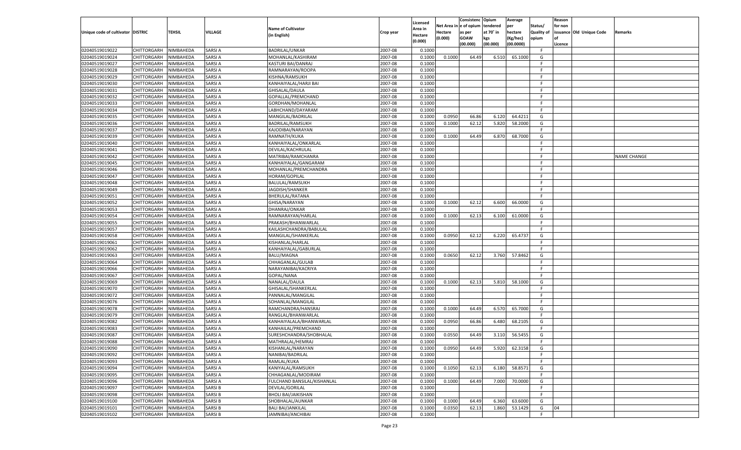| Unique code of cultivator | DISTRIC | TEHSIL | VILLAGE | Name of Cultivator (in English) | Crop year | Licensed Area in Hectare (0.000) | Net Area in Hectare (0.000) | Consistence of opium as per GOAW (00.000) | Opium tendered at 70° in kgs (00.000) | Average per hectare (Kg/hec) (00.0000) | Status/ Quality of opium | Reason for non issuance of Licence | Old Unique Code | Remarks |
|---|---|---|---|---|---|---|---|---|---|---|---|---|---|---|
| 02040519019022 | CHITTORGARH | NIMBAHEDA | SARSI A | BADRILAL/UNKAR | 2007-08 | 0.1000 | | | | | F | | | |
| 02040519019024 | CHITTORGARH | NIMBAHEDA | SARSI A | MOHANLAL/KASHIRAM | 2007-08 | 0.1000 | 0.1000 | 64.49 | 6.510 | 65.1000 | G | | | |
| 02040519019027 | CHITTORGARH | NIMBAHEDA | SARSI A | KASTURI BAI/DANRAJ | 2007-08 | 0.1000 | | | | | F | | | |
| 02040519019028 | CHITTORGARH | NIMBAHEDA | SARSI A | RAMNARAYAN/ROOPA | 2007-08 | 0.1000 | | | | | F | | | |
| 02040519019029 | CHITTORGARH | NIMBAHEDA | SARSI A | KISHNA/RAMSUKH | 2007-08 | 0.1000 | | | | | F | | | |
| 02040519019030 | CHITTORGARH | NIMBAHEDA | SARSI A | KANHAIYALAL/HARJI BAI | 2007-08 | 0.1000 | | | | | F | | | |
| 02040519019031 | CHITTORGARH | NIMBAHEDA | SARSI A | GHISALAL/DAULA | 2007-08 | 0.1000 | | | | | F | | | |
| 02040519019032 | CHITTORGARH | NIMBAHEDA | SARSI A | GOPALLAL/PREMCHAND | 2007-08 | 0.1000 | | | | | F | | | |
| 02040519019033 | CHITTORGARH | NIMBAHEDA | SARSI A | GORDHAN/MOHANLAL | 2007-08 | 0.1000 | | | | | F | | | |
| 02040519019034 | CHITTORGARH | NIMBAHEDA | SARSI A | LABHCHAND/DAYARAM | 2007-08 | 0.1000 | | | | | F | | | |
| 02040519019035 | CHITTORGARH | NIMBAHEDA | SARSI A | MANGILAL/BADRILAL | 2007-08 | 0.1000 | 0.0950 | 66.86 | 6.120 | 64.4211 | G | | | |
| 02040519019036 | CHITTORGARH | NIMBAHEDA | SARSI A | BADRILAL/RAMSUKH | 2007-08 | 0.1000 | 0.1000 | 62.12 | 5.820 | 58.2000 | G | | | |
| 02040519019037 | CHITTORGARH | NIMBAHEDA | SARSI A | KAJODIBAI/NARAYAN | 2007-08 | 0.1000 | | | | | F | | | |
| 02040519019039 | CHITTORGARH | NIMBAHEDA | SARSI A | RAMNATH/KUKA | 2007-08 | 0.1000 | 0.1000 | 64.49 | 6.870 | 68.7000 | G | | | |
| 02040519019040 | CHITTORGARH | NIMBAHEDA | SARSI A | KANHAIYALAL/ONKARLAL | 2007-08 | 0.1000 | | | | | F | | | |
| 02040519019041 | CHITTORGARH | NIMBAHEDA | SARSI A | DEVILAL/KACHRULAL | 2007-08 | 0.1000 | | | | | F | | | |
| 02040519019042 | CHITTORGARH | NIMBAHEDA | SARSI A | MATRIBAI/RAMCHANRA | 2007-08 | 0.1000 | | | | | F | | | NAME CHANGE |
| 02040519019045 | CHITTORGARH | NIMBAHEDA | SARSI A | KANHAIYALAL/GANGARAM | 2007-08 | 0.1000 | | | | | F | | | |
| 02040519019046 | CHITTORGARH | NIMBAHEDA | SARSI A | MOHANLAL/PREMCHANDRA | 2007-08 | 0.1000 | | | | | F | | | |
| 02040519019047 | CHITTORGARH | NIMBAHEDA | SARSI A | HORAM/GOPILAL | 2007-08 | 0.1000 | | | | | F | | | |
| 02040519019048 | CHITTORGARH | NIMBAHEDA | SARSI A | BALULAL/RAMSUKH | 2007-08 | 0.1000 | | | | | F | | | |
| 02040519019049 | CHITTORGARH | NIMBAHEDA | SARSI A | JAGDISH/SHANKER | 2007-08 | 0.1000 | | | | | F | | | |
| 02040519019051 | CHITTORGARH | NIMBAHEDA | SARSI A | BHERULAL/RATANA | 2007-08 | 0.1000 | | | | | F | | | |
| 02040519019052 | CHITTORGARH | NIMBAHEDA | SARSI A | GHISA/NARAYAN | 2007-08 | 0.1000 | 0.1000 | 62.12 | 6.600 | 66.0000 | G | | | |
| 02040519019053 | CHITTORGARH | NIMBAHEDA | SARSI A | DHANRAJ/ONKAR | 2007-08 | 0.1000 | | | | | F | | | |
| 02040519019054 | CHITTORGARH | NIMBAHEDA | SARSI A | RAMNARAYAN/HARLAL | 2007-08 | 0.1000 | 0.1000 | 62.13 | 6.100 | 61.0000 | G | | | |
| 02040519019055 | CHITTORGARH | NIMBAHEDA | SARSI A | PRAKASH/BHANWARLAL | 2007-08 | 0.1000 | | | | | F | | | |
| 02040519019057 | CHITTORGARH | NIMBAHEDA | SARSI A | KAILASHCHANDRA/BABULAL | 2007-08 | 0.1000 | | | | | F | | | |
| 02040519019058 | CHITTORGARH | NIMBAHEDA | SARSI A | MANGILAL/SHANKERLAL | 2007-08 | 0.1000 | 0.0950 | 62.12 | 6.220 | 65.4737 | G | | | |
| 02040519019061 | CHITTORGARH | NIMBAHEDA | SARSI A | KISHANLAL/HARLAL | 2007-08 | 0.1000 | | | | | F | | | |
| 02040519019062 | CHITTORGARH | NIMBAHEDA | SARSI A | KANHAIYALAL/GABURLAL | 2007-08 | 0.1000 | | | | | F | | | |
| 02040519019063 | CHITTORGARH | NIMBAHEDA | SARSI A | BALU/MAGNA | 2007-08 | 0.1000 | 0.0650 | 62.12 | 3.760 | 57.8462 | G | | | |
| 02040519019064 | CHITTORGARH | NIMBAHEDA | SARSI A | CHHAGANLAL/GULAB | 2007-08 | 0.1000 | | | | | F | | | |
| 02040519019066 | CHITTORGARH | NIMBAHEDA | SARSI A | NARAYANIBAI/KACRIYA | 2007-08 | 0.1000 | | | | | F | | | |
| 02040519019067 | CHITTORGARH | NIMBAHEDA | SARSI A | GOPAL/NANA | 2007-08 | 0.1000 | | | | | F | | | |
| 02040519019069 | CHITTORGARH | NIMBAHEDA | SARSI A | NANALAL/DAULA | 2007-08 | 0.1000 | 0.1000 | 62.13 | 5.810 | 58.1000 | G | | | |
| 02040519019070 | CHITTORGARH | NIMBAHEDA | SARSI A | GHISALAL/SHANKERLAL | 2007-08 | 0.1000 | | | | | F | | | |
| 02040519019072 | CHITTORGARH | NIMBAHEDA | SARSI A | PANNALAL/MANGILAL | 2007-08 | 0.1000 | | | | | F | | | |
| 02040519019076 | CHITTORGARH | NIMBAHEDA | SARSI A | SOHANLAL/MANGILAL | 2007-08 | 0.1000 | | | | | F | | | |
| 02040519019078 | CHITTORGARH | NIMBAHEDA | SARSI A | RAMCHANDRA/HANSRAJ | 2007-08 | 0.1000 | 0.1000 | 64.49 | 6.570 | 65.7000 | G | | | |
| 02040519019079 | CHITTORGARH | NIMBAHEDA | SARSI A | RANGLAL/BHANWARLAL | 2007-08 | 0.1000 | | | | | F | | | |
| 02040519019082 | CHITTORGARH | NIMBAHEDA | SARSI A | KANHAIYALALA/BHANWARLAL | 2007-08 | 0.1000 | 0.0950 | 66.86 | 6.480 | 68.2105 | G | | | |
| 02040519019083 | CHITTORGARH | NIMBAHEDA | SARSI A | KANHAILAL/PREMCHAND | 2007-08 | 0.1000 | | | | | F | | | |
| 02040519019087 | CHITTORGARH | NIMBAHEDA | SARSI A | SURESHCHANDRA/SHOBHALAL | 2007-08 | 0.1000 | 0.0550 | 64.49 | 3.110 | 56.5455 | G | | | |
| 02040519019088 | CHITTORGARH | NIMBAHEDA | SARSI A | MATHRALAL/HEMRAJ | 2007-08 | 0.1000 | | | | | F | | | |
| 02040519019090 | CHITTORGARH | NIMBAHEDA | SARSI A | KISHANLAL/NARAYAN | 2007-08 | 0.1000 | 0.0950 | 64.49 | 5.920 | 62.3158 | G | | | |
| 02040519019092 | CHITTORGARH | NIMBAHEDA | SARSI A | NANIBAI/BADRILAL | 2007-08 | 0.1000 | | | | | F | | | |
| 02040519019093 | CHITTORGARH | NIMBAHEDA | SARSI A | RAMLAL/KUKA | 2007-08 | 0.1000 | | | | | F | | | |
| 02040519019094 | CHITTORGARH | NIMBAHEDA | SARSI A | KANIYALAL/RAMSUKH | 2007-08 | 0.1000 | 0.1050 | 62.13 | 6.180 | 58.8571 | G | | | |
| 02040519019095 | CHITTORGARH | NIMBAHEDA | SARSI A | CHHAGANLAL/MODIRAM | 2007-08 | 0.1000 | | | | | F | | | |
| 02040519019096 | CHITTORGARH | NIMBAHEDA | SARSI A | FULCHAND BANSILAL/KISHANLAL | 2007-08 | 0.1000 | 0.1000 | 64.49 | 7.000 | 70.0000 | G | | | |
| 02040519019097 | CHITTORGARH | NIMBAHEDA | SARSI B | DEVILAL/GORILAL | 2007-08 | 0.1000 | | | | | F | | | |
| 02040519019098 | CHITTORGARH | NIMBAHEDA | SARSI B | BHOLI BAI/JAIKISHAN | 2007-08 | 0.1000 | | | | | F | | | |
| 02040519019100 | CHITTORGARH | NIMBAHEDA | SARSI B | SHOBHALAL/AUNKAR | 2007-08 | 0.1000 | 0.1000 | 64.49 | 6.360 | 63.6000 | G | | | |
| 02040519019101 | CHITTORGARH | NIMBAHEDA | SARSI B | BALI BAI/JANKILAL | 2007-08 | 0.1000 | 0.0350 | 62.13 | 1.860 | 53.1429 | G | 04 | | |
| 02040519019102 | CHITTORGARH | NIMBAHEDA | SARSI B | JAMNIBAI/ANCHIBAI | 2007-08 | 0.1000 | | | | | F | | | |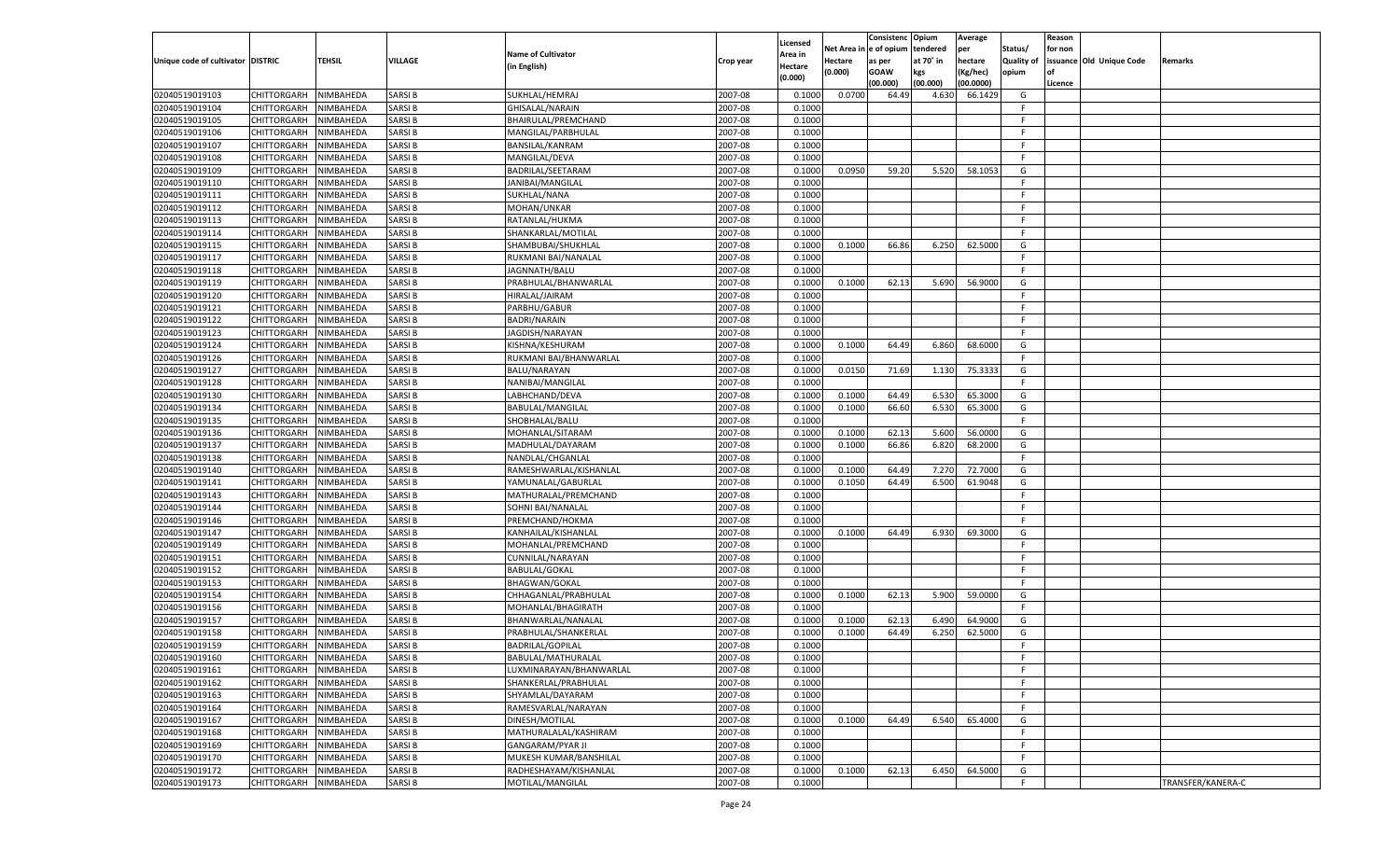| Unique code of cultivator | DISTRIC | TEHSIL | VILLAGE | Name of Cultivator (in English) | Crop year | Licensed Area in Hectare (0.000) | Net Area in Hectare (0.000) | Consistenc e of opium as per GOAW (00.000) | Opium tendered at 70° in kgs (00.000) | Average per hectare (Kg/hec) (00.0000) | Status/ Quality of opium | Reason for non issuance of Licence | Old Unique Code | Remarks |
|---|---|---|---|---|---|---|---|---|---|---|---|---|---|---|
| 02040519019103 | CHITTORGARH | NIMBAHEDA | SARSI B | SUKHLAL/HEMRAJ | 2007-08 | 0.1000 | 0.0700 | 64.49 | 4.630 | 66.1429 | G | | | |
| 02040519019104 | CHITTORGARH | NIMBAHEDA | SARSI B | GHISALAL/NARAIN | 2007-08 | 0.1000 | | | | | F | | | |
| 02040519019105 | CHITTORGARH | NIMBAHEDA | SARSI B | BHAIRULAL/PREMCHAND | 2007-08 | 0.1000 | | | | | F | | | |
| 02040519019106 | CHITTORGARH | NIMBAHEDA | SARSI B | MANGILAL/PARBHULAL | 2007-08 | 0.1000 | | | | | F | | | |
| 02040519019107 | CHITTORGARH | NIMBAHEDA | SARSI B | BANSILAL/KANRAM | 2007-08 | 0.1000 | | | | | F | | | |
| 02040519019108 | CHITTORGARH | NIMBAHEDA | SARSI B | MANGILAL/DEVA | 2007-08 | 0.1000 | | | | | F | | | |
| 02040519019109 | CHITTORGARH | NIMBAHEDA | SARSI B | BADRILAL/SEETARAM | 2007-08 | 0.1000 | 0.0950 | 59.20 | 5.520 | 58.1053 | G | | | |
| 02040519019110 | CHITTORGARH | NIMBAHEDA | SARSI B | JANIBAI/MANGILAL | 2007-08 | 0.1000 | | | | | F | | | |
| 02040519019111 | CHITTORGARH | NIMBAHEDA | SARSI B | SUKHLAL/NANA | 2007-08 | 0.1000 | | | | | F | | | |
| 02040519019112 | CHITTORGARH | NIMBAHEDA | SARSI B | MOHAN/UNKAR | 2007-08 | 0.1000 | | | | | F | | | |
| 02040519019113 | CHITTORGARH | NIMBAHEDA | SARSI B | RATANLAL/HUKMA | 2007-08 | 0.1000 | | | | | F | | | |
| 02040519019114 | CHITTORGARH | NIMBAHEDA | SARSI B | SHANKARLAL/MOTILAL | 2007-08 | 0.1000 | | | | | F | | | |
| 02040519019115 | CHITTORGARH | NIMBAHEDA | SARSI B | SHAMBUBAI/SHUKHLAL | 2007-08 | 0.1000 | 0.1000 | 66.86 | 6.250 | 62.5000 | G | | | |
| 02040519019117 | CHITTORGARH | NIMBAHEDA | SARSI B | RUKMANI BAI/NANALAL | 2007-08 | 0.1000 | | | | | F | | | |
| 02040519019118 | CHITTORGARH | NIMBAHEDA | SARSI B | JAGNNATH/BALU | 2007-08 | 0.1000 | | | | | F | | | |
| 02040519019119 | CHITTORGARH | NIMBAHEDA | SARSI B | PRABHULAL/BHANWARLAL | 2007-08 | 0.1000 | 0.1000 | 62.13 | 5.690 | 56.9000 | G | | | |
| 02040519019120 | CHITTORGARH | NIMBAHEDA | SARSI B | HIRALAL/JAIRAM | 2007-08 | 0.1000 | | | | | F | | | |
| 02040519019121 | CHITTORGARH | NIMBAHEDA | SARSI B | PARBHU/GABUR | 2007-08 | 0.1000 | | | | | F | | | |
| 02040519019122 | CHITTORGARH | NIMBAHEDA | SARSI B | BADRI/NARAIN | 2007-08 | 0.1000 | | | | | F | | | |
| 02040519019123 | CHITTORGARH | NIMBAHEDA | SARSI B | JAGDISH/NARAYAN | 2007-08 | 0.1000 | | | | | F | | | |
| 02040519019124 | CHITTORGARH | NIMBAHEDA | SARSI B | KISHNA/KESHURAM | 2007-08 | 0.1000 | 0.1000 | 64.49 | 6.860 | 68.6000 | G | | | |
| 02040519019126 | CHITTORGARH | NIMBAHEDA | SARSI B | RUKMANI BAI/BHANWARLAL | 2007-08 | 0.1000 | | | | | F | | | |
| 02040519019127 | CHITTORGARH | NIMBAHEDA | SARSI B | BALU/NARAYAN | 2007-08 | 0.1000 | 0.0150 | 71.69 | 1.130 | 75.3333 | G | | | |
| 02040519019128 | CHITTORGARH | NIMBAHEDA | SARSI B | NANIBAI/MANGILAL | 2007-08 | 0.1000 | | | | | F | | | |
| 02040519019130 | CHITTORGARH | NIMBAHEDA | SARSI B | LABHCHAND/DEVA | 2007-08 | 0.1000 | 0.1000 | 64.49 | 6.530 | 65.3000 | G | | | |
| 02040519019134 | CHITTORGARH | NIMBAHEDA | SARSI B | BABULAL/MANGILAL | 2007-08 | 0.1000 | 0.1000 | 66.60 | 6.530 | 65.3000 | G | | | |
| 02040519019135 | CHITTORGARH | NIMBAHEDA | SARSI B | SHOBHALAL/BALU | 2007-08 | 0.1000 | | | | | F | | | |
| 02040519019136 | CHITTORGARH | NIMBAHEDA | SARSI B | MOHANLAL/SITARAM | 2007-08 | 0.1000 | 0.1000 | 62.13 | 5.600 | 56.0000 | G | | | |
| 02040519019137 | CHITTORGARH | NIMBAHEDA | SARSI B | MADHULAL/DAYARAM | 2007-08 | 0.1000 | 0.1000 | 66.86 | 6.820 | 68.2000 | G | | | |
| 02040519019138 | CHITTORGARH | NIMBAHEDA | SARSI B | NANDLAL/CHGANLAL | 2007-08 | 0.1000 | | | | | F | | | |
| 02040519019140 | CHITTORGARH | NIMBAHEDA | SARSI B | RAMESHWARLAL/KISHANLAL | 2007-08 | 0.1000 | 0.1000 | 64.49 | 7.270 | 72.7000 | G | | | |
| 02040519019141 | CHITTORGARH | NIMBAHEDA | SARSI B | YAMUNALAL/GABURLAL | 2007-08 | 0.1000 | 0.1050 | 64.49 | 6.500 | 61.9048 | G | | | |
| 02040519019143 | CHITTORGARH | NIMBAHEDA | SARSI B | MATHURALAL/PREMCHAND | 2007-08 | 0.1000 | | | | | F | | | |
| 02040519019144 | CHITTORGARH | NIMBAHEDA | SARSI B | SOHNI BAI/NANALAL | 2007-08 | 0.1000 | | | | | F | | | |
| 02040519019146 | CHITTORGARH | NIMBAHEDA | SARSI B | PREMCHAND/HOKMA | 2007-08 | 0.1000 | | | | | F | | | |
| 02040519019147 | CHITTORGARH | NIMBAHEDA | SARSI B | KANHAILAL/KISHANLAL | 2007-08 | 0.1000 | 0.1000 | 64.49 | 6.930 | 69.3000 | G | | | |
| 02040519019149 | CHITTORGARH | NIMBAHEDA | SARSI B | MOHANLAL/PREMCHAND | 2007-08 | 0.1000 | | | | | F | | | |
| 02040519019151 | CHITTORGARH | NIMBAHEDA | SARSI B | CUNNILAL/NARAYAN | 2007-08 | 0.1000 | | | | | F | | | |
| 02040519019152 | CHITTORGARH | NIMBAHEDA | SARSI B | BABULAL/GOKAL | 2007-08 | 0.1000 | | | | | F | | | |
| 02040519019153 | CHITTORGARH | NIMBAHEDA | SARSI B | BHAGWAN/GOKAL | 2007-08 | 0.1000 | | | | | F | | | |
| 02040519019154 | CHITTORGARH | NIMBAHEDA | SARSI B | CHHAGANLAL/PRABHULAL | 2007-08 | 0.1000 | 0.1000 | 62.13 | 5.900 | 59.0000 | G | | | |
| 02040519019156 | CHITTORGARH | NIMBAHEDA | SARSI B | MOHANLAL/BHAGIRATH | 2007-08 | 0.1000 | | | | | F | | | |
| 02040519019157 | CHITTORGARH | NIMBAHEDA | SARSI B | BHANWARLAL/NANALAL | 2007-08 | 0.1000 | 0.1000 | 62.13 | 6.490 | 64.9000 | G | | | |
| 02040519019158 | CHITTORGARH | NIMBAHEDA | SARSI B | PRABHULAL/SHANKERLAL | 2007-08 | 0.1000 | 0.1000 | 64.49 | 6.250 | 62.5000 | G | | | |
| 02040519019159 | CHITTORGARH | NIMBAHEDA | SARSI B | BADRILAL/GOPILAL | 2007-08 | 0.1000 | | | | | F | | | |
| 02040519019160 | CHITTORGARH | NIMBAHEDA | SARSI B | BABULAL/MATHURALAL | 2007-08 | 0.1000 | | | | | F | | | |
| 02040519019161 | CHITTORGARH | NIMBAHEDA | SARSI B | LUXMINARAYAN/BHANWARLAL | 2007-08 | 0.1000 | | | | | F | | | |
| 02040519019162 | CHITTORGARH | NIMBAHEDA | SARSI B | SHANKERLAL/PRABHULAL | 2007-08 | 0.1000 | | | | | F | | | |
| 02040519019163 | CHITTORGARH | NIMBAHEDA | SARSI B | SHYAMLAL/DAYARAM | 2007-08 | 0.1000 | | | | | F | | | |
| 02040519019164 | CHITTORGARH | NIMBAHEDA | SARSI B | RAMESVARLAL/NARAYAN | 2007-08 | 0.1000 | | | | | F | | | |
| 02040519019167 | CHITTORGARH | NIMBAHEDA | SARSI B | DINESH/MOTILAL | 2007-08 | 0.1000 | 0.1000 | 64.49 | 6.540 | 65.4000 | G | | | |
| 02040519019168 | CHITTORGARH | NIMBAHEDA | SARSI B | MATHURALALAL/KASHIRAM | 2007-08 | 0.1000 | | | | | F | | | |
| 02040519019169 | CHITTORGARH | NIMBAHEDA | SARSI B | GANGARAM/PYAR JI | 2007-08 | 0.1000 | | | | | F | | | |
| 02040519019170 | CHITTORGARH | NIMBAHEDA | SARSI B | MUKESH KUMAR/BANSHILAL | 2007-08 | 0.1000 | | | | | F | | | |
| 02040519019172 | CHITTORGARH | NIMBAHEDA | SARSI B | RADHESHAYAM/KISHANLAL | 2007-08 | 0.1000 | 0.1000 | 62.13 | 6.450 | 64.5000 | G | | | |
| 02040519019173 | CHITTORGARH | NIMBAHEDA | SARSI B | MOTILAL/MANGILAL | 2007-08 | 0.1000 | | | | | F | | | TRANSFER/KANERA-C |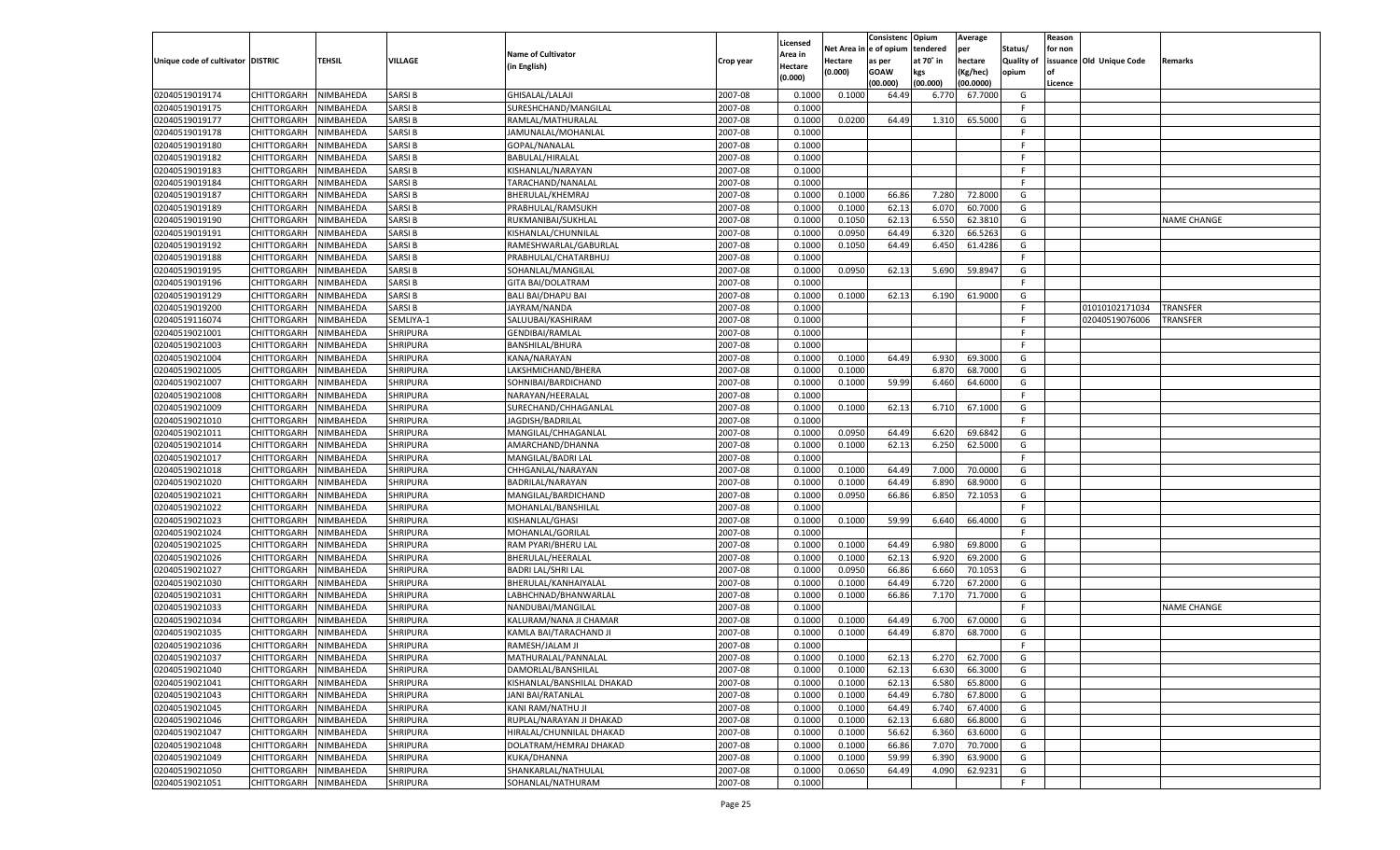| Unique code of cultivator | DISTRIC | TEHSIL | VILLAGE | Name of Cultivator (in English) | Crop year | Licensed Area in Hectare (0.000) | Net Area in Hectare (0.000) | Consistence of opium as per GOAW (00.000) | Opium tendered at 70° in kgs (00.000) | Average per hectare (Kg/hec) (00.0000) | Status/ Quality of opium | Reason for non issuance of Licence | Old Unique Code | Remarks |
|---|---|---|---|---|---|---|---|---|---|---|---|---|---|---|
| 02040519019174 | CHITTORGARH | NIMBAHEDA | SARSI B | GHISALAL/LALAJI | 2007-08 | 0.1000 | 0.1000 | 64.49 | 6.770 | 67.7000 | G | | | |
| 02040519019175 | CHITTORGARH | NIMBAHEDA | SARSI B | SURESHCHAND/MANGILAL | 2007-08 | 0.1000 | | | | | F | | | |
| 02040519019177 | CHITTORGARH | NIMBAHEDA | SARSI B | RAMLAL/MATHURALAL | 2007-08 | 0.1000 | 0.0200 | 64.49 | 1.310 | 65.5000 | G | | | |
| 02040519019178 | CHITTORGARH | NIMBAHEDA | SARSI B | JAMUNALAL/MOHANLAL | 2007-08 | 0.1000 | | | | | F | | | |
| 02040519019180 | CHITTORGARH | NIMBAHEDA | SARSI B | GOPAL/NANALAL | 2007-08 | 0.1000 | | | | | F | | | |
| 02040519019182 | CHITTORGARH | NIMBAHEDA | SARSI B | BABULAL/HIRALAL | 2007-08 | 0.1000 | | | | | F | | | |
| 02040519019183 | CHITTORGARH | NIMBAHEDA | SARSI B | KISHANLAL/NARAYAN | 2007-08 | 0.1000 | | | | | F | | | |
| 02040519019184 | CHITTORGARH | NIMBAHEDA | SARSI B | TARACHAND/NANALAL | 2007-08 | 0.1000 | | | | | F | | | |
| 02040519019187 | CHITTORGARH | NIMBAHEDA | SARSI B | BHERULAL/KHEMRAJ | 2007-08 | 0.1000 | 0.1000 | 66.86 | 7.280 | 72.8000 | G | | | |
| 02040519019189 | CHITTORGARH | NIMBAHEDA | SARSI B | PRABHULAL/RAMSUKH | 2007-08 | 0.1000 | 0.1000 | 62.13 | 6.070 | 60.7000 | G | | | |
| 02040519019190 | CHITTORGARH | NIMBAHEDA | SARSI B | RUKMANIBAI/SUKHLAL | 2007-08 | 0.1000 | 0.1050 | 62.13 | 6.550 | 62.3810 | G | | | NAME CHANGE |
| 02040519019191 | CHITTORGARH | NIMBAHEDA | SARSI B | KISHANLAL/CHUNNILAL | 2007-08 | 0.1000 | 0.0950 | 64.49 | 6.320 | 66.5263 | G | | | |
| 02040519019192 | CHITTORGARH | NIMBAHEDA | SARSI B | RAMESHWARLAL/GABURLAL | 2007-08 | 0.1000 | 0.1050 | 64.49 | 6.450 | 61.4286 | G | | | |
| 02040519019188 | CHITTORGARH | NIMBAHEDA | SARSI B | PRABHULAL/CHATARBHUJ | 2007-08 | 0.1000 | | | | | F | | | |
| 02040519019195 | CHITTORGARH | NIMBAHEDA | SARSI B | SOHANLAL/MANGILAL | 2007-08 | 0.1000 | 0.0950 | 62.13 | 5.690 | 59.8947 | G | | | |
| 02040519019196 | CHITTORGARH | NIMBAHEDA | SARSI B | GITA BAI/DOLATRAM | 2007-08 | 0.1000 | | | | | F | | | |
| 02040519019129 | CHITTORGARH | NIMBAHEDA | SARSI B | BALI BAI/DHAPU BAI | 2007-08 | 0.1000 | 0.1000 | 62.13 | 6.190 | 61.9000 | G | | | |
| 02040519019200 | CHITTORGARH | NIMBAHEDA | SARSI B | JAYRAM/NANDA | 2007-08 | 0.1000 | | | | | F | | 01010102171034 | TRANSFER |
| 02040519116074 | CHITTORGARH | NIMBAHEDA | SEMLIYA-1 | SALUUBAI/KASHIRAM | 2007-08 | 0.1000 | | | | | F | | 02040519076006 | TRANSFER |
| 02040519021001 | CHITTORGARH | NIMBAHEDA | SHRIPURA | GENDIBAI/RAMLAL | 2007-08 | 0.1000 | | | | | F | | | |
| 02040519021003 | CHITTORGARH | NIMBAHEDA | SHRIPURA | BANSHILAL/BHURA | 2007-08 | 0.1000 | | | | | F | | | |
| 02040519021004 | CHITTORGARH | NIMBAHEDA | SHRIPURA | KANA/NARAYAN | 2007-08 | 0.1000 | 0.1000 | 64.49 | 6.930 | 69.3000 | G | | | |
| 02040519021005 | CHITTORGARH | NIMBAHEDA | SHRIPURA | LAKSHMICHAND/BHERA | 2007-08 | 0.1000 | 0.1000 | | 6.870 | 68.7000 | G | | | |
| 02040519021007 | CHITTORGARH | NIMBAHEDA | SHRIPURA | SOHNIBAI/BARDICHAND | 2007-08 | 0.1000 | 0.1000 | 59.99 | 6.460 | 64.6000 | G | | | |
| 02040519021008 | CHITTORGARH | NIMBAHEDA | SHRIPURA | NARAYAN/HEERALAL | 2007-08 | 0.1000 | | | | | F | | | |
| 02040519021009 | CHITTORGARH | NIMBAHEDA | SHRIPURA | SURECHAND/CHHAGANLAL | 2007-08 | 0.1000 | 0.1000 | 62.13 | 6.710 | 67.1000 | G | | | |
| 02040519021010 | CHITTORGARH | NIMBAHEDA | SHRIPURA | JAGDISH/BADRILAL | 2007-08 | 0.1000 | | | | | F | | | |
| 02040519021011 | CHITTORGARH | NIMBAHEDA | SHRIPURA | MANGILAL/CHHAGANLAL | 2007-08 | 0.1000 | 0.0950 | 64.49 | 6.620 | 69.6842 | G | | | |
| 02040519021014 | CHITTORGARH | NIMBAHEDA | SHRIPURA | AMARCHAND/DHANNA | 2007-08 | 0.1000 | 0.1000 | 62.13 | 6.250 | 62.5000 | G | | | |
| 02040519021017 | CHITTORGARH | NIMBAHEDA | SHRIPURA | MANGILAL/BADRI LAL | 2007-08 | 0.1000 | | | | | F | | | |
| 02040519021018 | CHITTORGARH | NIMBAHEDA | SHRIPURA | CHHGANLAL/NARAYAN | 2007-08 | 0.1000 | 0.1000 | 64.49 | 7.000 | 70.0000 | G | | | |
| 02040519021020 | CHITTORGARH | NIMBAHEDA | SHRIPURA | BADRILAL/NARAYAN | 2007-08 | 0.1000 | 0.1000 | 64.49 | 6.890 | 68.9000 | G | | | |
| 02040519021021 | CHITTORGARH | NIMBAHEDA | SHRIPURA | MANGILAL/BARDICHAND | 2007-08 | 0.1000 | 0.0950 | 66.86 | 6.850 | 72.1053 | G | | | |
| 02040519021022 | CHITTORGARH | NIMBAHEDA | SHRIPURA | MOHANLAL/BANSHILAL | 2007-08 | 0.1000 | | | | | F | | | |
| 02040519021023 | CHITTORGARH | NIMBAHEDA | SHRIPURA | KISHANLAL/GHASI | 2007-08 | 0.1000 | 0.1000 | 59.99 | 6.640 | 66.4000 | G | | | |
| 02040519021024 | CHITTORGARH | NIMBAHEDA | SHRIPURA | MOHANLAL/GORILAL | 2007-08 | 0.1000 | | | | | F | | | |
| 02040519021025 | CHITTORGARH | NIMBAHEDA | SHRIPURA | RAM PYARI/BHERU LAL | 2007-08 | 0.1000 | 0.1000 | 64.49 | 6.980 | 69.8000 | G | | | |
| 02040519021026 | CHITTORGARH | NIMBAHEDA | SHRIPURA | BHERULAL/HEERALAL | 2007-08 | 0.1000 | 0.1000 | 62.13 | 6.920 | 69.2000 | G | | | |
| 02040519021027 | CHITTORGARH | NIMBAHEDA | SHRIPURA | BADRI LAL/SHRI LAL | 2007-08 | 0.1000 | 0.0950 | 66.86 | 6.660 | 70.1053 | G | | | |
| 02040519021030 | CHITTORGARH | NIMBAHEDA | SHRIPURA | BHERULAL/KANHAIYALAL | 2007-08 | 0.1000 | 0.1000 | 64.49 | 6.720 | 67.2000 | G | | | |
| 02040519021031 | CHITTORGARH | NIMBAHEDA | SHRIPURA | LABHCHNAD/BHANWARLAL | 2007-08 | 0.1000 | 0.1000 | 66.86 | 7.170 | 71.7000 | G | | | |
| 02040519021033 | CHITTORGARH | NIMBAHEDA | SHRIPURA | NANDUBAI/MANGILAL | 2007-08 | 0.1000 | | | | | F | | | NAME CHANGE |
| 02040519021034 | CHITTORGARH | NIMBAHEDA | SHRIPURA | KALURAM/NANA JI CHAMAR | 2007-08 | 0.1000 | 0.1000 | 64.49 | 6.700 | 67.0000 | G | | | |
| 02040519021035 | CHITTORGARH | NIMBAHEDA | SHRIPURA | KAMLA BAI/TARACHAND JI | 2007-08 | 0.1000 | 0.1000 | 64.49 | 6.870 | 68.7000 | G | | | |
| 02040519021036 | CHITTORGARH | NIMBAHEDA | SHRIPURA | RAMESH/JALAM JI | 2007-08 | 0.1000 | | | | | F | | | |
| 02040519021037 | CHITTORGARH | NIMBAHEDA | SHRIPURA | MATHURALAL/PANNALAL | 2007-08 | 0.1000 | 0.1000 | 62.13 | 6.270 | 62.7000 | G | | | |
| 02040519021040 | CHITTORGARH | NIMBAHEDA | SHRIPURA | DAMORLAL/BANSHILAL | 2007-08 | 0.1000 | 0.1000 | 62.13 | 6.630 | 66.3000 | G | | | |
| 02040519021041 | CHITTORGARH | NIMBAHEDA | SHRIPURA | KISHANLAL/BANSHILAL DHAKAD | 2007-08 | 0.1000 | 0.1000 | 62.13 | 6.580 | 65.8000 | G | | | |
| 02040519021043 | CHITTORGARH | NIMBAHEDA | SHRIPURA | JANI BAI/RATANLAL | 2007-08 | 0.1000 | 0.1000 | 64.49 | 6.780 | 67.8000 | G | | | |
| 02040519021045 | CHITTORGARH | NIMBAHEDA | SHRIPURA | KANI RAM/NATHU JI | 2007-08 | 0.1000 | 0.1000 | 64.49 | 6.740 | 67.4000 | G | | | |
| 02040519021046 | CHITTORGARH | NIMBAHEDA | SHRIPURA | RUPLAL/NARAYAN JI DHAKAD | 2007-08 | 0.1000 | 0.1000 | 62.13 | 6.680 | 66.8000 | G | | | |
| 02040519021047 | CHITTORGARH | NIMBAHEDA | SHRIPURA | HIRALAL/CHUNNILAL DHAKAD | 2007-08 | 0.1000 | 0.1000 | 56.62 | 6.360 | 63.6000 | G | | | |
| 02040519021048 | CHITTORGARH | NIMBAHEDA | SHRIPURA | DOLATRAM/HEMRAJ DHAKAD | 2007-08 | 0.1000 | 0.1000 | 66.86 | 7.070 | 70.7000 | G | | | |
| 02040519021049 | CHITTORGARH | NIMBAHEDA | SHRIPURA | KUKA/DHANNA | 2007-08 | 0.1000 | 0.1000 | 59.99 | 6.390 | 63.9000 | G | | | |
| 02040519021050 | CHITTORGARH | NIMBAHEDA | SHRIPURA | SHANKARLAL/NATHULAL | 2007-08 | 0.1000 | 0.0650 | 64.49 | 4.090 | 62.9231 | G | | | |
| 02040519021051 | CHITTORGARH | NIMBAHEDA | SHRIPURA | SOHANLAL/NATHURAM | 2007-08 | 0.1000 | | | | | F | | | |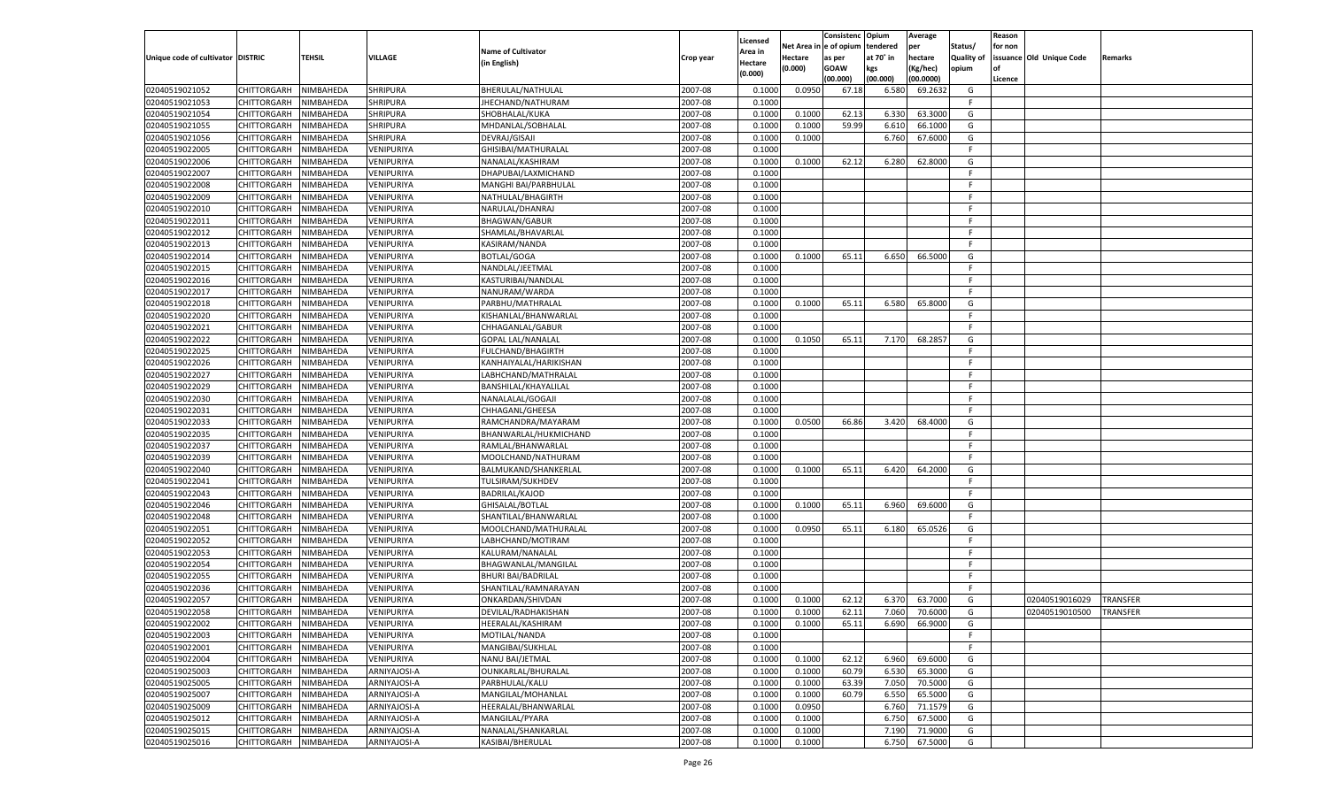| Unique code of cultivator | DISTRIC | TEHSIL | VILLAGE | Name of Cultivator (in English) | Crop year | Licensed Area in Hectare (0.000) | Net Area in Hectare (0.000) | Consistence of opium as per GOAW (00.000) | Opium tendered at 70° in kgs (00.000) | Average per hectare (Kg/hec) (00.0000) | Status/ Quality of opium | Reason for non issuance of Licence | Old Unique Code | Remarks |
|---|---|---|---|---|---|---|---|---|---|---|---|---|---|---|
| 02040519021052 | CHITTORGARH | NIMBAHEDA | SHRIPURA | BHERULAL/NATHULAL | 2007-08 | 0.1000 | 0.0950 | 67.18 | 6.580 | 69.2632 | G | | | |
| 02040519021053 | CHITTORGARH | NIMBAHEDA | SHRIPURA | JHECHAND/NATHURAM | 2007-08 | 0.1000 | | | | | F | | | |
| 02040519021054 | CHITTORGARH | NIMBAHEDA | SHRIPURA | SHOBHALAL/KUKA | 2007-08 | 0.1000 | 0.1000 | 62.13 | 6.330 | 63.3000 | G | | | |
| 02040519021055 | CHITTORGARH | NIMBAHEDA | SHRIPURA | MHDANLAL/SOBHALAL | 2007-08 | 0.1000 | 0.1000 | 59.99 | 6.610 | 66.1000 | G | | | |
| 02040519021056 | CHITTORGARH | NIMBAHEDA | SHRIPURA | DEVRAJ/GISAJI | 2007-08 | 0.1000 | 0.1000 | | 6.760 | 67.6000 | G | | | |
| 02040519022005 | CHITTORGARH | NIMBAHEDA | VENIPURIYA | GHISIBAI/MATHURALAL | 2007-08 | 0.1000 | | | | | F | | | |
| 02040519022006 | CHITTORGARH | NIMBAHEDA | VENIPURIYA | NANALAL/KASHIRAM | 2007-08 | 0.1000 | 0.1000 | 62.12 | 6.280 | 62.8000 | G | | | |
| 02040519022007 | CHITTORGARH | NIMBAHEDA | VENIPURIYA | DHAPUBAI/LAXMICHAND | 2007-08 | 0.1000 | | | | | F | | | |
| 02040519022008 | CHITTORGARH | NIMBAHEDA | VENIPURIYA | MANGHI BAI/PARBHULAL | 2007-08 | 0.1000 | | | | | F | | | |
| 02040519022009 | CHITTORGARH | NIMBAHEDA | VENIPURIYA | NATHULAL/BHAGIRTH | 2007-08 | 0.1000 | | | | | F | | | |
| 02040519022010 | CHITTORGARH | NIMBAHEDA | VENIPURIYA | NARULAL/DHANRAJ | 2007-08 | 0.1000 | | | | | F | | | |
| 02040519022011 | CHITTORGARH | NIMBAHEDA | VENIPURIYA | BHAGWAN/GABUR | 2007-08 | 0.1000 | | | | | F | | | |
| 02040519022012 | CHITTORGARH | NIMBAHEDA | VENIPURIYA | SHAMLAL/BHAVARLAL | 2007-08 | 0.1000 | | | | | F | | | |
| 02040519022013 | CHITTORGARH | NIMBAHEDA | VENIPURIYA | KASIRAM/NANDA | 2007-08 | 0.1000 | | | | | F | | | |
| 02040519022014 | CHITTORGARH | NIMBAHEDA | VENIPURIYA | BOTLAL/GOGA | 2007-08 | 0.1000 | 0.1000 | 65.11 | 6.650 | 66.5000 | G | | | |
| 02040519022015 | CHITTORGARH | NIMBAHEDA | VENIPURIYA | NANDLAL/JEETMAL | 2007-08 | 0.1000 | | | | | F | | | |
| 02040519022016 | CHITTORGARH | NIMBAHEDA | VENIPURIYA | KASTURIBAI/NANDLAL | 2007-08 | 0.1000 | | | | | F | | | |
| 02040519022017 | CHITTORGARH | NIMBAHEDA | VENIPURIYA | NANURAM/WARDA | 2007-08 | 0.1000 | | | | | F | | | |
| 02040519022018 | CHITTORGARH | NIMBAHEDA | VENIPURIYA | PARBHU/MATHRALAL | 2007-08 | 0.1000 | 0.1000 | 65.11 | 6.580 | 65.8000 | G | | | |
| 02040519022020 | CHITTORGARH | NIMBAHEDA | VENIPURIYA | KISHANLAL/BHANWARLAL | 2007-08 | 0.1000 | | | | | F | | | |
| 02040519022021 | CHITTORGARH | NIMBAHEDA | VENIPURIYA | CHHAGANLAL/GABUR | 2007-08 | 0.1000 | | | | | F | | | |
| 02040519022022 | CHITTORGARH | NIMBAHEDA | VENIPURIYA | GOPAL LAL/NANALAL | 2007-08 | 0.1000 | 0.1050 | 65.11 | 7.170 | 68.2857 | G | | | |
| 02040519022025 | CHITTORGARH | NIMBAHEDA | VENIPURIYA | FULCHAND/BHAGIRTH | 2007-08 | 0.1000 | | | | | F | | | |
| 02040519022026 | CHITTORGARH | NIMBAHEDA | VENIPURIYA | KANHAIYALAL/HARIKISHAN | 2007-08 | 0.1000 | | | | | F | | | |
| 02040519022027 | CHITTORGARH | NIMBAHEDA | VENIPURIYA | LABHCHAND/MATHRALAL | 2007-08 | 0.1000 | | | | | F | | | |
| 02040519022029 | CHITTORGARH | NIMBAHEDA | VENIPURIYA | BANSHILAL/KHAYALILAL | 2007-08 | 0.1000 | | | | | F | | | |
| 02040519022030 | CHITTORGARH | NIMBAHEDA | VENIPURIYA | NANALALAL/GOGAJI | 2007-08 | 0.1000 | | | | | F | | | |
| 02040519022031 | CHITTORGARH | NIMBAHEDA | VENIPURIYA | CHHAGANL/GHEESA | 2007-08 | 0.1000 | | | | | F | | | |
| 02040519022033 | CHITTORGARH | NIMBAHEDA | VENIPURIYA | RAMCHANDRA/MAYARAM | 2007-08 | 0.1000 | 0.0500 | 66.86 | 3.420 | 68.4000 | G | | | |
| 02040519022035 | CHITTORGARH | NIMBAHEDA | VENIPURIYA | BHANWARLAL/HUKMICHAND | 2007-08 | 0.1000 | | | | | F | | | |
| 02040519022037 | CHITTORGARH | NIMBAHEDA | VENIPURIYA | RAMLAL/BHANWARLAL | 2007-08 | 0.1000 | | | | | F | | | |
| 02040519022039 | CHITTORGARH | NIMBAHEDA | VENIPURIYA | MOOLCHAND/NATHURAM | 2007-08 | 0.1000 | | | | | F | | | |
| 02040519022040 | CHITTORGARH | NIMBAHEDA | VENIPURIYA | BALMUKAND/SHANKERLAL | 2007-08 | 0.1000 | 0.1000 | 65.11 | 6.420 | 64.2000 | G | | | |
| 02040519022041 | CHITTORGARH | NIMBAHEDA | VENIPURIYA | TULSIRAM/SUKHDEV | 2007-08 | 0.1000 | | | | | F | | | |
| 02040519022043 | CHITTORGARH | NIMBAHEDA | VENIPURIYA | BADRILAL/KAJOD | 2007-08 | 0.1000 | | | | | F | | | |
| 02040519022046 | CHITTORGARH | NIMBAHEDA | VENIPURIYA | GHISALAL/BOTLAL | 2007-08 | 0.1000 | 0.1000 | 65.11 | 6.960 | 69.6000 | G | | | |
| 02040519022048 | CHITTORGARH | NIMBAHEDA | VENIPURIYA | SHANTILAL/BHANWARLAL | 2007-08 | 0.1000 | | | | | F | | | |
| 02040519022051 | CHITTORGARH | NIMBAHEDA | VENIPURIYA | MOOLCHAND/MATHURALAL | 2007-08 | 0.1000 | 0.0950 | 65.11 | 6.180 | 65.0526 | G | | | |
| 02040519022052 | CHITTORGARH | NIMBAHEDA | VENIPURIYA | LABHCHAND/MOTIRAM | 2007-08 | 0.1000 | | | | | F | | | |
| 02040519022053 | CHITTORGARH | NIMBAHEDA | VENIPURIYA | KALURAM/NANALAL | 2007-08 | 0.1000 | | | | | F | | | |
| 02040519022054 | CHITTORGARH | NIMBAHEDA | VENIPURIYA | BHAGWANLAL/MANGILAL | 2007-08 | 0.1000 | | | | | F | | | |
| 02040519022055 | CHITTORGARH | NIMBAHEDA | VENIPURIYA | BHURI BAI/BADRILAL | 2007-08 | 0.1000 | | | | | F | | | |
| 02040519022036 | CHITTORGARH | NIMBAHEDA | VENIPURIYA | SHANTILAL/RAMNARAYAN | 2007-08 | 0.1000 | | | | | F | | | |
| 02040519022057 | CHITTORGARH | NIMBAHEDA | VENIPURIYA | ONKARDAN/SHIVDAN | 2007-08 | 0.1000 | 0.1000 | 62.12 | 6.370 | 63.7000 | G | | 02040519016029 | TRANSFER |
| 02040519022058 | CHITTORGARH | NIMBAHEDA | VENIPURIYA | DEVILAL/RADHAKISHAN | 2007-08 | 0.1000 | 0.1000 | 62.11 | 7.060 | 70.6000 | G | | 02040519010500 | TRANSFER |
| 02040519022002 | CHITTORGARH | NIMBAHEDA | VENIPURIYA | HEERALAL/KASHIRAM | 2007-08 | 0.1000 | 0.1000 | 65.11 | 6.690 | 66.9000 | G | | | |
| 02040519022003 | CHITTORGARH | NIMBAHEDA | VENIPURIYA | MOTILAL/NANDA | 2007-08 | 0.1000 | | | | | F | | | |
| 02040519022001 | CHITTORGARH | NIMBAHEDA | VENIPURIYA | MANGIBAI/SUKHLAL | 2007-08 | 0.1000 | | | | | F | | | |
| 02040519022004 | CHITTORGARH | NIMBAHEDA | VENIPURIYA | NANU BAI/JETMAL | 2007-08 | 0.1000 | 0.1000 | 62.12 | 6.960 | 69.6000 | G | | | |
| 02040519025003 | CHITTORGARH | NIMBAHEDA | ARNIYAJOSI-A | OUNKARLAL/BHURALAL | 2007-08 | 0.1000 | 0.1000 | 60.79 | 6.530 | 65.3000 | G | | | |
| 02040519025005 | CHITTORGARH | NIMBAHEDA | ARNIYAJOSI-A | PARBHULAL/KALU | 2007-08 | 0.1000 | 0.1000 | 63.39 | 7.050 | 70.5000 | G | | | |
| 02040519025007 | CHITTORGARH | NIMBAHEDA | ARNIYAJOSI-A | MANGILAL/MOHANLAL | 2007-08 | 0.1000 | 0.1000 | 60.79 | 6.550 | 65.5000 | G | | | |
| 02040519025009 | CHITTORGARH | NIMBAHEDA | ARNIYAJOSI-A | HEERALAL/BHANWARLAL | 2007-08 | 0.1000 | 0.0950 | | 6.760 | 71.1579 | G | | | |
| 02040519025012 | CHITTORGARH | NIMBAHEDA | ARNIYAJOSI-A | MANGILAL/PYARA | 2007-08 | 0.1000 | 0.1000 | | 6.750 | 67.5000 | G | | | |
| 02040519025015 | CHITTORGARH | NIMBAHEDA | ARNIYAJOSI-A | NANALAL/SHANKARLAL | 2007-08 | 0.1000 | 0.1000 | | 7.190 | 71.9000 | G | | | |
| 02040519025016 | CHITTORGARH | NIMBAHEDA | ARNIYAJOSI-A | KASIBAI/BHERULAL | 2007-08 | 0.1000 | 0.1000 | | 6.750 | 67.5000 | G | | | |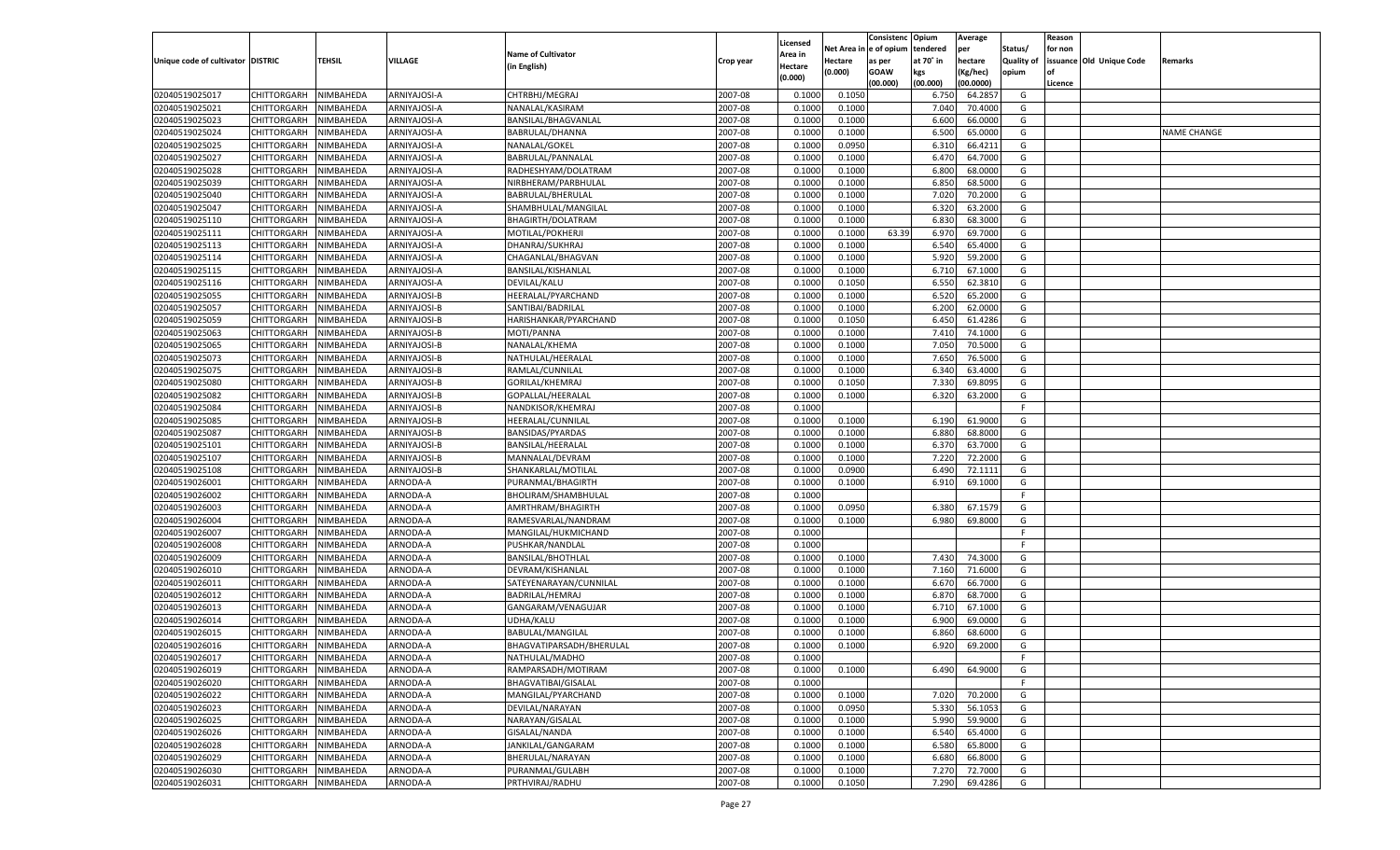| Unique code of cultivator | DISTRIC | TEHSIL | VILLAGE | Name of Cultivator (in English) | Crop year | Licensed Area in Hectare (0.000) | Net Area in Hectare (0.000) | Consistenc e of opium as per GOAW (00.000) | Opium tendered at 70° in kgs (00.000) | Average per hectare (Kg/hec) (00.0000) | Status/ Quality of opium | Reason for non issuance of Licence | Old Unique Code | Remarks |
|---|---|---|---|---|---|---|---|---|---|---|---|---|---|---|
| 02040519025017 | CHITTORGARH | NIMBAHEDA | ARNIYAJOSI-A | CHTRBHJ/MEGRAJ | 2007-08 | 0.1000 | 0.1050 | | 6.750 | 64.2857 | G | | | |
| 02040519025021 | CHITTORGARH | NIMBAHEDA | ARNIYAJOSI-A | NANALAL/KASIRAM | 2007-08 | 0.1000 | 0.1000 | | 7.040 | 70.4000 | G | | | |
| 02040519025023 | CHITTORGARH | NIMBAHEDA | ARNIYAJOSI-A | BANSILAL/BHAGVANLAL | 2007-08 | 0.1000 | 0.1000 | | 6.600 | 66.0000 | G | | | |
| 02040519025024 | CHITTORGARH | NIMBAHEDA | ARNIYAJOSI-A | BABRULAL/DHANNA | 2007-08 | 0.1000 | 0.1000 | | 6.500 | 65.0000 | G | | | NAME CHANGE |
| 02040519025025 | CHITTORGARH | NIMBAHEDA | ARNIYAJOSI-A | NANALAL/GOKEL | 2007-08 | 0.1000 | 0.0950 | | 6.310 | 66.4211 | G | | | |
| 02040519025027 | CHITTORGARH | NIMBAHEDA | ARNIYAJOSI-A | BABRULAL/PANNALAL | 2007-08 | 0.1000 | 0.1000 | | 6.470 | 64.7000 | G | | | |
| 02040519025028 | CHITTORGARH | NIMBAHEDA | ARNIYAJOSI-A | RADHESHYAM/DOLATRAM | 2007-08 | 0.1000 | 0.1000 | | 6.800 | 68.0000 | G | | | |
| 02040519025039 | CHITTORGARH | NIMBAHEDA | ARNIYAJOSI-A | NIRBHERAM/PARBHULAL | 2007-08 | 0.1000 | 0.1000 | | 6.850 | 68.5000 | G | | | |
| 02040519025040 | CHITTORGARH | NIMBAHEDA | ARNIYAJOSI-A | BABRULAL/BHERULAL | 2007-08 | 0.1000 | 0.1000 | | 7.020 | 70.2000 | G | | | |
| 02040519025047 | CHITTORGARH | NIMBAHEDA | ARNIYAJOSI-A | SHAMBHULAL/MANGILAL | 2007-08 | 0.1000 | 0.1000 | | 6.320 | 63.2000 | G | | | |
| 02040519025110 | CHITTORGARH | NIMBAHEDA | ARNIYAJOSI-A | BHAGIRTH/DOLATRAM | 2007-08 | 0.1000 | 0.1000 | | 6.830 | 68.3000 | G | | | |
| 02040519025111 | CHITTORGARH | NIMBAHEDA | ARNIYAJOSI-A | MOTILAL/POKHERJI | 2007-08 | 0.1000 | 0.1000 | 63.39 | 6.970 | 69.7000 | G | | | |
| 02040519025113 | CHITTORGARH | NIMBAHEDA | ARNIYAJOSI-A | DHANRAJ/SUKHRAJ | 2007-08 | 0.1000 | 0.1000 | | 6.540 | 65.4000 | G | | | |
| 02040519025114 | CHITTORGARH | NIMBAHEDA | ARNIYAJOSI-A | CHAGANLAL/BHAGVAN | 2007-08 | 0.1000 | 0.1000 | | 5.920 | 59.2000 | G | | | |
| 02040519025115 | CHITTORGARH | NIMBAHEDA | ARNIYAJOSI-A | BANSILAL/KISHANLAL | 2007-08 | 0.1000 | 0.1000 | | 6.710 | 67.1000 | G | | | |
| 02040519025116 | CHITTORGARH | NIMBAHEDA | ARNIYAJOSI-A | DEVILAL/KALU | 2007-08 | 0.1000 | 0.1050 | | 6.550 | 62.3810 | G | | | |
| 02040519025055 | CHITTORGARH | NIMBAHEDA | ARNIYAJOSI-B | HEERALAL/PYARCHAND | 2007-08 | 0.1000 | 0.1000 | | 6.520 | 65.2000 | G | | | |
| 02040519025057 | CHITTORGARH | NIMBAHEDA | ARNIYAJOSI-B | SANTIBAI/BADRILAL | 2007-08 | 0.1000 | 0.1000 | | 6.200 | 62.0000 | G | | | |
| 02040519025059 | CHITTORGARH | NIMBAHEDA | ARNIYAJOSI-B | HARISHANKAR/PYARCHAND | 2007-08 | 0.1000 | 0.1050 | | 6.450 | 61.4286 | G | | | |
| 02040519025063 | CHITTORGARH | NIMBAHEDA | ARNIYAJOSI-B | MOTI/PANNA | 2007-08 | 0.1000 | 0.1000 | | 7.410 | 74.1000 | G | | | |
| 02040519025065 | CHITTORGARH | NIMBAHEDA | ARNIYAJOSI-B | NANALAL/KHEMA | 2007-08 | 0.1000 | 0.1000 | | 7.050 | 70.5000 | G | | | |
| 02040519025073 | CHITTORGARH | NIMBAHEDA | ARNIYAJOSI-B | NATHULAL/HEERALAL | 2007-08 | 0.1000 | 0.1000 | | 7.650 | 76.5000 | G | | | |
| 02040519025075 | CHITTORGARH | NIMBAHEDA | ARNIYAJOSI-B | RAMLAL/CUNNILAL | 2007-08 | 0.1000 | 0.1000 | | 6.340 | 63.4000 | G | | | |
| 02040519025080 | CHITTORGARH | NIMBAHEDA | ARNIYAJOSI-B | GORILAL/KHEMRAJ | 2007-08 | 0.1000 | 0.1050 | | 7.330 | 69.8095 | G | | | |
| 02040519025082 | CHITTORGARH | NIMBAHEDA | ARNIYAJOSI-B | GOPALLAL/HEERALAL | 2007-08 | 0.1000 | 0.1000 | | 6.320 | 63.2000 | G | | | |
| 02040519025084 | CHITTORGARH | NIMBAHEDA | ARNIYAJOSI-B | NANDKISOR/KHEMRAJ | 2007-08 | 0.1000 | | | | | F | | | |
| 02040519025085 | CHITTORGARH | NIMBAHEDA | ARNIYAJOSI-B | HEERALAL/CUNNILAL | 2007-08 | 0.1000 | 0.1000 | | 6.190 | 61.9000 | G | | | |
| 02040519025087 | CHITTORGARH | NIMBAHEDA | ARNIYAJOSI-B | BANSIDAS/PYARDAS | 2007-08 | 0.1000 | 0.1000 | | 6.880 | 68.8000 | G | | | |
| 02040519025101 | CHITTORGARH | NIMBAHEDA | ARNIYAJOSI-B | BANSILAL/HEERALAL | 2007-08 | 0.1000 | 0.1000 | | 6.370 | 63.7000 | G | | | |
| 02040519025107 | CHITTORGARH | NIMBAHEDA | ARNIYAJOSI-B | MANNALAL/DEVRAM | 2007-08 | 0.1000 | 0.1000 | | 7.220 | 72.2000 | G | | | |
| 02040519025108 | CHITTORGARH | NIMBAHEDA | ARNIYAJOSI-B | SHANKARLAL/MOTILAL | 2007-08 | 0.1000 | 0.0900 | | 6.490 | 72.1111 | G | | | |
| 02040519026001 | CHITTORGARH | NIMBAHEDA | ARNODA-A | PURANMAL/BHAGIRTH | 2007-08 | 0.1000 | 0.1000 | | 6.910 | 69.1000 | G | | | |
| 02040519026002 | CHITTORGARH | NIMBAHEDA | ARNODA-A | BHOLIRAM/SHAMBHULAL | 2007-08 | 0.1000 | | | | | F | | | |
| 02040519026003 | CHITTORGARH | NIMBAHEDA | ARNODA-A | AMRTHRAM/BHAGIRTH | 2007-08 | 0.1000 | 0.0950 | | 6.380 | 67.1579 | G | | | |
| 02040519026004 | CHITTORGARH | NIMBAHEDA | ARNODA-A | RAMESVARLAL/NANDRAM | 2007-08 | 0.1000 | 0.1000 | | 6.980 | 69.8000 | G | | | |
| 02040519026007 | CHITTORGARH | NIMBAHEDA | ARNODA-A | MANGILAL/HUKMICHAND | 2007-08 | 0.1000 | | | | | F | | | |
| 02040519026008 | CHITTORGARH | NIMBAHEDA | ARNODA-A | PUSHKAR/NANDLAL | 2007-08 | 0.1000 | | | | | F | | | |
| 02040519026009 | CHITTORGARH | NIMBAHEDA | ARNODA-A | BANSILAL/BHOTHLAL | 2007-08 | 0.1000 | 0.1000 | | 7.430 | 74.3000 | G | | | |
| 02040519026010 | CHITTORGARH | NIMBAHEDA | ARNODA-A | DEVRAM/KISHANLAL | 2007-08 | 0.1000 | 0.1000 | | 7.160 | 71.6000 | G | | | |
| 02040519026011 | CHITTORGARH | NIMBAHEDA | ARNODA-A | SATEYENARAYAN/CUNNILAL | 2007-08 | 0.1000 | 0.1000 | | 6.670 | 66.7000 | G | | | |
| 02040519026012 | CHITTORGARH | NIMBAHEDA | ARNODA-A | BADRILAL/HEMRAJ | 2007-08 | 0.1000 | 0.1000 | | 6.870 | 68.7000 | G | | | |
| 02040519026013 | CHITTORGARH | NIMBAHEDA | ARNODA-A | GANGARAM/VENAGUJAR | 2007-08 | 0.1000 | 0.1000 | | 6.710 | 67.1000 | G | | | |
| 02040519026014 | CHITTORGARH | NIMBAHEDA | ARNODA-A | UDHA/KALU | 2007-08 | 0.1000 | 0.1000 | | 6.900 | 69.0000 | G | | | |
| 02040519026015 | CHITTORGARH | NIMBAHEDA | ARNODA-A | BABULAL/MANGILAL | 2007-08 | 0.1000 | 0.1000 | | 6.860 | 68.6000 | G | | | |
| 02040519026016 | CHITTORGARH | NIMBAHEDA | ARNODA-A | BHAGVATIPARSADH/BHERULAL | 2007-08 | 0.1000 | 0.1000 | | 6.920 | 69.2000 | G | | | |
| 02040519026017 | CHITTORGARH | NIMBAHEDA | ARNODA-A | NATHULAL/MADHO | 2007-08 | 0.1000 | | | | | F | | | |
| 02040519026019 | CHITTORGARH | NIMBAHEDA | ARNODA-A | RAMPARSADH/MOTIRAM | 2007-08 | 0.1000 | 0.1000 | | 6.490 | 64.9000 | G | | | |
| 02040519026020 | CHITTORGARH | NIMBAHEDA | ARNODA-A | BHAGVATIBAI/GISALAL | 2007-08 | 0.1000 | | | | | F | | | |
| 02040519026022 | CHITTORGARH | NIMBAHEDA | ARNODA-A | MANGILAL/PYARCHAND | 2007-08 | 0.1000 | 0.1000 | | 7.020 | 70.2000 | G | | | |
| 02040519026023 | CHITTORGARH | NIMBAHEDA | ARNODA-A | DEVILAL/NARAYAN | 2007-08 | 0.1000 | 0.0950 | | 5.330 | 56.1053 | G | | | |
| 02040519026025 | CHITTORGARH | NIMBAHEDA | ARNODA-A | NARAYAN/GISALAL | 2007-08 | 0.1000 | 0.1000 | | 5.990 | 59.9000 | G | | | |
| 02040519026026 | CHITTORGARH | NIMBAHEDA | ARNODA-A | GISALAL/NANDA | 2007-08 | 0.1000 | 0.1000 | | 6.540 | 65.4000 | G | | | |
| 02040519026028 | CHITTORGARH | NIMBAHEDA | ARNODA-A | JANKILAL/GANGARAM | 2007-08 | 0.1000 | 0.1000 | | 6.580 | 65.8000 | G | | | |
| 02040519026029 | CHITTORGARH | NIMBAHEDA | ARNODA-A | BHERULAL/NARAYAN | 2007-08 | 0.1000 | 0.1000 | | 6.680 | 66.8000 | G | | | |
| 02040519026030 | CHITTORGARH | NIMBAHEDA | ARNODA-A | PURANMAL/GULABH | 2007-08 | 0.1000 | 0.1000 | | 7.270 | 72.7000 | G | | | |
| 02040519026031 | CHITTORGARH | NIMBAHEDA | ARNODA-A | PRTHVIRAJ/RADHU | 2007-08 | 0.1000 | 0.1050 | | 7.290 | 69.4286 | G | | | |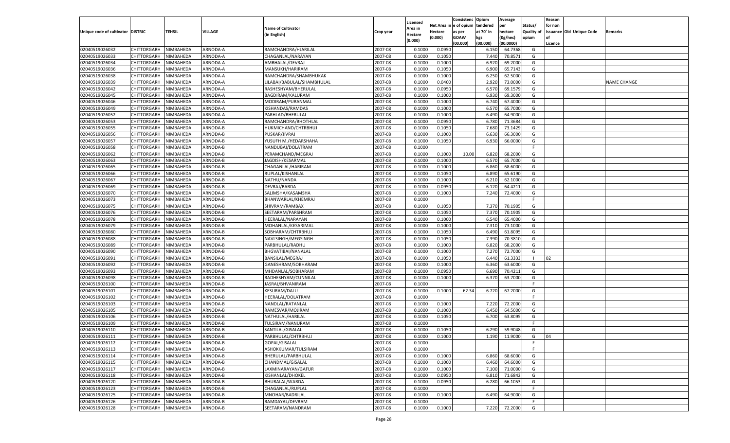| Unique code of cultivator | DISTRIC | TEHSIL | VILLAGE | Name of Cultivator (in English) | Crop year | Licensed Area in Hectare (0.000) | Net Area in Hectare (0.000) | Consistenc e of opium as per GOAW (00.000) | Opium tendered at 70° in kgs (00.000) | Average per hectare (Kg/hec) (00.0000) | Status/ Quality of opium | Reason for non issuance of Licence | Old Unique Code | Remarks |
|---|---|---|---|---|---|---|---|---|---|---|---|---|---|---|
| 02040519026032 | CHITTORGARH | NIMBAHEDA | ARNODA-A | RAMCHANDRA/HJARILAL | 2007-08 | 0.1000 | 0.0950 | | 6.150 | 64.7368 | G | | | |
| 02040519026033 | CHITTORGARH | NIMBAHEDA | ARNODA-A | CHAGANLAL/NARAYAN | 2007-08 | 0.1000 | 0.1050 | | 7.440 | 70.8571 | G | | | |
| 02040519026034 | CHITTORGARH | NIMBAHEDA | ARNODA-A | AMBHALAL/DEVRAJ | 2007-08 | 0.1000 | 0.1000 | | 6.920 | 69.2000 | G | | | |
| 02040519026036 | CHITTORGARH | NIMBAHEDA | ARNODA-A | MANSUKH/HARIRAM | 2007-08 | 0.1000 | 0.1050 | | 6.900 | 65.7143 | G | | | |
| 02040519026038 | CHITTORGARH | NIMBAHEDA | ARNODA-A | RAMCHANDRA/SHAMBHUKAK | 2007-08 | 0.1000 | 0.1000 | | 6.250 | 62.5000 | G | | | |
| 02040519026039 | CHITTORGARH | NIMBAHEDA | ARNODA-A | LILABAI/BABULAL/SHAMBHULAL | 2007-08 | 0.1000 | 0.0400 | | 2.920 | 73.0000 | G | | | NAME CHANGE |
| 02040519026042 | CHITTORGARH | NIMBAHEDA | ARNODA-A | RASHESHYAM/BHERULAL | 2007-08 | 0.1000 | 0.0950 | | 6.570 | 69.1579 | G | | | |
| 02040519026045 | CHITTORGARH | NIMBAHEDA | ARNODA-A | BAGDIRAM/KALURAM | 2007-08 | 0.1000 | 0.1000 | | 6.930 | 69.3000 | G | | | |
| 02040519026046 | CHITTORGARH | NIMBAHEDA | ARNODA-A | MODIRAM/PURANMAL | 2007-08 | 0.1000 | 0.1000 | | 6.740 | 67.4000 | G | | | |
| 02040519026049 | CHITTORGARH | NIMBAHEDA | ARNODA-A | KISHANDAS/RAMDAS | 2007-08 | 0.1000 | 0.1000 | | 6.570 | 65.7000 | G | | | |
| 02040519026052 | CHITTORGARH | NIMBAHEDA | ARNODA-A | PARHLAD/BHERULAL | 2007-08 | 0.1000 | 0.1000 | | 6.490 | 64.9000 | G | | | |
| 02040519026053 | CHITTORGARH | NIMBAHEDA | ARNODA-A | RAMCHANDRA/BHOTHLAL | 2007-08 | 0.1000 | 0.0950 | | 6.780 | 71.3684 | G | | | |
| 02040519026055 | CHITTORGARH | NIMBAHEDA | ARNODA-B | HUKMICHAND/CHTRBHUJ | 2007-08 | 0.1000 | 0.1050 | | 7.680 | 73.1429 | G | | | |
| 02040519026056 | CHITTORGARH | NIMBAHEDA | ARNODA-B | PUSKAR/JIVRAJ | 2007-08 | 0.1000 | 0.1000 | | 6.630 | 66.3000 | G | | | |
| 02040519026057 | CHITTORGARH | NIMBAHEDA | ARNODA-B | YUSUFH M./HEDARSHAHA | 2007-08 | 0.1000 | 0.1050 | | 6.930 | 66.0000 | G | | | |
| 02040519026058 | CHITTORGARH | NIMBAHEDA | ARNODA-B | NANDUBAI/DOLATRAM | 2007-08 | 0.1000 | | | | | F | | | |
| 02040519026062 | CHITTORGARH | NIMBAHEDA | ARNODA-B | PERAMCHAND/MEGRAJ | 2007-08 | 0.1000 | 0.1000 | 10.00 | 6.820 | 68.2000 | G | | | |
| 02040519026063 | CHITTORGARH | NIMBAHEDA | ARNODA-B | JAGDISH/KESARMAL | 2007-08 | 0.1000 | 0.1000 | | 6.570 | 65.7000 | G | | | |
| 02040519026065 | CHITTORGARH | NIMBAHEDA | ARNODA-B | CHAGANLAL/HARIRAM | 2007-08 | 0.1000 | 0.1000 | | 6.860 | 68.6000 | G | | | |
| 02040519026066 | CHITTORGARH | NIMBAHEDA | ARNODA-B | RUPLAL/KISHANLAL | 2007-08 | 0.1000 | 0.1050 | | 6.890 | 65.6190 | G | | | |
| 02040519026067 | CHITTORGARH | NIMBAHEDA | ARNODA-B | NATHU/NANDA | 2007-08 | 0.1000 | 0.1000 | | 6.210 | 62.1000 | G | | | |
| 02040519026069 | CHITTORGARH | NIMBAHEDA | ARNODA-B | DEVRAJ/BARDA | 2007-08 | 0.1000 | 0.0950 | | 6.120 | 64.4211 | G | | | |
| 02040519026070 | CHITTORGARH | NIMBAHEDA | ARNODA-B | SALIMSHA/KASAMSHA | 2007-08 | 0.1000 | 0.1000 | | 7.240 | 72.4000 | G | | | |
| 02040519026073 | CHITTORGARH | NIMBAHEDA | ARNODA-B | BHANWARLAL/KHEMRAJ | 2007-08 | 0.1000 | | | | | F | | | |
| 02040519026075 | CHITTORGARH | NIMBAHEDA | ARNODA-B | SHIVRAM/RAMBAX | 2007-08 | 0.1000 | 0.1050 | | 7.370 | 70.1905 | G | | | |
| 02040519026076 | CHITTORGARH | NIMBAHEDA | ARNODA-B | SEETARAM/PARSHRAM | 2007-08 | 0.1000 | 0.1050 | | 7.370 | 70.1905 | G | | | |
| 02040519026078 | CHITTORGARH | NIMBAHEDA | ARNODA-B | HEERALAL/NARAYAN | 2007-08 | 0.1000 | 0.1000 | | 6.540 | 65.4000 | G | | | |
| 02040519026079 | CHITTORGARH | NIMBAHEDA | ARNODA-B | MOHANLAL/KESARIMAL | 2007-08 | 0.1000 | 0.1000 | | 7.310 | 73.1000 | G | | | |
| 02040519026080 | CHITTORGARH | NIMBAHEDA | ARNODA-B | SOBHARAM/CHTRBHUJ | 2007-08 | 0.1000 | 0.1050 | | 6.490 | 61.8095 | G | | | |
| 02040519026088 | CHITTORGARH | NIMBAHEDA | ARNODA-B | NAVLSINGH/MEGSINGH | 2007-08 | 0.1000 | 0.1050 | | 7.390 | 70.3810 | G | | | |
| 02040519026089 | CHITTORGARH | NIMBAHEDA | ARNODA-B | PARBHULAL/RADHU | 2007-08 | 0.1000 | 0.1000 | | 6.820 | 68.2000 | G | | | |
| 02040519026090 | CHITTORGARH | NIMBAHEDA | ARNODA-B | BHGVATIBAI/NANALAL | 2007-08 | 0.1000 | 0.1000 | | 7.270 | 72.7000 | G | | | |
| 02040519026091 | CHITTORGARH | NIMBAHEDA | ARNODA-B | BANSILAL/MEGRAJ | 2007-08 | 0.1000 | 0.1050 | | 6.440 | 61.3333 | I | 02 | | |
| 02040519026092 | CHITTORGARH | NIMBAHEDA | ARNODA-B | GANESHRAM/SOBHARAM | 2007-08 | 0.1000 | 0.1000 | | 6.360 | 63.6000 | G | | | |
| 02040519026093 | CHITTORGARH | NIMBAHEDA | ARNODA-B | MHDANLAL/SOBHARAM | 2007-08 | 0.1000 | 0.0950 | | 6.690 | 70.4211 | G | | | |
| 02040519026098 | CHITTORGARH | NIMBAHEDA | ARNODA-B | RADHESHYAM/CUNNILAL | 2007-08 | 0.1000 | 0.1000 | | 6.370 | 63.7000 | G | | | |
| 02040519026100 | CHITTORGARH | NIMBAHEDA | ARNODA-B | JASRAJ/BHVANIRAM | 2007-08 | 0.1000 | | | | | F | | | |
| 02040519026101 | CHITTORGARH | NIMBAHEDA | ARNODA-B | KESURAM/DALU | 2007-08 | 0.1000 | 0.1000 | 62.34 | 6.720 | 67.2000 | G | | | |
| 02040519026102 | CHITTORGARH | NIMBAHEDA | ARNODA-B | HEERALAL/DOLATRAM | 2007-08 | 0.1000 | | | | | F | | | |
| 02040519026103 | CHITTORGARH | NIMBAHEDA | ARNODA-B | NANDLAL/RATANLAL | 2007-08 | 0.1000 | 0.1000 | | 7.220 | 72.2000 | G | | | |
| 02040519026105 | CHITTORGARH | NIMBAHEDA | ARNODA-B | RAMESVAR/MOJIRAM | 2007-08 | 0.1000 | 0.1000 | | 6.450 | 64.5000 | G | | | |
| 02040519026106 | CHITTORGARH | NIMBAHEDA | ARNODA-B | NATHULAL/HARILAL | 2007-08 | 0.1000 | 0.1050 | | 6.700 | 63.8095 | G | | | |
| 02040519026109 | CHITTORGARH | NIMBAHEDA | ARNODA-B | TULSIRAM/NANURAM | 2007-08 | 0.1000 | | | | | F | | | |
| 02040519026110 | CHITTORGARH | NIMBAHEDA | ARNODA-B | SANTILAL/GISALAL | 2007-08 | 0.1000 | 0.1050 | | 6.290 | 59.9048 | G | | | |
| 02040519026111 | CHITTORGARH | NIMBAHEDA | ARNODA-B | PARBHULAL/CHTRBHUJ | 2007-08 | 0.1000 | 0.1000 | | 1.190 | 11.9000 | G | 04 | | |
| 02040519026112 | CHITTORGARH | NIMBAHEDA | ARNODA-B | GOPAL/GISALAL | 2007-08 | 0.1000 | | | | | F | | | |
| 02040519026113 | CHITTORGARH | NIMBAHEDA | ARNODA-B | ASHOKKUMAR/TULSIRAM | 2007-08 | 0.1000 | | | | | F | | | |
| 02040519026114 | CHITTORGARH | NIMBAHEDA | ARNODA-B | BHERULAL/PARBHULAL | 2007-08 | 0.1000 | 0.1000 | | 6.860 | 68.6000 | G | | | |
| 02040519026115 | CHITTORGARH | NIMBAHEDA | ARNODA-B | CHANDMAL/GISALAL | 2007-08 | 0.1000 | 0.1000 | | 6.460 | 64.6000 | G | | | |
| 02040519026117 | CHITTORGARH | NIMBAHEDA | ARNODA-B | LAXMINARAYAN/GAFUR | 2007-08 | 0.1000 | 0.1000 | | 7.100 | 71.0000 | G | | | |
| 02040519026118 | CHITTORGARH | NIMBAHEDA | ARNODA-B | KISHANLAL/DHOKEL | 2007-08 | 0.1000 | 0.0950 | | 6.810 | 71.6842 | G | | | |
| 02040519026120 | CHITTORGARH | NIMBAHEDA | ARNODA-B | BHURALAL/WARDA | 2007-08 | 0.1000 | 0.0950 | | 6.280 | 66.1053 | G | | | |
| 02040519026123 | CHITTORGARH | NIMBAHEDA | ARNODA-B | CHAGANLAL/RUPLAL | 2007-08 | 0.1000 | | | | | F | | | |
| 02040519026125 | CHITTORGARH | NIMBAHEDA | ARNODA-B | MNOHAR/BADRILAL | 2007-08 | 0.1000 | 0.1000 | | 6.490 | 64.9000 | G | | | |
| 02040519026126 | CHITTORGARH | NIMBAHEDA | ARNODA-B | RAMDAYAL/DEVRAM | 2007-08 | 0.1000 | | | | | F | | | |
| 02040519026128 | CHITTORGARH | NIMBAHEDA | ARNODA-B | SEETARAM/NANDRAM | 2007-08 | 0.1000 | 0.1000 | | 7.220 | 72.2000 | G | | | |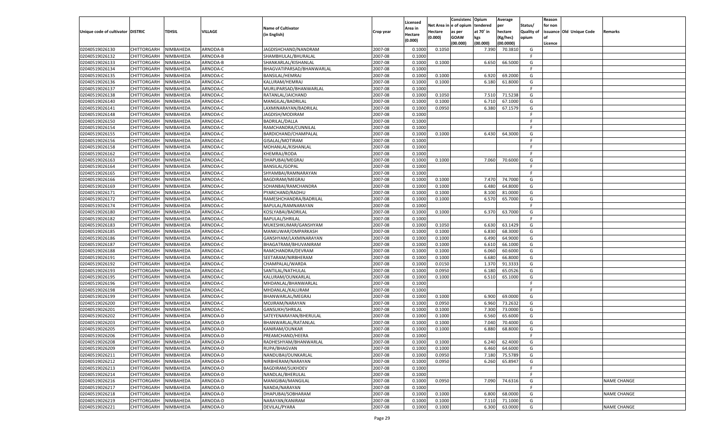| Unique code of cultivator | DISTRIC | TEHSIL | VILLAGE | Name of Cultivator (in English) | Crop year | Licensed Area in Hectare (0.000) | Net Area in Hectare (0.000) | Consistenc e of opium as per GOAW (00.000) | Opium tendered at 70° in kgs (00.000) | Average per hectare (Kg/hec) (00.0000) | Status/ Quality of opium | Reason for non issuance of Licence | Old Unique Code | Remarks |
|---|---|---|---|---|---|---|---|---|---|---|---|---|---|---|
| 02040519026130 | CHITTORGARH | NIMBAHEDA | ARNODA-B | JAGDISHCHAND/NANDRAM | 2007-08 | 0.1000 | 0.1050 | | 7.390 | 70.3810 | G | | | |
| 02040519026132 | CHITTORGARH | NIMBAHEDA | ARNODA-B | SHAMBHULAL/BHURALAL | 2007-08 | 0.1000 | | | | | F | | | |
| 02040519026133 | CHITTORGARH | NIMBAHEDA | ARNODA-B | SHANKARLAL/KISHANLAL | 2007-08 | 0.1000 | 0.1000 | | 6.650 | 66.5000 | G | | | |
| 02040519026134 | CHITTORGARH | NIMBAHEDA | ARNODA-C | BHAGVATIPARSAD/BHANWARLAL | 2007-08 | 0.1000 | | | | | F | | | |
| 02040519026135 | CHITTORGARH | NIMBAHEDA | ARNODA-C | BANSILAL/HEMRAJ | 2007-08 | 0.1000 | 0.1000 | | 6.920 | 69.2000 | G | | | |
| 02040519026136 | CHITTORGARH | NIMBAHEDA | ARNODA-C | KALURAM/HEMRAJ | 2007-08 | 0.1000 | 0.1000 | | 6.180 | 61.8000 | G | | | |
| 02040519026137 | CHITTORGARH | NIMBAHEDA | ARNODA-C | MURLIPARSAD/BHANWARLAL | 2007-08 | 0.1000 | | | | | F | | | |
| 02040519026138 | CHITTORGARH | NIMBAHEDA | ARNODA-C | RATANLAL/JAICHAND | 2007-08 | 0.1000 | 0.1050 | | 7.510 | 71.5238 | G | | | |
| 02040519026140 | CHITTORGARH | NIMBAHEDA | ARNODA-C | MANGILAL/BADRILAL | 2007-08 | 0.1000 | 0.1000 | | 6.710 | 67.1000 | G | | | |
| 02040519026141 | CHITTORGARH | NIMBAHEDA | ARNODA-C | LAXMINARAYAN/BADRILAL | 2007-08 | 0.1000 | 0.0950 | | 6.380 | 67.1579 | G | | | |
| 02040519026148 | CHITTORGARH | NIMBAHEDA | ARNODA-C | JAGDISH/MODIRAM | 2007-08 | 0.1000 | | | | | F | | | |
| 02040519026150 | CHITTORGARH | NIMBAHEDA | ARNODA-C | BADRILAL/DALLA | 2007-08 | 0.1000 | | | | | F | | | |
| 02040519026154 | CHITTORGARH | NIMBAHEDA | ARNODA-C | RAMCHANDRA/CUNNILAL | 2007-08 | 0.1000 | | | | | F | | | |
| 02040519026155 | CHITTORGARH | NIMBAHEDA | ARNODA-C | BARDICHAND/CHAMPALAL | 2007-08 | 0.1000 | 0.1000 | | 6.430 | 64.3000 | G | | | |
| 02040519026156 | CHITTORGARH | NIMBAHEDA | ARNODA-C | GISALAL/MOTIRAM | 2007-08 | 0.1000 | | | | | F | | | |
| 02040519026158 | CHITTORGARH | NIMBAHEDA | ARNODA-C | MOHANLAL/KISHANLAL | 2007-08 | 0.1000 | | | | | F | | | |
| 02040519026162 | CHITTORGARH | NIMBAHEDA | ARNODA-C | KHEMRAJ/RODA | 2007-08 | 0.1000 | | | | | F | | | |
| 02040519026163 | CHITTORGARH | NIMBAHEDA | ARNODA-C | DHAPUBAI/MEGRAJ | 2007-08 | 0.1000 | 0.1000 | | 7.060 | 70.6000 | G | | | |
| 02040519026164 | CHITTORGARH | NIMBAHEDA | ARNODA-C | BANSILAL/GOPAL | 2007-08 | 0.1000 | | | | | F | | | |
| 02040519026165 | CHITTORGARH | NIMBAHEDA | ARNODA-C | SHYAMBAI/RAMNARAYAN | 2007-08 | 0.1000 | | | | | F | | | |
| 02040519026166 | CHITTORGARH | NIMBAHEDA | ARNODA-C | BAGDIRAM/MEGRAJ | 2007-08 | 0.1000 | 0.1000 | | 7.470 | 74.7000 | G | | | |
| 02040519026169 | CHITTORGARH | NIMBAHEDA | ARNODA-C | SOHANBAI/RAMCHANDRA | 2007-08 | 0.1000 | 0.1000 | | 6.480 | 64.8000 | G | | | |
| 02040519026171 | CHITTORGARH | NIMBAHEDA | ARNODA-C | PYARCHAND/RADHU | 2007-08 | 0.1000 | 0.1000 | | 8.100 | 81.0000 | G | | | |
| 02040519026172 | CHITTORGARH | NIMBAHEDA | ARNODA-C | RAMESHCHANDRA/BADRILAL | 2007-08 | 0.1000 | 0.1000 | | 6.570 | 65.7000 | G | | | |
| 02040519026174 | CHITTORGARH | NIMBAHEDA | ARNODA-C | BAPULAL/RAMNARAYAN | 2007-08 | 0.1000 | | | | | F | | | |
| 02040519026180 | CHITTORGARH | NIMBAHEDA | ARNODA-C | KOSLYABAI/BADRILAL | 2007-08 | 0.1000 | 0.1000 | | 6.370 | 63.7000 | G | | | |
| 02040519026182 | CHITTORGARH | NIMBAHEDA | ARNODA-C | BAPULAL/SHRILAL | 2007-08 | 0.1000 | | | | | F | | | |
| 02040519026183 | CHITTORGARH | NIMBAHEDA | ARNODA-C | MUKESHKUMAR/GANSHYAM | 2007-08 | 0.1000 | 0.1050 | | 6.630 | 63.1429 | G | | | |
| 02040519026185 | CHITTORGARH | NIMBAHEDA | ARNODA-C | MANKUWAR/OMPARKASH | 2007-08 | 0.1000 | 0.1000 | | 6.830 | 68.3000 | G | | | |
| 02040519026186 | CHITTORGARH | NIMBAHEDA | ARNODA-C | GANSHYAM/LAXMINARAYAN | 2007-08 | 0.1000 | 0.1000 | | 6.490 | 64.9000 | G | | | |
| 02040519026187 | CHITTORGARH | NIMBAHEDA | ARNODA-C | BHAGATRAM/BHUVANIRAM | 2007-08 | 0.1000 | 0.1000 | | 6.610 | 66.1000 | G | | | |
| 02040519026188 | CHITTORGARH | NIMBAHEDA | ARNODA-C | RAMCHANDRA/DEVRAM | 2007-08 | 0.1000 | 0.1000 | | 6.060 | 60.6000 | G | | | |
| 02040519026191 | CHITTORGARH | NIMBAHEDA | ARNODA-C | SEETARAM/NIRBHERAM | 2007-08 | 0.1000 | 0.1000 | | 6.680 | 66.8000 | G | | | |
| 02040519026192 | CHITTORGARH | NIMBAHEDA | ARNODA-C | CHAMPALAL/WARDA | 2007-08 | 0.1000 | 0.0150 | | 1.370 | 91.3333 | G | | | |
| 02040519026193 | CHITTORGARH | NIMBAHEDA | ARNODA-C | SANTILAL/NATHULAL | 2007-08 | 0.1000 | 0.0950 | | 6.180 | 65.0526 | G | | | |
| 02040519026195 | CHITTORGARH | NIMBAHEDA | ARNODA-C | KALURAM/OUNKARLAL | 2007-08 | 0.1000 | 0.1000 | | 6.510 | 65.1000 | G | | | |
| 02040519026196 | CHITTORGARH | NIMBAHEDA | ARNODA-C | MHDANLAL/BHANWARLAL | 2007-08 | 0.1000 | | | | | F | | | |
| 02040519026198 | CHITTORGARH | NIMBAHEDA | ARNODA-C | MHDANLAL/KALURAM | 2007-08 | 0.1000 | | | | | F | | | |
| 02040519026199 | CHITTORGARH | NIMBAHEDA | ARNODA-C | BHANWARLAL/MEGRAJ | 2007-08 | 0.1000 | 0.1000 | | 6.900 | 69.0000 | G | | | |
| 02040519026200 | CHITTORGARH | NIMBAHEDA | ARNODA-C | MOJIRAM/NARAYAN | 2007-08 | 0.1000 | 0.0950 | | 6.960 | 73.2632 | G | | | |
| 02040519026201 | CHITTORGARH | NIMBAHEDA | ARNODA-C | GANSUKH/SHRILAL | 2007-08 | 0.1000 | 0.1000 | | 7.300 | 73.0000 | G | | | |
| 02040519026202 | CHITTORGARH | NIMBAHEDA | ARNODA-D | SATEYENARAYAN/BHERULAL | 2007-08 | 0.1000 | 0.1000 | | 6.560 | 65.6000 | G | | | |
| 02040519026203 | CHITTORGARH | NIMBAHEDA | ARNODA-D | BHANWARLAL/RATANLAL | 2007-08 | 0.1000 | 0.1000 | | 7.040 | 70.4000 | G | | | |
| 02040519026205 | CHITTORGARH | NIMBAHEDA | ARNODA-D | KANIRAM/OUNKAR | 2007-08 | 0.1000 | 0.1000 | | 6.880 | 68.8000 | G | | | |
| 02040519026206 | CHITTORGARH | NIMBAHEDA | ARNODA-D | PREAMCHAND/HEERA | 2007-08 | 0.1000 | | | | | F | | | |
| 02040519026208 | CHITTORGARH | NIMBAHEDA | ARNODA-D | RADHESHYAM/BHANWARLAL | 2007-08 | 0.1000 | 0.1000 | | 6.240 | 62.4000 | G | | | |
| 02040519026209 | CHITTORGARH | NIMBAHEDA | ARNODA-D | RUPA/BHAGVAN | 2007-08 | 0.1000 | 0.1000 | | 6.460 | 64.6000 | G | | | |
| 02040519026211 | CHITTORGARH | NIMBAHEDA | ARNODA-D | NANDUBAI/OUNKARLAL | 2007-08 | 0.1000 | 0.0950 | | 7.180 | 75.5789 | G | | | |
| 02040519026212 | CHITTORGARH | NIMBAHEDA | ARNODA-D | NIRBHERAM/NARAYAN | 2007-08 | 0.1000 | 0.0950 | | 6.260 | 65.8947 | G | | | |
| 02040519026213 | CHITTORGARH | NIMBAHEDA | ARNODA-D | BAGDIRAM/SUKHDEV | 2007-08 | 0.1000 | | | | | F | | | |
| 02040519026214 | CHITTORGARH | NIMBAHEDA | ARNODA-D | NANDLAL/BHERULAL | 2007-08 | 0.1000 | | | | | F | | | |
| 02040519026216 | CHITTORGARH | NIMBAHEDA | ARNODA-D | MANIGIBAI/MANGILAL | 2007-08 | 0.1000 | 0.0950 | | 7.090 | 74.6316 | G | | | NAME CHANGE |
| 02040519026217 | CHITTORGARH | NIMBAHEDA | ARNODA-D | NANDA/NARAYAN | 2007-08 | 0.1000 | | | | | F | | | |
| 02040519026218 | CHITTORGARH | NIMBAHEDA | ARNODA-D | DHAPUBAI/SOBHARAM | 2007-08 | 0.1000 | 0.1000 | | 6.800 | 68.0000 | G | | | NAME CHANGE |
| 02040519026219 | CHITTORGARH | NIMBAHEDA | ARNODA-D | NARAYAN/KANIRAM | 2007-08 | 0.1000 | 0.1000 | | 7.110 | 71.1000 | G | | | |
| 02040519026221 | CHITTORGARH | NIMBAHEDA | ARNODA-D | DEVILAL/PYARA | 2007-08 | 0.1000 | 0.1000 | | 6.300 | 63.0000 | G | | | NAME CHANGE |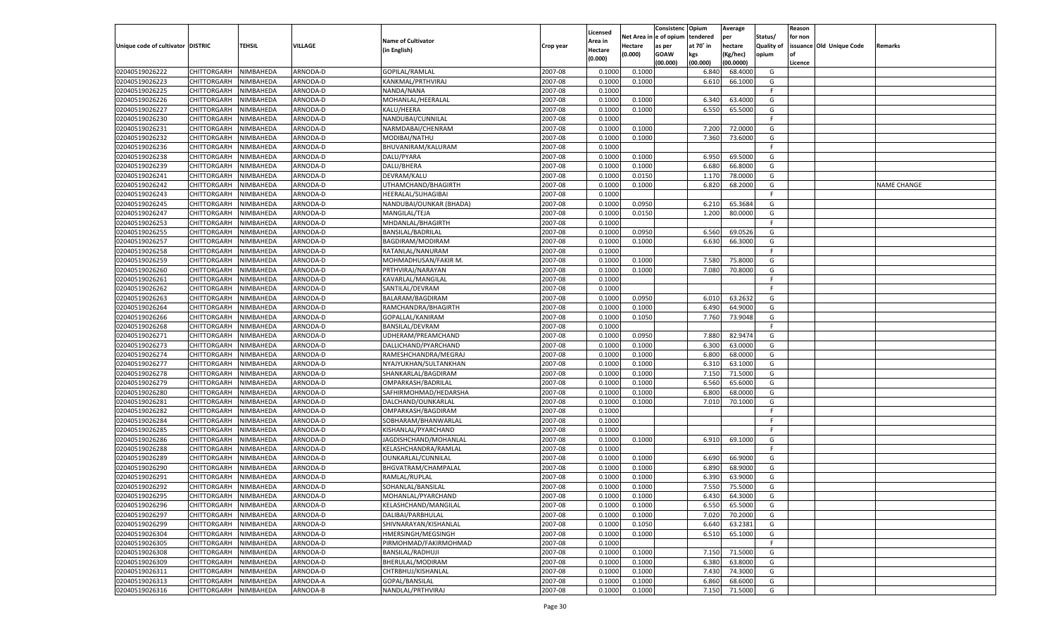| Unique code of cultivator | DISTRIC | TEHSIL | VILLAGE | Name of Cultivator (in English) | Crop year | Licensed Area in Hectare (0.000) | Net Area in Hectare (0.000) | Consistenc e of opium as per GOAW (00.000) | Opium tendered at 70° in kgs (00.000) | Average per hectare (Kg/hec) (00.0000) | Status/ Quality of opium | Reason for non issuance of Licence | Old Unique Code | Remarks |
|---|---|---|---|---|---|---|---|---|---|---|---|---|---|---|
| 02040519026222 | CHITTORGARH | NIMBAHEDA | ARNODA-D | GOPILAL/RAMLAL | 2007-08 | 0.1000 | 0.1000 | | 6.840 | 68.4000 | G | | | |
| 02040519026223 | CHITTORGARH | NIMBAHEDA | ARNODA-D | KANKMAL/PRTHVIRAJ | 2007-08 | 0.1000 | 0.1000 | | 6.610 | 66.1000 | G | | | |
| 02040519026225 | CHITTORGARH | NIMBAHEDA | ARNODA-D | NANDA/NANA | 2007-08 | 0.1000 | | | | | F | | | |
| 02040519026226 | CHITTORGARH | NIMBAHEDA | ARNODA-D | MOHANLAL/HEERALAL | 2007-08 | 0.1000 | 0.1000 | | 6.340 | 63.4000 | G | | | |
| 02040519026227 | CHITTORGARH | NIMBAHEDA | ARNODA-D | KALU/HEERA | 2007-08 | 0.1000 | 0.1000 | | 6.550 | 65.5000 | G | | | |
| 02040519026230 | CHITTORGARH | NIMBAHEDA | ARNODA-D | NANDUBAI/CUNNILAL | 2007-08 | 0.1000 | | | | | F | | | |
| 02040519026231 | CHITTORGARH | NIMBAHEDA | ARNODA-D | NARMDABAI/CHENRAM | 2007-08 | 0.1000 | 0.1000 | | 7.200 | 72.0000 | G | | | |
| 02040519026232 | CHITTORGARH | NIMBAHEDA | ARNODA-D | MODIBAI/NATHU | 2007-08 | 0.1000 | 0.1000 | | 7.360 | 73.6000 | G | | | |
| 02040519026236 | CHITTORGARH | NIMBAHEDA | ARNODA-D | BHUVANIRAM/KALURAM | 2007-08 | 0.1000 | | | | | F | | | |
| 02040519026238 | CHITTORGARH | NIMBAHEDA | ARNODA-D | DALU/PYARA | 2007-08 | 0.1000 | 0.1000 | | 6.950 | 69.5000 | G | | | |
| 02040519026239 | CHITTORGARH | NIMBAHEDA | ARNODA-D | DALU/BHERA | 2007-08 | 0.1000 | 0.1000 | | 6.680 | 66.8000 | G | | | |
| 02040519026241 | CHITTORGARH | NIMBAHEDA | ARNODA-D | DEVRAM/KALU | 2007-08 | 0.1000 | 0.0150 | | 1.170 | 78.0000 | G | | | |
| 02040519026242 | CHITTORGARH | NIMBAHEDA | ARNODA-D | UTHAMCHAND/BHAGIRTH | 2007-08 | 0.1000 | 0.1000 | | 6.820 | 68.2000 | G | | | NAME CHANGE |
| 02040519026243 | CHITTORGARH | NIMBAHEDA | ARNODA-D | HEERALAL/SUHAGIBAI | 2007-08 | 0.1000 | | | | | F | | | |
| 02040519026245 | CHITTORGARH | NIMBAHEDA | ARNODA-D | NANDUBAI/OUNKAR (BHADA) | 2007-08 | 0.1000 | 0.0950 | | 6.210 | 65.3684 | G | | | |
| 02040519026247 | CHITTORGARH | NIMBAHEDA | ARNODA-D | MANGILAL/TEJA | 2007-08 | 0.1000 | 0.0150 | | 1.200 | 80.0000 | G | | | |
| 02040519026253 | CHITTORGARH | NIMBAHEDA | ARNODA-D | MHDANLAL/BHAGIRTH | 2007-08 | 0.1000 | | | | | F | | | |
| 02040519026255 | CHITTORGARH | NIMBAHEDA | ARNODA-D | BANSILAL/BADRILAL | 2007-08 | 0.1000 | 0.0950 | | 6.560 | 69.0526 | G | | | |
| 02040519026257 | CHITTORGARH | NIMBAHEDA | ARNODA-D | BAGDIRAM/MODIRAM | 2007-08 | 0.1000 | 0.1000 | | 6.630 | 66.3000 | G | | | |
| 02040519026258 | CHITTORGARH | NIMBAHEDA | ARNODA-D | RATANLAL/NANURAM | 2007-08 | 0.1000 | | | | | F | | | |
| 02040519026259 | CHITTORGARH | NIMBAHEDA | ARNODA-D | MOHMADHUSAN/FAKIR M. | 2007-08 | 0.1000 | 0.1000 | | 7.580 | 75.8000 | G | | | |
| 02040519026260 | CHITTORGARH | NIMBAHEDA | ARNODA-D | PRTHVIRAJ/NARAYAN | 2007-08 | 0.1000 | 0.1000 | | 7.080 | 70.8000 | G | | | |
| 02040519026261 | CHITTORGARH | NIMBAHEDA | ARNODA-D | KAVARLAL/MANGILAL | 2007-08 | 0.1000 | | | | | F | | | |
| 02040519026262 | CHITTORGARH | NIMBAHEDA | ARNODA-D | SANTILAL/DEVRAM | 2007-08 | 0.1000 | | | | | F | | | |
| 02040519026263 | CHITTORGARH | NIMBAHEDA | ARNODA-D | BALARAM/BAGDIRAM | 2007-08 | 0.1000 | 0.0950 | | 6.010 | 63.2632 | G | | | |
| 02040519026264 | CHITTORGARH | NIMBAHEDA | ARNODA-D | RAMCHANDRA/BHAGIRTH | 2007-08 | 0.1000 | 0.1000 | | 6.490 | 64.9000 | G | | | |
| 02040519026266 | CHITTORGARH | NIMBAHEDA | ARNODA-D | GOPALLAL/KANIRAM | 2007-08 | 0.1000 | 0.1050 | | 7.760 | 73.9048 | G | | | |
| 02040519026268 | CHITTORGARH | NIMBAHEDA | ARNODA-D | BANSILAL/DEVRAM | 2007-08 | 0.1000 | | | | | F | | | |
| 02040519026271 | CHITTORGARH | NIMBAHEDA | ARNODA-D | UDHERAM/PREAMCHAND | 2007-08 | 0.1000 | 0.0950 | | 7.880 | 82.9474 | G | | | |
| 02040519026273 | CHITTORGARH | NIMBAHEDA | ARNODA-D | DALLICHAND/PYARCHAND | 2007-08 | 0.1000 | 0.1000 | | 6.300 | 63.0000 | G | | | |
| 02040519026274 | CHITTORGARH | NIMBAHEDA | ARNODA-D | RAMESHCHANDRA/MEGRAJ | 2007-08 | 0.1000 | 0.1000 | | 6.800 | 68.0000 | G | | | |
| 02040519026277 | CHITTORGARH | NIMBAHEDA | ARNODA-D | NYAJYUKHAN/SULTANKHAN | 2007-08 | 0.1000 | 0.1000 | | 6.310 | 63.1000 | G | | | |
| 02040519026278 | CHITTORGARH | NIMBAHEDA | ARNODA-D | SHANKARLAL/BAGDIRAM | 2007-08 | 0.1000 | 0.1000 | | 7.150 | 71.5000 | G | | | |
| 02040519026279 | CHITTORGARH | NIMBAHEDA | ARNODA-D | OMPARKASH/BADRILAL | 2007-08 | 0.1000 | 0.1000 | | 6.560 | 65.6000 | G | | | |
| 02040519026280 | CHITTORGARH | NIMBAHEDA | ARNODA-D | SAFHIRMOHMAD/HEDARSHA | 2007-08 | 0.1000 | 0.1000 | | 6.800 | 68.0000 | G | | | |
| 02040519026281 | CHITTORGARH | NIMBAHEDA | ARNODA-D | DALCHAND/OUNKARLAL | 2007-08 | 0.1000 | 0.1000 | | 7.010 | 70.1000 | G | | | |
| 02040519026282 | CHITTORGARH | NIMBAHEDA | ARNODA-D | OMPARKASH/BAGDIRAM | 2007-08 | 0.1000 | | | | | F | | | |
| 02040519026284 | CHITTORGARH | NIMBAHEDA | ARNODA-D | SOBHARAM/BHANWARLAL | 2007-08 | 0.1000 | | | | | F | | | |
| 02040519026285 | CHITTORGARH | NIMBAHEDA | ARNODA-D | KISHANLAL/PYARCHAND | 2007-08 | 0.1000 | | | | | F | | | |
| 02040519026286 | CHITTORGARH | NIMBAHEDA | ARNODA-D | JAGDISHCHAND/MOHANLAL | 2007-08 | 0.1000 | 0.1000 | | 6.910 | 69.1000 | G | | | |
| 02040519026288 | CHITTORGARH | NIMBAHEDA | ARNODA-D | KELASHCHANDRA/RAMLAL | 2007-08 | 0.1000 | | | | | F | | | |
| 02040519026289 | CHITTORGARH | NIMBAHEDA | ARNODA-D | OUNKARLAL/CUNNILAL | 2007-08 | 0.1000 | 0.1000 | | 6.690 | 66.9000 | G | | | |
| 02040519026290 | CHITTORGARH | NIMBAHEDA | ARNODA-D | BHGVATRAM/CHAMPALAL | 2007-08 | 0.1000 | 0.1000 | | 6.890 | 68.9000 | G | | | |
| 02040519026291 | CHITTORGARH | NIMBAHEDA | ARNODA-D | RAMLAL/RUPLAL | 2007-08 | 0.1000 | 0.1000 | | 6.390 | 63.9000 | G | | | |
| 02040519026292 | CHITTORGARH | NIMBAHEDA | ARNODA-D | SOHANLAL/BANSILAL | 2007-08 | 0.1000 | 0.1000 | | 7.550 | 75.5000 | G | | | |
| 02040519026295 | CHITTORGARH | NIMBAHEDA | ARNODA-D | MOHANLAL/PYARCHAND | 2007-08 | 0.1000 | 0.1000 | | 6.430 | 64.3000 | G | | | |
| 02040519026296 | CHITTORGARH | NIMBAHEDA | ARNODA-D | KELASHCHAND/MANGILAL | 2007-08 | 0.1000 | 0.1000 | | 6.550 | 65.5000 | G | | | |
| 02040519026297 | CHITTORGARH | NIMBAHEDA | ARNODA-D | DALIBAI/PARBHULAL | 2007-08 | 0.1000 | 0.1000 | | 7.020 | 70.2000 | G | | | |
| 02040519026299 | CHITTORGARH | NIMBAHEDA | ARNODA-D | SHIVNARAYAN/KISHANLAL | 2007-08 | 0.1000 | 0.1050 | | 6.640 | 63.2381 | G | | | |
| 02040519026304 | CHITTORGARH | NIMBAHEDA | ARNODA-D | HMERSINGH/MEGSINGH | 2007-08 | 0.1000 | 0.1000 | | 6.510 | 65.1000 | G | | | |
| 02040519026305 | CHITTORGARH | NIMBAHEDA | ARNODA-D | PIRMOHMAD/FAKIRMOHMAD | 2007-08 | 0.1000 | | | | | F | | | |
| 02040519026308 | CHITTORGARH | NIMBAHEDA | ARNODA-D | BANSILAL/RADHUJI | 2007-08 | 0.1000 | 0.1000 | | 7.150 | 71.5000 | G | | | |
| 02040519026309 | CHITTORGARH | NIMBAHEDA | ARNODA-D | BHERULAL/MODIRAM | 2007-08 | 0.1000 | 0.1000 | | 6.380 | 63.8000 | G | | | |
| 02040519026311 | CHITTORGARH | NIMBAHEDA | ARNODA-D | CHTRBHUJ/KISHANLAL | 2007-08 | 0.1000 | 0.1000 | | 7.430 | 74.3000 | G | | | |
| 02040519026313 | CHITTORGARH | NIMBAHEDA | ARNODA-A | GOPAL/BANSILAL | 2007-08 | 0.1000 | 0.1000 | | 6.860 | 68.6000 | G | | | |
| 02040519026316 | CHITTORGARH | NIMBAHEDA | ARNODA-B | NANDLAL/PRTHVIRAJ | 2007-08 | 0.1000 | 0.1000 | | 7.150 | 71.5000 | G | | | |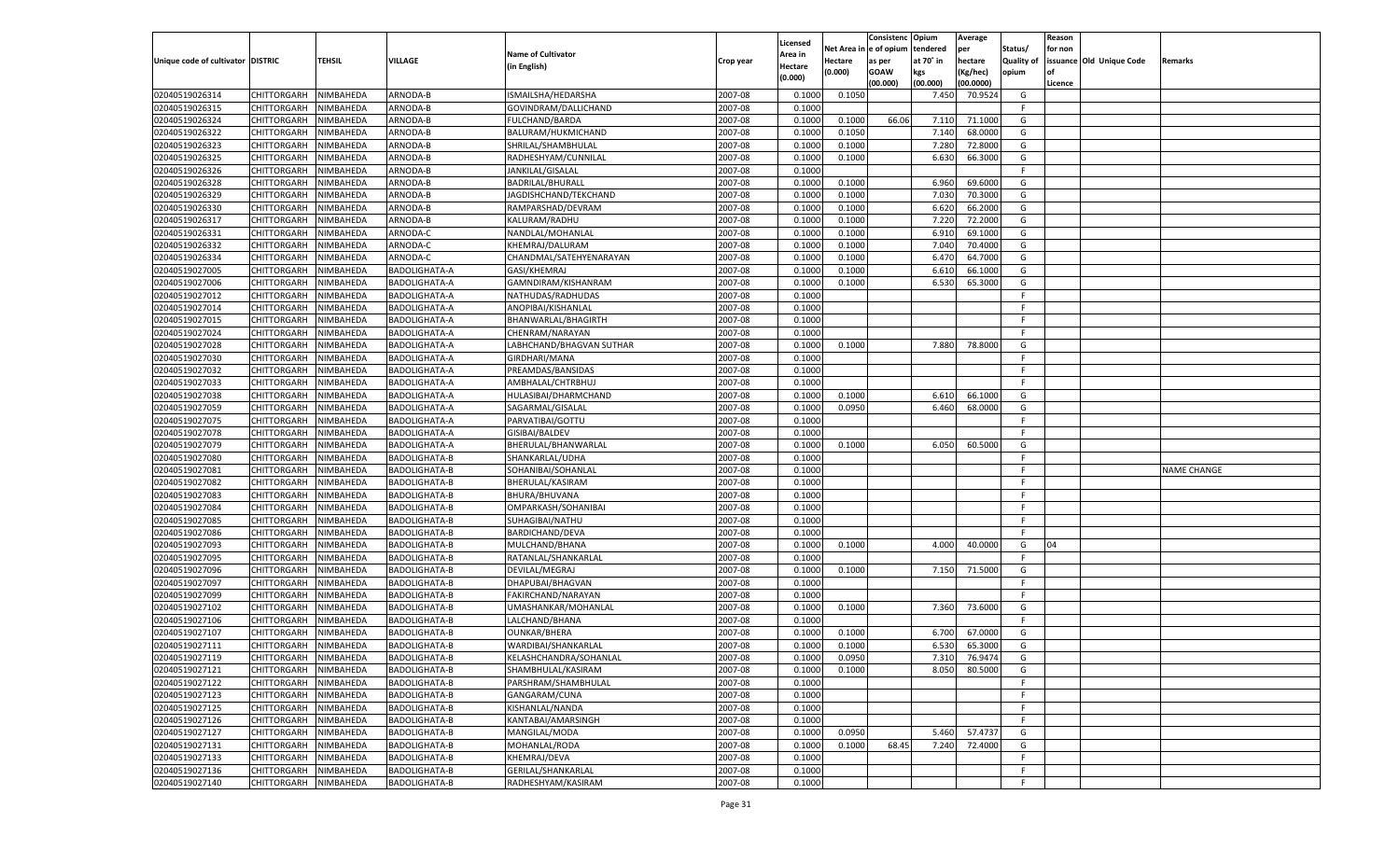| Unique code of cultivator | DISTRIC | TEHSIL | VILLAGE | Name of Cultivator (in English) | Crop year | Licensed Area in Hectare (0.000) | Net Area in Hectare (0.000) | Consistenc e of opium as per GOAW (00.000) | Opium tendered at 70° in kgs (00.000) | Average per hectare (Kg/hec) (00.0000) | Status/ Quality of opium | Reason for non issuance of Licence | Old Unique Code | Remarks |
|---|---|---|---|---|---|---|---|---|---|---|---|---|---|---|
| 02040519026314 | CHITTORGARH | NIMBAHEDA | ARNODA-B | ISMAILSHA/HEDARSHA | 2007-08 | 0.1000 | 0.1050 | | 7.450 | 70.9524 | G | | | |
| 02040519026315 | CHITTORGARH | NIMBAHEDA | ARNODA-B | GOVINDRAM/DALLICHAND | 2007-08 | 0.1000 | | | | | F | | | |
| 02040519026324 | CHITTORGARH | NIMBAHEDA | ARNODA-B | FULCHAND/BARDA | 2007-08 | 0.1000 | 0.1000 | 66.06 | 7.110 | 71.1000 | G | | | |
| 02040519026322 | CHITTORGARH | NIMBAHEDA | ARNODA-B | BALURAM/HUKMICHAND | 2007-08 | 0.1000 | 0.1050 | | 7.140 | 68.0000 | G | | | |
| 02040519026323 | CHITTORGARH | NIMBAHEDA | ARNODA-B | SHRILAL/SHAMBHULAL | 2007-08 | 0.1000 | 0.1000 | | 7.280 | 72.8000 | G | | | |
| 02040519026325 | CHITTORGARH | NIMBAHEDA | ARNODA-B | RADHESHYAM/CUNNILAL | 2007-08 | 0.1000 | 0.1000 | | 6.630 | 66.3000 | G | | | |
| 02040519026326 | CHITTORGARH | NIMBAHEDA | ARNODA-B | JANKILAL/GISALAL | 2007-08 | 0.1000 | | | | | F | | | |
| 02040519026328 | CHITTORGARH | NIMBAHEDA | ARNODA-B | BADRILAL/BHURALL | 2007-08 | 0.1000 | 0.1000 | | 6.960 | 69.6000 | G | | | |
| 02040519026329 | CHITTORGARH | NIMBAHEDA | ARNODA-B | JAGDISHCHAND/TEKCHAND | 2007-08 | 0.1000 | 0.1000 | | 7.030 | 70.3000 | G | | | |
| 02040519026330 | CHITTORGARH | NIMBAHEDA | ARNODA-B | RAMPARSHAD/DEVRAM | 2007-08 | 0.1000 | 0.1000 | | 6.620 | 66.2000 | G | | | |
| 02040519026317 | CHITTORGARH | NIMBAHEDA | ARNODA-B | KALURAM/RADHU | 2007-08 | 0.1000 | 0.1000 | | 7.220 | 72.2000 | G | | | |
| 02040519026331 | CHITTORGARH | NIMBAHEDA | ARNODA-C | NANDLAL/MOHANLAL | 2007-08 | 0.1000 | 0.1000 | | 6.910 | 69.1000 | G | | | |
| 02040519026332 | CHITTORGARH | NIMBAHEDA | ARNODA-C | KHEMRAJ/DALURAM | 2007-08 | 0.1000 | 0.1000 | | 7.040 | 70.4000 | G | | | |
| 02040519026334 | CHITTORGARH | NIMBAHEDA | ARNODA-C | CHANDMAL/SATEHYENARAYAN | 2007-08 | 0.1000 | 0.1000 | | 6.470 | 64.7000 | G | | | |
| 02040519027005 | CHITTORGARH | NIMBAHEDA | BADOLIGHATA-A | GASI/KHEMRAJ | 2007-08 | 0.1000 | 0.1000 | | 6.610 | 66.1000 | G | | | |
| 02040519027006 | CHITTORGARH | NIMBAHEDA | BADOLIGHATA-A | GAMNDIRAM/KISHANRAM | 2007-08 | 0.1000 | 0.1000 | | 6.530 | 65.3000 | G | | | |
| 02040519027012 | CHITTORGARH | NIMBAHEDA | BADOLIGHATA-A | NATHUDAS/RADHUDAS | 2007-08 | 0.1000 | | | | | F | | | |
| 02040519027014 | CHITTORGARH | NIMBAHEDA | BADOLIGHATA-A | ANOPIBAI/KISHANLAL | 2007-08 | 0.1000 | | | | | F | | | |
| 02040519027015 | CHITTORGARH | NIMBAHEDA | BADOLIGHATA-A | BHANWARLAL/BHAGIRTH | 2007-08 | 0.1000 | | | | | F | | | |
| 02040519027024 | CHITTORGARH | NIMBAHEDA | BADOLIGHATA-A | CHENRAM/NARAYAN | 2007-08 | 0.1000 | | | | | F | | | |
| 02040519027028 | CHITTORGARH | NIMBAHEDA | BADOLIGHATA-A | LABHCHAND/BHAGVAN SUTHAR | 2007-08 | 0.1000 | 0.1000 | | 7.880 | 78.8000 | G | | | |
| 02040519027030 | CHITTORGARH | NIMBAHEDA | BADOLIGHATA-A | GIRDHARI/MANA | 2007-08 | 0.1000 | | | | | F | | | |
| 02040519027032 | CHITTORGARH | NIMBAHEDA | BADOLIGHATA-A | PREAMDAS/BANSIDAS | 2007-08 | 0.1000 | | | | | F | | | |
| 02040519027033 | CHITTORGARH | NIMBAHEDA | BADOLIGHATA-A | AMBHALAL/CHTRBHUJ | 2007-08 | 0.1000 | | | | | F | | | |
| 02040519027038 | CHITTORGARH | NIMBAHEDA | BADOLIGHATA-A | HULASIBAI/DHARMCHAND | 2007-08 | 0.1000 | 0.1000 | | 6.610 | 66.1000 | G | | | |
| 02040519027059 | CHITTORGARH | NIMBAHEDA | BADOLIGHATA-A | SAGARMAL/GISALAL | 2007-08 | 0.1000 | 0.0950 | | 6.460 | 68.0000 | G | | | |
| 02040519027075 | CHITTORGARH | NIMBAHEDA | BADOLIGHATA-A | PARVATIBAI/GOTTU | 2007-08 | 0.1000 | | | | | F | | | |
| 02040519027078 | CHITTORGARH | NIMBAHEDA | BADOLIGHATA-A | GISIBAI/BALDEV | 2007-08 | 0.1000 | | | | | F | | | |
| 02040519027079 | CHITTORGARH | NIMBAHEDA | BADOLIGHATA-A | BHERULAL/BHANWARLAL | 2007-08 | 0.1000 | 0.1000 | | 6.050 | 60.5000 | G | | | |
| 02040519027080 | CHITTORGARH | NIMBAHEDA | BADOLIGHATA-B | SHANKARLAL/UDHA | 2007-08 | 0.1000 | | | | | F | | | |
| 02040519027081 | CHITTORGARH | NIMBAHEDA | BADOLIGHATA-B | SOHANIBAI/SOHANLAL | 2007-08 | 0.1000 | | | | | F | | | NAME CHANGE |
| 02040519027082 | CHITTORGARH | NIMBAHEDA | BADOLIGHATA-B | BHERULAL/KASIRAM | 2007-08 | 0.1000 | | | | | F | | | |
| 02040519027083 | CHITTORGARH | NIMBAHEDA | BADOLIGHATA-B | BHURA/BHUVANA | 2007-08 | 0.1000 | | | | | F | | | |
| 02040519027084 | CHITTORGARH | NIMBAHEDA | BADOLIGHATA-B | OMPARKASH/SOHANIBAI | 2007-08 | 0.1000 | | | | | F | | | |
| 02040519027085 | CHITTORGARH | NIMBAHEDA | BADOLIGHATA-B | SUHAGIBAI/NATHU | 2007-08 | 0.1000 | | | | | F | | | |
| 02040519027086 | CHITTORGARH | NIMBAHEDA | BADOLIGHATA-B | BARDICHAND/DEVA | 2007-08 | 0.1000 | | | | | F | | | |
| 02040519027093 | CHITTORGARH | NIMBAHEDA | BADOLIGHATA-B | MULCHAND/BHANA | 2007-08 | 0.1000 | 0.1000 | | 4.000 | 40.0000 | G | 04 | | |
| 02040519027095 | CHITTORGARH | NIMBAHEDA | BADOLIGHATA-B | RATANLAL/SHANKARLAL | 2007-08 | 0.1000 | | | | | F | | | |
| 02040519027096 | CHITTORGARH | NIMBAHEDA | BADOLIGHATA-B | DEVILAL/MEGRAJ | 2007-08 | 0.1000 | 0.1000 | | 7.150 | 71.5000 | G | | | |
| 02040519027097 | CHITTORGARH | NIMBAHEDA | BADOLIGHATA-B | DHAPUBAI/BHAGVAN | 2007-08 | 0.1000 | | | | | F | | | |
| 02040519027099 | CHITTORGARH | NIMBAHEDA | BADOLIGHATA-B | FAKIRCHAND/NARAYAN | 2007-08 | 0.1000 | | | | | F | | | |
| 02040519027102 | CHITTORGARH | NIMBAHEDA | BADOLIGHATA-B | UMASHANKAR/MOHANLAL | 2007-08 | 0.1000 | 0.1000 | | 7.360 | 73.6000 | G | | | |
| 02040519027106 | CHITTORGARH | NIMBAHEDA | BADOLIGHATA-B | LALCHAND/BHANA | 2007-08 | 0.1000 | | | | | F | | | |
| 02040519027107 | CHITTORGARH | NIMBAHEDA | BADOLIGHATA-B | OUNKAR/BHERA | 2007-08 | 0.1000 | 0.1000 | | 6.700 | 67.0000 | G | | | |
| 02040519027111 | CHITTORGARH | NIMBAHEDA | BADOLIGHATA-B | WARDIBAI/SHANKARLAL | 2007-08 | 0.1000 | 0.1000 | | 6.530 | 65.3000 | G | | | |
| 02040519027119 | CHITTORGARH | NIMBAHEDA | BADOLIGHATA-B | KELASHCHANDRA/SOHANLAL | 2007-08 | 0.1000 | 0.0950 | | 7.310 | 76.9474 | G | | | |
| 02040519027121 | CHITTORGARH | NIMBAHEDA | BADOLIGHATA-B | SHAMBHULAL/KASIRAM | 2007-08 | 0.1000 | 0.1000 | | 8.050 | 80.5000 | G | | | |
| 02040519027122 | CHITTORGARH | NIMBAHEDA | BADOLIGHATA-B | PARSHRAM/SHAMBHULAL | 2007-08 | 0.1000 | | | | | F | | | |
| 02040519027123 | CHITTORGARH | NIMBAHEDA | BADOLIGHATA-B | GANGARAM/CUNA | 2007-08 | 0.1000 | | | | | F | | | |
| 02040519027125 | CHITTORGARH | NIMBAHEDA | BADOLIGHATA-B | KISHANLAL/NANDA | 2007-08 | 0.1000 | | | | | F | | | |
| 02040519027126 | CHITTORGARH | NIMBAHEDA | BADOLIGHATA-B | KANTABAI/AMARSINGH | 2007-08 | 0.1000 | | | | | F | | | |
| 02040519027127 | CHITTORGARH | NIMBAHEDA | BADOLIGHATA-B | MANGILAL/MODA | 2007-08 | 0.1000 | 0.0950 | | 5.460 | 57.4737 | G | | | |
| 02040519027131 | CHITTORGARH | NIMBAHEDA | BADOLIGHATA-B | MOHANLAL/RODA | 2007-08 | 0.1000 | 0.1000 | 68.45 | 7.240 | 72.4000 | G | | | |
| 02040519027133 | CHITTORGARH | NIMBAHEDA | BADOLIGHATA-B | KHEMRAJ/DEVA | 2007-08 | 0.1000 | | | | | F | | | |
| 02040519027136 | CHITTORGARH | NIMBAHEDA | BADOLIGHATA-B | GERILAL/SHANKARLAL | 2007-08 | 0.1000 | | | | | F | | | |
| 02040519027140 | CHITTORGARH | NIMBAHEDA | BADOLIGHATA-B | RADHESHYAM/KASIRAM | 2007-08 | 0.1000 | | | | | F | | | |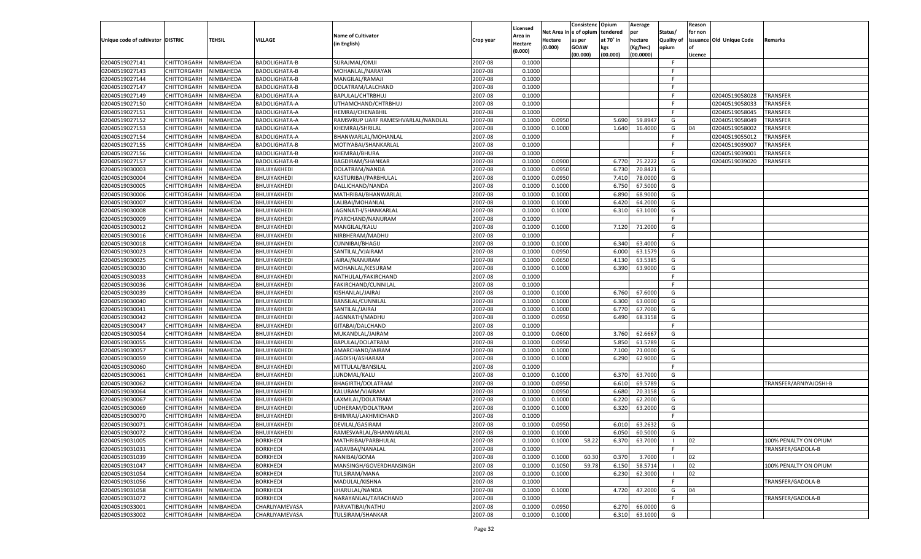| Unique code of cultivator | DISTRIC | TEHSIL | VILLAGE | Name of Cultivator (in English) | Crop year | Licensed Area in Hectare (0.000) | Net Area in Hectare (0.000) | Consistenc e of opium as per GOAW (00.000) | Opium tendered at 70˚ in kgs (00.000) | Average per hectare (Kg/hec) (00.0000) | Status/ Quality of opium | Reason for non issuance of Licence | Old Unique Code | Remarks |
|---|---|---|---|---|---|---|---|---|---|---|---|---|---|---|
| 02040519027141 | CHITTORGARH | NIMBAHEDA | BADOLIGHATA-B | SURAJMAL/OMJI | 2007-08 | 0.1000 | | | | | F | | | |
| 02040519027143 | CHITTORGARH | NIMBAHEDA | BADOLIGHATA-B | MOHANLAL/NARAYAN | 2007-08 | 0.1000 | | | | | F | | | |
| 02040519027144 | CHITTORGARH | NIMBAHEDA | BADOLIGHATA-B | MANGILAL/RAMAJI | 2007-08 | 0.1000 | | | | | F | | | |
| 02040519027147 | CHITTORGARH | NIMBAHEDA | BADOLIGHATA-B | DOLATRAM/LALCHAND | 2007-08 | 0.1000 | | | | | F | | | |
| 02040519027149 | CHITTORGARH | NIMBAHEDA | BADOLIGHATA-A | BAPULAL/CHTRBHUJ | 2007-08 | 0.1000 | | | | | F | | 02040519058028 | TRANSFER |
| 02040519027150 | CHITTORGARH | NIMBAHEDA | BADOLIGHATA-A | UTHAMCHAND/CHTRBHUJ | 2007-08 | 0.1000 | | | | | F | | 02040519058033 | TRANSFER |
| 02040519027151 | CHITTORGARH | NIMBAHEDA | BADOLIGHATA-A | HEMRAJ/CHENABHIL | 2007-08 | 0.1000 | | | | | F | | 02040519058045 | TRANSFER |
| 02040519027152 | CHITTORGARH | NIMBAHEDA | BADOLIGHATA-A | RAMSVRUP UARF RAMESHVARLAL/NANDLAL | 2007-08 | 0.1000 | 0.0950 | | 5.690 | 59.8947 | G | | 02040519058049 | TRANSFER |
| 02040519027153 | CHITTORGARH | NIMBAHEDA | BADOLIGHATA-A | KHEMRAJ/SHRILAL | 2007-08 | 0.1000 | 0.1000 | | 1.640 | 16.4000 | G | 04 | 02040519058002 | TRANSFER |
| 02040519027154 | CHITTORGARH | NIMBAHEDA | BADOLIGHATA-A | BHANWARLAL/MOHANLAL | 2007-08 | 0.1000 | | | | | F | | 02040519055012 | TRANSFER |
| 02040519027155 | CHITTORGARH | NIMBAHEDA | BADOLIGHATA-B | MOTIYABAI/SHANKARLAL | 2007-08 | 0.1000 | | | | | F | | 02040519039007 | TRANSFER |
| 02040519027156 | CHITTORGARH | NIMBAHEDA | BADOLIGHATA-B | KHEMRAJ/BHURA | 2007-08 | 0.1000 | | | | | F | | 02040519039001 | TRANSFER |
| 02040519027157 | CHITTORGARH | NIMBAHEDA | BADOLIGHATA-B | BAGDIRAM/SHANKAR | 2007-08 | 0.1000 | 0.0900 | | 6.770 | 75.2222 | G | | 02040519039020 | TRANSFER |
| 02040519030003 | CHITTORGARH | NIMBAHEDA | BHUJIYAKHEDI | DOLATRAM/NANDA | 2007-08 | 0.1000 | 0.0950 | | 6.730 | 70.8421 | G | | | |
| 02040519030004 | CHITTORGARH | NIMBAHEDA | BHUJIYAKHEDI | KASTURIBAI/PARBHULAL | 2007-08 | 0.1000 | 0.0950 | | 7.410 | 78.0000 | G | | | |
| 02040519030005 | CHITTORGARH | NIMBAHEDA | BHUJIYAKHEDI | DALLICHAND/NANDA | 2007-08 | 0.1000 | 0.1000 | | 6.750 | 67.5000 | G | | | |
| 02040519030006 | CHITTORGARH | NIMBAHEDA | BHUJIYAKHEDI | MATHRIBAI/BHANWARLAL | 2007-08 | 0.1000 | 0.1000 | | 6.890 | 68.9000 | G | | | |
| 02040519030007 | CHITTORGARH | NIMBAHEDA | BHUJIYAKHEDI | LALIBAI/MOHANLAL | 2007-08 | 0.1000 | 0.1000 | | 6.420 | 64.2000 | G | | | |
| 02040519030008 | CHITTORGARH | NIMBAHEDA | BHUJIYAKHEDI | JAGNNATH/SHANKARLAL | 2007-08 | 0.1000 | 0.1000 | | 6.310 | 63.1000 | G | | | |
| 02040519030009 | CHITTORGARH | NIMBAHEDA | BHUJIYAKHEDI | PYARCHAND/NANURAM | 2007-08 | 0.1000 | | | | | F | | | |
| 02040519030012 | CHITTORGARH | NIMBAHEDA | BHUJIYAKHEDI | MANGILAL/KALU | 2007-08 | 0.1000 | 0.1000 | | 7.120 | 71.2000 | G | | | |
| 02040519030016 | CHITTORGARH | NIMBAHEDA | BHUJIYAKHEDI | NIRBHERAM/MADHU | 2007-08 | 0.1000 | | | | | F | | | |
| 02040519030018 | CHITTORGARH | NIMBAHEDA | BHUJIYAKHEDI | CUNNIBAI/BHAGU | 2007-08 | 0.1000 | 0.1000 | | 6.340 | 63.4000 | G | | | |
| 02040519030023 | CHITTORGARH | NIMBAHEDA | BHUJIYAKHEDI | SANTILAL/VJAIRAM | 2007-08 | 0.1000 | 0.0950 | | 6.000 | 63.1579 | G | | | |
| 02040519030025 | CHITTORGARH | NIMBAHEDA | BHUJIYAKHEDI | JAIRAJ/NANURAM | 2007-08 | 0.1000 | 0.0650 | | 4.130 | 63.5385 | G | | | |
| 02040519030030 | CHITTORGARH | NIMBAHEDA | BHUJIYAKHEDI | MOHANLAL/KESURAM | 2007-08 | 0.1000 | 0.1000 | | 6.390 | 63.9000 | G | | | |
| 02040519030033 | CHITTORGARH | NIMBAHEDA | BHUJIYAKHEDI | NATHULAL/FAKIRCHAND | 2007-08 | 0.1000 | | | | | F | | | |
| 02040519030036 | CHITTORGARH | NIMBAHEDA | BHUJIYAKHEDI | FAKIRCHAND/CUNNILAL | 2007-08 | 0.1000 | | | | | F | | | |
| 02040519030039 | CHITTORGARH | NIMBAHEDA | BHUJIYAKHEDI | KISHANLAL/JAIRAJ | 2007-08 | 0.1000 | 0.1000 | | 6.760 | 67.6000 | G | | | |
| 02040519030040 | CHITTORGARH | NIMBAHEDA | BHUJIYAKHEDI | BANSILAL/CUNNILAL | 2007-08 | 0.1000 | 0.1000 | | 6.300 | 63.0000 | G | | | |
| 02040519030041 | CHITTORGARH | NIMBAHEDA | BHUJIYAKHEDI | SANTILAL/JAIRAJ | 2007-08 | 0.1000 | 0.1000 | | 6.770 | 67.7000 | G | | | |
| 02040519030042 | CHITTORGARH | NIMBAHEDA | BHUJIYAKHEDI | JAGNNATH/MADHU | 2007-08 | 0.1000 | 0.0950 | | 6.490 | 68.3158 | G | | | |
| 02040519030047 | CHITTORGARH | NIMBAHEDA | BHUJIYAKHEDI | GITABAI/DALCHAND | 2007-08 | 0.1000 | | | | | F | | | |
| 02040519030054 | CHITTORGARH | NIMBAHEDA | BHUJIYAKHEDI | MUKANDLAL/JAIRAM | 2007-08 | 0.1000 | 0.0600 | | 3.760 | 62.6667 | G | | | |
| 02040519030055 | CHITTORGARH | NIMBAHEDA | BHUJIYAKHEDI | BAPULAL/DOLATRAM | 2007-08 | 0.1000 | 0.0950 | | 5.850 | 61.5789 | G | | | |
| 02040519030057 | CHITTORGARH | NIMBAHEDA | BHUJIYAKHEDI | AMARCHAND/JAIRAM | 2007-08 | 0.1000 | 0.1000 | | 7.100 | 71.0000 | G | | | |
| 02040519030059 | CHITTORGARH | NIMBAHEDA | BHUJIYAKHEDI | JAGDISH/ASHARAM | 2007-08 | 0.1000 | 0.1000 | | 6.290 | 62.9000 | G | | | |
| 02040519030060 | CHITTORGARH | NIMBAHEDA | BHUJIYAKHEDI | MITTULAL/BANSILAL | 2007-08 | 0.1000 | | | | | F | | | |
| 02040519030061 | CHITTORGARH | NIMBAHEDA | BHUJIYAKHEDI | JUNDMAL/KALU | 2007-08 | 0.1000 | 0.1000 | | 6.370 | 63.7000 | G | | | |
| 02040519030062 | CHITTORGARH | NIMBAHEDA | BHUJIYAKHEDI | BHAGIRTH/DOLATRAM | 2007-08 | 0.1000 | 0.0950 | | 6.610 | 69.5789 | G | | | TRANSFER/ARNIYAJOSHI-B |
| 02040519030064 | CHITTORGARH | NIMBAHEDA | BHUJIYAKHEDI | KALURAM/VJAIRAM | 2007-08 | 0.1000 | 0.0950 | | 6.680 | 70.3158 | G | | | |
| 02040519030067 | CHITTORGARH | NIMBAHEDA | BHUJIYAKHEDI | LAXMILAL/DOLATRAM | 2007-08 | 0.1000 | 0.1000 | | 6.220 | 62.2000 | G | | | |
| 02040519030069 | CHITTORGARH | NIMBAHEDA | BHUJIYAKHEDI | UDHERAM/DOLATRAM | 2007-08 | 0.1000 | 0.1000 | | 6.320 | 63.2000 | G | | | |
| 02040519030070 | CHITTORGARH | NIMBAHEDA | BHUJIYAKHEDI | BHIMRAJ/LAKHMICHAND | 2007-08 | 0.1000 | | | | | F | | | |
| 02040519030071 | CHITTORGARH | NIMBAHEDA | BHUJIYAKHEDI | DEVILAL/GASIRAM | 2007-08 | 0.1000 | 0.0950 | | 6.010 | 63.2632 | G | | | |
| 02040519030072 | CHITTORGARH | NIMBAHEDA | BHUJIYAKHEDI | RAMESVARLAL/BHANWARLAL | 2007-08 | 0.1000 | 0.1000 | | 6.050 | 60.5000 | G | | | |
| 02040519031005 | CHITTORGARH | NIMBAHEDA | BORKHEDI | MATHRIBAI/PARBHULAL | 2007-08 | 0.1000 | 0.1000 | 58.22 | 6.370 | 63.7000 | I | 02 | | 100% PENALTY ON OPIUM |
| 02040519031031 | CHITTORGARH | NIMBAHEDA | BORKHEDI | JADAVBAI/NANALAL | 2007-08 | 0.1000 | | | | | F | | | TRANSFER/GADOLA-B |
| 02040519031039 | CHITTORGARH | NIMBAHEDA | BORKHEDI | NANIBAI/GOMA | 2007-08 | 0.1000 | 0.1000 | 60.30 | 0.370 | 3.7000 | I | 02 | | |
| 02040519031047 | CHITTORGARH | NIMBAHEDA | BORKHEDI | MANSINGH/GOVERDHANSINGH | 2007-08 | 0.1000 | 0.1050 | 59.78 | 6.150 | 58.5714 | I | 02 | | 100% PENALTY ON OPIUM |
| 02040519031054 | CHITTORGARH | NIMBAHEDA | BORKHEDI | TULSIRAM/MANA | 2007-08 | 0.1000 | 0.1000 | | 6.230 | 62.3000 | I | 02 | | |
| 02040519031056 | CHITTORGARH | NIMBAHEDA | BORKHEDI | MADULAL/KISHNA | 2007-08 | 0.1000 | | | | | F | | | TRANSFER/GADOLA-B |
| 02040519031058 | CHITTORGARH | NIMBAHEDA | BORKHEDI | LHARULAL/NANDA | 2007-08 | 0.1000 | 0.1000 | | 4.720 | 47.2000 | G | 04 | | |
| 02040519031072 | CHITTORGARH | NIMBAHEDA | BORKHEDI | NARAYANLAL/TARACHAND | 2007-08 | 0.1000 | | | | | F | | | TRANSFER/GADOLA-B |
| 02040519033001 | CHITTORGARH | NIMBAHEDA | CHARLIYAMEVASA | PARVATIBAI/NATHU | 2007-08 | 0.1000 | 0.0950 | | 6.270 | 66.0000 | G | | | |
| 02040519033002 | CHITTORGARH | NIMBAHEDA | CHARLIYAMEVASA | TULSIRAM/SHANKAR | 2007-08 | 0.1000 | 0.1000 | | 6.310 | 63.1000 | G | | | |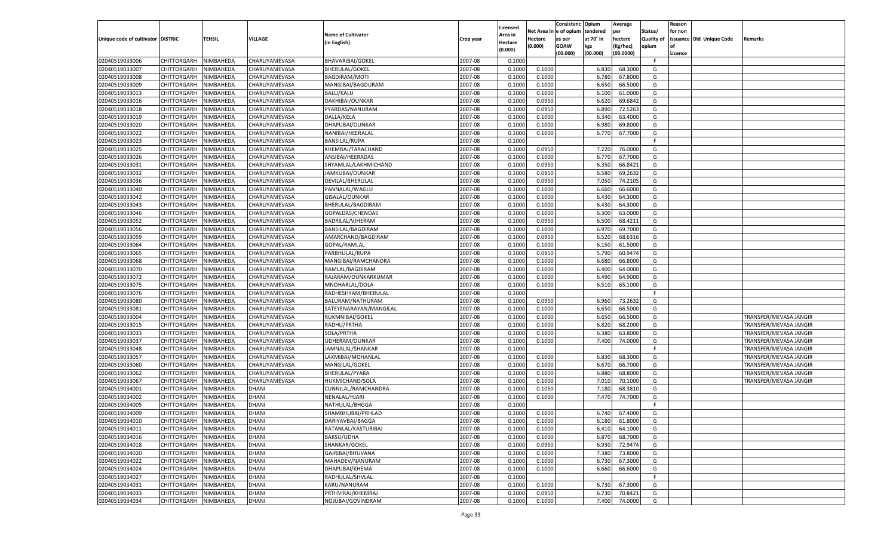| Unique code of cultivator | DISTRIC | TEHSIL | VILLAGE | Name of Cultivator (in English) | Crop year | Licensed Area in Hectare (0.000) | Net Area in Hectare (0.000) | Consistence of opium as per GOAW (00.000) | Opium tendered at 70° in kgs (00.000) | Average per hectare (Kg/hec) (00.0000) | Status/ Quality of opium | Reason for non issuance of Licence | Old Unique Code | Remarks |
|---|---|---|---|---|---|---|---|---|---|---|---|---|---|---|
| 02040519033006 | CHITTORGARH | NIMBAHEDA | CHARLIYAMEVASA | BHAVARIBAI/GOKEL | 2007-08 | 0.1000 | | | | | F | | | |
| 02040519033007 | CHITTORGARH | NIMBAHEDA | CHARLIYAMEVASA | BHERULAL/GOKEL | 2007-08 | 0.1000 | 0.1000 | | 6.830 | 68.3000 | G | | | |
| 02040519033008 | CHITTORGARH | NIMBAHEDA | CHARLIYAMEVASA | BAGDIRAM/MOTI | 2007-08 | 0.1000 | 0.1000 | | 6.780 | 67.8000 | G | | | |
| 02040519033009 | CHITTORGARH | NIMBAHEDA | CHARLIYAMEVASA | MANGIBAI/BAGDURAM | 2007-08 | 0.1000 | 0.1000 | | 6.650 | 66.5000 | G | | | |
| 02040519033013 | CHITTORGARH | NIMBAHEDA | CHARLIYAMEVASA | BALU/KALU | 2007-08 | 0.1000 | 0.1000 | | 6.100 | 61.0000 | G | | | |
| 02040519033016 | CHITTORGARH | NIMBAHEDA | CHARLIYAMEVASA | DAKHIBAI/OUNKAR | 2007-08 | 0.1000 | 0.0950 | | 6.620 | 69.6842 | G | | | |
| 02040519033018 | CHITTORGARH | NIMBAHEDA | CHARLIYAMEVASA | PYARDAS/NANURAM | 2007-08 | 0.1000 | 0.0950 | | 6.890 | 72.5263 | G | | | |
| 02040519033019 | CHITTORGARH | NIMBAHEDA | CHARLIYAMEVASA | DALLA/KELA | 2007-08 | 0.1000 | 0.1000 | | 6.340 | 63.4000 | G | | | |
| 02040519033020 | CHITTORGARH | NIMBAHEDA | CHARLIYAMEVASA | DHAPUBAI/OUNKAR | 2007-08 | 0.1000 | 0.1000 | | 6.980 | 69.8000 | G | | | |
| 02040519033022 | CHITTORGARH | NIMBAHEDA | CHARLIYAMEVASA | NANIBAI/HEERALAL | 2007-08 | 0.1000 | 0.1000 | | 6.770 | 67.7000 | G | | | |
| 02040519033023 | CHITTORGARH | NIMBAHEDA | CHARLIYAMEVASA | BANSILAL/RUPA | 2007-08 | 0.1000 | | | | | F | | | |
| 02040519033025 | CHITTORGARH | NIMBAHEDA | CHARLIYAMEVASA | KHEMRAJ/TARACHAND | 2007-08 | 0.1000 | 0.0950 | | 7.220 | 76.0000 | G | | | |
| 02040519033026 | CHITTORGARH | NIMBAHEDA | CHARLIYAMEVASA | ANSIBAI/HEERADAS | 2007-08 | 0.1000 | 0.1000 | | 6.770 | 67.7000 | G | | | |
| 02040519033031 | CHITTORGARH | NIMBAHEDA | CHARLIYAMEVASA | SHYAMLAL/LAKHMICHAND | 2007-08 | 0.1000 | 0.0950 | | 6.350 | 66.8421 | G | | | |
| 02040519033032 | CHITTORGARH | NIMBAHEDA | CHARLIYAMEVASA | JAMKUBAI/OUNKAR | 2007-08 | 0.1000 | 0.0950 | | 6.580 | 69.2632 | G | | | |
| 02040519033036 | CHITTORGARH | NIMBAHEDA | CHARLIYAMEVASA | DEVILAL/BHERULAL | 2007-08 | 0.1000 | 0.0950 | | 7.050 | 74.2105 | G | | | |
| 02040519033040 | CHITTORGARH | NIMBAHEDA | CHARLIYAMEVASA | PANNALAL/WAGLU | 2007-08 | 0.1000 | 0.1000 | | 6.660 | 66.6000 | G | | | |
| 02040519033042 | CHITTORGARH | NIMBAHEDA | CHARLIYAMEVASA | GISALAL/OUNKAR | 2007-08 | 0.1000 | 0.1000 | | 6.430 | 64.3000 | G | | | |
| 02040519033043 | CHITTORGARH | NIMBAHEDA | CHARLIYAMEVASA | BHERULAL/BAGDIRAM | 2007-08 | 0.1000 | 0.1000 | | 6.430 | 64.3000 | G | | | |
| 02040519033046 | CHITTORGARH | NIMBAHEDA | CHARLIYAMEVASA | GOPALDAS/CHENDAS | 2007-08 | 0.1000 | 0.1000 | | 6.300 | 63.0000 | G | | | |
| 02040519033052 | CHITTORGARH | NIMBAHEDA | CHARLIYAMEVASA | BADRILAL/VJHERAM | 2007-08 | 0.1000 | 0.0950 | | 6.500 | 68.4211 | G | | | |
| 02040519033056 | CHITTORGARH | NIMBAHEDA | CHARLIYAMEVASA | BANSILAL/BAGDIRAM | 2007-08 | 0.1000 | 0.1000 | | 6.970 | 69.7000 | G | | | |
| 02040519033059 | CHITTORGARH | NIMBAHEDA | CHARLIYAMEVASA | AMARCHAND/BAGDIRAM | 2007-08 | 0.1000 | 0.0950 | | 6.520 | 68.6316 | G | | | |
| 02040519033064 | CHITTORGARH | NIMBAHEDA | CHARLIYAMEVASA | GOPAL/RAMLAL | 2007-08 | 0.1000 | 0.1000 | | 6.150 | 61.5000 | G | | | |
| 02040519033065 | CHITTORGARH | NIMBAHEDA | CHARLIYAMEVASA | PARBHULAL/RUPA | 2007-08 | 0.1000 | 0.0950 | | 5.790 | 60.9474 | G | | | |
| 02040519033068 | CHITTORGARH | NIMBAHEDA | CHARLIYAMEVASA | MANGIBAI/RAMCHANDRA | 2007-08 | 0.1000 | 0.1000 | | 6.680 | 66.8000 | G | | | |
| 02040519033070 | CHITTORGARH | NIMBAHEDA | CHARLIYAMEVASA | RAMLAL/BAGDIRAM | 2007-08 | 0.1000 | 0.1000 | | 6.400 | 64.0000 | G | | | |
| 02040519033072 | CHITTORGARH | NIMBAHEDA | CHARLIYAMEVASA | RAJARAM/OUNKARKUMAR | 2007-08 | 0.1000 | 0.1000 | | 6.490 | 64.9000 | G | | | |
| 02040519033075 | CHITTORGARH | NIMBAHEDA | CHARLIYAMEVASA | MNOHARLAL/DOLA | 2007-08 | 0.1000 | 0.1000 | | 6.510 | 65.1000 | G | | | |
| 02040519033076 | CHITTORGARH | NIMBAHEDA | CHARLIYAMEVASA | RADHESHYAM/BHERULAL | 2007-08 | 0.1000 | | | | | F | | | |
| 02040519033080 | CHITTORGARH | NIMBAHEDA | CHARLIYAMEVASA | BALURAM/NATHURAM | 2007-08 | 0.1000 | 0.0950 | | 6.960 | 73.2632 | G | | | |
| 02040519033081 | CHITTORGARH | NIMBAHEDA | CHARLIYAMEVASA | SATEYENARAYAN/MANGILAL | 2007-08 | 0.1000 | 0.1000 | | 6.650 | 66.5000 | G | | | |
| 02040519033004 | CHITTORGARH | NIMBAHEDA | CHARLIYAMEVASA | RUKMNIBAI/GOKEL | 2007-08 | 0.1000 | 0.1000 | | 6.650 | 66.5000 | G | | | TRANSFER/MEVASA JANGIR |
| 02040519033015 | CHITTORGARH | NIMBAHEDA | CHARLIYAMEVASA | RADHU/PRTHA | 2007-08 | 0.1000 | 0.1000 | | 6.820 | 68.2000 | G | | | TRANSFER/MEVASA JANGIR |
| 02040519033033 | CHITTORGARH | NIMBAHEDA | CHARLIYAMEVASA | SOLA/PRTHA | 2007-08 | 0.1000 | 0.1000 | | 6.380 | 63.8000 | G | | | TRANSFER/MEVASA JANGIR |
| 02040519033037 | CHITTORGARH | NIMBAHEDA | CHARLIYAMEVASA | UDHERAM/OUNKAR | 2007-08 | 0.1000 | 0.1000 | | 7.400 | 74.0000 | G | | | TRANSFER/MEVASA JANGIR |
| 02040519033048 | CHITTORGARH | NIMBAHEDA | CHARLIYAMEVASA | JAMNALAL/SHANKAR | 2007-08 | 0.1000 | | | | | F | | | TRANSFER/MEVASA JANGIR |
| 02040519033057 | CHITTORGARH | NIMBAHEDA | CHARLIYAMEVASA | LAXMIBAI/MOHANLAL | 2007-08 | 0.1000 | 0.1000 | | 6.830 | 68.3000 | G | | | TRANSFER/MEVASA JANGIR |
| 02040519033060 | CHITTORGARH | NIMBAHEDA | CHARLIYAMEVASA | MANGILAL/GOKEL | 2007-08 | 0.1000 | 0.1000 | | 6.670 | 66.7000 | G | | | TRANSFER/MEVASA JANGIR |
| 02040519033062 | CHITTORGARH | NIMBAHEDA | CHARLIYAMEVASA | BHERULAL/PYARA | 2007-08 | 0.1000 | 0.1000 | | 6.880 | 68.8000 | G | | | TRANSFER/MEVASA JANGIR |
| 02040519033067 | CHITTORGARH | NIMBAHEDA | CHARLIYAMEVASA | HUKMICHAND/SOLA | 2007-08 | 0.1000 | 0.1000 | | 7.010 | 70.1000 | G | | | TRANSFER/MEVASA JANGIR |
| 02040519034001 | CHITTORGARH | NIMBAHEDA | DHANI | CUNNILAL/RAMCHANDRA | 2007-08 | 0.1000 | 0.1050 | | 7.180 | 68.3810 | G | | | |
| 02040519034002 | CHITTORGARH | NIMBAHEDA | DHANI | NENALAL/HJARI | 2007-08 | 0.1000 | 0.1000 | | 7.470 | 74.7000 | G | | | |
| 02040519034005 | CHITTORGARH | NIMBAHEDA | DHANI | NATHULAL/BHGGA | 2007-08 | 0.1000 | | | | | F | | | |
| 02040519034009 | CHITTORGARH | NIMBAHEDA | DHANI | SHAMBHUBAI/PRHLAD | 2007-08 | 0.1000 | 0.1000 | | 6.740 | 67.4000 | G | | | |
| 02040519034010 | CHITTORGARH | NIMBAHEDA | DHANI | DARIYAVBAI/BAGGA | 2007-08 | 0.1000 | 0.1000 | | 6.180 | 61.8000 | G | | | |
| 02040519034011 | CHITTORGARH | NIMBAHEDA | DHANI | RATANLAL/KASTURIBAI | 2007-08 | 0.1000 | 0.1000 | | 6.410 | 64.1000 | G | | | |
| 02040519034016 | CHITTORGARH | NIMBAHEDA | DHANI | BAKSU/UDHA | 2007-08 | 0.1000 | 0.1000 | | 6.870 | 68.7000 | G | | | |
| 02040519034018 | CHITTORGARH | NIMBAHEDA | DHANI | SHANKAR/GOKEL | 2007-08 | 0.1000 | 0.0950 | | 6.930 | 72.9474 | G | | | |
| 02040519034020 | CHITTORGARH | NIMBAHEDA | DHANI | GAJRIBAI/BHUVANA | 2007-08 | 0.1000 | 0.1000 | | 7.380 | 73.8000 | G | | | |
| 02040519034022 | CHITTORGARH | NIMBAHEDA | DHANI | MAHADEV/NANURAM | 2007-08 | 0.1000 | 0.1000 | | 6.730 | 67.3000 | G | | | |
| 02040519034024 | CHITTORGARH | NIMBAHEDA | DHANI | DHAPUBAI/KHEMA | 2007-08 | 0.1000 | 0.1000 | | 6.660 | 66.6000 | G | | | |
| 02040519034027 | CHITTORGARH | NIMBAHEDA | DHANI | RADHULAL/SHVLAL | 2007-08 | 0.1000 | | | | | F | | | |
| 02040519034031 | CHITTORGARH | NIMBAHEDA | DHANI | KARU/NANURAM | 2007-08 | 0.1000 | 0.1000 | | 6.730 | 67.3000 | G | | | |
| 02040519034033 | CHITTORGARH | NIMBAHEDA | DHANI | PRTHVIRAJ/KHEMRAJ | 2007-08 | 0.1000 | 0.0950 | | 6.730 | 70.8421 | G | | | |
| 02040519034034 | CHITTORGARH | NIMBAHEDA | DHANI | NOJUBAI/GOVINDRAM | 2007-08 | 0.1000 | 0.1000 | | 7.400 | 74.0000 | G | | | |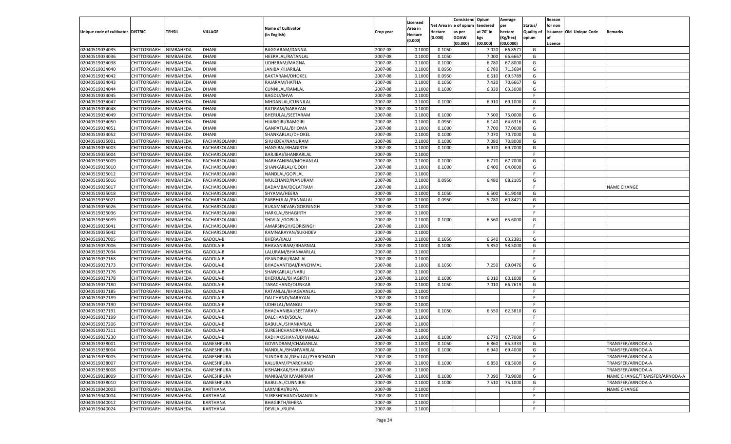| Unique code of cultivator | DISTRIC | TEHSIL | VILLAGE | Name of Cultivator (in English) | Crop year | Licensed Area in Hectare (0.000) | Net Area in Hectare (0.000) | Consistenc e of opium as per GOAW (00.000) | Opium tendered at 70° in kgs (00.000) | Average per hectare (Kg/hec) (00.0000) | Status/ Quality of opium | Reason for non issuance of Licence | Old Unique Code | Remarks |
|---|---|---|---|---|---|---|---|---|---|---|---|---|---|---|
| 02040519034035 | CHITTORGARH | NIMBAHEDA | DHANI | BAGGARAM/DANNA | 2007-08 | 0.1000 | 0.1050 | | 7.020 | 66.8571 | G | | | |
| 02040519034036 | CHITTORGARH | NIMBAHEDA | DHANI | HEERALAL/RATANLAL | 2007-08 | 0.1000 | 0.1050 | | 7.000 | 66.6667 | G | | | |
| 02040519034038 | CHITTORGARH | NIMBAHEDA | DHANI | UDHERAM/MAGNA | 2007-08 | 0.1000 | 0.1000 | | 6.780 | 67.8000 | G | | | |
| 02040519034040 | CHITTORGARH | NIMBAHEDA | DHANI | JANIBAI/HJARILAL | 2007-08 | 0.1000 | 0.0950 | | 6.780 | 71.3684 | G | | | |
| 02040519034042 | CHITTORGARH | NIMBAHEDA | DHANI | BAKTARAM/DHOKEL | 2007-08 | 0.1000 | 0.0950 | | 6.610 | 69.5789 | G | | | |
| 02040519034043 | CHITTORGARH | NIMBAHEDA | DHANI | RAJARAM/HATHA | 2007-08 | 0.1000 | 0.1050 | | 7.420 | 70.6667 | G | | | |
| 02040519034044 | CHITTORGARH | NIMBAHEDA | DHANI | CUNNILAL/RAMLAL | 2007-08 | 0.1000 | 0.1000 | | 6.330 | 63.3000 | G | | | |
| 02040519034045 | CHITTORGARH | NIMBAHEDA | DHANI | BAGDU/SHVA | 2007-08 | 0.1000 | | | | | F | | | |
| 02040519034047 | CHITTORGARH | NIMBAHEDA | DHANI | MHDANLAL/CUNNILAL | 2007-08 | 0.1000 | 0.1000 | | 6.910 | 69.1000 | G | | | |
| 02040519034048 | CHITTORGARH | NIMBAHEDA | DHANI | RATIRAM/NARAYAN | 2007-08 | 0.1000 | | | | | F | | | |
| 02040519034049 | CHITTORGARH | NIMBAHEDA | DHANI | BHERULAL/SEETARAM | 2007-08 | 0.1000 | 0.1000 | | 7.500 | 75.0000 | G | | | |
| 02040519034050 | CHITTORGARH | NIMBAHEDA | DHANI | HJARIGIRI/RAMGIRI | 2007-08 | 0.1000 | 0.0950 | | 6.140 | 64.6316 | G | | | |
| 02040519034051 | CHITTORGARH | NIMBAHEDA | DHANI | GANPATLAL/BHOMA | 2007-08 | 0.1000 | 0.1000 | | 7.700 | 77.0000 | G | | | |
| 02040519034052 | CHITTORGARH | NIMBAHEDA | DHANI | SHANKARLAL/DHOKEL | 2007-08 | 0.1000 | 0.1000 | | 7.070 | 70.7000 | G | | | |
| 02040519035001 | CHITTORGARH | NIMBAHEDA | FACHARSOLANKI | SHUKDEV/NANURAM | 2007-08 | 0.1000 | 0.1000 | | 7.080 | 70.8000 | G | | | |
| 02040519035003 | CHITTORGARH | NIMBAHEDA | FACHARSOLANKI | HANSIBAI/BHAGIRTH | 2007-08 | 0.1000 | 0.1000 | | 6.970 | 69.7000 | G | | | |
| 02040519035004 | CHITTORGARH | NIMBAHEDA | FACHARSOLANKI | BARJIBAI/SHANKARLAL | 2007-08 | 0.1000 | | | | | F | | | |
| 02040519035009 | CHITTORGARH | NIMBAHEDA | FACHARSOLANKI | NARAYANIBAI/MOHANLAL | 2007-08 | 0.1000 | 0.1000 | | 6.770 | 67.7000 | G | | | |
| 02040519035010 | CHITTORGARH | NIMBAHEDA | FACHARSOLANKI | SHANKARLAL/KJODH | 2007-08 | 0.1000 | 0.1000 | | 6.400 | 64.0000 | G | | | |
| 02040519035012 | CHITTORGARH | NIMBAHEDA | FACHARSOLANKI | NANDLAL/GOPILAL | 2007-08 | 0.1000 | | | | | F | | | |
| 02040519035016 | CHITTORGARH | NIMBAHEDA | FACHARSOLANKI | MULCHAND/NANURAM | 2007-08 | 0.1000 | 0.0950 | | 6.480 | 68.2105 | G | | | |
| 02040519035017 | CHITTORGARH | NIMBAHEDA | FACHARSOLANKI | BADAMBAI/DOLATRAM | 2007-08 | 0.1000 | | | | | F | | | NAME CHANGE |
| 02040519035018 | CHITTORGARH | NIMBAHEDA | FACHARSOLANKI | SHYAMA/HEERA | 2007-08 | 0.1000 | 0.1050 | | 6.500 | 61.9048 | G | | | |
| 02040519035021 | CHITTORGARH | NIMBAHEDA | FACHARSOLANKI | PARBHULAL/PANNALAL | 2007-08 | 0.1000 | 0.0950 | | 5.780 | 60.8421 | G | | | |
| 02040519035026 | CHITTORGARH | NIMBAHEDA | FACHARSOLANKI | RUKAMNKVAR/GORISINGH | 2007-08 | 0.1000 | | | | | F | | | |
| 02040519035036 | CHITTORGARH | NIMBAHEDA | FACHARSOLANKI | HARKLAL/BHAGIRTH | 2007-08 | 0.1000 | | | | | F | | | |
| 02040519035039 | CHITTORGARH | NIMBAHEDA | FACHARSOLANKI | SHIVLAL/GOPILAL | 2007-08 | 0.1000 | 0.1000 | | 6.560 | 65.6000 | G | | | |
| 02040519035041 | CHITTORGARH | NIMBAHEDA | FACHARSOLANKI | AMARSINGH/GORISINGH | 2007-08 | 0.1000 | | | | | F | | | |
| 02040519035042 | CHITTORGARH | NIMBAHEDA | FACHARSOLANKI | RAMNARAYAN/SUKHDEV | 2007-08 | 0.1000 | | | | | F | | | |
| 02040519037005 | CHITTORGARH | NIMBAHEDA | GADOLA-B | BHERA/KALU | 2007-08 | 0.1000 | 0.1050 | | 6.640 | 63.2381 | G | | | |
| 02040519037006 | CHITTORGARH | NIMBAHEDA | GADOLA-B | BHAVANIRAM/BHARMAL | 2007-08 | 0.1000 | 0.1000 | | 5.850 | 58.5000 | G | | | |
| 02040519037034 | CHITTORGARH | NIMBAHEDA | GADOLA-B | LALURAM/BHANWARLAL | 2007-08 | 0.1000 | | | | | F | | | |
| 02040519037168 | CHITTORGARH | NIMBAHEDA | GADOLA-B | GEANDIBAI/RAMLAL | 2007-08 | 0.1000 | | | | | F | | | |
| 02040519037173 | CHITTORGARH | NIMBAHEDA | GADOLA-B | BHAGVANTIBAI/PANCHMAL | 2007-08 | 0.1000 | 0.1050 | | 7.250 | 69.0476 | G | | | |
| 02040519037176 | CHITTORGARH | NIMBAHEDA | GADOLA-B | SHANKARLAL/NARU | 2007-08 | 0.1000 | | | | | F | | | |
| 02040519037178 | CHITTORGARH | NIMBAHEDA | GADOLA-B | BHERULAL/BHAGIRTH | 2007-08 | 0.1000 | 0.1000 | | 6.010 | 60.1000 | G | | | |
| 02040519037180 | CHITTORGARH | NIMBAHEDA | GADOLA-B | TARACHAND/OUNKAR | 2007-08 | 0.1000 | 0.1050 | | 7.010 | 66.7619 | G | | | |
| 02040519037185 | CHITTORGARH | NIMBAHEDA | GADOLA-B | RATANLAL/BHAGVANLAL | 2007-08 | 0.1000 | | | | | F | | | |
| 02040519037189 | CHITTORGARH | NIMBAHEDA | GADOLA-B | DALCHAND/NARAYAN | 2007-08 | 0.1000 | | | | | F | | | |
| 02040519037190 | CHITTORGARH | NIMBAHEDA | GADOLA-B | UDHELAL/MANGU | 2007-08 | 0.1000 | | | | | F | | | |
| 02040519037191 | CHITTORGARH | NIMBAHEDA | GADOLA-B | BHAGVANIBAI/SEETARAM | 2007-08 | 0.1000 | 0.1050 | | 6.550 | 62.3810 | G | | | |
| 02040519037199 | CHITTORGARH | NIMBAHEDA | GADOLA-B | DALCHAND/SOLAL | 2007-08 | 0.1000 | | | | | F | | | |
| 02040519037206 | CHITTORGARH | NIMBAHEDA | GADOLA-B | BABULAL/SHANKARLAL | 2007-08 | 0.1000 | | | | | F | | | |
| 02040519037211 | CHITTORGARH | NIMBAHEDA | GADOLA-B | SURESHCHANDRA/RAMLAL | 2007-08 | 0.1000 | | | | | F | | | |
| 02040519037230 | CHITTORGARH | NIMBAHEDA | GADOLA-B | RADHAKISHAN/UDHAMALI | 2007-08 | 0.1000 | 0.1000 | | 6.770 | 67.7000 | G | | | |
| 02040519038001 | CHITTORGARH | NIMBAHEDA | GANESHPURA | GOVINDRAM/CHAGANLAL | 2007-08 | 0.1000 | 0.1050 | | 6.860 | 65.3333 | G | | | TRANSFER/ARNODA-A |
| 02040519038004 | CHITTORGARH | NIMBAHEDA | GANESHPURA | NANDLAL/BHANWARLAL | 2007-08 | 0.1000 | 0.1000 | | 6.940 | 69.4000 | G | | | TRANSFER/ARNODA-A |
| 02040519038005 | CHITTORGARH | NIMBAHEDA | GANESHPURA | SUNDARLAL/DEVILAL/PYARCHAND | 2007-08 | 0.1000 | | | | | F | | | TRANSFER/ARNODA-A |
| 02040519038007 | CHITTORGARH | NIMBAHEDA | GANESHPURA | KALURAM/PYARCHAND | 2007-08 | 0.1000 | 0.1000 | | 6.850 | 68.5000 | G | | | TRANSFER/ARNODA-A |
| 02040519038008 | CHITTORGARH | NIMBAHEDA | GANESHPURA | KISHANKAK/SHALIGRAM | 2007-08 | 0.1000 | | | | | F | | | TRANSFER/ARNODA-A |
| 02040519038009 | CHITTORGARH | NIMBAHEDA | GANESHPURA | NANIBAI/BHUVANIRAM | 2007-08 | 0.1000 | 0.1000 | | 7.090 | 70.9000 | G | | | NAME CHANGE/TRANSFER/ARNODA-A |
| 02040519038010 | CHITTORGARH | NIMBAHEDA | GANESHPURA | BABULAL/CUNNIBAI | 2007-08 | 0.1000 | 0.1000 | | 7.510 | 75.1000 | G | | | TRANSFER/ARNODA-A |
| 02040519040003 | CHITTORGARH | NIMBAHEDA | KARTHANA | LAXMIBAI/RUPA | 2007-08 | 0.1000 | | | | | F | | | NAME CHANGE |
| 02040519040004 | CHITTORGARH | NIMBAHEDA | KARTHANA | SURESHCHAND/MANGILAL | 2007-08 | 0.1000 | | | | | F | | | |
| 02040519040012 | CHITTORGARH | NIMBAHEDA | KARTHANA | BHAGIRTH/BHERA | 2007-08 | 0.1000 | | | | | F | | | |
| 02040519040024 | CHITTORGARH | NIMBAHEDA | KARTHANA | DEVILAL/RUPA | 2007-08 | 0.1000 | | | | | F | | | |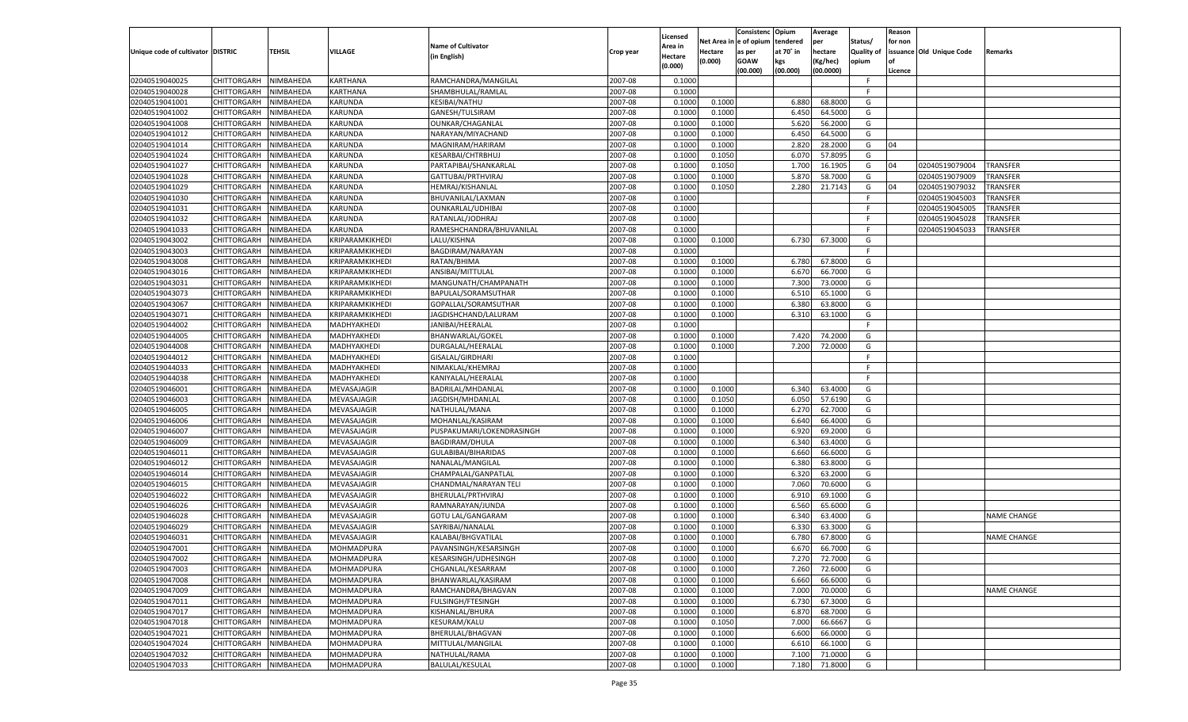| Unique code of cultivator | DISTRIC | TEHSIL | VILLAGE | Name of Cultivator (in English) | Crop year | Licensed Area in Hectare (0.000) | Net Area in Hectare (0.000) | Consistenc e of opium as per GOAW (00.000) | Opium tendered at 70° in kgs (00.000) | Average per hectare (Kg/hec) (00.0000) | Status/ Quality of opium | Reason for non issuance of Licence | Old Unique Code | Remarks |
|---|---|---|---|---|---|---|---|---|---|---|---|---|---|---|
| 02040519040025 | CHITTORGARH | NIMBAHEDA | KARTHANA | RAMCHANDRA/MANGILAL | 2007-08 | 0.1000 | | | | | F | | | |
| 02040519040028 | CHITTORGARH | NIMBAHEDA | KARTHANA | SHAMBHULAL/RAMLAL | 2007-08 | 0.1000 | | | | | F | | | |
| 02040519041001 | CHITTORGARH | NIMBAHEDA | KARUNDA | KESIBAI/NATHU | 2007-08 | 0.1000 | 0.1000 | | 6.880 | 68.8000 | G | | | |
| 02040519041002 | CHITTORGARH | NIMBAHEDA | KARUNDA | GANESH/TULSIRAM | 2007-08 | 0.1000 | 0.1000 | | 6.450 | 64.5000 | G | | | |
| 02040519041008 | CHITTORGARH | NIMBAHEDA | KARUNDA | OUNKAR/CHAGANLAL | 2007-08 | 0.1000 | 0.1000 | | 5.620 | 56.2000 | G | | | |
| 02040519041012 | CHITTORGARH | NIMBAHEDA | KARUNDA | NARAYAN/MIYACHAND | 2007-08 | 0.1000 | 0.1000 | | 6.450 | 64.5000 | G | | | |
| 02040519041014 | CHITTORGARH | NIMBAHEDA | KARUNDA | MAGNIRAM/HARIRAM | 2007-08 | 0.1000 | 0.1000 | | 2.820 | 28.2000 | G | 04 | | |
| 02040519041024 | CHITTORGARH | NIMBAHEDA | KARUNDA | KESARBAI/CHTRBHUJ | 2007-08 | 0.1000 | 0.1050 | | 6.070 | 57.8095 | G | | | |
| 02040519041027 | CHITTORGARH | NIMBAHEDA | KARUNDA | PARTAPIBAI/SHANKARLAL | 2007-08 | 0.1000 | 0.1050 | | 1.700 | 16.1905 | G | 04 | 02040519079004 | TRANSFER |
| 02040519041028 | CHITTORGARH | NIMBAHEDA | KARUNDA | GATTUBAI/PRTHVIRAJ | 2007-08 | 0.1000 | 0.1000 | | 5.870 | 58.7000 | G | | 02040519079009 | TRANSFER |
| 02040519041029 | CHITTORGARH | NIMBAHEDA | KARUNDA | HEMRAJ/KISHANLAL | 2007-08 | 0.1000 | 0.1050 | | 2.280 | 21.7143 | G | 04 | 02040519079032 | TRANSFER |
| 02040519041030 | CHITTORGARH | NIMBAHEDA | KARUNDA | BHUVANILAL/LAXMAN | 2007-08 | 0.1000 | | | | | F | | 02040519045003 | TRANSFER |
| 02040519041031 | CHITTORGARH | NIMBAHEDA | KARUNDA | OUNKARLAL/UDHIBAI | 2007-08 | 0.1000 | | | | | F | | 02040519045005 | TRANSFER |
| 02040519041032 | CHITTORGARH | NIMBAHEDA | KARUNDA | RATANLAL/JODHRAJ | 2007-08 | 0.1000 | | | | | F | | 02040519045028 | TRANSFER |
| 02040519041033 | CHITTORGARH | NIMBAHEDA | KARUNDA | RAMESHCHANDRA/BHUVANILAL | 2007-08 | 0.1000 | | | | | F | | 02040519045033 | TRANSFER |
| 02040519043002 | CHITTORGARH | NIMBAHEDA | KRIPARAMKIKHEDI | LALU/KISHNA | 2007-08 | 0.1000 | 0.1000 | | 6.730 | 67.3000 | G | | | |
| 02040519043003 | CHITTORGARH | NIMBAHEDA | KRIPARAMKIKHEDI | BAGDIRAM/NARAYAN | 2007-08 | 0.1000 | | | | | F | | | |
| 02040519043008 | CHITTORGARH | NIMBAHEDA | KRIPARAMKIKHEDI | RATAN/BHIMA | 2007-08 | 0.1000 | 0.1000 | | 6.780 | 67.8000 | G | | | |
| 02040519043016 | CHITTORGARH | NIMBAHEDA | KRIPARAMKIKHEDI | ANSIBAI/MITTULAL | 2007-08 | 0.1000 | 0.1000 | | 6.670 | 66.7000 | G | | | |
| 02040519043031 | CHITTORGARH | NIMBAHEDA | KRIPARAMKIKHEDI | MANGUNATH/CHAMPANATH | 2007-08 | 0.1000 | 0.1000 | | 7.300 | 73.0000 | G | | | |
| 02040519043073 | CHITTORGARH | NIMBAHEDA | KRIPARAMKIKHEDI | BAPULAL/SORAMSUTHAR | 2007-08 | 0.1000 | 0.1000 | | 6.510 | 65.1000 | G | | | |
| 02040519043067 | CHITTORGARH | NIMBAHEDA | KRIPARAMKIKHEDI | GOPALLAL/SORAMSUTHAR | 2007-08 | 0.1000 | 0.1000 | | 6.380 | 63.8000 | G | | | |
| 02040519043071 | CHITTORGARH | NIMBAHEDA | KRIPARAMKIKHEDI | JAGDISHCHAND/LALURAM | 2007-08 | 0.1000 | 0.1000 | | 6.310 | 63.1000 | G | | | |
| 02040519044002 | CHITTORGARH | NIMBAHEDA | MADHYAKHEDI | JANIBAI/HEERALAL | 2007-08 | 0.1000 | | | | | F | | | |
| 02040519044005 | CHITTORGARH | NIMBAHEDA | MADHYAKHEDI | BHANWARLAL/GOKEL | 2007-08 | 0.1000 | 0.1000 | | 7.420 | 74.2000 | G | | | |
| 02040519044008 | CHITTORGARH | NIMBAHEDA | MADHYAKHEDI | DURGALAL/HEERALAL | 2007-08 | 0.1000 | 0.1000 | | 7.200 | 72.0000 | G | | | |
| 02040519044012 | CHITTORGARH | NIMBAHEDA | MADHYAKHEDI | GISALAL/GIRDHARI | 2007-08 | 0.1000 | | | | | F | | | |
| 02040519044033 | CHITTORGARH | NIMBAHEDA | MADHYAKHEDI | NIMAKLAL/KHEMRAJ | 2007-08 | 0.1000 | | | | | F | | | |
| 02040519044038 | CHITTORGARH | NIMBAHEDA | MADHYAKHEDI | KANIYALAL/HEERALAL | 2007-08 | 0.1000 | | | | | F | | | |
| 02040519046001 | CHITTORGARH | NIMBAHEDA | MEVASAJAGIR | BADRILAL/MHDANLAL | 2007-08 | 0.1000 | 0.1000 | | 6.340 | 63.4000 | G | | | |
| 02040519046003 | CHITTORGARH | NIMBAHEDA | MEVASAJAGIR | JAGDISH/MHDANLAL | 2007-08 | 0.1000 | 0.1050 | | 6.050 | 57.6190 | G | | | |
| 02040519046005 | CHITTORGARH | NIMBAHEDA | MEVASAJAGIR | NATHULAL/MANA | 2007-08 | 0.1000 | 0.1000 | | 6.270 | 62.7000 | G | | | |
| 02040519046006 | CHITTORGARH | NIMBAHEDA | MEVASAJAGIR | MOHANLAL/KASIRAM | 2007-08 | 0.1000 | 0.1000 | | 6.640 | 66.4000 | G | | | |
| 02040519046007 | CHITTORGARH | NIMBAHEDA | MEVASAJAGIR | PUSPAKUMARI/LOKENDRASINGH | 2007-08 | 0.1000 | 0.1000 | | 6.920 | 69.2000 | G | | | |
| 02040519046009 | CHITTORGARH | NIMBAHEDA | MEVASAJAGIR | BAGDIRAM/DHULA | 2007-08 | 0.1000 | 0.1000 | | 6.340 | 63.4000 | G | | | |
| 02040519046011 | CHITTORGARH | NIMBAHEDA | MEVASAJAGIR | GULABIBAI/BIHARIDAS | 2007-08 | 0.1000 | 0.1000 | | 6.660 | 66.6000 | G | | | |
| 02040519046012 | CHITTORGARH | NIMBAHEDA | MEVASAJAGIR | NANALAL/MANGILAL | 2007-08 | 0.1000 | 0.1000 | | 6.380 | 63.8000 | G | | | |
| 02040519046014 | CHITTORGARH | NIMBAHEDA | MEVASAJAGIR | CHAMPALAL/GANPATLAL | 2007-08 | 0.1000 | 0.1000 | | 6.320 | 63.2000 | G | | | |
| 02040519046015 | CHITTORGARH | NIMBAHEDA | MEVASAJAGIR | CHANDMAL/NARAYAN TELI | 2007-08 | 0.1000 | 0.1000 | | 7.060 | 70.6000 | G | | | |
| 02040519046022 | CHITTORGARH | NIMBAHEDA | MEVASAJAGIR | BHERULAL/PRTHVIRAJ | 2007-08 | 0.1000 | 0.1000 | | 6.910 | 69.1000 | G | | | |
| 02040519046026 | CHITTORGARH | NIMBAHEDA | MEVASAJAGIR | RAMNARAYAN/JUNDA | 2007-08 | 0.1000 | 0.1000 | | 6.560 | 65.6000 | G | | | |
| 02040519046028 | CHITTORGARH | NIMBAHEDA | MEVASAJAGIR | GOTU LAL/GANGARAM | 2007-08 | 0.1000 | 0.1000 | | 6.340 | 63.4000 | G | | | NAME CHANGE |
| 02040519046029 | CHITTORGARH | NIMBAHEDA | MEVASAJAGIR | SAYRIBAI/NANALAL | 2007-08 | 0.1000 | 0.1000 | | 6.330 | 63.3000 | G | | | |
| 02040519046031 | CHITTORGARH | NIMBAHEDA | MEVASAJAGIR | KALABAI/BHGVATILAL | 2007-08 | 0.1000 | 0.1000 | | 6.780 | 67.8000 | G | | | NAME CHANGE |
| 02040519047001 | CHITTORGARH | NIMBAHEDA | MOHMADPURA | PAVANSINGH/KESARSINGH | 2007-08 | 0.1000 | 0.1000 | | 6.670 | 66.7000 | G | | | |
| 02040519047002 | CHITTORGARH | NIMBAHEDA | MOHMADPURA | KESARSINGH/UDHESINGH | 2007-08 | 0.1000 | 0.1000 | | 7.270 | 72.7000 | G | | | |
| 02040519047003 | CHITTORGARH | NIMBAHEDA | MOHMADPURA | CHGANLAL/KESARRAM | 2007-08 | 0.1000 | 0.1000 | | 7.260 | 72.6000 | G | | | |
| 02040519047008 | CHITTORGARH | NIMBAHEDA | MOHMADPURA | BHANWARLAL/KASIRAM | 2007-08 | 0.1000 | 0.1000 | | 6.660 | 66.6000 | G | | | |
| 02040519047009 | CHITTORGARH | NIMBAHEDA | MOHMADPURA | RAMCHANDRA/BHAGVAN | 2007-08 | 0.1000 | 0.1000 | | 7.000 | 70.0000 | G | | | NAME CHANGE |
| 02040519047011 | CHITTORGARH | NIMBAHEDA | MOHMADPURA | FULSINGH/FTESINGH | 2007-08 | 0.1000 | 0.1000 | | 6.730 | 67.3000 | G | | | |
| 02040519047017 | CHITTORGARH | NIMBAHEDA | MOHMADPURA | KISHANLAL/BHURA | 2007-08 | 0.1000 | 0.1000 | | 6.870 | 68.7000 | G | | | |
| 02040519047018 | CHITTORGARH | NIMBAHEDA | MOHMADPURA | KESURAM/KALU | 2007-08 | 0.1000 | 0.1050 | | 7.000 | 66.6667 | G | | | |
| 02040519047021 | CHITTORGARH | NIMBAHEDA | MOHMADPURA | BHERULAL/BHAGVAN | 2007-08 | 0.1000 | 0.1000 | | 6.600 | 66.0000 | G | | | |
| 02040519047024 | CHITTORGARH | NIMBAHEDA | MOHMADPURA | MITTULAL/MANGILAL | 2007-08 | 0.1000 | 0.1000 | | 6.610 | 66.1000 | G | | | |
| 02040519047032 | CHITTORGARH | NIMBAHEDA | MOHMADPURA | NATHULAL/RAMA | 2007-08 | 0.1000 | 0.1000 | | 7.100 | 71.0000 | G | | | |
| 02040519047033 | CHITTORGARH | NIMBAHEDA | MOHMADPURA | BALULAL/KESULAL | 2007-08 | 0.1000 | 0.1000 | | 7.180 | 71.8000 | G | | | |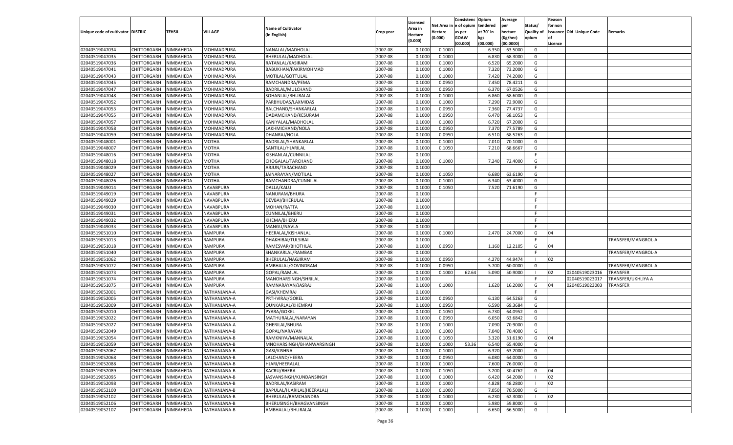| Unique code of cultivator | DISTRIC | TEHSIL | VILLAGE | Name of Cultivator (in English) | Crop year | Licensed Area in Hectare (0.000) | Net Area in Hectare (0.000) | Consistenc e of opium as per GOAW (00.000) | Opium tendered at 70° in kgs (00.000) | Average per hectare (Kg/hec) (00.0000) | Status/ Quality of opium | Reason for non issuance of Licence | Old Unique Code | Remarks |
|---|---|---|---|---|---|---|---|---|---|---|---|---|---|---|
| 02040519047034 | CHITTORGARH | NIMBAHEDA | MOHMADPURA | NANALAL/MADHOLAL | 2007-08 | 0.1000 | 0.1000 | | 6.350 | 63.5000 | G | | | |
| 02040519047035 | CHITTORGARH | NIMBAHEDA | MOHMADPURA | BHERULAL/MADHOLAL | 2007-08 | 0.1000 | 0.1000 | | 6.830 | 68.3000 | G | | | |
| 02040519047036 | CHITTORGARH | NIMBAHEDA | MOHMADPURA | RATANLAL/KASIRAM | 2007-08 | 0.1000 | 0.1000 | | 6.520 | 65.2000 | G | | | |
| 02040519047041 | CHITTORGARH | NIMBAHEDA | MOHMADPURA | BABUKHAN/FAKIRMOHMAD | 2007-08 | 0.1000 | 0.1000 | | 7.320 | 73.2000 | G | | | |
| 02040519047043 | CHITTORGARH | NIMBAHEDA | MOHMADPURA | MOTILAL/GOTTULAL | 2007-08 | 0.1000 | 0.1000 | | 7.420 | 74.2000 | G | | | |
| 02040519047045 | CHITTORGARH | NIMBAHEDA | MOHMADPURA | RAMCHANDRA/PEMA | 2007-08 | 0.1000 | 0.0950 | | 7.450 | 78.4211 | G | | | |
| 02040519047047 | CHITTORGARH | NIMBAHEDA | MOHMADPURA | BADRILAL/MULCHAND | 2007-08 | 0.1000 | 0.0950 | | 6.370 | 67.0526 | G | | | |
| 02040519047048 | CHITTORGARH | NIMBAHEDA | MOHMADPURA | SOHANLAL/BHURALAL | 2007-08 | 0.1000 | 0.1000 | | 6.860 | 68.6000 | G | | | |
| 02040519047052 | CHITTORGARH | NIMBAHEDA | MOHMADPURA | PARBHUDAS/LAXMIDAS | 2007-08 | 0.1000 | 0.1000 | | 7.290 | 72.9000 | G | | | |
| 02040519047053 | CHITTORGARH | NIMBAHEDA | MOHMADPURA | BALCHAND/SHANKARLAL | 2007-08 | 0.1000 | 0.0950 | | 7.360 | 77.4737 | G | | | |
| 02040519047055 | CHITTORGARH | NIMBAHEDA | MOHMADPURA | DADAMCHAND/KESURAM | 2007-08 | 0.1000 | 0.0950 | | 6.470 | 68.1053 | G | | | |
| 02040519047057 | CHITTORGARH | NIMBAHEDA | MOHMADPURA | KANIYALAL/MADHOLAL | 2007-08 | 0.1000 | 0.1000 | | 6.720 | 67.2000 | G | | | |
| 02040519047058 | CHITTORGARH | NIMBAHEDA | MOHMADPURA | LAKHMICHAND/NOLA | 2007-08 | 0.1000 | 0.0950 | | 7.370 | 77.5789 | G | | | |
| 02040519047059 | CHITTORGARH | NIMBAHEDA | MOHMADPURA | DHANRAJ/NOLA | 2007-08 | 0.1000 | 0.0950 | | 6.510 | 68.5263 | G | | | |
| 02040519048001 | CHITTORGARH | NIMBAHEDA | MOTHA | BADRILAL/SHANKARLAL | 2007-08 | 0.1000 | 0.1000 | | 7.010 | 70.1000 | G | | | |
| 02040519048007 | CHITTORGARH | NIMBAHEDA | MOTHA | SANTILAL/HJARILAL | 2007-08 | 0.1000 | 0.1050 | | 7.210 | 68.6667 | G | | | |
| 02040519048016 | CHITTORGARH | NIMBAHEDA | MOTHA | KISHANLAL/CUNNILAL | 2007-08 | 0.1000 | | | | | F | | | |
| 02040519048018 | CHITTORGARH | NIMBAHEDA | MOTHA | CHOGALAL/TARCHAND | 2007-08 | 0.1000 | 0.1000 | | 7.240 | 72.4000 | G | | | |
| 02040519048029 | CHITTORGARH | NIMBAHEDA | MOTHA | ARJUN/TARACHAND | 2007-08 | 0.1000 | | | | | F | | | |
| 02040519048027 | CHITTORGARH | NIMBAHEDA | MOTHA | JAINARAYAN/MOTILAL | 2007-08 | 0.1000 | 0.1050 | | 6.680 | 63.6190 | G | | | |
| 02040519048026 | CHITTORGARH | NIMBAHEDA | MOTHA | RAMCHANDRA/CUNNILAL | 2007-08 | 0.1000 | 0.1000 | | 6.340 | 63.4000 | G | | | |
| 02040519049014 | CHITTORGARH | NIMBAHEDA | NAVABPURA | DALLA/KALU | 2007-08 | 0.1000 | 0.1050 | | 7.520 | 71.6190 | G | | | |
| 02040519049019 | CHITTORGARH | NIMBAHEDA | NAVABPURA | NANURAM/BHURA | 2007-08 | 0.1000 | | | | | F | | | |
| 02040519049029 | CHITTORGARH | NIMBAHEDA | NAVABPURA | DEVBAI/BHERULAL | 2007-08 | 0.1000 | | | | | F | | | |
| 02040519049030 | CHITTORGARH | NIMBAHEDA | NAVABPURA | MOHAN/RATTA | 2007-08 | 0.1000 | | | | | F | | | |
| 02040519049031 | CHITTORGARH | NIMBAHEDA | NAVABPURA | CUNNILAL/BHERU | 2007-08 | 0.1000 | | | | | F | | | |
| 02040519049032 | CHITTORGARH | NIMBAHEDA | NAVABPURA | KHEMA/BHERU | 2007-08 | 0.1000 | | | | | F | | | |
| 02040519049033 | CHITTORGARH | NIMBAHEDA | NAVABPURA | MANGU/NAVLA | 2007-08 | 0.1000 | | | | | F | | | |
| 02040519051010 | CHITTORGARH | NIMBAHEDA | RAMPURA | HEERALAL/KISHANLAL | 2007-08 | 0.1000 | 0.1000 | | 2.470 | 24.7000 | G | 04 | | |
| 02040519051013 | CHITTORGARH | NIMBAHEDA | RAMPURA | DHAKHIBAI/TULSIBAI | 2007-08 | 0.1000 | | | | | F | | | TRANSFER/MANGROL-A |
| 02040519051018 | CHITTORGARH | NIMBAHEDA | RAMPURA | RAMESVAR/BHOTHLAL | 2007-08 | 0.1000 | 0.0950 | | 1.160 | 12.2105 | G | 04 | | |
| 02040519051040 | CHITTORGARH | NIMBAHEDA | RAMPURA | SHANKARLAL/RAMBAX | 2007-08 | 0.1000 | | | | | F | | | TRANSFER/MANGROL-A |
| 02040519051062 | CHITTORGARH | NIMBAHEDA | RAMPURA | BHERULAL/NAGJIRAM | 2007-08 | 0.1000 | 0.0950 | | 4.270 | 44.9474 | I | 02 | | |
| 02040519051072 | CHITTORGARH | NIMBAHEDA | RAMPURA | AMBHALAL/GOVINDRAM | 2007-08 | 0.1000 | 0.0950 | | 5.700 | 60.0000 | G | | | TRANSFER/MANGROL-A |
| 02040519051073 | CHITTORGARH | NIMBAHEDA | RAMPURA | GOPAL/RAMLAL | 2007-08 | 0.1000 | 0.1000 | 62.64 | 5.090 | 50.9000 | I | 02 | 02040519023016 | TRANSFER |
| 02040519051074 | CHITTORGARH | NIMBAHEDA | RAMPURA | MANOHARSINGH/SHRILAL | 2007-08 | 0.1000 | | | | | F | | 02040519023017 | TRANSFER/UKHLIYA A |
| 02040519051075 | CHITTORGARH | NIMBAHEDA | RAMPURA | RAMNARAYAN/JASRAJ | 2007-08 | 0.1000 | 0.1000 | | 1.620 | 16.2000 | G | 04 | 02040519023003 | TRANSFER |
| 02040519052001 | CHITTORGARH | NIMBAHEDA | RATHANJANA-A | GASI/KHEMRAJ | 2007-08 | 0.1000 | | | | | F | | | |
| 02040519052005 | CHITTORGARH | NIMBAHEDA | RATHANJANA-A | PRTHVIRAJ/GOKEL | 2007-08 | 0.1000 | 0.0950 | | 6.130 | 64.5263 | G | | | |
| 02040519052009 | CHITTORGARH | NIMBAHEDA | RATHANJANA-A | OUNKARLAL/KHEMRAJ | 2007-08 | 0.1000 | 0.0950 | | 6.590 | 69.3684 | G | | | |
| 02040519052010 | CHITTORGARH | NIMBAHEDA | RATHANJANA-A | PYARA/GOKEL | 2007-08 | 0.1000 | 0.1050 | | 6.730 | 64.0952 | G | | | |
| 02040519052022 | CHITTORGARH | NIMBAHEDA | RATHANJANA-A | MATHURALAL/NARAYAN | 2007-08 | 0.1000 | 0.0950 | | 6.050 | 63.6842 | G | | | |
| 02040519052027 | CHITTORGARH | NIMBAHEDA | RATHANJANA-A | GHERILAL/BHURA | 2007-08 | 0.1000 | 0.1000 | | 7.090 | 70.9000 | G | | | |
| 02040519052049 | CHITTORGARH | NIMBAHEDA | RATHANJANA-B | GOPAL/NARAYAN | 2007-08 | 0.1000 | 0.1000 | | 7.040 | 70.4000 | G | | | |
| 02040519052054 | CHITTORGARH | NIMBAHEDA | RATHANJANA-B | RAMKNIYA/MANNALAL | 2007-08 | 0.1000 | 0.1050 | | 3.320 | 31.6190 | G | 04 | | |
| 02040519052059 | CHITTORGARH | NIMBAHEDA | RATHANJANA-B | MNOHARSINGH/BHANWARSINGH | 2007-08 | 0.1000 | 0.1000 | 53.36 | 6.540 | 65.4000 | G | | | |
| 02040519052067 | CHITTORGARH | NIMBAHEDA | RATHANJANA-B | GASI/KISHNA | 2007-08 | 0.1000 | 0.1000 | | 6.320 | 63.2000 | G | | | |
| 02040519052068 | CHITTORGARH | NIMBAHEDA | RATHANJANA-B | LALCHAND/HEERA | 2007-08 | 0.1000 | 0.0950 | | 6.080 | 64.0000 | G | | | |
| 02040519052088 | CHITTORGARH | NIMBAHEDA | RATHANJANA-B | HJARI/HEERALAL | 2007-08 | 0.1000 | 0.1000 | | 7.600 | 76.0000 | G | | | |
| 02040519052089 | CHITTORGARH | NIMBAHEDA | RATHANJANA-B | KACRU/BHERA | 2007-08 | 0.1000 | 0.1050 | | 3.200 | 30.4762 | G | 04 | | |
| 02040519052095 | CHITTORGARH | NIMBAHEDA | RATHANJANA-B | JASVANSINGH/KUNDANSINGH | 2007-08 | 0.1000 | 0.1000 | | 6.420 | 64.2000 | I | 02 | | |
| 02040519052098 | CHITTORGARH | NIMBAHEDA | RATHANJANA-B | BADRILAL/KASIRAM | 2007-08 | 0.1000 | 0.1000 | | 4.828 | 48.2800 | I | 02 | | |
| 02040519052100 | CHITTORGARH | NIMBAHEDA | RATHANJANA-B | BAPULAL/HJARILAL(HEERALAL) | 2007-08 | 0.1000 | 0.1000 | | 7.050 | 70.5000 | G | | | |
| 02040519052102 | CHITTORGARH | NIMBAHEDA | RATHANJANA-B | BHERULAL/RAMCHANDRA | 2007-08 | 0.1000 | 0.1000 | | 6.230 | 62.3000 | I | 02 | | |
| 02040519052106 | CHITTORGARH | NIMBAHEDA | RATHANJANA-B | BHERUSINGH/BHAGVANSINGH | 2007-08 | 0.1000 | 0.1000 | | 5.980 | 59.8000 | G | | | |
| 02040519052107 | CHITTORGARH | NIMBAHEDA | RATHANJANA-B | AMBHALAL/BHURALAL | 2007-08 | 0.1000 | 0.1000 | | 6.650 | 66.5000 | G | | | |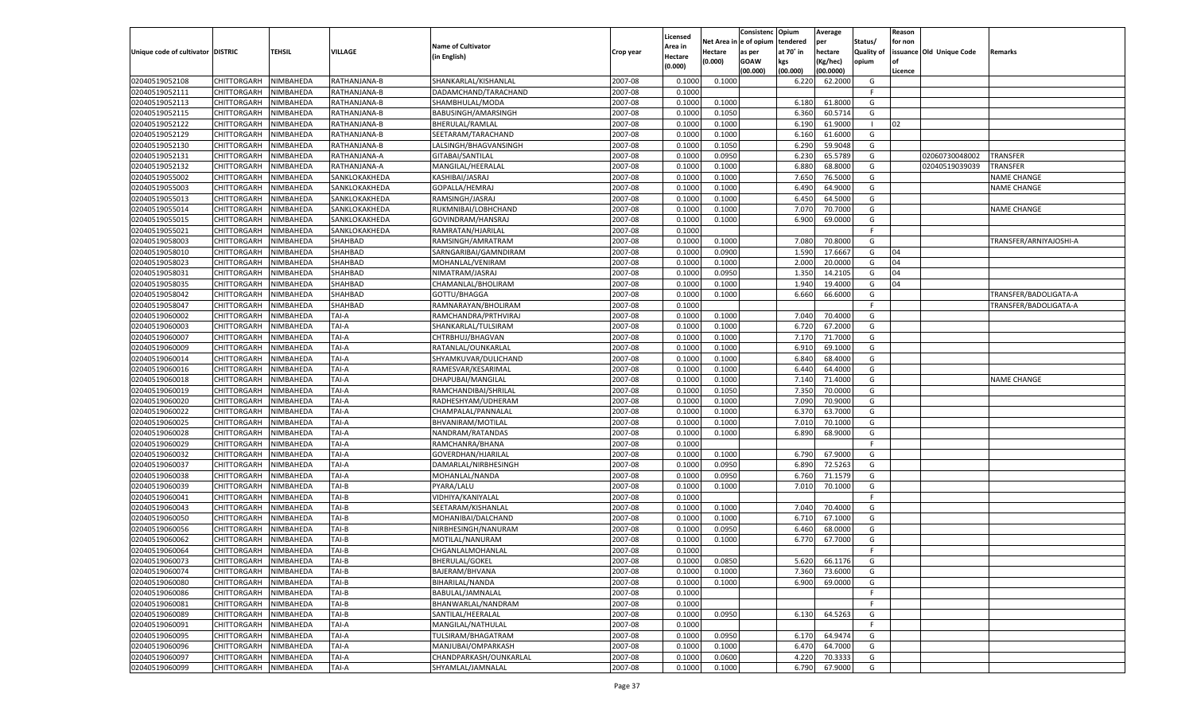| Unique code of cultivator | DISTRIC | TEHSIL | VILLAGE | Name of Cultivator (in English) | Crop year | Licensed Area in Hectare (0.000) | Net Area in Hectare (0.000) | Consistenc e of opium as per GOAW (00.000) | Opium tendered at 70˚ in kgs (00.000) | Average per hectare (Kg/hec) (00.0000) | Status/ Quality of opium | Reason for non issuance of Licence | Old Unique Code | Remarks |
|---|---|---|---|---|---|---|---|---|---|---|---|---|---|---|
| 02040519052108 | CHITTORGARH | NIMBAHEDA | RATHANJANA-B | SHANKARLAL/KISHANLAL | 2007-08 | 0.1000 | 0.1000 | | 6.220 | 62.2000 | G | | | |
| 02040519052111 | CHITTORGARH | NIMBAHEDA | RATHANJANA-B | DADAMCHAND/TARACHAND | 2007-08 | 0.1000 | | | | | F | | | |
| 02040519052113 | CHITTORGARH | NIMBAHEDA | RATHANJANA-B | SHAMBHULAL/MODA | 2007-08 | 0.1000 | 0.1000 | | 6.180 | 61.8000 | G | | | |
| 02040519052115 | CHITTORGARH | NIMBAHEDA | RATHANJANA-B | BABUSINGH/AMARSINGH | 2007-08 | 0.1000 | 0.1050 | | 6.360 | 60.5714 | G | | | |
| 02040519052122 | CHITTORGARH | NIMBAHEDA | RATHANJANA-B | BHERULAL/RAMLAL | 2007-08 | 0.1000 | 0.1000 | | 6.190 | 61.9000 | I | 02 | | |
| 02040519052129 | CHITTORGARH | NIMBAHEDA | RATHANJANA-B | SEETARAM/TARACHAND | 2007-08 | 0.1000 | 0.1000 | | 6.160 | 61.6000 | G | | | |
| 02040519052130 | CHITTORGARH | NIMBAHEDA | RATHANJANA-B | LALSINGH/BHAGVANSINGH | 2007-08 | 0.1000 | 0.1050 | | 6.290 | 59.9048 | G | | | |
| 02040519052131 | CHITTORGARH | NIMBAHEDA | RATHANJANA-A | GITABAI/SANTILAL | 2007-08 | 0.1000 | 0.0950 | | 6.230 | 65.5789 | G | | 02060730048002 | TRANSFER |
| 02040519052132 | CHITTORGARH | NIMBAHEDA | RATHANJANA-A | MANGILAL/HEERALAL | 2007-08 | 0.1000 | 0.1000 | | 6.880 | 68.8000 | G | | 02040519039039 | TRANSFER |
| 02040519055002 | CHITTORGARH | NIMBAHEDA | SANKLOKAKHEDA | KASHIBAI/JASRAJ | 2007-08 | 0.1000 | 0.1000 | | 7.650 | 76.5000 | G | | | NAME CHANGE |
| 02040519055003 | CHITTORGARH | NIMBAHEDA | SANKLOKAKHEDA | GOPALLA/HEMRAJ | 2007-08 | 0.1000 | 0.1000 | | 6.490 | 64.9000 | G | | | NAME CHANGE |
| 02040519055013 | CHITTORGARH | NIMBAHEDA | SANKLOKAKHEDA | RAMSINGH/JASRAJ | 2007-08 | 0.1000 | 0.1000 | | 6.450 | 64.5000 | G | | | |
| 02040519055014 | CHITTORGARH | NIMBAHEDA | SANKLOKAKHEDA | RUKMNIBAI/LOBHCHAND | 2007-08 | 0.1000 | 0.1000 | | 7.070 | 70.7000 | G | | | NAME CHANGE |
| 02040519055015 | CHITTORGARH | NIMBAHEDA | SANKLOKAKHEDA | GOVINDRAM/HANSRAJ | 2007-08 | 0.1000 | 0.1000 | | 6.900 | 69.0000 | G | | | |
| 02040519055021 | CHITTORGARH | NIMBAHEDA | SANKLOKAKHEDA | RAMRATAN/HJARILAL | 2007-08 | 0.1000 | | | | | F | | | |
| 02040519058003 | CHITTORGARH | NIMBAHEDA | SHAHBAD | RAMSINGH/AMRATRAM | 2007-08 | 0.1000 | 0.1000 | | 7.080 | 70.8000 | G | | | TRANSFER/ARNIYAJOSHI-A |
| 02040519058010 | CHITTORGARH | NIMBAHEDA | SHAHBAD | SARNGARIBAI/GAMNDIRAM | 2007-08 | 0.1000 | 0.0900 | | 1.590 | 17.6667 | G | 04 | | |
| 02040519058023 | CHITTORGARH | NIMBAHEDA | SHAHBAD | MOHANLAL/VENIRAM | 2007-08 | 0.1000 | 0.1000 | | 2.000 | 20.0000 | G | 04 | | |
| 02040519058031 | CHITTORGARH | NIMBAHEDA | SHAHBAD | NIMATRAM/JASRAJ | 2007-08 | 0.1000 | 0.0950 | | 1.350 | 14.2105 | G | 04 | | |
| 02040519058035 | CHITTORGARH | NIMBAHEDA | SHAHBAD | CHAMANLAL/BHOLIRAM | 2007-08 | 0.1000 | 0.1000 | | 1.940 | 19.4000 | G | 04 | | |
| 02040519058042 | CHITTORGARH | NIMBAHEDA | SHAHBAD | GOTTU/BHAGGA | 2007-08 | 0.1000 | 0.1000 | | 6.660 | 66.6000 | G | | | TRANSFER/BADOLIGATA-A |
| 02040519058047 | CHITTORGARH | NIMBAHEDA | SHAHBAD | RAMNARAYAN/BHOLIRAM | 2007-08 | 0.1000 | | | | | F | | | TRANSFER/BADOLIGATA-A |
| 02040519060002 | CHITTORGARH | NIMBAHEDA | TAI-A | RAMCHANDRA/PRTHVIRAJ | 2007-08 | 0.1000 | 0.1000 | | 7.040 | 70.4000 | G | | | |
| 02040519060003 | CHITTORGARH | NIMBAHEDA | TAI-A | SHANKARLAL/TULSIRAM | 2007-08 | 0.1000 | 0.1000 | | 6.720 | 67.2000 | G | | | |
| 02040519060007 | CHITTORGARH | NIMBAHEDA | TAI-A | CHTRBHUJ/BHAGVAN | 2007-08 | 0.1000 | 0.1000 | | 7.170 | 71.7000 | G | | | |
| 02040519060009 | CHITTORGARH | NIMBAHEDA | TAI-A | RATANLAL/OUNKARLAL | 2007-08 | 0.1000 | 0.1000 | | 6.910 | 69.1000 | G | | | |
| 02040519060014 | CHITTORGARH | NIMBAHEDA | TAI-A | SHYAMKUVAR/DULICHAND | 2007-08 | 0.1000 | 0.1000 | | 6.840 | 68.4000 | G | | | |
| 02040519060016 | CHITTORGARH | NIMBAHEDA | TAI-A | RAMESVAR/KESARIMAL | 2007-08 | 0.1000 | 0.1000 | | 6.440 | 64.4000 | G | | | |
| 02040519060018 | CHITTORGARH | NIMBAHEDA | TAI-A | DHAPUBAI/MANGILAL | 2007-08 | 0.1000 | 0.1000 | | 7.140 | 71.4000 | G | | | NAME CHANGE |
| 02040519060019 | CHITTORGARH | NIMBAHEDA | TAI-A | RAMCHANDIBAI/SHRILAL | 2007-08 | 0.1000 | 0.1050 | | 7.350 | 70.0000 | G | | | |
| 02040519060020 | CHITTORGARH | NIMBAHEDA | TAI-A | RADHESHYAM/UDHERAM | 2007-08 | 0.1000 | 0.1000 | | 7.090 | 70.9000 | G | | | |
| 02040519060022 | CHITTORGARH | NIMBAHEDA | TAI-A | CHAMPALAL/PANNALAL | 2007-08 | 0.1000 | 0.1000 | | 6.370 | 63.7000 | G | | | |
| 02040519060025 | CHITTORGARH | NIMBAHEDA | TAI-A | BHVANIRAM/MOTILAL | 2007-08 | 0.1000 | 0.1000 | | 7.010 | 70.1000 | G | | | |
| 02040519060028 | CHITTORGARH | NIMBAHEDA | TAI-A | NANDRAM/RATANDAS | 2007-08 | 0.1000 | 0.1000 | | 6.890 | 68.9000 | G | | | |
| 02040519060029 | CHITTORGARH | NIMBAHEDA | TAI-A | RAMCHANRA/BHANA | 2007-08 | 0.1000 | | | | | F | | | |
| 02040519060032 | CHITTORGARH | NIMBAHEDA | TAI-A | GOVERDHAN/HJARILAL | 2007-08 | 0.1000 | 0.1000 | | 6.790 | 67.9000 | G | | | |
| 02040519060037 | CHITTORGARH | NIMBAHEDA | TAI-A | DAMARLAL/NIRBHESINGH | 2007-08 | 0.1000 | 0.0950 | | 6.890 | 72.5263 | G | | | |
| 02040519060038 | CHITTORGARH | NIMBAHEDA | TAI-A | MOHANLAL/NANDA | 2007-08 | 0.1000 | 0.0950 | | 6.760 | 71.1579 | G | | | |
| 02040519060039 | CHITTORGARH | NIMBAHEDA | TAI-B | PYARA/LALU | 2007-08 | 0.1000 | 0.1000 | | 7.010 | 70.1000 | G | | | |
| 02040519060041 | CHITTORGARH | NIMBAHEDA | TAI-B | VIDHIYA/KANIYALAL | 2007-08 | 0.1000 | | | | | F | | | |
| 02040519060043 | CHITTORGARH | NIMBAHEDA | TAI-B | SEETARAM/KISHANLAL | 2007-08 | 0.1000 | 0.1000 | | 7.040 | 70.4000 | G | | | |
| 02040519060050 | CHITTORGARH | NIMBAHEDA | TAI-B | MOHANIBAI/DALCHAND | 2007-08 | 0.1000 | 0.1000 | | 6.710 | 67.1000 | G | | | |
| 02040519060056 | CHITTORGARH | NIMBAHEDA | TAI-B | NIRBHESINGH/NANURAM | 2007-08 | 0.1000 | 0.0950 | | 6.460 | 68.0000 | G | | | |
| 02040519060062 | CHITTORGARH | NIMBAHEDA | TAI-B | MOTILAL/NANURAM | 2007-08 | 0.1000 | 0.1000 | | 6.770 | 67.7000 | G | | | |
| 02040519060064 | CHITTORGARH | NIMBAHEDA | TAI-B | CHGANLALMOHANLAL | 2007-08 | 0.1000 | | | | | F | | | |
| 02040519060073 | CHITTORGARH | NIMBAHEDA | TAI-B | BHERULAL/GOKEL | 2007-08 | 0.1000 | 0.0850 | | 5.620 | 66.1176 | G | | | |
| 02040519060074 | CHITTORGARH | NIMBAHEDA | TAI-B | BAJERAM/BHVANA | 2007-08 | 0.1000 | 0.1000 | | 7.360 | 73.6000 | G | | | |
| 02040519060080 | CHITTORGARH | NIMBAHEDA | TAI-B | BIHARILAL/NANDA | 2007-08 | 0.1000 | 0.1000 | | 6.900 | 69.0000 | G | | | |
| 02040519060086 | CHITTORGARH | NIMBAHEDA | TAI-B | BABULAL/JAMNALAL | 2007-08 | 0.1000 | | | | | F | | | |
| 02040519060081 | CHITTORGARH | NIMBAHEDA | TAI-B | BHANWARLAL/NANDRAM | 2007-08 | 0.1000 | | | | | F | | | |
| 02040519060089 | CHITTORGARH | NIMBAHEDA | TAI-B | SANTILAL/HEERALAL | 2007-08 | 0.1000 | 0.0950 | | 6.130 | 64.5263 | G | | | |
| 02040519060091 | CHITTORGARH | NIMBAHEDA | TAI-A | MANGILAL/NATHULAL | 2007-08 | 0.1000 | | | | | F | | | |
| 02040519060095 | CHITTORGARH | NIMBAHEDA | TAI-A | TULSIRAM/BHAGATRAM | 2007-08 | 0.1000 | 0.0950 | | 6.170 | 64.9474 | G | | | |
| 02040519060096 | CHITTORGARH | NIMBAHEDA | TAI-A | MANJUBAI/OMPARKASH | 2007-08 | 0.1000 | 0.1000 | | 6.470 | 64.7000 | G | | | |
| 02040519060097 | CHITTORGARH | NIMBAHEDA | TAI-A | CHANDPARKASH/OUNKARLAL | 2007-08 | 0.1000 | 0.0600 | | 4.220 | 70.3333 | G | | | |
| 02040519060099 | CHITTORGARH | NIMBAHEDA | TAI-A | SHYAMLAL/JAMNALAL | 2007-08 | 0.1000 | 0.1000 | | 6.790 | 67.9000 | G | | | |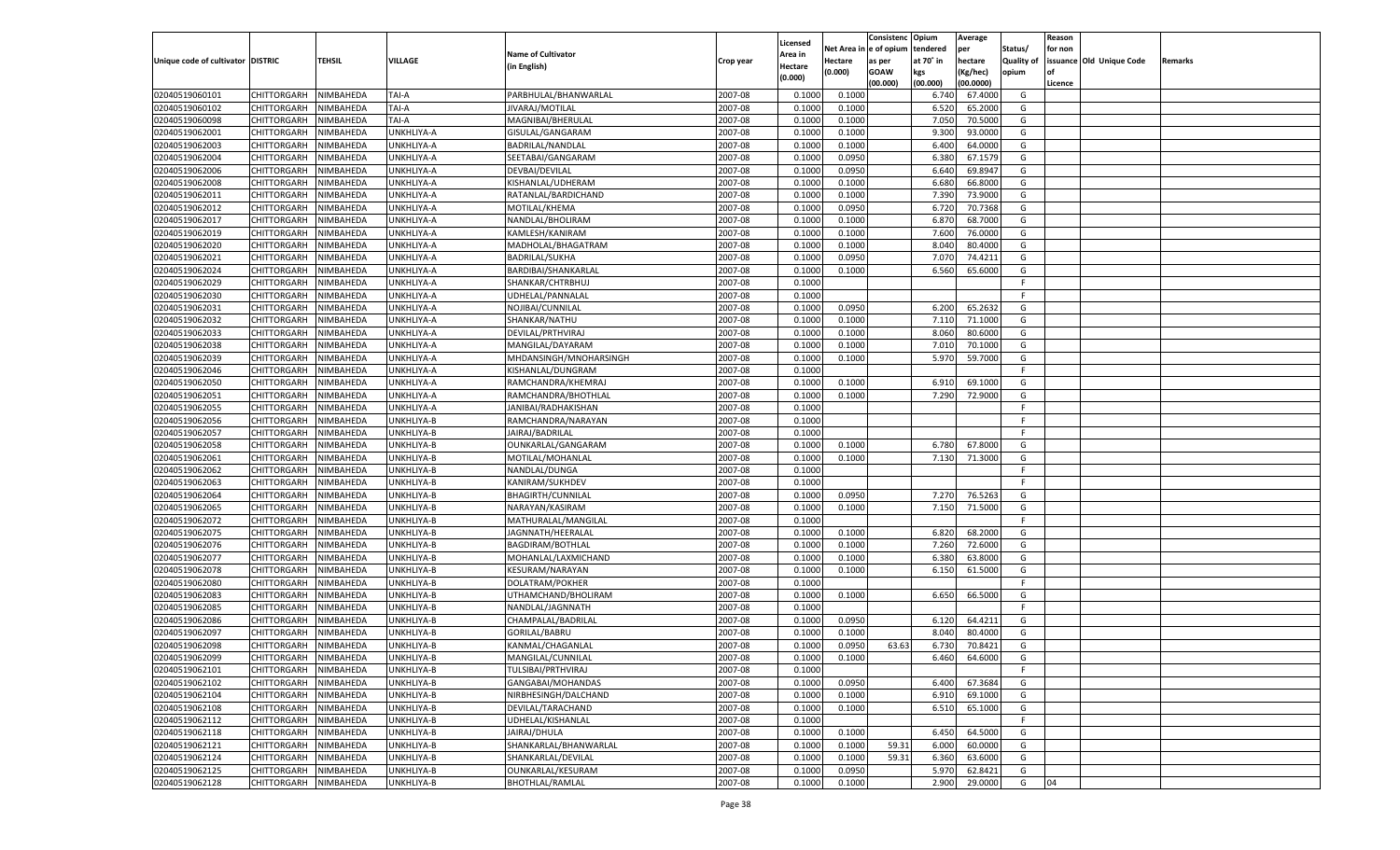| Unique code of cultivator | DISTRIC | TEHSIL | VILLAGE | Name of Cultivator (in English) | Crop year | Licensed Area in Hectare (0.000) | Net Area in Hectare (0.000) | Consistenc e of opium as per GOAW (00.000) | Opium tendered at 70° in kgs (00.000) | Average per hectare (Kg/hec) (00.0000) | Status/ Quality of opium | Reason for non issuance of Licence | Old Unique Code | Remarks |
|---|---|---|---|---|---|---|---|---|---|---|---|---|---|---|
| 02040519060101 | CHITTORGARH | NIMBAHEDA | TAI-A | PARBHULAL/BHANWARLAL | 2007-08 | 0.1000 | 0.1000 | | 6.740 | 67.4000 | G | | | |
| 02040519060102 | CHITTORGARH | NIMBAHEDA | TAI-A | JIVARAJ/MOTILAL | 2007-08 | 0.1000 | 0.1000 | | 6.520 | 65.2000 | G | | | |
| 02040519060098 | CHITTORGARH | NIMBAHEDA | TAI-A | MAGNIBAI/BHERULAL | 2007-08 | 0.1000 | 0.1000 | | 7.050 | 70.5000 | G | | | |
| 02040519062001 | CHITTORGARH | NIMBAHEDA | UNKHLIYA-A | GISULAL/GANGARAM | 2007-08 | 0.1000 | 0.1000 | | 9.300 | 93.0000 | G | | | |
| 02040519062003 | CHITTORGARH | NIMBAHEDA | UNKHLIYA-A | BADRILAL/NANDLAL | 2007-08 | 0.1000 | 0.1000 | | 6.400 | 64.0000 | G | | | |
| 02040519062004 | CHITTORGARH | NIMBAHEDA | UNKHLIYA-A | SEETABAI/GANGARAM | 2007-08 | 0.1000 | 0.0950 | | 6.380 | 67.1579 | G | | | |
| 02040519062006 | CHITTORGARH | NIMBAHEDA | UNKHLIYA-A | DEVBAI/DEVILAL | 2007-08 | 0.1000 | 0.0950 | | 6.640 | 69.8947 | G | | | |
| 02040519062008 | CHITTORGARH | NIMBAHEDA | UNKHLIYA-A | KISHANLAL/UDHERAM | 2007-08 | 0.1000 | 0.1000 | | 6.680 | 66.8000 | G | | | |
| 02040519062011 | CHITTORGARH | NIMBAHEDA | UNKHLIYA-A | RATANLAL/BARDICHAND | 2007-08 | 0.1000 | 0.1000 | | 7.390 | 73.9000 | G | | | |
| 02040519062012 | CHITTORGARH | NIMBAHEDA | UNKHLIYA-A | MOTILAL/KHEMA | 2007-08 | 0.1000 | 0.0950 | | 6.720 | 70.7368 | G | | | |
| 02040519062017 | CHITTORGARH | NIMBAHEDA | UNKHLIYA-A | NANDLAL/BHOLIRAM | 2007-08 | 0.1000 | 0.1000 | | 6.870 | 68.7000 | G | | | |
| 02040519062019 | CHITTORGARH | NIMBAHEDA | UNKHLIYA-A | KAMLESH/KANIRAM | 2007-08 | 0.1000 | 0.1000 | | 7.600 | 76.0000 | G | | | |
| 02040519062020 | CHITTORGARH | NIMBAHEDA | UNKHLIYA-A | MADHOLAL/BHAGATRAM | 2007-08 | 0.1000 | 0.1000 | | 8.040 | 80.4000 | G | | | |
| 02040519062021 | CHITTORGARH | NIMBAHEDA | UNKHLIYA-A | BADRILAL/SUKHA | 2007-08 | 0.1000 | 0.0950 | | 7.070 | 74.4211 | G | | | |
| 02040519062024 | CHITTORGARH | NIMBAHEDA | UNKHLIYA-A | BARDIBAI/SHANKARLAL | 2007-08 | 0.1000 | 0.1000 | | 6.560 | 65.6000 | G | | | |
| 02040519062029 | CHITTORGARH | NIMBAHEDA | UNKHLIYA-A | SHANKAR/CHTRBHUJ | 2007-08 | 0.1000 | | | | | F | | | |
| 02040519062030 | CHITTORGARH | NIMBAHEDA | UNKHLIYA-A | UDHELAL/PANNALAL | 2007-08 | 0.1000 | | | | | F | | | |
| 02040519062031 | CHITTORGARH | NIMBAHEDA | UNKHLIYA-A | NOJIBAI/CUNNILAL | 2007-08 | 0.1000 | 0.0950 | | 6.200 | 65.2632 | G | | | |
| 02040519062032 | CHITTORGARH | NIMBAHEDA | UNKHLIYA-A | SHANKAR/NATHU | 2007-08 | 0.1000 | 0.1000 | | 7.110 | 71.1000 | G | | | |
| 02040519062033 | CHITTORGARH | NIMBAHEDA | UNKHLIYA-A | DEVILAL/PRTHVIRAJ | 2007-08 | 0.1000 | 0.1000 | | 8.060 | 80.6000 | G | | | |
| 02040519062038 | CHITTORGARH | NIMBAHEDA | UNKHLIYA-A | MANGILAL/DAYARAM | 2007-08 | 0.1000 | 0.1000 | | 7.010 | 70.1000 | G | | | |
| 02040519062039 | CHITTORGARH | NIMBAHEDA | UNKHLIYA-A | MHDANSINGH/MNOHARSINGH | 2007-08 | 0.1000 | 0.1000 | | 5.970 | 59.7000 | G | | | |
| 02040519062046 | CHITTORGARH | NIMBAHEDA | UNKHLIYA-A | KISHANLAL/DUNGRAM | 2007-08 | 0.1000 | | | | | F | | | |
| 02040519062050 | CHITTORGARH | NIMBAHEDA | UNKHLIYA-A | RAMCHANDRA/KHEMRAJ | 2007-08 | 0.1000 | 0.1000 | | 6.910 | 69.1000 | G | | | |
| 02040519062051 | CHITTORGARH | NIMBAHEDA | UNKHLIYA-A | RAMCHANDRA/BHOTHLAL | 2007-08 | 0.1000 | 0.1000 | | 7.290 | 72.9000 | G | | | |
| 02040519062055 | CHITTORGARH | NIMBAHEDA | UNKHLIYA-A | JANIBAI/RADHAKISHAN | 2007-08 | 0.1000 | | | | | F | | | |
| 02040519062056 | CHITTORGARH | NIMBAHEDA | UNKHLIYA-B | RAMCHANDRA/NARAYAN | 2007-08 | 0.1000 | | | | | F | | | |
| 02040519062057 | CHITTORGARH | NIMBAHEDA | UNKHLIYA-B | JAIRAJ/BADRILAL | 2007-08 | 0.1000 | | | | | F | | | |
| 02040519062058 | CHITTORGARH | NIMBAHEDA | UNKHLIYA-B | OUNKARLAL/GANGARAM | 2007-08 | 0.1000 | 0.1000 | | 6.780 | 67.8000 | G | | | |
| 02040519062061 | CHITTORGARH | NIMBAHEDA | UNKHLIYA-B | MOTILAL/MOHANLAL | 2007-08 | 0.1000 | 0.1000 | | 7.130 | 71.3000 | G | | | |
| 02040519062062 | CHITTORGARH | NIMBAHEDA | UNKHLIYA-B | NANDLAL/DUNGA | 2007-08 | 0.1000 | | | | | F | | | |
| 02040519062063 | CHITTORGARH | NIMBAHEDA | UNKHLIYA-B | KANIRAM/SUKHDEV | 2007-08 | 0.1000 | | | | | F | | | |
| 02040519062064 | CHITTORGARH | NIMBAHEDA | UNKHLIYA-B | BHAGIRTH/CUNNILAL | 2007-08 | 0.1000 | 0.0950 | | 7.270 | 76.5263 | G | | | |
| 02040519062065 | CHITTORGARH | NIMBAHEDA | UNKHLIYA-B | NARAYAN/KASIRAM | 2007-08 | 0.1000 | 0.1000 | | 7.150 | 71.5000 | G | | | |
| 02040519062072 | CHITTORGARH | NIMBAHEDA | UNKHLIYA-B | MATHURALAL/MANGILAL | 2007-08 | 0.1000 | | | | | F | | | |
| 02040519062075 | CHITTORGARH | NIMBAHEDA | UNKHLIYA-B | JAGNNATH/HEERALAL | 2007-08 | 0.1000 | 0.1000 | | 6.820 | 68.2000 | G | | | |
| 02040519062076 | CHITTORGARH | NIMBAHEDA | UNKHLIYA-B | BAGDIRAM/BOTHLAL | 2007-08 | 0.1000 | 0.1000 | | 7.260 | 72.6000 | G | | | |
| 02040519062077 | CHITTORGARH | NIMBAHEDA | UNKHLIYA-B | MOHANLAL/LAXMICHAND | 2007-08 | 0.1000 | 0.1000 | | 6.380 | 63.8000 | G | | | |
| 02040519062078 | CHITTORGARH | NIMBAHEDA | UNKHLIYA-B | KESURAM/NARAYAN | 2007-08 | 0.1000 | 0.1000 | | 6.150 | 61.5000 | G | | | |
| 02040519062080 | CHITTORGARH | NIMBAHEDA | UNKHLIYA-B | DOLATRAM/POKHER | 2007-08 | 0.1000 | | | | | F | | | |
| 02040519062083 | CHITTORGARH | NIMBAHEDA | UNKHLIYA-B | UTHAMCHAND/BHOLIRAM | 2007-08 | 0.1000 | 0.1000 | | 6.650 | 66.5000 | G | | | |
| 02040519062085 | CHITTORGARH | NIMBAHEDA | UNKHLIYA-B | NANDLAL/JAGNNATH | 2007-08 | 0.1000 | | | | | F | | | |
| 02040519062086 | CHITTORGARH | NIMBAHEDA | UNKHLIYA-B | CHAMPALAL/BADRILAL | 2007-08 | 0.1000 | 0.0950 | | 6.120 | 64.4211 | G | | | |
| 02040519062097 | CHITTORGARH | NIMBAHEDA | UNKHLIYA-B | GORILAL/BABRU | 2007-08 | 0.1000 | 0.1000 | | 8.040 | 80.4000 | G | | | |
| 02040519062098 | CHITTORGARH | NIMBAHEDA | UNKHLIYA-B | KANMAL/CHAGANLAL | 2007-08 | 0.1000 | 0.0950 | 63.63 | 6.730 | 70.8421 | G | | | |
| 02040519062099 | CHITTORGARH | NIMBAHEDA | UNKHLIYA-B | MANGILAL/CUNNILAL | 2007-08 | 0.1000 | 0.1000 | | 6.460 | 64.6000 | G | | | |
| 02040519062101 | CHITTORGARH | NIMBAHEDA | UNKHLIYA-B | TULSIBAI/PRTHVIRAJ | 2007-08 | 0.1000 | | | | | F | | | |
| 02040519062102 | CHITTORGARH | NIMBAHEDA | UNKHLIYA-B | GANGABAI/MOHANDAS | 2007-08 | 0.1000 | 0.0950 | | 6.400 | 67.3684 | G | | | |
| 02040519062104 | CHITTORGARH | NIMBAHEDA | UNKHLIYA-B | NIRBHESINGH/DALCHAND | 2007-08 | 0.1000 | 0.1000 | | 6.910 | 69.1000 | G | | | |
| 02040519062108 | CHITTORGARH | NIMBAHEDA | UNKHLIYA-B | DEVILAL/TARACHAND | 2007-08 | 0.1000 | 0.1000 | | 6.510 | 65.1000 | G | | | |
| 02040519062112 | CHITTORGARH | NIMBAHEDA | UNKHLIYA-B | UDHELAL/KISHANLAL | 2007-08 | 0.1000 | | | | | F | | | |
| 02040519062118 | CHITTORGARH | NIMBAHEDA | UNKHLIYA-B | JAIRAJ/DHULA | 2007-08 | 0.1000 | 0.1000 | | 6.450 | 64.5000 | G | | | |
| 02040519062121 | CHITTORGARH | NIMBAHEDA | UNKHLIYA-B | SHANKARLAL/BHANWARLAL | 2007-08 | 0.1000 | 0.1000 | 59.31 | 6.000 | 60.0000 | G | | | |
| 02040519062124 | CHITTORGARH | NIMBAHEDA | UNKHLIYA-B | SHANKARLAL/DEVILAL | 2007-08 | 0.1000 | 0.1000 | 59.31 | 6.360 | 63.6000 | G | | | |
| 02040519062125 | CHITTORGARH | NIMBAHEDA | UNKHLIYA-B | OUNKARLAL/KESURAM | 2007-08 | 0.1000 | 0.0950 | | 5.970 | 62.8421 | G | | | |
| 02040519062128 | CHITTORGARH | NIMBAHEDA | UNKHLIYA-B | BHOTHLAL/RAMLAL | 2007-08 | 0.1000 | 0.1000 | | 2.900 | 29.0000 | G | 04 | | |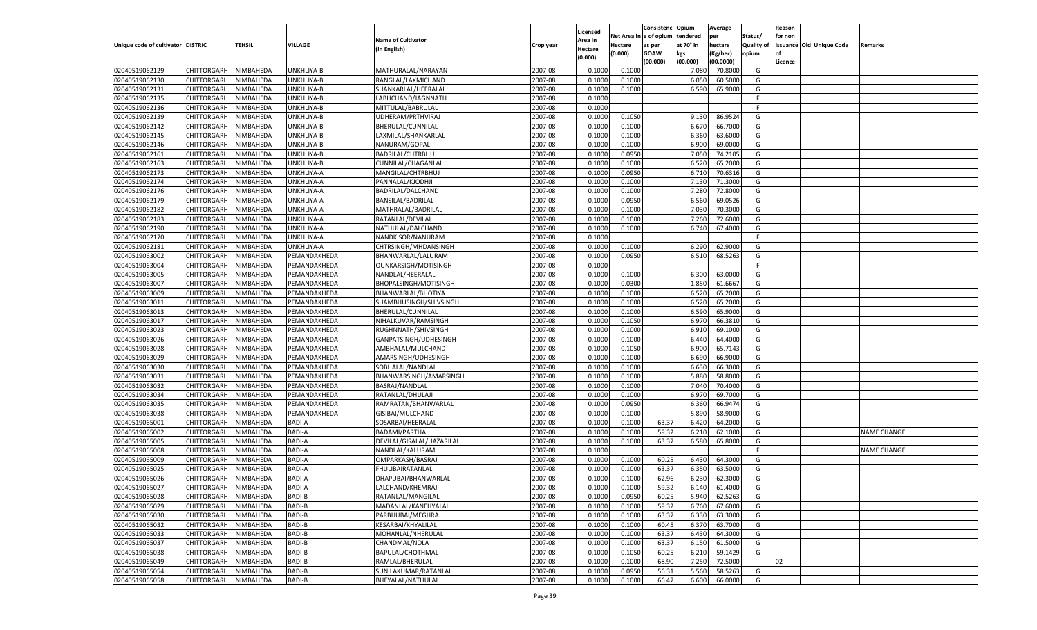| Unique code of cultivator | DISTRIC | TEHSIL | VILLAGE | Name of Cultivator (in English) | Crop year | Licensed Area in Hectare (0.000) | Net Area in Hectare (0.000) | Consistence of opium as per GOAW (00.000) | Opium tendered at 70° in kgs (00.000) | Average per hectare (Kg/hec) (00.0000) | Status/ Quality of opium | Reason for non issuance of Licence | Old Unique Code | Remarks |
|---|---|---|---|---|---|---|---|---|---|---|---|---|---|---|
| 02040519062129 | CHITTORGARH | NIMBAHEDA | UNKHLIYA-B | MATHURALAL/NARAYAN | 2007-08 | 0.1000 | 0.1000 | | 7.080 | 70.8000 | G | | | |
| 02040519062130 | CHITTORGARH | NIMBAHEDA | UNKHLIYA-B | RANGLAL/LAXMICHAND | 2007-08 | 0.1000 | 0.1000 | | 6.050 | 60.5000 | G | | | |
| 02040519062131 | CHITTORGARH | NIMBAHEDA | UNKHLIYA-B | SHANKARLAL/HEERALAL | 2007-08 | 0.1000 | 0.1000 | | 6.590 | 65.9000 | G | | | |
| 02040519062135 | CHITTORGARH | NIMBAHEDA | UNKHLIYA-B | LABHCHAND/JAGNNATH | 2007-08 | 0.1000 | | | | | F | | | |
| 02040519062136 | CHITTORGARH | NIMBAHEDA | UNKHLIYA-B | MITTULAL/BABRULAL | 2007-08 | 0.1000 | | | | | F | | | |
| 02040519062139 | CHITTORGARH | NIMBAHEDA | UNKHLIYA-B | UDHERAM/PRTHVIRAJ | 2007-08 | 0.1000 | 0.1050 | | 9.130 | 86.9524 | G | | | |
| 02040519062142 | CHITTORGARH | NIMBAHEDA | UNKHLIYA-B | BHERULAL/CUNNILAL | 2007-08 | 0.1000 | 0.1000 | | 6.670 | 66.7000 | G | | | |
| 02040519062145 | CHITTORGARH | NIMBAHEDA | UNKHLIYA-B | LAXMILAL/SHANKARLAL | 2007-08 | 0.1000 | 0.1000 | | 6.360 | 63.6000 | G | | | |
| 02040519062146 | CHITTORGARH | NIMBAHEDA | UNKHLIYA-B | NANURAM/GOPAL | 2007-08 | 0.1000 | 0.1000 | | 6.900 | 69.0000 | G | | | |
| 02040519062161 | CHITTORGARH | NIMBAHEDA | UNKHLIYA-B | BADRILAL/CHTRBHUJ | 2007-08 | 0.1000 | 0.0950 | | 7.050 | 74.2105 | G | | | |
| 02040519062163 | CHITTORGARH | NIMBAHEDA | UNKHLIYA-B | CUNNILAL/CHAGANLAL | 2007-08 | 0.1000 | 0.1000 | | 6.520 | 65.2000 | G | | | |
| 02040519062173 | CHITTORGARH | NIMBAHEDA | UNKHLIYA-A | MANGILAL/CHTRBHUJ | 2007-08 | 0.1000 | 0.0950 | | 6.710 | 70.6316 | G | | | |
| 02040519062174 | CHITTORGARH | NIMBAHEDA | UNKHLIYA-A | PANNALAL/KJODHJI | 2007-08 | 0.1000 | 0.1000 | | 7.130 | 71.3000 | G | | | |
| 02040519062176 | CHITTORGARH | NIMBAHEDA | UNKHLIYA-A | BADRILAL/DALCHAND | 2007-08 | 0.1000 | 0.1000 | | 7.280 | 72.8000 | G | | | |
| 02040519062179 | CHITTORGARH | NIMBAHEDA | UNKHLIYA-A | BANSILAL/BADRILAL | 2007-08 | 0.1000 | 0.0950 | | 6.560 | 69.0526 | G | | | |
| 02040519062182 | CHITTORGARH | NIMBAHEDA | UNKHLIYA-A | MATHRALAL/BADRILAL | 2007-08 | 0.1000 | 0.1000 | | 7.030 | 70.3000 | G | | | |
| 02040519062183 | CHITTORGARH | NIMBAHEDA | UNKHLIYA-A | RATANLAL/DEVILAL | 2007-08 | 0.1000 | 0.1000 | | 7.260 | 72.6000 | G | | | |
| 02040519062190 | CHITTORGARH | NIMBAHEDA | UNKHLIYA-A | NATHULAL/DALCHAND | 2007-08 | 0.1000 | 0.1000 | | 6.740 | 67.4000 | G | | | |
| 02040519062170 | CHITTORGARH | NIMBAHEDA | UNKHLIYA-A | NANDKISOR/NANURAM | 2007-08 | 0.1000 | | | | | F | | | |
| 02040519062181 | CHITTORGARH | NIMBAHEDA | UNKHLIYA-A | CHTRSINGH/MHDANSINGH | 2007-08 | 0.1000 | 0.1000 | | 6.290 | 62.9000 | G | | | |
| 02040519063002 | CHITTORGARH | NIMBAHEDA | PEMANDAKHEDA | BHANWARLAL/LALURAM | 2007-08 | 0.1000 | 0.0950 | | 6.510 | 68.5263 | G | | | |
| 02040519063004 | CHITTORGARH | NIMBAHEDA | PEMANDAKHEDA | OUNKARSIGH/MOTISINGH | 2007-08 | 0.1000 | | | | | F | | | |
| 02040519063005 | CHITTORGARH | NIMBAHEDA | PEMANDAKHEDA | NANDLAL/HEERALAL | 2007-08 | 0.1000 | 0.1000 | | 6.300 | 63.0000 | G | | | |
| 02040519063007 | CHITTORGARH | NIMBAHEDA | PEMANDAKHEDA | BHOPALSINGH/MOTISINGH | 2007-08 | 0.1000 | 0.0300 | | 1.850 | 61.6667 | G | | | |
| 02040519063009 | CHITTORGARH | NIMBAHEDA | PEMANDAKHEDA | BHANWARLAL/BHOTIYA | 2007-08 | 0.1000 | 0.1000 | | 6.520 | 65.2000 | G | | | |
| 02040519063011 | CHITTORGARH | NIMBAHEDA | PEMANDAKHEDA | SHAMBHUSINGH/SHIVSINGH | 2007-08 | 0.1000 | 0.1000 | | 6.520 | 65.2000 | G | | | |
| 02040519063013 | CHITTORGARH | NIMBAHEDA | PEMANDAKHEDA | BHERULAL/CUNNILAL | 2007-08 | 0.1000 | 0.1000 | | 6.590 | 65.9000 | G | | | |
| 02040519063017 | CHITTORGARH | NIMBAHEDA | PEMANDAKHEDA | NIHALKUVAR/RAMSINGH | 2007-08 | 0.1000 | 0.1050 | | 6.970 | 66.3810 | G | | | |
| 02040519063023 | CHITTORGARH | NIMBAHEDA | PEMANDAKHEDA | RUGHNNATH/SHIVSINGH | 2007-08 | 0.1000 | 0.1000 | | 6.910 | 69.1000 | G | | | |
| 02040519063026 | CHITTORGARH | NIMBAHEDA | PEMANDAKHEDA | GANPATSINGH/UDHESINGH | 2007-08 | 0.1000 | 0.1000 | | 6.440 | 64.4000 | G | | | |
| 02040519063028 | CHITTORGARH | NIMBAHEDA | PEMANDAKHEDA | AMBHALAL/MULCHAND | 2007-08 | 0.1000 | 0.1050 | | 6.900 | 65.7143 | G | | | |
| 02040519063029 | CHITTORGARH | NIMBAHEDA | PEMANDAKHEDA | AMARSINGH/UDHESINGH | 2007-08 | 0.1000 | 0.1000 | | 6.690 | 66.9000 | G | | | |
| 02040519063030 | CHITTORGARH | NIMBAHEDA | PEMANDAKHEDA | SOBHALAL/NANDLAL | 2007-08 | 0.1000 | 0.1000 | | 6.630 | 66.3000 | G | | | |
| 02040519063031 | CHITTORGARH | NIMBAHEDA | PEMANDAKHEDA | BHANWARSINGH/AMARSINGH | 2007-08 | 0.1000 | 0.1000 | | 5.880 | 58.8000 | G | | | |
| 02040519063032 | CHITTORGARH | NIMBAHEDA | PEMANDAKHEDA | BASRAJ/NANDLAL | 2007-08 | 0.1000 | 0.1000 | | 7.040 | 70.4000 | G | | | |
| 02040519063034 | CHITTORGARH | NIMBAHEDA | PEMANDAKHEDA | RATANLAL/DHULAJI | 2007-08 | 0.1000 | 0.1000 | | 6.970 | 69.7000 | G | | | |
| 02040519063035 | CHITTORGARH | NIMBAHEDA | PEMANDAKHEDA | RAMRATAN/BHANWARLAL | 2007-08 | 0.1000 | 0.0950 | | 6.360 | 66.9474 | G | | | |
| 02040519063038 | CHITTORGARH | NIMBAHEDA | PEMANDAKHEDA | GISIBAI/MULCHAND | 2007-08 | 0.1000 | 0.1000 | | 5.890 | 58.9000 | G | | | |
| 02040519065001 | CHITTORGARH | NIMBAHEDA | BADI-A | SOSARBAI/HEERALAL | 2007-08 | 0.1000 | 0.1000 | 63.37 | 6.420 | 64.2000 | G | | | |
| 02040519065002 | CHITTORGARH | NIMBAHEDA | BADI-A | BADAMI/PARTHA | 2007-08 | 0.1000 | 0.1000 | 59.32 | 6.210 | 62.1000 | G | | | NAME CHANGE |
| 02040519065005 | CHITTORGARH | NIMBAHEDA | BADI-A | DEVILAL/GISALAL/HAZARILAL | 2007-08 | 0.1000 | 0.1000 | 63.37 | 6.580 | 65.8000 | G | | | |
| 02040519065008 | CHITTORGARH | NIMBAHEDA | BADI-A | NANDLAL/KALURAM | 2007-08 | 0.1000 | | | | | F | | | NAME CHANGE |
| 02040519065009 | CHITTORGARH | NIMBAHEDA | BADI-A | OMPARKASH/BASRAJ | 2007-08 | 0.1000 | 0.1000 | 60.25 | 6.430 | 64.3000 | G | | | |
| 02040519065025 | CHITTORGARH | NIMBAHEDA | BADI-A | FHULIBAIRATANLAL | 2007-08 | 0.1000 | 0.1000 | 63.37 | 6.350 | 63.5000 | G | | | |
| 02040519065026 | CHITTORGARH | NIMBAHEDA | BADI-A | DHAPUBAI/BHANWARLAL | 2007-08 | 0.1000 | 0.1000 | 62.96 | 6.230 | 62.3000 | G | | | |
| 02040519065027 | CHITTORGARH | NIMBAHEDA | BADI-A | LALCHAND/KHEMRAJ | 2007-08 | 0.1000 | 0.1000 | 59.32 | 6.140 | 61.4000 | G | | | |
| 02040519065028 | CHITTORGARH | NIMBAHEDA | BADI-B | RATANLAL/MANGILAL | 2007-08 | 0.1000 | 0.0950 | 60.25 | 5.940 | 62.5263 | G | | | |
| 02040519065029 | CHITTORGARH | NIMBAHEDA | BADI-B | MADANLAL/KANEHYALAL | 2007-08 | 0.1000 | 0.1000 | 59.32 | 6.760 | 67.6000 | G | | | |
| 02040519065030 | CHITTORGARH | NIMBAHEDA | BADI-B | PARBHUBAI/MEGHRAJ | 2007-08 | 0.1000 | 0.1000 | 63.37 | 6.330 | 63.3000 | G | | | |
| 02040519065032 | CHITTORGARH | NIMBAHEDA | BADI-B | KESARBAI/KHYALILAL | 2007-08 | 0.1000 | 0.1000 | 60.45 | 6.370 | 63.7000 | G | | | |
| 02040519065033 | CHITTORGARH | NIMBAHEDA | BADI-B | MOHANLAL/NHERULAL | 2007-08 | 0.1000 | 0.1000 | 63.37 | 6.430 | 64.3000 | G | | | |
| 02040519065037 | CHITTORGARH | NIMBAHEDA | BADI-B | CHANDMAL/NOLA | 2007-08 | 0.1000 | 0.1000 | 63.37 | 6.150 | 61.5000 | G | | | |
| 02040519065038 | CHITTORGARH | NIMBAHEDA | BADI-B | BAPULAL/CHOTHMAL | 2007-08 | 0.1000 | 0.1050 | 60.25 | 6.210 | 59.1429 | G | | | |
| 02040519065049 | CHITTORGARH | NIMBAHEDA | BADI-B | RAMLAL/BHERULAL | 2007-08 | 0.1000 | 0.1000 | 68.90 | 7.250 | 72.5000 | I | 02 | | |
| 02040519065054 | CHITTORGARH | NIMBAHEDA | BADI-B | SUNILAKUMAR/RATANLAL | 2007-08 | 0.1000 | 0.0950 | 56.31 | 5.560 | 58.5263 | G | | | |
| 02040519065058 | CHITTORGARH | NIMBAHEDA | BADI-B | BHEYALAL/NATHULAL | 2007-08 | 0.1000 | 0.1000 | 66.47 | 6.600 | 66.0000 | G | | | |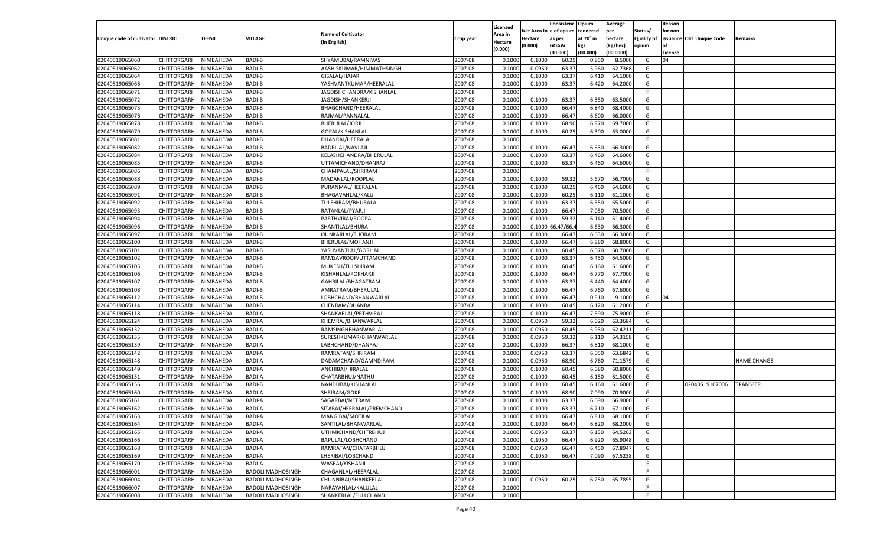| Unique code of cultivator | DISTRIC | TEHSIL | VILLAGE | Name of Cultivator (in English) | Crop year | Licensed Area in Hectare (0.000) | Net Area in Hectare (0.000) | Consistence of opium as per GOAW (00.000) | Opium tendered at 70˚ in kgs (00.000) | Average per hectare (Kg/hec) (00.0000) | Status/ Quality of opium | Reason for non issuance of Licence | Old Unique Code | Remarks |
|---|---|---|---|---|---|---|---|---|---|---|---|---|---|---|
| 02040519065060 | CHITTORGARH | NIMBAHEDA | BADI-B | SHYAMUBAI/RAMNIVAS | 2007-08 | 0.1000 | 0.1000 | 60.25 | 0.850 | 8.5000 | G | 04 | | |
| 02040519065062 | CHITTORGARH | NIMBAHEDA | BADI-B | AASHISKUMAR/HIMMATHSINGH | 2007-08 | 0.1000 | 0.0950 | 63.37 | 5.960 | 62.7368 | G | | | |
| 02040519065064 | CHITTORGARH | NIMBAHEDA | BADI-B | GISALAL/HAJARI | 2007-08 | 0.1000 | 0.1000 | 63.37 | 6.410 | 64.1000 | G | | | |
| 02040519065066 | CHITTORGARH | NIMBAHEDA | BADI-B | YASHVANTKUMAR/HEERALAL | 2007-08 | 0.1000 | 0.1000 | 63.37 | 6.420 | 64.2000 | G | | | |
| 02040519065071 | CHITTORGARH | NIMBAHEDA | BADI-B | JAGDISHCHANDRA/KISHANLAL | 2007-08 | 0.1000 | | | | | F | | | |
| 02040519065072 | CHITTORGARH | NIMBAHEDA | BADI-B | JAGDISH/SHANKERJI | 2007-08 | 0.1000 | 0.1000 | 63.37 | 6.350 | 63.5000 | G | | | |
| 02040519065075 | CHITTORGARH | NIMBAHEDA | BADI-B | BHAGCHAND/HEERALAL | 2007-08 | 0.1000 | 0.1000 | 66.47 | 6.840 | 68.4000 | G | | | |
| 02040519065076 | CHITTORGARH | NIMBAHEDA | BADI-B | RAJMAL/PANNALAL | 2007-08 | 0.1000 | 0.1000 | 66.47 | 6.600 | 66.0000 | G | | | |
| 02040519065078 | CHITTORGARH | NIMBAHEDA | BADI-B | BHERULAL/JORJI | 2007-08 | 0.1000 | 0.1000 | 68.90 | 6.970 | 69.7000 | G | | | |
| 02040519065079 | CHITTORGARH | NIMBAHEDA | BADI-B | GOPAL/KISHANLAL | 2007-08 | 0.1000 | 0.1000 | 60.25 | 6.300 | 63.0000 | G | | | |
| 02040519065081 | CHITTORGARH | NIMBAHEDA | BADI-B | DHANRAJ/HEERALAL | 2007-08 | 0.1000 | | | | | F | | | |
| 02040519065082 | CHITTORGARH | NIMBAHEDA | BADI-B | BADRILAL/NAVLAJI | 2007-08 | 0.1000 | 0.1000 | 66.47 | 6.630 | 66.3000 | G | | | |
| 02040519065084 | CHITTORGARH | NIMBAHEDA | BADI-B | KELASHCHANDRA/BHERULAL | 2007-08 | 0.1000 | 0.1000 | 63.37 | 6.460 | 64.6000 | G | | | |
| 02040519065085 | CHITTORGARH | NIMBAHEDA | BADI-B | UTTAMICHAND/DHANRAJ | 2007-08 | 0.1000 | 0.1000 | 63.37 | 6.460 | 64.6000 | G | | | |
| 02040519065086 | CHITTORGARH | NIMBAHEDA | BADI-B | CHAMPALAL/SHRIRAM | 2007-08 | 0.1000 | | | | | F | | | |
| 02040519065088 | CHITTORGARH | NIMBAHEDA | BADI-B | MADANLAL/ROOPLAL | 2007-08 | 0.1000 | 0.1000 | 59.32 | 5.670 | 56.7000 | G | | | |
| 02040519065089 | CHITTORGARH | NIMBAHEDA | BADI-B | PURANMAL/HEERALAL | 2007-08 | 0.1000 | 0.1000 | 60.25 | 6.460 | 64.6000 | G | | | |
| 02040519065091 | CHITTORGARH | NIMBAHEDA | BADI-B | BHAGAVANLAL/KALU | 2007-08 | 0.1000 | 0.1000 | 60.25 | 6.110 | 61.1000 | G | | | |
| 02040519065092 | CHITTORGARH | NIMBAHEDA | BADI-B | TULSHIRAM/BHURALAL | 2007-08 | 0.1000 | 0.1000 | 63.37 | 6.550 | 65.5000 | G | | | |
| 02040519065093 | CHITTORGARH | NIMBAHEDA | BADI-B | RATANLAL/PYARJI | 2007-08 | 0.1000 | 0.1000 | 66.47 | 7.050 | 70.5000 | G | | | |
| 02040519065094 | CHITTORGARH | NIMBAHEDA | BADI-B | PARTHVIRAJ/ROOPA | 2007-08 | 0.1000 | 0.1000 | 59.32 | 6.140 | 61.4000 | G | | | |
| 02040519065096 | CHITTORGARH | NIMBAHEDA | BADI-B | SHANTILAL/BHURA | 2007-08 | 0.1000 | 0.1000 | 66.47/66.4 | 6.630 | 66.3000 | G | | | |
| 02040519065097 | CHITTORGARH | NIMBAHEDA | BADI-B | OUNKARLAL/SHORAM | 2007-08 | 0.1000 | 0.1000 | 66.47 | 6.630 | 66.3000 | G | | | |
| 02040519065100 | CHITTORGARH | NIMBAHEDA | BADI-B | BHERULAL/MOHANJI | 2007-08 | 0.1000 | 0.1000 | 66.47 | 6.880 | 68.8000 | G | | | |
| 02040519065101 | CHITTORGARH | NIMBAHEDA | BADI-B | YASHVANTLAL/GORILAL | 2007-08 | 0.1000 | 0.1000 | 60.45 | 6.070 | 60.7000 | G | | | |
| 02040519065102 | CHITTORGARH | NIMBAHEDA | BADI-B | RAMSAVROOP/UTTAMCHAND | 2007-08 | 0.1000 | 0.1000 | 63.37 | 6.450 | 64.5000 | G | | | |
| 02040519065105 | CHITTORGARH | NIMBAHEDA | BADI-B | MUKESH/TULSHIRAM | 2007-08 | 0.1000 | 0.1000 | 60.45 | 6.160 | 61.6000 | G | | | |
| 02040519065106 | CHITTORGARH | NIMBAHEDA | BADI-B | KISHANLAL/POKHARJI | 2007-08 | 0.1000 | 0.1000 | 66.47 | 6.770 | 67.7000 | G | | | |
| 02040519065107 | CHITTORGARH | NIMBAHEDA | BADI-B | GAHRILAL/BHAGATRAM | 2007-08 | 0.1000 | 0.1000 | 63.37 | 6.440 | 64.4000 | G | | | |
| 02040519065108 | CHITTORGARH | NIMBAHEDA | BADI-B | AMRATRAM/BHERULAL | 2007-08 | 0.1000 | 0.1000 | 66.47 | 6.760 | 67.6000 | G | | | |
| 02040519065112 | CHITTORGARH | NIMBAHEDA | BADI-B | LOBHCHAND/BHANWARLAL | 2007-08 | 0.1000 | 0.1000 | 66.47 | 0.910 | 9.1000 | G | 04 | | |
| 02040519065114 | CHITTORGARH | NIMBAHEDA | BADI-B | CHENRAM/DHANRAJ | 2007-08 | 0.1000 | 0.1000 | 60.45 | 6.120 | 61.2000 | G | | | |
| 02040519065118 | CHITTORGARH | NIMBAHEDA | BADI-A | SHANKARLAL/PRTHVIRAJ | 2007-08 | 0.1000 | 0.1000 | 66.47 | 7.590 | 75.9000 | G | | | |
| 02040519065124 | CHITTORGARH | NIMBAHEDA | BADI-A | KHEMRAJ/BHANWARLAL | 2007-08 | 0.1000 | 0.0950 | 59.32 | 6.020 | 63.3684 | G | | | |
| 02040519065132 | CHITTORGARH | NIMBAHEDA | BADI-A | RAMSINGHBHANWARLAL | 2007-08 | 0.1000 | 0.0950 | 60.45 | 5.930 | 62.4211 | G | | | |
| 02040519065135 | CHITTORGARH | NIMBAHEDA | BADI-A | SURESHKUMAR/BHANWARLAL | 2007-08 | 0.1000 | 0.0950 | 59.32 | 6.110 | 64.3158 | G | | | |
| 02040519065139 | CHITTORGARH | NIMBAHEDA | BADI-A | LABHCHAND/DHANRAJ | 2007-08 | 0.1000 | 0.1000 | 66.37 | 6.810 | 68.1000 | G | | | |
| 02040519065142 | CHITTORGARH | NIMBAHEDA | BADI-A | RAMRATAN/SHRIRAM | 2007-08 | 0.1000 | 0.0950 | 63.37 | 6.050 | 63.6842 | G | | | |
| 02040519065148 | CHITTORGARH | NIMBAHEDA | BADI-A | DADAMCHAND/GAMNDIRAM | 2007-08 | 0.1000 | 0.0950 | 68.90 | 6.760 | 71.1579 | G | | | NAME CHANGE |
| 02040519065149 | CHITTORGARH | NIMBAHEDA | BADI-A | ANCHIBAI/HIRALAL | 2007-08 | 0.1000 | 0.1000 | 60.45 | 6.080 | 60.8000 | G | | | |
| 02040519065151 | CHITTORGARH | NIMBAHEDA | BADI-A | CHATARBHUJ/NATHU | 2007-08 | 0.1000 | 0.1000 | 60.45 | 6.150 | 61.5000 | G | | | |
| 02040519065156 | CHITTORGARH | NIMBAHEDA | BADI-B | NANDUBAI/KISHANLAL | 2007-08 | 0.1000 | 0.1000 | 60.45 | 6.160 | 61.6000 | G | | 02040519107006 | TRANSFER |
| 02040519065160 | CHITTORGARH | NIMBAHEDA | BADI-A | SHRIRAM/GOKEL | 2007-08 | 0.1000 | 0.1000 | 68.90 | 7.090 | 70.9000 | G | | | |
| 02040519065161 | CHITTORGARH | NIMBAHEDA | BADI-A | SAGARBAI/NETRAM | 2007-08 | 0.1000 | 0.1000 | 63.37 | 6.690 | 66.9000 | G | | | |
| 02040519065162 | CHITTORGARH | NIMBAHEDA | BADI-A | SITABAI/HEERALAL/PREMCHAND | 2007-08 | 0.1000 | 0.1000 | 63.37 | 6.710 | 67.1000 | G | | | |
| 02040519065163 | CHITTORGARH | NIMBAHEDA | BADI-A | MANGIBAI/MOTILAL | 2007-08 | 0.1000 | 0.1000 | 66.47 | 6.810 | 68.1000 | G | | | |
| 02040519065164 | CHITTORGARH | NIMBAHEDA | BADI-A | SANTILAL/BHANWARLAL | 2007-08 | 0.1000 | 0.1000 | 66.47 | 6.820 | 68.2000 | G | | | |
| 02040519065165 | CHITTORGARH | NIMBAHEDA | BADI-A | UTHMICHAND/CHTRBHUJ | 2007-08 | 0.1000 | 0.0950 | 63.37 | 6.130 | 64.5263 | G | | | |
| 02040519065166 | CHITTORGARH | NIMBAHEDA | BADI-A | BAPULAL/LOBHCHAND | 2007-08 | 0.1000 | 0.1050 | 66.47 | 6.920 | 65.9048 | G | | | |
| 02040519065168 | CHITTORGARH | NIMBAHEDA | BADI-A | RAMRATAN/CHATARBHUJ | 2007-08 | 0.1000 | 0.0950 | 66.47 | 6.450 | 67.8947 | G | | | |
| 02040519065169 | CHITTORGARH | NIMBAHEDA | BADI-A | LHERIBAI/LOBCHAND | 2007-08 | 0.1000 | 0.1050 | 66.47 | 7.090 | 67.5238 | G | | | |
| 02040519065170 | CHITTORGARH | NIMBAHEDA | BADI-A | WASRAJ/KISHANJI | 2007-08 | 0.1000 | | | | | F | | | |
| 02040519066001 | CHITTORGARH | NIMBAHEDA | BADOLI MADHOSINGH | CHAGANLAL/HEERALAL | 2007-08 | 0.1000 | | | | | F | | | |
| 02040519066004 | CHITTORGARH | NIMBAHEDA | BADOLI MADHOSINGH | CHUNNIBAI/SHANKERLAL | 2007-08 | 0.1000 | 0.0950 | 60.25 | 6.250 | 65.7895 | G | | | |
| 02040519066007 | CHITTORGARH | NIMBAHEDA | BADOLI MADHOSINGH | NARAYANLAL/KALULAL | 2007-08 | 0.1000 | | | | | F | | | |
| 02040519066008 | CHITTORGARH | NIMBAHEDA | BADOLI MADHOSINGH | SHANKERLAL/FULLCHAND | 2007-08 | 0.1000 | | | | | F | | | |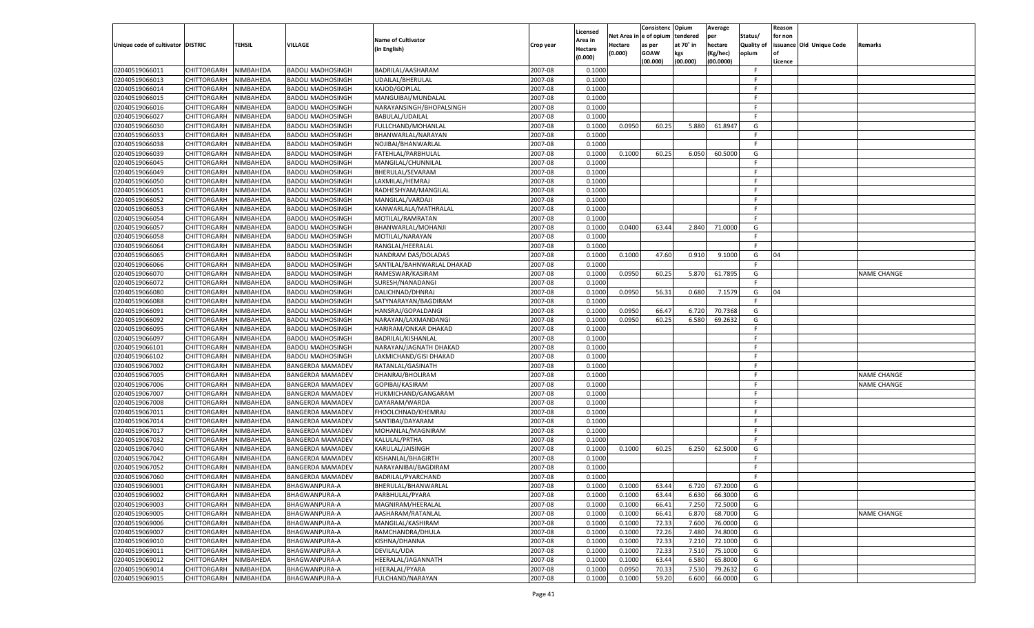| Unique code of cultivator | DISTRIC | TEHSIL | VILLAGE | Name of Cultivator (in English) | Crop year | Licensed Area in Hectare (0.000) | Net Area in Hectare (0.000) | Consistence of opium as per GOAW (00.000) | Opium tendered at 70° in kgs (00.000) | Average per hectare (Kg/hec) (00.0000) | Status/ Quality of opium | Reason for non issuance of Licence | Old Unique Code | Remarks |
|---|---|---|---|---|---|---|---|---|---|---|---|---|---|---|
| 02040519066011 | CHITTORGARH | NIMBAHEDA | BADOLI MADHOSINGH | BADRILAL/AASHARAM | 2007-08 | 0.1000 | | | | | F | | | |
| 02040519066013 | CHITTORGARH | NIMBAHEDA | BADOLI MADHOSINGH | UDAILAL/BHERULAL | 2007-08 | 0.1000 | | | | | F | | | |
| 02040519066014 | CHITTORGARH | NIMBAHEDA | BADOLI MADHOSINGH | KAJOD/GOPILAL | 2007-08 | 0.1000 | | | | | F | | | |
| 02040519066015 | CHITTORGARH | NIMBAHEDA | BADOLI MADHOSINGH | MANGUIBAI/MUNDALAL | 2007-08 | 0.1000 | | | | | F | | | |
| 02040519066016 | CHITTORGARH | NIMBAHEDA | BADOLI MADHOSINGH | NARAYANSINGH/BHOPALSINGH | 2007-08 | 0.1000 | | | | | F | | | |
| 02040519066027 | CHITTORGARH | NIMBAHEDA | BADOLI MADHOSINGH | BABULAL/UDAILAL | 2007-08 | 0.1000 | | | | | F | | | |
| 02040519066030 | CHITTORGARH | NIMBAHEDA | BADOLI MADHOSINGH | FULLCHAND/MOHANLAL | 2007-08 | 0.1000 | 0.0950 | 60.25 | 5.880 | 61.8947 | G | | | |
| 02040519066033 | CHITTORGARH | NIMBAHEDA | BADOLI MADHOSINGH | BHANWARLAL/NARAYAN | 2007-08 | 0.1000 | | | | | F | | | |
| 02040519066038 | CHITTORGARH | NIMBAHEDA | BADOLI MADHOSINGH | NOJIBAI/BHANWARLAL | 2007-08 | 0.1000 | | | | | F | | | |
| 02040519066039 | CHITTORGARH | NIMBAHEDA | BADOLI MADHOSINGH | FATEHLAL/PARBHULAL | 2007-08 | 0.1000 | 0.1000 | 60.25 | 6.050 | 60.5000 | G | | | |
| 02040519066045 | CHITTORGARH | NIMBAHEDA | BADOLI MADHOSINGH | MANGILAL/CHUNNILAL | 2007-08 | 0.1000 | | | | | F | | | |
| 02040519066049 | CHITTORGARH | NIMBAHEDA | BADOLI MADHOSINGH | BHERULAL/SEVARAM | 2007-08 | 0.1000 | | | | | F | | | |
| 02040519066050 | CHITTORGARH | NIMBAHEDA | BADOLI MADHOSINGH | LAXMILAL/HEMRAJ | 2007-08 | 0.1000 | | | | | F | | | |
| 02040519066051 | CHITTORGARH | NIMBAHEDA | BADOLI MADHOSINGH | RADHESHYAM/MANGILAL | 2007-08 | 0.1000 | | | | | F | | | |
| 02040519066052 | CHITTORGARH | NIMBAHEDA | BADOLI MADHOSINGH | MANGILAL/VARDAJI | 2007-08 | 0.1000 | | | | | F | | | |
| 02040519066053 | CHITTORGARH | NIMBAHEDA | BADOLI MADHOSINGH | KANWARLALA/MATHRALAL | 2007-08 | 0.1000 | | | | | F | | | |
| 02040519066054 | CHITTORGARH | NIMBAHEDA | BADOLI MADHOSINGH | MOTILAL/RAMRATAN | 2007-08 | 0.1000 | | | | | F | | | |
| 02040519066057 | CHITTORGARH | NIMBAHEDA | BADOLI MADHOSINGH | BHANWARLAL/MOHANJI | 2007-08 | 0.1000 | 0.0400 | 63.44 | 2.840 | 71.0000 | G | | | |
| 02040519066058 | CHITTORGARH | NIMBAHEDA | BADOLI MADHOSINGH | MOTILAL/NARAYAN | 2007-08 | 0.1000 | | | | | F | | | |
| 02040519066064 | CHITTORGARH | NIMBAHEDA | BADOLI MADHOSINGH | RANGLAL/HEERALAL | 2007-08 | 0.1000 | | | | | F | | | |
| 02040519066065 | CHITTORGARH | NIMBAHEDA | BADOLI MADHOSINGH | NANDRAM DAS/DOLADAS | 2007-08 | 0.1000 | 0.1000 | 47.60 | 0.910 | 9.1000 | G | 04 | | |
| 02040519066066 | CHITTORGARH | NIMBAHEDA | BADOLI MADHOSINGH | SANTILAL/BAHNWARLAL DHAKAD | 2007-08 | 0.1000 | | | | | F | | | |
| 02040519066070 | CHITTORGARH | NIMBAHEDA | BADOLI MADHOSINGH | RAMESWAR/KASIRAM | 2007-08 | 0.1000 | 0.0950 | 60.25 | 5.870 | 61.7895 | G | | | NAME CHANGE |
| 02040519066072 | CHITTORGARH | NIMBAHEDA | BADOLI MADHOSINGH | SURESH/NANADANGI | 2007-08 | 0.1000 | | | | | F | | | |
| 02040519066080 | CHITTORGARH | NIMBAHEDA | BADOLI MADHOSINGH | DALICHNAD/DHNRAJ | 2007-08 | 0.1000 | 0.0950 | 56.31 | 0.680 | 7.1579 | G | 04 | | |
| 02040519066088 | CHITTORGARH | NIMBAHEDA | BADOLI MADHOSINGH | SATYNARAYAN/BAGDIRAM | 2007-08 | 0.1000 | | | | | F | | | |
| 02040519066091 | CHITTORGARH | NIMBAHEDA | BADOLI MADHOSINGH | HANSRAJ/GOPALDANGI | 2007-08 | 0.1000 | 0.0950 | 66.47 | 6.720 | 70.7368 | G | | | |
| 02040519066092 | CHITTORGARH | NIMBAHEDA | BADOLI MADHOSINGH | NARAYAN/LAXMANDANGI | 2007-08 | 0.1000 | 0.0950 | 60.25 | 6.580 | 69.2632 | G | | | |
| 02040519066095 | CHITTORGARH | NIMBAHEDA | BADOLI MADHOSINGH | HARIRAM/ONKAR DHAKAD | 2007-08 | 0.1000 | | | | | F | | | |
| 02040519066097 | CHITTORGARH | NIMBAHEDA | BADOLI MADHOSINGH | BADRILAL/KISHANLAL | 2007-08 | 0.1000 | | | | | F | | | |
| 02040519066101 | CHITTORGARH | NIMBAHEDA | BADOLI MADHOSINGH | NARAYAN/JAGNATH DHAKAD | 2007-08 | 0.1000 | | | | | F | | | |
| 02040519066102 | CHITTORGARH | NIMBAHEDA | BADOLI MADHOSINGH | LAKMICHAND/GISI DHAKAD | 2007-08 | 0.1000 | | | | | F | | | |
| 02040519067002 | CHITTORGARH | NIMBAHEDA | BANGERDA MAMADEV | RATANLAL/GASINATH | 2007-08 | 0.1000 | | | | | F | | | |
| 02040519067005 | CHITTORGARH | NIMBAHEDA | BANGERDA MAMADEV | DHANRAJ/BHOLIRAM | 2007-08 | 0.1000 | | | | | F | | | NAME CHANGE |
| 02040519067006 | CHITTORGARH | NIMBAHEDA | BANGERDA MAMADEV | GOPIBAI/KASIRAM | 2007-08 | 0.1000 | | | | | F | | | NAME CHANGE |
| 02040519067007 | CHITTORGARH | NIMBAHEDA | BANGERDA MAMADEV | HUKMICHAND/GANGARAM | 2007-08 | 0.1000 | | | | | F | | | |
| 02040519067008 | CHITTORGARH | NIMBAHEDA | BANGERDA MAMADEV | DAYARAM/WARDA | 2007-08 | 0.1000 | | | | | F | | | |
| 02040519067011 | CHITTORGARH | NIMBAHEDA | BANGERDA MAMADEV | FHOOLCHNAD/KHEMRAJ | 2007-08 | 0.1000 | | | | | F | | | |
| 02040519067014 | CHITTORGARH | NIMBAHEDA | BANGERDA MAMADEV | SANTIBAI/DAYARAM | 2007-08 | 0.1000 | | | | | F | | | |
| 02040519067017 | CHITTORGARH | NIMBAHEDA | BANGERDA MAMADEV | MOHANLAL/MAGNIRAM | 2007-08 | 0.1000 | | | | | F | | | |
| 02040519067032 | CHITTORGARH | NIMBAHEDA | BANGERDA MAMADEV | KALULAL/PRTHA | 2007-08 | 0.1000 | | | | | F | | | |
| 02040519067040 | CHITTORGARH | NIMBAHEDA | BANGERDA MAMADEV | KARULAL/JAISINGH | 2007-08 | 0.1000 | 0.1000 | 60.25 | 6.250 | 62.5000 | G | | | |
| 02040519067042 | CHITTORGARH | NIMBAHEDA | BANGERDA MAMADEV | KISHANLAL/BHAGIRTH | 2007-08 | 0.1000 | | | | | F | | | |
| 02040519067052 | CHITTORGARH | NIMBAHEDA | BANGERDA MAMADEV | NARAYANIBAI/BAGDIRAM | 2007-08 | 0.1000 | | | | | F | | | |
| 02040519067060 | CHITTORGARH | NIMBAHEDA | BANGERDA MAMADEV | BADRILAL/PYARCHAND | 2007-08 | 0.1000 | | | | | F | | | |
| 02040519069001 | CHITTORGARH | NIMBAHEDA | BHAGWANPURA-A | BHERULAL/BHANWARLAL | 2007-08 | 0.1000 | 0.1000 | 63.44 | 6.720 | 67.2000 | G | | | |
| 02040519069002 | CHITTORGARH | NIMBAHEDA | BHAGWANPURA-A | PARBHULAL/PYARA | 2007-08 | 0.1000 | 0.1000 | 63.44 | 6.630 | 66.3000 | G | | | |
| 02040519069003 | CHITTORGARH | NIMBAHEDA | BHAGWANPURA-A | MAGNIRAM/HEERALAL | 2007-08 | 0.1000 | 0.1000 | 66.41 | 7.250 | 72.5000 | G | | | |
| 02040519069005 | CHITTORGARH | NIMBAHEDA | BHAGWANPURA-A | AASHARAM/RATANLAL | 2007-08 | 0.1000 | 0.1000 | 66.41 | 6.870 | 68.7000 | G | | | NAME CHANGE |
| 02040519069006 | CHITTORGARH | NIMBAHEDA | BHAGWANPURA-A | MANGILAL/KASHIRAM | 2007-08 | 0.1000 | 0.1000 | 72.33 | 7.600 | 76.0000 | G | | | |
| 02040519069007 | CHITTORGARH | NIMBAHEDA | BHAGWANPURA-A | RAMCHANDRA/DHULA | 2007-08 | 0.1000 | 0.1000 | 72.26 | 7.480 | 74.8000 | G | | | |
| 02040519069010 | CHITTORGARH | NIMBAHEDA | BHAGWANPURA-A | KISHNA/DHANNA | 2007-08 | 0.1000 | 0.1000 | 72.33 | 7.210 | 72.1000 | G | | | |
| 02040519069011 | CHITTORGARH | NIMBAHEDA | BHAGWANPURA-A | DEVILAL/UDA | 2007-08 | 0.1000 | 0.1000 | 72.33 | 7.510 | 75.1000 | G | | | |
| 02040519069012 | CHITTORGARH | NIMBAHEDA | BHAGWANPURA-A | HEERALAL/JAGANNATH | 2007-08 | 0.1000 | 0.1000 | 63.44 | 6.580 | 65.8000 | G | | | |
| 02040519069014 | CHITTORGARH | NIMBAHEDA | BHAGWANPURA-A | HEERALAL/PYARA | 2007-08 | 0.1000 | 0.0950 | 70.33 | 7.530 | 79.2632 | G | | | |
| 02040519069015 | CHITTORGARH | NIMBAHEDA | BHAGWANPURA-A | FULCHAND/NARAYAN | 2007-08 | 0.1000 | 0.1000 | 59.20 | 6.600 | 66.0000 | G | | | |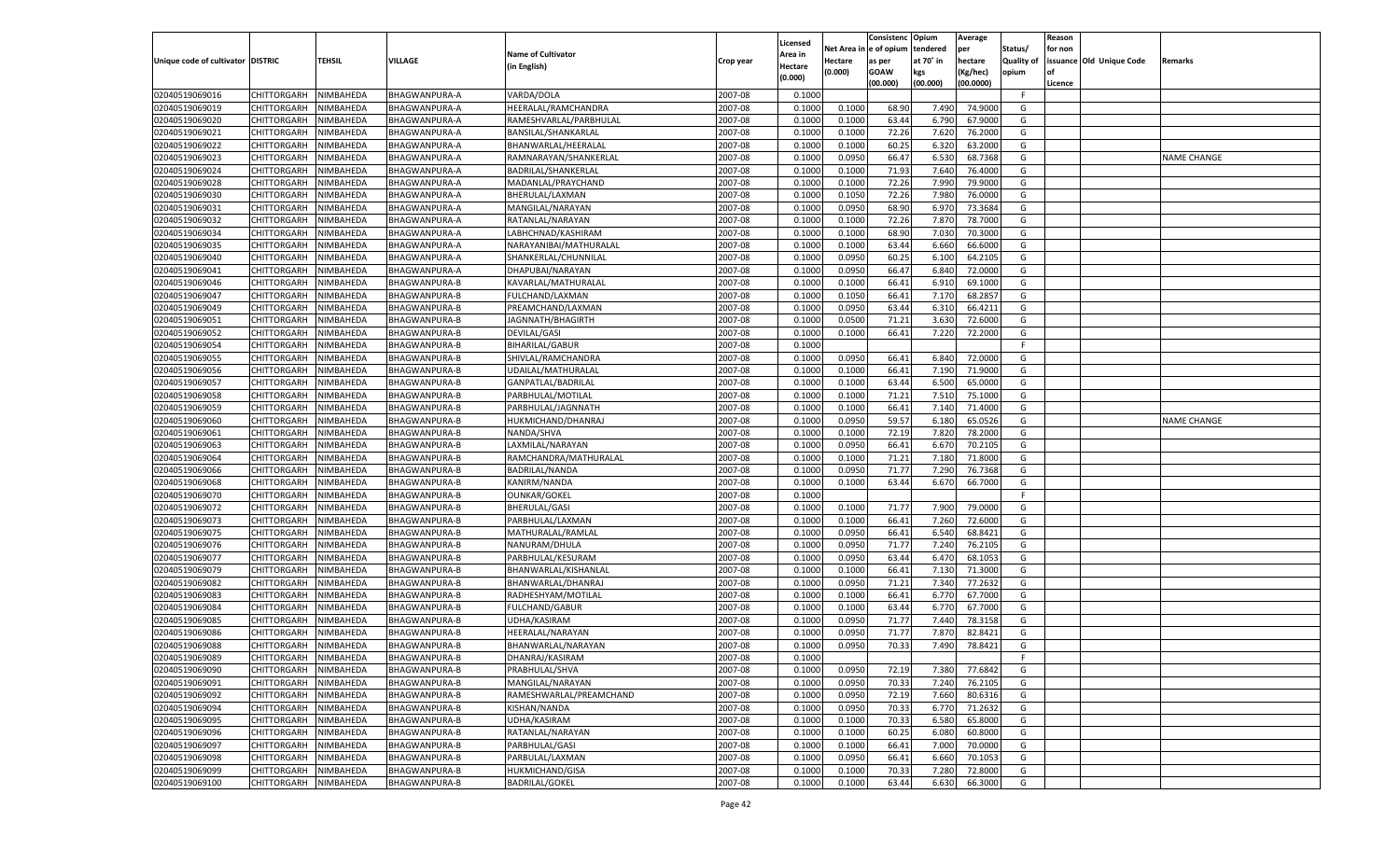| Unique code of cultivator | DISTRIC | TEHSIL | VILLAGE | Name of Cultivator (in English) | Crop year | Licensed Area in Hectare (0.000) | Net Area in Hectare (0.000) | Consistence of opium as per GOAW (00.000) | Opium tendered at 70° in kgs (00.000) | Average per hectare (Kg/hec) (00.0000) | Status/ Quality of opium | Reason for non issuance of Licence | Old Unique Code | Remarks |
|---|---|---|---|---|---|---|---|---|---|---|---|---|---|---|
| 02040519069016 | CHITTORGARH | NIMBAHEDA | BHAGWANPURA-A | VARDA/DOLA | 2007-08 | 0.1000 | | | | | F | | | |
| 02040519069019 | CHITTORGARH | NIMBAHEDA | BHAGWANPURA-A | HEERALAL/RAMCHANDRA | 2007-08 | 0.1000 | 0.1000 | 68.90 | 7.490 | 74.9000 | G | | | |
| 02040519069020 | CHITTORGARH | NIMBAHEDA | BHAGWANPURA-A | RAMESHVARLAL/PARBHULAL | 2007-08 | 0.1000 | 0.1000 | 63.44 | 6.790 | 67.9000 | G | | | |
| 02040519069021 | CHITTORGARH | NIMBAHEDA | BHAGWANPURA-A | BANSILAL/SHANKARLAL | 2007-08 | 0.1000 | 0.1000 | 72.26 | 7.620 | 76.2000 | G | | | |
| 02040519069022 | CHITTORGARH | NIMBAHEDA | BHAGWANPURA-A | BHANWARLAL/HEERALAL | 2007-08 | 0.1000 | 0.1000 | 60.25 | 6.320 | 63.2000 | G | | | |
| 02040519069023 | CHITTORGARH | NIMBAHEDA | BHAGWANPURA-A | RAMNARAYAN/SHANKERLAL | 2007-08 | 0.1000 | 0.0950 | 66.47 | 6.530 | 68.7368 | G | | | NAME CHANGE |
| 02040519069024 | CHITTORGARH | NIMBAHEDA | BHAGWANPURA-A | BADRILAL/SHANKERLAL | 2007-08 | 0.1000 | 0.1000 | 71.93 | 7.640 | 76.4000 | G | | | |
| 02040519069028 | CHITTORGARH | NIMBAHEDA | BHAGWANPURA-A | MADANLAL/PRAYCHAND | 2007-08 | 0.1000 | 0.1000 | 72.26 | 7.990 | 79.9000 | G | | | |
| 02040519069030 | CHITTORGARH | NIMBAHEDA | BHAGWANPURA-A | BHERULAL/LAXMAN | 2007-08 | 0.1000 | 0.1050 | 72.26 | 7.980 | 76.0000 | G | | | |
| 02040519069031 | CHITTORGARH | NIMBAHEDA | BHAGWANPURA-A | MANGILAL/NARAYAN | 2007-08 | 0.1000 | 0.0950 | 68.90 | 6.970 | 73.3684 | G | | | |
| 02040519069032 | CHITTORGARH | NIMBAHEDA | BHAGWANPURA-A | RATANLAL/NARAYAN | 2007-08 | 0.1000 | 0.1000 | 72.26 | 7.870 | 78.7000 | G | | | |
| 02040519069034 | CHITTORGARH | NIMBAHEDA | BHAGWANPURA-A | LABHCHNAD/KASHIRAM | 2007-08 | 0.1000 | 0.1000 | 68.90 | 7.030 | 70.3000 | G | | | |
| 02040519069035 | CHITTORGARH | NIMBAHEDA | BHAGWANPURA-A | NARAYANIBAI/MATHURALAL | 2007-08 | 0.1000 | 0.1000 | 63.44 | 6.660 | 66.6000 | G | | | |
| 02040519069040 | CHITTORGARH | NIMBAHEDA | BHAGWANPURA-A | SHANKERLAL/CHUNNILAL | 2007-08 | 0.1000 | 0.0950 | 60.25 | 6.100 | 64.2105 | G | | | |
| 02040519069041 | CHITTORGARH | NIMBAHEDA | BHAGWANPURA-A | DHAPUBAI/NARAYAN | 2007-08 | 0.1000 | 0.0950 | 66.47 | 6.840 | 72.0000 | G | | | |
| 02040519069046 | CHITTORGARH | NIMBAHEDA | BHAGWANPURA-B | KAVARLAL/MATHURALAL | 2007-08 | 0.1000 | 0.1000 | 66.41 | 6.910 | 69.1000 | G | | | |
| 02040519069047 | CHITTORGARH | NIMBAHEDA | BHAGWANPURA-B | FULCHAND/LAXMAN | 2007-08 | 0.1000 | 0.1050 | 66.41 | 7.170 | 68.2857 | G | | | |
| 02040519069049 | CHITTORGARH | NIMBAHEDA | BHAGWANPURA-B | PREAMCHAND/LAXMAN | 2007-08 | 0.1000 | 0.0950 | 63.44 | 6.310 | 66.4211 | G | | | |
| 02040519069051 | CHITTORGARH | NIMBAHEDA | BHAGWANPURA-B | JAGNNATH/BHAGIRTH | 2007-08 | 0.1000 | 0.0500 | 71.21 | 3.630 | 72.6000 | G | | | |
| 02040519069052 | CHITTORGARH | NIMBAHEDA | BHAGWANPURA-B | DEVILAL/GASI | 2007-08 | 0.1000 | 0.1000 | 66.41 | 7.220 | 72.2000 | G | | | |
| 02040519069054 | CHITTORGARH | NIMBAHEDA | BHAGWANPURA-B | BIHARILAL/GABUR | 2007-08 | 0.1000 | | | | | F | | | |
| 02040519069055 | CHITTORGARH | NIMBAHEDA | BHAGWANPURA-B | SHIVLAL/RAMCHANDRA | 2007-08 | 0.1000 | 0.0950 | 66.41 | 6.840 | 72.0000 | G | | | |
| 02040519069056 | CHITTORGARH | NIMBAHEDA | BHAGWANPURA-B | UDAILAL/MATHURALAL | 2007-08 | 0.1000 | 0.1000 | 66.41 | 7.190 | 71.9000 | G | | | |
| 02040519069057 | CHITTORGARH | NIMBAHEDA | BHAGWANPURA-B | GANPATLAL/BADRILAL | 2007-08 | 0.1000 | 0.1000 | 63.44 | 6.500 | 65.0000 | G | | | |
| 02040519069058 | CHITTORGARH | NIMBAHEDA | BHAGWANPURA-B | PARBHULAL/MOTILAL | 2007-08 | 0.1000 | 0.1000 | 71.21 | 7.510 | 75.1000 | G | | | |
| 02040519069059 | CHITTORGARH | NIMBAHEDA | BHAGWANPURA-B | PARBHULAL/JAGNNATH | 2007-08 | 0.1000 | 0.1000 | 66.41 | 7.140 | 71.4000 | G | | | |
| 02040519069060 | CHITTORGARH | NIMBAHEDA | BHAGWANPURA-B | HUKMICHAND/DHANRAJ | 2007-08 | 0.1000 | 0.0950 | 59.57 | 6.180 | 65.0526 | G | | | NAME CHANGE |
| 02040519069061 | CHITTORGARH | NIMBAHEDA | BHAGWANPURA-B | NANDA/SHVA | 2007-08 | 0.1000 | 0.1000 | 72.19 | 7.820 | 78.2000 | G | | | |
| 02040519069063 | CHITTORGARH | NIMBAHEDA | BHAGWANPURA-B | LAXMILAL/NARAYAN | 2007-08 | 0.1000 | 0.0950 | 66.41 | 6.670 | 70.2105 | G | | | |
| 02040519069064 | CHITTORGARH | NIMBAHEDA | BHAGWANPURA-B | RAMCHANDRA/MATHURALAL | 2007-08 | 0.1000 | 0.1000 | 71.21 | 7.180 | 71.8000 | G | | | |
| 02040519069066 | CHITTORGARH | NIMBAHEDA | BHAGWANPURA-B | BADRILAL/NANDA | 2007-08 | 0.1000 | 0.0950 | 71.77 | 7.290 | 76.7368 | G | | | |
| 02040519069068 | CHITTORGARH | NIMBAHEDA | BHAGWANPURA-B | KANIRM/NANDA | 2007-08 | 0.1000 | 0.1000 | 63.44 | 6.670 | 66.7000 | G | | | |
| 02040519069070 | CHITTORGARH | NIMBAHEDA | BHAGWANPURA-B | OUNKAR/GOKEL | 2007-08 | 0.1000 | | | | | F | | | |
| 02040519069072 | CHITTORGARH | NIMBAHEDA | BHAGWANPURA-B | BHERULAL/GASI | 2007-08 | 0.1000 | 0.1000 | 71.77 | 7.900 | 79.0000 | G | | | |
| 02040519069073 | CHITTORGARH | NIMBAHEDA | BHAGWANPURA-B | PARBHULAL/LAXMAN | 2007-08 | 0.1000 | 0.1000 | 66.41 | 7.260 | 72.6000 | G | | | |
| 02040519069075 | CHITTORGARH | NIMBAHEDA | BHAGWANPURA-B | MATHURALAL/RAMLAL | 2007-08 | 0.1000 | 0.0950 | 66.41 | 6.540 | 68.8421 | G | | | |
| 02040519069076 | CHITTORGARH | NIMBAHEDA | BHAGWANPURA-B | NANURAM/DHULA | 2007-08 | 0.1000 | 0.0950 | 71.77 | 7.240 | 76.2105 | G | | | |
| 02040519069077 | CHITTORGARH | NIMBAHEDA | BHAGWANPURA-B | PARBHULAL/KESURAM | 2007-08 | 0.1000 | 0.0950 | 63.44 | 6.470 | 68.1053 | G | | | |
| 02040519069079 | CHITTORGARH | NIMBAHEDA | BHAGWANPURA-B | BHANWARLAL/KISHANLAL | 2007-08 | 0.1000 | 0.1000 | 66.41 | 7.130 | 71.3000 | G | | | |
| 02040519069082 | CHITTORGARH | NIMBAHEDA | BHAGWANPURA-B | BHANWARLAL/DHANRAJ | 2007-08 | 0.1000 | 0.0950 | 71.21 | 7.340 | 77.2632 | G | | | |
| 02040519069083 | CHITTORGARH | NIMBAHEDA | BHAGWANPURA-B | RADHESHYAM/MOTILAL | 2007-08 | 0.1000 | 0.1000 | 66.41 | 6.770 | 67.7000 | G | | | |
| 02040519069084 | CHITTORGARH | NIMBAHEDA | BHAGWANPURA-B | FULCHAND/GABUR | 2007-08 | 0.1000 | 0.1000 | 63.44 | 6.770 | 67.7000 | G | | | |
| 02040519069085 | CHITTORGARH | NIMBAHEDA | BHAGWANPURA-B | UDHA/KASIRAM | 2007-08 | 0.1000 | 0.0950 | 71.77 | 7.440 | 78.3158 | G | | | |
| 02040519069086 | CHITTORGARH | NIMBAHEDA | BHAGWANPURA-B | HEERALAL/NARAYAN | 2007-08 | 0.1000 | 0.0950 | 71.77 | 7.870 | 82.8421 | G | | | |
| 02040519069088 | CHITTORGARH | NIMBAHEDA | BHAGWANPURA-B | BHANWARLAL/NARAYAN | 2007-08 | 0.1000 | 0.0950 | 70.33 | 7.490 | 78.8421 | G | | | |
| 02040519069089 | CHITTORGARH | NIMBAHEDA | BHAGWANPURA-B | DHANRAJ/KASIRAM | 2007-08 | 0.1000 | | | | | F | | | |
| 02040519069090 | CHITTORGARH | NIMBAHEDA | BHAGWANPURA-B | PRABHULAL/SHVA | 2007-08 | 0.1000 | 0.0950 | 72.19 | 7.380 | 77.6842 | G | | | |
| 02040519069091 | CHITTORGARH | NIMBAHEDA | BHAGWANPURA-B | MANGILAL/NARAYAN | 2007-08 | 0.1000 | 0.0950 | 70.33 | 7.240 | 76.2105 | G | | | |
| 02040519069092 | CHITTORGARH | NIMBAHEDA | BHAGWANPURA-B | RAMESHWARLAL/PREAMCHAND | 2007-08 | 0.1000 | 0.0950 | 72.19 | 7.660 | 80.6316 | G | | | |
| 02040519069094 | CHITTORGARH | NIMBAHEDA | BHAGWANPURA-B | KISHAN/NANDA | 2007-08 | 0.1000 | 0.0950 | 70.33 | 6.770 | 71.2632 | G | | | |
| 02040519069095 | CHITTORGARH | NIMBAHEDA | BHAGWANPURA-B | UDHA/KASIRAM | 2007-08 | 0.1000 | 0.1000 | 70.33 | 6.580 | 65.8000 | G | | | |
| 02040519069096 | CHITTORGARH | NIMBAHEDA | BHAGWANPURA-B | RATANLAL/NARAYAN | 2007-08 | 0.1000 | 0.1000 | 60.25 | 6.080 | 60.8000 | G | | | |
| 02040519069097 | CHITTORGARH | NIMBAHEDA | BHAGWANPURA-B | PARBHULAL/GASI | 2007-08 | 0.1000 | 0.1000 | 66.41 | 7.000 | 70.0000 | G | | | |
| 02040519069098 | CHITTORGARH | NIMBAHEDA | BHAGWANPURA-B | PARBULAL/LAXMAN | 2007-08 | 0.1000 | 0.0950 | 66.41 | 6.660 | 70.1053 | G | | | |
| 02040519069099 | CHITTORGARH | NIMBAHEDA | BHAGWANPURA-B | HUKMICHAND/GISA | 2007-08 | 0.1000 | 0.1000 | 70.33 | 7.280 | 72.8000 | G | | | |
| 02040519069100 | CHITTORGARH | NIMBAHEDA | BHAGWANPURA-B | BADRILAL/GOKEL | 2007-08 | 0.1000 | 0.1000 | 63.44 | 6.630 | 66.3000 | G | | | |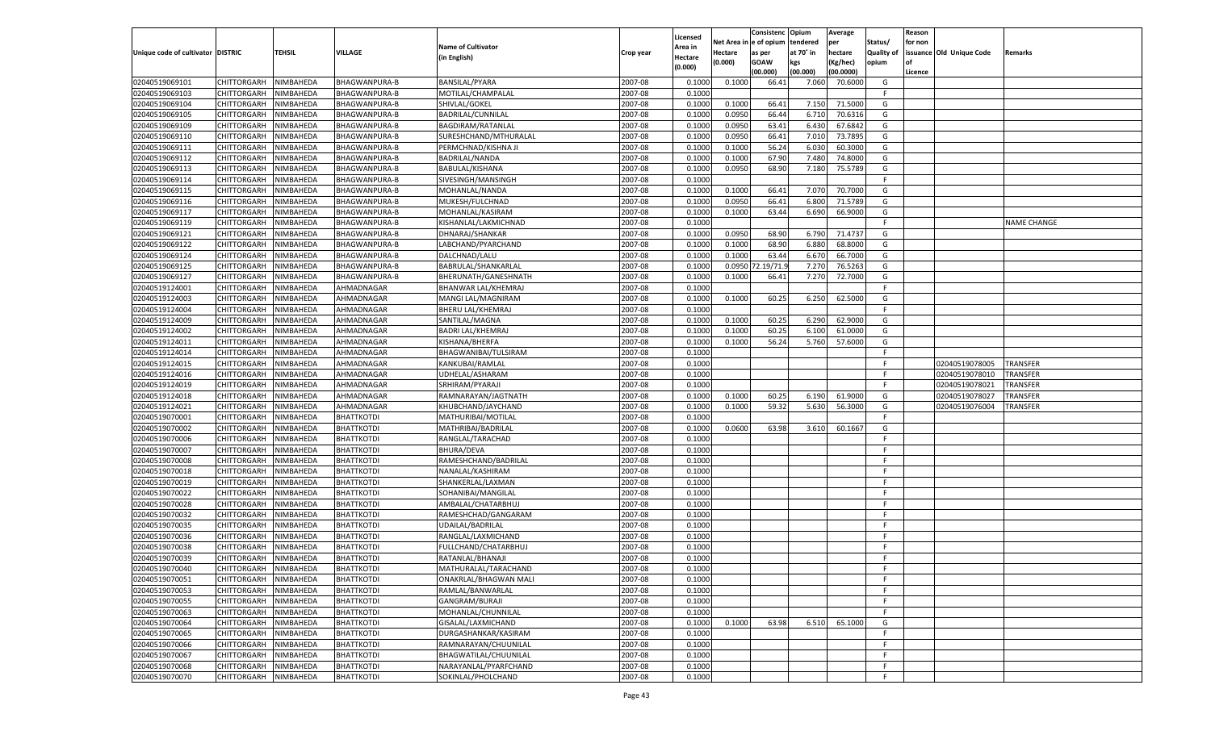| Unique code of cultivator | DISTRIC | TEHSIL | VILLAGE | Name of Cultivator (in English) | Crop year | Licensed Area in Hectare (0.000) | Net Area in Hectare (0.000) | Consistence of opium as per GOAW (00.000) | Opium tendered at 70˚ in kgs (00.000) | Average per hectare (Kg/hec) (00.0000) | Status/ Quality of opium | Reason for non issuance of Licence | Old Unique Code | Remarks |
|---|---|---|---|---|---|---|---|---|---|---|---|---|---|---|
| 02040519069101 | CHITTORGARH | NIMBAHEDA | BHAGWANPURA-B | BANSILAL/PYARA | 2007-08 | 0.1000 | 0.1000 | 66.41 | 7.060 | 70.6000 | G | | | |
| 02040519069103 | CHITTORGARH | NIMBAHEDA | BHAGWANPURA-B | MOTILAL/CHAMPALAL | 2007-08 | 0.1000 | | | | | F | | | |
| 02040519069104 | CHITTORGARH | NIMBAHEDA | BHAGWANPURA-B | SHIVLAL/GOKEL | 2007-08 | 0.1000 | 0.1000 | 66.41 | 7.150 | 71.5000 | G | | | |
| 02040519069105 | CHITTORGARH | NIMBAHEDA | BHAGWANPURA-B | BADRILAL/CUNNILAL | 2007-08 | 0.1000 | 0.0950 | 66.44 | 6.710 | 70.6316 | G | | | |
| 02040519069109 | CHITTORGARH | NIMBAHEDA | BHAGWANPURA-B | BAGDIRAM/RATANLAL | 2007-08 | 0.1000 | 0.0950 | 63.41 | 6.430 | 67.6842 | G | | | |
| 02040519069110 | CHITTORGARH | NIMBAHEDA | BHAGWANPURA-B | SURESHCHAND/MTHURALAL | 2007-08 | 0.1000 | 0.0950 | 66.41 | 7.010 | 73.7895 | G | | | |
| 02040519069111 | CHITTORGARH | NIMBAHEDA | BHAGWANPURA-B | PERMCHNAD/KISHNA JI | 2007-08 | 0.1000 | 0.1000 | 56.24 | 6.030 | 60.3000 | G | | | |
| 02040519069112 | CHITTORGARH | NIMBAHEDA | BHAGWANPURA-B | BADRILAL/NANDA | 2007-08 | 0.1000 | 0.1000 | 67.90 | 7.480 | 74.8000 | G | | | |
| 02040519069113 | CHITTORGARH | NIMBAHEDA | BHAGWANPURA-B | BABULAL/KISHANA | 2007-08 | 0.1000 | 0.0950 | 68.90 | 7.180 | 75.5789 | G | | | |
| 02040519069114 | CHITTORGARH | NIMBAHEDA | BHAGWANPURA-B | SIVESINGH/MANSINGH | 2007-08 | 0.1000 | | | | | F | | | |
| 02040519069115 | CHITTORGARH | NIMBAHEDA | BHAGWANPURA-B | MOHANLAL/NANDA | 2007-08 | 0.1000 | 0.1000 | 66.41 | 7.070 | 70.7000 | G | | | |
| 02040519069116 | CHITTORGARH | NIMBAHEDA | BHAGWANPURA-B | MUKESH/FULCHNAD | 2007-08 | 0.1000 | 0.0950 | 66.41 | 6.800 | 71.5789 | G | | | |
| 02040519069117 | CHITTORGARH | NIMBAHEDA | BHAGWANPURA-B | MOHANLAL/KASIRAM | 2007-08 | 0.1000 | 0.1000 | 63.44 | 6.690 | 66.9000 | G | | | |
| 02040519069119 | CHITTORGARH | NIMBAHEDA | BHAGWANPURA-B | KISHANLAL/LAKMICHNAD | 2007-08 | 0.1000 | | | | | F | | | NAME CHANGE |
| 02040519069121 | CHITTORGARH | NIMBAHEDA | BHAGWANPURA-B | DHNARAJ/SHANKAR | 2007-08 | 0.1000 | 0.0950 | 68.90 | 6.790 | 71.4737 | G | | | |
| 02040519069122 | CHITTORGARH | NIMBAHEDA | BHAGWANPURA-B | LABCHAND/PYARCHAND | 2007-08 | 0.1000 | 0.1000 | 68.90 | 6.880 | 68.8000 | G | | | |
| 02040519069124 | CHITTORGARH | NIMBAHEDA | BHAGWANPURA-B | DALCHNAD/LALU | 2007-08 | 0.1000 | 0.1000 | 63.44 | 6.670 | 66.7000 | G | | | |
| 02040519069125 | CHITTORGARH | NIMBAHEDA | BHAGWANPURA-B | BABRULAL/SHANKARLAL | 2007-08 | 0.1000 | 0.0950 | 72.19/71.9 | 7.270 | 76.5263 | G | | | |
| 02040519069127 | CHITTORGARH | NIMBAHEDA | BHAGWANPURA-B | BHERUNATH/GANESHNATH | 2007-08 | 0.1000 | 0.1000 | 66.41 | 7.270 | 72.7000 | G | | | |
| 02040519124001 | CHITTORGARH | NIMBAHEDA | AHMADNAGAR | BHANWAR LAL/KHEMRAJ | 2007-08 | 0.1000 | | | | | F | | | |
| 02040519124003 | CHITTORGARH | NIMBAHEDA | AHMADNAGAR | MANGI LAL/MAGNIRAM | 2007-08 | 0.1000 | 0.1000 | 60.25 | 6.250 | 62.5000 | G | | | |
| 02040519124004 | CHITTORGARH | NIMBAHEDA | AHMADNAGAR | BHERU LAL/KHEMRAJ | 2007-08 | 0.1000 | | | | | F | | | |
| 02040519124009 | CHITTORGARH | NIMBAHEDA | AHMADNAGAR | SANTILAL/MAGNA | 2007-08 | 0.1000 | 0.1000 | 60.25 | 6.290 | 62.9000 | G | | | |
| 02040519124002 | CHITTORGARH | NIMBAHEDA | AHMADNAGAR | BADRI LAL/KHEMRAJ | 2007-08 | 0.1000 | 0.1000 | 60.25 | 6.100 | 61.0000 | G | | | |
| 02040519124011 | CHITTORGARH | NIMBAHEDA | AHMADNAGAR | KISHANA/BHERFA | 2007-08 | 0.1000 | 0.1000 | 56.24 | 5.760 | 57.6000 | G | | | |
| 02040519124014 | CHITTORGARH | NIMBAHEDA | AHMADNAGAR | BHAGWANIBAI/TULSIRAM | 2007-08 | 0.1000 | | | | | F | | | |
| 02040519124015 | CHITTORGARH | NIMBAHEDA | AHMADNAGAR | KANKUBAI/RAMLAL | 2007-08 | 0.1000 | | | | | F | | 02040519078005 | TRANSFER |
| 02040519124016 | CHITTORGARH | NIMBAHEDA | AHMADNAGAR | UDHELAL/ASHARAM | 2007-08 | 0.1000 | | | | | F | | 02040519078010 | TRANSFER |
| 02040519124019 | CHITTORGARH | NIMBAHEDA | AHMADNAGAR | SRHIRAM/PYARAJI | 2007-08 | 0.1000 | | | | | F | | 02040519078021 | TRANSFER |
| 02040519124018 | CHITTORGARH | NIMBAHEDA | AHMADNAGAR | RAMNARAYAN/JAGTNATH | 2007-08 | 0.1000 | 0.1000 | 60.25 | 6.190 | 61.9000 | G | | 02040519078027 | TRANSFER |
| 02040519124021 | CHITTORGARH | NIMBAHEDA | AHMADNAGAR | KHUBCHAND/JAYCHAND | 2007-08 | 0.1000 | 0.1000 | 59.32 | 5.630 | 56.3000 | G | | 02040519076004 | TRANSFER |
| 02040519070001 | CHITTORGARH | NIMBAHEDA | BHATTKOTDI | MATHURIBAI/MOTILAL | 2007-08 | 0.1000 | | | | | F | | | |
| 02040519070002 | CHITTORGARH | NIMBAHEDA | BHATTKOTDI | MATHRIBAI/BADRILAL | 2007-08 | 0.1000 | 0.0600 | 63.98 | 3.610 | 60.1667 | G | | | |
| 02040519070006 | CHITTORGARH | NIMBAHEDA | BHATTKOTDI | RANGLAL/TARACHAD | 2007-08 | 0.1000 | | | | | F | | | |
| 02040519070007 | CHITTORGARH | NIMBAHEDA | BHATTKOTDI | BHURA/DEVA | 2007-08 | 0.1000 | | | | | F | | | |
| 02040519070008 | CHITTORGARH | NIMBAHEDA | BHATTKOTDI | RAMESHCHAND/BADRILAL | 2007-08 | 0.1000 | | | | | F | | | |
| 02040519070018 | CHITTORGARH | NIMBAHEDA | BHATTKOTDI | NANALAL/KASHIRAM | 2007-08 | 0.1000 | | | | | F | | | |
| 02040519070019 | CHITTORGARH | NIMBAHEDA | BHATTKOTDI | SHANKERLAL/LAXMAN | 2007-08 | 0.1000 | | | | | F | | | |
| 02040519070022 | CHITTORGARH | NIMBAHEDA | BHATTKOTDI | SOHANIBAI/MANGILAL | 2007-08 | 0.1000 | | | | | F | | | |
| 02040519070028 | CHITTORGARH | NIMBAHEDA | BHATTKOTDI | AMBALAL/CHATARBHUJ | 2007-08 | 0.1000 | | | | | F | | | |
| 02040519070032 | CHITTORGARH | NIMBAHEDA | BHATTKOTDI | RAMESHCHAD/GANGARAM | 2007-08 | 0.1000 | | | | | F | | | |
| 02040519070035 | CHITTORGARH | NIMBAHEDA | BHATTKOTDI | UDAILAL/BADRILAL | 2007-08 | 0.1000 | | | | | F | | | |
| 02040519070036 | CHITTORGARH | NIMBAHEDA | BHATTKOTDI | RANGLAL/LAXMICHAND | 2007-08 | 0.1000 | | | | | F | | | |
| 02040519070038 | CHITTORGARH | NIMBAHEDA | BHATTKOTDI | FULLCHAND/CHATARBHUJ | 2007-08 | 0.1000 | | | | | F | | | |
| 02040519070039 | CHITTORGARH | NIMBAHEDA | BHATTKOTDI | RATANLAL/BHANAJI | 2007-08 | 0.1000 | | | | | F | | | |
| 02040519070040 | CHITTORGARH | NIMBAHEDA | BHATTKOTDI | MATHURALAL/TARACHAND | 2007-08 | 0.1000 | | | | | F | | | |
| 02040519070051 | CHITTORGARH | NIMBAHEDA | BHATTKOTDI | ONAKRLAL/BHAGWAN MALI | 2007-08 | 0.1000 | | | | | F | | | |
| 02040519070053 | CHITTORGARH | NIMBAHEDA | BHATTKOTDI | RAMLAL/BANWARLAL | 2007-08 | 0.1000 | | | | | F | | | |
| 02040519070055 | CHITTORGARH | NIMBAHEDA | BHATTKOTDI | GANGRAM/BURAJI | 2007-08 | 0.1000 | | | | | F | | | |
| 02040519070063 | CHITTORGARH | NIMBAHEDA | BHATTKOTDI | MOHANLAL/CHUNNILAL | 2007-08 | 0.1000 | | | | | F | | | |
| 02040519070064 | CHITTORGARH | NIMBAHEDA | BHATTKOTDI | GISALAL/LAXMICHAND | 2007-08 | 0.1000 | 0.1000 | 63.98 | 6.510 | 65.1000 | G | | | |
| 02040519070065 | CHITTORGARH | NIMBAHEDA | BHATTKOTDI | DURGASHANKAR/KASIRAM | 2007-08 | 0.1000 | | | | | F | | | |
| 02040519070066 | CHITTORGARH | NIMBAHEDA | BHATTKOTDI | RAMNARAYAN/CHUUNILAL | 2007-08 | 0.1000 | | | | | F | | | |
| 02040519070067 | CHITTORGARH | NIMBAHEDA | BHATTKOTDI | BHAGWATILAL/CHUUNILAL | 2007-08 | 0.1000 | | | | | F | | | |
| 02040519070068 | CHITTORGARH | NIMBAHEDA | BHATTKOTDI | NARAYANLAL/PYARFCHAND | 2007-08 | 0.1000 | | | | | F | | | |
| 02040519070070 | CHITTORGARH | NIMBAHEDA | BHATTKOTDI | SOKINLAL/PHOLCHAND | 2007-08 | 0.1000 | | | | | F | | | |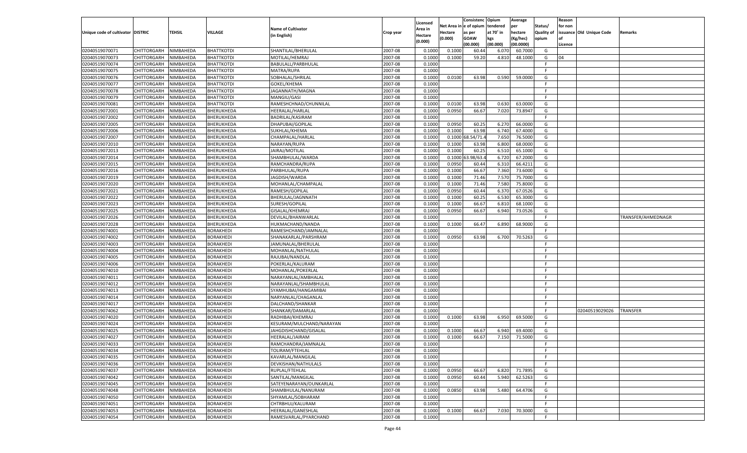| Unique code of cultivator | DISTRIC | TEHSIL | VILLAGE | Name of Cultivator (in English) | Crop year | Licensed Area in Hectare (0.000) | Net Area in Hectare (0.000) | Consistenc e of opium as per GOAW (00.000) | Opium tendered at 70° in kgs (00.000) | Average per hectare (Kg/hec) (00.0000) | Status/ Quality of opium | Reason for non issuance of Licence | Old Unique Code | Remarks |
|---|---|---|---|---|---|---|---|---|---|---|---|---|---|---|
| 02040519070071 | CHITTORGARH | NIMBAHEDA | BHATTKOTDI | SHANTILAL/BHERULAL | 2007-08 | 0.1000 | 0.1000 | 60.44 | 6.070 | 60.7000 | G | | | |
| 02040519070073 | CHITTORGARH | NIMBAHEDA | BHATTKOTDI | MOTILAL/HEMRAJ | 2007-08 | 0.1000 | 0.1000 | 59.20 | 4.810 | 48.1000 | G | 04 | | |
| 02040519070074 | CHITTORGARH | NIMBAHEDA | BHATTKOTDI | BABULALL/PARBHULAL | 2007-08 | 0.1000 | | | | | F | | | |
| 02040519070075 | CHITTORGARH | NIMBAHEDA | BHATTKOTDI | MATRA/RUPA | 2007-08 | 0.1000 | | | | | F | | | |
| 02040519070076 | CHITTORGARH | NIMBAHEDA | BHATTKOTDI | SOBHALAL/SHRILAL | 2007-08 | 0.1000 | 0.0100 | 63.98 | 0.590 | 59.0000 | G | | | |
| 02040519070077 | CHITTORGARH | NIMBAHEDA | BHATTKOTDI | GOKEL/KHEMA | 2007-08 | 0.1000 | | | | | F | | | |
| 02040519070078 | CHITTORGARH | NIMBAHEDA | BHATTKOTDI | JAGANNATH/MAGNA | 2007-08 | 0.1000 | | | | | F | | | |
| 02040519070079 | CHITTORGARH | NIMBAHEDA | BHATTKOTDI | MANGIU/GASI | 2007-08 | 0.1000 | | | | | F | | | |
| 02040519070081 | CHITTORGARH | NIMBAHEDA | BHATTKOTDI | RAMESHCHNAD/CHUNNILAL | 2007-08 | 0.1000 | 0.0100 | 63.98 | 0.630 | 63.0000 | G | | | |
| 02040519072001 | CHITTORGARH | NIMBAHEDA | BHERUKHEDA | HEERALAL/HARLAL | 2007-08 | 0.1000 | 0.0950 | 66.67 | 7.020 | 73.8947 | G | | | |
| 02040519072002 | CHITTORGARH | NIMBAHEDA | BHERUKHEDA | BADRILAL/KASIRAM | 2007-08 | 0.1000 | | | | | F | | | |
| 02040519072005 | CHITTORGARH | NIMBAHEDA | BHERUKHEDA | DHAPUBAI/GOPILAL | 2007-08 | 0.1000 | 0.0950 | 60.25 | 6.270 | 66.0000 | G | | | |
| 02040519072006 | CHITTORGARH | NIMBAHEDA | BHERUKHEDA | SUKHLAL/KHEMA | 2007-08 | 0.1000 | 0.1000 | 63.98 | 6.740 | 67.4000 | G | | | |
| 02040519072007 | CHITTORGARH | NIMBAHEDA | BHERUKHEDA | CHAMPALAL/HARLAL | 2007-08 | 0.1000 | 0.1000 | 68.54/71.4 | 7.650 | 76.5000 | G | | | |
| 02040519072010 | CHITTORGARH | NIMBAHEDA | BHERUKHEDA | NARAYAN/RUPA | 2007-08 | 0.1000 | 0.1000 | 63.98 | 6.800 | 68.0000 | G | | | |
| 02040519072013 | CHITTORGARH | NIMBAHEDA | BHERUKHEDA | JAIRAJ/MOTILAL | 2007-08 | 0.1000 | 0.1000 | 60.25 | 6.510 | 65.1000 | G | | | |
| 02040519072014 | CHITTORGARH | NIMBAHEDA | BHERUKHEDA | SHAMBHULAL/WARDA | 2007-08 | 0.1000 | 0.1000 | 63.98/63.4 | 6.720 | 67.2000 | G | | | |
| 02040519072015 | CHITTORGARH | NIMBAHEDA | BHERUKHEDA | RAMCHANDRA/RUPA | 2007-08 | 0.1000 | 0.0950 | 60.44 | 6.310 | 66.4211 | G | | | |
| 02040519072016 | CHITTORGARH | NIMBAHEDA | BHERUKHEDA | PARBHULAL/RUPA | 2007-08 | 0.1000 | 0.1000 | 66.67 | 7.360 | 73.6000 | G | | | |
| 02040519072019 | CHITTORGARH | NIMBAHEDA | BHERUKHEDA | JAGDISH/WARDA | 2007-08 | 0.1000 | 0.1000 | 71.46 | 7.570 | 75.7000 | G | | | |
| 02040519072020 | CHITTORGARH | NIMBAHEDA | BHERUKHEDA | MOHANLAL/CHAMPALAL | 2007-08 | 0.1000 | 0.1000 | 71.46 | 7.580 | 75.8000 | G | | | |
| 02040519072021 | CHITTORGARH | NIMBAHEDA | BHERUKHEDA | RAMESH/GOPILAL | 2007-08 | 0.1000 | 0.0950 | 60.44 | 6.370 | 67.0526 | G | | | |
| 02040519072022 | CHITTORGARH | NIMBAHEDA | BHERUKHEDA | BHERULAL/JAGNNATH | 2007-08 | 0.1000 | 0.1000 | 60.25 | 6.530 | 65.3000 | G | | | |
| 02040519072023 | CHITTORGARH | NIMBAHEDA | BHERUKHEDA | SURESH/GOPILAL | 2007-08 | 0.1000 | 0.1000 | 66.67 | 6.810 | 68.1000 | G | | | |
| 02040519072025 | CHITTORGARH | NIMBAHEDA | BHERUKHEDA | GISALAL/KHEMRAJ | 2007-08 | 0.1000 | 0.0950 | 66.67 | 6.940 | 73.0526 | G | | | |
| 02040519072026 | CHITTORGARH | NIMBAHEDA | BHERUKHEDA | DEVILAL/BHANWARLAL | 2007-08 | 0.1000 | | | | | F | | | TRANSFER/AHMEDNAGR |
| 02040519072028 | CHITTORGARH | NIMBAHEDA | BHERUKHEDA | HUKMACHAND/NANDA | 2007-08 | 0.1000 | 0.1000 | 66.47 | 6.890 | 68.9000 | G | | | |
| 02040519074001 | CHITTORGARH | NIMBAHEDA | BORAKHEDI | RAMESHCHAND/JAMNALAL | 2007-08 | 0.1000 | | | | | F | | | |
| 02040519074002 | CHITTORGARH | NIMBAHEDA | BORAKHEDI | SHANAKARLAL/PARSHRAM | 2007-08 | 0.1000 | 0.0950 | 63.98 | 6.700 | 70.5263 | G | | | |
| 02040519074003 | CHITTORGARH | NIMBAHEDA | BORAKHEDI | JAMUNALAL/BHERULAL | 2007-08 | 0.1000 | | | | | F | | | |
| 02040519074004 | CHITTORGARH | NIMBAHEDA | BORAKHEDI | MOHANLAL/NATHULAL | 2007-08 | 0.1000 | | | | | F | | | |
| 02040519074005 | CHITTORGARH | NIMBAHEDA | BORAKHEDI | RAJUBAI/NANDLAL | 2007-08 | 0.1000 | | | | | F | | | |
| 02040519074006 | CHITTORGARH | NIMBAHEDA | BORAKHEDI | POKERLAL/KALURAM | 2007-08 | 0.1000 | | | | | F | | | |
| 02040519074010 | CHITTORGARH | NIMBAHEDA | BORAKHEDI | MOHANLAL/POKERLAL | 2007-08 | 0.1000 | | | | | F | | | |
| 02040519074011 | CHITTORGARH | NIMBAHEDA | BORAKHEDI | NARAYANLAL/AMBHALAL | 2007-08 | 0.1000 | | | | | F | | | |
| 02040519074012 | CHITTORGARH | NIMBAHEDA | BORAKHEDI | NARAYANLAL/SHAMBHULAL | 2007-08 | 0.1000 | | | | | F | | | |
| 02040519074013 | CHITTORGARH | NIMBAHEDA | BORAKHEDI | SYAMHUBAI/HANGAMIBAI | 2007-08 | 0.1000 | | | | | F | | | |
| 02040519074014 | CHITTORGARH | NIMBAHEDA | BORAKHEDI | NARYANLAL/CHAGANLAL | 2007-08 | 0.1000 | | | | | F | | | |
| 02040519074017 | CHITTORGARH | NIMBAHEDA | BORAKHEDI | DALCHAND/SHANKAR | 2007-08 | 0.1000 | | | | | F | | | |
| 02040519074062 | CHITTORGARH | NIMBAHEDA | BORAKHEDI | SHANKAR/DAMARLAL | 2007-08 | 0.1000 | | | | | F | | 02040519029026 | TRANSFER |
| 02040519074020 | CHITTORGARH | NIMBAHEDA | BORAKHEDI | RADHIBAI/KHEMRAJ | 2007-08 | 0.1000 | 0.1000 | 63.98 | 6.950 | 69.5000 | G | | | |
| 02040519074024 | CHITTORGARH | NIMBAHEDA | BORAKHEDI | KESURAM/MULCHAND/NARAYAN | 2007-08 | 0.1000 | | | | | F | | | |
| 02040519074025 | CHITTORGARH | NIMBAHEDA | BORAKHEDI | JAHGDISHCHAND/GISALAL | 2007-08 | 0.1000 | 0.1000 | 66.67 | 6.940 | 69.4000 | G | | | |
| 02040519074027 | CHITTORGARH | NIMBAHEDA | BORAKHEDI | HEERALAL/JAIRAM | 2007-08 | 0.1000 | 0.1000 | 66.67 | 7.150 | 71.5000 | G | | | |
| 02040519074033 | CHITTORGARH | NIMBAHEDA | BORAKHEDI | RAMCHANDRA/JAMNALAL | 2007-08 | 0.1000 | | | | | F | | | |
| 02040519074034 | CHITTORGARH | NIMBAHEDA | BORAKHEDI | TOLIRAM/FTEHLAL | 2007-08 | 0.1000 | | | | | F | | | |
| 02040519074035 | CHITTORGARH | NIMBAHEDA | BORAKHEDI | KAVARLAL/MANGILAL | 2007-08 | 0.1000 | | | | | F | | | |
| 02040519074036 | CHITTORGARH | NIMBAHEDA | BORAKHEDI | DEVKISHAN/NATHULALS | 2007-08 | 0.1000 | | | | | F | | | |
| 02040519074037 | CHITTORGARH | NIMBAHEDA | BORAKHEDI | RUPLAL/FTEHLAL | 2007-08 | 0.1000 | 0.0950 | 66.67 | 6.820 | 71.7895 | G | | | |
| 02040519074042 | CHITTORGARH | NIMBAHEDA | BORAKHEDI | SANTILAL/MANGILAL | 2007-08 | 0.1000 | 0.0950 | 60.44 | 5.940 | 62.5263 | G | | | |
| 02040519074045 | CHITTORGARH | NIMBAHEDA | BORAKHEDI | SATEYENARAYAN/OUNKARLAL | 2007-08 | 0.1000 | | | | | F | | | |
| 02040519074048 | CHITTORGARH | NIMBAHEDA | BORAKHEDI | SHAMBHULAL/NANURAM | 2007-08 | 0.1000 | 0.0850 | 63.98 | 5.480 | 64.4706 | G | | | |
| 02040519074050 | CHITTORGARH | NIMBAHEDA | BORAKHEDI | SHYAMLAL/SOBHARAM | 2007-08 | 0.1000 | | | | | F | | | |
| 02040519074051 | CHITTORGARH | NIMBAHEDA | BORAKHEDI | CHTRBHUJ/KALURAM | 2007-08 | 0.1000 | | | | | F | | | |
| 02040519074053 | CHITTORGARH | NIMBAHEDA | BORAKHEDI | HEERALAL/GANESHLAL | 2007-08 | 0.1000 | 0.1000 | 66.67 | 7.030 | 70.3000 | G | | | |
| 02040519074054 | CHITTORGARH | NIMBAHEDA | BORAKHEDI | RAMESVARLAL/PYARCHAND | 2007-08 | 0.1000 | | | | | F | | | |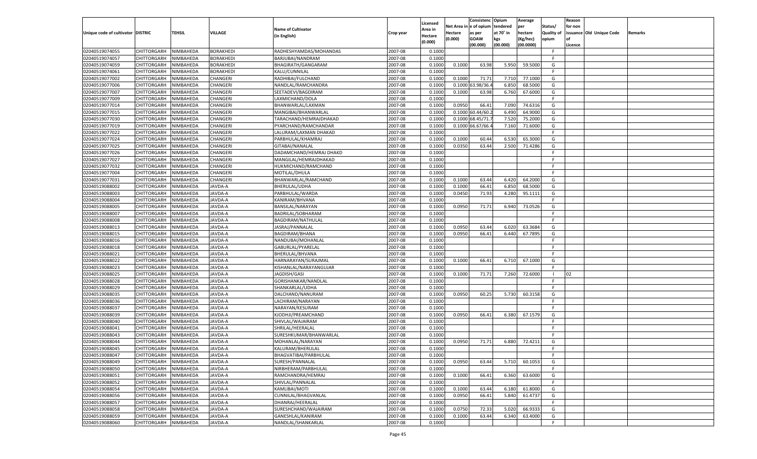| Unique code of cultivator | DISTRIC | TEHSIL | VILLAGE | Name of Cultivator (in English) | Crop year | Licensed Area in Hectare (0.000) | Net Area in Hectare (0.000) | Consistence of opium as per GOAW (00.000) | Opium tendered at 70° in kgs (00.000) | Average per hectare (Kg/hec) (00.0000) | Status/ Quality of opium | Reason for non issuance of Licence | Old Unique Code | Remarks |
|---|---|---|---|---|---|---|---|---|---|---|---|---|---|---|
| 02040519074055 | CHITTORGARH | NIMBAHEDA | BORAKHEDI | RADHESHYAMDAS/MOHANDAS | 2007-08 | 0.1000 | | | | | F | | | |
| 02040519074057 | CHITTORGARH | NIMBAHEDA | BORAKHEDI | BARJUBAI/NANDRAM | 2007-08 | 0.1000 | | | | | F | | | |
| 02040519074059 | CHITTORGARH | NIMBAHEDA | BORAKHEDI | BHAGIRATH/GANGARAM | 2007-08 | 0.1000 | 0.1000 | 63.98 | 5.950 | 59.5000 | G | | | |
| 02040519074061 | CHITTORGARH | NIMBAHEDA | BORAKHEDI | KALU/CUNNILAL | 2007-08 | 0.1000 | | | | | F | | | |
| 02040519077002 | CHITTORGARH | NIMBAHEDA | CHANGERI | RADHIBAI/FULCHAND | 2007-08 | 0.1000 | 0.1000 | 71.71 | 7.710 | 77.1000 | G | | | |
| 02040519077006 | CHITTORGARH | NIMBAHEDA | CHANGERI | NANDLAL/RAMCHANDRA | 2007-08 | 0.1000 | 0.1000 | 63.98/36.4 | 6.850 | 68.5000 | G | | | |
| 02040519077007 | CHITTORGARH | NIMBAHEDA | CHANGERI | SEETADEVI/BAGDIRAM | 2007-08 | 0.1000 | 0.1000 | 63.98 | 6.760 | 67.6000 | G | | | |
| 02040519077009 | CHITTORGARH | NIMBAHEDA | CHANGERI | LAXMICHAND/DOLA | 2007-08 | 0.1000 | | | | | F | | | |
| 02040519077014 | CHITTORGARH | NIMBAHEDA | CHANGERI | BHANWARLAL/LAXMAN | 2007-08 | 0.1000 | 0.0950 | 66.41 | 7.090 | 74.6316 | G | | | |
| 02040519077015 | CHITTORGARH | NIMBAHEDA | CHANGERI | MANGIBAI/BHANWARLAL | 2007-08 | 0.1000 | 0.1000 | 60.44/60.2 | 6.490 | 64.9000 | G | | | |
| 02040519077030 | CHITTORGARH | NIMBAHEDA | CHANGERI | TARACHAND/HEMRAJDHAKAD | 2007-08 | 0.1000 | 0.1000 | 68.45/71.7 | 7.520 | 75.2000 | G | | | |
| 02040519077019 | CHITTORGARH | NIMBAHEDA | CHANGERI | PYARCHAND/RAMCHANDAR | 2007-08 | 0.1000 | 0.1000 | 66.67/66.4 | 7.160 | 71.6000 | G | | | |
| 02040519077022 | CHITTORGARH | NIMBAHEDA | CHANGERI | LALURAM/LAXMAN DHAKAD | 2007-08 | 0.1000 | | | | | F | | | |
| 02040519077024 | CHITTORGARH | NIMBAHEDA | CHANGERI | PARBHULAL/KHAMRAJ | 2007-08 | 0.1000 | 0.1000 | 60.44 | 6.530 | 65.3000 | G | | | |
| 02040519077025 | CHITTORGARH | NIMBAHEDA | CHANGERI | GITABAI/NANALAL | 2007-08 | 0.1000 | 0.0350 | 63.44 | 2.500 | 71.4286 | G | | | |
| 02040519077026 | CHITTORGARH | NIMBAHEDA | CHANGERI | DADAMCHAND/HEMRAJ DHAKD | 2007-08 | 0.1000 | | | | | F | | | |
| 02040519077027 | CHITTORGARH | NIMBAHEDA | CHANGERI | MANGILAL/HEMRAJDHAKAD | 2007-08 | 0.1000 | | | | | F | | | |
| 02040519077032 | CHITTORGARH | NIMBAHEDA | CHANGERI | HUKMICHAND/RAMCHAND | 2007-08 | 0.1000 | | | | | F | | | |
| 02040519077004 | CHITTORGARH | NIMBAHEDA | CHANGERI | MOTILAL/DHULA | 2007-08 | 0.1000 | | | | | F | | | |
| 02040519077031 | CHITTORGARH | NIMBAHEDA | CHANGERI | BHANWARLAL/RAMCHAND | 2007-08 | 0.1000 | 0.1000 | 63.44 | 6.420 | 64.2000 | G | | | |
| 02040519088002 | CHITTORGARH | NIMBAHEDA | JAVDA-A | BHERULAL/UDHA | 2007-08 | 0.1000 | 0.1000 | 66.41 | 6.850 | 68.5000 | G | | | |
| 02040519088003 | CHITTORGARH | NIMBAHEDA | JAVDA-A | PARBHULAL/WARDA | 2007-08 | 0.1000 | 0.0450 | 71.93 | 4.280 | 95.1111 | G | | | |
| 02040519088004 | CHITTORGARH | NIMBAHEDA | JAVDA-A | KANIRAM/BHVANA | 2007-08 | 0.1000 | | | | | F | | | |
| 02040519088005 | CHITTORGARH | NIMBAHEDA | JAVDA-A | BANSILAL/NARAYAN | 2007-08 | 0.1000 | 0.0950 | 71.71 | 6.940 | 73.0526 | G | | | |
| 02040519088007 | CHITTORGARH | NIMBAHEDA | JAVDA-A | BADRILAL/SOBHARAM | 2007-08 | 0.1000 | | | | | F | | | |
| 02040519088008 | CHITTORGARH | NIMBAHEDA | JAVDA-A | BAGDIRAM/NATHULAL | 2007-08 | 0.1000 | | | | | F | | | |
| 02040519088013 | CHITTORGARH | NIMBAHEDA | JAVDA-A | JASRAJ/PANNALAL | 2007-08 | 0.1000 | 0.0950 | 63.44 | 6.020 | 63.3684 | G | | | |
| 02040519088015 | CHITTORGARH | NIMBAHEDA | JAVDA-A | BAGDIRAM/BHANA | 2007-08 | 0.1000 | 0.0950 | 66.41 | 6.440 | 67.7895 | G | | | |
| 02040519088016 | CHITTORGARH | NIMBAHEDA | JAVDA-A | NANDUBAI/MOHANLAL | 2007-08 | 0.1000 | | | | | F | | | |
| 02040519088018 | CHITTORGARH | NIMBAHEDA | JAVDA-A | GABURLAL/PYARELAL | 2007-08 | 0.1000 | | | | | F | | | |
| 02040519088021 | CHITTORGARH | NIMBAHEDA | JAVDA-A | BHERULAL/BHVANA | 2007-08 | 0.1000 | | | | | F | | | |
| 02040519088022 | CHITTORGARH | NIMBAHEDA | JAVDA-A | HARNARAYAN/SURAJMAL | 2007-08 | 0.1000 | 0.1000 | 66.41 | 6.710 | 67.1000 | G | | | |
| 02040519088023 | CHITTORGARH | NIMBAHEDA | JAVDA-A | KISHANLAL/NARAYANGUJAR | 2007-08 | 0.1000 | | | | | F | | | |
| 02040519088025 | CHITTORGARH | NIMBAHEDA | JAVDA-A | JAGDISH/GASI | 2007-08 | 0.1000 | 0.1000 | 71.71 | 7.260 | 72.6000 | I | 02 | | |
| 02040519088028 | CHITTORGARH | NIMBAHEDA | JAVDA-A | GORISHANKAR/NANDLAL | 2007-08 | 0.1000 | | | | | F | | | |
| 02040519088029 | CHITTORGARH | NIMBAHEDA | JAVDA-A | SHANKARLAL/UDHA | 2007-08 | 0.1000 | | | | | F | | | |
| 02040519088035 | CHITTORGARH | NIMBAHEDA | JAVDA-A | DALCHAND/NANURAM | 2007-08 | 0.1000 | 0.0950 | 60.25 | 5.730 | 60.3158 | G | | | |
| 02040519088036 | CHITTORGARH | NIMBAHEDA | JAVDA-A | LACHIRAM/NARAYAN | 2007-08 | 0.1000 | | | | | F | | | |
| 02040519088037 | CHITTORGARH | NIMBAHEDA | JAVDA-A | NARAYAN/KESURAM | 2007-08 | 0.1000 | | | | | F | | | |
| 02040519088039 | CHITTORGARH | NIMBAHEDA | JAVDA-A | KJODHJI/PREAMCHAND | 2007-08 | 0.1000 | 0.0950 | 66.41 | 6.380 | 67.1579 | G | | | |
| 02040519088040 | CHITTORGARH | NIMBAHEDA | JAVDA-A | SHIVLAL/WAJAIRAM | 2007-08 | 0.1000 | | | | | F | | | |
| 02040519088041 | CHITTORGARH | NIMBAHEDA | JAVDA-A | SHRILAL/HEERALAL | 2007-08 | 0.1000 | | | | | F | | | |
| 02040519088043 | CHITTORGARH | NIMBAHEDA | JAVDA-A | SURESHKUMAR/BHANWARLAL | 2007-08 | 0.1000 | | | | | F | | | |
| 02040519088044 | CHITTORGARH | NIMBAHEDA | JAVDA-A | MOHANLAL/NARAYAN | 2007-08 | 0.1000 | 0.0950 | 71.71 | 6.880 | 72.4211 | G | | | |
| 02040519088045 | CHITTORGARH | NIMBAHEDA | JAVDA-A | KALURAM/BHERULAL | 2007-08 | 0.1000 | | | | | F | | | |
| 02040519088047 | CHITTORGARH | NIMBAHEDA | JAVDA-A | BHAGVATIBAI/PARBHULAL | 2007-08 | 0.1000 | | | | | F | | | |
| 02040519088049 | CHITTORGARH | NIMBAHEDA | JAVDA-A | SURESH/PANNALAL | 2007-08 | 0.1000 | 0.0950 | 63.44 | 5.710 | 60.1053 | G | | | |
| 02040519088050 | CHITTORGARH | NIMBAHEDA | JAVDA-A | NIRBHERAM/PARBHULAL | 2007-08 | 0.1000 | | | | | F | | | |
| 02040519088051 | CHITTORGARH | NIMBAHEDA | JAVDA-A | RAMCHANDRA/HEMRAJ | 2007-08 | 0.1000 | 0.1000 | 66.41 | 6.360 | 63.6000 | G | | | |
| 02040519088052 | CHITTORGARH | NIMBAHEDA | JAVDA-A | SHIVLAL/PANNALAL | 2007-08 | 0.1000 | | | | | F | | | |
| 02040519088054 | CHITTORGARH | NIMBAHEDA | JAVDA-A | KAMLIBAI/MOTI | 2007-08 | 0.1000 | 0.1000 | 63.44 | 6.180 | 61.8000 | G | | | |
| 02040519088056 | CHITTORGARH | NIMBAHEDA | JAVDA-A | CUNNILAL/BHAGVANLAL | 2007-08 | 0.1000 | 0.0950 | 66.41 | 5.840 | 61.4737 | G | | | |
| 02040519088057 | CHITTORGARH | NIMBAHEDA | JAVDA-A | DHANRAJ/HEERALAL | 2007-08 | 0.1000 | | | | | F | | | |
| 02040519088058 | CHITTORGARH | NIMBAHEDA | JAVDA-A | SURESHCHAND/WAJAIRAM | 2007-08 | 0.1000 | 0.0750 | 72.33 | 5.020 | 66.9333 | G | | | |
| 02040519088059 | CHITTORGARH | NIMBAHEDA | JAVDA-A | GANESHLAL/KANIRAM | 2007-08 | 0.1000 | 0.1000 | 63.44 | 6.340 | 63.4000 | G | | | |
| 02040519088060 | CHITTORGARH | NIMBAHEDA | JAVDA-A | NANDLAL/SHANKARLAL | 2007-08 | 0.1000 | | | | | F | | | |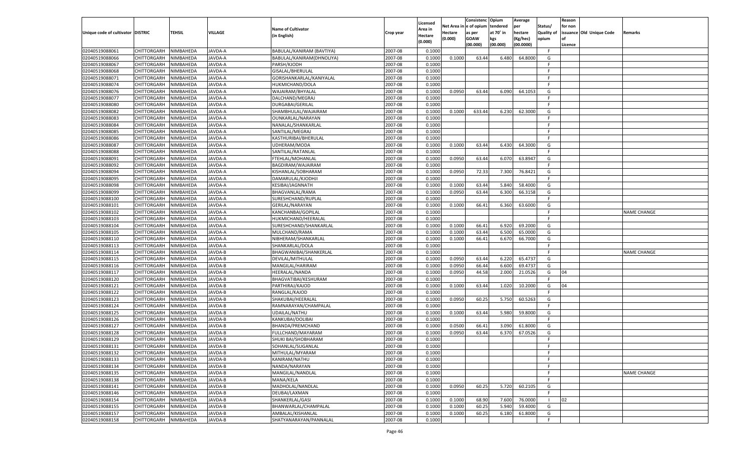| Unique code of cultivator | DISTRIC | TEHSIL | VILLAGE | Name of Cultivator (in English) | Crop year | Licensed Area in Hectare (0.000) | Net Area in Hectare (0.000) | Consistence of opium as per GOAW (00.000) | Opium tendered at 70° in kgs (00.000) | Average per hectare (Kg/hec) (00.0000) | Status/ Quality of opium | Reason for non issuance of Licence | Old Unique Code | Remarks |
|---|---|---|---|---|---|---|---|---|---|---|---|---|---|---|
| 02040519088061 | CHITTORGARH | NIMBAHEDA | JAVDA-A | BABULAL/KANIRAM (BAVTIYA) | 2007-08 | 0.1000 | | | | | F | | | |
| 02040519088066 | CHITTORGARH | NIMBAHEDA | JAVDA-A | BABULAL/KANIRAM(DHNOLIYA) | 2007-08 | 0.1000 | 0.1000 | 63.44 | 6.480 | 64.8000 | G | | | |
| 02040519088067 | CHITTORGARH | NIMBAHEDA | JAVDA-A | PARSH/KJODH | 2007-08 | 0.1000 | | | | | F | | | |
| 02040519088068 | CHITTORGARH | NIMBAHEDA | JAVDA-A | GISALAL/BHERULAL | 2007-08 | 0.1000 | | | | | F | | | |
| 02040519088071 | CHITTORGARH | NIMBAHEDA | JAVDA-A | GORISHANKARLAL/KANIYALAL | 2007-08 | 0.1000 | | | | | F | | | |
| 02040519088074 | CHITTORGARH | NIMBAHEDA | JAVDA-A | HUKMICHAND/DOLA | 2007-08 | 0.1000 | | | | | F | | | |
| 02040519088076 | CHITTORGARH | NIMBAHEDA | JAVDA-A | WAJAIRAM/BHYALAL | 2007-08 | 0.1000 | 0.0950 | 63.44 | 6.090 | 64.1053 | G | | | |
| 02040519088077 | CHITTORGARH | NIMBAHEDA | JAVDA-A | DALCHAND/MEGRAJ | 2007-08 | 0.1000 | | | | | F | | | |
| 02040519088080 | CHITTORGARH | NIMBAHEDA | JAVDA-A | DURGABAI/GERILAL | 2007-08 | 0.1000 | | | | | F | | | |
| 02040519088082 | CHITTORGARH | NIMBAHEDA | JAVDA-A | SHAMBHULAL/WAJAIRAM | 2007-08 | 0.1000 | 0.1000 | 633.44 | 6.230 | 62.3000 | G | | | |
| 02040519088083 | CHITTORGARH | NIMBAHEDA | JAVDA-A | OUNKARLAL/NARAYAN | 2007-08 | 0.1000 | | | | | F | | | |
| 02040519088084 | CHITTORGARH | NIMBAHEDA | JAVDA-A | NANALAL/SHANKARLAL | 2007-08 | 0.1000 | | | | | F | | | |
| 02040519088085 | CHITTORGARH | NIMBAHEDA | JAVDA-A | SANTILAL/MEGRAJ | 2007-08 | 0.1000 | | | | | F | | | |
| 02040519088086 | CHITTORGARH | NIMBAHEDA | JAVDA-A | KASTHURIBAI/BHERULAL | 2007-08 | 0.1000 | | | | | F | | | |
| 02040519088087 | CHITTORGARH | NIMBAHEDA | JAVDA-A | UDHERAM/MODA | 2007-08 | 0.1000 | 0.1000 | 63.44 | 6.430 | 64.3000 | G | | | |
| 02040519088088 | CHITTORGARH | NIMBAHEDA | JAVDA-A | SANTILAL/RATANLAL | 2007-08 | 0.1000 | | | | | F | | | |
| 02040519088091 | CHITTORGARH | NIMBAHEDA | JAVDA-A | FTEHLAL/MOHANLAL | 2007-08 | 0.1000 | 0.0950 | 63.44 | 6.070 | 63.8947 | G | | | |
| 02040519088092 | CHITTORGARH | NIMBAHEDA | JAVDA-A | BAGDIRAM/WAJAIRAM | 2007-08 | 0.1000 | | | | | F | | | |
| 02040519088094 | CHITTORGARH | NIMBAHEDA | JAVDA-A | KISHANLAL/SOBHARAM | 2007-08 | 0.1000 | 0.0950 | 72.33 | 7.300 | 76.8421 | G | | | |
| 02040519088095 | CHITTORGARH | NIMBAHEDA | JAVDA-A | DAMARULAL/KJODHJI | 2007-08 | 0.1000 | | | | | F | | | |
| 02040519088098 | CHITTORGARH | NIMBAHEDA | JAVDA-A | KESIBAI/JAGNNATH | 2007-08 | 0.1000 | 0.1000 | 63.44 | 5.840 | 58.4000 | G | | | |
| 02040519088099 | CHITTORGARH | NIMBAHEDA | JAVDA-A | BHAGVANLAL/RAMA | 2007-08 | 0.1000 | 0.0950 | 63.44 | 6.300 | 66.3158 | G | | | |
| 02040519088100 | CHITTORGARH | NIMBAHEDA | JAVDA-A | SURESHCHAND/RUPLAL | 2007-08 | 0.1000 | | | | | F | | | |
| 02040519088101 | CHITTORGARH | NIMBAHEDA | JAVDA-A | GERILAL/NARAYAN | 2007-08 | 0.1000 | 0.1000 | 66.41 | 6.360 | 63.6000 | G | | | |
| 02040519088102 | CHITTORGARH | NIMBAHEDA | JAVDA-A | KANCHANBAI/GOPILAL | 2007-08 | 0.1000 | | | | | F | | | NAME CHANGE |
| 02040519088103 | CHITTORGARH | NIMBAHEDA | JAVDA-A | HUKMICHAND/HEERALAL | 2007-08 | 0.1000 | | | | | F | | | |
| 02040519088104 | CHITTORGARH | NIMBAHEDA | JAVDA-A | SURESHCHAND/SHANKARLAL | 2007-08 | 0.1000 | 0.1000 | 66.41 | 6.920 | 69.2000 | G | | | |
| 02040519088105 | CHITTORGARH | NIMBAHEDA | JAVDA-A | MULCHAND/RAMA | 2007-08 | 0.1000 | 0.1000 | 63.44 | 6.500 | 65.0000 | G | | | |
| 02040519088110 | CHITTORGARH | NIMBAHEDA | JAVDA-A | NIBHERAM/SHANKARLAL | 2007-08 | 0.1000 | 0.1000 | 66.41 | 6.670 | 66.7000 | G | | | |
| 02040519088113 | CHITTORGARH | NIMBAHEDA | JAVDA-A | SHANKARLAL/DOLA | 2007-08 | 0.1000 | | | | | F | | | |
| 02040519088114 | CHITTORGARH | NIMBAHEDA | JAVDA-B | BHAGWANIBAI/SHANKERLAL | 2007-08 | 0.1000 | | | | | F | | | NAME CHANGE |
| 02040519088115 | CHITTORGARH | NIMBAHEDA | JAVDA-B | DEVILAL/MITHULAL | 2007-08 | 0.1000 | 0.0950 | 63.44 | 6.220 | 65.4737 | G | | | |
| 02040519088116 | CHITTORGARH | NIMBAHEDA | JAVDA-B | MANGILAL/HARIRAM | 2007-08 | 0.1000 | 0.0950 | 66.44 | 6.600 | 69.4737 | G | | | |
| 02040519088117 | CHITTORGARH | NIMBAHEDA | JAVDA-B | HEERALAL/NANDA | 2007-08 | 0.1000 | 0.0950 | 44.58 | 2.000 | 21.0526 | G | 04 | | |
| 02040519088120 | CHITTORGARH | NIMBAHEDA | JAVDA-B | BHAGVATIBAI/KESHURAM | 2007-08 | 0.1000 | | | | | F | | | |
| 02040519088121 | CHITTORGARH | NIMBAHEDA | JAVDA-B | PARTHIRAJ/KAJOD | 2007-08 | 0.1000 | 0.1000 | 63.44 | 1.020 | 10.2000 | G | 04 | | |
| 02040519088122 | CHITTORGARH | NIMBAHEDA | JAVDA-B | RANGLAL/KAJOD | 2007-08 | 0.1000 | | | | | F | | | |
| 02040519088123 | CHITTORGARH | NIMBAHEDA | JAVDA-B | SHAKUBAI/HEERALAL | 2007-08 | 0.1000 | 0.0950 | 60.25 | 5.750 | 60.5263 | G | | | |
| 02040519088124 | CHITTORGARH | NIMBAHEDA | JAVDA-B | RAMNARAYAN/CHAMPALAL | 2007-08 | 0.1000 | | | | | F | | | |
| 02040519088125 | CHITTORGARH | NIMBAHEDA | JAVDA-B | UDAILAL/NATHU | 2007-08 | 0.1000 | 0.1000 | 63.44 | 5.980 | 59.8000 | G | | | |
| 02040519088126 | CHITTORGARH | NIMBAHEDA | JAVDA-B | KANKUBAI/DOLIBAI | 2007-08 | 0.1000 | | | | | F | | | |
| 02040519088127 | CHITTORGARH | NIMBAHEDA | JAVDA-B | BHANDA/PREMCHAND | 2007-08 | 0.1000 | 0.0500 | 66.41 | 3.090 | 61.8000 | G | | | |
| 02040519088128 | CHITTORGARH | NIMBAHEDA | JAVDA-B | FULLCHAND/MAYARAM | 2007-08 | 0.1000 | 0.0950 | 63.44 | 6.370 | 67.0526 | G | | | |
| 02040519088129 | CHITTORGARH | NIMBAHEDA | JAVDA-B | SHUKI BAI/SHOBHARAM | 2007-08 | 0.1000 | | | | | F | | | |
| 02040519088131 | CHITTORGARH | NIMBAHEDA | JAVDA-B | SOHANLAL/SUGANLAL | 2007-08 | 0.1000 | | | | | F | | | |
| 02040519088132 | CHITTORGARH | NIMBAHEDA | JAVDA-B | MITHULAL/MYARAM | 2007-08 | 0.1000 | | | | | F | | | |
| 02040519088133 | CHITTORGARH | NIMBAHEDA | JAVDA-B | KANIRAM/NATHU | 2007-08 | 0.1000 | | | | | F | | | |
| 02040519088134 | CHITTORGARH | NIMBAHEDA | JAVDA-B | NANDA/NARAYAN | 2007-08 | 0.1000 | | | | | F | | | |
| 02040519088135 | CHITTORGARH | NIMBAHEDA | JAVDA-B | MANGILAL/NANDLAL | 2007-08 | 0.1000 | | | | | F | | | NAME CHANGE |
| 02040519088138 | CHITTORGARH | NIMBAHEDA | JAVDA-B | MANA/KELA | 2007-08 | 0.1000 | | | | | F | | | |
| 02040519088141 | CHITTORGARH | NIMBAHEDA | JAVDA-B | MADHOLAL/NANDLAL | 2007-08 | 0.1000 | 0.0950 | 60.25 | 5.720 | 60.2105 | G | | | |
| 02040519088146 | CHITTORGARH | NIMBAHEDA | JAVDA-B | DEUBAI/LAXMAN | 2007-08 | 0.1000 | | | | | F | | | |
| 02040519088154 | CHITTORGARH | NIMBAHEDA | JAVDA-B | SHANKERLAL/GASI | 2007-08 | 0.1000 | 0.1000 | 68.90 | 7.600 | 76.0000 | I | 02 | | |
| 02040519088155 | CHITTORGARH | NIMBAHEDA | JAVDA-B | BHANWARLAL/CHAMPALAL | 2007-08 | 0.1000 | 0.1000 | 60.25 | 5.940 | 59.4000 | G | | | |
| 02040519088157 | CHITTORGARH | NIMBAHEDA | JAVDA-B | AMBALAL/KISHANLAL | 2007-08 | 0.1000 | 0.1000 | 60.25 | 6.180 | 61.8000 | G | | | |
| 02040519088158 | CHITTORGARH | NIMBAHEDA | JAVDA-B | SHATYANARAYAN/PANNALAL | 2007-08 | 0.1000 | | | | | F | | | |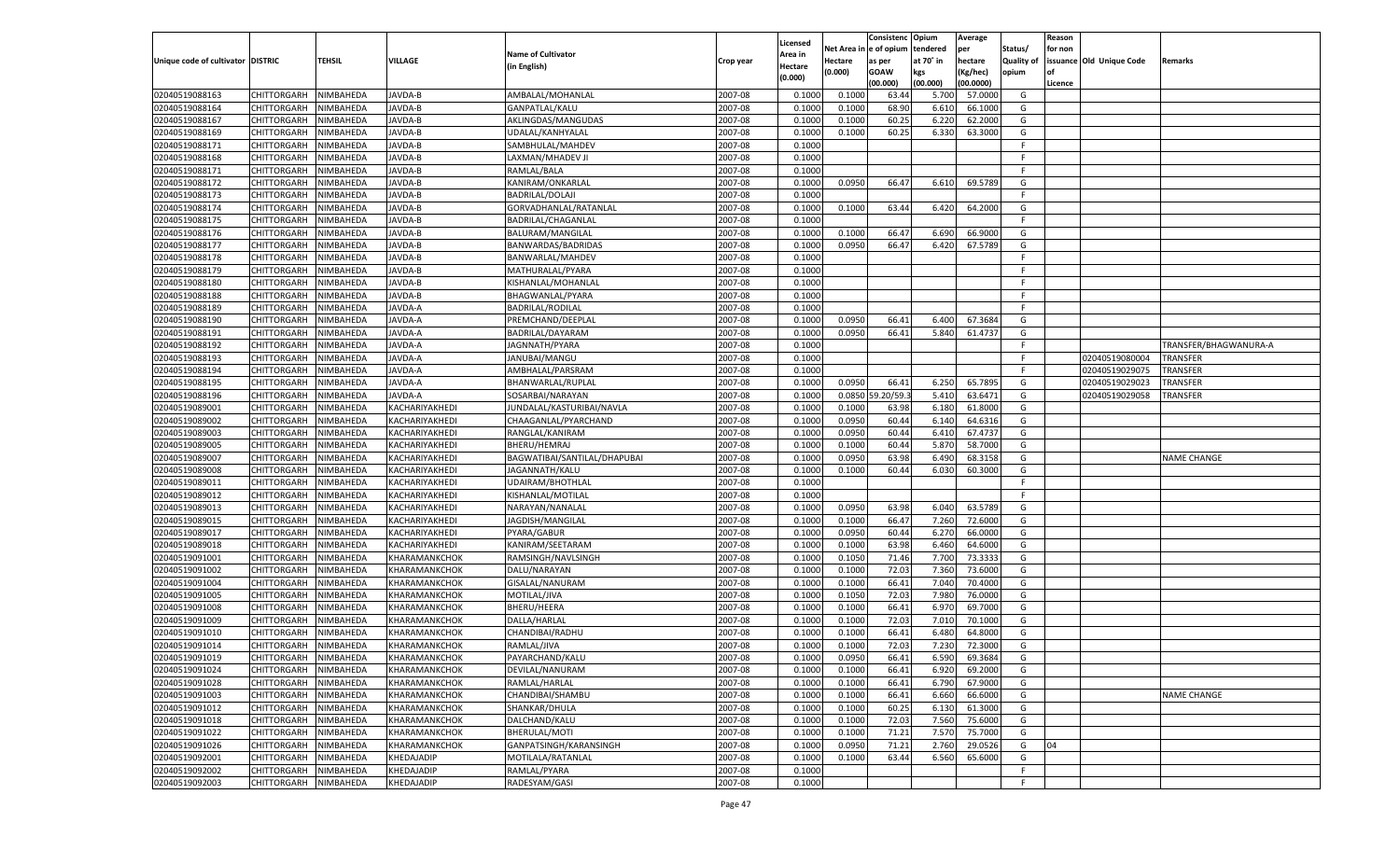| Unique code of cultivator | DISTRIC | TEHSIL | VILLAGE | Name of Cultivator (in English) | Crop year | Licensed Area in Hectare (0.000) | Net Area in Hectare (0.000) | Consistenc e of opium as per GOAW (00.000) | Opium tendered at 70° in kgs (00.000) | Average per hectare (Kg/hec) (00.0000) | Status/ Quality of opium | Reason for non issuance of Licence | Old Unique Code | Remarks |
|---|---|---|---|---|---|---|---|---|---|---|---|---|---|---|
| 02040519088163 | CHITTORGARH | NIMBAHEDA | JAVDA-B | AMBALAL/MOHANLAL | 2007-08 | 0.1000 | 0.1000 | 63.44 | 5.700 | 57.0000 | G | | | |
| 02040519088164 | CHITTORGARH | NIMBAHEDA | JAVDA-B | GANPATLAL/KALU | 2007-08 | 0.1000 | 0.1000 | 68.90 | 6.610 | 66.1000 | G | | | |
| 02040519088167 | CHITTORGARH | NIMBAHEDA | JAVDA-B | AKLINGDAS/MANGUDAS | 2007-08 | 0.1000 | 0.1000 | 60.25 | 6.220 | 62.2000 | G | | | |
| 02040519088169 | CHITTORGARH | NIMBAHEDA | JAVDA-B | UDALAL/KANHYALAL | 2007-08 | 0.1000 | 0.1000 | 60.25 | 6.330 | 63.3000 | G | | | |
| 02040519088171 | CHITTORGARH | NIMBAHEDA | JAVDA-B | SAMBHULAL/MAHDEV | 2007-08 | 0.1000 | | | | | F | | | |
| 02040519088168 | CHITTORGARH | NIMBAHEDA | JAVDA-B | LAXMAN/MHADEV JI | 2007-08 | 0.1000 | | | | | F | | | |
| 02040519088171 | CHITTORGARH | NIMBAHEDA | JAVDA-B | RAMLAL/BALA | 2007-08 | 0.1000 | | | | | F | | | |
| 02040519088172 | CHITTORGARH | NIMBAHEDA | JAVDA-B | KANIRAM/ONKARLAL | 2007-08 | 0.1000 | 0.0950 | 66.47 | 6.610 | 69.5789 | G | | | |
| 02040519088173 | CHITTORGARH | NIMBAHEDA | JAVDA-B | BADRILAL/DOLAJI | 2007-08 | 0.1000 | | | | | F | | | |
| 02040519088174 | CHITTORGARH | NIMBAHEDA | JAVDA-B | GORVADHANLAL/RATANLAL | 2007-08 | 0.1000 | 0.1000 | 63.44 | 6.420 | 64.2000 | G | | | |
| 02040519088175 | CHITTORGARH | NIMBAHEDA | JAVDA-B | BADRILAL/CHAGANLAL | 2007-08 | 0.1000 | | | | | F | | | |
| 02040519088176 | CHITTORGARH | NIMBAHEDA | JAVDA-B | BALURAM/MANGILAL | 2007-08 | 0.1000 | 0.1000 | 66.47 | 6.690 | 66.9000 | G | | | |
| 02040519088177 | CHITTORGARH | NIMBAHEDA | JAVDA-B | BANWARDAS/BADRIDAS | 2007-08 | 0.1000 | 0.0950 | 66.47 | 6.420 | 67.5789 | G | | | |
| 02040519088178 | CHITTORGARH | NIMBAHEDA | JAVDA-B | BANWARLAL/MAHDEV | 2007-08 | 0.1000 | | | | | F | | | |
| 02040519088179 | CHITTORGARH | NIMBAHEDA | JAVDA-B | MATHURALAL/PYARA | 2007-08 | 0.1000 | | | | | F | | | |
| 02040519088180 | CHITTORGARH | NIMBAHEDA | JAVDA-B | KISHANLAL/MOHANLAL | 2007-08 | 0.1000 | | | | | F | | | |
| 02040519088188 | CHITTORGARH | NIMBAHEDA | JAVDA-B | BHAGWANLAL/PYARA | 2007-08 | 0.1000 | | | | | F | | | |
| 02040519088189 | CHITTORGARH | NIMBAHEDA | JAVDA-A | BADRILAL/RODILAL | 2007-08 | 0.1000 | | | | | F | | | |
| 02040519088190 | CHITTORGARH | NIMBAHEDA | JAVDA-A | PREMCHAND/DEEPLAL | 2007-08 | 0.1000 | 0.0950 | 66.41 | 6.400 | 67.3684 | G | | | |
| 02040519088191 | CHITTORGARH | NIMBAHEDA | JAVDA-A | BADRILAL/DAYARAM | 2007-08 | 0.1000 | 0.0950 | 66.41 | 5.840 | 61.4737 | G | | | |
| 02040519088192 | CHITTORGARH | NIMBAHEDA | JAVDA-A | JAGNNATH/PYARA | 2007-08 | 0.1000 | | | | | F | | | TRANSFER/BHAGWANURA-A |
| 02040519088193 | CHITTORGARH | NIMBAHEDA | JAVDA-A | JANUBAI/MANGU | 2007-08 | 0.1000 | | | | | F | | 02040519080004 | TRANSFER |
| 02040519088194 | CHITTORGARH | NIMBAHEDA | JAVDA-A | AMBHALAL/PARSRAM | 2007-08 | 0.1000 | | | | | F | | 02040519029075 | TRANSFER |
| 02040519088195 | CHITTORGARH | NIMBAHEDA | JAVDA-A | BHANWARLAL/RUPLAL | 2007-08 | 0.1000 | 0.0950 | 66.41 | 6.250 | 65.7895 | G | | 02040519029023 | TRANSFER |
| 02040519088196 | CHITTORGARH | NIMBAHEDA | JAVDA-A | SOSARBAI/NARAYAN | 2007-08 | 0.1000 | 0.0850 | 59.20/59.3 | 5.410 | 63.6471 | G | | 02040519029058 | TRANSFER |
| 02040519089001 | CHITTORGARH | NIMBAHEDA | KACHARIYAKHEDI | JUNDALAL/KASTURIBAI/NAVLA | 2007-08 | 0.1000 | 0.1000 | 63.98 | 6.180 | 61.8000 | G | | | |
| 02040519089002 | CHITTORGARH | NIMBAHEDA | KACHARIYAKHEDI | CHAAGANLAL/PYARCHAND | 2007-08 | 0.1000 | 0.0950 | 60.44 | 6.140 | 64.6316 | G | | | |
| 02040519089003 | CHITTORGARH | NIMBAHEDA | KACHARIYAKHEDI | RANGLAL/KANIRAM | 2007-08 | 0.1000 | 0.0950 | 60.44 | 6.410 | 67.4737 | G | | | |
| 02040519089005 | CHITTORGARH | NIMBAHEDA | KACHARIYAKHEDI | BHERU/HEMRAJ | 2007-08 | 0.1000 | 0.1000 | 60.44 | 5.870 | 58.7000 | G | | | |
| 02040519089007 | CHITTORGARH | NIMBAHEDA | KACHARIYAKHEDI | BAGWATIBAI/SANTILAL/DHAPUBAI | 2007-08 | 0.1000 | 0.0950 | 63.98 | 6.490 | 68.3158 | G | | | NAME CHANGE |
| 02040519089008 | CHITTORGARH | NIMBAHEDA | KACHARIYAKHEDI | JAGANNATH/KALU | 2007-08 | 0.1000 | 0.1000 | 60.44 | 6.030 | 60.3000 | G | | | |
| 02040519089011 | CHITTORGARH | NIMBAHEDA | KACHARIYAKHEDI | UDAIRAM/BHOTHLAL | 2007-08 | 0.1000 | | | | | F | | | |
| 02040519089012 | CHITTORGARH | NIMBAHEDA | KACHARIYAKHEDI | KISHANLAL/MOTILAL | 2007-08 | 0.1000 | | | | | F | | | |
| 02040519089013 | CHITTORGARH | NIMBAHEDA | KACHARIYAKHEDI | NARAYAN/NANALAL | 2007-08 | 0.1000 | 0.0950 | 63.98 | 6.040 | 63.5789 | G | | | |
| 02040519089015 | CHITTORGARH | NIMBAHEDA | KACHARIYAKHEDI | JAGDISH/MANGILAL | 2007-08 | 0.1000 | 0.1000 | 66.47 | 7.260 | 72.6000 | G | | | |
| 02040519089017 | CHITTORGARH | NIMBAHEDA | KACHARIYAKHEDI | PYARA/GABUR | 2007-08 | 0.1000 | 0.0950 | 60.44 | 6.270 | 66.0000 | G | | | |
| 02040519089018 | CHITTORGARH | NIMBAHEDA | KACHARIYAKHEDI | KANIRAM/SEETARAM | 2007-08 | 0.1000 | 0.1000 | 63.98 | 6.460 | 64.6000 | G | | | |
| 02040519091001 | CHITTORGARH | NIMBAHEDA | KHARAMANKCHOK | RAMSINGH/NAVLSINGH | 2007-08 | 0.1000 | 0.1050 | 71.46 | 7.700 | 73.3333 | G | | | |
| 02040519091002 | CHITTORGARH | NIMBAHEDA | KHARAMANKCHOK | DALU/NARAYAN | 2007-08 | 0.1000 | 0.1000 | 72.03 | 7.360 | 73.6000 | G | | | |
| 02040519091004 | CHITTORGARH | NIMBAHEDA | KHARAMANKCHOK | GISALAL/NANURAM | 2007-08 | 0.1000 | 0.1000 | 66.41 | 7.040 | 70.4000 | G | | | |
| 02040519091005 | CHITTORGARH | NIMBAHEDA | KHARAMANKCHOK | MOTILAL/JIVA | 2007-08 | 0.1000 | 0.1050 | 72.03 | 7.980 | 76.0000 | G | | | |
| 02040519091008 | CHITTORGARH | NIMBAHEDA | KHARAMANKCHOK | BHERU/HEERA | 2007-08 | 0.1000 | 0.1000 | 66.41 | 6.970 | 69.7000 | G | | | |
| 02040519091009 | CHITTORGARH | NIMBAHEDA | KHARAMANKCHOK | DALLA/HARLAL | 2007-08 | 0.1000 | 0.1000 | 72.03 | 7.010 | 70.1000 | G | | | |
| 02040519091010 | CHITTORGARH | NIMBAHEDA | KHARAMANKCHOK | CHANDIBAI/RADHU | 2007-08 | 0.1000 | 0.1000 | 66.41 | 6.480 | 64.8000 | G | | | |
| 02040519091014 | CHITTORGARH | NIMBAHEDA | KHARAMANKCHOK | RAMLAL/JIVA | 2007-08 | 0.1000 | 0.1000 | 72.03 | 7.230 | 72.3000 | G | | | |
| 02040519091019 | CHITTORGARH | NIMBAHEDA | KHARAMANKCHOK | PAYARCHAND/KALU | 2007-08 | 0.1000 | 0.0950 | 66.41 | 6.590 | 69.3684 | G | | | |
| 02040519091024 | CHITTORGARH | NIMBAHEDA | KHARAMANKCHOK | DEVILAL/NANURAM | 2007-08 | 0.1000 | 0.1000 | 66.41 | 6.920 | 69.2000 | G | | | |
| 02040519091028 | CHITTORGARH | NIMBAHEDA | KHARAMANKCHOK | RAMLAL/HARLAL | 2007-08 | 0.1000 | 0.1000 | 66.41 | 6.790 | 67.9000 | G | | | |
| 02040519091003 | CHITTORGARH | NIMBAHEDA | KHARAMANKCHOK | CHANDIBAI/SHAMBU | 2007-08 | 0.1000 | 0.1000 | 66.41 | 6.660 | 66.6000 | G | | | NAME CHANGE |
| 02040519091012 | CHITTORGARH | NIMBAHEDA | KHARAMANKCHOK | SHANKAR/DHULA | 2007-08 | 0.1000 | 0.1000 | 60.25 | 6.130 | 61.3000 | G | | | |
| 02040519091018 | CHITTORGARH | NIMBAHEDA | KHARAMANKCHOK | DALCHAND/KALU | 2007-08 | 0.1000 | 0.1000 | 72.03 | 7.560 | 75.6000 | G | | | |
| 02040519091022 | CHITTORGARH | NIMBAHEDA | KHARAMANKCHOK | BHERULAL/MOTI | 2007-08 | 0.1000 | 0.1000 | 71.21 | 7.570 | 75.7000 | G | | | |
| 02040519091026 | CHITTORGARH | NIMBAHEDA | KHARAMANKCHOK | GANPATSINGH/KARANSINGH | 2007-08 | 0.1000 | 0.0950 | 71.21 | 2.760 | 29.0526 | G | 04 | | |
| 02040519092001 | CHITTORGARH | NIMBAHEDA | KHEDAJADIP | MOTILALA/RATANLAL | 2007-08 | 0.1000 | 0.1000 | 63.44 | 6.560 | 65.6000 | G | | | |
| 02040519092002 | CHITTORGARH | NIMBAHEDA | KHEDAJADIP | RAMLAL/PYARA | 2007-08 | 0.1000 | | | | | F | | | |
| 02040519092003 | CHITTORGARH | NIMBAHEDA | KHEDAJADIP | RADESYAM/GASI | 2007-08 | 0.1000 | | | | | F | | | |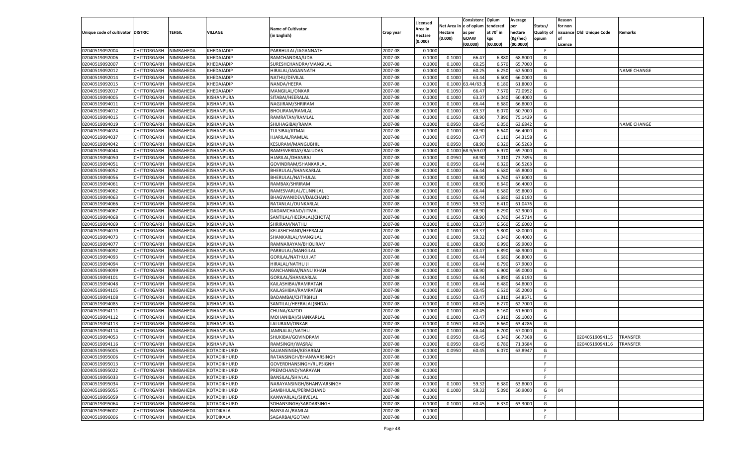| Unique code of cultivator | DISTRIC | TEHSIL | VILLAGE | Name of Cultivator (in English) | Crop year | Licensed Area in Hectare (0.000) | Net Area in Hectare (0.000) | Consistenc e of opium as per GOAW (00.000) | Opium tendered at 70° in kgs (00.000) | Average per hectare (Kg/hec) (00.0000) | Status/ Quality of opium | Reason for non issuance of Licence | Old Unique Code | Remarks |
|---|---|---|---|---|---|---|---|---|---|---|---|---|---|---|
| 02040519092004 | CHITTORGARH | NIMBAHEDA | KHEDAJADIP | PARBHULAL/JAGANNATH | 2007-08 | 0.1000 | | | | | F | | | |
| 02040519092006 | CHITTORGARH | NIMBAHEDA | KHEDAJADIP | RAMCHANDRA/UDA | 2007-08 | 0.1000 | 0.1000 | 66.47 | 6.880 | 68.8000 | G | | | |
| 02040519092007 | CHITTORGARH | NIMBAHEDA | KHEDAJADIP | SURESHCHANDRA/MANGILAL | 2007-08 | 0.1000 | 0.1000 | 60.25 | 6.570 | 65.7000 | G | | | |
| 02040519092012 | CHITTORGARH | NIMBAHEDA | KHEDAJADIP | HIRALAL/JAGANNATH | 2007-08 | 0.1000 | 0.1000 | 60.25 | 6.250 | 62.5000 | G | | | NAME CHANGE |
| 02040519092014 | CHITTORGARH | NIMBAHEDA | KHEDAJADIP | NATHU/DEVILAL | 2007-08 | 0.1000 | 0.1000 | 63.44 | 6.600 | 66.0000 | G | | | |
| 02040519092015 | CHITTORGARH | NIMBAHEDA | KHEDAJADIP | NANDA/HEERA | 2007-08 | 0.1000 | 0.1000 | 63.44/63.3 | 6.180 | 61.8000 | G | | | |
| 02040519092017 | CHITTORGARH | NIMBAHEDA | KHEDAJADIP | MANGILAL/ONKAR | 2007-08 | 0.1000 | 0.1050 | 66.47 | 7.570 | 72.0952 | G | | | |
| 02040519094005 | CHITTORGARH | NIMBAHEDA | KISHANPURA | SITABAI/HEERALAL | 2007-08 | 0.1000 | 0.1000 | 63.37 | 6.040 | 60.4000 | G | | | |
| 02040519094011 | CHITTORGARH | NIMBAHEDA | KISHANPURA | NAGJIRAM/SHRIRAM | 2007-08 | 0.1000 | 0.1000 | 66.44 | 6.680 | 66.8000 | G | | | |
| 02040519094012 | CHITTORGARH | NIMBAHEDA | KISHANPURA | BHOLIRAM/RAMLAL | 2007-08 | 0.1000 | 0.1000 | 63.37 | 6.070 | 60.7000 | G | | | |
| 02040519094015 | CHITTORGARH | NIMBAHEDA | KISHANPURA | RAMRATAN/RAMLAL | 2007-08 | 0.1000 | 0.1050 | 68.90 | 7.890 | 75.1429 | G | | | |
| 02040519094019 | CHITTORGARH | NIMBAHEDA | KISHANPURA | SHUHAGIBAI/RAMA | 2007-08 | 0.1000 | 0.0950 | 60.45 | 6.050 | 63.6842 | G | | | NAME CHANGE |
| 02040519094024 | CHITTORGARH | NIMBAHEDA | KISHANPURA | TULSIBAI/JITMAL | 2007-08 | 0.1000 | 0.1000 | 68.90 | 6.640 | 66.4000 | G | | | |
| 02040519094037 | CHITTORGARH | NIMBAHEDA | KISHANPURA | HJARILAL/RAMLAL | 2007-08 | 0.1000 | 0.0950 | 63.47 | 6.110 | 64.3158 | G | | | |
| 02040519094042 | CHITTORGARH | NIMBAHEDA | KISHANPURA | KESURAM/MANGUBHIL | 2007-08 | 0.1000 | 0.0950 | 68.90 | 6.320 | 66.5263 | G | | | |
| 02040519094044 | CHITTORGARH | NIMBAHEDA | KISHANPURA | RAMESVERDAS/BALUDAS | 2007-08 | 0.1000 | 0.1000 | 68.9/69.07 | 6.970 | 69.7000 | G | | | |
| 02040519094050 | CHITTORGARH | NIMBAHEDA | KISHANPURA | HJARILAL/DHANRAJ | 2007-08 | 0.1000 | 0.0950 | 68.90 | 7.010 | 73.7895 | G | | | |
| 02040519094051 | CHITTORGARH | NIMBAHEDA | KISHANPURA | GOVINDRAM/SHANKARLAL | 2007-08 | 0.1000 | 0.0950 | 66.44 | 6.320 | 66.5263 | G | | | |
| 02040519094052 | CHITTORGARH | NIMBAHEDA | KISHANPURA | BHERULAL/SHANKARLAL | 2007-08 | 0.1000 | 0.1000 | 66.44 | 6.580 | 65.8000 | G | | | |
| 02040519094056 | CHITTORGARH | NIMBAHEDA | KISHANPURA | BHERULAL/NATHULAL | 2007-08 | 0.1000 | 0.1000 | 68.90 | 6.760 | 67.6000 | G | | | |
| 02040519094061 | CHITTORGARH | NIMBAHEDA | KISHANPURA | RAMBAX/SHRIRAM | 2007-08 | 0.1000 | 0.1000 | 68.90 | 6.640 | 66.4000 | G | | | |
| 02040519094062 | CHITTORGARH | NIMBAHEDA | KISHANPURA | RAMESVARLAL/CUNNILAL | 2007-08 | 0.1000 | 0.1000 | 66.44 | 6.580 | 65.8000 | G | | | |
| 02040519094063 | CHITTORGARH | NIMBAHEDA | KISHANPURA | BHAGWANIDEVI/DALCHAND | 2007-08 | 0.1000 | 0.1050 | 66.44 | 6.680 | 63.6190 | G | | | |
| 02040519094066 | CHITTORGARH | NIMBAHEDA | KISHANPURA | RATANLAL/OUNKARLAL | 2007-08 | 0.1000 | 0.1050 | 59.32 | 6.410 | 61.0476 | G | | | |
| 02040519094067 | CHITTORGARH | NIMBAHEDA | KISHANPURA | DADAMCHAND/JITMAL | 2007-08 | 0.1000 | 0.1000 | 68.90 | 6.290 | 62.9000 | G | | | |
| 02040519094068 | CHITTORGARH | NIMBAHEDA | KISHANPURA | SANTILAL/HEERALAL(CHOTA) | 2007-08 | 0.1000 | 0.1050 | 68.90 | 6.780 | 64.5714 | G | | | |
| 02040519094069 | CHITTORGARH | NIMBAHEDA | KISHANPURA | SHRIRAM/NATHU | 2007-08 | 0.1000 | 0.1000 | 63.37 | 6.560 | 65.6000 | G | | | |
| 02040519094070 | CHITTORGARH | NIMBAHEDA | KISHANPURA | KELASHCHAND/HEERALAL | 2007-08 | 0.1000 | 0.1000 | 63.37 | 5.800 | 58.0000 | G | | | |
| 02040519094073 | CHITTORGARH | NIMBAHEDA | KISHANPURA | SHANKARLAL/MANGILAL | 2007-08 | 0.1000 | 0.1000 | 59.32 | 6.040 | 60.4000 | G | | | |
| 02040519094077 | CHITTORGARH | NIMBAHEDA | KISHANPURA | RAMNARAYAN/BHOLIRAM | 2007-08 | 0.1000 | 0.1000 | 68.90 | 6.990 | 69.9000 | G | | | |
| 02040519094092 | CHITTORGARH | NIMBAHEDA | KISHANPURA | PARBULAL/MANGILAL | 2007-08 | 0.1000 | 0.1000 | 63.47 | 6.890 | 68.9000 | G | | | |
| 02040519094093 | CHITTORGARH | NIMBAHEDA | KISHANPURA | GORILAL/NATHUJI JAT | 2007-08 | 0.1000 | 0.1000 | 66.44 | 6.680 | 66.8000 | G | | | |
| 02040519094094 | CHITTORGARH | NIMBAHEDA | KISHANPURA | HIRALAL/NATHU JI | 2007-08 | 0.1000 | 0.1000 | 66.44 | 6.790 | 67.9000 | G | | | |
| 02040519094099 | CHITTORGARH | NIMBAHEDA | KISHANPURA | KANCHANBAI/NANU KHAN | 2007-08 | 0.1000 | 0.1000 | 68.90 | 6.900 | 69.0000 | G | | | |
| 02040519094101 | CHITTORGARH | NIMBAHEDA | KISHANPURA | GORILAL/SHANKARLAL | 2007-08 | 0.1000 | 0.1050 | 66.44 | 6.890 | 65.6190 | G | | | |
| 02040519094048 | CHITTORGARH | NIMBAHEDA | KISHANPURA | KAILASHIBAI/RAMRATAN | 2007-08 | 0.1000 | 0.1000 | 66.44 | 6.480 | 64.8000 | G | | | |
| 02040519094105 | CHITTORGARH | NIMBAHEDA | KISHANPURA | KAILASHIBAI/RAMRATAN | 2007-08 | 0.1000 | 0.1000 | 60.45 | 6.520 | 65.2000 | G | | | |
| 02040519094108 | CHITTORGARH | NIMBAHEDA | KISHANPURA | BADAMBAI/CHTRBHUJ | 2007-08 | 0.1000 | 0.1050 | 63.47 | 6.810 | 64.8571 | G | | | |
| 02040519094085 | CHITTORGARH | NIMBAHEDA | KISHANPURA | SANTILAL/HEERALAL(BHDA) | 2007-08 | 0.1000 | 0.1000 | 60.45 | 6.270 | 62.7000 | G | | | |
| 02040519094111 | CHITTORGARH | NIMBAHEDA | KISHANPURA | CHUNA/KAZOD | 2007-08 | 0.1000 | 0.1000 | 60.45 | 6.160 | 61.6000 | G | | | |
| 02040519094112 | CHITTORGARH | NIMBAHEDA | KISHANPURA | MOHANIBAI/SHANKARLAL | 2007-08 | 0.1000 | 0.1000 | 63.47 | 6.910 | 69.1000 | G | | | |
| 02040519094113 | CHITTORGARH | NIMBAHEDA | KISHANPURA | LALURAM/ONKAR | 2007-08 | 0.1000 | 0.1050 | 60.45 | 6.660 | 63.4286 | G | | | |
| 02040519094114 | CHITTORGARH | NIMBAHEDA | KISHANPURA | JAMNALAL/NATHU | 2007-08 | 0.1000 | 0.1000 | 66.44 | 6.700 | 67.0000 | G | | | |
| 02040519094053 | CHITTORGARH | NIMBAHEDA | KISHANPURA | SHUKIBAI/GOVINDRAM | 2007-08 | 0.1000 | 0.0950 | 60.45 | 6.340 | 66.7368 | G | | 02040519094115 | TRANSFER |
| 02040519094116 | CHITTORGARH | NIMBAHEDA | KISHANPURA | RAMSINGH/WASRAJ | 2007-08 | 0.1000 | 0.0950 | 60.45 | 6.780 | 71.3684 | G | | 02040519094116 | TRANSFER |
| 02040519095005 | CHITTORGARH | NIMBAHEDA | KOTADIKHURD | SAJJANSINGH/KESARBAI | 2007-08 | 0.1000 | 0.0950 | 60.45 | 6.070 | 63.8947 | G | | | |
| 02040519095006 | CHITTORGARH | NIMBAHEDA | KOTADIKHURD | RATANSINGH/BHANWARSINGH | 2007-08 | 0.1000 | | | | | F | | | |
| 02040519095013 | CHITTORGARH | NIMBAHEDA | KOTADIKHURD | GOVERDHANSINGH/RUPSIGNH | 2007-08 | 0.1000 | | | | | F | | | |
| 02040519095022 | CHITTORGARH | NIMBAHEDA | KOTADIKHURD | PREMCHAND/NARAYAN | 2007-08 | 0.1000 | | | | | F | | | |
| 02040519095033 | CHITTORGARH | NIMBAHEDA | KOTADIKHURD | BANSILAL/SHIVLAL | 2007-08 | 0.1000 | | | | | F | | | |
| 02040519095034 | CHITTORGARH | NIMBAHEDA | KOTADIKHURD | NARAYANSINGH/BHANWARSINGH | 2007-08 | 0.1000 | 0.1000 | 59.32 | 6.380 | 63.8000 | G | | | |
| 02040519095055 | CHITTORGARH | NIMBAHEDA | KOTADIKHURD | SAMBHULAL/PERMCHAND | 2007-08 | 0.1000 | 0.1000 | 59.32 | 5.090 | 50.9000 | G | 04 | | |
| 02040519095059 | CHITTORGARH | NIMBAHEDA | KOTADIKHURD | KANWARLAL/SHIVELAL | 2007-08 | 0.1000 | | | | | F | | | |
| 02040519095064 | CHITTORGARH | NIMBAHEDA | KOTADIKHURD | SOHANSINGH/SARDARSINGH | 2007-08 | 0.1000 | 0.1000 | 60.45 | 6.330 | 63.3000 | G | | | |
| 02040519096002 | CHITTORGARH | NIMBAHEDA | KOTDIKALA | BANSILAL/RAMLAL | 2007-08 | 0.1000 | | | | | F | | | |
| 02040519096006 | CHITTORGARH | NIMBAHEDA | KOTDIKALA | SAGARBAI/GOTAM | 2007-08 | 0.1000 | | | | | F | | | |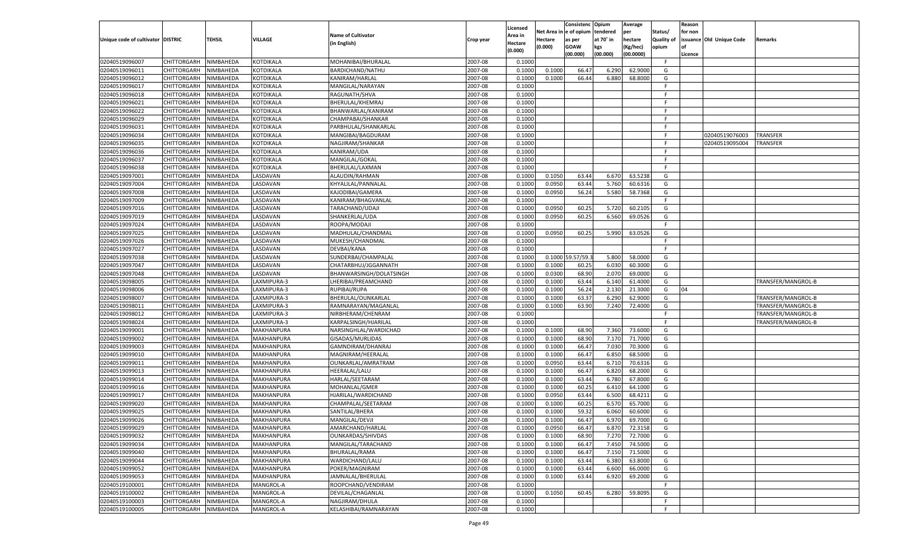| Unique code of cultivator | DISTRIC | TEHSIL | VILLAGE | Name of Cultivator (in English) | Crop year | Licensed Area in Hectare (0.000) | Net Area in Hectare (0.000) | Consistence of opium as per GOAW (00.000) | Opium tendered at 70° in kgs (00.000) | Average per hectare (Kg/hec) (00.0000) | Status/ Quality of opium | Reason for non issuance of Licence | Old Unique Code | Remarks |
|---|---|---|---|---|---|---|---|---|---|---|---|---|---|---|
| 02040519096007 | CHITTORGARH | NIMBAHEDA | KOTDIKALA | MOHANIBAI/BHURALAL | 2007-08 | 0.1000 | | | | | F | | | |
| 02040519096011 | CHITTORGARH | NIMBAHEDA | KOTDIKALA | BARDICHAND/NATHU | 2007-08 | 0.1000 | 0.1000 | 66.47 | 6.290 | 62.9000 | G | | | |
| 02040519096012 | CHITTORGARH | NIMBAHEDA | KOTDIKALA | KANIRAM/HARLAL | 2007-08 | 0.1000 | 0.1000 | 66.44 | 6.880 | 68.8000 | G | | | |
| 02040519096017 | CHITTORGARH | NIMBAHEDA | KOTDIKALA | MANGILAL/NARAYAN | 2007-08 | 0.1000 | | | | | F | | | |
| 02040519096018 | CHITTORGARH | NIMBAHEDA | KOTDIKALA | RAGUNATH/SHVA | 2007-08 | 0.1000 | | | | | F | | | |
| 02040519096021 | CHITTORGARH | NIMBAHEDA | KOTDIKALA | BHERULAL/KHEMRAJ | 2007-08 | 0.1000 | | | | | F | | | |
| 02040519096022 | CHITTORGARH | NIMBAHEDA | KOTDIKALA | BHANWARLAL/KANIRAM | 2007-08 | 0.1000 | | | | | F | | | |
| 02040519096029 | CHITTORGARH | NIMBAHEDA | KOTDIKALA | CHAMPABAI/SHANKAR | 2007-08 | 0.1000 | | | | | F | | | |
| 02040519096031 | CHITTORGARH | NIMBAHEDA | KOTDIKALA | PARBHULAL/SHANKARLAL | 2007-08 | 0.1000 | | | | | F | | | |
| 02040519096034 | CHITTORGARH | NIMBAHEDA | KOTDIKALA | MANGIBAI/BAGDURAM | 2007-08 | 0.1000 | | | | | F | | 02040519076003 | TRANSFER |
| 02040519096035 | CHITTORGARH | NIMBAHEDA | KOTDIKALA | NAGJIRAM/SHANKAR | 2007-08 | 0.1000 | | | | | F | | 02040519095004 | TRANSFER |
| 02040519096036 | CHITTORGARH | NIMBAHEDA | KOTDIKALA | KANIRAM/UDA | 2007-08 | 0.1000 | | | | | F | | | |
| 02040519096037 | CHITTORGARH | NIMBAHEDA | KOTDIKALA | MANGILAL/GOKAL | 2007-08 | 0.1000 | | | | | F | | | |
| 02040519096038 | CHITTORGARH | NIMBAHEDA | KOTDIKALA | BHERULAL/LAXMAN | 2007-08 | 0.1000 | | | | | F | | | |
| 02040519097001 | CHITTORGARH | NIMBAHEDA | LASDAVAN | ALAUDIN/RAHMAN | 2007-08 | 0.1000 | 0.1050 | 63.44 | 6.670 | 63.5238 | G | | | |
| 02040519097004 | CHITTORGARH | NIMBAHEDA | LASDAVAN | KHYALILAL/PANNALAL | 2007-08 | 0.1000 | 0.0950 | 63.44 | 5.760 | 60.6316 | G | | | |
| 02040519097008 | CHITTORGARH | NIMBAHEDA | LASDAVAN | KAJODIBAI/GAMERA | 2007-08 | 0.1000 | 0.0950 | 56.24 | 5.580 | 58.7368 | G | | | |
| 02040519097009 | CHITTORGARH | NIMBAHEDA | LASDAVAN | KANIRAM/BHAGVANLAL | 2007-08 | 0.1000 | | | | | F | | | |
| 02040519097016 | CHITTORGARH | NIMBAHEDA | LASDAVAN | TARACHAND/UDAJI | 2007-08 | 0.1000 | 0.0950 | 60.25 | 5.720 | 60.2105 | G | | | |
| 02040519097019 | CHITTORGARH | NIMBAHEDA | LASDAVAN | SHANKERLAL/UDA | 2007-08 | 0.1000 | 0.0950 | 60.25 | 6.560 | 69.0526 | G | | | |
| 02040519097024 | CHITTORGARH | NIMBAHEDA | LASDAVAN | ROOPA/MODAJI | 2007-08 | 0.1000 | | | | | F | | | |
| 02040519097025 | CHITTORGARH | NIMBAHEDA | LASDAVAN | MADHULAL/CHANDMAL | 2007-08 | 0.1000 | 0.0950 | 60.25 | 5.990 | 63.0526 | G | | | |
| 02040519097026 | CHITTORGARH | NIMBAHEDA | LASDAVAN | MUKESH/CHANDMAL | 2007-08 | 0.1000 | | | | | F | | | |
| 02040519097027 | CHITTORGARH | NIMBAHEDA | LASDAVAN | DEVBAI/KANA | 2007-08 | 0.1000 | | | | | F | | | |
| 02040519097038 | CHITTORGARH | NIMBAHEDA | LASDAVAN | SUNDERBAI/CHAMPALAL | 2007-08 | 0.1000 | 0.1000 | 59.57/59.3 | 5.800 | 58.0000 | G | | | |
| 02040519097047 | CHITTORGARH | NIMBAHEDA | LASDAVAN | CHATARBHUJ/JGGANNATH | 2007-08 | 0.1000 | 0.1000 | 60.25 | 6.030 | 60.3000 | G | | | |
| 02040519097048 | CHITTORGARH | NIMBAHEDA | LASDAVAN | BHANWARSINGH/DOLATSINGH | 2007-08 | 0.1000 | 0.0300 | 68.90 | 2.070 | 69.0000 | G | | | |
| 02040519098005 | CHITTORGARH | NIMBAHEDA | LAXMIPURA-3 | LHERIBAI/PREAMCHAND | 2007-08 | 0.1000 | 0.1000 | 63.44 | 6.140 | 61.4000 | G | | | TRANSFER/MANGROL-B |
| 02040519098006 | CHITTORGARH | NIMBAHEDA | LAXMIPURA-3 | RUPIBAI/RUPA | 2007-08 | 0.1000 | 0.1000 | 56.24 | 2.130 | 21.3000 | G | 04 | | |
| 02040519098007 | CHITTORGARH | NIMBAHEDA | LAXMIPURA-3 | BHERULAL/OUNKARLAL | 2007-08 | 0.1000 | 0.1000 | 63.37 | 6.290 | 62.9000 | G | | | TRANSFER/MANGROL-B |
| 02040519098011 | CHITTORGARH | NIMBAHEDA | LAXMIPURA-3 | RAMNARAYAN/MAGANLAL | 2007-08 | 0.1000 | 0.1000 | 63.90 | 7.240 | 72.4000 | G | | | TRANSFER/MANGROL-B |
| 02040519098012 | CHITTORGARH | NIMBAHEDA | LAXMIPURA-3 | NIRBHERAM/CHENRAM | 2007-08 | 0.1000 | | | | | F | | | TRANSFER/MANGROL-B |
| 02040519098024 | CHITTORGARH | NIMBAHEDA | LAXMIPURA-3 | KARPALSINGH/HJARILAL | 2007-08 | 0.1000 | | | | | F | | | TRANSFER/MANGROL-B |
| 02040519099001 | CHITTORGARH | NIMBAHEDA | MAKHANPURA | NARSINGHLAL/WARDICHAD | 2007-08 | 0.1000 | 0.1000 | 68.90 | 7.360 | 73.6000 | G | | | |
| 02040519099002 | CHITTORGARH | NIMBAHEDA | MAKHANPURA | GISADAS/MURLIDAS | 2007-08 | 0.1000 | 0.1000 | 68.90 | 7.170 | 71.7000 | G | | | |
| 02040519099003 | CHITTORGARH | NIMBAHEDA | MAKHANPURA | GAMNDIRAM/DHANRAJ | 2007-08 | 0.1000 | 0.1000 | 66.47 | 7.030 | 70.3000 | G | | | |
| 02040519099010 | CHITTORGARH | NIMBAHEDA | MAKHANPURA | MAGNIRAM/HEERALAL | 2007-08 | 0.1000 | 0.1000 | 66.47 | 6.850 | 68.5000 | G | | | |
| 02040519099011 | CHITTORGARH | NIMBAHEDA | MAKHANPURA | OUNKARLAL/AMRATRAM | 2007-08 | 0.1000 | 0.0950 | 63.44 | 6.710 | 70.6316 | G | | | |
| 02040519099013 | CHITTORGARH | NIMBAHEDA | MAKHANPURA | HEERALAL/LALU | 2007-08 | 0.1000 | 0.1000 | 66.47 | 6.820 | 68.2000 | G | | | |
| 02040519099014 | CHITTORGARH | NIMBAHEDA | MAKHANPURA | HARLAL/SEETARAM | 2007-08 | 0.1000 | 0.1000 | 63.44 | 6.780 | 67.8000 | G | | | |
| 02040519099016 | CHITTORGARH | NIMBAHEDA | MAKHANPURA | MOHANLAL/GMER | 2007-08 | 0.1000 | 0.1000 | 60.25 | 6.410 | 64.1000 | G | | | |
| 02040519099017 | CHITTORGARH | NIMBAHEDA | MAKHANPURA | HJARILAL/WARDICHAND | 2007-08 | 0.1000 | 0.0950 | 63.44 | 6.500 | 68.4211 | G | | | |
| 02040519099020 | CHITTORGARH | NIMBAHEDA | MAKHANPURA | CHAMPALAL/SEETARAM | 2007-08 | 0.1000 | 0.1000 | 60.25 | 6.570 | 65.7000 | G | | | |
| 02040519099025 | CHITTORGARH | NIMBAHEDA | MAKHANPURA | SANTILAL/BHERA | 2007-08 | 0.1000 | 0.1000 | 59.32 | 6.060 | 60.6000 | G | | | |
| 02040519099026 | CHITTORGARH | NIMBAHEDA | MAKHANPURA | MANGILAL/DEVJI | 2007-08 | 0.1000 | 0.1000 | 66.47 | 6.970 | 69.7000 | G | | | |
| 02040519099029 | CHITTORGARH | NIMBAHEDA | MAKHANPURA | AMARCHAND/HARLAL | 2007-08 | 0.1000 | 0.0950 | 66.47 | 6.870 | 72.3158 | G | | | |
| 02040519099032 | CHITTORGARH | NIMBAHEDA | MAKHANPURA | OUNKARDAS/SHIVDAS | 2007-08 | 0.1000 | 0.1000 | 68.90 | 7.270 | 72.7000 | G | | | |
| 02040519099034 | CHITTORGARH | NIMBAHEDA | MAKHANPURA | MANGILAL/TARACHAND | 2007-08 | 0.1000 | 0.1000 | 66.47 | 7.450 | 74.5000 | G | | | |
| 02040519099040 | CHITTORGARH | NIMBAHEDA | MAKHANPURA | BHURALAL/RAMA | 2007-08 | 0.1000 | 0.1000 | 66.47 | 7.150 | 71.5000 | G | | | |
| 02040519099044 | CHITTORGARH | NIMBAHEDA | MAKHANPURA | WARDICHAND/LALU | 2007-08 | 0.1000 | 0.1000 | 63.44 | 6.380 | 63.8000 | G | | | |
| 02040519099052 | CHITTORGARH | NIMBAHEDA | MAKHANPURA | POKER/MAGNIRAM | 2007-08 | 0.1000 | 0.1000 | 63.44 | 6.600 | 66.0000 | G | | | |
| 02040519099053 | CHITTORGARH | NIMBAHEDA | MAKHANPURA | JAMNALAL/BHERULAL | 2007-08 | 0.1000 | 0.1000 | 63.44 | 6.920 | 69.2000 | G | | | |
| 02040519100001 | CHITTORGARH | NIMBAHEDA | MANGROL-A | ROOPCHAND/VENDIRAM | 2007-08 | 0.1000 | | | | | F | | | |
| 02040519100002 | CHITTORGARH | NIMBAHEDA | MANGROL-A | DEVILAL/CHAGANLAL | 2007-08 | 0.1000 | 0.1050 | 60.45 | 6.280 | 59.8095 | G | | | |
| 02040519100003 | CHITTORGARH | NIMBAHEDA | MANGROL-A | NAGJIRAM/DHULA | 2007-08 | 0.1000 | | | | | F | | | |
| 02040519100005 | CHITTORGARH | NIMBAHEDA | MANGROL-A | KELASHIBAI/RAMNARAYAN | 2007-08 | 0.1000 | | | | | F | | | |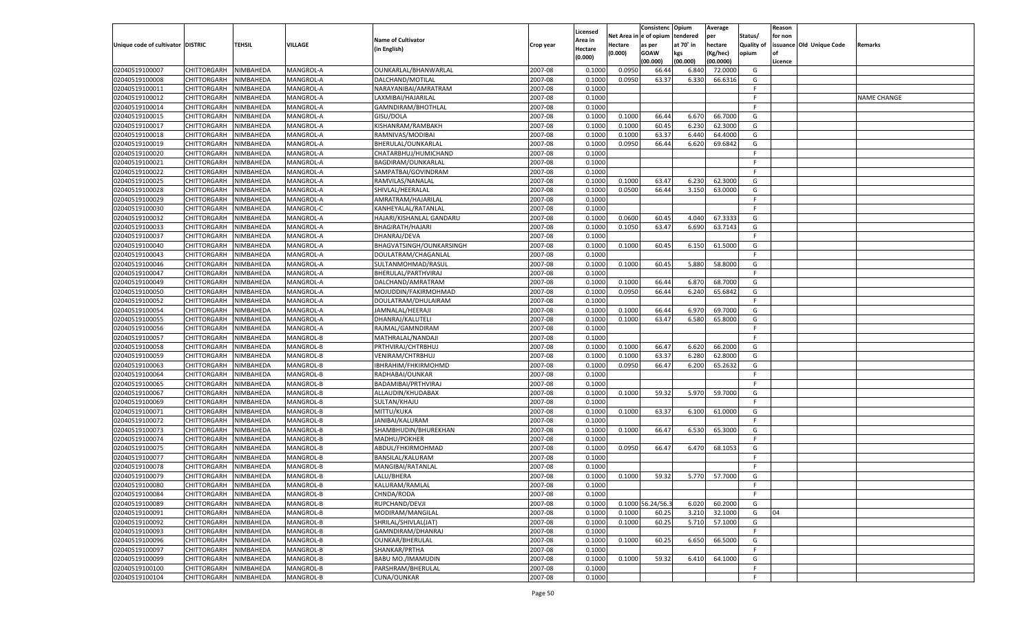| Unique code of cultivator | DISTRIC | TEHSIL | VILLAGE | Name of Cultivator (in English) | Crop year | Licensed Area in Hectare (0.000) | Net Area in Hectare (0.000) | Consistenc e of opium as per GOAW (00.000) | Opium tendered at 70° in kgs (00.000) | Average per hectare (Kg/hec) (00.0000) | Status/ Quality of opium | Reason for non issuance of Licence | Old Unique Code | Remarks |
|---|---|---|---|---|---|---|---|---|---|---|---|---|---|---|
| 02040519100007 | CHITTORGARH | NIMBAHEDA | MANGROL-A | OUNKARLAL/BHANWARLAL | 2007-08 | 0.1000 | 0.0950 | 66.44 | 6.840 | 72.0000 | G | | | |
| 02040519100008 | CHITTORGARH | NIMBAHEDA | MANGROL-A | DALCHAND/MOTILAL | 2007-08 | 0.1000 | 0.0950 | 63.37 | 6.330 | 66.6316 | G | | | |
| 02040519100011 | CHITTORGARH | NIMBAHEDA | MANGROL-A | NARAYANIBAI/AMRATRAM | 2007-08 | 0.1000 | | | | | F | | | |
| 02040519100012 | CHITTORGARH | NIMBAHEDA | MANGROL-A | LAXMIBAI/HAJARILAL | 2007-08 | 0.1000 | | | | | F | | | NAME CHANGE |
| 02040519100014 | CHITTORGARH | NIMBAHEDA | MANGROL-A | GAMNDIRAM/BHOTHLAL | 2007-08 | 0.1000 | | | | | F | | | |
| 02040519100015 | CHITTORGARH | NIMBAHEDA | MANGROL-A | GISU/DOLA | 2007-08 | 0.1000 | 0.1000 | 66.44 | 6.670 | 66.7000 | G | | | |
| 02040519100017 | CHITTORGARH | NIMBAHEDA | MANGROL-A | KISHANRAM/RAMBAKH | 2007-08 | 0.1000 | 0.1000 | 60.45 | 6.230 | 62.3000 | G | | | |
| 02040519100018 | CHITTORGARH | NIMBAHEDA | MANGROL-A | RAMNIVAS/MODIBAI | 2007-08 | 0.1000 | 0.1000 | 63.37 | 6.440 | 64.4000 | G | | | |
| 02040519100019 | CHITTORGARH | NIMBAHEDA | MANGROL-A | BHERULAL/OUNKARLAL | 2007-08 | 0.1000 | 0.0950 | 66.44 | 6.620 | 69.6842 | G | | | |
| 02040519100020 | CHITTORGARH | NIMBAHEDA | MANGROL-A | CHATARBHUJ/HUMICHAND | 2007-08 | 0.1000 | | | | | F | | | |
| 02040519100021 | CHITTORGARH | NIMBAHEDA | MANGROL-A | BAGDIRAM/OUNKARLAL | 2007-08 | 0.1000 | | | | | F | | | |
| 02040519100022 | CHITTORGARH | NIMBAHEDA | MANGROL-A | SAMPATBAI/GOVINDRAM | 2007-08 | 0.1000 | | | | | F | | | |
| 02040519100025 | CHITTORGARH | NIMBAHEDA | MANGROL-A | RAMVILAS/NANALAL | 2007-08 | 0.1000 | 0.1000 | 63.47 | 6.230 | 62.3000 | G | | | |
| 02040519100028 | CHITTORGARH | NIMBAHEDA | MANGROL-A | SHIVLAL/HEERALAL | 2007-08 | 0.1000 | 0.0500 | 66.44 | 3.150 | 63.0000 | G | | | |
| 02040519100029 | CHITTORGARH | NIMBAHEDA | MANGROL-A | AMRATRAM/HAJARILAL | 2007-08 | 0.1000 | | | | | F | | | |
| 02040519100030 | CHITTORGARH | NIMBAHEDA | MANGROL-C | KANHEYALAL/RATANLAL | 2007-08 | 0.1000 | | | | | F | | | |
| 02040519100032 | CHITTORGARH | NIMBAHEDA | MANGROL-A | HAJARI/KISHANLAL GANDARU | 2007-08 | 0.1000 | 0.0600 | 60.45 | 4.040 | 67.3333 | G | | | |
| 02040519100033 | CHITTORGARH | NIMBAHEDA | MANGROL-A | BHAGIRATH/HAJARI | 2007-08 | 0.1000 | 0.1050 | 63.47 | 6.690 | 63.7143 | G | | | |
| 02040519100037 | CHITTORGARH | NIMBAHEDA | MANGROL-A | DHANRAJ/DEVA | 2007-08 | 0.1000 | | | | | F | | | |
| 02040519100040 | CHITTORGARH | NIMBAHEDA | MANGROL-A | BHAGVATSINGH/OUNKARSINGH | 2007-08 | 0.1000 | 0.1000 | 60.45 | 6.150 | 61.5000 | G | | | |
| 02040519100043 | CHITTORGARH | NIMBAHEDA | MANGROL-A | DOULATRAM/CHAGANLAL | 2007-08 | 0.1000 | | | | | F | | | |
| 02040519100046 | CHITTORGARH | NIMBAHEDA | MANGROL-A | SULTANMOHMAD/RASUL | 2007-08 | 0.1000 | 0.1000 | 60.45 | 5.880 | 58.8000 | G | | | |
| 02040519100047 | CHITTORGARH | NIMBAHEDA | MANGROL-A | BHERULAL/PARTHVIRAJ | 2007-08 | 0.1000 | | | | | F | | | |
| 02040519100049 | CHITTORGARH | NIMBAHEDA | MANGROL-A | DALCHAND/AMRATRAM | 2007-08 | 0.1000 | 0.1000 | 66.44 | 6.870 | 68.7000 | G | | | |
| 02040519100050 | CHITTORGARH | NIMBAHEDA | MANGROL-A | MOJUDDIN/FAKIRMOHMAD | 2007-08 | 0.1000 | 0.0950 | 66.44 | 6.240 | 65.6842 | G | | | |
| 02040519100052 | CHITTORGARH | NIMBAHEDA | MANGROL-A | DOULATRAM/DHULAIRAM | 2007-08 | 0.1000 | | | | | F | | | |
| 02040519100054 | CHITTORGARH | NIMBAHEDA | MANGROL-A | JAMNALAL/HEERAJI | 2007-08 | 0.1000 | 0.1000 | 66.44 | 6.970 | 69.7000 | G | | | |
| 02040519100055 | CHITTORGARH | NIMBAHEDA | MANGROL-A | DHANRAJ/KALUTELI | 2007-08 | 0.1000 | 0.1000 | 63.47 | 6.580 | 65.8000 | G | | | |
| 02040519100056 | CHITTORGARH | NIMBAHEDA | MANGROL-A | RAJMAL/GAMNDIRAM | 2007-08 | 0.1000 | | | | | F | | | |
| 02040519100057 | CHITTORGARH | NIMBAHEDA | MANGROL-B | MATHRALAL/NANDAJI | 2007-08 | 0.1000 | | | | | F | | | |
| 02040519100058 | CHITTORGARH | NIMBAHEDA | MANGROL-B | PRTHVIRAJ/CHTRBHUJ | 2007-08 | 0.1000 | 0.1000 | 66.47 | 6.620 | 66.2000 | G | | | |
| 02040519100059 | CHITTORGARH | NIMBAHEDA | MANGROL-B | VENIRAM/CHTRBHUJ | 2007-08 | 0.1000 | 0.1000 | 63.37 | 6.280 | 62.8000 | G | | | |
| 02040519100063 | CHITTORGARH | NIMBAHEDA | MANGROL-B | IBHRAHIM/FHKIRMOHMD | 2007-08 | 0.1000 | 0.0950 | 66.47 | 6.200 | 65.2632 | G | | | |
| 02040519100064 | CHITTORGARH | NIMBAHEDA | MANGROL-B | RADHABAI/OUNKAR | 2007-08 | 0.1000 | | | | | F | | | |
| 02040519100065 | CHITTORGARH | NIMBAHEDA | MANGROL-B | BADAMIBAI/PRTHVIRAJ | 2007-08 | 0.1000 | | | | | F | | | |
| 02040519100067 | CHITTORGARH | NIMBAHEDA | MANGROL-B | ALLAUDIN/KHUDABAX | 2007-08 | 0.1000 | 0.1000 | 59.32 | 5.970 | 59.7000 | G | | | |
| 02040519100069 | CHITTORGARH | NIMBAHEDA | MANGROL-B | SULTAN/KHAJU | 2007-08 | 0.1000 | | | | | F | | | |
| 02040519100071 | CHITTORGARH | NIMBAHEDA | MANGROL-B | MITTU/KUKA | 2007-08 | 0.1000 | 0.1000 | 63.37 | 6.100 | 61.0000 | G | | | |
| 02040519100072 | CHITTORGARH | NIMBAHEDA | MANGROL-B | JANIBAI/KALURAM | 2007-08 | 0.1000 | | | | | F | | | |
| 02040519100073 | CHITTORGARH | NIMBAHEDA | MANGROL-B | SHAMBHUDIN/BHUREKHAN | 2007-08 | 0.1000 | 0.1000 | 66.47 | 6.530 | 65.3000 | G | | | |
| 02040519100074 | CHITTORGARH | NIMBAHEDA | MANGROL-B | MADHU/POKHER | 2007-08 | 0.1000 | | | | | F | | | |
| 02040519100075 | CHITTORGARH | NIMBAHEDA | MANGROL-B | ABDUL/FHKIRMOHMAD | 2007-08 | 0.1000 | 0.0950 | 66.47 | 6.470 | 68.1053 | G | | | |
| 02040519100077 | CHITTORGARH | NIMBAHEDA | MANGROL-B | BANSILAL/KALURAM | 2007-08 | 0.1000 | | | | | F | | | |
| 02040519100078 | CHITTORGARH | NIMBAHEDA | MANGROL-B | MANGIBAI/RATANLAL | 2007-08 | 0.1000 | | | | | F | | | |
| 02040519100079 | CHITTORGARH | NIMBAHEDA | MANGROL-B | LALU/BHERA | 2007-08 | 0.1000 | 0.1000 | 59.32 | 5.770 | 57.7000 | G | | | |
| 02040519100080 | CHITTORGARH | NIMBAHEDA | MANGROL-B | KALURAM/RAMLAL | 2007-08 | 0.1000 | | | | | F | | | |
| 02040519100084 | CHITTORGARH | NIMBAHEDA | MANGROL-B | CHNDA/RODA | 2007-08 | 0.1000 | | | | | F | | | |
| 02040519100089 | CHITTORGARH | NIMBAHEDA | MANGROL-B | RUPCHAND/DEVJI | 2007-08 | 0.1000 | 0.1000 | 56.24/56.3 | 6.020 | 60.2000 | G | | | |
| 02040519100091 | CHITTORGARH | NIMBAHEDA | MANGROL-B | MODIRAM/MANGILAL | 2007-08 | 0.1000 | 0.1000 | 60.25 | 3.210 | 32.1000 | G | 04 | | |
| 02040519100092 | CHITTORGARH | NIMBAHEDA | MANGROL-B | SHRILAL/SHIVLAL(JAT) | 2007-08 | 0.1000 | 0.1000 | 60.25 | 5.710 | 57.1000 | G | | | |
| 02040519100093 | CHITTORGARH | NIMBAHEDA | MANGROL-B | GAMNDIRAM/DHANRAJ | 2007-08 | 0.1000 | | | | | F | | | |
| 02040519100096 | CHITTORGARH | NIMBAHEDA | MANGROL-B | OUNKAR/BHERULAL | 2007-08 | 0.1000 | 0.1000 | 60.25 | 6.650 | 66.5000 | G | | | |
| 02040519100097 | CHITTORGARH | NIMBAHEDA | MANGROL-B | SHANKAR/PRTHA | 2007-08 | 0.1000 | | | | | F | | | |
| 02040519100099 | CHITTORGARH | NIMBAHEDA | MANGROL-B | BABU MO./IMAMUDIN | 2007-08 | 0.1000 | 0.1000 | 59.32 | 6.410 | 64.1000 | G | | | |
| 02040519100100 | CHITTORGARH | NIMBAHEDA | MANGROL-B | PARSHRAM/BHERULAL | 2007-08 | 0.1000 | | | | | F | | | |
| 02040519100104 | CHITTORGARH | NIMBAHEDA | MANGROL-B | CUNA/OUNKAR | 2007-08 | 0.1000 | | | | | F | | | |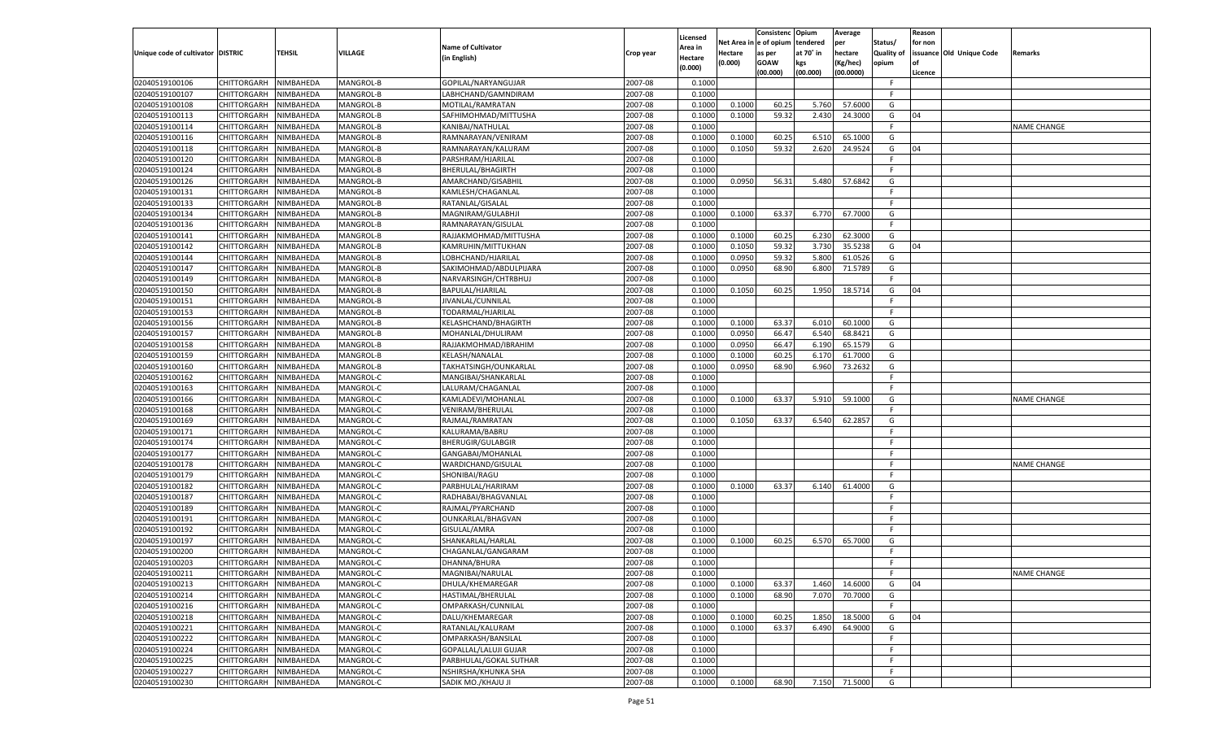| Unique code of cultivator | DISTRIC | TEHSIL | VILLAGE | Name of Cultivator (in English) | Crop year | Licensed Area in Hectare (0.000) | Net Area in Hectare (0.000) | Consistence of opium as per GOAW (00.000) | Opium tendered at 70° in kgs (00.000) | Average per hectare (Kg/hec) (00.0000) | Status/ Quality of opium | Reason for non issuance of Licence | Old Unique Code | Remarks |
|---|---|---|---|---|---|---|---|---|---|---|---|---|---|---|
| 02040519100106 | CHITTORGARH | NIMBAHEDA | MANGROL-B | GOPILAL/NARYANGUJAR | 2007-08 | 0.1000 | | | | | F | | | |
| 02040519100107 | CHITTORGARH | NIMBAHEDA | MANGROL-B | LABHCHAND/GAMNDIRAM | 2007-08 | 0.1000 | | | | | F | | | |
| 02040519100108 | CHITTORGARH | NIMBAHEDA | MANGROL-B | MOTILAL/RAMRATAN | 2007-08 | 0.1000 | 0.1000 | 60.25 | 5.760 | 57.6000 | G | | | |
| 02040519100113 | CHITTORGARH | NIMBAHEDA | MANGROL-B | SAFHIMOHMAD/MITTUSHA | 2007-08 | 0.1000 | 0.1000 | 59.32 | 2.430 | 24.3000 | G | 04 | | |
| 02040519100114 | CHITTORGARH | NIMBAHEDA | MANGROL-B | KANIBAI/NATHULAL | 2007-08 | 0.1000 | | | | | F | | | NAME CHANGE |
| 02040519100116 | CHITTORGARH | NIMBAHEDA | MANGROL-B | RAMNARAYAN/VENIRAM | 2007-08 | 0.1000 | 0.1000 | 60.25 | 6.510 | 65.1000 | G | | | |
| 02040519100118 | CHITTORGARH | NIMBAHEDA | MANGROL-B | RAMNARAYAN/KALURAM | 2007-08 | 0.1000 | 0.1050 | 59.32 | 2.620 | 24.9524 | G | 04 | | |
| 02040519100120 | CHITTORGARH | NIMBAHEDA | MANGROL-B | PARSHRAM/HJARILAL | 2007-08 | 0.1000 | | | | | F | | | |
| 02040519100124 | CHITTORGARH | NIMBAHEDA | MANGROL-B | BHERULAL/BHAGIRTH | 2007-08 | 0.1000 | | | | | F | | | |
| 02040519100126 | CHITTORGARH | NIMBAHEDA | MANGROL-B | AMARCHAND/GISABHIL | 2007-08 | 0.1000 | 0.0950 | 56.31 | 5.480 | 57.6842 | G | | | |
| 02040519100131 | CHITTORGARH | NIMBAHEDA | MANGROL-B | KAMLESH/CHAGANLAL | 2007-08 | 0.1000 | | | | | F | | | |
| 02040519100133 | CHITTORGARH | NIMBAHEDA | MANGROL-B | RATANLAL/GISALAL | 2007-08 | 0.1000 | | | | | F | | | |
| 02040519100134 | CHITTORGARH | NIMBAHEDA | MANGROL-B | MAGNIRAM/GULABHJI | 2007-08 | 0.1000 | 0.1000 | 63.37 | 6.770 | 67.7000 | G | | | |
| 02040519100136 | CHITTORGARH | NIMBAHEDA | MANGROL-B | RAMNARAYAN/GISULAL | 2007-08 | 0.1000 | | | | | F | | | |
| 02040519100141 | CHITTORGARH | NIMBAHEDA | MANGROL-B | RAJJAKMOHMAD/MITTUSHA | 2007-08 | 0.1000 | 0.1000 | 60.25 | 6.230 | 62.3000 | G | | | |
| 02040519100142 | CHITTORGARH | NIMBAHEDA | MANGROL-B | KAMRUHIN/MITTUKHAN | 2007-08 | 0.1000 | 0.1050 | 59.32 | 3.730 | 35.5238 | G | 04 | | |
| 02040519100144 | CHITTORGARH | NIMBAHEDA | MANGROL-B | LOBHCHAND/HJARILAL | 2007-08 | 0.1000 | 0.0950 | 59.32 | 5.800 | 61.0526 | G | | | |
| 02040519100147 | CHITTORGARH | NIMBAHEDA | MANGROL-B | SAKIMOHMAD/ABDULPIJARA | 2007-08 | 0.1000 | 0.0950 | 68.90 | 6.800 | 71.5789 | G | | | |
| 02040519100149 | CHITTORGARH | NIMBAHEDA | MANGROL-B | NARVARSINGH/CHTRBHUJ | 2007-08 | 0.1000 | | | | | F | | | |
| 02040519100150 | CHITTORGARH | NIMBAHEDA | MANGROL-B | BAPULAL/HJARILAL | 2007-08 | 0.1000 | 0.1050 | 60.25 | 1.950 | 18.5714 | G | 04 | | |
| 02040519100151 | CHITTORGARH | NIMBAHEDA | MANGROL-B | JIVANLAL/CUNNILAL | 2007-08 | 0.1000 | | | | | F | | | |
| 02040519100153 | CHITTORGARH | NIMBAHEDA | MANGROL-B | TODARMAL/HJARILAL | 2007-08 | 0.1000 | | | | | F | | | |
| 02040519100156 | CHITTORGARH | NIMBAHEDA | MANGROL-B | KELASHCHAND/BHAGIRTH | 2007-08 | 0.1000 | 0.1000 | 63.37 | 6.010 | 60.1000 | G | | | |
| 02040519100157 | CHITTORGARH | NIMBAHEDA | MANGROL-B | MOHANLAL/DHULIRAM | 2007-08 | 0.1000 | 0.0950 | 66.47 | 6.540 | 68.8421 | G | | | |
| 02040519100158 | CHITTORGARH | NIMBAHEDA | MANGROL-B | RAJJAKMOHMAD/IBRAHIM | 2007-08 | 0.1000 | 0.0950 | 66.47 | 6.190 | 65.1579 | G | | | |
| 02040519100159 | CHITTORGARH | NIMBAHEDA | MANGROL-B | KELASH/NANALAL | 2007-08 | 0.1000 | 0.1000 | 60.25 | 6.170 | 61.7000 | G | | | |
| 02040519100160 | CHITTORGARH | NIMBAHEDA | MANGROL-B | TAKHATSINGH/OUNKARLAL | 2007-08 | 0.1000 | 0.0950 | 68.90 | 6.960 | 73.2632 | G | | | |
| 02040519100162 | CHITTORGARH | NIMBAHEDA | MANGROL-C | MANGIBAI/SHANKARLAL | 2007-08 | 0.1000 | | | | | F | | | |
| 02040519100163 | CHITTORGARH | NIMBAHEDA | MANGROL-C | LALURAM/CHAGANLAL | 2007-08 | 0.1000 | | | | | F | | | |
| 02040519100166 | CHITTORGARH | NIMBAHEDA | MANGROL-C | KAMLADEVI/MOHANLAL | 2007-08 | 0.1000 | 0.1000 | 63.37 | 5.910 | 59.1000 | G | | | NAME CHANGE |
| 02040519100168 | CHITTORGARH | NIMBAHEDA | MANGROL-C | VENIRAM/BHERULAL | 2007-08 | 0.1000 | | | | | F | | | |
| 02040519100169 | CHITTORGARH | NIMBAHEDA | MANGROL-C | RAJMAL/RAMRATAN | 2007-08 | 0.1000 | 0.1050 | 63.37 | 6.540 | 62.2857 | G | | | |
| 02040519100171 | CHITTORGARH | NIMBAHEDA | MANGROL-C | KALURAMA/BABRU | 2007-08 | 0.1000 | | | | | F | | | |
| 02040519100174 | CHITTORGARH | NIMBAHEDA | MANGROL-C | BHERUGIR/GULABGIR | 2007-08 | 0.1000 | | | | | F | | | |
| 02040519100177 | CHITTORGARH | NIMBAHEDA | MANGROL-C | GANGABAI/MOHANLAL | 2007-08 | 0.1000 | | | | | F | | | |
| 02040519100178 | CHITTORGARH | NIMBAHEDA | MANGROL-C | WARDICHAND/GISULAL | 2007-08 | 0.1000 | | | | | F | | | NAME CHANGE |
| 02040519100179 | CHITTORGARH | NIMBAHEDA | MANGROL-C | SHONIBAI/RAGU | 2007-08 | 0.1000 | | | | | F | | | |
| 02040519100182 | CHITTORGARH | NIMBAHEDA | MANGROL-C | PARBHULAL/HARIRAM | 2007-08 | 0.1000 | 0.1000 | 63.37 | 6.140 | 61.4000 | G | | | |
| 02040519100187 | CHITTORGARH | NIMBAHEDA | MANGROL-C | RADHABAI/BHAGVANLAL | 2007-08 | 0.1000 | | | | | F | | | |
| 02040519100189 | CHITTORGARH | NIMBAHEDA | MANGROL-C | RAJMAL/PYARCHAND | 2007-08 | 0.1000 | | | | | F | | | |
| 02040519100191 | CHITTORGARH | NIMBAHEDA | MANGROL-C | OUNKARLAL/BHAGVAN | 2007-08 | 0.1000 | | | | | F | | | |
| 02040519100192 | CHITTORGARH | NIMBAHEDA | MANGROL-C | GISULAL/AMRA | 2007-08 | 0.1000 | | | | | F | | | |
| 02040519100197 | CHITTORGARH | NIMBAHEDA | MANGROL-C | SHANKARLAL/HARLAL | 2007-08 | 0.1000 | 0.1000 | 60.25 | 6.570 | 65.7000 | G | | | |
| 02040519100200 | CHITTORGARH | NIMBAHEDA | MANGROL-C | CHAGANLAL/GANGARAM | 2007-08 | 0.1000 | | | | | F | | | |
| 02040519100203 | CHITTORGARH | NIMBAHEDA | MANGROL-C | DHANNA/BHURA | 2007-08 | 0.1000 | | | | | F | | | |
| 02040519100211 | CHITTORGARH | NIMBAHEDA | MANGROL-C | MAGNIBAI/NARULAL | 2007-08 | 0.1000 | | | | | F | | | NAME CHANGE |
| 02040519100213 | CHITTORGARH | NIMBAHEDA | MANGROL-C | DHULA/KHEMAREGAR | 2007-08 | 0.1000 | 0.1000 | 63.37 | 1.460 | 14.6000 | G | 04 | | |
| 02040519100214 | CHITTORGARH | NIMBAHEDA | MANGROL-C | HASTIMAL/BHERULAL | 2007-08 | 0.1000 | 0.1000 | 68.90 | 7.070 | 70.7000 | G | | | |
| 02040519100216 | CHITTORGARH | NIMBAHEDA | MANGROL-C | OMPARKASH/CUNNILAL | 2007-08 | 0.1000 | | | | | F | | | |
| 02040519100218 | CHITTORGARH | NIMBAHEDA | MANGROL-C | DALU/KHEMAREGAR | 2007-08 | 0.1000 | 0.1000 | 60.25 | 1.850 | 18.5000 | G | 04 | | |
| 02040519100221 | CHITTORGARH | NIMBAHEDA | MANGROL-C | RATANLAL/KALURAM | 2007-08 | 0.1000 | 0.1000 | 63.37 | 6.490 | 64.9000 | G | | | |
| 02040519100222 | CHITTORGARH | NIMBAHEDA | MANGROL-C | OMPARKASH/BANSILAL | 2007-08 | 0.1000 | | | | | F | | | |
| 02040519100224 | CHITTORGARH | NIMBAHEDA | MANGROL-C | GOPALLAL/LALUJI GUJAR | 2007-08 | 0.1000 | | | | | F | | | |
| 02040519100225 | CHITTORGARH | NIMBAHEDA | MANGROL-C | PARBHULAL/GOKAL SUTHAR | 2007-08 | 0.1000 | | | | | F | | | |
| 02040519100227 | CHITTORGARH | NIMBAHEDA | MANGROL-C | NSHIRSHA/KHUNKA SHA | 2007-08 | 0.1000 | | | | | F | | | |
| 02040519100230 | CHITTORGARH | NIMBAHEDA | MANGROL-C | SADIK MO./KHAJU JI | 2007-08 | 0.1000 | 0.1000 | 68.90 | 7.150 | 71.5000 | G | | | |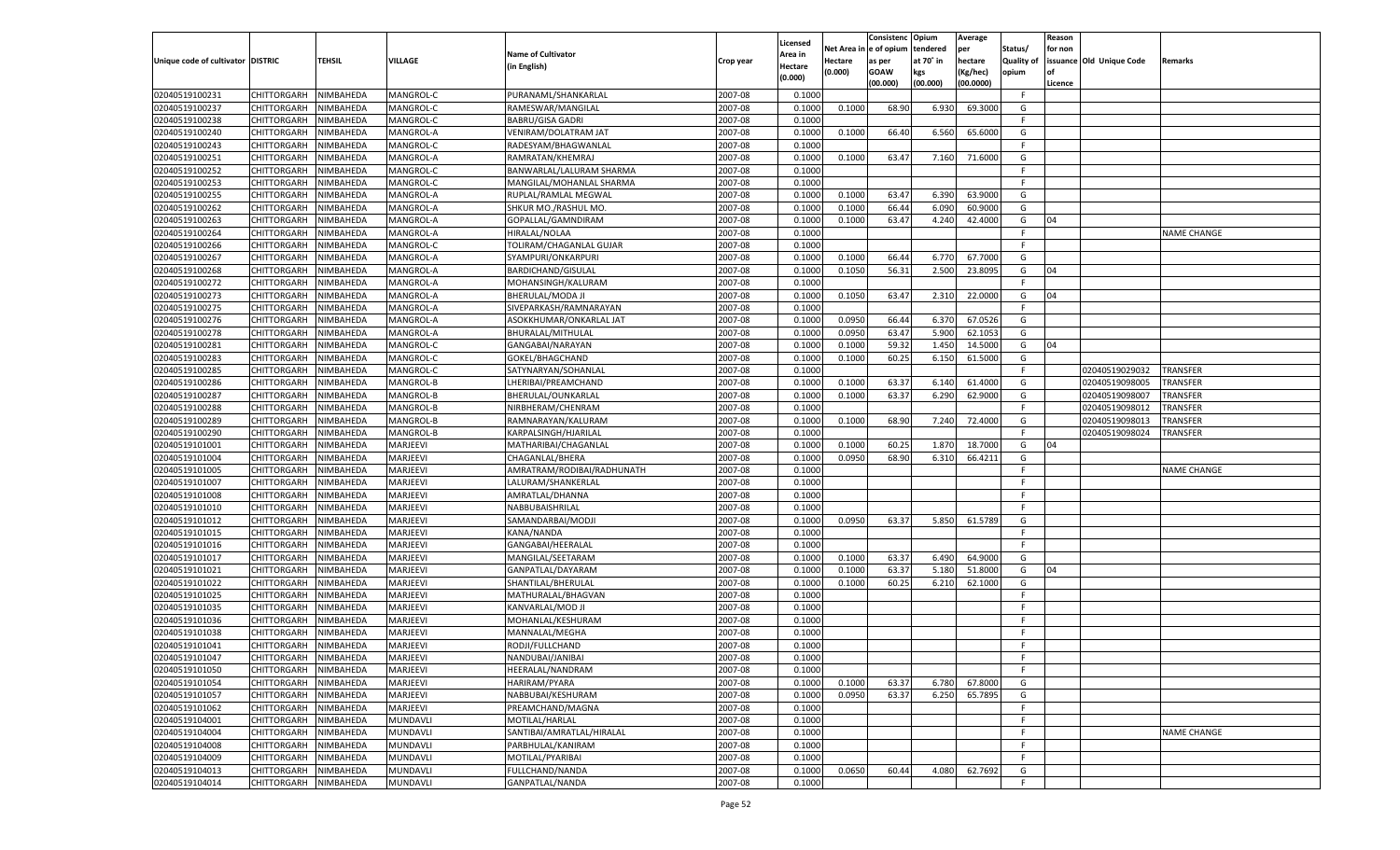| Unique code of cultivator | DISTRIC | TEHSIL | VILLAGE | Name of Cultivator (in English) | Crop year | Licensed Area in Hectare (0.000) | Net Area in Hectare (0.000) | Consistence of opium as per GOAW (00.000) | Opium tendered at 70° in kgs (00.000) | Average per hectare (Kg/hec) (00.0000) | Status/ Quality of opium | Reason for non issuance of Licence | Old Unique Code | Remarks |
|---|---|---|---|---|---|---|---|---|---|---|---|---|---|---|
| 02040519100231 | CHITTORGARH | NIMBAHEDA | MANGROL-C | PURANAML/SHANKARLAL | 2007-08 | 0.1000 | | | | | F | | | |
| 02040519100237 | CHITTORGARH | NIMBAHEDA | MANGROL-C | RAMESWAR/MANGILAL | 2007-08 | 0.1000 | 0.1000 | 68.90 | 6.930 | 69.3000 | G | | | |
| 02040519100238 | CHITTORGARH | NIMBAHEDA | MANGROL-C | BABRU/GISA GADRI | 2007-08 | 0.1000 | | | | | F | | | |
| 02040519100240 | CHITTORGARH | NIMBAHEDA | MANGROL-A | VENIRAM/DOLATRAM JAT | 2007-08 | 0.1000 | 0.1000 | 66.40 | 6.560 | 65.6000 | G | | | |
| 02040519100243 | CHITTORGARH | NIMBAHEDA | MANGROL-C | RADESYAM/BHAGWANLAL | 2007-08 | 0.1000 | | | | | F | | | |
| 02040519100251 | CHITTORGARH | NIMBAHEDA | MANGROL-A | RAMRATAN/KHEMRAJ | 2007-08 | 0.1000 | 0.1000 | 63.47 | 7.160 | 71.6000 | G | | | |
| 02040519100252 | CHITTORGARH | NIMBAHEDA | MANGROL-C | BANWARLAL/LALURAM SHARMA | 2007-08 | 0.1000 | | | | | F | | | |
| 02040519100253 | CHITTORGARH | NIMBAHEDA | MANGROL-C | MANGILAL/MOHANLAL SHARMA | 2007-08 | 0.1000 | | | | | F | | | |
| 02040519100255 | CHITTORGARH | NIMBAHEDA | MANGROL-A | RUPLAL/RAMLAL MEGWAL | 2007-08 | 0.1000 | 0.1000 | 63.47 | 6.390 | 63.9000 | G | | | |
| 02040519100262 | CHITTORGARH | NIMBAHEDA | MANGROL-A | SHKUR MO./RASHUL MO. | 2007-08 | 0.1000 | 0.1000 | 66.44 | 6.090 | 60.9000 | G | | | |
| 02040519100263 | CHITTORGARH | NIMBAHEDA | MANGROL-A | GOPALLAL/GAMNDIRAM | 2007-08 | 0.1000 | 0.1000 | 63.47 | 4.240 | 42.4000 | G | 04 | | |
| 02040519100264 | CHITTORGARH | NIMBAHEDA | MANGROL-A | HIRALAL/NOLAA | 2007-08 | 0.1000 | | | | | F | | | NAME CHANGE |
| 02040519100266 | CHITTORGARH | NIMBAHEDA | MANGROL-C | TOLIRAM/CHAGANLAL GUJAR | 2007-08 | 0.1000 | | | | | F | | | |
| 02040519100267 | CHITTORGARH | NIMBAHEDA | MANGROL-A | SYAMPURI/ONKARPURI | 2007-08 | 0.1000 | 0.1000 | 66.44 | 6.770 | 67.7000 | G | | | |
| 02040519100268 | CHITTORGARH | NIMBAHEDA | MANGROL-A | BARDICHAND/GISULAL | 2007-08 | 0.1000 | 0.1050 | 56.31 | 2.500 | 23.8095 | G | 04 | | |
| 02040519100272 | CHITTORGARH | NIMBAHEDA | MANGROL-A | MOHANSINGH/KALURAM | 2007-08 | 0.1000 | | | | | F | | | |
| 02040519100273 | CHITTORGARH | NIMBAHEDA | MANGROL-A | BHERULAL/MODA JI | 2007-08 | 0.1000 | 0.1050 | 63.47 | 2.310 | 22.0000 | G | 04 | | |
| 02040519100275 | CHITTORGARH | NIMBAHEDA | MANGROL-A | SIVEPARKASH/RAMNARAYAN | 2007-08 | 0.1000 | | | | | F | | | |
| 02040519100276 | CHITTORGARH | NIMBAHEDA | MANGROL-A | ASOKKHUMAR/ONKARLAL JAT | 2007-08 | 0.1000 | 0.0950 | 66.44 | 6.370 | 67.0526 | G | | | |
| 02040519100278 | CHITTORGARH | NIMBAHEDA | MANGROL-A | BHURALAL/MITHULAL | 2007-08 | 0.1000 | 0.0950 | 63.47 | 5.900 | 62.1053 | G | | | |
| 02040519100281 | CHITTORGARH | NIMBAHEDA | MANGROL-C | GANGABAI/NARAYAN | 2007-08 | 0.1000 | 0.1000 | 59.32 | 1.450 | 14.5000 | G | 04 | | |
| 02040519100283 | CHITTORGARH | NIMBAHEDA | MANGROL-C | GOKEL/BHAGCHAND | 2007-08 | 0.1000 | 0.1000 | 60.25 | 6.150 | 61.5000 | G | | | |
| 02040519100285 | CHITTORGARH | NIMBAHEDA | MANGROL-C | SATYNARYAN/SOHANLAL | 2007-08 | 0.1000 | | | | | F | | 02040519029032 | TRANSFER |
| 02040519100286 | CHITTORGARH | NIMBAHEDA | MANGROL-B | LHERIBAI/PREAMCHAND | 2007-08 | 0.1000 | 0.1000 | 63.37 | 6.140 | 61.4000 | G | | 02040519098005 | TRANSFER |
| 02040519100287 | CHITTORGARH | NIMBAHEDA | MANGROL-B | BHERULAL/OUNKARLAL | 2007-08 | 0.1000 | 0.1000 | 63.37 | 6.290 | 62.9000 | G | | 02040519098007 | TRANSFER |
| 02040519100288 | CHITTORGARH | NIMBAHEDA | MANGROL-B | NIRBHERAM/CHENRAM | 2007-08 | 0.1000 | | | | | F | | 02040519098012 | TRANSFER |
| 02040519100289 | CHITTORGARH | NIMBAHEDA | MANGROL-B | RAMNARAYAN/KALURAM | 2007-08 | 0.1000 | 0.1000 | 68.90 | 7.240 | 72.4000 | G | | 02040519098013 | TRANSFER |
| 02040519100290 | CHITTORGARH | NIMBAHEDA | MANGROL-B | KARPALSINGH/HJARILAL | 2007-08 | 0.1000 | | | | | F | | 02040519098024 | TRANSFER |
| 02040519101001 | CHITTORGARH | NIMBAHEDA | MARJEEVI | MATHARIBAI/CHAGANLAL | 2007-08 | 0.1000 | 0.1000 | 60.25 | 1.870 | 18.7000 | G | 04 | | |
| 02040519101004 | CHITTORGARH | NIMBAHEDA | MARJEEVI | CHAGANLAL/BHERA | 2007-08 | 0.1000 | 0.0950 | 68.90 | 6.310 | 66.4211 | G | | | |
| 02040519101005 | CHITTORGARH | NIMBAHEDA | MARJEEVI | AMRATRAM/RODIBAI/RADHUNATH | 2007-08 | 0.1000 | | | | | F | | | NAME CHANGE |
| 02040519101007 | CHITTORGARH | NIMBAHEDA | MARJEEVI | LALURAM/SHANKERLAL | 2007-08 | 0.1000 | | | | | F | | | |
| 02040519101008 | CHITTORGARH | NIMBAHEDA | MARJEEVI | AMRATLAL/DHANNA | 2007-08 | 0.1000 | | | | | F | | | |
| 02040519101010 | CHITTORGARH | NIMBAHEDA | MARJEEVI | NABBUBAISHRILAL | 2007-08 | 0.1000 | | | | | F | | | |
| 02040519101012 | CHITTORGARH | NIMBAHEDA | MARJEEVI | SAMANDARBAI/MODJI | 2007-08 | 0.1000 | 0.0950 | 63.37 | 5.850 | 61.5789 | G | | | |
| 02040519101015 | CHITTORGARH | NIMBAHEDA | MARJEEVI | KANA/NANDA | 2007-08 | 0.1000 | | | | | F | | | |
| 02040519101016 | CHITTORGARH | NIMBAHEDA | MARJEEVI | GANGABAI/HEERALAL | 2007-08 | 0.1000 | | | | | F | | | |
| 02040519101017 | CHITTORGARH | NIMBAHEDA | MARJEEVI | MANGILAL/SEETARAM | 2007-08 | 0.1000 | 0.1000 | 63.37 | 6.490 | 64.9000 | G | | | |
| 02040519101021 | CHITTORGARH | NIMBAHEDA | MARJEEVI | GANPATLAL/DAYARAM | 2007-08 | 0.1000 | 0.1000 | 63.37 | 5.180 | 51.8000 | G | 04 | | |
| 02040519101022 | CHITTORGARH | NIMBAHEDA | MARJEEVI | SHANTILAL/BHERULAL | 2007-08 | 0.1000 | 0.1000 | 60.25 | 6.210 | 62.1000 | G | | | |
| 02040519101025 | CHITTORGARH | NIMBAHEDA | MARJEEVI | MATHURALAL/BHAGVAN | 2007-08 | 0.1000 | | | | | F | | | |
| 02040519101035 | CHITTORGARH | NIMBAHEDA | MARJEEVI | KANVARLAL/MOD JI | 2007-08 | 0.1000 | | | | | F | | | |
| 02040519101036 | CHITTORGARH | NIMBAHEDA | MARJEEVI | MOHANLAL/KESHURAM | 2007-08 | 0.1000 | | | | | F | | | |
| 02040519101038 | CHITTORGARH | NIMBAHEDA | MARJEEVI | MANNALAL/MEGHA | 2007-08 | 0.1000 | | | | | F | | | |
| 02040519101041 | CHITTORGARH | NIMBAHEDA | MARJEEVI | RODJI/FULLCHAND | 2007-08 | 0.1000 | | | | | F | | | |
| 02040519101047 | CHITTORGARH | NIMBAHEDA | MARJEEVI | NANDUBAI/JANIBAI | 2007-08 | 0.1000 | | | | | F | | | |
| 02040519101050 | CHITTORGARH | NIMBAHEDA | MARJEEVI | HEERALAL/NANDRAM | 2007-08 | 0.1000 | | | | | F | | | |
| 02040519101054 | CHITTORGARH | NIMBAHEDA | MARJEEVI | HARIRAM/PYARA | 2007-08 | 0.1000 | 0.1000 | 63.37 | 6.780 | 67.8000 | G | | | |
| 02040519101057 | CHITTORGARH | NIMBAHEDA | MARJEEVI | NABBUBAI/KESHURAM | 2007-08 | 0.1000 | 0.0950 | 63.37 | 6.250 | 65.7895 | G | | | |
| 02040519101062 | CHITTORGARH | NIMBAHEDA | MARJEEVI | PREAMCHAND/MAGNA | 2007-08 | 0.1000 | | | | | F | | | |
| 02040519104001 | CHITTORGARH | NIMBAHEDA | MUNDAVLI | MOTILAL/HARLAL | 2007-08 | 0.1000 | | | | | F | | | |
| 02040519104004 | CHITTORGARH | NIMBAHEDA | MUNDAVLI | SANTIBAI/AMRATLAL/HIRALAL | 2007-08 | 0.1000 | | | | | F | | | NAME CHANGE |
| 02040519104008 | CHITTORGARH | NIMBAHEDA | MUNDAVLI | PARBHULAL/KANIRAM | 2007-08 | 0.1000 | | | | | F | | | |
| 02040519104009 | CHITTORGARH | NIMBAHEDA | MUNDAVLI | MOTILAL/PYARIBAI | 2007-08 | 0.1000 | | | | | F | | | |
| 02040519104013 | CHITTORGARH | NIMBAHEDA | MUNDAVLI | FULLCHAND/NANDA | 2007-08 | 0.1000 | 0.0650 | 60.44 | 4.080 | 62.7692 | G | | | |
| 02040519104014 | CHITTORGARH | NIMBAHEDA | MUNDAVLI | GANPATLAL/NANDA | 2007-08 | 0.1000 | | | | | F | | | |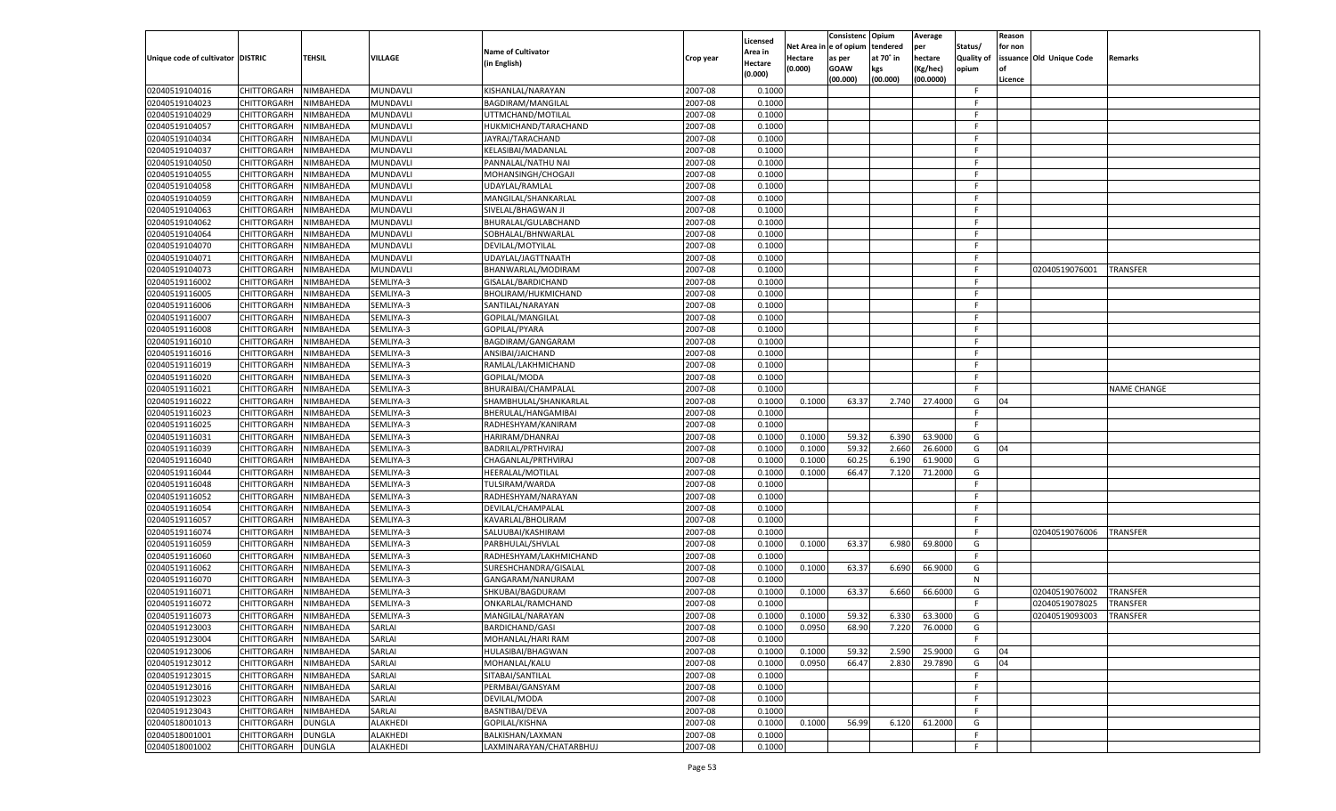| Unique code of cultivator | DISTRIC | TEHSIL | VILLAGE | Name of Cultivator (in English) | Crop year | Licensed Area in Hectare (0.000) | Net Area in Hectare (0.000) | Consistenc e of opium as per GOAW (00.000) | Opium tendered at 70˚ in kgs (00.000) | Average per hectare (Kg/hec) (00.0000) | Status/ Quality of opium | Reason for non issuance of Licence | Old Unique Code | Remarks |
|---|---|---|---|---|---|---|---|---|---|---|---|---|---|---|
| 02040519104016 | CHITTORGARH | NIMBAHEDA | MUNDAVLI | KISHANLAL/NARAYAN | 2007-08 | 0.1000 | | | | | F | | | |
| 02040519104023 | CHITTORGARH | NIMBAHEDA | MUNDAVLI | BAGDIRAM/MANGILAL | 2007-08 | 0.1000 | | | | | F | | | |
| 02040519104029 | CHITTORGARH | NIMBAHEDA | MUNDAVLI | UTTMCHAND/MOTILAL | 2007-08 | 0.1000 | | | | | F | | | |
| 02040519104057 | CHITTORGARH | NIMBAHEDA | MUNDAVLI | HUKMICHAND/TARACHAND | 2007-08 | 0.1000 | | | | | F | | | |
| 02040519104034 | CHITTORGARH | NIMBAHEDA | MUNDAVLI | JAYRAJ/TARACHAND | 2007-08 | 0.1000 | | | | | F | | | |
| 02040519104037 | CHITTORGARH | NIMBAHEDA | MUNDAVLI | KELASIBAI/MADANLAL | 2007-08 | 0.1000 | | | | | F | | | |
| 02040519104050 | CHITTORGARH | NIMBAHEDA | MUNDAVLI | PANNALAL/NATHU NAI | 2007-08 | 0.1000 | | | | | F | | | |
| 02040519104055 | CHITTORGARH | NIMBAHEDA | MUNDAVLI | MOHANSINGH/CHOGAJI | 2007-08 | 0.1000 | | | | | F | | | |
| 02040519104058 | CHITTORGARH | NIMBAHEDA | MUNDAVLI | UDAYLAL/RAMLAL | 2007-08 | 0.1000 | | | | | F | | | |
| 02040519104059 | CHITTORGARH | NIMBAHEDA | MUNDAVLI | MANGILAL/SHANKARLAL | 2007-08 | 0.1000 | | | | | F | | | |
| 02040519104063 | CHITTORGARH | NIMBAHEDA | MUNDAVLI | SIVELAL/BHAGWAN JI | 2007-08 | 0.1000 | | | | | F | | | |
| 02040519104062 | CHITTORGARH | NIMBAHEDA | MUNDAVLI | BHURALAL/GULABCHAND | 2007-08 | 0.1000 | | | | | F | | | |
| 02040519104064 | CHITTORGARH | NIMBAHEDA | MUNDAVLI | SOBHALAL/BHNWARLAL | 2007-08 | 0.1000 | | | | | F | | | |
| 02040519104070 | CHITTORGARH | NIMBAHEDA | MUNDAVLI | DEVILAL/MOTYILAL | 2007-08 | 0.1000 | | | | | F | | | |
| 02040519104071 | CHITTORGARH | NIMBAHEDA | MUNDAVLI | UDAYLAL/JAGTTNAATH | 2007-08 | 0.1000 | | | | | F | | | |
| 02040519104073 | CHITTORGARH | NIMBAHEDA | MUNDAVLI | BHANWARLAL/MODIRAM | 2007-08 | 0.1000 | | | | | F | | 02040519076001 | TRANSFER |
| 02040519116002 | CHITTORGARH | NIMBAHEDA | SEMLIYA-3 | GISALAL/BARDICHAND | 2007-08 | 0.1000 | | | | | F | | | |
| 02040519116005 | CHITTORGARH | NIMBAHEDA | SEMLIYA-3 | BHOLIRAM/HUKMICHAND | 2007-08 | 0.1000 | | | | | F | | | |
| 02040519116006 | CHITTORGARH | NIMBAHEDA | SEMLIYA-3 | SANTILAL/NARAYAN | 2007-08 | 0.1000 | | | | | F | | | |
| 02040519116007 | CHITTORGARH | NIMBAHEDA | SEMLIYA-3 | GOPILAL/MANGILAL | 2007-08 | 0.1000 | | | | | F | | | |
| 02040519116008 | CHITTORGARH | NIMBAHEDA | SEMLIYA-3 | GOPILAL/PYARA | 2007-08 | 0.1000 | | | | | F | | | |
| 02040519116010 | CHITTORGARH | NIMBAHEDA | SEMLIYA-3 | BAGDIRAM/GANGARAM | 2007-08 | 0.1000 | | | | | F | | | |
| 02040519116016 | CHITTORGARH | NIMBAHEDA | SEMLIYA-3 | ANSIBAI/JAICHAND | 2007-08 | 0.1000 | | | | | F | | | |
| 02040519116019 | CHITTORGARH | NIMBAHEDA | SEMLIYA-3 | RAMLAL/LAKHMICHAND | 2007-08 | 0.1000 | | | | | F | | | |
| 02040519116020 | CHITTORGARH | NIMBAHEDA | SEMLIYA-3 | GOPILAL/MODA | 2007-08 | 0.1000 | | | | | F | | | |
| 02040519116021 | CHITTORGARH | NIMBAHEDA | SEMLIYA-3 | BHURAIBAI/CHAMPALAL | 2007-08 | 0.1000 | | | | | F | | | NAME CHANGE |
| 02040519116022 | CHITTORGARH | NIMBAHEDA | SEMLIYA-3 | SHAMBHULAL/SHANKARLAL | 2007-08 | 0.1000 | 0.1000 | 63.37 | 2.740 | 27.4000 | G | 04 | | |
| 02040519116023 | CHITTORGARH | NIMBAHEDA | SEMLIYA-3 | BHERULAL/HANGAMIBAI | 2007-08 | 0.1000 | | | | | F | | | |
| 02040519116025 | CHITTORGARH | NIMBAHEDA | SEMLIYA-3 | RADHESHYAM/KANIRAM | 2007-08 | 0.1000 | | | | | F | | | |
| 02040519116031 | CHITTORGARH | NIMBAHEDA | SEMLIYA-3 | HARIRAM/DHANRAJ | 2007-08 | 0.1000 | 0.1000 | 59.32 | 6.390 | 63.9000 | G | | | |
| 02040519116039 | CHITTORGARH | NIMBAHEDA | SEMLIYA-3 | BADRILAL/PRTHVIRAJ | 2007-08 | 0.1000 | 0.1000 | 59.32 | 2.660 | 26.6000 | G | 04 | | |
| 02040519116040 | CHITTORGARH | NIMBAHEDA | SEMLIYA-3 | CHAGANLAL/PRTHVIRAJ | 2007-08 | 0.1000 | 0.1000 | 60.25 | 6.190 | 61.9000 | G | | | |
| 02040519116044 | CHITTORGARH | NIMBAHEDA | SEMLIYA-3 | HEERALAL/MOTILAL | 2007-08 | 0.1000 | 0.1000 | 66.47 | 7.120 | 71.2000 | G | | | |
| 02040519116048 | CHITTORGARH | NIMBAHEDA | SEMLIYA-3 | TULSIRAM/WARDA | 2007-08 | 0.1000 | | | | | F | | | |
| 02040519116052 | CHITTORGARH | NIMBAHEDA | SEMLIYA-3 | RADHESHYAM/NARAYAN | 2007-08 | 0.1000 | | | | | F | | | |
| 02040519116054 | CHITTORGARH | NIMBAHEDA | SEMLIYA-3 | DEVILAL/CHAMPALAL | 2007-08 | 0.1000 | | | | | F | | | |
| 02040519116057 | CHITTORGARH | NIMBAHEDA | SEMLIYA-3 | KAVARLAL/BHOLIRAM | 2007-08 | 0.1000 | | | | | F | | | |
| 02040519116074 | CHITTORGARH | NIMBAHEDA | SEMLIYA-3 | SALUUBAI/KASHIRAM | 2007-08 | 0.1000 | | | | | F | | 02040519076006 | TRANSFER |
| 02040519116059 | CHITTORGARH | NIMBAHEDA | SEMLIYA-3 | PARBHULAL/SHVLAL | 2007-08 | 0.1000 | 0.1000 | 63.37 | 6.980 | 69.8000 | G | | | |
| 02040519116060 | CHITTORGARH | NIMBAHEDA | SEMLIYA-3 | RADHESHYAM/LAKHMICHAND | 2007-08 | 0.1000 | | | | | F | | | |
| 02040519116062 | CHITTORGARH | NIMBAHEDA | SEMLIYA-3 | SURESHCHANDRA/GISALAL | 2007-08 | 0.1000 | 0.1000 | 63.37 | 6.690 | 66.9000 | G | | | |
| 02040519116070 | CHITTORGARH | NIMBAHEDA | SEMLIYA-3 | GANGARAM/NANURAM | 2007-08 | 0.1000 | | | | | N | | | |
| 02040519116071 | CHITTORGARH | NIMBAHEDA | SEMLIYA-3 | SHKUBAI/BAGDURAM | 2007-08 | 0.1000 | 0.1000 | 63.37 | 6.660 | 66.6000 | G | | 02040519076002 | TRANSFER |
| 02040519116072 | CHITTORGARH | NIMBAHEDA | SEMLIYA-3 | ONKARLAL/RAMCHAND | 2007-08 | 0.1000 | | | | | F | | 02040519078025 | TRANSFER |
| 02040519116073 | CHITTORGARH | NIMBAHEDA | SEMLIYA-3 | MANGILAL/NARAYAN | 2007-08 | 0.1000 | 0.1000 | 59.32 | 6.330 | 63.3000 | G | | 02040519093003 | TRANSFER |
| 02040519123003 | CHITTORGARH | NIMBAHEDA | SARLAI | BARDICHAND/GASI | 2007-08 | 0.1000 | 0.0950 | 68.90 | 7.220 | 76.0000 | G | | | |
| 02040519123004 | CHITTORGARH | NIMBAHEDA | SARLAI | MOHANLAL/HARI RAM | 2007-08 | 0.1000 | | | | | F | | | |
| 02040519123006 | CHITTORGARH | NIMBAHEDA | SARLAI | HULASIBAI/BHAGWAN | 2007-08 | 0.1000 | 0.1000 | 59.32 | 2.590 | 25.9000 | G | 04 | | |
| 02040519123012 | CHITTORGARH | NIMBAHEDA | SARLAI | MOHANLAL/KALU | 2007-08 | 0.1000 | 0.0950 | 66.47 | 2.830 | 29.7890 | G | 04 | | |
| 02040519123015 | CHITTORGARH | NIMBAHEDA | SARLAI | SITABAI/SANTILAL | 2007-08 | 0.1000 | | | | | F | | | |
| 02040519123016 | CHITTORGARH | NIMBAHEDA | SARLAI | PERMBAI/GANSYAM | 2007-08 | 0.1000 | | | | | F | | | |
| 02040519123023 | CHITTORGARH | NIMBAHEDA | SARLAI | DEVILAL/MODA | 2007-08 | 0.1000 | | | | | F | | | |
| 02040519123043 | CHITTORGARH | NIMBAHEDA | SARLAI | BASNTIBAI/DEVA | 2007-08 | 0.1000 | | | | | F | | | |
| 02040518001013 | CHITTORGARH | DUNGLA | ALAKHEDI | GOPILAL/KISHNA | 2007-08 | 0.1000 | 0.1000 | 56.99 | 6.120 | 61.2000 | G | | | |
| 02040518001001 | CHITTORGARH | DUNGLA | ALAKHEDI | BALKISHAN/LAXMAN | 2007-08 | 0.1000 | | | | | F | | | |
| 02040518001002 | CHITTORGARH | DUNGLA | ALAKHEDI | LAXMINARAYAN/CHATARBHUJ | 2007-08 | 0.1000 | | | | | F | | | |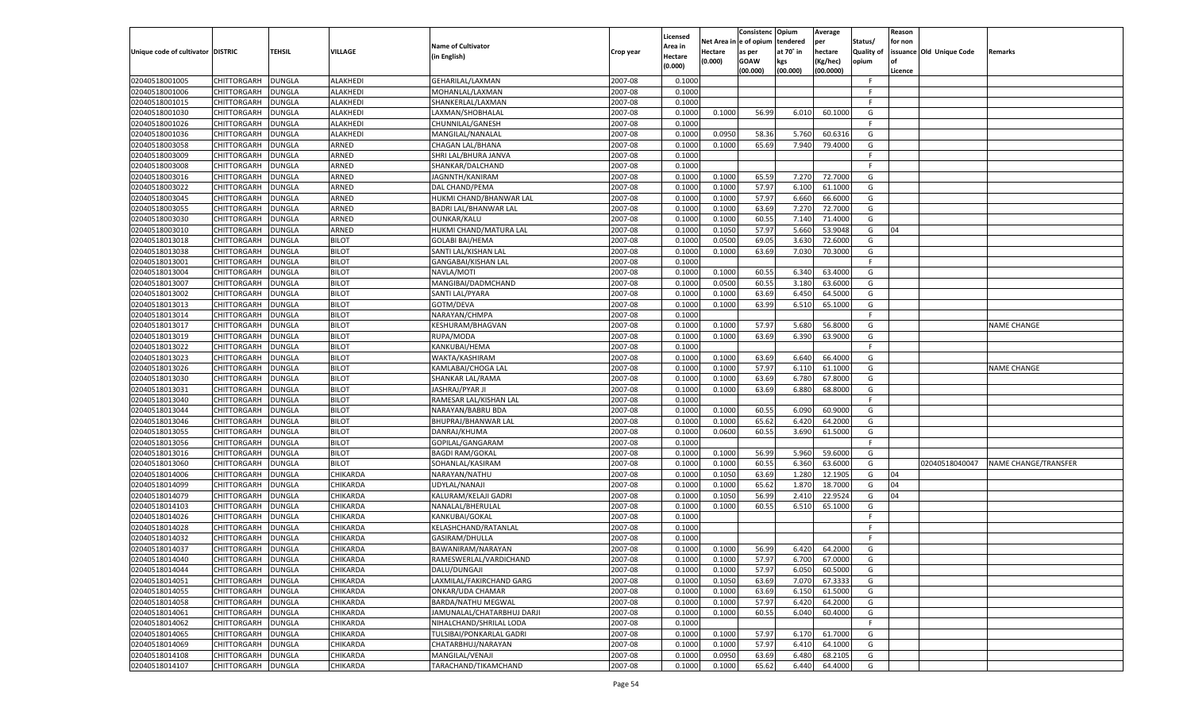| Unique code of cultivator | DISTRIC | TEHSIL | VILLAGE | Name of Cultivator (in English) | Crop year | Licensed Area in Hectare (0.000) | Net Area in Hectare (0.000) | Consistence of opium as per GOAW (00.000) | Opium tendered at 70° in kgs (00.000) | Average per hectare (Kg/hec) (00.0000) | Status/ Quality of opium | Reason for non issuance of Licence | Old Unique Code | Remarks |
|---|---|---|---|---|---|---|---|---|---|---|---|---|---|---|
| 02040518001005 | CHITTORGARH | DUNGLA | ALAKHEDI | GEHARILAL/LAXMAN | 2007-08 | 0.1000 | | | | | F | | | |
| 02040518001006 | CHITTORGARH | DUNGLA | ALAKHEDI | MOHANLAL/LAXMAN | 2007-08 | 0.1000 | | | | | F | | | |
| 02040518001015 | CHITTORGARH | DUNGLA | ALAKHEDI | SHANKERLAL/LAXMAN | 2007-08 | 0.1000 | | | | | F | | | |
| 02040518001030 | CHITTORGARH | DUNGLA | ALAKHEDI | LAXMAN/SHOBHALAL | 2007-08 | 0.1000 | 0.1000 | 56.99 | 6.010 | 60.1000 | G | | | |
| 02040518001026 | CHITTORGARH | DUNGLA | ALAKHEDI | CHUNNILAL/GANESH | 2007-08 | 0.1000 | | | | | F | | | |
| 02040518001036 | CHITTORGARH | DUNGLA | ALAKHEDI | MANGILAL/NANALAL | 2007-08 | 0.1000 | 0.0950 | 58.36 | 5.760 | 60.6316 | G | | | |
| 02040518003058 | CHITTORGARH | DUNGLA | ARNED | CHAGAN LAL/BHANA | 2007-08 | 0.1000 | 0.1000 | 65.69 | 7.940 | 79.4000 | G | | | |
| 02040518003009 | CHITTORGARH | DUNGLA | ARNED | SHRI LAL/BHURA JANVA | 2007-08 | 0.1000 | | | | | F | | | |
| 02040518003008 | CHITTORGARH | DUNGLA | ARNED | SHANKAR/DALCHAND | 2007-08 | 0.1000 | | | | | F | | | |
| 02040518003016 | CHITTORGARH | DUNGLA | ARNED | JAGNNTH/KANIRAM | 2007-08 | 0.1000 | 0.1000 | 65.59 | 7.270 | 72.7000 | G | | | |
| 02040518003022 | CHITTORGARH | DUNGLA | ARNED | DAL CHAND/PEMA | 2007-08 | 0.1000 | 0.1000 | 57.97 | 6.100 | 61.1000 | G | | | |
| 02040518003045 | CHITTORGARH | DUNGLA | ARNED | HUKMI CHAND/BHANWAR LAL | 2007-08 | 0.1000 | 0.1000 | 57.97 | 6.660 | 66.6000 | G | | | |
| 02040518003055 | CHITTORGARH | DUNGLA | ARNED | BADRI LAL/BHANWAR LAL | 2007-08 | 0.1000 | 0.1000 | 63.69 | 7.270 | 72.7000 | G | | | |
| 02040518003030 | CHITTORGARH | DUNGLA | ARNED | OUNKAR/KALU | 2007-08 | 0.1000 | 0.1000 | 60.55 | 7.140 | 71.4000 | G | | | |
| 02040518003010 | CHITTORGARH | DUNGLA | ARNED | HUKMI CHAND/MATURA LAL | 2007-08 | 0.1000 | 0.1050 | 57.97 | 5.660 | 53.9048 | G | 04 | | |
| 02040518013018 | CHITTORGARH | DUNGLA | BILOT | GOLABI BAI/HEMA | 2007-08 | 0.1000 | 0.0500 | 69.05 | 3.630 | 72.6000 | G | | | |
| 02040518013038 | CHITTORGARH | DUNGLA | BILOT | SANTI LAL/KISHAN LAL | 2007-08 | 0.1000 | 0.1000 | 63.69 | 7.030 | 70.3000 | G | | | |
| 02040518013001 | CHITTORGARH | DUNGLA | BILOT | GANGABAI/KISHAN LAL | 2007-08 | 0.1000 | | | | | F | | | |
| 02040518013004 | CHITTORGARH | DUNGLA | BILOT | NAVLA/MOTI | 2007-08 | 0.1000 | 0.1000 | 60.55 | 6.340 | 63.4000 | G | | | |
| 02040518013007 | CHITTORGARH | DUNGLA | BILOT | MANGIBAI/DADMCHAND | 2007-08 | 0.1000 | 0.0500 | 60.55 | 3.180 | 63.6000 | G | | | |
| 02040518013002 | CHITTORGARH | DUNGLA | BILOT | SANTI LAL/PYARA | 2007-08 | 0.1000 | 0.1000 | 63.69 | 6.450 | 64.5000 | G | | | |
| 02040518013013 | CHITTORGARH | DUNGLA | BILOT | GOTM/DEVA | 2007-08 | 0.1000 | 0.1000 | 63.99 | 6.510 | 65.1000 | G | | | |
| 02040518013014 | CHITTORGARH | DUNGLA | BILOT | NARAYAN/CHMPA | 2007-08 | 0.1000 | | | | | F | | | |
| 02040518013017 | CHITTORGARH | DUNGLA | BILOT | KESHURAM/BHAGVAN | 2007-08 | 0.1000 | 0.1000 | 57.97 | 5.680 | 56.8000 | G | | | NAME CHANGE |
| 02040518013019 | CHITTORGARH | DUNGLA | BILOT | RUPA/MODA | 2007-08 | 0.1000 | 0.1000 | 63.69 | 6.390 | 63.9000 | G | | | |
| 02040518013022 | CHITTORGARH | DUNGLA | BILOT | KANKUBAI/HEMA | 2007-08 | 0.1000 | | | | | F | | | |
| 02040518013023 | CHITTORGARH | DUNGLA | BILOT | WAKTA/KASHIRAM | 2007-08 | 0.1000 | 0.1000 | 63.69 | 6.640 | 66.4000 | G | | | |
| 02040518013026 | CHITTORGARH | DUNGLA | BILOT | KAMLABAI/CHOGA LAL | 2007-08 | 0.1000 | 0.1000 | 57.97 | 6.110 | 61.1000 | G | | | NAME CHANGE |
| 02040518013030 | CHITTORGARH | DUNGLA | BILOT | SHANKAR LAL/RAMA | 2007-08 | 0.1000 | 0.1000 | 63.69 | 6.780 | 67.8000 | G | | | |
| 02040518013031 | CHITTORGARH | DUNGLA | BILOT | JASHRAJ/PYAR JI | 2007-08 | 0.1000 | 0.1000 | 63.69 | 6.880 | 68.8000 | G | | | |
| 02040518013040 | CHITTORGARH | DUNGLA | BILOT | RAMESAR LAL/KISHAN LAL | 2007-08 | 0.1000 | | | | | F | | | |
| 02040518013044 | CHITTORGARH | DUNGLA | BILOT | NARAYAN/BABRU BDA | 2007-08 | 0.1000 | 0.1000 | 60.55 | 6.090 | 60.9000 | G | | | |
| 02040518013046 | CHITTORGARH | DUNGLA | BILOT | BHUPRAJ/BHANWAR LAL | 2007-08 | 0.1000 | 0.1000 | 65.62 | 6.420 | 64.2000 | G | | | |
| 02040518013055 | CHITTORGARH | DUNGLA | BILOT | DANRAJ/KHUMA | 2007-08 | 0.1000 | 0.0600 | 60.55 | 3.690 | 61.5000 | G | | | |
| 02040518013056 | CHITTORGARH | DUNGLA | BILOT | GOPILAL/GANGARAM | 2007-08 | 0.1000 | | | | | F | | | |
| 02040518013016 | CHITTORGARH | DUNGLA | BILOT | BAGDI RAM/GOKAL | 2007-08 | 0.1000 | 0.1000 | 56.99 | 5.960 | 59.6000 | G | | | |
| 02040518013060 | CHITTORGARH | DUNGLA | BILOT | SOHANLAL/KASIRAM | 2007-08 | 0.1000 | 0.1000 | 60.55 | 6.360 | 63.6000 | G | | 02040518040047 | NAME CHANGE/TRANSFER |
| 02040518014006 | CHITTORGARH | DUNGLA | CHIKARDA | NARAYAN/NATHU | 2007-08 | 0.1000 | 0.1050 | 63.69 | 1.280 | 12.1905 | G | 04 | | |
| 02040518014099 | CHITTORGARH | DUNGLA | CHIKARDA | UDYLAL/NANAJI | 2007-08 | 0.1000 | 0.1000 | 65.62 | 1.870 | 18.7000 | G | 04 | | |
| 02040518014079 | CHITTORGARH | DUNGLA | CHIKARDA | KALURAM/KELAJI GADRI | 2007-08 | 0.1000 | 0.1050 | 56.99 | 2.410 | 22.9524 | G | 04 | | |
| 02040518014103 | CHITTORGARH | DUNGLA | CHIKARDA | NANALAL/BHERULAL | 2007-08 | 0.1000 | 0.1000 | 60.55 | 6.510 | 65.1000 | G | | | |
| 02040518014026 | CHITTORGARH | DUNGLA | CHIKARDA | KANKUBAI/GOKAL | 2007-08 | 0.1000 | | | | | F | | | |
| 02040518014028 | CHITTORGARH | DUNGLA | CHIKARDA | KELASHCHAND/RATANLAL | 2007-08 | 0.1000 | | | | | F | | | |
| 02040518014032 | CHITTORGARH | DUNGLA | CHIKARDA | GASIRAM/DHULLA | 2007-08 | 0.1000 | | | | | F | | | |
| 02040518014037 | CHITTORGARH | DUNGLA | CHIKARDA | BAWANIRAM/NARAYAN | 2007-08 | 0.1000 | 0.1000 | 56.99 | 6.420 | 64.2000 | G | | | |
| 02040518014040 | CHITTORGARH | DUNGLA | CHIKARDA | RAMESWERLAL/VARDICHAND | 2007-08 | 0.1000 | 0.1000 | 57.97 | 6.700 | 67.0000 | G | | | |
| 02040518014044 | CHITTORGARH | DUNGLA | CHIKARDA | DALU/DUNGAJI | 2007-08 | 0.1000 | 0.1000 | 57.97 | 6.050 | 60.5000 | G | | | |
| 02040518014051 | CHITTORGARH | DUNGLA | CHIKARDA | LAXMILAL/FAKIRCHAND GARG | 2007-08 | 0.1000 | 0.1050 | 63.69 | 7.070 | 67.3333 | G | | | |
| 02040518014055 | CHITTORGARH | DUNGLA | CHIKARDA | ONKAR/UDA CHAMAR | 2007-08 | 0.1000 | 0.1000 | 63.69 | 6.150 | 61.5000 | G | | | |
| 02040518014058 | CHITTORGARH | DUNGLA | CHIKARDA | BARDA/NATHU MEGWAL | 2007-08 | 0.1000 | 0.1000 | 57.97 | 6.420 | 64.2000 | G | | | |
| 02040518014061 | CHITTORGARH | DUNGLA | CHIKARDA | JAMUNALAL/CHATARBHUJ DARJI | 2007-08 | 0.1000 | 0.1000 | 60.55 | 6.040 | 60.4000 | G | | | |
| 02040518014062 | CHITTORGARH | DUNGLA | CHIKARDA | NIHALCHAND/SHRILAL LODA | 2007-08 | 0.1000 | | | | | F | | | |
| 02040518014065 | CHITTORGARH | DUNGLA | CHIKARDA | TULSIBAI/PONKARLAL GADRI | 2007-08 | 0.1000 | 0.1000 | 57.97 | 6.170 | 61.7000 | G | | | |
| 02040518014069 | CHITTORGARH | DUNGLA | CHIKARDA | CHATARBHUJ/NARAYAN | 2007-08 | 0.1000 | 0.1000 | 57.97 | 6.410 | 64.1000 | G | | | |
| 02040518014108 | CHITTORGARH | DUNGLA | CHIKARDA | MANGILAL/VENAJI | 2007-08 | 0.1000 | 0.0950 | 63.69 | 6.480 | 68.2105 | G | | | |
| 02040518014107 | CHITTORGARH | DUNGLA | CHIKARDA | TARACHAND/TIKAMCHAND | 2007-08 | 0.1000 | 0.1000 | 65.62 | 6.440 | 64.4000 | G | | | |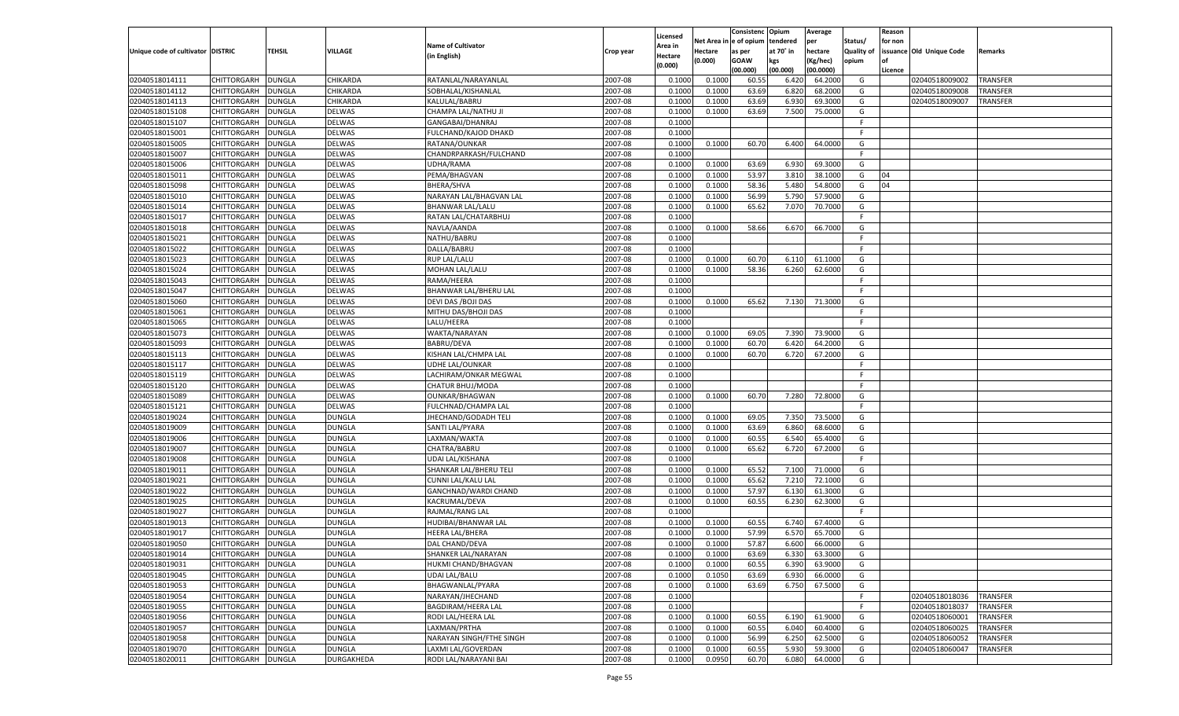| Unique code of cultivator | DISTRIC | TEHSIL | VILLAGE | Name of Cultivator (in English) | Crop year | Licensed Area in Hectare (0.000) | Net Area in Hectare (0.000) | Consistenc e of opium as per GOAW (00.000) | Opium tendered at 70° in kgs (00.000) | Average per hectare (Kg/hec) (00.0000) | Status/ Quality of opium | Reason for non issuance of Licence | Old Unique Code | Remarks |
|---|---|---|---|---|---|---|---|---|---|---|---|---|---|---|
| 02040518014111 | CHITTORGARH | DUNGLA | CHIKARDA | RATANLAL/NARAYANLAL | 2007-08 | 0.1000 | 0.1000 | 60.55 | 6.420 | 64.2000 | G | | 02040518009002 | TRANSFER |
| 02040518014112 | CHITTORGARH | DUNGLA | CHIKARDA | SOBHALAL/KISHANLAL | 2007-08 | 0.1000 | 0.1000 | 63.69 | 6.820 | 68.2000 | G | | 02040518009008 | TRANSFER |
| 02040518014113 | CHITTORGARH | DUNGLA | CHIKARDA | KALULAL/BABRU | 2007-08 | 0.1000 | 0.1000 | 63.69 | 6.930 | 69.3000 | G | | 02040518009007 | TRANSFER |
| 02040518015108 | CHITTORGARH | DUNGLA | DELWAS | CHAMPA LAL/NATHU JI | 2007-08 | 0.1000 | 0.1000 | 63.69 | 7.500 | 75.0000 | G | | | |
| 02040518015107 | CHITTORGARH | DUNGLA | DELWAS | GANGABAI/DHANRAJ | 2007-08 | 0.1000 | | | | | F | | | |
| 02040518015001 | CHITTORGARH | DUNGLA | DELWAS | FULCHAND/KAJOD DHAKD | 2007-08 | 0.1000 | | | | | F | | | |
| 02040518015005 | CHITTORGARH | DUNGLA | DELWAS | RATANA/OUNKAR | 2007-08 | 0.1000 | 0.1000 | 60.70 | 6.400 | 64.0000 | G | | | |
| 02040518015007 | CHITTORGARH | DUNGLA | DELWAS | CHANDRPARKASH/FULCHAND | 2007-08 | 0.1000 | | | | | F | | | |
| 02040518015006 | CHITTORGARH | DUNGLA | DELWAS | UDHA/RAMA | 2007-08 | 0.1000 | 0.1000 | 63.69 | 6.930 | 69.3000 | G | | | |
| 02040518015011 | CHITTORGARH | DUNGLA | DELWAS | PEMA/BHAGVAN | 2007-08 | 0.1000 | 0.1000 | 53.97 | 3.810 | 38.1000 | G | 04 | | |
| 02040518015098 | CHITTORGARH | DUNGLA | DELWAS | BHERA/SHVA | 2007-08 | 0.1000 | 0.1000 | 58.36 | 5.480 | 54.8000 | G | 04 | | |
| 02040518015010 | CHITTORGARH | DUNGLA | DELWAS | NARAYAN LAL/BHAGVAN LAL | 2007-08 | 0.1000 | 0.1000 | 56.99 | 5.790 | 57.9000 | G | | | |
| 02040518015014 | CHITTORGARH | DUNGLA | DELWAS | BHANWAR LAL/LALU | 2007-08 | 0.1000 | 0.1000 | 65.62 | 7.070 | 70.7000 | G | | | |
| 02040518015017 | CHITTORGARH | DUNGLA | DELWAS | RATAN LAL/CHATARBHUJ | 2007-08 | 0.1000 | | | | | F | | | |
| 02040518015018 | CHITTORGARH | DUNGLA | DELWAS | NAVLA/AANDA | 2007-08 | 0.1000 | 0.1000 | 58.66 | 6.670 | 66.7000 | G | | | |
| 02040518015021 | CHITTORGARH | DUNGLA | DELWAS | NATHU/BABRU | 2007-08 | 0.1000 | | | | | F | | | |
| 02040518015022 | CHITTORGARH | DUNGLA | DELWAS | DALLA/BABRU | 2007-08 | 0.1000 | | | | | F | | | |
| 02040518015023 | CHITTORGARH | DUNGLA | DELWAS | RUP LAL/LALU | 2007-08 | 0.1000 | 0.1000 | 60.70 | 6.110 | 61.1000 | G | | | |
| 02040518015024 | CHITTORGARH | DUNGLA | DELWAS | MOHAN LAL/LALU | 2007-08 | 0.1000 | 0.1000 | 58.36 | 6.260 | 62.6000 | G | | | |
| 02040518015043 | CHITTORGARH | DUNGLA | DELWAS | RAMA/HEERA | 2007-08 | 0.1000 | | | | | F | | | |
| 02040518015047 | CHITTORGARH | DUNGLA | DELWAS | BHANWAR LAL/BHERU LAL | 2007-08 | 0.1000 | | | | | F | | | |
| 02040518015060 | CHITTORGARH | DUNGLA | DELWAS | DEVI DAS /BOJI DAS | 2007-08 | 0.1000 | 0.1000 | 65.62 | 7.130 | 71.3000 | G | | | |
| 02040518015061 | CHITTORGARH | DUNGLA | DELWAS | MITHU DAS/BHOJI DAS | 2007-08 | 0.1000 | | | | | F | | | |
| 02040518015065 | CHITTORGARH | DUNGLA | DELWAS | LALU/HEERA | 2007-08 | 0.1000 | | | | | F | | | |
| 02040518015073 | CHITTORGARH | DUNGLA | DELWAS | WAKTA/NARAYAN | 2007-08 | 0.1000 | 0.1000 | 69.05 | 7.390 | 73.9000 | G | | | |
| 02040518015093 | CHITTORGARH | DUNGLA | DELWAS | BABRU/DEVA | 2007-08 | 0.1000 | 0.1000 | 60.70 | 6.420 | 64.2000 | G | | | |
| 02040518015113 | CHITTORGARH | DUNGLA | DELWAS | KISHAN LAL/CHMPA LAL | 2007-08 | 0.1000 | 0.1000 | 60.70 | 6.720 | 67.2000 | G | | | |
| 02040518015117 | CHITTORGARH | DUNGLA | DELWAS | UDHE LAL/OUNKAR | 2007-08 | 0.1000 | | | | | F | | | |
| 02040518015119 | CHITTORGARH | DUNGLA | DELWAS | LACHIRAM/ONKAR MEGWAL | 2007-08 | 0.1000 | | | | | F | | | |
| 02040518015120 | CHITTORGARH | DUNGLA | DELWAS | CHATUR BHUJ/MODA | 2007-08 | 0.1000 | | | | | F | | | |
| 02040518015089 | CHITTORGARH | DUNGLA | DELWAS | OUNKAR/BHAGWAN | 2007-08 | 0.1000 | 0.1000 | 60.70 | 7.280 | 72.8000 | G | | | |
| 02040518015121 | CHITTORGARH | DUNGLA | DELWAS | FULCHNAD/CHAMPA LAL | 2007-08 | 0.1000 | | | | | F | | | |
| 02040518019024 | CHITTORGARH | DUNGLA | DUNGLA | JHECHAND/GODADH TELI | 2007-08 | 0.1000 | 0.1000 | 69.05 | 7.350 | 73.5000 | G | | | |
| 02040518019009 | CHITTORGARH | DUNGLA | DUNGLA | SANTI LAL/PYARA | 2007-08 | 0.1000 | 0.1000 | 63.69 | 6.860 | 68.6000 | G | | | |
| 02040518019006 | CHITTORGARH | DUNGLA | DUNGLA | LAXMAN/WAKTA | 2007-08 | 0.1000 | 0.1000 | 60.55 | 6.540 | 65.4000 | G | | | |
| 02040518019007 | CHITTORGARH | DUNGLA | DUNGLA | CHATRA/BABRU | 2007-08 | 0.1000 | 0.1000 | 65.62 | 6.720 | 67.2000 | G | | | |
| 02040518019008 | CHITTORGARH | DUNGLA | DUNGLA | UDAI LAL/KISHANA | 2007-08 | 0.1000 | | | | | F | | | |
| 02040518019011 | CHITTORGARH | DUNGLA | DUNGLA | SHANKAR LAL/BHERU TELI | 2007-08 | 0.1000 | 0.1000 | 65.52 | 7.100 | 71.0000 | G | | | |
| 02040518019021 | CHITTORGARH | DUNGLA | DUNGLA | CUNNI LAL/KALU LAL | 2007-08 | 0.1000 | 0.1000 | 65.62 | 7.210 | 72.1000 | G | | | |
| 02040518019022 | CHITTORGARH | DUNGLA | DUNGLA | GANCHNAD/WARDI CHAND | 2007-08 | 0.1000 | 0.1000 | 57.97 | 6.130 | 61.3000 | G | | | |
| 02040518019025 | CHITTORGARH | DUNGLA | DUNGLA | KACRUMAL/DEVA | 2007-08 | 0.1000 | 0.1000 | 60.55 | 6.230 | 62.3000 | G | | | |
| 02040518019027 | CHITTORGARH | DUNGLA | DUNGLA | RAJMAL/RANG LAL | 2007-08 | 0.1000 | | | | | F | | | |
| 02040518019013 | CHITTORGARH | DUNGLA | DUNGLA | HUDIBAI/BHANWAR LAL | 2007-08 | 0.1000 | 0.1000 | 60.55 | 6.740 | 67.4000 | G | | | |
| 02040518019017 | CHITTORGARH | DUNGLA | DUNGLA | HEERA LAL/BHERA | 2007-08 | 0.1000 | 0.1000 | 57.99 | 6.570 | 65.7000 | G | | | |
| 02040518019050 | CHITTORGARH | DUNGLA | DUNGLA | DAL CHAND/DEVA | 2007-08 | 0.1000 | 0.1000 | 57.87 | 6.600 | 66.0000 | G | | | |
| 02040518019014 | CHITTORGARH | DUNGLA | DUNGLA | SHANKER LAL/NARAYAN | 2007-08 | 0.1000 | 0.1000 | 63.69 | 6.330 | 63.3000 | G | | | |
| 02040518019031 | CHITTORGARH | DUNGLA | DUNGLA | HUKMI CHAND/BHAGVAN | 2007-08 | 0.1000 | 0.1000 | 60.55 | 6.390 | 63.9000 | G | | | |
| 02040518019045 | CHITTORGARH | DUNGLA | DUNGLA | UDAI LAL/BALU | 2007-08 | 0.1000 | 0.1050 | 63.69 | 6.930 | 66.0000 | G | | | |
| 02040518019053 | CHITTORGARH | DUNGLA | DUNGLA | BHAGWANLAL/PYARA | 2007-08 | 0.1000 | 0.1000 | 63.69 | 6.750 | 67.5000 | G | | | |
| 02040518019054 | CHITTORGARH | DUNGLA | DUNGLA | NARAYAN/JHECHAND | 2007-08 | 0.1000 | | | | | F | | 02040518018036 | TRANSFER |
| 02040518019055 | CHITTORGARH | DUNGLA | DUNGLA | BAGDIRAM/HEERA LAL | 2007-08 | 0.1000 | | | | | F | | 02040518018037 | TRANSFER |
| 02040518019056 | CHITTORGARH | DUNGLA | DUNGLA | RODI LAL/HEERA LAL | 2007-08 | 0.1000 | 0.1000 | 60.55 | 6.190 | 61.9000 | G | | 02040518060001 | TRANSFER |
| 02040518019057 | CHITTORGARH | DUNGLA | DUNGLA | LAXMAN/PRTHA | 2007-08 | 0.1000 | 0.1000 | 60.55 | 6.040 | 60.4000 | G | | 02040518060025 | TRANSFER |
| 02040518019058 | CHITTORGARH | DUNGLA | DUNGLA | NARAYAN SINGH/FTHE SINGH | 2007-08 | 0.1000 | 0.1000 | 56.99 | 6.250 | 62.5000 | G | | 02040518060052 | TRANSFER |
| 02040518019070 | CHITTORGARH | DUNGLA | DUNGLA | LAXMI LAL/GOVERDAN | 2007-08 | 0.1000 | 0.1000 | 60.55 | 5.930 | 59.3000 | G | | 02040518060047 | TRANSFER |
| 02040518020011 | CHITTORGARH | DUNGLA | DURGAKHEDA | RODI LAL/NARAYANI BAI | 2007-08 | 0.1000 | 0.0950 | 60.70 | 6.080 | 64.0000 | G | | | |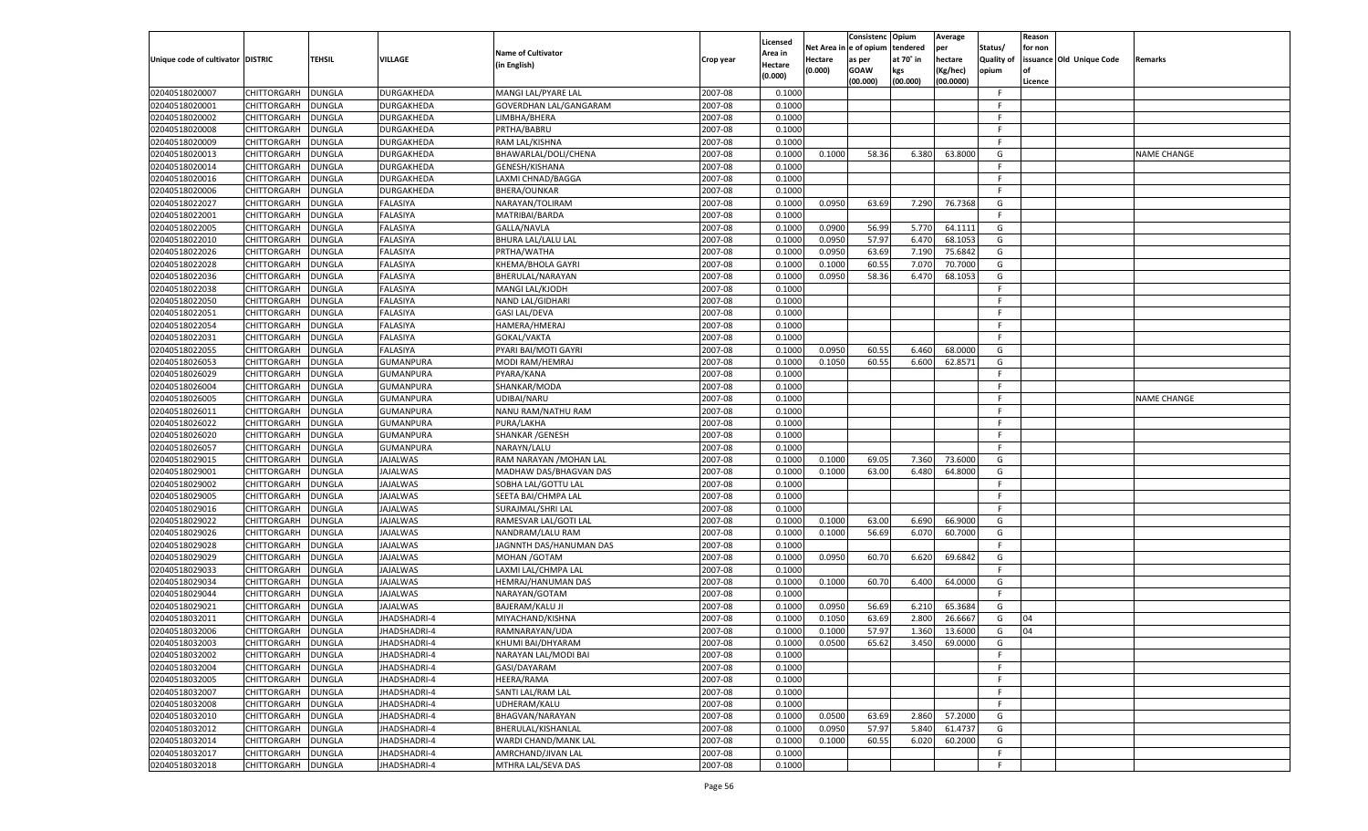| Unique code of cultivator | DISTRIC | TEHSIL | VILLAGE | Name of Cultivator (in English) | Crop year | Licensed Area in Hectare (0.000) | Net Area in Hectare (0.000) | Consistenc e of opium as per GOAW (00.000) | Opium tendered at 70° in kgs (00.000) | Average per hectare (Kg/hec) (00.0000) | Status/ Quality of opium | Reason for non issuance of Licence | Old Unique Code | Remarks |
|---|---|---|---|---|---|---|---|---|---|---|---|---|---|---|
| 02040518020007 | CHITTORGARH | DUNGLA | DURGAKHEDA | MANGI LAL/PYARE LAL | 2007-08 | 0.1000 | | | | | F | | | |
| 02040518020001 | CHITTORGARH | DUNGLA | DURGAKHEDA | GOVERDHAN LAL/GANGARAM | 2007-08 | 0.1000 | | | | | F | | | |
| 02040518020002 | CHITTORGARH | DUNGLA | DURGAKHEDA | LIMBHA/BHERA | 2007-08 | 0.1000 | | | | | F | | | |
| 02040518020008 | CHITTORGARH | DUNGLA | DURGAKHEDA | PRTHA/BABRU | 2007-08 | 0.1000 | | | | | F | | | |
| 02040518020009 | CHITTORGARH | DUNGLA | DURGAKHEDA | RAM LAL/KISHNA | 2007-08 | 0.1000 | | | | | F | | | |
| 02040518020013 | CHITTORGARH | DUNGLA | DURGAKHEDA | BHAWARLAL/DOLI/CHENA | 2007-08 | 0.1000 | 0.1000 | 58.36 | 6.380 | 63.8000 | G | | | NAME CHANGE |
| 02040518020014 | CHITTORGARH | DUNGLA | DURGAKHEDA | GENESH/KISHANA | 2007-08 | 0.1000 | | | | | F | | | |
| 02040518020016 | CHITTORGARH | DUNGLA | DURGAKHEDA | LAXMI CHNAD/BAGGA | 2007-08 | 0.1000 | | | | | F | | | |
| 02040518020006 | CHITTORGARH | DUNGLA | DURGAKHEDA | BHERA/OUNKAR | 2007-08 | 0.1000 | | | | | F | | | |
| 02040518022027 | CHITTORGARH | DUNGLA | FALASIYA | NARAYAN/TOLIRAM | 2007-08 | 0.1000 | 0.0950 | 63.69 | 7.290 | 76.7368 | G | | | |
| 02040518022001 | CHITTORGARH | DUNGLA | FALASIYA | MATRIBAI/BARDA | 2007-08 | 0.1000 | | | | | F | | | |
| 02040518022005 | CHITTORGARH | DUNGLA | FALASIYA | GALLA/NAVLA | 2007-08 | 0.1000 | 0.0900 | 56.99 | 5.770 | 64.1111 | G | | | |
| 02040518022010 | CHITTORGARH | DUNGLA | FALASIYA | BHURA LAL/LALU LAL | 2007-08 | 0.1000 | 0.0950 | 57.97 | 6.470 | 68.1053 | G | | | |
| 02040518022026 | CHITTORGARH | DUNGLA | FALASIYA | PRTHA/WATHA | 2007-08 | 0.1000 | 0.0950 | 63.69 | 7.190 | 75.6842 | G | | | |
| 02040518022028 | CHITTORGARH | DUNGLA | FALASIYA | KHEMA/BHOLA GAYRI | 2007-08 | 0.1000 | 0.1000 | 60.55 | 7.070 | 70.7000 | G | | | |
| 02040518022036 | CHITTORGARH | DUNGLA | FALASIYA | BHERULAL/NARAYAN | 2007-08 | 0.1000 | 0.0950 | 58.36 | 6.470 | 68.1053 | G | | | |
| 02040518022038 | CHITTORGARH | DUNGLA | FALASIYA | MANGI LAL/KJODH | 2007-08 | 0.1000 | | | | | F | | | |
| 02040518022050 | CHITTORGARH | DUNGLA | FALASIYA | NAND LAL/GIDHARI | 2007-08 | 0.1000 | | | | | F | | | |
| 02040518022051 | CHITTORGARH | DUNGLA | FALASIYA | GASI LAL/DEVA | 2007-08 | 0.1000 | | | | | F | | | |
| 02040518022054 | CHITTORGARH | DUNGLA | FALASIYA | HAMERA/HMERAJ | 2007-08 | 0.1000 | | | | | F | | | |
| 02040518022031 | CHITTORGARH | DUNGLA | FALASIYA | GOKAL/VAKTA | 2007-08 | 0.1000 | | | | | F | | | |
| 02040518022055 | CHITTORGARH | DUNGLA | FALASIYA | PYARI BAI/MOTI GAYRI | 2007-08 | 0.1000 | 0.0950 | 60.55 | 6.460 | 68.0000 | G | | | |
| 02040518026053 | CHITTORGARH | DUNGLA | GUMANPURA | MODI RAM/HEMRAJ | 2007-08 | 0.1000 | 0.1050 | 60.55 | 6.600 | 62.8571 | G | | | |
| 02040518026029 | CHITTORGARH | DUNGLA | GUMANPURA | PYARA/KANA | 2007-08 | 0.1000 | | | | | F | | | |
| 02040518026004 | CHITTORGARH | DUNGLA | GUMANPURA | SHANKAR/MODA | 2007-08 | 0.1000 | | | | | F | | | |
| 02040518026005 | CHITTORGARH | DUNGLA | GUMANPURA | UDIBAI/NARU | 2007-08 | 0.1000 | | | | | F | | | NAME CHANGE |
| 02040518026011 | CHITTORGARH | DUNGLA | GUMANPURA | NANU RAM/NATHU RAM | 2007-08 | 0.1000 | | | | | F | | | |
| 02040518026022 | CHITTORGARH | DUNGLA | GUMANPURA | PURA/LAKHA | 2007-08 | 0.1000 | | | | | F | | | |
| 02040518026020 | CHITTORGARH | DUNGLA | GUMANPURA | SHANKAR /GENESH | 2007-08 | 0.1000 | | | | | F | | | |
| 02040518026057 | CHITTORGARH | DUNGLA | GUMANPURA | NARAYN/LALU | 2007-08 | 0.1000 | | | | | F | | | |
| 02040518029015 | CHITTORGARH | DUNGLA | JAJALWAS | RAM NARAYAN /MOHAN LAL | 2007-08 | 0.1000 | 0.1000 | 69.05 | 7.360 | 73.6000 | G | | | |
| 02040518029001 | CHITTORGARH | DUNGLA | JAJALWAS | MADHAW DAS/BHAGVAN DAS | 2007-08 | 0.1000 | 0.1000 | 63.00 | 6.480 | 64.8000 | G | | | |
| 02040518029002 | CHITTORGARH | DUNGLA | JAJALWAS | SOBHA LAL/GOTTU LAL | 2007-08 | 0.1000 | | | | | F | | | |
| 02040518029005 | CHITTORGARH | DUNGLA | JAJALWAS | SEETA BAI/CHMPA LAL | 2007-08 | 0.1000 | | | | | F | | | |
| 02040518029016 | CHITTORGARH | DUNGLA | JAJALWAS | SURAJMAL/SHRI LAL | 2007-08 | 0.1000 | | | | | F | | | |
| 02040518029022 | CHITTORGARH | DUNGLA | JAJALWAS | RAMESVAR LAL/GOTI LAL | 2007-08 | 0.1000 | 0.1000 | 63.00 | 6.690 | 66.9000 | G | | | |
| 02040518029026 | CHITTORGARH | DUNGLA | JAJALWAS | NANDRAM/LALU RAM | 2007-08 | 0.1000 | 0.1000 | 56.69 | 6.070 | 60.7000 | G | | | |
| 02040518029028 | CHITTORGARH | DUNGLA | JAJALWAS | JAGNNTH DAS/HANUMAN DAS | 2007-08 | 0.1000 | | | | | F | | | |
| 02040518029029 | CHITTORGARH | DUNGLA | JAJALWAS | MOHAN /GOTAM | 2007-08 | 0.1000 | 0.0950 | 60.70 | 6.620 | 69.6842 | G | | | |
| 02040518029033 | CHITTORGARH | DUNGLA | JAJALWAS | LAXMI LAL/CHMPA LAL | 2007-08 | 0.1000 | | | | | F | | | |
| 02040518029034 | CHITTORGARH | DUNGLA | JAJALWAS | HEMRAJ/HANUMAN DAS | 2007-08 | 0.1000 | 0.1000 | 60.70 | 6.400 | 64.0000 | G | | | |
| 02040518029044 | CHITTORGARH | DUNGLA | JAJALWAS | NARAYAN/GOTAM | 2007-08 | 0.1000 | | | | | F | | | |
| 02040518029021 | CHITTORGARH | DUNGLA | JAJALWAS | BAJERAM/KALU JI | 2007-08 | 0.1000 | 0.0950 | 56.69 | 6.210 | 65.3684 | G | | | |
| 02040518032011 | CHITTORGARH | DUNGLA | JHADSHADRI-4 | MIYACHAND/KISHNA | 2007-08 | 0.1000 | 0.1050 | 63.69 | 2.800 | 26.6667 | G | 04 | | |
| 02040518032006 | CHITTORGARH | DUNGLA | JHADSHADRI-4 | RAMNARAYAN/UDA | 2007-08 | 0.1000 | 0.1000 | 57.97 | 1.360 | 13.6000 | G | 04 | | |
| 02040518032003 | CHITTORGARH | DUNGLA | JHADSHADRI-4 | KHUMI BAI/DHYARAM | 2007-08 | 0.1000 | 0.0500 | 65.62 | 3.450 | 69.0000 | G | | | |
| 02040518032002 | CHITTORGARH | DUNGLA | JHADSHADRI-4 | NARAYAN LAL/MODI BAI | 2007-08 | 0.1000 | | | | | F | | | |
| 02040518032004 | CHITTORGARH | DUNGLA | JHADSHADRI-4 | GASI/DAYARAM | 2007-08 | 0.1000 | | | | | F | | | |
| 02040518032005 | CHITTORGARH | DUNGLA | JHADSHADRI-4 | HEERA/RAMA | 2007-08 | 0.1000 | | | | | F | | | |
| 02040518032007 | CHITTORGARH | DUNGLA | JHADSHADRI-4 | SANTI LAL/RAM LAL | 2007-08 | 0.1000 | | | | | F | | | |
| 02040518032008 | CHITTORGARH | DUNGLA | JHADSHADRI-4 | UDHERAM/KALU | 2007-08 | 0.1000 | | | | | F | | | |
| 02040518032010 | CHITTORGARH | DUNGLA | JHADSHADRI-4 | BHAGVAN/NARAYAN | 2007-08 | 0.1000 | 0.0500 | 63.69 | 2.860 | 57.2000 | G | | | |
| 02040518032012 | CHITTORGARH | DUNGLA | JHADSHADRI-4 | BHERULAL/KISHANLAL | 2007-08 | 0.1000 | 0.0950 | 57.97 | 5.840 | 61.4737 | G | | | |
| 02040518032014 | CHITTORGARH | DUNGLA | JHADSHADRI-4 | WARDI CHAND/MANK LAL | 2007-08 | 0.1000 | 0.1000 | 60.55 | 6.020 | 60.2000 | G | | | |
| 02040518032017 | CHITTORGARH | DUNGLA | JHADSHADRI-4 | AMRCHAND/JIVAN LAL | 2007-08 | 0.1000 | | | | | F | | | |
| 02040518032018 | CHITTORGARH | DUNGLA | JHADSHADRI-4 | MTHRA LAL/SEVA DAS | 2007-08 | 0.1000 | | | | | F | | | |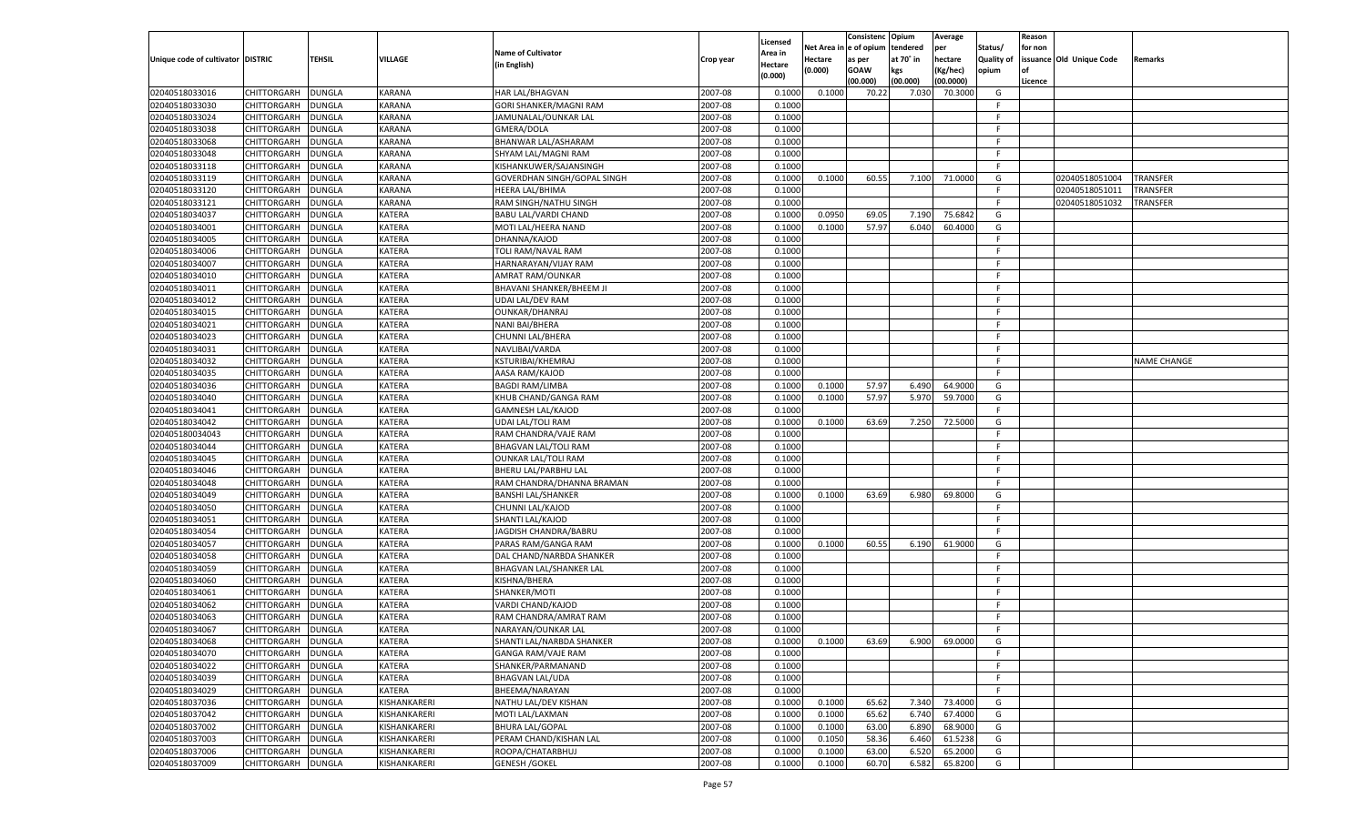| Unique code of cultivator | DISTRIC | TEHSIL | VILLAGE | Name of Cultivator (in English) | Crop year | Licensed Area in Hectare (0.000) | Net Area in Hectare (0.000) | Consistence of opium as per GOAW (00.000) | Opium tendered at 70° in kgs (00.000) | Average per hectare (Kg/hec) (00.0000) | Status/ Quality of opium | Reason for non issuance of Licence | Old Unique Code | Remarks |
|---|---|---|---|---|---|---|---|---|---|---|---|---|---|---|
| 02040518033016 | CHITTORGARH | DUNGLA | KARANA | HAR LAL/BHAGVAN | 2007-08 | 0.1000 | 0.1000 | 70.22 | 7.030 | 70.3000 | G | | | |
| 02040518033030 | CHITTORGARH | DUNGLA | KARANA | GORI SHANKER/MAGNI RAM | 2007-08 | 0.1000 | | | | | F | | | |
| 02040518033024 | CHITTORGARH | DUNGLA | KARANA | JAMUNALAL/OUNKAR LAL | 2007-08 | 0.1000 | | | | | F | | | |
| 02040518033038 | CHITTORGARH | DUNGLA | KARANA | GMERA/DOLA | 2007-08 | 0.1000 | | | | | F | | | |
| 02040518033068 | CHITTORGARH | DUNGLA | KARANA | BHANWAR LAL/ASHARAM | 2007-08 | 0.1000 | | | | | F | | | |
| 02040518033048 | CHITTORGARH | DUNGLA | KARANA | SHYAM LAL/MAGNI RAM | 2007-08 | 0.1000 | | | | | F | | | |
| 02040518033118 | CHITTORGARH | DUNGLA | KARANA | KISHANKUWER/SAJANSINGH | 2007-08 | 0.1000 | | | | | F | | | |
| 02040518033119 | CHITTORGARH | DUNGLA | KARANA | GOVERDHAN SINGH/GOPAL SINGH | 2007-08 | 0.1000 | 0.1000 | 60.55 | 7.100 | 71.0000 | G | | 02040518051004 | TRANSFER |
| 02040518033120 | CHITTORGARH | DUNGLA | KARANA | HEERA LAL/BHIMA | 2007-08 | 0.1000 | | | | | F | | 02040518051011 | TRANSFER |
| 02040518033121 | CHITTORGARH | DUNGLA | KARANA | RAM SINGH/NATHU SINGH | 2007-08 | 0.1000 | | | | | F | | 02040518051032 | TRANSFER |
| 02040518034037 | CHITTORGARH | DUNGLA | KATERA | BABU LAL/VARDI CHAND | 2007-08 | 0.1000 | 0.0950 | 69.05 | 7.190 | 75.6842 | G | | | |
| 02040518034001 | CHITTORGARH | DUNGLA | KATERA | MOTI LAL/HEERA NAND | 2007-08 | 0.1000 | 0.1000 | 57.97 | 6.040 | 60.4000 | G | | | |
| 02040518034005 | CHITTORGARH | DUNGLA | KATERA | DHANNA/KAJOD | 2007-08 | 0.1000 | | | | | F | | | |
| 02040518034006 | CHITTORGARH | DUNGLA | KATERA | TOLI RAM/NAVAL RAM | 2007-08 | 0.1000 | | | | | F | | | |
| 02040518034007 | CHITTORGARH | DUNGLA | KATERA | HARNARAYAN/VIJAY RAM | 2007-08 | 0.1000 | | | | | F | | | |
| 02040518034010 | CHITTORGARH | DUNGLA | KATERA | AMRAT RAM/OUNKAR | 2007-08 | 0.1000 | | | | | F | | | |
| 02040518034011 | CHITTORGARH | DUNGLA | KATERA | BHAVANI SHANKER/BHEEM JI | 2007-08 | 0.1000 | | | | | F | | | |
| 02040518034012 | CHITTORGARH | DUNGLA | KATERA | UDAI LAL/DEV RAM | 2007-08 | 0.1000 | | | | | F | | | |
| 02040518034015 | CHITTORGARH | DUNGLA | KATERA | OUNKAR/DHANRAJ | 2007-08 | 0.1000 | | | | | F | | | |
| 02040518034021 | CHITTORGARH | DUNGLA | KATERA | NANI BAI/BHERA | 2007-08 | 0.1000 | | | | | F | | | |
| 02040518034023 | CHITTORGARH | DUNGLA | KATERA | CHUNNI LAL/BHERA | 2007-08 | 0.1000 | | | | | F | | | |
| 02040518034031 | CHITTORGARH | DUNGLA | KATERA | NAVLIBAI/VARDA | 2007-08 | 0.1000 | | | | | F | | | |
| 02040518034032 | CHITTORGARH | DUNGLA | KATERA | KSTURIBAI/KHEMRAJ | 2007-08 | 0.1000 | | | | | F | | | NAME CHANGE |
| 02040518034035 | CHITTORGARH | DUNGLA | KATERA | AASA RAM/KAJOD | 2007-08 | 0.1000 | | | | | F | | | |
| 02040518034036 | CHITTORGARH | DUNGLA | KATERA | BAGDI RAM/LIMBA | 2007-08 | 0.1000 | 0.1000 | 57.97 | 6.490 | 64.9000 | G | | | |
| 02040518034040 | CHITTORGARH | DUNGLA | KATERA | KHUB CHAND/GANGA RAM | 2007-08 | 0.1000 | 0.1000 | 57.97 | 5.970 | 59.7000 | G | | | |
| 02040518034041 | CHITTORGARH | DUNGLA | KATERA | GAMNESH LAL/KAJOD | 2007-08 | 0.1000 | | | | | F | | | |
| 02040518034042 | CHITTORGARH | DUNGLA | KATERA | UDAI LAL/TOLI RAM | 2007-08 | 0.1000 | 0.1000 | 63.69 | 7.250 | 72.5000 | G | | | |
| 020405180034043 | CHITTORGARH | DUNGLA | KATERA | RAM CHANDRA/VAJE RAM | 2007-08 | 0.1000 | | | | | F | | | |
| 02040518034044 | CHITTORGARH | DUNGLA | KATERA | BHAGVAN LAL/TOLI RAM | 2007-08 | 0.1000 | | | | | F | | | |
| 02040518034045 | CHITTORGARH | DUNGLA | KATERA | OUNKAR LAL/TOLI RAM | 2007-08 | 0.1000 | | | | | F | | | |
| 02040518034046 | CHITTORGARH | DUNGLA | KATERA | BHERU LAL/PARBHU LAL | 2007-08 | 0.1000 | | | | | F | | | |
| 02040518034048 | CHITTORGARH | DUNGLA | KATERA | RAM CHANDRA/DHANNA BRAMAN | 2007-08 | 0.1000 | | | | | F | | | |
| 02040518034049 | CHITTORGARH | DUNGLA | KATERA | BANSHI LAL/SHANKER | 2007-08 | 0.1000 | 0.1000 | 63.69 | 6.980 | 69.8000 | G | | | |
| 02040518034050 | CHITTORGARH | DUNGLA | KATERA | CHUNNI LAL/KAJOD | 2007-08 | 0.1000 | | | | | F | | | |
| 02040518034051 | CHITTORGARH | DUNGLA | KATERA | SHANTI LAL/KAJOD | 2007-08 | 0.1000 | | | | | F | | | |
| 02040518034054 | CHITTORGARH | DUNGLA | KATERA | JAGDISH CHANDRA/BABRU | 2007-08 | 0.1000 | | | | | F | | | |
| 02040518034057 | CHITTORGARH | DUNGLA | KATERA | PARAS RAM/GANGA RAM | 2007-08 | 0.1000 | 0.1000 | 60.55 | 6.190 | 61.9000 | G | | | |
| 02040518034058 | CHITTORGARH | DUNGLA | KATERA | DAL CHAND/NARBDA SHANKER | 2007-08 | 0.1000 | | | | | F | | | |
| 02040518034059 | CHITTORGARH | DUNGLA | KATERA | BHAGVAN LAL/SHANKER LAL | 2007-08 | 0.1000 | | | | | F | | | |
| 02040518034060 | CHITTORGARH | DUNGLA | KATERA | KISHNA/BHERA | 2007-08 | 0.1000 | | | | | F | | | |
| 02040518034061 | CHITTORGARH | DUNGLA | KATERA | SHANKER/MOTI | 2007-08 | 0.1000 | | | | | F | | | |
| 02040518034062 | CHITTORGARH | DUNGLA | KATERA | VARDI CHAND/KAJOD | 2007-08 | 0.1000 | | | | | F | | | |
| 02040518034063 | CHITTORGARH | DUNGLA | KATERA | RAM CHANDRA/AMRAT RAM | 2007-08 | 0.1000 | | | | | F | | | |
| 02040518034067 | CHITTORGARH | DUNGLA | KATERA | NARAYAN/OUNKAR LAL | 2007-08 | 0.1000 | | | | | F | | | |
| 02040518034068 | CHITTORGARH | DUNGLA | KATERA | SHANTI LAL/NARBDA SHANKER | 2007-08 | 0.1000 | 0.1000 | 63.69 | 6.900 | 69.0000 | G | | | |
| 02040518034070 | CHITTORGARH | DUNGLA | KATERA | GANGA RAM/VAJE RAM | 2007-08 | 0.1000 | | | | | F | | | |
| 02040518034022 | CHITTORGARH | DUNGLA | KATERA | SHANKER/PARMANAND | 2007-08 | 0.1000 | | | | | F | | | |
| 02040518034039 | CHITTORGARH | DUNGLA | KATERA | BHAGVAN LAL/UDA | 2007-08 | 0.1000 | | | | | F | | | |
| 02040518034029 | CHITTORGARH | DUNGLA | KATERA | BHEEMA/NARAYAN | 2007-08 | 0.1000 | | | | | F | | | |
| 02040518037036 | CHITTORGARH | DUNGLA | KISHANKARERI | NATHU LAL/DEV KISHAN | 2007-08 | 0.1000 | 0.1000 | 65.62 | 7.340 | 73.4000 | G | | | |
| 02040518037042 | CHITTORGARH | DUNGLA | KISHANKARERI | MOTI LAL/LAXMAN | 2007-08 | 0.1000 | 0.1000 | 65.62 | 6.740 | 67.4000 | G | | | |
| 02040518037002 | CHITTORGARH | DUNGLA | KISHANKARERI | BHURA LAL/GOPAL | 2007-08 | 0.1000 | 0.1000 | 63.00 | 6.890 | 68.9000 | G | | | |
| 02040518037003 | CHITTORGARH | DUNGLA | KISHANKARERI | PERAM CHAND/KISHAN LAL | 2007-08 | 0.1000 | 0.1050 | 58.36 | 6.460 | 61.5238 | G | | | |
| 02040518037006 | CHITTORGARH | DUNGLA | KISHANKARERI | ROOPA/CHATARBHUJ | 2007-08 | 0.1000 | 0.1000 | 63.00 | 6.520 | 65.2000 | G | | | |
| 02040518037009 | CHITTORGARH | DUNGLA | KISHANKARERI | GENESH /GOKEL | 2007-08 | 0.1000 | 0.1000 | 60.70 | 6.582 | 65.8200 | G | | | |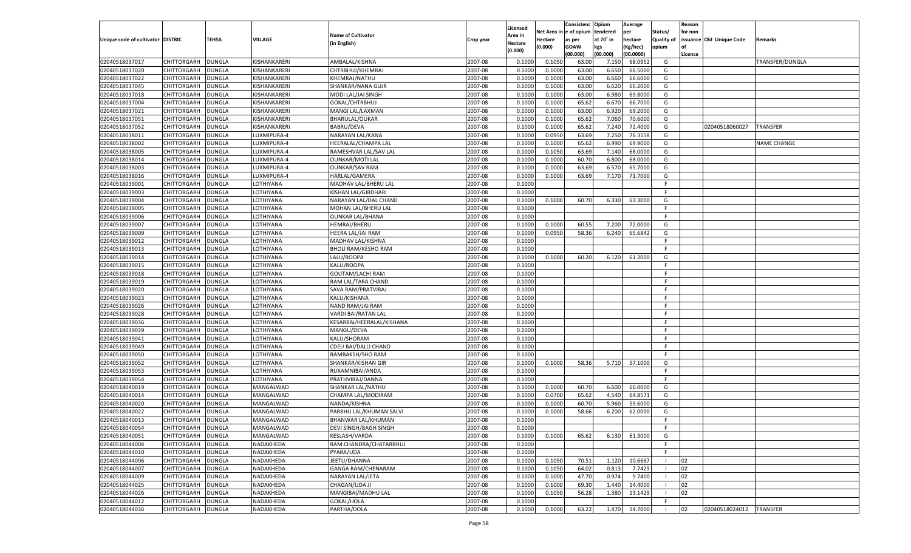| Unique code of cultivator | DISTRIC | TEHSIL | VILLAGE | Name of Cultivator (in English) | Crop year | Licensed Area in Hectare (0.000) | Net Area in Hectare (0.000) | Consistence of opium as per GOAW (00.000) | Opium tendered at 70˚ in kgs (00.000) | Average per hectare (Kg/hec) (00.0000) | Status/ Quality of opium | Reason for non issuance of Licence | Old Unique Code | Remarks |
|---|---|---|---|---|---|---|---|---|---|---|---|---|---|---|
| 02040518037017 | CHITTORGARH | DUNGLA | KISHANKARERI | AMBALAL/KISHNA | 2007-08 | 0.1000 | 0.1050 | 63.00 | 7.150 | 68.0952 | G | | | TRANSFER/DUNGLA |
| 02040518037020 | CHITTORGARH | DUNGLA | KISHANKARERI | CHTRBHUJ/KHEMRAJ | 2007-08 | 0.1000 | 0.1000 | 63.00 | 6.650 | 66.5000 | G | | | |
| 02040518037022 | CHITTORGARH | DUNGLA | KISHANKARERI | KHEMRAJ/NATHU | 2007-08 | 0.1000 | 0.1000 | 63.00 | 6.660 | 66.6000 | G | | | |
| 02040518037045 | CHITTORGARH | DUNGLA | KISHANKARERI | SHANKAR/NANA GUJR | 2007-08 | 0.1000 | 0.1000 | 63.00 | 6.620 | 66.2000 | G | | | |
| 02040518037018 | CHITTORGARH | DUNGLA | KISHANKARERI | MODI LAL/JAI SINGH | 2007-08 | 0.1000 | 0.1000 | 63.00 | 6.980 | 69.8000 | G | | | |
| 02040518037004 | CHITTORGARH | DUNGLA | KISHANKARERI | GOKAL/CHTRBHUJ | 2007-08 | 0.1000 | 0.1000 | 65.62 | 6.670 | 66.7000 | G | | | |
| 02040518037021 | CHITTORGARH | DUNGLA | KISHANKARERI | MANGI LAL/LAXMAN | 2007-08 | 0.1000 | 0.1000 | 63.00 | 6.920 | 69.2000 | G | | | |
| 02040518037051 | CHITTORGARH | DUNGLA | KISHANKARERI | BHARULAL/OUKAR | 2007-08 | 0.1000 | 0.1000 | 65.62 | 7.060 | 70.6000 | G | | | |
| 02040518037052 | CHITTORGARH | DUNGLA | KISHANKARERI | BABRU/DEVA | 2007-08 | 0.1000 | 0.1000 | 65.62 | 7.240 | 72.4000 | G | | 02040518060027 | TRANSFER |
| 02040518038011 | CHITTORGARH | DUNGLA | LUXMIPURA-4 | NARAYAN LAL/KANA | 2007-08 | 0.1000 | 0.0950 | 63.69 | 7.250 | 76.3158 | G | | | |
| 02040518038002 | CHITTORGARH | DUNGLA | LUXMIPURA-4 | HEERALAL/CHAMPA LAL | 2007-08 | 0.1000 | 0.1000 | 65.62 | 6.990 | 69.9000 | G | | | NAME CHANGE |
| 02040518038005 | CHITTORGARH | DUNGLA | LUXMIPURA-4 | RAMESHVAR LAL/SAV LAL | 2007-08 | 0.1000 | 0.1050 | 63.69 | 7.140 | 68.0000 | G | | | |
| 02040518038014 | CHITTORGARH | DUNGLA | LUXMIPURA-4 | OUNKAR/MOTI LAL | 2007-08 | 0.1000 | 0.1000 | 60.70 | 6.800 | 68.0000 | G | | | |
| 02040518038003 | CHITTORGARH | DUNGLA | LUXMIPURA-4 | OUNKAR/SAV RAM | 2007-08 | 0.1000 | 0.1000 | 63.69 | 6.570 | 65.7000 | G | | | |
| 02040518038016 | CHITTORGARH | DUNGLA | LUXMIPURA-4 | HARLAL/GAMERA | 2007-08 | 0.1000 | 0.1000 | 63.69 | 7.170 | 71.7000 | G | | | |
| 02040518039001 | CHITTORGARH | DUNGLA | LOTHIYANA | MADHAV LAL/BHERU LAL | 2007-08 | 0.1000 | | | | | F | | | |
| 02040518039003 | CHITTORGARH | DUNGLA | LOTHIYANA | KISHAN LAL/GIRDHARI | 2007-08 | 0.1000 | | | | | F | | | |
| 02040518039004 | CHITTORGARH | DUNGLA | LOTHIYANA | NARAYAN LAL/DAL CHAND | 2007-08 | 0.1000 | 0.1000 | 60.70 | 6.330 | 63.3000 | G | | | |
| 02040518039005 | CHITTORGARH | DUNGLA | LOTHIYANA | MOHAN LAL/BHERU LAL | 2007-08 | 0.1000 | | | | | F | | | |
| 02040518039006 | CHITTORGARH | DUNGLA | LOTHIYANA | OUNKAR LAL/BHANA | 2007-08 | 0.1000 | | | | | F | | | |
| 02040518039007 | CHITTORGARH | DUNGLA | LOTHIYANA | HEMRAJ/BHERU | 2007-08 | 0.1000 | 0.1000 | 60.55 | 7.200 | 72.0000 | G | | | |
| 02040518039009 | CHITTORGARH | DUNGLA | LOTHIYANA | HEERA LAL/JAI RAM | 2007-08 | 0.1000 | 0.0950 | 58.36 | 6.240 | 65.6842 | G | | | |
| 02040518039012 | CHITTORGARH | DUNGLA | LOTHIYANA | MADHAV LAL/KISHNA | 2007-08 | 0.1000 | | | | | F | | | |
| 02040518039013 | CHITTORGARH | DUNGLA | LOTHIYANA | BHOLI RAM/KESHO RAM | 2007-08 | 0.1000 | | | | | F | | | |
| 02040518039014 | CHITTORGARH | DUNGLA | LOTHIYANA | LALU/ROOPA | 2007-08 | 0.1000 | 0.1000 | 60.20 | 6.120 | 61.2000 | G | | | |
| 02040518039015 | CHITTORGARH | DUNGLA | LOTHIYANA | KALU/ROOPA | 2007-08 | 0.1000 | | | | | F | | | |
| 02040518039018 | CHITTORGARH | DUNGLA | LOTHIYANA | GOUTAM/LACHI RAM | 2007-08 | 0.1000 | | | | | F | | | |
| 02040518039019 | CHITTORGARH | DUNGLA | LOTHIYANA | RAM LAL/TARA CHAND | 2007-08 | 0.1000 | | | | | F | | | |
| 02040518039020 | CHITTORGARH | DUNGLA | LOTHIYANA | SAVA RAM/PRATVIRAJ | 2007-08 | 0.1000 | | | | | F | | | |
| 02040518039023 | CHITTORGARH | DUNGLA | LOTHIYANA | KALU/KISHANA | 2007-08 | 0.1000 | | | | | F | | | |
| 02040518039026 | CHITTORGARH | DUNGLA | LOTHIYANA | NAND RAM/JAI RAM | 2007-08 | 0.1000 | | | | | F | | | |
| 02040518039028 | CHITTORGARH | DUNGLA | LOTHIYANA | VARDI BAI/RATAN LAL | 2007-08 | 0.1000 | | | | | F | | | |
| 02040518039036 | CHITTORGARH | DUNGLA | LOTHIYANA | KESARBAI/HEERALAL/KISHANA | 2007-08 | 0.1000 | | | | | F | | | |
| 02040518039039 | CHITTORGARH | DUNGLA | LOTHIYANA | MANGU/DEVA | 2007-08 | 0.1000 | | | | | F | | | |
| 02040518039041 | CHITTORGARH | DUNGLA | LOTHIYANA | KALU/SHORAM | 2007-08 | 0.1000 | | | | | F | | | |
| 02040518039049 | CHITTORGARH | DUNGLA | LOTHIYANA | CDEU BAI/DALLI CHAND | 2007-08 | 0.1000 | | | | | F | | | |
| 02040518039050 | CHITTORGARH | DUNGLA | LOTHIYANA | RAMBAKSH/SHO RAM | 2007-08 | 0.1000 | | | | | F | | | |
| 02040518039052 | CHITTORGARH | DUNGLA | LOTHIYANA | SHANKAR/KISHAN GIR | 2007-08 | 0.1000 | 0.1000 | 58.36 | 5.710 | 57.1000 | G | | | |
| 02040518039053 | CHITTORGARH | DUNGLA | LOTHIYANA | RUKAMNIBAI/ANDA | 2007-08 | 0.1000 | | | | | F | | | |
| 02040518039054 | CHITTORGARH | DUNGLA | LOTHIYANA | PRATHVIRAJ/DANNA | 2007-08 | 0.1000 | | | | | F | | | |
| 02040518040019 | CHITTORGARH | DUNGLA | MANGALWAD | SHANKAR LAL/NATHU | 2007-08 | 0.1000 | 0.1000 | 60.70 | 6.600 | 66.0000 | G | | | |
| 02040518040014 | CHITTORGARH | DUNGLA | MANGALWAD | CHAMPA LAL/MODIRAM | 2007-08 | 0.1000 | 0.0700 | 65.62 | 4.540 | 64.8571 | G | | | |
| 02040518040020 | CHITTORGARH | DUNGLA | MANGALWAD | NANDA/KISHNA | 2007-08 | 0.1000 | 0.1000 | 60.70 | 5.960 | 59.6000 | G | | | |
| 02040518040022 | CHITTORGARH | DUNGLA | MANGALWAD | PARBHU LAL/KHUMAN SALVI | 2007-08 | 0.1000 | 0.1000 | 58.66 | 6.200 | 62.0000 | G | | | |
| 02040518040013 | CHITTORGARH | DUNGLA | MANGALWAD | BHANWAR LAL/KHUMAN | 2007-08 | 0.1000 | | | | | F | | | |
| 02040518040054 | CHITTORGARH | DUNGLA | MANGALWAD | DEVI SINGH/BAGH SINGH | 2007-08 | 0.1000 | | | | | F | | | |
| 02040518040051 | CHITTORGARH | DUNGLA | MANGALWAD | KESLASH/VARDA | 2007-08 | 0.1000 | 0.1000 | 65.62 | 6.130 | 61.3000 | G | | | |
| 02040518044004 | CHITTORGARH | DUNGLA | NADAKHEDA | RAM CHANDRA/CHATARBHUJ | 2007-08 | 0.1000 | | | | | F | | | |
| 02040518044010 | CHITTORGARH | DUNGLA | NADAKHEDA | PYARA/UDA | 2007-08 | 0.1000 | | | | | F | | | |
| 02040518044006 | CHITTORGARH | DUNGLA | NADAKHEDA | JEETU/DHANNA | 2007-08 | 0.1000 | 0.1050 | 70.51 | 1.120 | 10.6667 | I | 02 | | |
| 02040518044007 | CHITTORGARH | DUNGLA | NADAKHEDA | GANGA RAM/CHENARAM | 2007-08 | 0.1000 | 0.1050 | 64.02 | 0.813 | 7.7429 | I | 02 | | |
| 02040518044009 | CHITTORGARH | DUNGLA | NADAKHEDA | NARAYAN LAL/JETA | 2007-08 | 0.1000 | 0.1000 | 47.70 | 0.974 | 9.7400 | I | 02 | | |
| 02040518044025 | CHITTORGARH | DUNGLA | NADAKHEDA | CHAGAN/UDA JI | 2007-08 | 0.1000 | 0.1000 | 69.30 | 1.440 | 14.4000 | I | 02 | | |
| 02040518044026 | CHITTORGARH | DUNGLA | NADAKHEDA | MANGIBAI/MADHU LAL | 2007-08 | 0.1000 | 0.1050 | 56.28 | 1.380 | 13.1429 | I | 02 | | |
| 02040518044012 | CHITTORGARH | DUNGLA | NADAKHEDA | GOKAL/HOLA | 2007-08 | 0.1000 | | | | | F | | | |
| 02040518044036 | CHITTORGARH | DUNGLA | NADAKHEDA | PARTHA/DOLA | 2007-08 | 0.1000 | 0.1000 | 63.22 | 1.470 | 14.7000 | I | 02 | 02040518024012 | TRANSFER |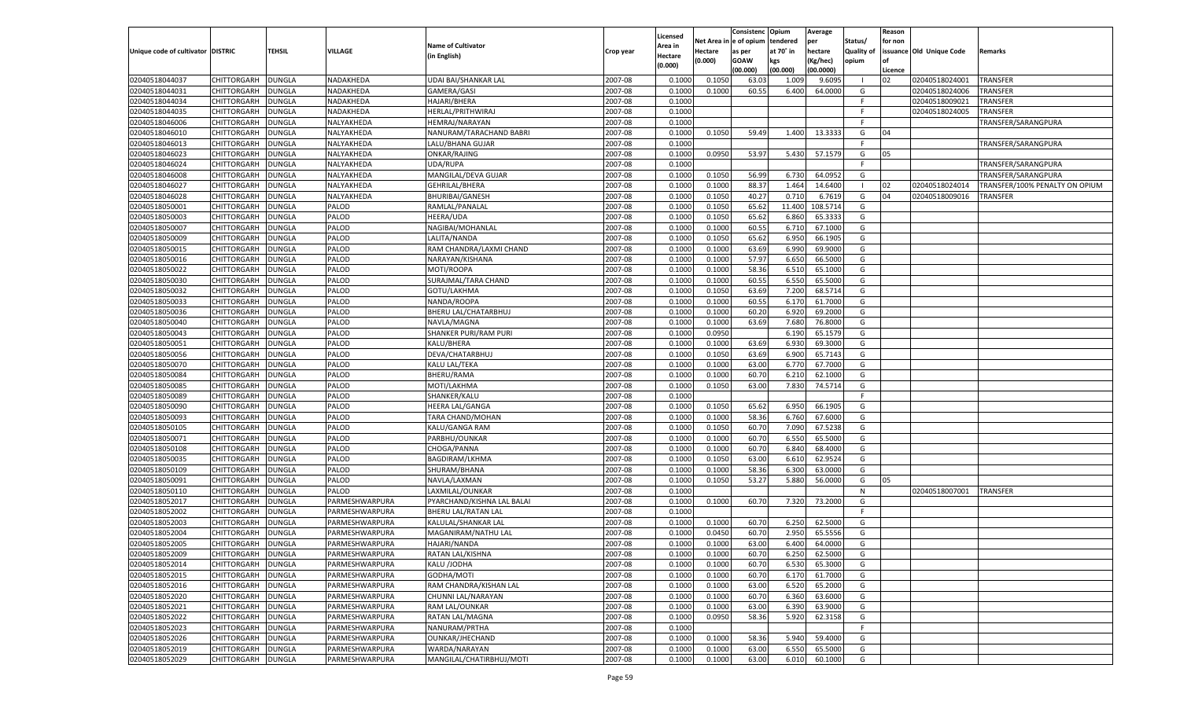| Unique code of cultivator | DISTRIC | TEHSIL | VILLAGE | Name of Cultivator (in English) | Crop year | Licensed Area in Hectare (0.000) | Net Area in Hectare (0.000) | Consistenc e of opium as per GOAW (00.000) | Opium tendered at 70° in kgs (00.000) | Average per hectare (Kg/hec) (00.0000) | Status/ Quality of opium | Reason for non issuance of Licence | Old Unique Code | Remarks |
|---|---|---|---|---|---|---|---|---|---|---|---|---|---|---|
| 02040518044037 | CHITTORGARH | DUNGLA | NADAKHEDA | UDAI BAI/SHANKAR LAL | 2007-08 | 0.1000 | 0.1050 | 63.03 | 1.009 | 9.6095 | I | 02 | 02040518024001 | TRANSFER |
| 02040518044031 | CHITTORGARH | DUNGLA | NADAKHEDA | GAMERA/GASI | 2007-08 | 0.1000 | 0.1000 | 60.55 | 6.400 | 64.0000 | G |  | 02040518024006 | TRANSFER |
| 02040518044034 | CHITTORGARH | DUNGLA | NADAKHEDA | HAJARI/BHERA | 2007-08 | 0.1000 |  |  |  |  | F |  | 02040518009021 | TRANSFER |
| 02040518044035 | CHITTORGARH | DUNGLA | NADAKHEDA | HERLAL/PRITHWIRAJ | 2007-08 | 0.1000 |  |  |  |  | F |  | 02040518024005 | TRANSFER |
| 02040518046006 | CHITTORGARH | DUNGLA | NALYAKHEDA | HEMRAJ/NARAYAN | 2007-08 | 0.1000 |  |  |  |  | F |  |  | TRANSFER/SARANGPURA |
| 02040518046010 | CHITTORGARH | DUNGLA | NALYAKHEDA | NANURAM/TARACHAND BABRI | 2007-08 | 0.1000 | 0.1050 | 59.49 | 1.400 | 13.3333 | G | 04 |  |  |
| 02040518046013 | CHITTORGARH | DUNGLA | NALYAKHEDA | LALU/BHANA GUJAR | 2007-08 | 0.1000 |  |  |  |  | F |  |  | TRANSFER/SARANGPURA |
| 02040518046023 | CHITTORGARH | DUNGLA | NALYAKHEDA | ONKAR/RAJING | 2007-08 | 0.1000 | 0.0950 | 53.97 | 5.430 | 57.1579 | G | 05 |  |  |
| 02040518046024 | CHITTORGARH | DUNGLA | NALYAKHEDA | UDA/RUPA | 2007-08 | 0.1000 |  |  |  |  | F |  |  | TRANSFER/SARANGPURA |
| 02040518046008 | CHITTORGARH | DUNGLA | NALYAKHEDA | MANGILAL/DEVA GUJAR | 2007-08 | 0.1000 | 0.1050 | 56.99 | 6.730 | 64.0952 | G |  |  | TRANSFER/SARANGPURA |
| 02040518046027 | CHITTORGARH | DUNGLA | NALYAKHEDA | GEHRILAL/BHERA | 2007-08 | 0.1000 | 0.1000 | 88.37 | 1.464 | 14.6400 | I | 02 | 02040518024014 | TRANSFER/100% PENALTY ON OPIUM |
| 02040518046028 | CHITTORGARH | DUNGLA | NALYAKHEDA | BHURIBAI/GANESH | 2007-08 | 0.1000 | 0.1050 | 40.27 | 0.710 | 6.7619 | G | 04 | 02040518009016 | TRANSFER |
| 02040518050001 | CHITTORGARH | DUNGLA | PALOD | RAMLAL/PANALAL | 2007-08 | 0.1000 | 0.1050 | 65.62 | 11.400 | 108.5714 | G |  |  |  |
| 02040518050003 | CHITTORGARH | DUNGLA | PALOD | HEERA/UDA | 2007-08 | 0.1000 | 0.1050 | 65.62 | 6.860 | 65.3333 | G |  |  |  |
| 02040518050007 | CHITTORGARH | DUNGLA | PALOD | NAGIBAI/MOHANLAL | 2007-08 | 0.1000 | 0.1000 | 60.55 | 6.710 | 67.1000 | G |  |  |  |
| 02040518050009 | CHITTORGARH | DUNGLA | PALOD | LALITA/NANDA | 2007-08 | 0.1000 | 0.1050 | 65.62 | 6.950 | 66.1905 | G |  |  |  |
| 02040518050015 | CHITTORGARH | DUNGLA | PALOD | RAM CHANDRA/LAXMI CHAND | 2007-08 | 0.1000 | 0.1000 | 63.69 | 6.990 | 69.9000 | G |  |  |  |
| 02040518050016 | CHITTORGARH | DUNGLA | PALOD | NARAYAN/KISHANA | 2007-08 | 0.1000 | 0.1000 | 57.97 | 6.650 | 66.5000 | G |  |  |  |
| 02040518050022 | CHITTORGARH | DUNGLA | PALOD | MOTI/ROOPA | 2007-08 | 0.1000 | 0.1000 | 58.36 | 6.510 | 65.1000 | G |  |  |  |
| 02040518050030 | CHITTORGARH | DUNGLA | PALOD | SURAJMAL/TARA CHAND | 2007-08 | 0.1000 | 0.1000 | 60.55 | 6.550 | 65.5000 | G |  |  |  |
| 02040518050032 | CHITTORGARH | DUNGLA | PALOD | GOTU/LAKHMA | 2007-08 | 0.1000 | 0.1050 | 63.69 | 7.200 | 68.5714 | G |  |  |  |
| 02040518050033 | CHITTORGARH | DUNGLA | PALOD | NANDA/ROOPA | 2007-08 | 0.1000 | 0.1000 | 60.55 | 6.170 | 61.7000 | G |  |  |  |
| 02040518050036 | CHITTORGARH | DUNGLA | PALOD | BHERU LAL/CHATARBHUJ | 2007-08 | 0.1000 | 0.1000 | 60.20 | 6.920 | 69.2000 | G |  |  |  |
| 02040518050040 | CHITTORGARH | DUNGLA | PALOD | NAVLA/MAGNA | 2007-08 | 0.1000 | 0.1000 | 63.69 | 7.680 | 76.8000 | G |  |  |  |
| 02040518050043 | CHITTORGARH | DUNGLA | PALOD | SHANKER PURI/RAM PURI | 2007-08 | 0.1000 | 0.0950 |  | 6.190 | 65.1579 | G |  |  |  |
| 02040518050051 | CHITTORGARH | DUNGLA | PALOD | KALU/BHERA | 2007-08 | 0.1000 | 0.1000 | 63.69 | 6.930 | 69.3000 | G |  |  |  |
| 02040518050056 | CHITTORGARH | DUNGLA | PALOD | DEVA/CHATARBHUJ | 2007-08 | 0.1000 | 0.1050 | 63.69 | 6.900 | 65.7143 | G |  |  |  |
| 02040518050070 | CHITTORGARH | DUNGLA | PALOD | KALU LAL/TEKA | 2007-08 | 0.1000 | 0.1000 | 63.00 | 6.770 | 67.7000 | G |  |  |  |
| 02040518050084 | CHITTORGARH | DUNGLA | PALOD | BHERU/RAMA | 2007-08 | 0.1000 | 0.1000 | 60.70 | 6.210 | 62.1000 | G |  |  |  |
| 02040518050085 | CHITTORGARH | DUNGLA | PALOD | MOTI/LAKHMA | 2007-08 | 0.1000 | 0.1050 | 63.00 | 7.830 | 74.5714 | G |  |  |  |
| 02040518050089 | CHITTORGARH | DUNGLA | PALOD | SHANKER/KALU | 2007-08 | 0.1000 |  |  |  |  | F |  |  |  |
| 02040518050090 | CHITTORGARH | DUNGLA | PALOD | HEERA LAL/GANGA | 2007-08 | 0.1000 | 0.1050 | 65.62 | 6.950 | 66.1905 | G |  |  |  |
| 02040518050093 | CHITTORGARH | DUNGLA | PALOD | TARA CHAND/MOHAN | 2007-08 | 0.1000 | 0.1000 | 58.36 | 6.760 | 67.6000 | G |  |  |  |
| 02040518050105 | CHITTORGARH | DUNGLA | PALOD | KALU/GANGA RAM | 2007-08 | 0.1000 | 0.1050 | 60.70 | 7.090 | 67.5238 | G |  |  |  |
| 02040518050071 | CHITTORGARH | DUNGLA | PALOD | PARBHU/OUNKAR | 2007-08 | 0.1000 | 0.1000 | 60.70 | 6.550 | 65.5000 | G |  |  |  |
| 02040518050108 | CHITTORGARH | DUNGLA | PALOD | CHOGA/PANNA | 2007-08 | 0.1000 | 0.1000 | 60.70 | 6.840 | 68.4000 | G |  |  |  |
| 02040518050035 | CHITTORGARH | DUNGLA | PALOD | BAGDIRAM/LKHMA | 2007-08 | 0.1000 | 0.1050 | 63.00 | 6.610 | 62.9524 | G |  |  |  |
| 02040518050109 | CHITTORGARH | DUNGLA | PALOD | SHURAM/BHANA | 2007-08 | 0.1000 | 0.1000 | 58.36 | 6.300 | 63.0000 | G |  |  |  |
| 02040518050091 | CHITTORGARH | DUNGLA | PALOD | NAVLA/LAXMAN | 2007-08 | 0.1000 | 0.1050 | 53.27 | 5.880 | 56.0000 | G | 05 |  |  |
| 02040518050110 | CHITTORGARH | DUNGLA | PALOD | LAXMILAL/OUNKAR | 2007-08 | 0.1000 |  |  |  |  | N |  | 02040518007001 | TRANSFER |
| 02040518052017 | CHITTORGARH | DUNGLA | PARMESHWARPURA | PYARCHAND/KISHNA LAL BALAI | 2007-08 | 0.1000 | 0.1000 | 60.70 | 7.320 | 73.2000 | G |  |  |  |
| 02040518052002 | CHITTORGARH | DUNGLA | PARMESHWARPURA | BHERU LAL/RATAN LAL | 2007-08 | 0.1000 |  |  |  |  | F |  |  |  |
| 02040518052003 | CHITTORGARH | DUNGLA | PARMESHWARPURA | KALULAL/SHANKAR LAL | 2007-08 | 0.1000 | 0.1000 | 60.70 | 6.250 | 62.5000 | G |  |  |  |
| 02040518052004 | CHITTORGARH | DUNGLA | PARMESHWARPURA | MAGANIRAM/NATHU LAL | 2007-08 | 0.1000 | 0.0450 | 60.70 | 2.950 | 65.5556 | G |  |  |  |
| 02040518052005 | CHITTORGARH | DUNGLA | PARMESHWARPURA | HAJARI/NANDA | 2007-08 | 0.1000 | 0.1000 | 63.00 | 6.400 | 64.0000 | G |  |  |  |
| 02040518052009 | CHITTORGARH | DUNGLA | PARMESHWARPURA | RATAN LAL/KISHNA | 2007-08 | 0.1000 | 0.1000 | 60.70 | 6.250 | 62.5000 | G |  |  |  |
| 02040518052014 | CHITTORGARH | DUNGLA | PARMESHWARPURA | KALU /JODHA | 2007-08 | 0.1000 | 0.1000 | 60.70 | 6.530 | 65.3000 | G |  |  |  |
| 02040518052015 | CHITTORGARH | DUNGLA | PARMESHWARPURA | GODHA/MOTI | 2007-08 | 0.1000 | 0.1000 | 60.70 | 6.170 | 61.7000 | G |  |  |  |
| 02040518052016 | CHITTORGARH | DUNGLA | PARMESHWARPURA | RAM CHANDRA/KISHAN LAL | 2007-08 | 0.1000 | 0.1000 | 63.00 | 6.520 | 65.2000 | G |  |  |  |
| 02040518052020 | CHITTORGARH | DUNGLA | PARMESHWARPURA | CHUNNI LAL/NARAYAN | 2007-08 | 0.1000 | 0.1000 | 60.70 | 6.360 | 63.6000 | G |  |  |  |
| 02040518052021 | CHITTORGARH | DUNGLA | PARMESHWARPURA | RAM LAL/OUNKAR | 2007-08 | 0.1000 | 0.1000 | 63.00 | 6.390 | 63.9000 | G |  |  |  |
| 02040518052022 | CHITTORGARH | DUNGLA | PARMESHWARPURA | RATAN LAL/MAGNA | 2007-08 | 0.1000 | 0.0950 | 58.36 | 5.920 | 62.3158 | G |  |  |  |
| 02040518052023 | CHITTORGARH | DUNGLA | PARMESHWARPURA | NANURAM/PRTHA | 2007-08 | 0.1000 |  |  |  |  | F |  |  |  |
| 02040518052026 | CHITTORGARH | DUNGLA | PARMESHWARPURA | OUNKAR/JHECHAND | 2007-08 | 0.1000 | 0.1000 | 58.36 | 5.940 | 59.4000 | G |  |  |  |
| 02040518052019 | CHITTORGARH | DUNGLA | PARMESHWARPURA | WARDA/NARAYAN | 2007-08 | 0.1000 | 0.1000 | 63.00 | 6.550 | 65.5000 | G |  |  |  |
| 02040518052029 | CHITTORGARH | DUNGLA | PARMESHWARPURA | MANGILAL/CHATIRBHUJ/MOTI | 2007-08 | 0.1000 | 0.1000 | 63.00 | 6.010 | 60.1000 | G |  |  |  |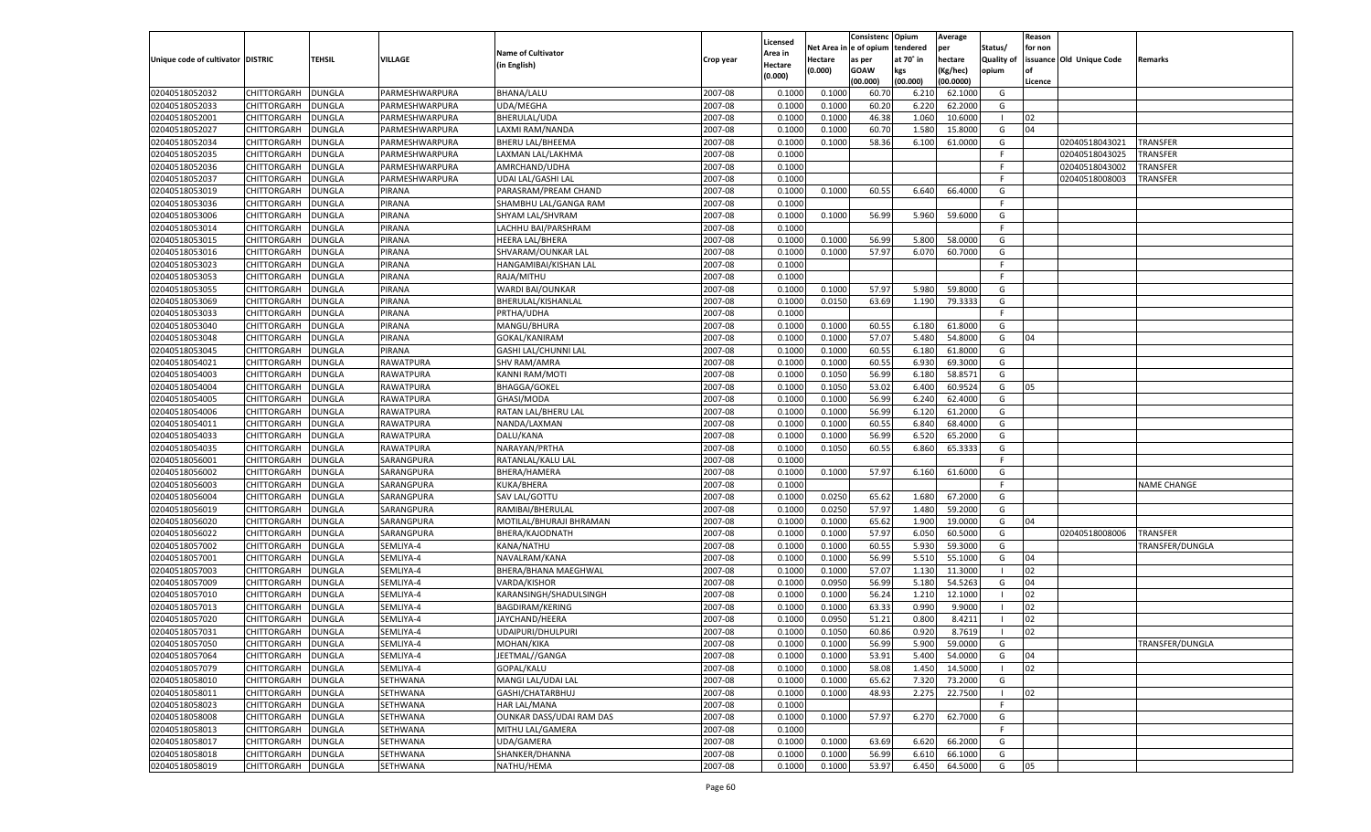| Unique code of cultivator | DISTRIC | TEHSIL | VILLAGE | Name of Cultivator (in English) | Crop year | Licensed Area in Hectare (0.000) | Net Area in Hectare (0.000) | Consistenc e of opium as per GOAW (00.000) | Opium tendered at 70˚ in kgs (00.000) | Average per hectare (Kg/hec) (00.0000) | Status/ Quality of opium | Reason for non issuance of Licence | Old Unique Code | Remarks |
|---|---|---|---|---|---|---|---|---|---|---|---|---|---|---|
| 02040518052032 | CHITTORGARH | DUNGLA | PARMESHWARPURA | BHANA/LALU | 2007-08 | 0.1000 | 0.1000 | 60.70 | 6.210 | 62.1000 | G | | | |
| 02040518052033 | CHITTORGARH | DUNGLA | PARMESHWARPURA | UDA/MEGHA | 2007-08 | 0.1000 | 0.1000 | 60.20 | 6.220 | 62.2000 | G | | | |
| 02040518052001 | CHITTORGARH | DUNGLA | PARMESHWARPURA | BHERULAL/UDA | 2007-08 | 0.1000 | 0.1000 | 46.38 | 1.060 | 10.6000 | I | 02 | | |
| 02040518052027 | CHITTORGARH | DUNGLA | PARMESHWARPURA | LAXMI RAM/NANDA | 2007-08 | 0.1000 | 0.1000 | 60.70 | 1.580 | 15.8000 | G | 04 | | |
| 02040518052034 | CHITTORGARH | DUNGLA | PARMESHWARPURA | BHERU LAL/BHEEMA | 2007-08 | 0.1000 | 0.1000 | 58.36 | 6.100 | 61.0000 | G | | 02040518043021 | TRANSFER |
| 02040518052035 | CHITTORGARH | DUNGLA | PARMESHWARPURA | LAXMAN LAL/LAKHMA | 2007-08 | 0.1000 | | | | | F | | 02040518043025 | TRANSFER |
| 02040518052036 | CHITTORGARH | DUNGLA | PARMESHWARPURA | AMRCHAND/UDHA | 2007-08 | 0.1000 | | | | | F | | 02040518043002 | TRANSFER |
| 02040518052037 | CHITTORGARH | DUNGLA | PARMESHWARPURA | UDAI LAL/GASHI LAL | 2007-08 | 0.1000 | | | | | F | | 02040518008003 | TRANSFER |
| 02040518053019 | CHITTORGARH | DUNGLA | PIRANA | PARASRAM/PREAM CHAND | 2007-08 | 0.1000 | 0.1000 | 60.55 | 6.640 | 66.4000 | G | | | |
| 02040518053036 | CHITTORGARH | DUNGLA | PIRANA | SHAMBHU LAL/GANGA RAM | 2007-08 | 0.1000 | | | | | F | | | |
| 02040518053006 | CHITTORGARH | DUNGLA | PIRANA | SHYAM LAL/SHVRAM | 2007-08 | 0.1000 | 0.1000 | 56.99 | 5.960 | 59.6000 | G | | | |
| 02040518053014 | CHITTORGARH | DUNGLA | PIRANA | LACHHU BAI/PARSHRAM | 2007-08 | 0.1000 | | | | | F | | | |
| 02040518053015 | CHITTORGARH | DUNGLA | PIRANA | HEERA LAL/BHERA | 2007-08 | 0.1000 | 0.1000 | 56.99 | 5.800 | 58.0000 | G | | | |
| 02040518053016 | CHITTORGARH | DUNGLA | PIRANA | SHVARAM/OUNKAR LAL | 2007-08 | 0.1000 | 0.1000 | 57.97 | 6.070 | 60.7000 | G | | | |
| 02040518053023 | CHITTORGARH | DUNGLA | PIRANA | HANGAMIBAI/KISHAN LAL | 2007-08 | 0.1000 | | | | | F | | | |
| 02040518053053 | CHITTORGARH | DUNGLA | PIRANA | RAJA/MITHU | 2007-08 | 0.1000 | | | | | F | | | |
| 02040518053055 | CHITTORGARH | DUNGLA | PIRANA | WARDI BAI/OUNKAR | 2007-08 | 0.1000 | 0.1000 | 57.97 | 5.980 | 59.8000 | G | | | |
| 02040518053069 | CHITTORGARH | DUNGLA | PIRANA | BHERULAL/KISHANLAL | 2007-08 | 0.1000 | 0.0150 | 63.69 | 1.190 | 79.3333 | G | | | |
| 02040518053033 | CHITTORGARH | DUNGLA | PIRANA | PRTHA/UDHA | 2007-08 | 0.1000 | | | | | F | | | |
| 02040518053040 | CHITTORGARH | DUNGLA | PIRANA | MANGU/BHURA | 2007-08 | 0.1000 | 0.1000 | 60.55 | 6.180 | 61.8000 | G | | | |
| 02040518053048 | CHITTORGARH | DUNGLA | PIRANA | GOKAL/KANIRAM | 2007-08 | 0.1000 | 0.1000 | 57.07 | 5.480 | 54.8000 | G | 04 | | |
| 02040518053045 | CHITTORGARH | DUNGLA | PIRANA | GASHI LAL/CHUNNI LAL | 2007-08 | 0.1000 | 0.1000 | 60.55 | 6.180 | 61.8000 | G | | | |
| 02040518054021 | CHITTORGARH | DUNGLA | RAWATPURA | SHV RAM/AMRA | 2007-08 | 0.1000 | 0.1000 | 60.55 | 6.930 | 69.3000 | G | | | |
| 02040518054003 | CHITTORGARH | DUNGLA | RAWATPURA | KANNI RAM/MOTI | 2007-08 | 0.1000 | 0.1050 | 56.99 | 6.180 | 58.8571 | G | | | |
| 02040518054004 | CHITTORGARH | DUNGLA | RAWATPURA | BHAGGA/GOKEL | 2007-08 | 0.1000 | 0.1050 | 53.02 | 6.400 | 60.9524 | G | 05 | | |
| 02040518054005 | CHITTORGARH | DUNGLA | RAWATPURA | GHASI/MODA | 2007-08 | 0.1000 | 0.1000 | 56.99 | 6.240 | 62.4000 | G | | | |
| 02040518054006 | CHITTORGARH | DUNGLA | RAWATPURA | RATAN LAL/BHERU LAL | 2007-08 | 0.1000 | 0.1000 | 56.99 | 6.120 | 61.2000 | G | | | |
| 02040518054011 | CHITTORGARH | DUNGLA | RAWATPURA | NANDA/LAXMAN | 2007-08 | 0.1000 | 0.1000 | 60.55 | 6.840 | 68.4000 | G | | | |
| 02040518054033 | CHITTORGARH | DUNGLA | RAWATPURA | DALU/KANA | 2007-08 | 0.1000 | 0.1000 | 56.99 | 6.520 | 65.2000 | G | | | |
| 02040518054035 | CHITTORGARH | DUNGLA | RAWATPURA | NARAYAN/PRTHA | 2007-08 | 0.1000 | 0.1050 | 60.55 | 6.860 | 65.3333 | G | | | |
| 02040518056001 | CHITTORGARH | DUNGLA | SARANGPURA | RATANLAL/KALU LAL | 2007-08 | 0.1000 | | | | | F | | | |
| 02040518056002 | CHITTORGARH | DUNGLA | SARANGPURA | BHERA/HAMERA | 2007-08 | 0.1000 | 0.1000 | 57.97 | 6.160 | 61.6000 | G | | | |
| 02040518056003 | CHITTORGARH | DUNGLA | SARANGPURA | KUKA/BHERA | 2007-08 | 0.1000 | | | | | F | | | NAME CHANGE |
| 02040518056004 | CHITTORGARH | DUNGLA | SARANGPURA | SAV LAL/GOTTU | 2007-08 | 0.1000 | 0.0250 | 65.62 | 1.680 | 67.2000 | G | | | |
| 02040518056019 | CHITTORGARH | DUNGLA | SARANGPURA | RAMIBAI/BHERULAL | 2007-08 | 0.1000 | 0.0250 | 57.97 | 1.480 | 59.2000 | G | | | |
| 02040518056020 | CHITTORGARH | DUNGLA | SARANGPURA | MOTILAL/BHURAJI BHRAMAN | 2007-08 | 0.1000 | 0.1000 | 65.62 | 1.900 | 19.0000 | G | 04 | | |
| 02040518056022 | CHITTORGARH | DUNGLA | SARANGPURA | BHERA/KAJODNATH | 2007-08 | 0.1000 | 0.1000 | 57.97 | 6.050 | 60.5000 | G | | 02040518008006 | TRANSFER |
| 02040518057002 | CHITTORGARH | DUNGLA | SEMLIYA-4 | KANA/NATHU | 2007-08 | 0.1000 | 0.1000 | 60.55 | 5.930 | 59.3000 | G | | | TRANSFER/DUNGLA |
| 02040518057001 | CHITTORGARH | DUNGLA | SEMLIYA-4 | NAVALRAM/KANA | 2007-08 | 0.1000 | 0.1000 | 56.99 | 5.510 | 55.1000 | G | 04 | | |
| 02040518057003 | CHITTORGARH | DUNGLA | SEMLIYA-4 | BHERA/BHANA MAEGHWAL | 2007-08 | 0.1000 | 0.1000 | 57.07 | 1.130 | 11.3000 | I | 02 | | |
| 02040518057009 | CHITTORGARH | DUNGLA | SEMLIYA-4 | VARDA/KISHOR | 2007-08 | 0.1000 | 0.0950 | 56.99 | 5.180 | 54.5263 | G | 04 | | |
| 02040518057010 | CHITTORGARH | DUNGLA | SEMLIYA-4 | KARANSINGH/SHADULSINGH | 2007-08 | 0.1000 | 0.1000 | 56.24 | 1.210 | 12.1000 | I | 02 | | |
| 02040518057013 | CHITTORGARH | DUNGLA | SEMLIYA-4 | BAGDIRAM/KERING | 2007-08 | 0.1000 | 0.1000 | 63.33 | 0.990 | 9.9000 | I | 02 | | |
| 02040518057020 | CHITTORGARH | DUNGLA | SEMLIYA-4 | JAYCHAND/HEERA | 2007-08 | 0.1000 | 0.0950 | 51.21 | 0.800 | 8.4211 | I | 02 | | |
| 02040518057031 | CHITTORGARH | DUNGLA | SEMLIYA-4 | UDAIPURI/DHULPURI | 2007-08 | 0.1000 | 0.1050 | 60.86 | 0.920 | 8.7619 | I | 02 | | |
| 02040518057050 | CHITTORGARH | DUNGLA | SEMLIYA-4 | MOHAN/KIKA | 2007-08 | 0.1000 | 0.1000 | 56.99 | 5.900 | 59.0000 | G | | | TRANSFER/DUNGLA |
| 02040518057064 | CHITTORGARH | DUNGLA | SEMLIYA-4 | JEETMAL//GANGA | 2007-08 | 0.1000 | 0.1000 | 53.91 | 5.400 | 54.0000 | G | 04 | | |
| 02040518057079 | CHITTORGARH | DUNGLA | SEMLIYA-4 | GOPAL/KALU | 2007-08 | 0.1000 | 0.1000 | 58.08 | 1.450 | 14.5000 | I | 02 | | |
| 02040518058010 | CHITTORGARH | DUNGLA | SETHWANA | MANGI LAL/UDAI LAL | 2007-08 | 0.1000 | 0.1000 | 65.62 | 7.320 | 73.2000 | G | | | |
| 02040518058011 | CHITTORGARH | DUNGLA | SETHWANA | GASHI/CHATARBHUJ | 2007-08 | 0.1000 | 0.1000 | 48.93 | 2.275 | 22.7500 | I | 02 | | |
| 02040518058023 | CHITTORGARH | DUNGLA | SETHWANA | HAR LAL/MANA | 2007-08 | 0.1000 | | | | | F | | | |
| 02040518058008 | CHITTORGARH | DUNGLA | SETHWANA | OUNKAR DASS/UDAI RAM DAS | 2007-08 | 0.1000 | 0.1000 | 57.97 | 6.270 | 62.7000 | G | | | |
| 02040518058013 | CHITTORGARH | DUNGLA | SETHWANA | MITHU LAL/GAMERA | 2007-08 | 0.1000 | | | | | F | | | |
| 02040518058017 | CHITTORGARH | DUNGLA | SETHWANA | UDA/GAMERA | 2007-08 | 0.1000 | 0.1000 | 63.69 | 6.620 | 66.2000 | G | | | |
| 02040518058018 | CHITTORGARH | DUNGLA | SETHWANA | SHANKER/DHANNA | 2007-08 | 0.1000 | 0.1000 | 56.99 | 6.610 | 66.1000 | G | | | |
| 02040518058019 | CHITTORGARH | DUNGLA | SETHWANA | NATHU/HEMA | 2007-08 | 0.1000 | 0.1000 | 53.97 | 6.450 | 64.5000 | G | 05 | | |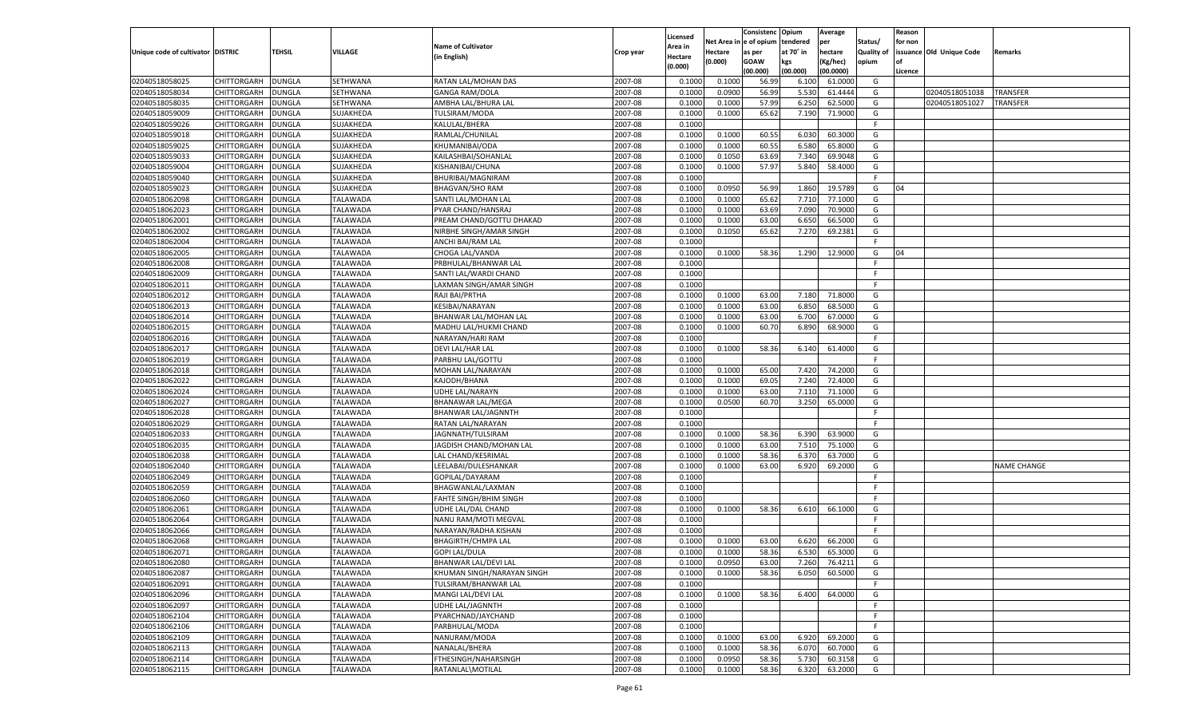| Unique code of cultivator | DISTRIC | TEHSIL | VILLAGE | Name of Cultivator (in English) | Crop year | Licensed Area in Hectare (0.000) | Net Area in Hectare (0.000) | Consistence of opium as per GOAW (00.000) | Opium tendered at 70° in kgs (00.000) | Average per hectare (Kg/hec) (00.0000) | Status/ Quality of opium | Reason for non issuance of Licence | Old Unique Code | Remarks |
|---|---|---|---|---|---|---|---|---|---|---|---|---|---|---|
| 02040518058025 | CHITTORGARH | DUNGLA | SETHWANA | RATAN LAL/MOHAN DAS | 2007-08 | 0.1000 | 0.1000 | 56.99 | 6.100 | 61.0000 | G | | | |
| 02040518058034 | CHITTORGARH | DUNGLA | SETHWANA | GANGA RAM/DOLA | 2007-08 | 0.1000 | 0.0900 | 56.99 | 5.530 | 61.4444 | G | | 02040518051038 | TRANSFER |
| 02040518058035 | CHITTORGARH | DUNGLA | SETHWANA | AMBHA LAL/BHURA LAL | 2007-08 | 0.1000 | 0.1000 | 57.99 | 6.250 | 62.5000 | G | | 02040518051027 | TRANSFER |
| 02040518059009 | CHITTORGARH | DUNGLA | SUJAKHEDA | TULSIRAM/MODA | 2007-08 | 0.1000 | 0.1000 | 65.62 | 7.190 | 71.9000 | G | | | |
| 02040518059026 | CHITTORGARH | DUNGLA | SUJAKHEDA | KALULAL/BHERA | 2007-08 | 0.1000 | | | | | F | | | |
| 02040518059018 | CHITTORGARH | DUNGLA | SUJAKHEDA | RAMLAL/CHUNILAL | 2007-08 | 0.1000 | 0.1000 | 60.55 | 6.030 | 60.3000 | G | | | |
| 02040518059025 | CHITTORGARH | DUNGLA | SUJAKHEDA | KHUMANIBAI/ODA | 2007-08 | 0.1000 | 0.1000 | 60.55 | 6.580 | 65.8000 | G | | | |
| 02040518059033 | CHITTORGARH | DUNGLA | SUJAKHEDA | KAILASHBAI/SOHANLAL | 2007-08 | 0.1000 | 0.1050 | 63.69 | 7.340 | 69.9048 | G | | | |
| 02040518059004 | CHITTORGARH | DUNGLA | SUJAKHEDA | KISHANIBAI/CHUNA | 2007-08 | 0.1000 | 0.1000 | 57.97 | 5.840 | 58.4000 | G | | | |
| 02040518059040 | CHITTORGARH | DUNGLA | SUJAKHEDA | BHURIBAI/MAGNIRAM | 2007-08 | 0.1000 | | | | | F | | | |
| 02040518059023 | CHITTORGARH | DUNGLA | SUJAKHEDA | BHAGVAN/SHO RAM | 2007-08 | 0.1000 | 0.0950 | 56.99 | 1.860 | 19.5789 | G | 04 | | |
| 02040518062098 | CHITTORGARH | DUNGLA | TALAWADA | SANTI LAL/MOHAN LAL | 2007-08 | 0.1000 | 0.1000 | 65.62 | 7.710 | 77.1000 | G | | | |
| 02040518062023 | CHITTORGARH | DUNGLA | TALAWADA | PYAR CHAND/HANSRAJ | 2007-08 | 0.1000 | 0.1000 | 63.69 | 7.090 | 70.9000 | G | | | |
| 02040518062001 | CHITTORGARH | DUNGLA | TALAWADA | PREAM CHAND/GOTTU DHAKAD | 2007-08 | 0.1000 | 0.1000 | 63.00 | 6.650 | 66.5000 | G | | | |
| 02040518062002 | CHITTORGARH | DUNGLA | TALAWADA | NIRBHE SINGH/AMAR SINGH | 2007-08 | 0.1000 | 0.1050 | 65.62 | 7.270 | 69.2381 | G | | | |
| 02040518062004 | CHITTORGARH | DUNGLA | TALAWADA | ANCHI BAI/RAM LAL | 2007-08 | 0.1000 | | | | | F | | | |
| 02040518062005 | CHITTORGARH | DUNGLA | TALAWADA | CHOGA LAL/VANDA | 2007-08 | 0.1000 | 0.1000 | 58.36 | 1.290 | 12.9000 | G | 04 | | |
| 02040518062008 | CHITTORGARH | DUNGLA | TALAWADA | PRBHULAL/BHANWAR LAL | 2007-08 | 0.1000 | | | | | F | | | |
| 02040518062009 | CHITTORGARH | DUNGLA | TALAWADA | SANTI LAL/WARDI CHAND | 2007-08 | 0.1000 | | | | | F | | | |
| 02040518062011 | CHITTORGARH | DUNGLA | TALAWADA | LAXMAN SINGH/AMAR SINGH | 2007-08 | 0.1000 | | | | | F | | | |
| 02040518062012 | CHITTORGARH | DUNGLA | TALAWADA | RAJI BAI/PRTHA | 2007-08 | 0.1000 | 0.1000 | 63.00 | 7.180 | 71.8000 | G | | | |
| 02040518062013 | CHITTORGARH | DUNGLA | TALAWADA | KESIBAI/NARAYAN | 2007-08 | 0.1000 | 0.1000 | 63.00 | 6.850 | 68.5000 | G | | | |
| 02040518062014 | CHITTORGARH | DUNGLA | TALAWADA | BHANWAR LAL/MOHAN LAL | 2007-08 | 0.1000 | 0.1000 | 63.00 | 6.700 | 67.0000 | G | | | |
| 02040518062015 | CHITTORGARH | DUNGLA | TALAWADA | MADHU LAL/HUKMI CHAND | 2007-08 | 0.1000 | 0.1000 | 60.70 | 6.890 | 68.9000 | G | | | |
| 02040518062016 | CHITTORGARH | DUNGLA | TALAWADA | NARAYAN/HARI RAM | 2007-08 | 0.1000 | | | | | F | | | |
| 02040518062017 | CHITTORGARH | DUNGLA | TALAWADA | DEVI LAL/HAR LAL | 2007-08 | 0.1000 | 0.1000 | 58.36 | 6.140 | 61.4000 | G | | | |
| 02040518062019 | CHITTORGARH | DUNGLA | TALAWADA | PARBHU LAL/GOTTU | 2007-08 | 0.1000 | | | | | F | | | |
| 02040518062018 | CHITTORGARH | DUNGLA | TALAWADA | MOHAN LAL/NARAYAN | 2007-08 | 0.1000 | 0.1000 | 65.00 | 7.420 | 74.2000 | G | | | |
| 02040518062022 | CHITTORGARH | DUNGLA | TALAWADA | KAJODH/BHANA | 2007-08 | 0.1000 | 0.1000 | 69.05 | 7.240 | 72.4000 | G | | | |
| 02040518062024 | CHITTORGARH | DUNGLA | TALAWADA | UDHE LAL/NARAYN | 2007-08 | 0.1000 | 0.1000 | 63.00 | 7.110 | 71.1000 | G | | | |
| 02040518062027 | CHITTORGARH | DUNGLA | TALAWADA | BHANAWAR LAL/MEGA | 2007-08 | 0.1000 | 0.0500 | 60.70 | 3.250 | 65.0000 | G | | | |
| 02040518062028 | CHITTORGARH | DUNGLA | TALAWADA | BHANWAR LAL/JAGNNTH | 2007-08 | 0.1000 | | | | | F | | | |
| 02040518062029 | CHITTORGARH | DUNGLA | TALAWADA | RATAN LAL/NARAYAN | 2007-08 | 0.1000 | | | | | F | | | |
| 02040518062033 | CHITTORGARH | DUNGLA | TALAWADA | JAGNNATH/TULSIRAM | 2007-08 | 0.1000 | 0.1000 | 58.36 | 6.390 | 63.9000 | G | | | |
| 02040518062035 | CHITTORGARH | DUNGLA | TALAWADA | JAGDISH CHAND/MOHAN LAL | 2007-08 | 0.1000 | 0.1000 | 63.00 | 7.510 | 75.1000 | G | | | |
| 02040518062038 | CHITTORGARH | DUNGLA | TALAWADA | LAL CHAND/KESRIMAL | 2007-08 | 0.1000 | 0.1000 | 58.36 | 6.370 | 63.7000 | G | | | |
| 02040518062040 | CHITTORGARH | DUNGLA | TALAWADA | LEELABAI/DULESHANKAR | 2007-08 | 0.1000 | 0.1000 | 63.00 | 6.920 | 69.2000 | G | | | NAME CHANGE |
| 02040518062049 | CHITTORGARH | DUNGLA | TALAWADA | GOPILAL/DAYARAM | 2007-08 | 0.1000 | | | | | F | | | |
| 02040518062059 | CHITTORGARH | DUNGLA | TALAWADA | BHAGWANLAL/LAXMAN | 2007-08 | 0.1000 | | | | | F | | | |
| 02040518062060 | CHITTORGARH | DUNGLA | TALAWADA | FAHTE SINGH/BHIM SINGH | 2007-08 | 0.1000 | | | | | F | | | |
| 02040518062061 | CHITTORGARH | DUNGLA | TALAWADA | UDHE LAL/DAL CHAND | 2007-08 | 0.1000 | 0.1000 | 58.36 | 6.610 | 66.1000 | G | | | |
| 02040518062064 | CHITTORGARH | DUNGLA | TALAWADA | NANU RAM/MOTI MEGVAL | 2007-08 | 0.1000 | | | | | F | | | |
| 02040518062066 | CHITTORGARH | DUNGLA | TALAWADA | NARAYAN/RADHA KISHAN | 2007-08 | 0.1000 | | | | | F | | | |
| 02040518062068 | CHITTORGARH | DUNGLA | TALAWADA | BHAGIRTH/CHMPA LAL | 2007-08 | 0.1000 | 0.1000 | 63.00 | 6.620 | 66.2000 | G | | | |
| 02040518062071 | CHITTORGARH | DUNGLA | TALAWADA | GOPI LAL/DULA | 2007-08 | 0.1000 | 0.1000 | 58.36 | 6.530 | 65.3000 | G | | | |
| 02040518062080 | CHITTORGARH | DUNGLA | TALAWADA | BHANWAR LAL/DEVI LAL | 2007-08 | 0.1000 | 0.0950 | 63.00 | 7.260 | 76.4211 | G | | | |
| 02040518062087 | CHITTORGARH | DUNGLA | TALAWADA | KHUMAN SINGH/NARAYAN SINGH | 2007-08 | 0.1000 | 0.1000 | 58.36 | 6.050 | 60.5000 | G | | | |
| 02040518062091 | CHITTORGARH | DUNGLA | TALAWADA | TULSIRAM/BHANWAR LAL | 2007-08 | 0.1000 | | | | | F | | | |
| 02040518062096 | CHITTORGARH | DUNGLA | TALAWADA | MANGI LAL/DEVI LAL | 2007-08 | 0.1000 | 0.1000 | 58.36 | 6.400 | 64.0000 | G | | | |
| 02040518062097 | CHITTORGARH | DUNGLA | TALAWADA | UDHE LAL/JAGNNTH | 2007-08 | 0.1000 | | | | | F | | | |
| 02040518062104 | CHITTORGARH | DUNGLA | TALAWADA | PYARCHNAD/JAYCHAND | 2007-08 | 0.1000 | | | | | F | | | |
| 02040518062106 | CHITTORGARH | DUNGLA | TALAWADA | PARBHULAL/MODA | 2007-08 | 0.1000 | | | | | F | | | |
| 02040518062109 | CHITTORGARH | DUNGLA | TALAWADA | NANURAM/MODA | 2007-08 | 0.1000 | 0.1000 | 63.00 | 6.920 | 69.2000 | G | | | |
| 02040518062113 | CHITTORGARH | DUNGLA | TALAWADA | NANALAL/BHERA | 2007-08 | 0.1000 | 0.1000 | 58.36 | 6.070 | 60.7000 | G | | | |
| 02040518062114 | CHITTORGARH | DUNGLA | TALAWADA | FTHESINGH/NAHARSINGH | 2007-08 | 0.1000 | 0.0950 | 58.36 | 5.730 | 60.3158 | G | | | |
| 02040518062115 | CHITTORGARH | DUNGLA | TALAWADA | RATANLAL\MOTILAL | 2007-08 | 0.1000 | 0.1000 | 58.36 | 6.320 | 63.2000 | G | | | |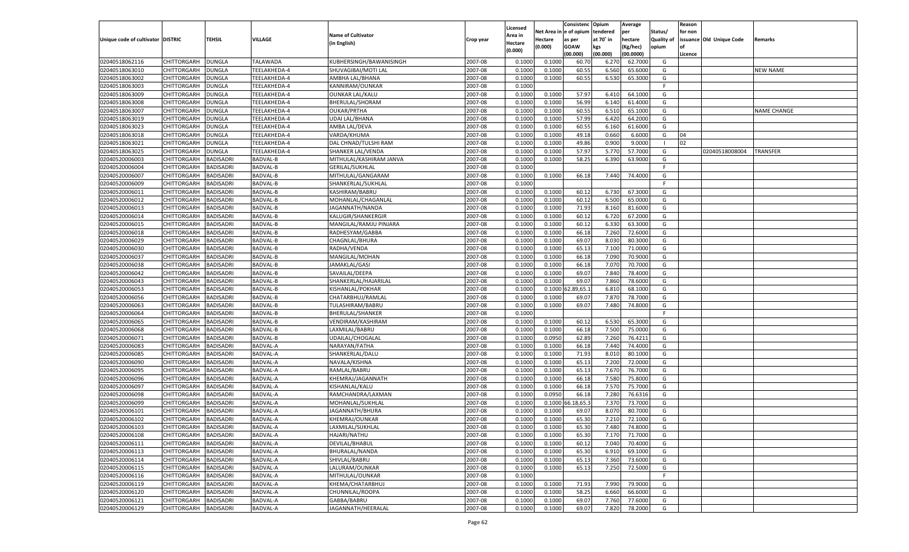| Unique code of cultivator | DISTRIC | TEHSIL | VILLAGE | Name of Cultivator (in English) | Crop year | Licensed Area in Hectare (0.000) | Net Area in Hectare (0.000) | Consistence of opium as per GOAW kgs (00.000) | Opium tendered at 70° in kgs (00.000) | Average per hectare (Kg/hec) (00.0000) | Status/ Quality of opium | Reason for non issuance of Licence | Old Unique Code | Remarks |
|---|---|---|---|---|---|---|---|---|---|---|---|---|---|---|
| 02040518062116 | CHITTORGARH | DUNGLA | TALAWADA | KUBHERSINGH/BAWANISINGH | 2007-08 | 0.1000 | 0.1000 | 60.70 | 6.270 | 62.7000 | G | | | |
| 02040518063010 | CHITTORGARH | DUNGLA | TEELAKHEDA-4 | SHUVAGIBAI/MOTI LAL | 2007-08 | 0.1000 | 0.1000 | 60.55 | 6.560 | 65.6000 | G | | | NEW NAME |
| 02040518063002 | CHITTORGARH | DUNGLA | TEELAKHEDA-4 | AMBHA LAL/BHANA | 2007-08 | 0.1000 | 0.1000 | 60.55 | 6.530 | 65.3000 | G | | | |
| 02040518063003 | CHITTORGARH | DUNGLA | TEELAKHEDA-4 | KANNIRAM/OUNKAR | 2007-08 | 0.1000 | | | | | F | | | |
| 02040518063009 | CHITTORGARH | DUNGLA | TEELAKHEDA-4 | OUNKAR LAL/KALU | 2007-08 | 0.1000 | 0.1000 | 57.97 | 6.410 | 64.1000 | G | | | |
| 02040518063008 | CHITTORGARH | DUNGLA | TEELAKHEDA-4 | BHERULAL/SHORAM | 2007-08 | 0.1000 | 0.1000 | 56.99 | 6.140 | 61.4000 | G | | | |
| 02040518063007 | CHITTORGARH | DUNGLA | TEELAKHEDA-4 | OUKAR/PRTHA | 2007-08 | 0.1000 | 0.1000 | 60.55 | 6.510 | 65.1000 | G | | | NAME CHANGE |
| 02040518063019 | CHITTORGARH | DUNGLA | TEELAKHEDA-4 | UDAI LAL/BHANA | 2007-08 | 0.1000 | 0.1000 | 57.99 | 6.420 | 64.2000 | G | | | |
| 02040518063023 | CHITTORGARH | DUNGLA | TEELAKHEDA-4 | AMBA LAL/DEVA | 2007-08 | 0.1000 | 0.1000 | 60.55 | 6.160 | 61.6000 | G | | | |
| 02040518063018 | CHITTORGARH | DUNGLA | TEELAKHEDA-4 | VARDA/KHUMA | 2007-08 | 0.1000 | 0.1000 | 49.18 | 0.660 | 6.6000 | G | 04 | | |
| 02040518063021 | CHITTORGARH | DUNGLA | TEELAKHEDA-4 | DAL CHNAD/TULSHI RAM | 2007-08 | 0.1000 | 0.1000 | 49.86 | 0.900 | 9.0000 | I | 02 | | |
| 02040518063025 | CHITTORGARH | DUNGLA | TEELAKHEDA-4 | SHANKER LAL/VENDA | 2007-08 | 0.1000 | 0.1000 | 57.97 | 5.770 | 57.7000 | G | | 02040518008004 | TRANSFER |
| 02040520006003 | CHITTORGARH | BADISADRI | BADVAL-B | MITHULAL/KASHIRAM JANVA | 2007-08 | 0.1000 | 0.1000 | 58.25 | 6.390 | 63.9000 | G | | | |
| 02040520006004 | CHITTORGARH | BADISADRI | BADVAL-B | GERILAL/SUKHLAL | 2007-08 | 0.1000 | | | | | F | | | |
| 02040520006007 | CHITTORGARH | BADISADRI | BADVAL-B | MITHULAL/GANGARAM | 2007-08 | 0.1000 | 0.1000 | 66.18 | 7.440 | 74.4000 | G | | | |
| 02040520006009 | CHITTORGARH | BADISADRI | BADVAL-B | SHANKERLAL/SUKHLAL | 2007-08 | 0.1000 | | | | | F | | | |
| 02040520006011 | CHITTORGARH | BADISADRI | BADVAL-B | KASHIRAM/BABRU | 2007-08 | 0.1000 | 0.1000 | 60.12 | 6.730 | 67.3000 | G | | | |
| 02040520006012 | CHITTORGARH | BADISADRI | BADVAL-B | MOHANLAL/CHAGANLAL | 2007-08 | 0.1000 | 0.1000 | 60.12 | 6.500 | 65.0000 | G | | | |
| 02040520006013 | CHITTORGARH | BADISADRI | BADVAL-B | JAGANNATH/NANDA | 2007-08 | 0.1000 | 0.1000 | 71.93 | 8.160 | 81.6000 | G | | | |
| 02040520006014 | CHITTORGARH | BADISADRI | BADVAL-B | KALUGIR/SHANKERGIR | 2007-08 | 0.1000 | 0.1000 | 60.12 | 6.720 | 67.2000 | G | | | |
| 02040520006015 | CHITTORGARH | BADISADRI | BADVAL-B | MANGILAL/RAMJU PINJARA | 2007-08 | 0.1000 | 0.1000 | 60.12 | 6.330 | 63.3000 | G | | | |
| 02040520006018 | CHITTORGARH | BADISADRI | BADVAL-B | RADHESYAM/GABBA | 2007-08 | 0.1000 | 0.1000 | 66.18 | 7.260 | 72.6000 | G | | | |
| 02040520006029 | CHITTORGARH | BADISADRI | BADVAL-B | CHAGNLAL/BHURA | 2007-08 | 0.1000 | 0.1000 | 69.07 | 8.030 | 80.3000 | G | | | |
| 02040520006030 | CHITTORGARH | BADISADRI | BADVAL-B | RADHA/VENDA | 2007-08 | 0.1000 | 0.1000 | 65.13 | 7.100 | 71.0000 | G | | | |
| 02040520006037 | CHITTORGARH | BADISADRI | BADVAL-B | MANGILAL/MOHAN | 2007-08 | 0.1000 | 0.1000 | 66.18 | 7.090 | 70.9000 | G | | | |
| 02040520006038 | CHITTORGARH | BADISADRI | BADVAL-B | JAMAKLAL/GASI | 2007-08 | 0.1000 | 0.1000 | 66.18 | 7.070 | 70.7000 | G | | | |
| 02040520006042 | CHITTORGARH | BADISADRI | BADVAL-B | SAVAILAL/DEEPA | 2007-08 | 0.1000 | 0.1000 | 69.07 | 7.840 | 78.4000 | G | | | |
| 02040520006043 | CHITTORGARH | BADISADRI | BADVAL-B | SHANKERLAL/HAJARILAL | 2007-08 | 0.1000 | 0.1000 | 69.07 | 7.860 | 78.6000 | G | | | |
| 02040520006053 | CHITTORGARH | BADISADRI | BADVAL-B | KISHANLAL/POKHAR | 2007-08 | 0.1000 | 0.1000 | 62.89,65.1 | 6.810 | 68.1000 | G | | | |
| 02040520006056 | CHITTORGARH | BADISADRI | BADVAL-B | CHATARBHUJ/RAMLAL | 2007-08 | 0.1000 | 0.1000 | 69.07 | 7.870 | 78.7000 | G | | | |
| 02040520006063 | CHITTORGARH | BADISADRI | BADVAL-B | TULASHIRAM/BABRU | 2007-08 | 0.1000 | 0.1000 | 69.07 | 7.480 | 74.8000 | G | | | |
| 02040520006064 | CHITTORGARH | BADISADRI | BADVAL-B | BHERULAL/SHANKER | 2007-08 | 0.1000 | | | | | F | | | |
| 02040520006065 | CHITTORGARH | BADISADRI | BADVAL-B | VENDIRAM/KASHIRAM | 2007-08 | 0.1000 | 0.1000 | 60.12 | 6.530 | 65.3000 | G | | | |
| 02040520006068 | CHITTORGARH | BADISADRI | BADVAL-B | LAXMILAL/BABRU | 2007-08 | 0.1000 | 0.1000 | 66.18 | 7.500 | 75.0000 | G | | | |
| 02040520006071 | CHITTORGARH | BADISADRI | BADVAL-B | UDAILAL/CHOGALAL | 2007-08 | 0.1000 | 0.0950 | 62.89 | 7.260 | 76.4211 | G | | | |
| 02040520006083 | CHITTORGARH | BADISADRI | BADVAL-A | NARAYAN/FATHA | 2007-08 | 0.1000 | 0.1000 | 66.18 | 7.440 | 74.4000 | G | | | |
| 02040520006085 | CHITTORGARH | BADISADRI | BADVAL-A | SHANKERLAL/DALU | 2007-08 | 0.1000 | 0.1000 | 71.93 | 8.010 | 80.1000 | G | | | |
| 02040520006090 | CHITTORGARH | BADISADRI | BADVAL-A | NAVALA/KISHNA | 2007-08 | 0.1000 | 0.1000 | 65.13 | 7.200 | 72.0000 | G | | | |
| 02040520006095 | CHITTORGARH | BADISADRI | BADVAL-A | RAMLAL/BABRU | 2007-08 | 0.1000 | 0.1000 | 65.13 | 7.670 | 76.7000 | G | | | |
| 02040520006096 | CHITTORGARH | BADISADRI | BADVAL-A | KHEMRAJ/JAGANNATH | 2007-08 | 0.1000 | 0.1000 | 66.18 | 7.580 | 75.8000 | G | | | |
| 02040520006097 | CHITTORGARH | BADISADRI | BADVAL-A | KISHANLAL/KALU | 2007-08 | 0.1000 | 0.1000 | 66.18 | 7.570 | 75.7000 | G | | | |
| 02040520006098 | CHITTORGARH | BADISADRI | BADVAL-A | RAMCHANDRA/LAXMAN | 2007-08 | 0.1000 | 0.0950 | 66.18 | 7.280 | 76.6316 | G | | | |
| 02040520006099 | CHITTORGARH | BADISADRI | BADVAL-A | MOHANLAL/SUKHLAL | 2007-08 | 0.1000 | 0.1000 | 66.18,65.3 | 7.370 | 73.7000 | G | | | |
| 02040520006101 | CHITTORGARH | BADISADRI | BADVAL-A | JAGANNATH/BHURA | 2007-08 | 0.1000 | 0.1000 | 69.07 | 8.070 | 80.7000 | G | | | |
| 02040520006102 | CHITTORGARH | BADISADRI | BADVAL-A | KHEMRAJ/OUNKAR | 2007-08 | 0.1000 | 0.1000 | 65.30 | 7.210 | 72.1000 | G | | | |
| 02040520006103 | CHITTORGARH | BADISADRI | BADVAL-A | LAXMILAL/SUKHLAL | 2007-08 | 0.1000 | 0.1000 | 65.30 | 7.480 | 74.8000 | G | | | |
| 02040520006108 | CHITTORGARH | BADISADRI | BADVAL-A | HAJARI/NATHU | 2007-08 | 0.1000 | 0.1000 | 65.30 | 7.170 | 71.7000 | G | | | |
| 02040520006111 | CHITTORGARH | BADISADRI | BADVAL-A | DEVILAL/BHABUL | 2007-08 | 0.1000 | 0.1000 | 60.12 | 7.040 | 70.4000 | G | | | |
| 02040520006113 | CHITTORGARH | BADISADRI | BADVAL-A | BHURALAL/NANDA | 2007-08 | 0.1000 | 0.1000 | 65.30 | 6.910 | 69.1000 | G | | | |
| 02040520006114 | CHITTORGARH | BADISADRI | BADVAL-A | SHIVLAL/BABRU | 2007-08 | 0.1000 | 0.1000 | 65.13 | 7.360 | 73.6000 | G | | | |
| 02040520006115 | CHITTORGARH | BADISADRI | BADVAL-A | LALURAM/OUNKAR | 2007-08 | 0.1000 | 0.1000 | 65.13 | 7.250 | 72.5000 | G | | | |
| 02040520006116 | CHITTORGARH | BADISADRI | BADVAL-A | MITHULAL/OUNKAR | 2007-08 | 0.1000 | | | | | F | | | |
| 02040520006119 | CHITTORGARH | BADISADRI | BADVAL-A | KHEMA/CHATARBHUJ | 2007-08 | 0.1000 | 0.1000 | 71.93 | 7.990 | 79.9000 | G | | | |
| 02040520006120 | CHITTORGARH | BADISADRI | BADVAL-A | CHUNNILAL/ROOPA | 2007-08 | 0.1000 | 0.1000 | 58.25 | 6.660 | 66.6000 | G | | | |
| 02040520006121 | CHITTORGARH | BADISADRI | BADVAL-A | GABBA/BABRU | 2007-08 | 0.1000 | 0.1000 | 69.07 | 7.760 | 77.6000 | G | | | |
| 02040520006129 | CHITTORGARH | BADISADRI | BADVAL-A | JAGANNATH/HEERALAL | 2007-08 | 0.1000 | 0.1000 | 69.07 | 7.820 | 78.2000 | G | | | |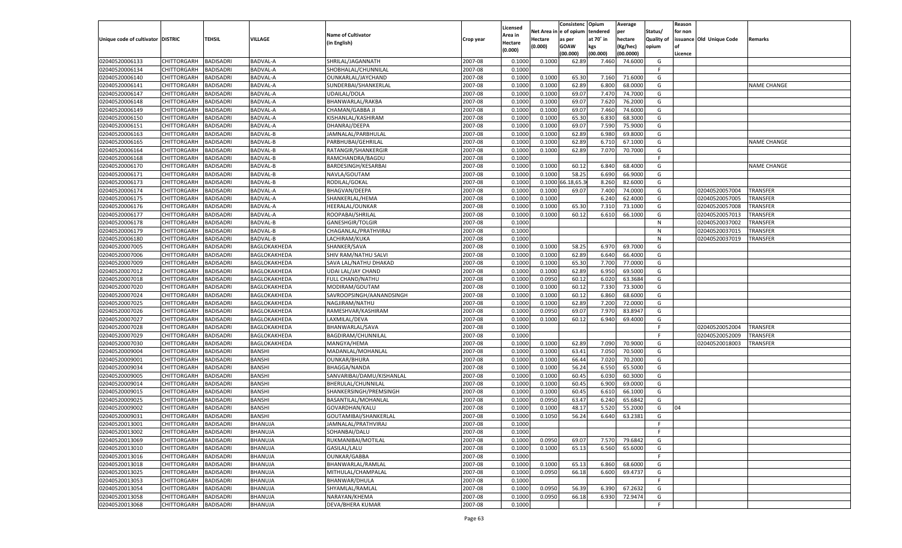| Unique code of cultivator | DISTRIC | TEHSIL | VILLAGE | Name of Cultivator (in English) | Crop year | Licensed Area in Hectare (0.000) | Net Area in Hectare (0.000) | Consistenc e of opium as per GOAW (00.000) | Opium tendered at 70° in kgs (00.000) | Average per hectare (Kg/hec) (00.0000) | Status/ Quality of opium | Reason for non issuance of Licence | Old Unique Code | Remarks |
|---|---|---|---|---|---|---|---|---|---|---|---|---|---|---|
| 02040520006133 | CHITTORGARH | BADISADRI | BADVAL-A | SHRILAL/JAGANNATH | 2007-08 | 0.1000 | 0.1000 | 62.89 | 7.460 | 74.6000 | G | | | |
| 02040520006134 | CHITTORGARH | BADISADRI | BADVAL-A | SHOBHALAL/CHUNNILAL | 2007-08 | 0.1000 | | | | | F | | | |
| 02040520006140 | CHITTORGARH | BADISADRI | BADVAL-A | OUNKARLAL/JAYCHAND | 2007-08 | 0.1000 | 0.1000 | 65.30 | 7.160 | 71.6000 | G | | | |
| 02040520006141 | CHITTORGARH | BADISADRI | BADVAL-A | SUNDERBAI/SHANKERLAL | 2007-08 | 0.1000 | 0.1000 | 62.89 | 6.800 | 68.0000 | G | | | NAME CHANGE |
| 02040520006147 | CHITTORGARH | BADISADRI | BADVAL-A | UDAILAL/DOLA | 2007-08 | 0.1000 | 0.1000 | 69.07 | 7.470 | 74.7000 | G | | | |
| 02040520006148 | CHITTORGARH | BADISADRI | BADVAL-A | BHANWARLAL/RAKBA | 2007-08 | 0.1000 | 0.1000 | 69.07 | 7.620 | 76.2000 | G | | | |
| 02040520006149 | CHITTORGARH | BADISADRI | BADVAL-A | CHAMAN/GABBA JI | 2007-08 | 0.1000 | 0.1000 | 69.07 | 7.460 | 74.6000 | G | | | |
| 02040520006150 | CHITTORGARH | BADISADRI | BADVAL-A | KISHANLAL/KASHIRAM | 2007-08 | 0.1000 | 0.1000 | 65.30 | 6.830 | 68.3000 | G | | | |
| 02040520006151 | CHITTORGARH | BADISADRI | BADVAL-A | DHANRAJ/DEEPA | 2007-08 | 0.1000 | 0.1000 | 69.07 | 7.590 | 75.9000 | G | | | |
| 02040520006163 | CHITTORGARH | BADISADRI | BADVAL-B | JAMNALAL/PARBHULAL | 2007-08 | 0.1000 | 0.1000 | 62.89 | 6.980 | 69.8000 | G | | | |
| 02040520006165 | CHITTORGARH | BADISADRI | BADVAL-B | PARBHUBAI/GEHRILAL | 2007-08 | 0.1000 | 0.1000 | 62.89 | 6.710 | 67.1000 | G | | | NAME CHANGE |
| 02040520006164 | CHITTORGARH | BADISADRI | BADVAL-B | RATANGIR/SHANKERGIR | 2007-08 | 0.1000 | 0.1000 | 62.89 | 7.070 | 70.7000 | G | | | |
| 02040520006168 | CHITTORGARH | BADISADRI | BADVAL-B | RAMCHANDRA/BAGDU | 2007-08 | 0.1000 | | | | | F | | | |
| 02040520006170 | CHITTORGARH | BADISADRI | BADVAL-B | BARDESINGH/KESARBAI | 2007-08 | 0.1000 | 0.1000 | 60.12 | 6.840 | 68.4000 | G | | | NAME CHANGE |
| 02040520006171 | CHITTORGARH | BADISADRI | BADVAL-B | NAVLA/GOUTAM | 2007-08 | 0.1000 | 0.1000 | 58.25 | 6.690 | 66.9000 | G | | | |
| 02040520006173 | CHITTORGARH | BADISADRI | BADVAL-B | RODILAL/GOKAL | 2007-08 | 0.1000 | 0.1000 | 66.18,65.3 | 8.260 | 82.6000 | G | | | |
| 02040520006174 | CHITTORGARH | BADISADRI | BADVAL-A | BHAGVAN/DEEPA | 2007-08 | 0.1000 | 0.1000 | 69.07 | 7.400 | 74.0000 | G | | 02040520057004 | TRANSFER |
| 02040520006175 | CHITTORGARH | BADISADRI | BADVAL-A | SHANKERLAL/HEMA | 2007-08 | 0.1000 | 0.1000 | | 6.240 | 62.4000 | G | | 02040520057005 | TRANSFER |
| 02040520006176 | CHITTORGARH | BADISADRI | BADVAL-A | HEERALAL/OUNKAR | 2007-08 | 0.1000 | 0.1000 | 65.30 | 7.310 | 73.1000 | G | | 02040520057008 | TRANSFER |
| 02040520006177 | CHITTORGARH | BADISADRI | BADVAL-A | ROOPABAI/SHRILAL | 2007-08 | 0.1000 | 0.1000 | 60.12 | 6.610 | 66.1000 | G | | 02040520057013 | TRANSFER |
| 02040520006178 | CHITTORGARH | BADISADRI | BADVAL-B | GANESHGIR/TOLGIR | 2007-08 | 0.1000 | | | | | N | | 02040520037002 | TRANSFER |
| 02040520006179 | CHITTORGARH | BADISADRI | BADVAL-B | CHAGANLAL/PRATHVIRAJ | 2007-08 | 0.1000 | | | | | N | | 02040520037015 | TRANSFER |
| 02040520006180 | CHITTORGARH | BADISADRI | BADVAL-B | LACHIRAM/KUKA | 2007-08 | 0.1000 | | | | | N | | 02040520037019 | TRANSFER |
| 02040520007005 | CHITTORGARH | BADISADRI | BAGLOKAKHEDA | SHANKER/SAVA | 2007-08 | 0.1000 | 0.1000 | 58.25 | 6.970 | 69.7000 | G | | | |
| 02040520007006 | CHITTORGARH | BADISADRI | BAGLOKAKHEDA | SHIV RAM/NATHU SALVI | 2007-08 | 0.1000 | 0.1000 | 62.89 | 6.640 | 66.4000 | G | | | |
| 02040520007009 | CHITTORGARH | BADISADRI | BAGLOKAKHEDA | SAVA LAL/NATHU DHAKAD | 2007-08 | 0.1000 | 0.1000 | 65.30 | 7.700 | 77.0000 | G | | | |
| 02040520007012 | CHITTORGARH | BADISADRI | BAGLOKAKHEDA | UDAI LAL/JAY CHAND | 2007-08 | 0.1000 | 0.1000 | 62.89 | 6.950 | 69.5000 | G | | | |
| 02040520007018 | CHITTORGARH | BADISADRI | BAGLOKAKHEDA | FULL CHAND/NATHU | 2007-08 | 0.1000 | 0.0950 | 60.12 | 6.020 | 63.3684 | G | | | |
| 02040520007020 | CHITTORGARH | BADISADRI | BAGLOKAKHEDA | MODIRAM/GOUTAM | 2007-08 | 0.1000 | 0.1000 | 60.12 | 7.330 | 73.3000 | G | | | |
| 02040520007024 | CHITTORGARH | BADISADRI | BAGLOKAKHEDA | SAVROOPSINGH/AANANDSINGH | 2007-08 | 0.1000 | 0.1000 | 60.12 | 6.860 | 68.6000 | G | | | |
| 02040520007025 | CHITTORGARH | BADISADRI | BAGLOKAKHEDA | NAGJIRAM/NATHU | 2007-08 | 0.1000 | 0.1000 | 62.89 | 7.200 | 72.0000 | G | | | |
| 02040520007026 | CHITTORGARH | BADISADRI | BAGLOKAKHEDA | RAMESHVAR/KASHIRAM | 2007-08 | 0.1000 | 0.0950 | 69.07 | 7.970 | 83.8947 | G | | | |
| 02040520007027 | CHITTORGARH | BADISADRI | BAGLOKAKHEDA | LAXMILAL/DEVA | 2007-08 | 0.1000 | 0.1000 | 60.12 | 6.940 | 69.4000 | G | | | |
| 02040520007028 | CHITTORGARH | BADISADRI | BAGLOKAKHEDA | BHANWARLAL/SAVA | 2007-08 | 0.1000 | | | | | F | | 02040520052004 | TRANSFER |
| 02040520007029 | CHITTORGARH | BADISADRI | BAGLOKAKHEDA | BAGDIRAM/CHUNNILAL | 2007-08 | 0.1000 | | | | | F | | 02040520052009 | TRANSFER |
| 02040520007030 | CHITTORGARH | BADISADRI | BAGLOKAKHEDA | MANGYA/HEMA | 2007-08 | 0.1000 | 0.1000 | 62.89 | 7.090 | 70.9000 | G | | 02040520018003 | TRANSFER |
| 02040520009004 | CHITTORGARH | BADISADRI | BANSHI | MADANLAL/MOHANLAL | 2007-08 | 0.1000 | 0.1000 | 63.41 | 7.050 | 70.5000 | G | | | |
| 02040520009001 | CHITTORGARH | BADISADRI | BANSHI | OUNKAR/BHURA | 2007-08 | 0.1000 | 0.1000 | 66.44 | 7.020 | 70.2000 | G | | | |
| 02040520009034 | CHITTORGARH | BADISADRI | BANSHI | BHAGGA/NANDA | 2007-08 | 0.1000 | 0.1000 | 56.24 | 6.550 | 65.5000 | G | | | |
| 02040520009005 | CHITTORGARH | BADISADRI | BANSHI | SANVARIBAI/DAMU/KISHANLAL | 2007-08 | 0.1000 | 0.1000 | 60.45 | 6.030 | 60.3000 | G | | | |
| 02040520009014 | CHITTORGARH | BADISADRI | BANSHI | BHERULAL/CHUNNILAL | 2007-08 | 0.1000 | 0.1000 | 60.45 | 6.900 | 69.0000 | G | | | |
| 02040520009015 | CHITTORGARH | BADISADRI | BANSHI | SHANKERSINGH/PREMSINGH | 2007-08 | 0.1000 | 0.1000 | 60.45 | 6.610 | 66.1000 | G | | | |
| 02040520009025 | CHITTORGARH | BADISADRI | BANSHI | BASANTILAL/MOHANLAL | 2007-08 | 0.1000 | 0.0950 | 63.47 | 6.240 | 65.6842 | G | | | |
| 02040520009002 | CHITTORGARH | BADISADRI | BANSHI | GOVARDHAN/KALU | 2007-08 | 0.1000 | 0.1000 | 48.17 | 5.520 | 55.2000 | G | 04 | | |
| 02040520009031 | CHITTORGARH | BADISADRI | BANSHI | GOUTAMIBAI/SHANKERLAL | 2007-08 | 0.1000 | 0.1050 | 56.24 | 6.640 | 63.2381 | G | | | |
| 02040520013001 | CHITTORGARH | BADISADRI | BHANUJA | JAMNALAL/PRATHVIRAJ | 2007-08 | 0.1000 | | | | | F | | | |
| 02040520013002 | CHITTORGARH | BADISADRI | BHANUJA | SOHANBAI/DALU | 2007-08 | 0.1000 | | | | | F | | | |
| 02040520013069 | CHITTORGARH | BADISADRI | BHANUJA | RUKMANIBAI/MOTILAL | 2007-08 | 0.1000 | 0.0950 | 69.07 | 7.570 | 79.6842 | G | | | |
| 02040520013010 | CHITTORGARH | BADISADRI | BHANUJA | GASILAL/LALU | 2007-08 | 0.1000 | 0.1000 | 65.13 | 6.560 | 65.6000 | G | | | |
| 02040520013016 | CHITTORGARH | BADISADRI | BHANUJA | OUNKAR/GABBA | 2007-08 | 0.1000 | | | | | F | | | |
| 02040520013018 | CHITTORGARH | BADISADRI | BHANUJA | BHANWARLAL/RAMLAL | 2007-08 | 0.1000 | 0.1000 | 65.13 | 6.860 | 68.6000 | G | | | |
| 02040520013025 | CHITTORGARH | BADISADRI | BHANUJA | MITHULAL/CHAMPALAL | 2007-08 | 0.1000 | 0.0950 | 66.18 | 6.600 | 69.4737 | G | | | |
| 02040520013053 | CHITTORGARH | BADISADRI | BHANUJA | BHANWAR/DHULA | 2007-08 | 0.1000 | | | | | F | | | |
| 02040520013054 | CHITTORGARH | BADISADRI | BHANUJA | SHYAMLAL/RAMLAL | 2007-08 | 0.1000 | 0.0950 | 56.39 | 6.390 | 67.2632 | G | | | |
| 02040520013058 | CHITTORGARH | BADISADRI | BHANUJA | NARAYAN/KHEMA | 2007-08 | 0.1000 | 0.0950 | 66.18 | 6.930 | 72.9474 | G | | | |
| 02040520013068 | CHITTORGARH | BADISADRI | BHANUJA | DEVA/BHERA KUMAR | 2007-08 | 0.1000 | | | | | F | | | |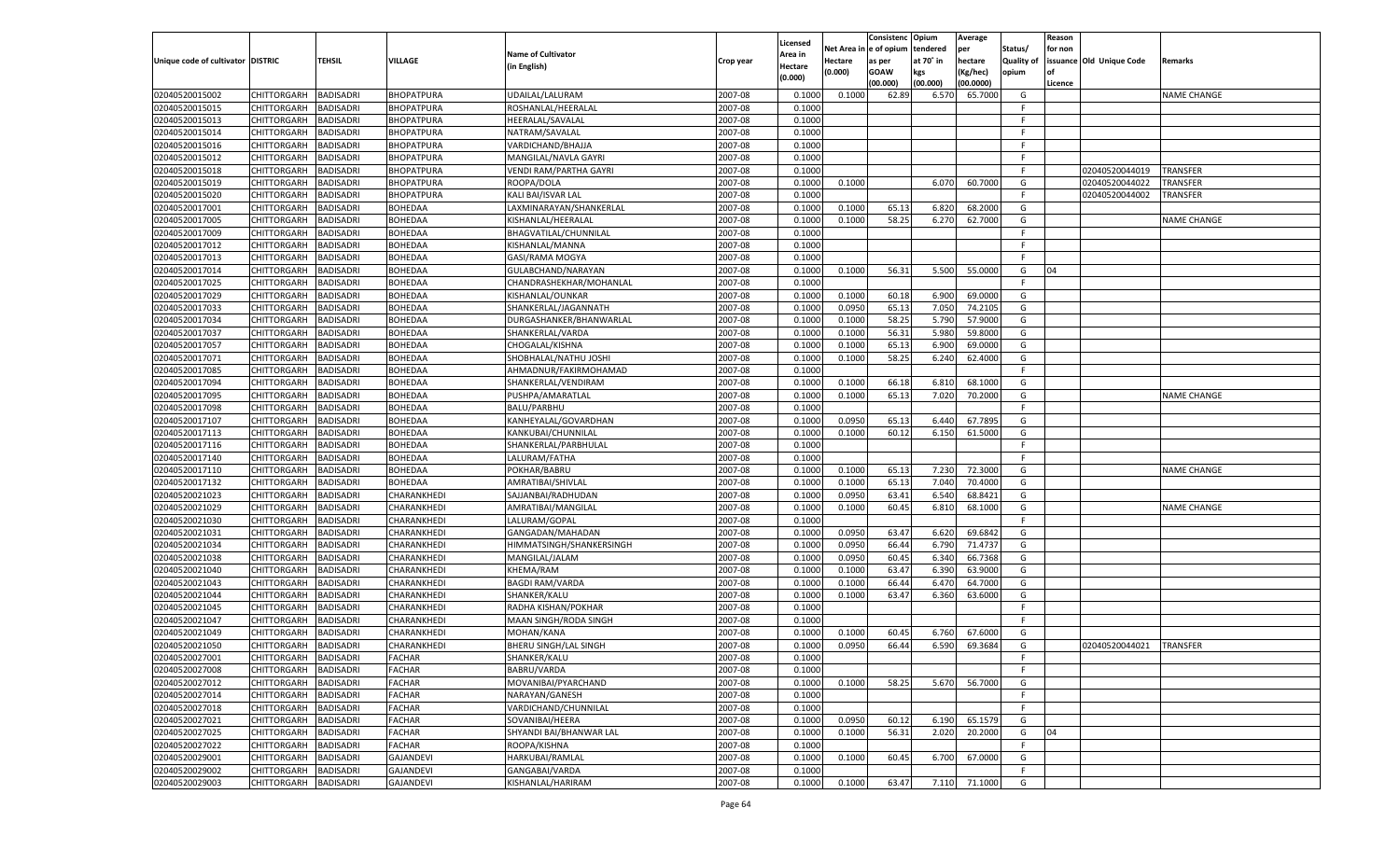| Unique code of cultivator | DISTRIC | TEHSIL | VILLAGE | Name of Cultivator (in English) | Crop year | Licensed Area in Hectare (0.000) | Net Area in Hectare (0.000) | Consistenc e of opium as per GOAW (00.000) | Opium tendered at 70˚ in kgs (00.000) | Average per hectare (Kg/hec) (00.0000) | Status/ Quality of opium | Reason for non issuance of Licence | Old Unique Code | Remarks |
|---|---|---|---|---|---|---|---|---|---|---|---|---|---|---|
| 02040520015002 | CHITTORGARH | BADISADRI | BHOPATPURA | UDAILAL/LALURAM | 2007-08 | 0.1000 | 0.1000 | 62.89 | 6.570 | 65.7000 | G | | | NAME CHANGE |
| 02040520015015 | CHITTORGARH | BADISADRI | BHOPATPURA | ROSHANLAL/HEERALAL | 2007-08 | 0.1000 | | | | | F | | | |
| 02040520015013 | CHITTORGARH | BADISADRI | BHOPATPURA | HEERALAL/SAVALAL | 2007-08 | 0.1000 | | | | | F | | | |
| 02040520015014 | CHITTORGARH | BADISADRI | BHOPATPURA | NATRAM/SAVALAL | 2007-08 | 0.1000 | | | | | F | | | |
| 02040520015016 | CHITTORGARH | BADISADRI | BHOPATPURA | VARDICHAND/BHAJJA | 2007-08 | 0.1000 | | | | | F | | | |
| 02040520015012 | CHITTORGARH | BADISADRI | BHOPATPURA | MANGILAL/NAVLA GAYRI | 2007-08 | 0.1000 | | | | | F | | | |
| 02040520015018 | CHITTORGARH | BADISADRI | BHOPATPURA | VENDI RAM/PARTHA GAYRI | 2007-08 | 0.1000 | | | | | F | | 02040520044019 | TRANSFER |
| 02040520015019 | CHITTORGARH | BADISADRI | BHOPATPURA | ROOPA/DOLA | 2007-08 | 0.1000 | 0.1000 | | 6.070 | 60.7000 | G | | 02040520044022 | TRANSFER |
| 02040520015020 | CHITTORGARH | BADISADRI | BHOPATPURA | KALI BAI/ISVAR LAL | 2007-08 | 0.1000 | | | | | F | | 02040520044002 | TRANSFER |
| 02040520017001 | CHITTORGARH | BADISADRI | BOHEDAA | LAXMINARAYAN/SHANKERLAL | 2007-08 | 0.1000 | 0.1000 | 65.13 | 6.820 | 68.2000 | G | | | |
| 02040520017005 | CHITTORGARH | BADISADRI | BOHEDAA | KISHANLAL/HEERALAL | 2007-08 | 0.1000 | 0.1000 | 58.25 | 6.270 | 62.7000 | G | | | NAME CHANGE |
| 02040520017009 | CHITTORGARH | BADISADRI | BOHEDAA | BHAGVATILAL/CHUNNILAL | 2007-08 | 0.1000 | | | | | F | | | |
| 02040520017012 | CHITTORGARH | BADISADRI | BOHEDAA | KISHANLAL/MANNA | 2007-08 | 0.1000 | | | | | F | | | |
| 02040520017013 | CHITTORGARH | BADISADRI | BOHEDAA | GASI/RAMA MOGYA | 2007-08 | 0.1000 | | | | | F | | | |
| 02040520017014 | CHITTORGARH | BADISADRI | BOHEDAA | GULABCHAND/NARAYAN | 2007-08 | 0.1000 | 0.1000 | 56.31 | 5.500 | 55.0000 | G | 04 | | |
| 02040520017025 | CHITTORGARH | BADISADRI | BOHEDAA | CHANDRASHEKHAR/MOHANLAL | 2007-08 | 0.1000 | | | | | F | | | |
| 02040520017029 | CHITTORGARH | BADISADRI | BOHEDAA | KISHANLAL/OUNKAR | 2007-08 | 0.1000 | 0.1000 | 60.18 | 6.900 | 69.0000 | G | | | |
| 02040520017033 | CHITTORGARH | BADISADRI | BOHEDAA | SHANKERLAL/JAGANNATH | 2007-08 | 0.1000 | 0.0950 | 65.13 | 7.050 | 74.2105 | G | | | |
| 02040520017034 | CHITTORGARH | BADISADRI | BOHEDAA | DURGASHANKER/BHANWARLAL | 2007-08 | 0.1000 | 0.1000 | 58.25 | 5.790 | 57.9000 | G | | | |
| 02040520017037 | CHITTORGARH | BADISADRI | BOHEDAA | SHANKERLAL/VARDA | 2007-08 | 0.1000 | 0.1000 | 56.31 | 5.980 | 59.8000 | G | | | |
| 02040520017057 | CHITTORGARH | BADISADRI | BOHEDAA | CHOGALAL/KISHNA | 2007-08 | 0.1000 | 0.1000 | 65.13 | 6.900 | 69.0000 | G | | | |
| 02040520017071 | CHITTORGARH | BADISADRI | BOHEDAA | SHOBHALAL/NATHU JOSHI | 2007-08 | 0.1000 | 0.1000 | 58.25 | 6.240 | 62.4000 | G | | | |
| 02040520017085 | CHITTORGARH | BADISADRI | BOHEDAA | AHMADNUR/FAKIRMOHAMAD | 2007-08 | 0.1000 | | | | | F | | | |
| 02040520017094 | CHITTORGARH | BADISADRI | BOHEDAA | SHANKERLAL/VENDIRAM | 2007-08 | 0.1000 | 0.1000 | 66.18 | 6.810 | 68.1000 | G | | | |
| 02040520017095 | CHITTORGARH | BADISADRI | BOHEDAA | PUSHPA/AMARATLAL | 2007-08 | 0.1000 | 0.1000 | 65.13 | 7.020 | 70.2000 | G | | | NAME CHANGE |
| 02040520017098 | CHITTORGARH | BADISADRI | BOHEDAA | BALU/PARBHU | 2007-08 | 0.1000 | | | | | F | | | |
| 02040520017107 | CHITTORGARH | BADISADRI | BOHEDAA | KANHEYALAL/GOVARDHAN | 2007-08 | 0.1000 | 0.0950 | 65.13 | 6.440 | 67.7895 | G | | | |
| 02040520017113 | CHITTORGARH | BADISADRI | BOHEDAA | KANKUBAI/CHUNNILAL | 2007-08 | 0.1000 | 0.1000 | 60.12 | 6.150 | 61.5000 | G | | | |
| 02040520017116 | CHITTORGARH | BADISADRI | BOHEDAA | SHANKERLAL/PARBHULAL | 2007-08 | 0.1000 | | | | | F | | | |
| 02040520017140 | CHITTORGARH | BADISADRI | BOHEDAA | LALURAM/FATHA | 2007-08 | 0.1000 | | | | | F | | | |
| 02040520017110 | CHITTORGARH | BADISADRI | BOHEDAA | POKHAR/BABRU | 2007-08 | 0.1000 | 0.1000 | 65.13 | 7.230 | 72.3000 | G | | | NAME CHANGE |
| 02040520017132 | CHITTORGARH | BADISADRI | BOHEDAA | AMRATIBAI/SHIVLAL | 2007-08 | 0.1000 | 0.1000 | 65.13 | 7.040 | 70.4000 | G | | | |
| 02040520021023 | CHITTORGARH | BADISADRI | CHARANKHEDI | SAJJANBAI/RADHUDAN | 2007-08 | 0.1000 | 0.0950 | 63.41 | 6.540 | 68.8421 | G | | | |
| 02040520021029 | CHITTORGARH | BADISADRI | CHARANKHEDI | AMRATIBAI/MANGILAL | 2007-08 | 0.1000 | 0.1000 | 60.45 | 6.810 | 68.1000 | G | | | NAME CHANGE |
| 02040520021030 | CHITTORGARH | BADISADRI | CHARANKHEDI | LALURAM/GOPAL | 2007-08 | 0.1000 | | | | | F | | | |
| 02040520021031 | CHITTORGARH | BADISADRI | CHARANKHEDI | GANGADAN/MAHADAN | 2007-08 | 0.1000 | 0.0950 | 63.47 | 6.620 | 69.6842 | G | | | |
| 02040520021034 | CHITTORGARH | BADISADRI | CHARANKHEDI | HIMMATSINGH/SHANKERSINGH | 2007-08 | 0.1000 | 0.0950 | 66.44 | 6.790 | 71.4737 | G | | | |
| 02040520021038 | CHITTORGARH | BADISADRI | CHARANKHEDI | MANGILAL/JALAM | 2007-08 | 0.1000 | 0.0950 | 60.45 | 6.340 | 66.7368 | G | | | |
| 02040520021040 | CHITTORGARH | BADISADRI | CHARANKHEDI | KHEMA/RAM | 2007-08 | 0.1000 | 0.1000 | 63.47 | 6.390 | 63.9000 | G | | | |
| 02040520021043 | CHITTORGARH | BADISADRI | CHARANKHEDI | BAGDI RAM/VARDA | 2007-08 | 0.1000 | 0.1000 | 66.44 | 6.470 | 64.7000 | G | | | |
| 02040520021044 | CHITTORGARH | BADISADRI | CHARANKHEDI | SHANKER/KALU | 2007-08 | 0.1000 | 0.1000 | 63.47 | 6.360 | 63.6000 | G | | | |
| 02040520021045 | CHITTORGARH | BADISADRI | CHARANKHEDI | RADHA KISHAN/POKHAR | 2007-08 | 0.1000 | | | | | F | | | |
| 02040520021047 | CHITTORGARH | BADISADRI | CHARANKHEDI | MAAN SINGH/RODA SINGH | 2007-08 | 0.1000 | | | | | F | | | |
| 02040520021049 | CHITTORGARH | BADISADRI | CHARANKHEDI | MOHAN/KANA | 2007-08 | 0.1000 | 0.1000 | 60.45 | 6.760 | 67.6000 | G | | | |
| 02040520021050 | CHITTORGARH | BADISADRI | CHARANKHEDI | BHERU SINGH/LAL SINGH | 2007-08 | 0.1000 | 0.0950 | 66.44 | 6.590 | 69.3684 | G | | 02040520044021 | TRANSFER |
| 02040520027001 | CHITTORGARH | BADISADRI | FACHAR | SHANKER/KALU | 2007-08 | 0.1000 | | | | | F | | | |
| 02040520027008 | CHITTORGARH | BADISADRI | FACHAR | BABRU/VARDA | 2007-08 | 0.1000 | | | | | F | | | |
| 02040520027012 | CHITTORGARH | BADISADRI | FACHAR | MOVANIBAI/PYARCHAND | 2007-08 | 0.1000 | 0.1000 | 58.25 | 5.670 | 56.7000 | G | | | |
| 02040520027014 | CHITTORGARH | BADISADRI | FACHAR | NARAYAN/GANESH | 2007-08 | 0.1000 | | | | | F | | | |
| 02040520027018 | CHITTORGARH | BADISADRI | FACHAR | VARDICHAND/CHUNNILAL | 2007-08 | 0.1000 | | | | | F | | | |
| 02040520027021 | CHITTORGARH | BADISADRI | FACHAR | SOVANIBAI/HEERA | 2007-08 | 0.1000 | 0.0950 | 60.12 | 6.190 | 65.1579 | G | | | |
| 02040520027025 | CHITTORGARH | BADISADRI | FACHAR | SHYANDI BAI/BHANWAR LAL | 2007-08 | 0.1000 | 0.1000 | 56.31 | 2.020 | 20.2000 | G | 04 | | |
| 02040520027022 | CHITTORGARH | BADISADRI | FACHAR | ROOPA/KISHNA | 2007-08 | 0.1000 | | | | | F | | | |
| 02040520029001 | CHITTORGARH | BADISADRI | GAJANDEVI | HARKUBAI/RAMLAL | 2007-08 | 0.1000 | 0.1000 | 60.45 | 6.700 | 67.0000 | G | | | |
| 02040520029002 | CHITTORGARH | BADISADRI | GAJANDEVI | GANGABAI/VARDA | 2007-08 | 0.1000 | | | | | F | | | |
| 02040520029003 | CHITTORGARH | BADISADRI | GAJANDEVI | KISHANLAL/HARIRAM | 2007-08 | 0.1000 | 0.1000 | 63.47 | 7.110 | 71.1000 | G | | | |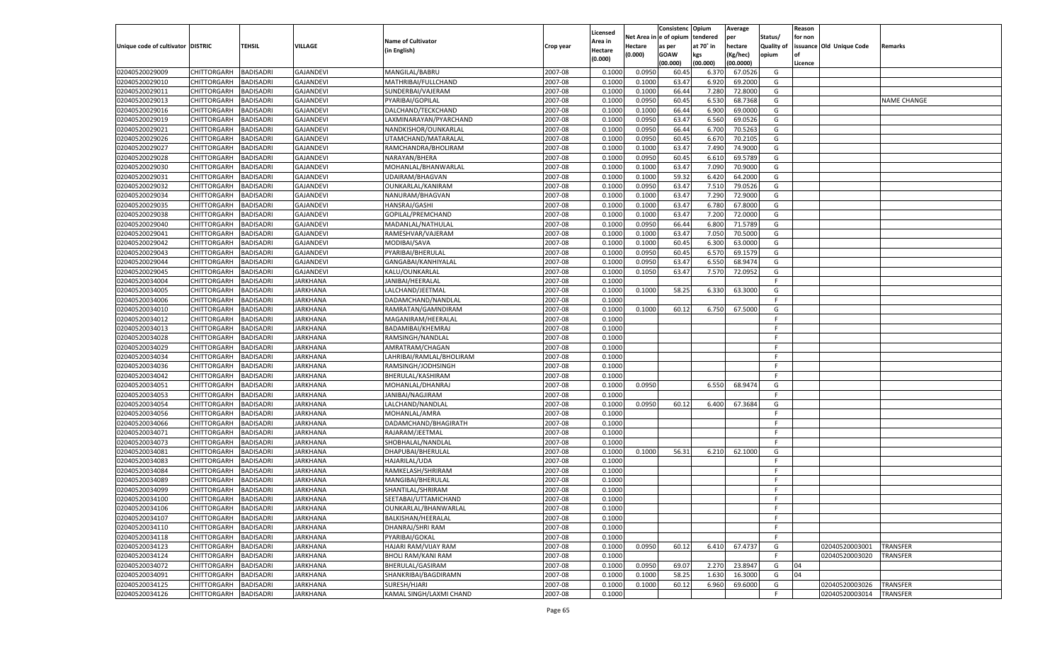| Unique code of cultivator | DISTRIC | TEHSIL | VILLAGE | Name of Cultivator (in English) | Crop year | Licensed Area in Hectare (0.000) | Net Area in Hectare (0.000) | Consistenc e of opium as per GOAW (00.000) | Opium tendered at 70˚ in kgs (00.000) | Average per hectare (Kg/hec) (00.0000) | Status/ Quality of opium | Reason for non issuance of Licence | Old Unique Code | Remarks |
|---|---|---|---|---|---|---|---|---|---|---|---|---|---|---|
| 02040520029009 | CHITTORGARH | BADISADRI | GAJANDEVI | MANGILAL/BABRU | 2007-08 | 0.1000 | 0.0950 | 60.45 | 6.370 | 67.0526 | G | | | |
| 02040520029010 | CHITTORGARH | BADISADRI | GAJANDEVI | MATHRIBAI/FULLCHAND | 2007-08 | 0.1000 | 0.1000 | 63.47 | 6.920 | 69.2000 | G | | | |
| 02040520029011 | CHITTORGARH | BADISADRI | GAJANDEVI | SUNDERBAI/VAJERAM | 2007-08 | 0.1000 | 0.1000 | 66.44 | 7.280 | 72.8000 | G | | | |
| 02040520029013 | CHITTORGARH | BADISADRI | GAJANDEVI | PYARIBAI/GOPILAL | 2007-08 | 0.1000 | 0.0950 | 60.45 | 6.530 | 68.7368 | G | | | NAME CHANGE |
| 02040520029016 | CHITTORGARH | BADISADRI | GAJANDEVI | DALCHAND/TECKCHAND | 2007-08 | 0.1000 | 0.1000 | 66.44 | 6.900 | 69.0000 | G | | | |
| 02040520029019 | CHITTORGARH | BADISADRI | GAJANDEVI | LAXMINARAYAN/PYARCHAND | 2007-08 | 0.1000 | 0.0950 | 63.47 | 6.560 | 69.0526 | G | | | |
| 02040520029021 | CHITTORGARH | BADISADRI | GAJANDEVI | NANDKISHOR/OUNKARLAL | 2007-08 | 0.1000 | 0.0950 | 66.44 | 6.700 | 70.5263 | G | | | |
| 02040520029026 | CHITTORGARH | BADISADRI | GAJANDEVI | UTAMCHAND/MATARALAL | 2007-08 | 0.1000 | 0.0950 | 60.45 | 6.670 | 70.2105 | G | | | |
| 02040520029027 | CHITTORGARH | BADISADRI | GAJANDEVI | RAMCHANDRA/BHOLIRAM | 2007-08 | 0.1000 | 0.1000 | 63.47 | 7.490 | 74.9000 | G | | | |
| 02040520029028 | CHITTORGARH | BADISADRI | GAJANDEVI | NARAYAN/BHERA | 2007-08 | 0.1000 | 0.0950 | 60.45 | 6.610 | 69.5789 | G | | | |
| 02040520029030 | CHITTORGARH | BADISADRI | GAJANDEVI | MOHANLAL/BHANWARLAL | 2007-08 | 0.1000 | 0.1000 | 63.47 | 7.090 | 70.9000 | G | | | |
| 02040520029031 | CHITTORGARH | BADISADRI | GAJANDEVI | UDAIRAM/BHAGVAN | 2007-08 | 0.1000 | 0.1000 | 59.32 | 6.420 | 64.2000 | G | | | |
| 02040520029032 | CHITTORGARH | BADISADRI | GAJANDEVI | OUNKARLAL/KANIRAM | 2007-08 | 0.1000 | 0.0950 | 63.47 | 7.510 | 79.0526 | G | | | |
| 02040520029034 | CHITTORGARH | BADISADRI | GAJANDEVI | NANURAM/BHAGVAN | 2007-08 | 0.1000 | 0.1000 | 63.47 | 7.290 | 72.9000 | G | | | |
| 02040520029035 | CHITTORGARH | BADISADRI | GAJANDEVI | HANSRAJ/GASHI | 2007-08 | 0.1000 | 0.1000 | 63.47 | 6.780 | 67.8000 | G | | | |
| 02040520029038 | CHITTORGARH | BADISADRI | GAJANDEVI | GOPILAL/PREMCHAND | 2007-08 | 0.1000 | 0.1000 | 63.47 | 7.200 | 72.0000 | G | | | |
| 02040520029040 | CHITTORGARH | BADISADRI | GAJANDEVI | MADANLAL/NATHULAL | 2007-08 | 0.1000 | 0.0950 | 66.44 | 6.800 | 71.5789 | G | | | |
| 02040520029041 | CHITTORGARH | BADISADRI | GAJANDEVI | RAMESHVAR/VAJERAM | 2007-08 | 0.1000 | 0.1000 | 63.47 | 7.050 | 70.5000 | G | | | |
| 02040520029042 | CHITTORGARH | BADISADRI | GAJANDEVI | MODIBAI/SAVA | 2007-08 | 0.1000 | 0.1000 | 60.45 | 6.300 | 63.0000 | G | | | |
| 02040520029043 | CHITTORGARH | BADISADRI | GAJANDEVI | PYARIBAI/BHERULAL | 2007-08 | 0.1000 | 0.0950 | 60.45 | 6.570 | 69.1579 | G | | | |
| 02040520029044 | CHITTORGARH | BADISADRI | GAJANDEVI | GANGABAI/KANHIYALAL | 2007-08 | 0.1000 | 0.0950 | 63.47 | 6.550 | 68.9474 | G | | | |
| 02040520029045 | CHITTORGARH | BADISADRI | GAJANDEVI | KALU/OUNKARLAL | 2007-08 | 0.1000 | 0.1050 | 63.47 | 7.570 | 72.0952 | G | | | |
| 02040520034004 | CHITTORGARH | BADISADRI | JARKHANA | JANIBAI/HEERALAL | 2007-08 | 0.1000 | | | | | F | | | |
| 02040520034005 | CHITTORGARH | BADISADRI | JARKHANA | LALCHAND/JEETMAL | 2007-08 | 0.1000 | 0.1000 | 58.25 | 6.330 | 63.3000 | G | | | |
| 02040520034006 | CHITTORGARH | BADISADRI | JARKHANA | DADAMCHAND/NANDLAL | 2007-08 | 0.1000 | | | | | F | | | |
| 02040520034010 | CHITTORGARH | BADISADRI | JARKHANA | RAMRATAN/GAMNDIRAM | 2007-08 | 0.1000 | 0.1000 | 60.12 | 6.750 | 67.5000 | G | | | |
| 02040520034012 | CHITTORGARH | BADISADRI | JARKHANA | MAGANIRAM/HEERALAL | 2007-08 | 0.1000 | | | | | F | | | |
| 02040520034013 | CHITTORGARH | BADISADRI | JARKHANA | BADAMIBAI/KHEMRAJ | 2007-08 | 0.1000 | | | | | F | | | |
| 02040520034028 | CHITTORGARH | BADISADRI | JARKHANA | RAMSINGH/NANDLAL | 2007-08 | 0.1000 | | | | | F | | | |
| 02040520034029 | CHITTORGARH | BADISADRI | JARKHANA | AMRATRAM/CHAGAN | 2007-08 | 0.1000 | | | | | F | | | |
| 02040520034034 | CHITTORGARH | BADISADRI | JARKHANA | LAHRIBAI/RAMLAL/BHOLIRAM | 2007-08 | 0.1000 | | | | | F | | | |
| 02040520034036 | CHITTORGARH | BADISADRI | JARKHANA | RAMSINGH/JODHSINGH | 2007-08 | 0.1000 | | | | | F | | | |
| 02040520034042 | CHITTORGARH | BADISADRI | JARKHANA | BHERULAL/KASHIRAM | 2007-08 | 0.1000 | | | | | F | | | |
| 02040520034051 | CHITTORGARH | BADISADRI | JARKHANA | MOHANLAL/DHANRAJ | 2007-08 | 0.1000 | 0.0950 | | 6.550 | 68.9474 | G | | | |
| 02040520034053 | CHITTORGARH | BADISADRI | JARKHANA | JANIBAI/NAGJIRAM | 2007-08 | 0.1000 | | | | | F | | | |
| 02040520034054 | CHITTORGARH | BADISADRI | JARKHANA | LALCHAND/NANDLAL | 2007-08 | 0.1000 | 0.0950 | 60.12 | 6.400 | 67.3684 | G | | | |
| 02040520034056 | CHITTORGARH | BADISADRI | JARKHANA | MOHANLAL/AMRA | 2007-08 | 0.1000 | | | | | F | | | |
| 02040520034066 | CHITTORGARH | BADISADRI | JARKHANA | DADAMCHAND/BHAGIRATH | 2007-08 | 0.1000 | | | | | F | | | |
| 02040520034071 | CHITTORGARH | BADISADRI | JARKHANA | RAJARAM/JEETMAL | 2007-08 | 0.1000 | | | | | F | | | |
| 02040520034073 | CHITTORGARH | BADISADRI | JARKHANA | SHOBHALAL/NANDLAL | 2007-08 | 0.1000 | | | | | F | | | |
| 02040520034081 | CHITTORGARH | BADISADRI | JARKHANA | DHAPUBAI/BHERULAL | 2007-08 | 0.1000 | 0.1000 | 56.31 | 6.210 | 62.1000 | G | | | |
| 02040520034083 | CHITTORGARH | BADISADRI | JARKHANA | HAJARILAL/UDA | 2007-08 | 0.1000 | | | | | F | | | |
| 02040520034084 | CHITTORGARH | BADISADRI | JARKHANA | RAMKELASH/SHRIRAM | 2007-08 | 0.1000 | | | | | F | | | |
| 02040520034089 | CHITTORGARH | BADISADRI | JARKHANA | MANGIBAI/BHERULAL | 2007-08 | 0.1000 | | | | | F | | | |
| 02040520034099 | CHITTORGARH | BADISADRI | JARKHANA | SHANTILAL/SHRIRAM | 2007-08 | 0.1000 | | | | | F | | | |
| 02040520034100 | CHITTORGARH | BADISADRI | JARKHANA | SEETABAI/UTTAMICHAND | 2007-08 | 0.1000 | | | | | F | | | |
| 02040520034106 | CHITTORGARH | BADISADRI | JARKHANA | OUNKARLAL/BHANWARLAL | 2007-08 | 0.1000 | | | | | F | | | |
| 02040520034107 | CHITTORGARH | BADISADRI | JARKHANA | BALKISHAN/HEERALAL | 2007-08 | 0.1000 | | | | | F | | | |
| 02040520034110 | CHITTORGARH | BADISADRI | JARKHANA | DHANRAJ/SHRI RAM | 2007-08 | 0.1000 | | | | | F | | | |
| 02040520034118 | CHITTORGARH | BADISADRI | JARKHANA | PYARIBAI/GOKAL | 2007-08 | 0.1000 | | | | | F | | | |
| 02040520034123 | CHITTORGARH | BADISADRI | JARKHANA | HAJARI RAM/VIJAY RAM | 2007-08 | 0.1000 | 0.0950 | 60.12 | 6.410 | 67.4737 | G | | 02040520003001 | TRANSFER |
| 02040520034124 | CHITTORGARH | BADISADRI | JARKHANA | BHOLI RAM/KANI RAM | 2007-08 | 0.1000 | | | | | F | | 02040520003020 | TRANSFER |
| 02040520034072 | CHITTORGARH | BADISADRI | JARKHANA | BHERULAL/GASIRAM | 2007-08 | 0.1000 | 0.0950 | 69.07 | 2.270 | 23.8947 | G | 04 | | |
| 02040520034091 | CHITTORGARH | BADISADRI | JARKHANA | SHANKRIBAI/BAGDIRAMN | 2007-08 | 0.1000 | 0.1000 | 58.25 | 1.630 | 16.3000 | G | 04 | | |
| 02040520034125 | CHITTORGARH | BADISADRI | JARKHANA | SURESH/HJARI | 2007-08 | 0.1000 | 0.1000 | 60.12 | 6.960 | 69.6000 | G | | 02040520003026 | TRANSFER |
| 02040520034126 | CHITTORGARH | BADISADRI | JARKHANA | KAMAL SINGH/LAXMI CHAND | 2007-08 | 0.1000 | | | | | F | | 02040520003014 | TRANSFER |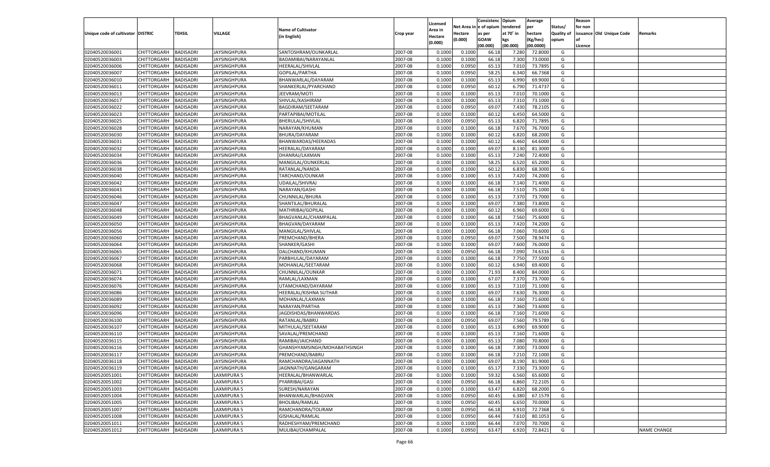| Unique code of cultivator | DISTRIC | TEHSIL | VILLAGE | Name of Cultivator (in English) | Crop year | Licensed Area in Hectare (0.000) | Net Area in Hectare (0.000) | Consistenc e of opium as per GOAW (00.000) | Opium tendered at 70° in kgs (00.000) | Average per hectare (Kg/hec) (00.0000) | Status/ Quality of opium | Reason for non issuance of Licence | Old Unique Code | Remarks |
|---|---|---|---|---|---|---|---|---|---|---|---|---|---|---|
| 02040520036001 | CHITTORGARH | BADISADRI | JAYSINGHPURA | SANTOSHRAM/OUNKARLAL | 2007-08 | 0.1000 | 0.1000 | 66.18 | 7.280 | 72.8000 | G | | | |
| 02040520036003 | CHITTORGARH | BADISADRI | JAYSINGHPURA | BADAMIBAI/NARAYANLAL | 2007-08 | 0.1000 | 0.1000 | 66.18 | 7.300 | 73.0000 | G | | | |
| 02040520036006 | CHITTORGARH | BADISADRI | JAYSINGHPURA | HEERALAL/SHIVLAL | 2007-08 | 0.1000 | 0.0950 | 65.13 | 7.010 | 73.7895 | G | | | |
| 02040520036007 | CHITTORGARH | BADISADRI | JAYSINGHPURA | GOPILAL/PARTHA | 2007-08 | 0.1000 | 0.0950 | 58.25 | 6.340 | 66.7368 | G | | | |
| 02040520036010 | CHITTORGARH | BADISADRI | JAYSINGHPURA | BHANWARLAL/DAYARAM | 2007-08 | 0.1000 | 0.1000 | 65.13 | 6.990 | 69.9000 | G | | | |
| 02040520036011 | CHITTORGARH | BADISADRI | JAYSINGHPURA | SHANKERLAL/PYARCHAND | 2007-08 | 0.1000 | 0.0950 | 60.12 | 6.790 | 71.4737 | G | | | |
| 02040520036013 | CHITTORGARH | BADISADRI | JAYSINGHPURA | JEEVRAM/MOTI | 2007-08 | 0.1000 | 0.1000 | 65.13 | 7.010 | 70.1000 | G | | | |
| 02040520036017 | CHITTORGARH | BADISADRI | JAYSINGHPURA | SHIVLAL/KASHIRAM | 2007-08 | 0.1000 | 0.1000 | 65.13 | 7.310 | 73.1000 | G | | | |
| 02040520036022 | CHITTORGARH | BADISADRI | JAYSINGHPURA | BAGDIRAM/SEETARAM | 2007-08 | 0.1000 | 0.0950 | 69.07 | 7.430 | 78.2105 | G | | | |
| 02040520036023 | CHITTORGARH | BADISADRI | JAYSINGHPURA | PARTAPIBAI/MOTILAL | 2007-08 | 0.1000 | 0.1000 | 60.12 | 6.450 | 64.5000 | G | | | |
| 02040520036025 | CHITTORGARH | BADISADRI | JAYSINGHPURA | BHERULAL/SHIVLAL | 2007-08 | 0.1000 | 0.0950 | 65.13 | 6.820 | 71.7895 | G | | | |
| 02040520036028 | CHITTORGARH | BADISADRI | JAYSINGHPURA | NARAYAN/KHUMAN | 2007-08 | 0.1000 | 0.1000 | 66.18 | 7.670 | 76.7000 | G | | | |
| 02040520036030 | CHITTORGARH | BADISADRI | JAYSINGHPURA | BHURA/DAYARAM | 2007-08 | 0.1000 | 0.1000 | 60.12 | 6.820 | 68.2000 | G | | | |
| 02040520036031 | CHITTORGARH | BADISADRI | JAYSINGHPURA | BHANWARDAS/HEERADAS | 2007-08 | 0.1000 | 0.1000 | 60.12 | 6.460 | 64.6000 | G | | | |
| 02040520036032 | CHITTORGARH | BADISADRI | JAYSINGHPURA | HEERALAL/DAYARAM | 2007-08 | 0.1000 | 0.1000 | 69.07 | 8.130 | 81.3000 | G | | | |
| 02040520036034 | CHITTORGARH | BADISADRI | JAYSINGHPURA | DHANRAJ/LAXMAN | 2007-08 | 0.1000 | 0.1000 | 65.13 | 7.240 | 72.4000 | G | | | |
| 02040520036036 | CHITTORGARH | BADISADRI | JAYSINGHPURA | MANGILAL/OUNKERLAL | 2007-08 | 0.1000 | 0.1000 | 58.25 | 6.520 | 65.2000 | G | | | |
| 02040520036038 | CHITTORGARH | BADISADRI | JAYSINGHPURA | RATANLAL/NANDA | 2007-08 | 0.1000 | 0.1000 | 60.12 | 6.830 | 68.3000 | G | | | |
| 02040520036040 | CHITTORGARH | BADISADRI | JAYSINGHPURA | TARCHAND/OUNKAR | 2007-08 | 0.1000 | 0.1000 | 65.13 | 7.420 | 74.2000 | G | | | |
| 02040520036042 | CHITTORGARH | BADISADRI | JAYSINGHPURA | UDAILAL/SHIVRAJ | 2007-08 | 0.1000 | 0.1000 | 66.18 | 7.140 | 71.4000 | G | | | |
| 02040520036043 | CHITTORGARH | BADISADRI | JAYSINGHPURA | NARAYAN/GASHI | 2007-08 | 0.1000 | 0.1000 | 66.18 | 7.510 | 75.1000 | G | | | |
| 02040520036046 | CHITTORGARH | BADISADRI | JAYSINGHPURA | CHUNNILAL/BHURA | 2007-08 | 0.1000 | 0.1000 | 65.13 | 7.370 | 73.7000 | G | | | |
| 02040520036047 | CHITTORGARH | BADISADRI | JAYSINGHPURA | SHANTILAL/BHURALAL | 2007-08 | 0.1000 | 0.1000 | 69.07 | 7.380 | 73.8000 | G | | | |
| 02040520036048 | CHITTORGARH | BADISADRI | JAYSINGHPURA | MATHRIBAI/GOPILAL | 2007-08 | 0.1000 | 0.1000 | 60.12 | 6.960 | 69.6000 | G | | | |
| 02040520036049 | CHITTORGARH | BADISADRI | JAYSINGHPURA | BHAGVANLAL/CHAMPALAL | 2007-08 | 0.1000 | 0.1000 | 66.18 | 7.560 | 75.6000 | G | | | |
| 02040520036050 | CHITTORGARH | BADISADRI | JAYSINGHPURA | BHAGVAN/DAYARAM | 2007-08 | 0.1000 | 0.1000 | 65.13 | 7.420 | 74.2000 | G | | | |
| 02040520036056 | CHITTORGARH | BADISADRI | JAYSINGHPURA | MANGILAL/SHIVLAL | 2007-08 | 0.1000 | 0.1000 | 66.18 | 7.060 | 70.6000 | G | | | |
| 02040520036060 | CHITTORGARH | BADISADRI | JAYSINGHPURA | PREMCHAND/BHERA | 2007-08 | 0.1000 | 0.0950 | 69.07 | 7.500 | 78.9474 | G | | | |
| 02040520036064 | CHITTORGARH | BADISADRI | JAYSINGHPURA | SHANKER/GASHI | 2007-08 | 0.1000 | 0.1000 | 69.07 | 7.600 | 76.0000 | G | | | |
| 02040520036065 | CHITTORGARH | BADISADRI | JAYSINGHPURA | DALCHAND/KHUMAN | 2007-08 | 0.1000 | 0.0950 | 66.18 | 7.090 | 74.6316 | G | | | |
| 02040520036067 | CHITTORGARH | BADISADRI | JAYSINGHPURA | PARBHULAL/DAYARAM | 2007-08 | 0.1000 | 0.1000 | 66.18 | 7.750 | 77.5000 | G | | | |
| 02040520036068 | CHITTORGARH | BADISADRI | JAYSINGHPURA | MOHANLAL/SEETARAM | 2007-08 | 0.1000 | 0.1000 | 60.12 | 6.940 | 69.4000 | G | | | |
| 02040520036071 | CHITTORGARH | BADISADRI | JAYSINGHPURA | CHUNNILAL/OUNKAR | 2007-08 | 0.1000 | 0.1000 | 71.93 | 8.400 | 84.0000 | G | | | |
| 02040520036074 | CHITTORGARH | BADISADRI | JAYSINGHPURA | RAMLAL/LAXMAN | 2007-08 | 0.1000 | 0.1000 | 67.07 | 7.370 | 73.7000 | G | | | |
| 02040520036076 | CHITTORGARH | BADISADRI | JAYSINGHPURA | UTAMCHAND/DAYARAM | 2007-08 | 0.1000 | 0.1000 | 65.13 | 7.110 | 71.1000 | G | | | |
| 02040520036086 | CHITTORGARH | BADISADRI | JAYSINGHPURA | HEERALAL/KISHNA SUTHAR | 2007-08 | 0.1000 | 0.1000 | 69.07 | 7.630 | 76.3000 | G | | | |
| 02040520036089 | CHITTORGARH | BADISADRI | JAYSINGHPURA | MOHANLAL/LAXMAN | 2007-08 | 0.1000 | 0.1000 | 66.18 | 7.160 | 71.6000 | G | | | |
| 02040520036092 | CHITTORGARH | BADISADRI | JAYSINGHPURA | NARAYAN/PARTHA | 2007-08 | 0.1000 | 0.1000 | 65.13 | 7.360 | 73.6000 | G | | | |
| 02040520036096 | CHITTORGARH | BADISADRI | JAYSINGHPURA | JAGDISHDAS/BHANWARDAS | 2007-08 | 0.1000 | 0.1000 | 66.18 | 7.160 | 71.6000 | G | | | |
| 02040520036100 | CHITTORGARH | BADISADRI | JAYSINGHPURA | RATANLAL/BABRU | 2007-08 | 0.1000 | 0.0950 | 69.07 | 7.560 | 79.5789 | G | | | |
| 02040520036107 | CHITTORGARH | BADISADRI | JAYSINGHPURA | MITHULAL/SEETARAM | 2007-08 | 0.1000 | 0.1000 | 65.13 | 6.990 | 69.9000 | G | | | |
| 02040520036110 | CHITTORGARH | BADISADRI | JAYSINGHPURA | SAVALAL/PREMCHAND | 2007-08 | 0.1000 | 0.1000 | 65.13 | 7.160 | 71.6000 | G | | | |
| 02040520036115 | CHITTORGARH | BADISADRI | JAYSINGHPURA | RAMIBAI/JAICHAND | 2007-08 | 0.1000 | 0.1000 | 65.13 | 7.080 | 70.8000 | G | | | |
| 02040520036116 | CHITTORGARH | BADISADRI | JAYSINGHPURA | GHANSHYAMSINGH/MOHABATHSINGH | 2007-08 | 0.1000 | 0.1000 | 66.18 | 7.300 | 73.0000 | G | | | |
| 02040520036117 | CHITTORGARH | BADISADRI | JAYSINGHPURA | PREMCHAND/BABRU | 2007-08 | 0.1000 | 0.1000 | 66.18 | 7.210 | 72.1000 | G | | | |
| 02040520036118 | CHITTORGARH | BADISADRI | JAYSINGHPURA | RAMCHANDRA/JAGANNATH | 2007-08 | 0.1000 | 0.1000 | 69.07 | 8.190 | 81.9000 | G | | | |
| 02040520036119 | CHITTORGARH | BADISADRI | JAYSINGHPURA | JAGNNATH/GANGARAM | 2007-08 | 0.1000 | 0.1000 | 65.17 | 7.330 | 73.3000 | G | | | |
| 02040520051001 | CHITTORGARH | BADISADRI | LAXMIPURA 5 | HEERALAL/BHANWARLAL | 2007-08 | 0.1000 | 0.1000 | 59.32 | 6.560 | 65.6000 | G | | | |
| 02040520051002 | CHITTORGARH | BADISADRI | LAXMIPURA 5 | PYARRIBAI/GASI | 2007-08 | 0.1000 | 0.0950 | 66.18 | 6.860 | 72.2105 | G | | | |
| 02040520051003 | CHITTORGARH | BADISADRI | LAXMIPURA 5 | SURESH/NARAYAN | 2007-08 | 0.1000 | 0.1000 | 63.47 | 6.820 | 68.2000 | G | | | |
| 02040520051004 | CHITTORGARH | BADISADRI | LAXMIPURA 5 | BHANWARLAL/BHAGVAN | 2007-08 | 0.1000 | 0.0950 | 60.45 | 6.380 | 67.1579 | G | | | |
| 02040520051005 | CHITTORGARH | BADISADRI | LAXMIPURA 5 | BHOLIBAI/RAMLAL | 2007-08 | 0.1000 | 0.0950 | 60.45 | 6.650 | 70.0000 | G | | | |
| 02040520051007 | CHITTORGARH | BADISADRI | LAXMIPURA 5 | RAMCHANDRA/TOLIRAM | 2007-08 | 0.1000 | 0.0950 | 66.18 | 6.910 | 72.7368 | G | | | |
| 02040520051008 | CHITTORGARH | BADISADRI | LAXMIPURA 5 | GISHALAL/RAMLAL | 2007-08 | 0.1000 | 0.0950 | 66.44 | 7.610 | 80.1053 | G | | | |
| 02040520051011 | CHITTORGARH | BADISADRI | LAXMIPURA 5 | RADHESHYAM/PREMCHAND | 2007-08 | 0.1000 | 0.1000 | 66.44 | 7.070 | 70.7000 | G | | | |
| 02040520051012 | CHITTORGARH | BADISADRI | LAXMIPURA 5 | MULIBAI/CHAMPALAL | 2007-08 | 0.1000 | 0.0950 | 63.47 | 6.920 | 72.8421 | G | | | NAME CHANGE |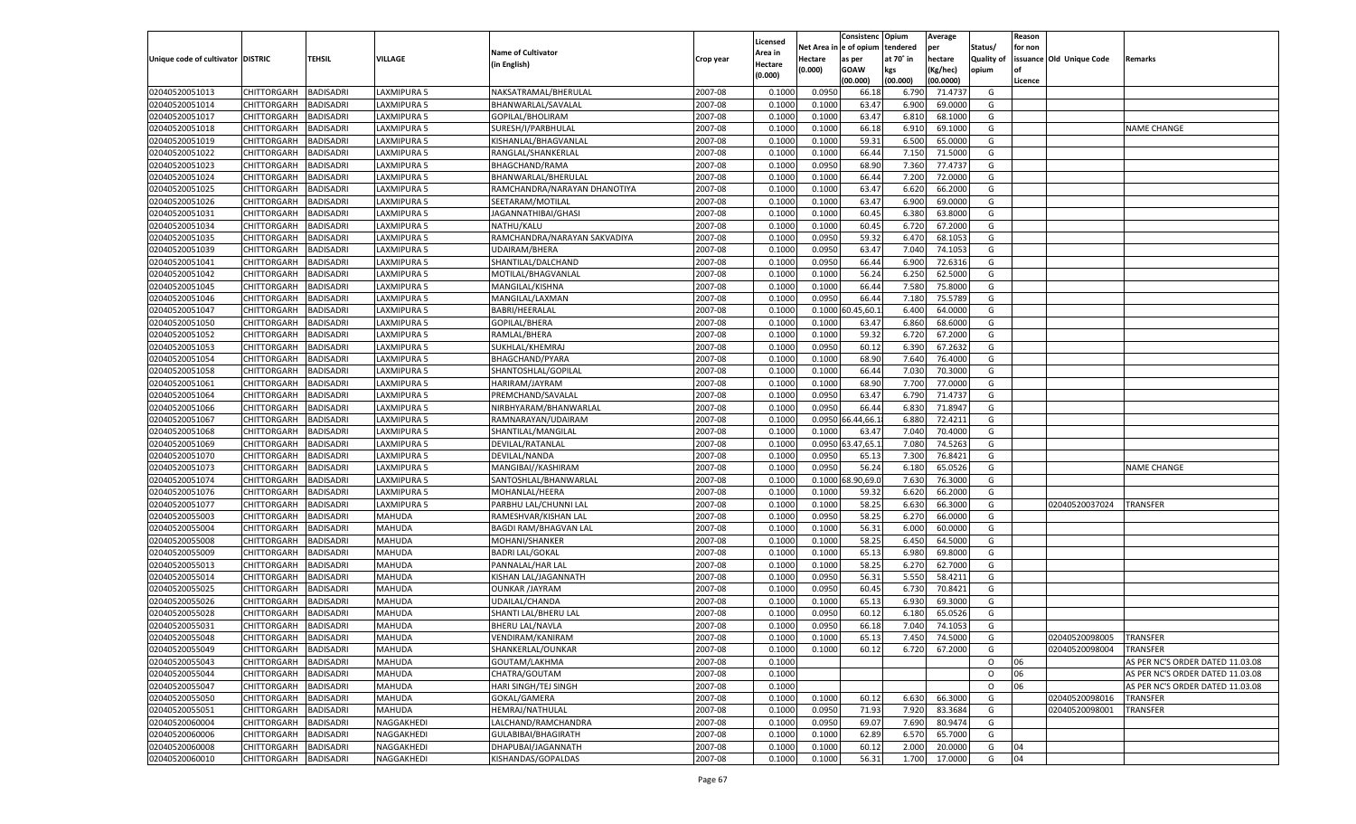| Unique code of cultivator | DISTRIC | TEHSIL | VILLAGE | Name of Cultivator (in English) | Crop year | Licensed Area in Hectare (0.000) | Net Area in Hectare (0.000) | Consistence of opium as per GOAW (00.000) | Opium tendered at 70° in kgs (00.000) | Average per hectare (Kg/hec) (00.0000) | Status/ Quality of opium | Reason for non issuance of Licence | Old Unique Code | Remarks |
|---|---|---|---|---|---|---|---|---|---|---|---|---|---|---|
| 02040520051013 | CHITTORGARH | BADISADRI | LAXMIPURA 5 | NAKSATRAMAL/BHERULAL | 2007-08 | 0.1000 | 0.0950 | 66.18 | 6.790 | 71.4737 | G | | | |
| 02040520051014 | CHITTORGARH | BADISADRI | LAXMIPURA 5 | BHANWARLAL/SAVALAL | 2007-08 | 0.1000 | 0.1000 | 63.47 | 6.900 | 69.0000 | G | | | |
| 02040520051017 | CHITTORGARH | BADISADRI | LAXMIPURA 5 | GOPILAL/BHOLIRAM | 2007-08 | 0.1000 | 0.1000 | 63.47 | 6.810 | 68.1000 | G | | | |
| 02040520051018 | CHITTORGARH | BADISADRI | LAXMIPURA 5 | SURESH/I/PARBHULAL | 2007-08 | 0.1000 | 0.1000 | 66.18 | 6.910 | 69.1000 | G | | | NAME CHANGE |
| 02040520051019 | CHITTORGARH | BADISADRI | LAXMIPURA 5 | KISHANLAL/BHAGVANLAL | 2007-08 | 0.1000 | 0.1000 | 59.31 | 6.500 | 65.0000 | G | | | |
| 02040520051022 | CHITTORGARH | BADISADRI | LAXMIPURA 5 | RANGLAL/SHANKERLAL | 2007-08 | 0.1000 | 0.1000 | 66.44 | 7.150 | 71.5000 | G | | | |
| 02040520051023 | CHITTORGARH | BADISADRI | LAXMIPURA 5 | BHAGCHAND/RAMA | 2007-08 | 0.1000 | 0.0950 | 68.90 | 7.360 | 77.4737 | G | | | |
| 02040520051024 | CHITTORGARH | BADISADRI | LAXMIPURA 5 | BHANWARLAL/BHERULAL | 2007-08 | 0.1000 | 0.1000 | 66.44 | 7.200 | 72.0000 | G | | | |
| 02040520051025 | CHITTORGARH | BADISADRI | LAXMIPURA 5 | RAMCHANDRA/NARAYAN DHANOTIYA | 2007-08 | 0.1000 | 0.1000 | 63.47 | 6.620 | 66.2000 | G | | | |
| 02040520051026 | CHITTORGARH | BADISADRI | LAXMIPURA 5 | SEETARAM/MOTILAL | 2007-08 | 0.1000 | 0.1000 | 63.47 | 6.900 | 69.0000 | G | | | |
| 02040520051031 | CHITTORGARH | BADISADRI | LAXMIPURA 5 | JAGANNATHIBAI/GHASI | 2007-08 | 0.1000 | 0.1000 | 60.45 | 6.380 | 63.8000 | G | | | |
| 02040520051034 | CHITTORGARH | BADISADRI | LAXMIPURA 5 | NATHU/KALU | 2007-08 | 0.1000 | 0.1000 | 60.45 | 6.720 | 67.2000 | G | | | |
| 02040520051035 | CHITTORGARH | BADISADRI | LAXMIPURA 5 | RAMCHANDRA/NARAYAN SAKVADIYA | 2007-08 | 0.1000 | 0.0950 | 59.32 | 6.470 | 68.1053 | G | | | |
| 02040520051039 | CHITTORGARH | BADISADRI | LAXMIPURA 5 | UDAIRAM/BHERA | 2007-08 | 0.1000 | 0.0950 | 63.47 | 7.040 | 74.1053 | G | | | |
| 02040520051041 | CHITTORGARH | BADISADRI | LAXMIPURA 5 | SHANTILAL/DALCHAND | 2007-08 | 0.1000 | 0.0950 | 66.44 | 6.900 | 72.6316 | G | | | |
| 02040520051042 | CHITTORGARH | BADISADRI | LAXMIPURA 5 | MOTILAL/BHAGVANLAL | 2007-08 | 0.1000 | 0.1000 | 56.24 | 6.250 | 62.5000 | G | | | |
| 02040520051045 | CHITTORGARH | BADISADRI | LAXMIPURA 5 | MANGILAL/KISHNA | 2007-08 | 0.1000 | 0.1000 | 66.44 | 7.580 | 75.8000 | G | | | |
| 02040520051046 | CHITTORGARH | BADISADRI | LAXMIPURA 5 | MANGILAL/LAXMAN | 2007-08 | 0.1000 | 0.0950 | 66.44 | 7.180 | 75.5789 | G | | | |
| 02040520051047 | CHITTORGARH | BADISADRI | LAXMIPURA 5 | BABRI/HEERALAL | 2007-08 | 0.1000 | 0.1000 | 60.45,60.1 | 6.400 | 64.0000 | G | | | |
| 02040520051050 | CHITTORGARH | BADISADRI | LAXMIPURA 5 | GOPILAL/BHERA | 2007-08 | 0.1000 | 0.1000 | 63.47 | 6.860 | 68.6000 | G | | | |
| 02040520051052 | CHITTORGARH | BADISADRI | LAXMIPURA 5 | RAMLAL/BHERA | 2007-08 | 0.1000 | 0.1000 | 59.32 | 6.720 | 67.2000 | G | | | |
| 02040520051053 | CHITTORGARH | BADISADRI | LAXMIPURA 5 | SUKHLAL/KHEMRAJ | 2007-08 | 0.1000 | 0.0950 | 60.12 | 6.390 | 67.2632 | G | | | |
| 02040520051054 | CHITTORGARH | BADISADRI | LAXMIPURA 5 | BHAGCHAND/PYARA | 2007-08 | 0.1000 | 0.1000 | 68.90 | 7.640 | 76.4000 | G | | | |
| 02040520051058 | CHITTORGARH | BADISADRI | LAXMIPURA 5 | SHANTOSHLAL/GOPILAL | 2007-08 | 0.1000 | 0.1000 | 66.44 | 7.030 | 70.3000 | G | | | |
| 02040520051061 | CHITTORGARH | BADISADRI | LAXMIPURA 5 | HARIRAM/JAYRAM | 2007-08 | 0.1000 | 0.1000 | 68.90 | 7.700 | 77.0000 | G | | | |
| 02040520051064 | CHITTORGARH | BADISADRI | LAXMIPURA 5 | PREMCHAND/SAVALAL | 2007-08 | 0.1000 | 0.0950 | 63.47 | 6.790 | 71.4737 | G | | | |
| 02040520051066 | CHITTORGARH | BADISADRI | LAXMIPURA 5 | NIRBHYARAM/BHANWARLAL | 2007-08 | 0.1000 | 0.0950 | 66.44 | 6.830 | 71.8947 | G | | | |
| 02040520051067 | CHITTORGARH | BADISADRI | LAXMIPURA 5 | RAMNARAYAN/UDAIRAM | 2007-08 | 0.1000 | 0.0950 | 66.44,66.1 | 6.880 | 72.4211 | G | | | |
| 02040520051068 | CHITTORGARH | BADISADRI | LAXMIPURA 5 | SHANTILAL/MANGILAL | 2007-08 | 0.1000 | 0.1000 | 63.47 | 7.040 | 70.4000 | G | | | |
| 02040520051069 | CHITTORGARH | BADISADRI | LAXMIPURA 5 | DEVILAL/RATANLAL | 2007-08 | 0.1000 | 0.0950 | 63.47,65.1 | 7.080 | 74.5263 | G | | | |
| 02040520051070 | CHITTORGARH | BADISADRI | LAXMIPURA 5 | DEVILAL/NANDA | 2007-08 | 0.1000 | 0.0950 | 65.13 | 7.300 | 76.8421 | G | | | |
| 02040520051073 | CHITTORGARH | BADISADRI | LAXMIPURA 5 | MANGIBAI/KASHIRAM | 2007-08 | 0.1000 | 0.0950 | 56.24 | 6.180 | 65.0526 | G | | | NAME CHANGE |
| 02040520051074 | CHITTORGARH | BADISADRI | LAXMIPURA 5 | SANTOSHLAL/BHANWARLAL | 2007-08 | 0.1000 | 0.1000 | 68.90,69.0 | 7.630 | 76.3000 | G | | | |
| 02040520051076 | CHITTORGARH | BADISADRI | LAXMIPURA 5 | MOHANLAL/HEERA | 2007-08 | 0.1000 | 0.1000 | 59.32 | 6.620 | 66.2000 | G | | | |
| 02040520051077 | CHITTORGARH | BADISADRI | LAXMIPURA 5 | PARBHU LAL/CHUNNI LAL | 2007-08 | 0.1000 | 0.1000 | 58.25 | 6.630 | 66.3000 | G | | 02040520037024 | TRANSFER |
| 02040520055003 | CHITTORGARH | BADISADRI | MAHUDA | RAMESHVAR/KISHAN LAL | 2007-08 | 0.1000 | 0.0950 | 58.25 | 6.270 | 66.0000 | G | | | |
| 02040520055004 | CHITTORGARH | BADISADRI | MAHUDA | BAGDI RAM/BHAGVAN LAL | 2007-08 | 0.1000 | 0.1000 | 56.31 | 6.000 | 60.0000 | G | | | |
| 02040520055008 | CHITTORGARH | BADISADRI | MAHUDA | MOHANI/SHANKER | 2007-08 | 0.1000 | 0.1000 | 58.25 | 6.450 | 64.5000 | G | | | |
| 02040520055009 | CHITTORGARH | BADISADRI | MAHUDA | BADRI LAL/GOKAL | 2007-08 | 0.1000 | 0.1000 | 65.13 | 6.980 | 69.8000 | G | | | |
| 02040520055013 | CHITTORGARH | BADISADRI | MAHUDA | PANNALAL/HAR LAL | 2007-08 | 0.1000 | 0.1000 | 58.25 | 6.270 | 62.7000 | G | | | |
| 02040520055014 | CHITTORGARH | BADISADRI | MAHUDA | KISHAN LAL/JAGANNATH | 2007-08 | 0.1000 | 0.0950 | 56.31 | 5.550 | 58.4211 | G | | | |
| 02040520055025 | CHITTORGARH | BADISADRI | MAHUDA | OUNKAR /JAYRAM | 2007-08 | 0.1000 | 0.0950 | 60.45 | 6.730 | 70.8421 | G | | | |
| 02040520055026 | CHITTORGARH | BADISADRI | MAHUDA | UDAILAL/CHANDA | 2007-08 | 0.1000 | 0.1000 | 65.13 | 6.930 | 69.3000 | G | | | |
| 02040520055028 | CHITTORGARH | BADISADRI | MAHUDA | SHANTI LAL/BHERU LAL | 2007-08 | 0.1000 | 0.0950 | 60.12 | 6.180 | 65.0526 | G | | | |
| 02040520055031 | CHITTORGARH | BADISADRI | MAHUDA | BHERU LAL/NAVLA | 2007-08 | 0.1000 | 0.0950 | 66.18 | 7.040 | 74.1053 | G | | | |
| 02040520055048 | CHITTORGARH | BADISADRI | MAHUDA | VENDIRAM/KANIRAM | 2007-08 | 0.1000 | 0.1000 | 65.13 | 7.450 | 74.5000 | G | | 02040520098005 | TRANSFER |
| 02040520055049 | CHITTORGARH | BADISADRI | MAHUDA | SHANKERLAL/OUNKAR | 2007-08 | 0.1000 | 0.1000 | 60.12 | 6.720 | 67.2000 | G | | 02040520098004 | TRANSFER |
| 02040520055043 | CHITTORGARH | BADISADRI | MAHUDA | GOUTAM/LAKHMA | 2007-08 | 0.1000 | | | | | O | 06 | | AS PER NC'S ORDER DATED 11.03.08 |
| 02040520055044 | CHITTORGARH | BADISADRI | MAHUDA | CHATRA/GOUTAM | 2007-08 | 0.1000 | | | | | O | 06 | | AS PER NC'S ORDER DATED 11.03.08 |
| 02040520055047 | CHITTORGARH | BADISADRI | MAHUDA | HARI SINGH/TEJ SINGH | 2007-08 | 0.1000 | | | | | O | 06 | | AS PER NC'S ORDER DATED 11.03.08 |
| 02040520055050 | CHITTORGARH | BADISADRI | MAHUDA | GOKAL/GAMERA | 2007-08 | 0.1000 | 0.1000 | 60.12 | 6.630 | 66.3000 | G | | 02040520098016 | TRANSFER |
| 02040520055051 | CHITTORGARH | BADISADRI | MAHUDA | HEMRAJ/NATHULAL | 2007-08 | 0.1000 | 0.0950 | 71.93 | 7.920 | 83.3684 | G | | 02040520098001 | TRANSFER |
| 02040520060004 | CHITTORGARH | BADISADRI | NAGGAKHEDI | LALCHAND/RAMCHANDRA | 2007-08 | 0.1000 | 0.0950 | 69.07 | 7.690 | 80.9474 | G | | | |
| 02040520060006 | CHITTORGARH | BADISADRI | NAGGAKHEDI | GULABIBAI/BHAGIRATH | 2007-08 | 0.1000 | 0.1000 | 62.89 | 6.570 | 65.7000 | G | | | |
| 02040520060008 | CHITTORGARH | BADISADRI | NAGGAKHEDI | DHAPUBAI/JAGANNATH | 2007-08 | 0.1000 | 0.1000 | 60.12 | 2.000 | 20.0000 | G | 04 | | |
| 02040520060010 | CHITTORGARH | BADISADRI | NAGGAKHEDI | KISHANDAS/GOPALDAS | 2007-08 | 0.1000 | 0.1000 | 56.31 | 1.700 | 17.0000 | G | 04 | | |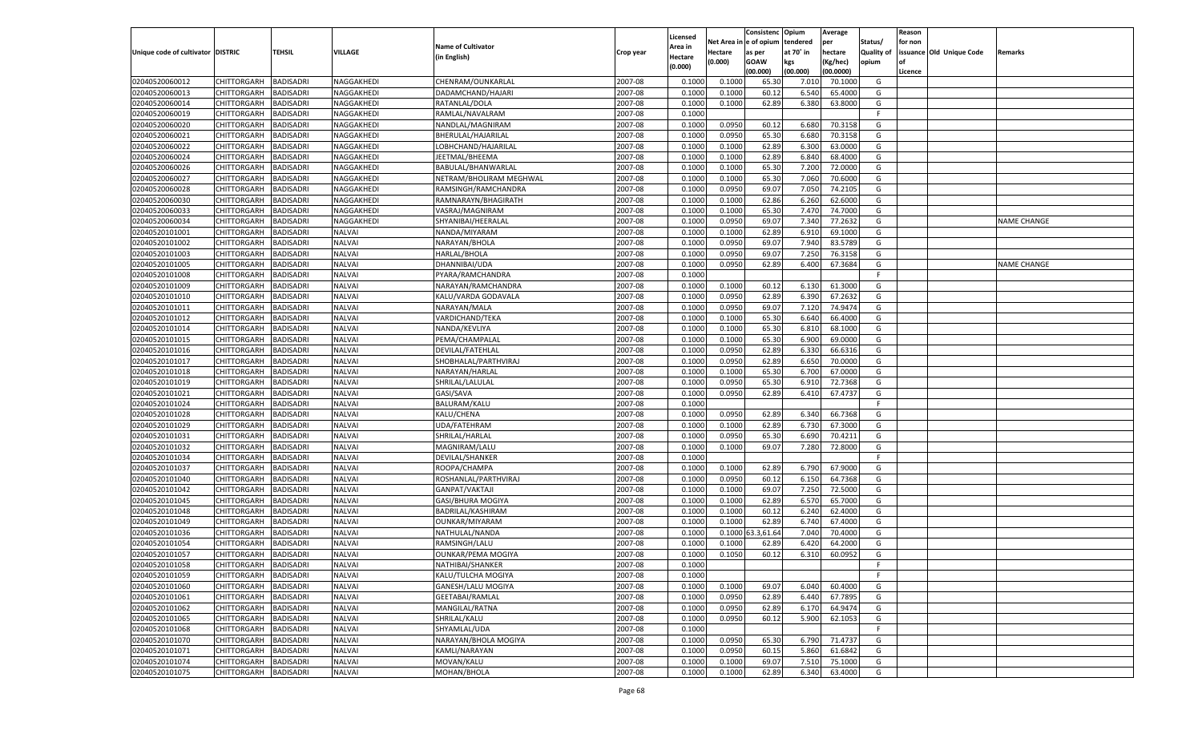| Unique code of cultivator | DISTRIC | TEHSIL | VILLAGE | Name of Cultivator (in English) | Crop year | Licensed Area in Hectare (0.000) | Net Area in Hectare (0.000) | Consistenc e of opium as per GOAW (00.000) | Opium tendered at 70° in kgs (00.000) | Average per hectare (Kg/hec) (00.0000) | Status/ Quality of opium | Reason for non issuance of Licence | Old Unique Code | Remarks |
|---|---|---|---|---|---|---|---|---|---|---|---|---|---|---|
| 02040520060012 | CHITTORGARH | BADISADRI | NAGGAKHEDI | CHENRAM/OUNKARLAL | 2007-08 | 0.1000 | 0.1000 | 65.30 | 7.010 | 70.1000 | G | | | |
| 02040520060013 | CHITTORGARH | BADISADRI | NAGGAKHEDI | DADAMCHAND/HAJARI | 2007-08 | 0.1000 | 0.1000 | 60.12 | 6.540 | 65.4000 | G | | | |
| 02040520060014 | CHITTORGARH | BADISADRI | NAGGAKHEDI | RATANLAL/DOLA | 2007-08 | 0.1000 | 0.1000 | 62.89 | 6.380 | 63.8000 | G | | | |
| 02040520060019 | CHITTORGARH | BADISADRI | NAGGAKHEDI | RAMLAL/NAVALRAM | 2007-08 | 0.1000 | | | | | F | | | |
| 02040520060020 | CHITTORGARH | BADISADRI | NAGGAKHEDI | NANDLAL/MAGNIRAM | 2007-08 | 0.1000 | 0.0950 | 60.12 | 6.680 | 70.3158 | G | | | |
| 02040520060021 | CHITTORGARH | BADISADRI | NAGGAKHEDI | BHERULAL/HAJARILAL | 2007-08 | 0.1000 | 0.0950 | 65.30 | 6.680 | 70.3158 | G | | | |
| 02040520060022 | CHITTORGARH | BADISADRI | NAGGAKHEDI | LOBHCHAND/HAJARILAL | 2007-08 | 0.1000 | 0.1000 | 62.89 | 6.300 | 63.0000 | G | | | |
| 02040520060024 | CHITTORGARH | BADISADRI | NAGGAKHEDI | JEETMAL/BHEEMA | 2007-08 | 0.1000 | 0.1000 | 62.89 | 6.840 | 68.4000 | G | | | |
| 02040520060026 | CHITTORGARH | BADISADRI | NAGGAKHEDI | BABULAL/BHANWARLAL | 2007-08 | 0.1000 | 0.1000 | 65.30 | 7.200 | 72.0000 | G | | | |
| 02040520060027 | CHITTORGARH | BADISADRI | NAGGAKHEDI | NETRAM/BHOLIRAM MEGHWAL | 2007-08 | 0.1000 | 0.1000 | 65.30 | 7.060 | 70.6000 | G | | | |
| 02040520060028 | CHITTORGARH | BADISADRI | NAGGAKHEDI | RAMSINGH/RAMCHANDRA | 2007-08 | 0.1000 | 0.0950 | 69.07 | 7.050 | 74.2105 | G | | | |
| 02040520060030 | CHITTORGARH | BADISADRI | NAGGAKHEDI | RAMNARAYN/BHAGIRATH | 2007-08 | 0.1000 | 0.1000 | 62.86 | 6.260 | 62.6000 | G | | | |
| 02040520060033 | CHITTORGARH | BADISADRI | NAGGAKHEDI | VASRAJ/MAGNIRAM | 2007-08 | 0.1000 | 0.1000 | 65.30 | 7.470 | 74.7000 | G | | | |
| 02040520060034 | CHITTORGARH | BADISADRI | NAGGAKHEDI | SHYANIBAI/HEERALAL | 2007-08 | 0.1000 | 0.0950 | 69.07 | 7.340 | 77.2632 | G | | | NAME CHANGE |
| 02040520101001 | CHITTORGARH | BADISADRI | NALVAI | NANDA/MIYARAM | 2007-08 | 0.1000 | 0.1000 | 62.89 | 6.910 | 69.1000 | G | | | |
| 02040520101002 | CHITTORGARH | BADISADRI | NALVAI | NARAYAN/BHOLA | 2007-08 | 0.1000 | 0.0950 | 69.07 | 7.940 | 83.5789 | G | | | |
| 02040520101003 | CHITTORGARH | BADISADRI | NALVAI | HARLAL/BHOLA | 2007-08 | 0.1000 | 0.0950 | 69.07 | 7.250 | 76.3158 | G | | | |
| 02040520101005 | CHITTORGARH | BADISADRI | NALVAI | DHANNIBAI/UDA | 2007-08 | 0.1000 | 0.0950 | 62.89 | 6.400 | 67.3684 | G | | | NAME CHANGE |
| 02040520101008 | CHITTORGARH | BADISADRI | NALVAI | PYARA/RAMCHANDRA | 2007-08 | 0.1000 | | | | | F | | | |
| 02040520101009 | CHITTORGARH | BADISADRI | NALVAI | NARAYAN/RAMCHANDRA | 2007-08 | 0.1000 | 0.1000 | 60.12 | 6.130 | 61.3000 | G | | | |
| 02040520101010 | CHITTORGARH | BADISADRI | NALVAI | KALU/VARDA GODAVALA | 2007-08 | 0.1000 | 0.0950 | 62.89 | 6.390 | 67.2632 | G | | | |
| 02040520101011 | CHITTORGARH | BADISADRI | NALVAI | NARAYAN/MALA | 2007-08 | 0.1000 | 0.0950 | 69.07 | 7.120 | 74.9474 | G | | | |
| 02040520101012 | CHITTORGARH | BADISADRI | NALVAI | VARDICHAND/TEKA | 2007-08 | 0.1000 | 0.1000 | 65.30 | 6.640 | 66.4000 | G | | | |
| 02040520101014 | CHITTORGARH | BADISADRI | NALVAI | NANDA/KEVLIYA | 2007-08 | 0.1000 | 0.1000 | 65.30 | 6.810 | 68.1000 | G | | | |
| 02040520101015 | CHITTORGARH | BADISADRI | NALVAI | PEMA/CHAMPALAL | 2007-08 | 0.1000 | 0.1000 | 65.30 | 6.900 | 69.0000 | G | | | |
| 02040520101016 | CHITTORGARH | BADISADRI | NALVAI | DEVILAL/FATEHLAL | 2007-08 | 0.1000 | 0.0950 | 62.89 | 6.330 | 66.6316 | G | | | |
| 02040520101017 | CHITTORGARH | BADISADRI | NALVAI | SHOBHALAL/PARTHVIRAJ | 2007-08 | 0.1000 | 0.0950 | 62.89 | 6.650 | 70.0000 | G | | | |
| 02040520101018 | CHITTORGARH | BADISADRI | NALVAI | NARAYAN/HARLAL | 2007-08 | 0.1000 | 0.1000 | 65.30 | 6.700 | 67.0000 | G | | | |
| 02040520101019 | CHITTORGARH | BADISADRI | NALVAI | SHRILAL/LALULAL | 2007-08 | 0.1000 | 0.0950 | 65.30 | 6.910 | 72.7368 | G | | | |
| 02040520101021 | CHITTORGARH | BADISADRI | NALVAI | GASI/SAVA | 2007-08 | 0.1000 | 0.0950 | 62.89 | 6.410 | 67.4737 | G | | | |
| 02040520101024 | CHITTORGARH | BADISADRI | NALVAI | BALURAM/KALU | 2007-08 | 0.1000 | | | | | F | | | |
| 02040520101028 | CHITTORGARH | BADISADRI | NALVAI | KALU/CHENA | 2007-08 | 0.1000 | 0.0950 | 62.89 | 6.340 | 66.7368 | G | | | |
| 02040520101029 | CHITTORGARH | BADISADRI | NALVAI | UDA/FATEHRAM | 2007-08 | 0.1000 | 0.1000 | 62.89 | 6.730 | 67.3000 | G | | | |
| 02040520101031 | CHITTORGARH | BADISADRI | NALVAI | SHRILAL/HARLAL | 2007-08 | 0.1000 | 0.0950 | 65.30 | 6.690 | 70.4211 | G | | | |
| 02040520101032 | CHITTORGARH | BADISADRI | NALVAI | MAGNIRAM/LALU | 2007-08 | 0.1000 | 0.1000 | 69.07 | 7.280 | 72.8000 | G | | | |
| 02040520101034 | CHITTORGARH | BADISADRI | NALVAI | DEVILAL/SHANKER | 2007-08 | 0.1000 | | | | | F | | | |
| 02040520101037 | CHITTORGARH | BADISADRI | NALVAI | ROOPA/CHAMPA | 2007-08 | 0.1000 | 0.1000 | 62.89 | 6.790 | 67.9000 | G | | | |
| 02040520101040 | CHITTORGARH | BADISADRI | NALVAI | ROSHANLAL/PARTHVIRAJ | 2007-08 | 0.1000 | 0.0950 | 60.12 | 6.150 | 64.7368 | G | | | |
| 02040520101042 | CHITTORGARH | BADISADRI | NALVAI | GANPAT/VAKTAJI | 2007-08 | 0.1000 | 0.1000 | 69.07 | 7.250 | 72.5000 | G | | | |
| 02040520101045 | CHITTORGARH | BADISADRI | NALVAI | GASI/BHURA MOGIYA | 2007-08 | 0.1000 | 0.1000 | 62.89 | 6.570 | 65.7000 | G | | | |
| 02040520101048 | CHITTORGARH | BADISADRI | NALVAI | BADRILAL/KASHIRAM | 2007-08 | 0.1000 | 0.1000 | 60.12 | 6.240 | 62.4000 | G | | | |
| 02040520101049 | CHITTORGARH | BADISADRI | NALVAI | OUNKAR/MIYARAM | 2007-08 | 0.1000 | 0.1000 | 62.89 | 6.740 | 67.4000 | G | | | |
| 02040520101036 | CHITTORGARH | BADISADRI | NALVAI | NATHULAL/NANDA | 2007-08 | 0.1000 | 0.1000 | 63.3,61.64 | 7.040 | 70.4000 | G | | | |
| 02040520101054 | CHITTORGARH | BADISADRI | NALVAI | RAMSINGH/LALU | 2007-08 | 0.1000 | 0.1000 | 62.89 | 6.420 | 64.2000 | G | | | |
| 02040520101057 | CHITTORGARH | BADISADRI | NALVAI | OUNKAR/PEMA MOGIYA | 2007-08 | 0.1000 | 0.1050 | 60.12 | 6.310 | 60.0952 | G | | | |
| 02040520101058 | CHITTORGARH | BADISADRI | NALVAI | NATHIBAI/SHANKER | 2007-08 | 0.1000 | | | | | F | | | |
| 02040520101059 | CHITTORGARH | BADISADRI | NALVAI | KALU/TULCHA MOGIYA | 2007-08 | 0.1000 | | | | | F | | | |
| 02040520101060 | CHITTORGARH | BADISADRI | NALVAI | GANESH/LALU MOGIYA | 2007-08 | 0.1000 | 0.1000 | 69.07 | 6.040 | 60.4000 | G | | | |
| 02040520101061 | CHITTORGARH | BADISADRI | NALVAI | GEETABAI/RAMLAL | 2007-08 | 0.1000 | 0.0950 | 62.89 | 6.440 | 67.7895 | G | | | |
| 02040520101062 | CHITTORGARH | BADISADRI | NALVAI | MANGILAL/RATNA | 2007-08 | 0.1000 | 0.0950 | 62.89 | 6.170 | 64.9474 | G | | | |
| 02040520101065 | CHITTORGARH | BADISADRI | NALVAI | SHRILAL/KALU | 2007-08 | 0.1000 | 0.0950 | 60.12 | 5.900 | 62.1053 | G | | | |
| 02040520101068 | CHITTORGARH | BADISADRI | NALVAI | SHYAMLAL/UDA | 2007-08 | 0.1000 | | | | | F | | | |
| 02040520101070 | CHITTORGARH | BADISADRI | NALVAI | NARAYAN/BHOLA MOGIYA | 2007-08 | 0.1000 | 0.0950 | 65.30 | 6.790 | 71.4737 | G | | | |
| 02040520101071 | CHITTORGARH | BADISADRI | NALVAI | KAMLI/NARAYAN | 2007-08 | 0.1000 | 0.0950 | 60.15 | 5.860 | 61.6842 | G | | | |
| 02040520101074 | CHITTORGARH | BADISADRI | NALVAI | MOVAN/KALU | 2007-08 | 0.1000 | 0.1000 | 69.07 | 7.510 | 75.1000 | G | | | |
| 02040520101075 | CHITTORGARH | BADISADRI | NALVAI | MOHAN/BHOLA | 2007-08 | 0.1000 | 0.1000 | 62.89 | 6.340 | 63.4000 | G | | | |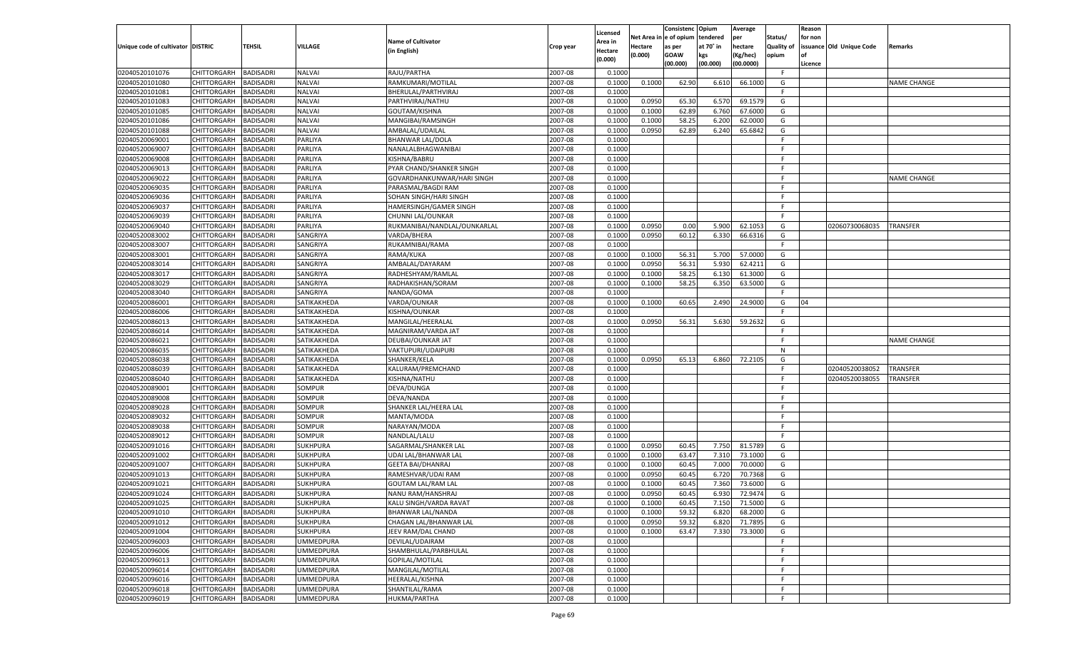| Unique code of cultivator | DISTRIC | TEHSIL | VILLAGE | Name of Cultivator (in English) | Crop year | Licensed Area in Hectare (0.000) | Net Area in Hectare (0.000) | Consistenc e of opium as per GOAW (00.000) | Opium tendered at 70° in kgs (00.000) | Average per hectare (Kg/hec) (00.0000) | Status/ Quality of opium | Reason for non issuance of Licence | Old Unique Code | Remarks |
|---|---|---|---|---|---|---|---|---|---|---|---|---|---|---|
| 02040520101076 | CHITTORGARH | BADISADRI | NALVAI | RAJU/PARTHA | 2007-08 | 0.1000 | | | | | F | | | |
| 02040520101080 | CHITTORGARH | BADISADRI | NALVAI | RAMKUMARI/MOTILAL | 2007-08 | 0.1000 | 0.1000 | 62.90 | 6.610 | 66.1000 | G | | | NAME CHANGE |
| 02040520101081 | CHITTORGARH | BADISADRI | NALVAI | BHERULAL/PARTHVIRAJ | 2007-08 | 0.1000 | | | | | F | | | |
| 02040520101083 | CHITTORGARH | BADISADRI | NALVAI | PARTHVIRAJ/NATHU | 2007-08 | 0.1000 | 0.0950 | 65.30 | 6.570 | 69.1579 | G | | | |
| 02040520101085 | CHITTORGARH | BADISADRI | NALVAI | GOUTAM/KISHNA | 2007-08 | 0.1000 | 0.1000 | 62.89 | 6.760 | 67.6000 | G | | | |
| 02040520101086 | CHITTORGARH | BADISADRI | NALVAI | MANGIBAI/RAMSINGH | 2007-08 | 0.1000 | 0.1000 | 58.25 | 6.200 | 62.0000 | G | | | |
| 02040520101088 | CHITTORGARH | BADISADRI | NALVAI | AMBALAL/UDAILAL | 2007-08 | 0.1000 | 0.0950 | 62.89 | 6.240 | 65.6842 | G | | | |
| 02040520069001 | CHITTORGARH | BADISADRI | PARLIYA | BHANWAR LAL/DOLA | 2007-08 | 0.1000 | | | | | F | | | |
| 02040520069007 | CHITTORGARH | BADISADRI | PARLIYA | NANALALBHAGWANIBAI | 2007-08 | 0.1000 | | | | | F | | | |
| 02040520069008 | CHITTORGARH | BADISADRI | PARLIYA | KISHNA/BABRU | 2007-08 | 0.1000 | | | | | F | | | |
| 02040520069013 | CHITTORGARH | BADISADRI | PARLIYA | PYAR CHAND/SHANKER SINGH | 2007-08 | 0.1000 | | | | | F | | | |
| 02040520069022 | CHITTORGARH | BADISADRI | PARLIYA | GOVARDHANKUNWAR/HARI SINGH | 2007-08 | 0.1000 | | | | | F | | | NAME CHANGE |
| 02040520069035 | CHITTORGARH | BADISADRI | PARLIYA | PARASMAL/BAGDI RAM | 2007-08 | 0.1000 | | | | | F | | | |
| 02040520069036 | CHITTORGARH | BADISADRI | PARLIYA | SOHAN SINGH/HARI SINGH | 2007-08 | 0.1000 | | | | | F | | | |
| 02040520069037 | CHITTORGARH | BADISADRI | PARLIYA | HAMERSINGH/GAMER SINGH | 2007-08 | 0.1000 | | | | | F | | | |
| 02040520069039 | CHITTORGARH | BADISADRI | PARLIYA | CHUNNI LAL/OUNKAR | 2007-08 | 0.1000 | | | | | F | | | |
| 02040520069040 | CHITTORGARH | BADISADRI | PARLIYA | RUKMANIBAI/NANDLAL/OUNKARLAL | 2007-08 | 0.1000 | 0.0950 | 0.00 | 5.900 | 62.1053 | G | | 02060730068035 | TRANSFER |
| 02040520083002 | CHITTORGARH | BADISADRI | SANGRIYA | VARDA/BHERA | 2007-08 | 0.1000 | 0.0950 | 60.12 | 6.330 | 66.6316 | G | | | |
| 02040520083007 | CHITTORGARH | BADISADRI | SANGRIYA | RUKAMNIBAI/RAMA | 2007-08 | 0.1000 | | | | | F | | | |
| 02040520083001 | CHITTORGARH | BADISADRI | SANGRIYA | RAMA/KUKA | 2007-08 | 0.1000 | 0.1000 | 56.31 | 5.700 | 57.0000 | G | | | |
| 02040520083014 | CHITTORGARH | BADISADRI | SANGRIYA | AMBALAL/DAYARAM | 2007-08 | 0.1000 | 0.0950 | 56.31 | 5.930 | 62.4211 | G | | | |
| 02040520083017 | CHITTORGARH | BADISADRI | SANGRIYA | RADHESHYAM/RAMLAL | 2007-08 | 0.1000 | 0.1000 | 58.25 | 6.130 | 61.3000 | G | | | |
| 02040520083029 | CHITTORGARH | BADISADRI | SANGRIYA | RADHAKISHAN/SORAM | 2007-08 | 0.1000 | 0.1000 | 58.25 | 6.350 | 63.5000 | G | | | |
| 02040520083040 | CHITTORGARH | BADISADRI | SANGRIYA | NANDA/GOMA | 2007-08 | 0.1000 | | | | | F | | | |
| 02040520086001 | CHITTORGARH | BADISADRI | SATIKAKHEDA | VARDA/OUNKAR | 2007-08 | 0.1000 | 0.1000 | 60.65 | 2.490 | 24.9000 | G | 04 | | |
| 02040520086006 | CHITTORGARH | BADISADRI | SATIKAKHEDA | KISHNA/OUNKAR | 2007-08 | 0.1000 | | | | | F | | | |
| 02040520086013 | CHITTORGARH | BADISADRI | SATIKAKHEDA | MANGILAL/HEERALAL | 2007-08 | 0.1000 | 0.0950 | 56.31 | 5.630 | 59.2632 | G | | | |
| 02040520086014 | CHITTORGARH | BADISADRI | SATIKAKHEDA | MAGNIRAM/VARDA JAT | 2007-08 | 0.1000 | | | | | F | | | |
| 02040520086021 | CHITTORGARH | BADISADRI | SATIKAKHEDA | DEUBAI/OUNKAR JAT | 2007-08 | 0.1000 | | | | | F | | | NAME CHANGE |
| 02040520086035 | CHITTORGARH | BADISADRI | SATIKAKHEDA | VAKTUPURI/UDAIPURI | 2007-08 | 0.1000 | | | | | N | | | |
| 02040520086038 | CHITTORGARH | BADISADRI | SATIKAKHEDA | SHANKER/KELA | 2007-08 | 0.1000 | 0.0950 | 65.13 | 6.860 | 72.2105 | G | | | |
| 02040520086039 | CHITTORGARH | BADISADRI | SATIKAKHEDA | KALURAM/PREMCHAND | 2007-08 | 0.1000 | | | | | F | | 02040520038052 | TRANSFER |
| 02040520086040 | CHITTORGARH | BADISADRI | SATIKAKHEDA | KISHNA/NATHU | 2007-08 | 0.1000 | | | | | F | | 02040520038055 | TRANSFER |
| 02040520089001 | CHITTORGARH | BADISADRI | SOMPUR | DEVA/DUNGA | 2007-08 | 0.1000 | | | | | F | | | |
| 02040520089008 | CHITTORGARH | BADISADRI | SOMPUR | DEVA/NANDA | 2007-08 | 0.1000 | | | | | F | | | |
| 02040520089028 | CHITTORGARH | BADISADRI | SOMPUR | SHANKER LAL/HEERA LAL | 2007-08 | 0.1000 | | | | | F | | | |
| 02040520089032 | CHITTORGARH | BADISADRI | SOMPUR | MANTA/MODA | 2007-08 | 0.1000 | | | | | F | | | |
| 02040520089038 | CHITTORGARH | BADISADRI | SOMPUR | NARAYAN/MODA | 2007-08 | 0.1000 | | | | | F | | | |
| 02040520089012 | CHITTORGARH | BADISADRI | SOMPUR | NANDLAL/LALU | 2007-08 | 0.1000 | | | | | F | | | |
| 02040520091016 | CHITTORGARH | BADISADRI | SUKHPURA | SAGARMAL/SHANKER LAL | 2007-08 | 0.1000 | 0.0950 | 60.45 | 7.750 | 81.5789 | G | | | |
| 02040520091002 | CHITTORGARH | BADISADRI | SUKHPURA | UDAI LAL/BHANWAR LAL | 2007-08 | 0.1000 | 0.1000 | 63.47 | 7.310 | 73.1000 | G | | | |
| 02040520091007 | CHITTORGARH | BADISADRI | SUKHPURA | GEETA BAI/DHANRAJ | 2007-08 | 0.1000 | 0.1000 | 60.45 | 7.000 | 70.0000 | G | | | |
| 02040520091013 | CHITTORGARH | BADISADRI | SUKHPURA | RAMESHVAR/UDAI RAM | 2007-08 | 0.1000 | 0.0950 | 60.45 | 6.720 | 70.7368 | G | | | |
| 02040520091021 | CHITTORGARH | BADISADRI | SUKHPURA | GOUTAM LAL/RAM LAL | 2007-08 | 0.1000 | 0.1000 | 60.45 | 7.360 | 73.6000 | G | | | |
| 02040520091024 | CHITTORGARH | BADISADRI | SUKHPURA | NANU RAM/HANSHRAJ | 2007-08 | 0.1000 | 0.0950 | 60.45 | 6.930 | 72.9474 | G | | | |
| 02040520091025 | CHITTORGARH | BADISADRI | SUKHPURA | KALU SINGH/VARDA RAVAT | 2007-08 | 0.1000 | 0.1000 | 60.45 | 7.150 | 71.5000 | G | | | |
| 02040520091010 | CHITTORGARH | BADISADRI | SUKHPURA | BHANWAR LAL/NANDA | 2007-08 | 0.1000 | 0.1000 | 59.32 | 6.820 | 68.2000 | G | | | |
| 02040520091012 | CHITTORGARH | BADISADRI | SUKHPURA | CHAGAN LAL/BHANWAR LAL | 2007-08 | 0.1000 | 0.0950 | 59.32 | 6.820 | 71.7895 | G | | | |
| 02040520091004 | CHITTORGARH | BADISADRI | SUKHPURA | JEEV RAM/DAL CHAND | 2007-08 | 0.1000 | 0.1000 | 63.47 | 7.330 | 73.3000 | G | | | |
| 02040520096003 | CHITTORGARH | BADISADRI | UMMEDPURA | DEVILAL/UDAIRAM | 2007-08 | 0.1000 | | | | | F | | | |
| 02040520096006 | CHITTORGARH | BADISADRI | UMMEDPURA | SHAMBHULAL/PARBHULAL | 2007-08 | 0.1000 | | | | | F | | | |
| 02040520096013 | CHITTORGARH | BADISADRI | UMMEDPURA | GOPILAL/MOTILAL | 2007-08 | 0.1000 | | | | | F | | | |
| 02040520096014 | CHITTORGARH | BADISADRI | UMMEDPURA | MANGILAL/MOTILAL | 2007-08 | 0.1000 | | | | | F | | | |
| 02040520096016 | CHITTORGARH | BADISADRI | UMMEDPURA | HEERALAL/KISHNA | 2007-08 | 0.1000 | | | | | F | | | |
| 02040520096018 | CHITTORGARH | BADISADRI | UMMEDPURA | SHANTILAL/RAMA | 2007-08 | 0.1000 | | | | | F | | | |
| 02040520096019 | CHITTORGARH | BADISADRI | UMMEDPURA | HUKMA/PARTHA | 2007-08 | 0.1000 | | | | | F | | | |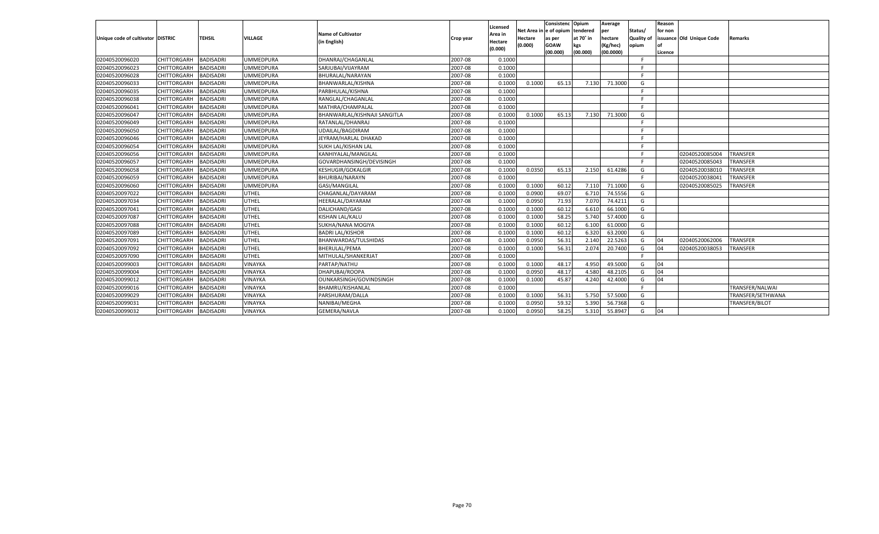| Unique code of cultivator | DISTRIC | TEHSIL | VILLAGE | Name of Cultivator (in English) | Crop year | Licensed Area in Hectare (0.000) | Net Area in Hectare (0.000) | Consistenc e of opium as per GOAW (00.000) | Opium tendered at 70° in kgs (00.000) | Average per hectare (Kg/hec) (00.0000) | Status/ Quality of opium | Reason for non issuance of Licence | Old Unique Code | Remarks |
|---|---|---|---|---|---|---|---|---|---|---|---|---|---|---|
| 02040520096020 | CHITTORGARH | BADISADRI | UMMEDPURA | DHANRAJ/CHAGANLAL | 2007-08 | 0.1000 | | | | | F | | | |
| 02040520096023 | CHITTORGARH | BADISADRI | UMMEDPURA | SARJUBAI/VIJAYRAM | 2007-08 | 0.1000 | | | | | F | | | |
| 02040520096028 | CHITTORGARH | BADISADRI | UMMEDPURA | BHURALAL/NARAYAN | 2007-08 | 0.1000 | | | | | F | | | |
| 02040520096033 | CHITTORGARH | BADISADRI | UMMEDPURA | BHANWARLAL/KISHNA | 2007-08 | 0.1000 | 0.1000 | 65.13 | 7.130 | 71.3000 | G | | | |
| 02040520096035 | CHITTORGARH | BADISADRI | UMMEDPURA | PARBHULAL/KISHNA | 2007-08 | 0.1000 | | | | | F | | | |
| 02040520096038 | CHITTORGARH | BADISADRI | UMMEDPURA | RANGLAL/CHAGANLAL | 2007-08 | 0.1000 | | | | | F | | | |
| 02040520096041 | CHITTORGARH | BADISADRI | UMMEDPURA | MATHRA/CHAMPALAL | 2007-08 | 0.1000 | | | | | F | | | |
| 02040520096047 | CHITTORGARH | BADISADRI | UMMEDPURA | BHANWARLAL/KISHNAJI SANGITLA | 2007-08 | 0.1000 | 0.1000 | 65.13 | 7.130 | 71.3000 | G | | | |
| 02040520096049 | CHITTORGARH | BADISADRI | UMMEDPURA | RATANLAL/DHANRAJ | 2007-08 | 0.1000 | | | | | F | | | |
| 02040520096050 | CHITTORGARH | BADISADRI | UMMEDPURA | UDAILAL/BAGDIRAM | 2007-08 | 0.1000 | | | | | F | | | |
| 02040520096046 | CHITTORGARH | BADISADRI | UMMEDPURA | JEYRAM/HARLAL DHAKAD | 2007-08 | 0.1000 | | | | | F | | | |
| 02040520096054 | CHITTORGARH | BADISADRI | UMMEDPURA | SUKH LAL/KISHAN LAL | 2007-08 | 0.1000 | | | | | F | | | |
| 02040520096056 | CHITTORGARH | BADISADRI | UMMEDPURA | KANHIYALAL/MANGILAL | 2007-08 | 0.1000 | | | | | F | | 02040520085004 | TRANSFER |
| 02040520096057 | CHITTORGARH | BADISADRI | UMMEDPURA | GOVARDHANSINGH/DEVISINGH | 2007-08 | 0.1000 | | | | | F | | 02040520085043 | TRANSFER |
| 02040520096058 | CHITTORGARH | BADISADRI | UMMEDPURA | KESHUGIR/GOKALGIR | 2007-08 | 0.1000 | 0.0350 | 65.13 | 2.150 | 61.4286 | G | | 02040520038010 | TRANSFER |
| 02040520096059 | CHITTORGARH | BADISADRI | UMMEDPURA | BHURIBAI/NARAYN | 2007-08 | 0.1000 | | | | | F | | 02040520038041 | TRANSFER |
| 02040520096060 | CHITTORGARH | BADISADRI | UMMEDPURA | GASI/MANGILAL | 2007-08 | 0.1000 | 0.1000 | 60.12 | 7.110 | 71.1000 | G | | 02040520085025 | TRANSFER |
| 02040520097022 | CHITTORGARH | BADISADRI | UTHEL | CHAGANLAL/DAYARAM | 2007-08 | 0.1000 | 0.0900 | 69.07 | 6.710 | 74.5556 | G | | | |
| 02040520097034 | CHITTORGARH | BADISADRI | UTHEL | HEERALAL/DAYARAM | 2007-08 | 0.1000 | 0.0950 | 71.93 | 7.070 | 74.4211 | G | | | |
| 02040520097041 | CHITTORGARH | BADISADRI | UTHEL | DALICHAND/GASI | 2007-08 | 0.1000 | 0.1000 | 60.12 | 6.610 | 66.1000 | G | | | |
| 02040520097087 | CHITTORGARH | BADISADRI | UTHEL | KISHAN LAL/KALU | 2007-08 | 0.1000 | 0.1000 | 58.25 | 5.740 | 57.4000 | G | | | |
| 02040520097088 | CHITTORGARH | BADISADRI | UTHEL | SUKHA/NANA MOGIYA | 2007-08 | 0.1000 | 0.1000 | 60.12 | 6.100 | 61.0000 | G | | | |
| 02040520097089 | CHITTORGARH | BADISADRI | UTHEL | BADRI LAL/KISHOR | 2007-08 | 0.1000 | 0.1000 | 60.12 | 6.320 | 63.2000 | G | | | |
| 02040520097091 | CHITTORGARH | BADISADRI | UTHEL | BHANWARDAS/TULSHIDAS | 2007-08 | 0.1000 | 0.0950 | 56.31 | 2.140 | 22.5263 | G | 04 | 02040520062006 | TRANSFER |
| 02040520097092 | CHITTORGARH | BADISADRI | UTHEL | BHERULAL/PEMA | 2007-08 | 0.1000 | 0.1000 | 56.31 | 2.074 | 20.7400 | G | 04 | 02040520038053 | TRANSFER |
| 02040520097090 | CHITTORGARH | BADISADRI | UTHEL | MITHULAL/SHANKERJAT | 2007-08 | 0.1000 | | | | | F | | | |
| 02040520099003 | CHITTORGARH | BADISADRI | VINAYKA | PARTAP/NATHU | 2007-08 | 0.1000 | 0.1000 | 48.17 | 4.950 | 49.5000 | G | 04 | | |
| 02040520099004 | CHITTORGARH | BADISADRI | VINAYKA | DHAPUBAI/ROOPA | 2007-08 | 0.1000 | 0.0950 | 48.17 | 4.580 | 48.2105 | G | 04 | | |
| 02040520099012 | CHITTORGARH | BADISADRI | VINAYKA | OUNKARSINGH/GOVINDSINGH | 2007-08 | 0.1000 | 0.1000 | 45.87 | 4.240 | 42.4000 | G | 04 | | |
| 02040520099016 | CHITTORGARH | BADISADRI | VINAYKA | BHAMRU/KISHANLAL | 2007-08 | 0.1000 | | | | | F | | | TRANSFER/NALWAI |
| 02040520099029 | CHITTORGARH | BADISADRI | VINAYKA | PARSHURAM/DALLA | 2007-08 | 0.1000 | 0.1000 | 56.31 | 5.750 | 57.5000 | G | | | TRANSFER/SETHWANA |
| 02040520099031 | CHITTORGARH | BADISADRI | VINAYKA | NANIBAI/MEGHA | 2007-08 | 0.1000 | 0.0950 | 59.32 | 5.390 | 56.7368 | G | | | TRANSFER/BILOT |
| 02040520099032 | CHITTORGARH | BADISADRI | VINAYKA | GEMERA/NAVLA | 2007-08 | 0.1000 | 0.0950 | 58.25 | 5.310 | 55.8947 | G | 04 | | |